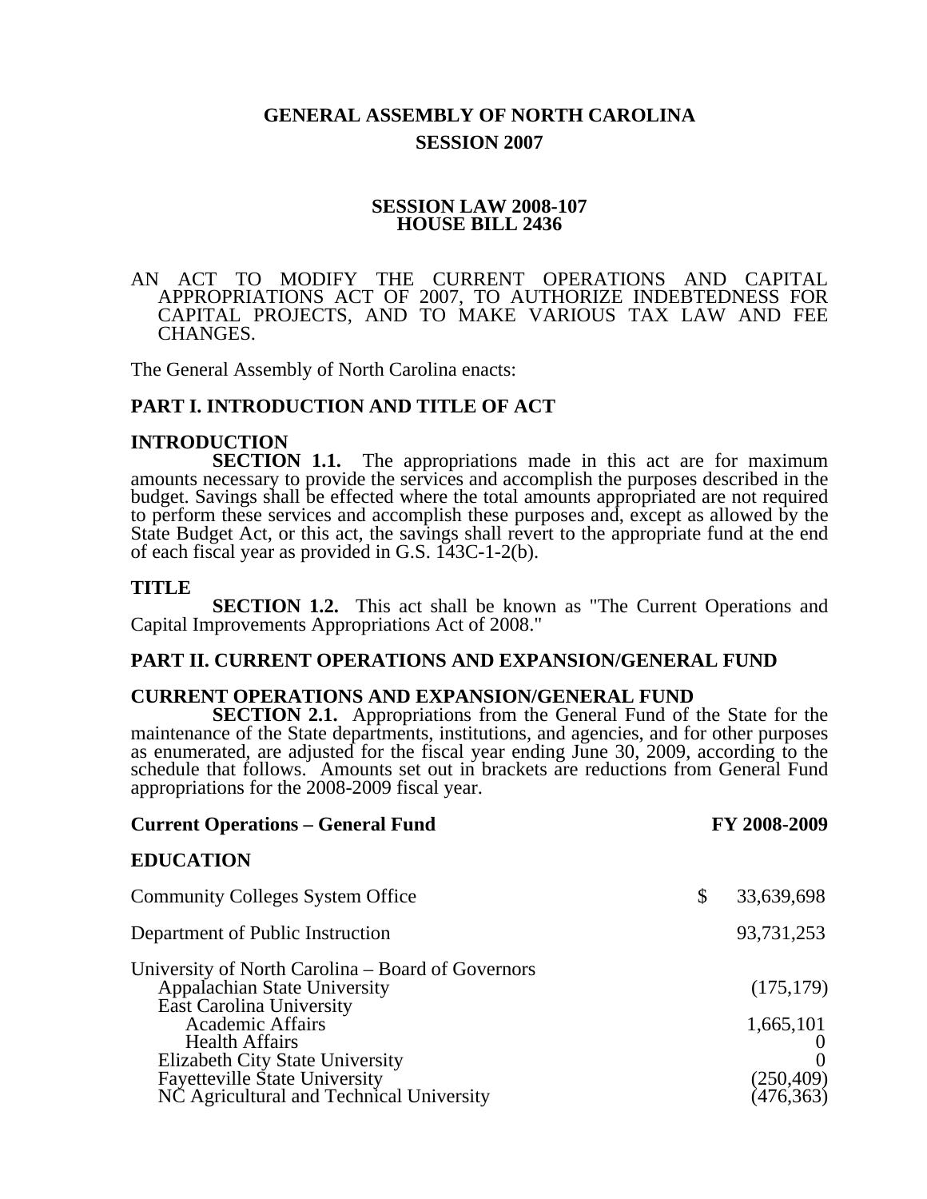# GENERAL ASSEMBLY OF NORTH CAROLINA
## SESSION 2007

**SESSION LAW 2008-107**
**HOUSE BILL 2436**

AN ACT TO MODIFY THE CURRENT OPERATIONS AND CAPITAL APPROPRIATIONS ACT OF 2007, TO AUTHORIZE INDEBTEDNESS FOR CAPITAL PROJECTS, AND TO MAKE VARIOUS TAX LAW AND FEE CHANGES.

The General Assembly of North Carolina enacts:

## PART I. INTRODUCTION AND TITLE OF ACT

### INTRODUCTION

**SECTION 1.1.** The appropriations made in this act are for maximum amounts necessary to provide the services and accomplish the purposes described in the budget. Savings shall be effected where the total amounts appropriated are not required to perform these services and accomplish these purposes and, except as allowed by the State Budget Act, or this act, the savings shall revert to the appropriate fund at the end of each fiscal year as provided in G.S. 143C-1-2(b).

### TITLE

**SECTION 1.2.** This act shall be known as "The Current Operations and Capital Improvements Appropriations Act of 2008."

## PART II. CURRENT OPERATIONS AND EXPANSION/GENERAL FUND

### CURRENT OPERATIONS AND EXPANSION/GENERAL FUND

**SECTION 2.1.** Appropriations from the General Fund of the State for the maintenance of the State departments, institutions, and agencies, and for other purposes as enumerated, are adjusted for the fiscal year ending June 30, 2009, according to the schedule that follows. Amounts set out in brackets are reductions from General Fund appropriations for the 2008-2009 fiscal year.

| **Current Operations – General Fund** | **FY 2008-2009** |
|---|---|
| **EDUCATION** | |
| Community Colleges System Office | $ 33,639,698 |
| Department of Public Instruction | 93,731,253 |
| University of North Carolina – Board of Governors | |
| Appalachian State University | (175,179) |
| East Carolina University | |
| Academic Affairs | 1,665,101 |
| Health Affairs | 0 |
| Elizabeth City State University | 0 |
| Fayetteville State University | (250,409) |
| NC Agricultural and Technical University | (476,363) |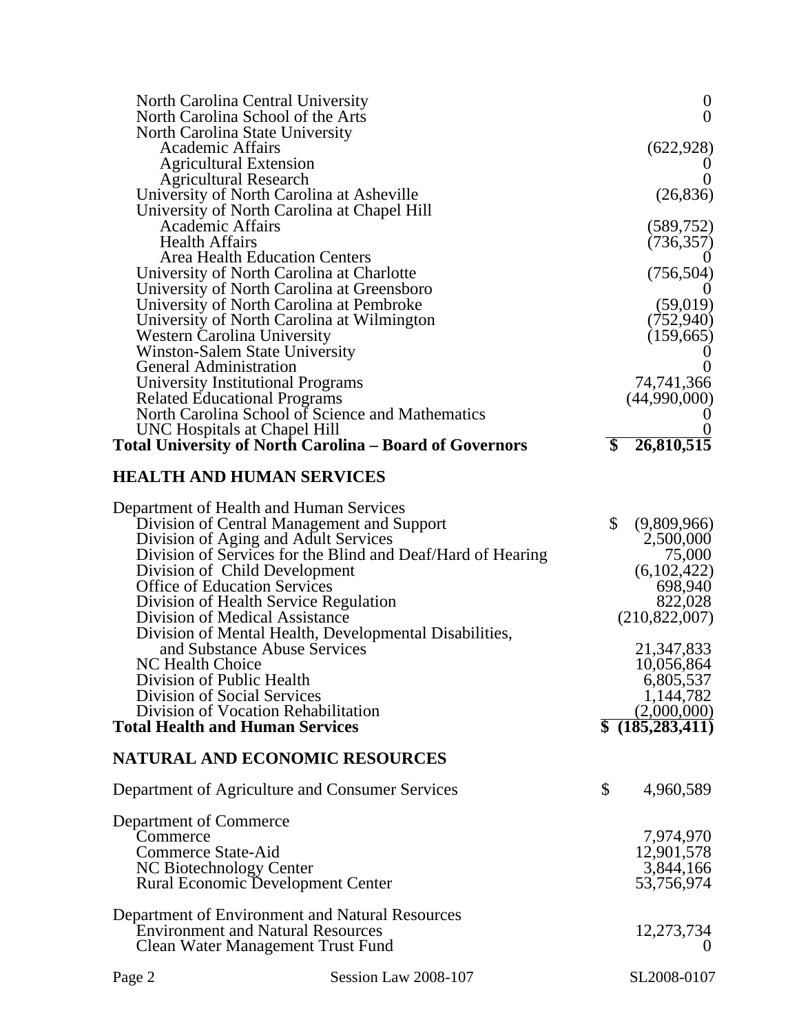| | |
|---|---|
| North Carolina Central University | 0 |
| North Carolina School of the Arts | 0 |
| North Carolina State University | |
| Academic Affairs | (622,928) |
| Agricultural Extension | 0 |
| Agricultural Research | 0 |
| University of North Carolina at Asheville | (26,836) |
| University of North Carolina at Chapel Hill | |
| Academic Affairs | (589,752) |
| Health Affairs | (736,357) |
| Area Health Education Centers | 0 |
| University of North Carolina at Charlotte | (756,504) |
| University of North Carolina at Greensboro | 0 |
| University of North Carolina at Pembroke | (59,019) |
| University of North Carolina at Wilmington | (752,940) |
| Western Carolina University | (159,665) |
| Winston-Salem State University | 0 |
| General Administration | 0 |
| University Institutional Programs | 74,741,366 |
| Related Educational Programs | (44,990,000) |
| North Carolina School of Science and Mathematics | 0 |
| UNC Hospitals at Chapel Hill | 0 |
| **Total University of North Carolina – Board of Governors** | **$ 26,810,515** |

## HEALTH AND HUMAN SERVICES

| | |
|---|---|
| Department of Health and Human Services | |
| Division of Central Management and Support | $ (9,809,966) |
| Division of Aging and Adult Services | 2,500,000 |
| Division of Services for the Blind and Deaf/Hard of Hearing | 75,000 |
| Division of Child Development | (6,102,422) |
| Office of Education Services | 698,940 |
| Division of Health Service Regulation | 822,028 |
| Division of Medical Assistance | (210,822,007) |
| Division of Mental Health, Developmental Disabilities, and Substance Abuse Services | 21,347,833 |
| NC Health Choice | 10,056,864 |
| Division of Public Health | 6,805,537 |
| Division of Social Services | 1,144,782 |
| Division of Vocation Rehabilitation | (2,000,000) |
| **Total Health and Human Services** | **$ (185,283,411)** |

## NATURAL AND ECONOMIC RESOURCES

| | |
|---|---|
| Department of Agriculture and Consumer Services | $ 4,960,589 |
| Department of Commerce | |
| Commerce | 7,974,970 |
| Commerce State-Aid | 12,901,578 |
| NC Biotechnology Center | 3,844,166 |
| Rural Economic Development Center | 53,756,974 |
| Department of Environment and Natural Resources | |
| Environment and Natural Resources | 12,273,734 |
| Clean Water Management Trust Fund | 0 |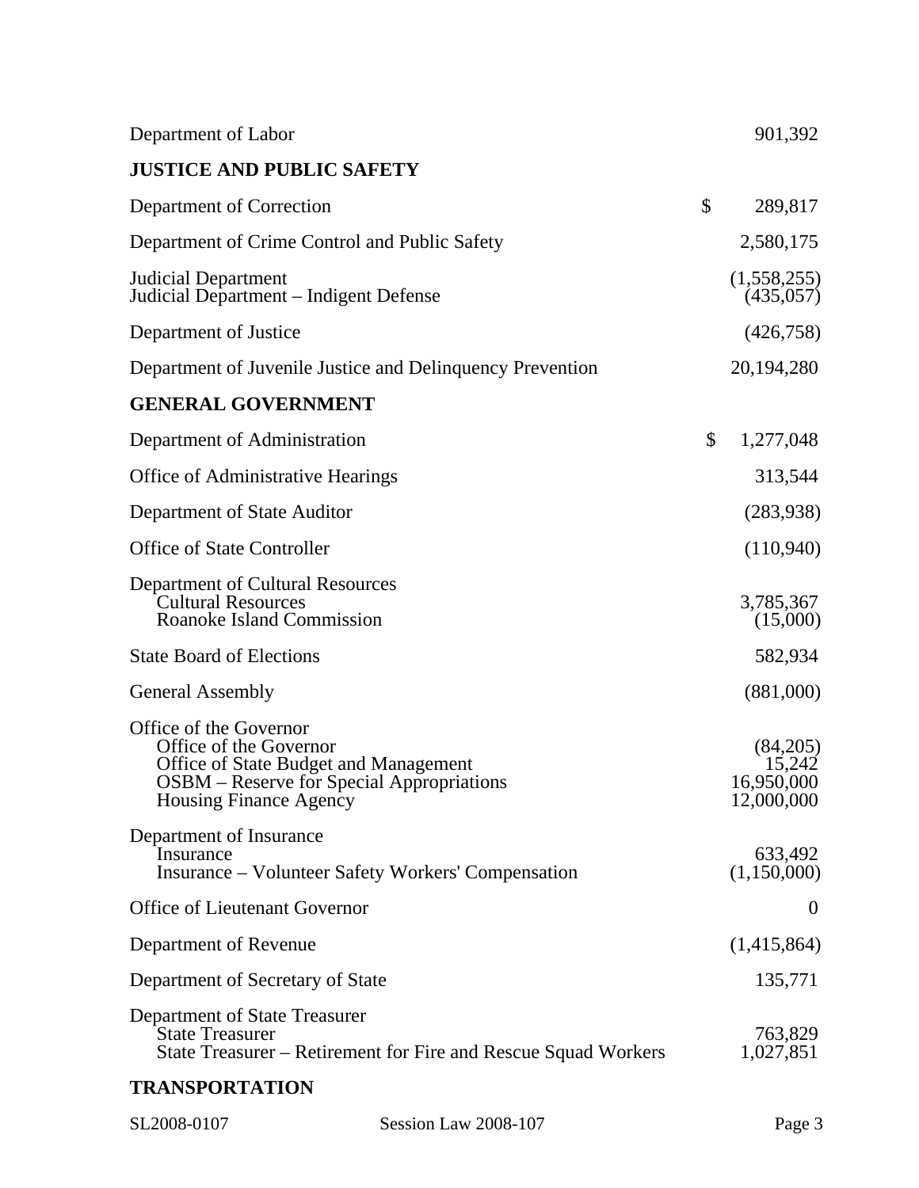| | | |
|---|---|---|
| Department of Labor | | 901,392 |
| **JUSTICE AND PUBLIC SAFETY** | | |
| Department of Correction | $ | 289,817 |
| Department of Crime Control and Public Safety | | 2,580,175 |
| Judicial Department | | (1,558,255) |
| Judicial Department – Indigent Defense | | (435,057) |
| Department of Justice | | (426,758) |
| Department of Juvenile Justice and Delinquency Prevention | | 20,194,280 |
| **GENERAL GOVERNMENT** | | |
| Department of Administration | $ | 1,277,048 |
| Office of Administrative Hearings | | 313,544 |
| Department of State Auditor | | (283,938) |
| Office of State Controller | | (110,940) |
| Department of Cultural Resources | | |
| Cultural Resources | | 3,785,367 |
| Roanoke Island Commission | | (15,000) |
| State Board of Elections | | 582,934 |
| General Assembly | | (881,000) |
| Office of the Governor | | |
| Office of the Governor | | (84,205) |
| Office of State Budget and Management | | 15,242 |
| OSBM – Reserve for Special Appropriations | | 16,950,000 |
| Housing Finance Agency | | 12,000,000 |
| Department of Insurance | | |
| Insurance | | 633,492 |
| Insurance – Volunteer Safety Workers' Compensation | | (1,150,000) |
| Office of Lieutenant Governor | | 0 |
| Department of Revenue | | (1,415,864) |
| Department of Secretary of State | | 135,771 |
| Department of State Treasurer | | |
| State Treasurer | | 763,829 |
| State Treasurer – Retirement for Fire and Rescue Squad Workers | | 1,027,851 |
| **TRANSPORTATION** | | |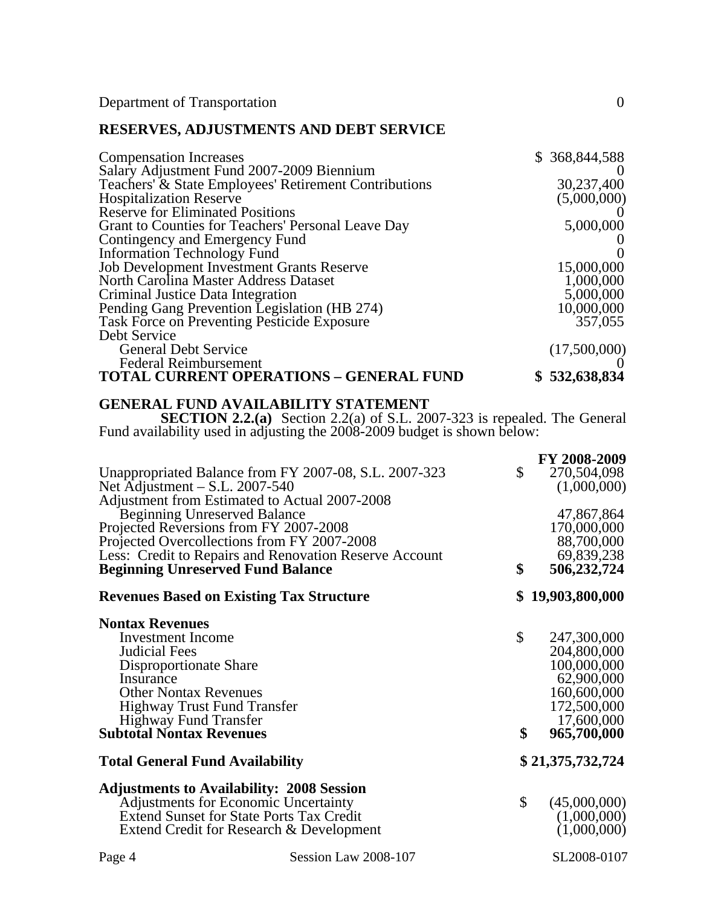| | |
|---|---|
| Department of Transportation | 0 |

## RESERVES, ADJUSTMENTS AND DEBT SERVICE

| | |
|---|---|
| Compensation Increases | $ 368,844,588 |
| Salary Adjustment Fund 2007-2009 Biennium | 0 |
| Teachers' & State Employees' Retirement Contributions | 30,237,400 |
| Hospitalization Reserve | (5,000,000) |
| Reserve for Eliminated Positions | 0 |
| Grant to Counties for Teachers' Personal Leave Day | 5,000,000 |
| Contingency and Emergency Fund | 0 |
| Information Technology Fund | 0 |
| Job Development Investment Grants Reserve | 15,000,000 |
| North Carolina Master Address Dataset | 1,000,000 |
| Criminal Justice Data Integration | 5,000,000 |
| Pending Gang Prevention Legislation (HB 274) | 10,000,000 |
| Task Force on Preventing Pesticide Exposure | 357,055 |
| Debt Service | |
| General Debt Service | (17,500,000) |
| Federal Reimbursement | 0 |
| **TOTAL CURRENT OPERATIONS – GENERAL FUND** | **$ 532,638,834** |

## GENERAL FUND AVAILABILITY STATEMENT

**SECTION 2.2.(a)** Section 2.2(a) of S.L. 2007-323 is repealed. The General Fund availability used in adjusting the 2008-2009 budget is shown below:

| | **FY 2008-2009** |
|---|---|
| Unappropriated Balance from FY 2007-08, S.L. 2007-323 | $ 270,504,098 |
| Net Adjustment – S.L. 2007-540 | (1,000,000) |
| Adjustment from Estimated to Actual 2007-2008 | |
| Beginning Unreserved Balance | 47,867,864 |
| Projected Reversions from FY 2007-2008 | 170,000,000 |
| Projected Overcollections from FY 2007-2008 | 88,700,000 |
| Less: Credit to Repairs and Renovation Reserve Account | 69,839,238 |
| **Beginning Unreserved Fund Balance** | **$ 506,232,724** |
| | |
| **Revenues Based on Existing Tax Structure** | **$ 19,903,800,000** |
| | |
| **Nontax Revenues** | |
| Investment Income | $ 247,300,000 |
| Judicial Fees | 204,800,000 |
| Disproportionate Share | 100,000,000 |
| Insurance | 62,900,000 |
| Other Nontax Revenues | 160,600,000 |
| Highway Trust Fund Transfer | 172,500,000 |
| Highway Fund Transfer | 17,600,000 |
| **Subtotal Nontax Revenues** | **$ 965,700,000** |
| | |
| **Total General Fund Availability** | **$ 21,375,732,724** |
| | |
| **Adjustments to Availability: 2008 Session** | |
| Adjustments for Economic Uncertainty | $ (45,000,000) |
| Extend Sunset for State Ports Tax Credit | (1,000,000) |
| Extend Credit for Research & Development | (1,000,000) |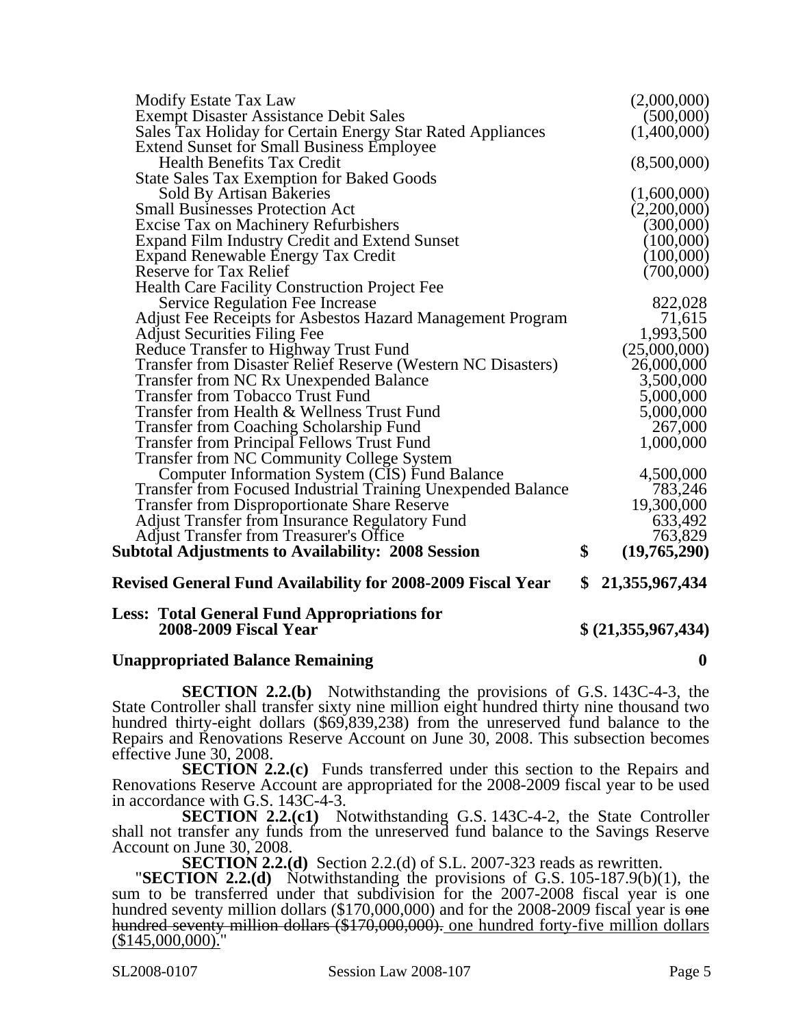| | | |
|---|---|---|
| Modify Estate Tax Law | | (2,000,000) |
| Exempt Disaster Assistance Debit Sales | | (500,000) |
| Sales Tax Holiday for Certain Energy Star Rated Appliances | | (1,400,000) |
| Extend Sunset for Small Business Employee Health Benefits Tax Credit | | (8,500,000) |
| State Sales Tax Exemption for Baked Goods Sold By Artisan Bakeries | | (1,600,000) |
| Small Businesses Protection Act | | (2,200,000) |
| Excise Tax on Machinery Refurbishers | | (300,000) |
| Expand Film Industry Credit and Extend Sunset | | (100,000) |
| Expand Renewable Energy Tax Credit | | (100,000) |
| Reserve for Tax Relief | | (700,000) |
| Health Care Facility Construction Project Fee Service Regulation Fee Increase | | 822,028 |
| Adjust Fee Receipts for Asbestos Hazard Management Program | | 71,615 |
| Adjust Securities Filing Fee | | 1,993,500 |
| Reduce Transfer to Highway Trust Fund | | (25,000,000) |
| Transfer from Disaster Relief Reserve (Western NC Disasters) | | 26,000,000 |
| Transfer from NC Rx Unexpended Balance | | 3,500,000 |
| Transfer from Tobacco Trust Fund | | 5,000,000 |
| Transfer from Health & Wellness Trust Fund | | 5,000,000 |
| Transfer from Coaching Scholarship Fund | | 267,000 |
| Transfer from Principal Fellows Trust Fund | | 1,000,000 |
| Transfer from NC Community College System Computer Information System (CIS) Fund Balance | | 4,500,000 |
| Transfer from Focused Industrial Training Unexpended Balance | | 783,246 |
| Transfer from Disproportionate Share Reserve | | 19,300,000 |
| Adjust Transfer from Insurance Regulatory Fund | | 633,492 |
| Adjust Transfer from Treasurer's Office | | 763,829 |
| **Subtotal Adjustments to Availability: 2008 Session** | **$** | **(19,765,290)** |
| **Revised General Fund Availability for 2008-2009 Fiscal Year** | **$** | **21,355,967,434** |
| **Less: Total General Fund Appropriations for 2008-2009 Fiscal Year** | | **$ (21,355,967,434)** |
| **Unappropriated Balance Remaining** | | **0** |

**SECTION 2.2.(b)** Notwithstanding the provisions of G.S. 143C-4-3, the State Controller shall transfer sixty nine million eight hundred thirty nine thousand two hundred thirty-eight dollars ($69,839,238) from the unreserved fund balance to the Repairs and Renovations Reserve Account on June 30, 2008. This subsection becomes effective June 30, 2008.

**SECTION 2.2.(c)** Funds transferred under this section to the Repairs and Renovations Reserve Account are appropriated for the 2008-2009 fiscal year to be used in accordance with G.S. 143C-4-3.

**SECTION 2.2.(c1)** Notwithstanding G.S. 143C-4-2, the State Controller shall not transfer any funds from the unreserved fund balance to the Savings Reserve Account on June 30, 2008.

**SECTION 2.2.(d)** Section 2.2.(d) of S.L. 2007-323 reads as rewritten.

"**SECTION 2.2.(d)** Notwithstanding the provisions of G.S. 105-187.9(b)(1), the sum to be transferred under that subdivision for the 2007-2008 fiscal year is one hundred seventy million dollars ($170,000,000) and for the 2008-2009 fiscal year is ~~one hundred seventy million dollars ($170,000,000).~~ <u>one hundred forty-five million dollars ($145,000,000).</u>"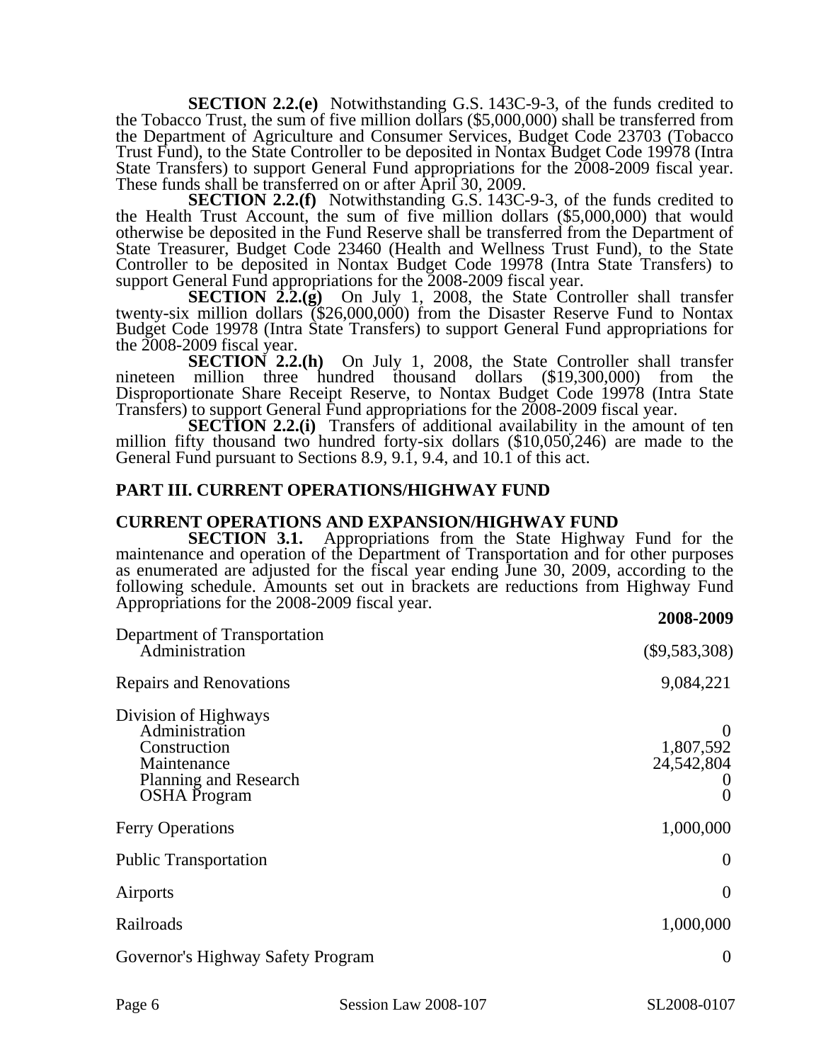**SECTION 2.2.(e)** Notwithstanding G.S. 143C-9-3, of the funds credited to the Tobacco Trust, the sum of five million dollars ($5,000,000) shall be transferred from the Department of Agriculture and Consumer Services, Budget Code 23703 (Tobacco Trust Fund), to the State Controller to be deposited in Nontax Budget Code 19978 (Intra State Transfers) to support General Fund appropriations for the 2008-2009 fiscal year. These funds shall be transferred on or after April 30, 2009.

**SECTION 2.2.(f)** Notwithstanding G.S. 143C-9-3, of the funds credited to the Health Trust Account, the sum of five million dollars ($5,000,000) that would otherwise be deposited in the Fund Reserve shall be transferred from the Department of State Treasurer, Budget Code 23460 (Health and Wellness Trust Fund), to the State Controller to be deposited in Nontax Budget Code 19978 (Intra State Transfers) to support General Fund appropriations for the 2008-2009 fiscal year.

**SECTION 2.2.(g)** On July 1, 2008, the State Controller shall transfer twenty-six million dollars ($26,000,000) from the Disaster Reserve Fund to Nontax Budget Code 19978 (Intra State Transfers) to support General Fund appropriations for the 2008-2009 fiscal year.

**SECTION 2.2.(h)** On July 1, 2008, the State Controller shall transfer nineteen million three hundred thousand dollars ($19,300,000) from the Disproportionate Share Receipt Reserve, to Nontax Budget Code 19978 (Intra State Transfers) to support General Fund appropriations for the 2008-2009 fiscal year.

**SECTION 2.2.(i)** Transfers of additional availability in the amount of ten million fifty thousand two hundred forty-six dollars ($10,050,246) are made to the General Fund pursuant to Sections 8.9, 9.1, 9.4, and 10.1 of this act.

## PART III. CURRENT OPERATIONS/HIGHWAY FUND

### CURRENT OPERATIONS AND EXPANSION/HIGHWAY FUND

**SECTION 3.1.** Appropriations from the State Highway Fund for the maintenance and operation of the Department of Transportation and for other purposes as enumerated are adjusted for the fiscal year ending June 30, 2009, according to the following schedule. Amounts set out in brackets are reductions from Highway Fund Appropriations for the 2008-2009 fiscal year.

| | **2008-2009** |
|---|---:|
| Department of Transportation | |
| Administration | ($9,583,308) |
| Repairs and Renovations | 9,084,221 |
| Division of Highways | |
| Administration | 0 |
| Construction | 1,807,592 |
| Maintenance | 24,542,804 |
| Planning and Research | 0 |
| OSHA Program | 0 |
| Ferry Operations | 1,000,000 |
| Public Transportation | 0 |
| Airports | 0 |
| Railroads | 1,000,000 |
| Governor's Highway Safety Program | 0 |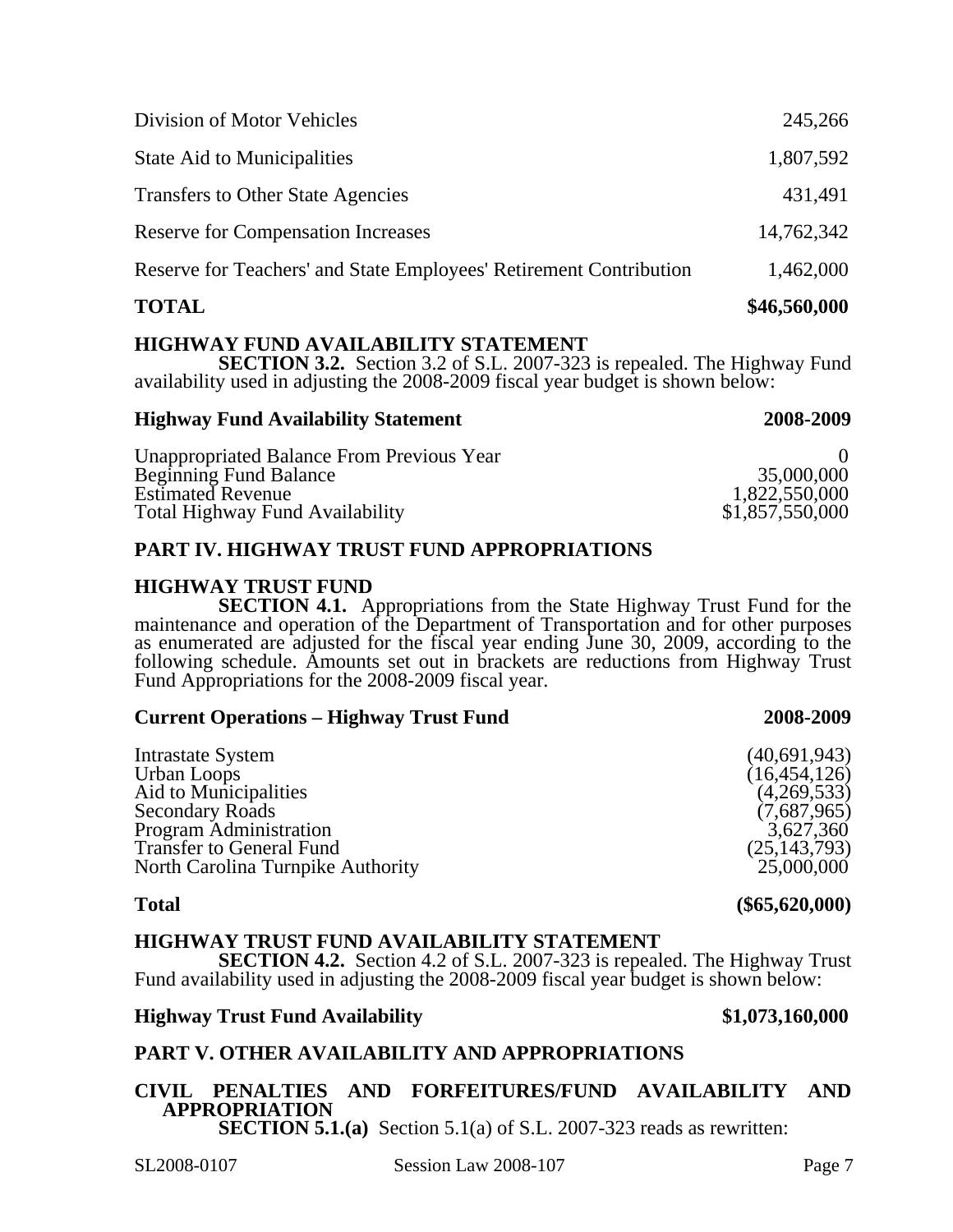| | |
|---|---|
| Division of Motor Vehicles | 245,266 |
| State Aid to Municipalities | 1,807,592 |
| Transfers to Other State Agencies | 431,491 |
| Reserve for Compensation Increases | 14,762,342 |
| Reserve for Teachers' and State Employees' Retirement Contribution | 1,462,000 |
| **TOTAL** | **$46,560,000** |

**HIGHWAY FUND AVAILABILITY STATEMENT**

**SECTION 3.2.** Section 3.2 of S.L. 2007-323 is repealed. The Highway Fund availability used in adjusting the 2008-2009 fiscal year budget is shown below:

| **Highway Fund Availability Statement** | **2008-2009** |
|---|---|
| Unappropriated Balance From Previous Year | 0 |
| Beginning Fund Balance | 35,000,000 |
| Estimated Revenue | 1,822,550,000 |
| Total Highway Fund Availability | $1,857,550,000 |

## PART IV. HIGHWAY TRUST FUND APPROPRIATIONS

**HIGHWAY TRUST FUND**

**SECTION 4.1.** Appropriations from the State Highway Trust Fund for the maintenance and operation of the Department of Transportation and for other purposes as enumerated are adjusted for the fiscal year ending June 30, 2009, according to the following schedule. Amounts set out in brackets are reductions from Highway Trust Fund Appropriations for the 2008-2009 fiscal year.

| **Current Operations – Highway Trust Fund** | **2008-2009** |
|---|---|
| Intrastate System | (40,691,943) |
| Urban Loops | (16,454,126) |
| Aid to Municipalities | (4,269,533) |
| Secondary Roads | (7,687,965) |
| Program Administration | 3,627,360 |
| Transfer to General Fund | (25,143,793) |
| North Carolina Turnpike Authority | 25,000,000 |
| **Total** | **($65,620,000)** |

**HIGHWAY TRUST FUND AVAILABILITY STATEMENT**

**SECTION 4.2.** Section 4.2 of S.L. 2007-323 is repealed. The Highway Trust Fund availability used in adjusting the 2008-2009 fiscal year budget is shown below:

**Highway Trust Fund Availability** **$1,073,160,000**

## PART V. OTHER AVAILABILITY AND APPROPRIATIONS

**CIVIL PENALTIES AND FORFEITURES/FUND AVAILABILITY AND APPROPRIATION**

**SECTION 5.1.(a)** Section 5.1(a) of S.L. 2007-323 reads as rewritten: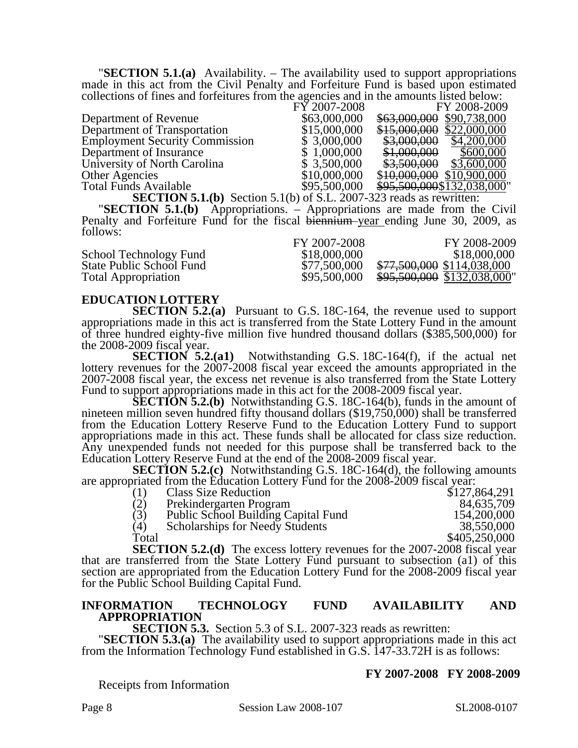"**SECTION 5.1.(a)** Availability. – The availability used to support appropriations made in this act from the Civil Penalty and Forfeiture Fund is based upon estimated collections of fines and forfeitures from the agencies and in the amounts listed below:

| | FY 2007-2008 | FY 2008-2009 |
|---|---|---|
| Department of Revenue | $63,000,000 | ~~$63,000,000~~ $90,738,000 |
| Department of Transportation | $15,000,000 | ~~$15,000,000~~ $22,000,000 |
| Employment Security Commission | $ 3,000,000 | ~~$3,000,000~~ $4,200,000 |
| Department of Insurance | $ 1,000,000 | ~~$1,000,000~~ $600,000 |
| University of North Carolina | $ 3,500,000 | ~~$3,500,000~~ $3,600,000 |
| Other Agencies | $10,000,000 | ~~$10,000,000~~ $10,900,000 |
| Total Funds Available | $95,500,000 | ~~$95,500,000~~ $132,038,000" |

**SECTION 5.1.(b)** Section 5.1(b) of S.L. 2007-323 reads as rewritten:

"**SECTION 5.1.(b)** Appropriations. – Appropriations are made from the Civil Penalty and Forfeiture Fund for the fiscal ~~biennium~~ year ending June 30, 2009, as follows:

| | FY 2007-2008 | FY 2008-2009 |
|---|---|---|
| School Technology Fund | $18,000,000 | $18,000,000 |
| State Public School Fund | $77,500,000 | ~~$77,500,000~~ $114,038,000 |
| Total Appropriation | $95,500,000 | ~~$95,500,000~~ $132,038,000" |

## EDUCATION LOTTERY

**SECTION 5.2.(a)** Pursuant to G.S. 18C-164, the revenue used to support appropriations made in this act is transferred from the State Lottery Fund in the amount of three hundred eighty-five million five hundred thousand dollars ($385,500,000) for the 2008-2009 fiscal year.

**SECTION 5.2.(a1)** Notwithstanding G.S. 18C-164(f), if the actual net lottery revenues for the 2007-2008 fiscal year exceed the amounts appropriated in the 2007-2008 fiscal year, the excess net revenue is also transferred from the State Lottery Fund to support appropriations made in this act for the 2008-2009 fiscal year.

**SECTION 5.2.(b)** Notwithstanding G.S. 18C-164(b), funds in the amount of nineteen million seven hundred fifty thousand dollars ($19,750,000) shall be transferred from the Education Lottery Reserve Fund to the Education Lottery Fund to support appropriations made in this act. These funds shall be allocated for class size reduction. Any unexpended funds not needed for this purpose shall be transferred back to the Education Lottery Reserve Fund at the end of the 2008-2009 fiscal year.

**SECTION 5.2.(c)** Notwithstanding G.S. 18C-164(d), the following amounts are appropriated from the Education Lottery Fund for the 2008-2009 fiscal year:

| | | |
|---|---|---|
| (1) | Class Size Reduction | $127,864,291 |
| (2) | Prekindergarten Program | 84,635,709 |
| (3) | Public School Building Capital Fund | 154,200,000 |
| (4) | Scholarships for Needy Students | 38,550,000 |
| Total | | $405,250,000 |

**SECTION 5.2.(d)** The excess lottery revenues for the 2007-2008 fiscal year that are transferred from the State Lottery Fund pursuant to subsection (a1) of this section are appropriated from the Education Lottery Fund for the 2008-2009 fiscal year for the Public School Building Capital Fund.

## INFORMATION TECHNOLOGY FUND AVAILABILITY AND APPROPRIATION

**SECTION 5.3.** Section 5.3 of S.L. 2007-323 reads as rewritten:

"**SECTION 5.3.(a)** The availability used to support appropriations made in this act from the Information Technology Fund established in G.S. 147-33.72H is as follows:

| | **FY 2007-2008** | **FY 2008-2009** |
|---|---|---|
| Receipts from Information | | |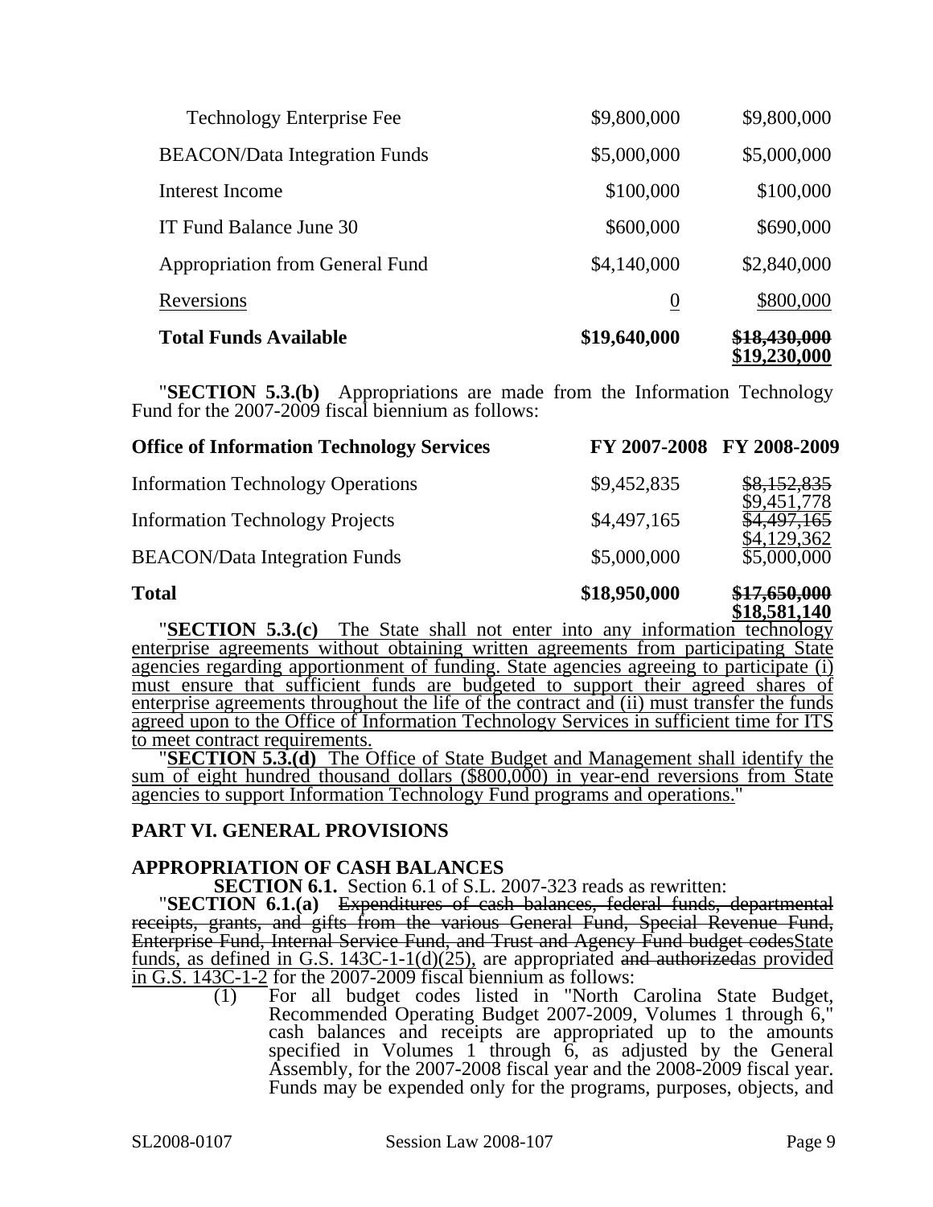| | | |
|---|---|---|
| Technology Enterprise Fee | \$9,800,000 | \$9,800,000 |
| BEACON/Data Integration Funds | \$5,000,000 | \$5,000,000 |
| Interest Income | \$100,000 | \$100,000 |
| IT Fund Balance June 30 | \$600,000 | \$690,000 |
| Appropriation from General Fund | \$4,140,000 | \$2,840,000 |
| <u>Reversions</u> | <u>0</u> | <u>\$800,000</u> |
| **Total Funds Available** | **\$19,640,000** | ~~**\$18,430,000**~~ <u>**\$19,230,000**</u> |

"**SECTION 5.3.(b)** Appropriations are made from the Information Technology Fund for the 2007-2009 fiscal biennium as follows:

| **Office of Information Technology Services** | **FY 2007-2008** | **FY 2008-2009** |
|---|---|---|
| Information Technology Operations | \$9,452,835 | ~~\$8,152,835~~ <u>\$9,451,778</u> |
| Information Technology Projects | \$4,497,165 | ~~\$4,497,165~~ <u>\$4,129,362</u> |
| BEACON/Data Integration Funds | \$5,000,000 | \$5,000,000 |
| **Total** | **\$18,950,000** | ~~**\$17,650,000**~~ <u>**\$18,581,140**</u> |

<u>"**SECTION 5.3.(c)** The State shall not enter into any information technology enterprise agreements without obtaining written agreements from participating State agencies regarding apportionment of funding. State agencies agreeing to participate (i) must ensure that sufficient funds are budgeted to support their agreed shares of enterprise agreements throughout the life of the contract and (ii) must transfer the funds agreed upon to the Office of Information Technology Services in sufficient time for ITS to meet contract requirements.</u>

<u>"**SECTION 5.3.(d)** The Office of State Budget and Management shall identify the sum of eight hundred thousand dollars (\$800,000) in year-end reversions from State agencies to support Information Technology Fund programs and operations.</u>"

## PART VI. GENERAL PROVISIONS

### APPROPRIATION OF CASH BALANCES

**SECTION 6.1.** Section 6.1 of S.L. 2007-323 reads as rewritten:

"**SECTION 6.1.(a)** ~~Expenditures of cash balances, federal funds, departmental receipts, grants, and gifts from the various General Fund, Special Revenue Fund, Enterprise Fund, Internal Service Fund, and Trust and Agency Fund budget codes~~<u>State funds, as defined in G.S. 143C-1-1(d)(25),</u> are appropriated ~~and authorized~~<u>as provided in G.S. 143C-1-2</u> for the 2007-2009 fiscal biennium as follows:

(1) For all budget codes listed in "North Carolina State Budget, Recommended Operating Budget 2007-2009, Volumes 1 through 6," cash balances and receipts are appropriated up to the amounts specified in Volumes 1 through 6, as adjusted by the General Assembly, for the 2007-2008 fiscal year and the 2008-2009 fiscal year. Funds may be expended only for the programs, purposes, objects, and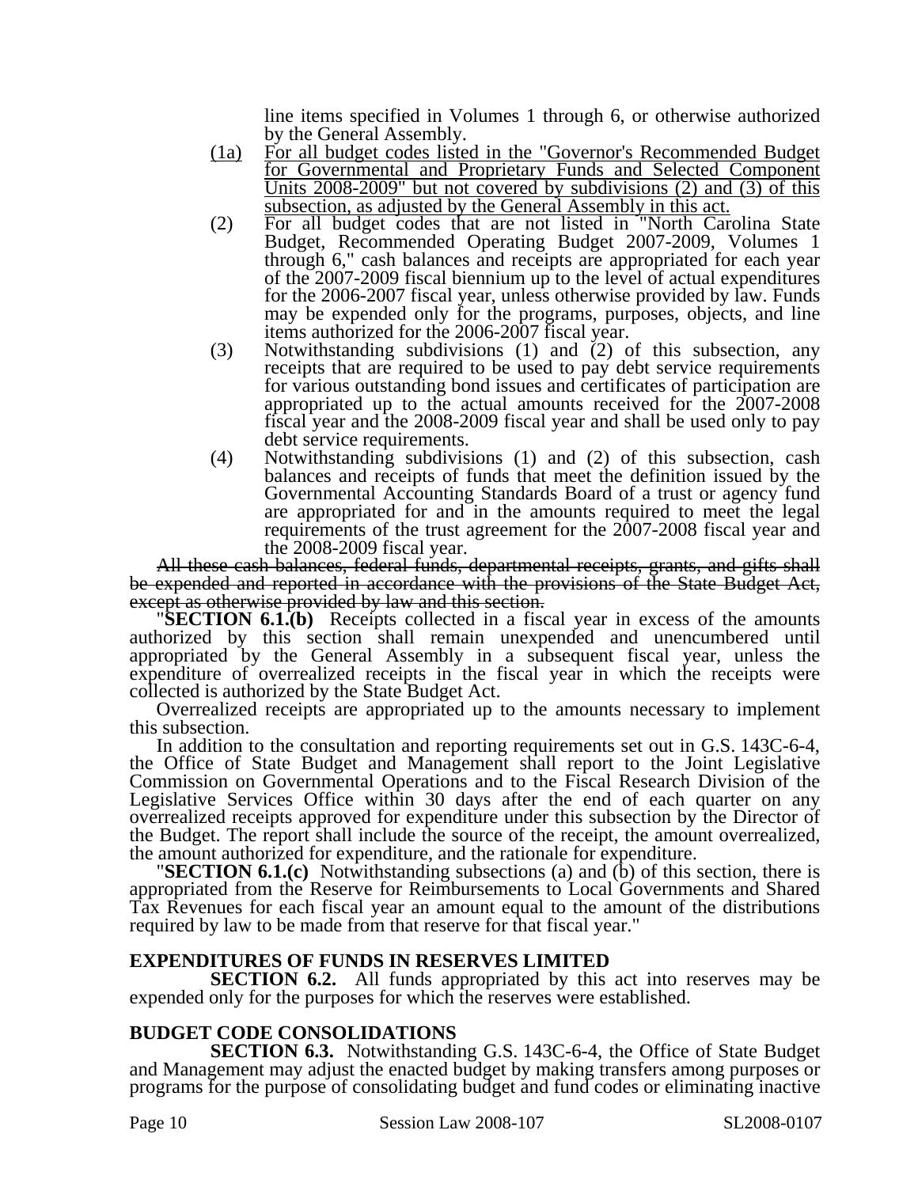line items specified in Volumes 1 through 6, or otherwise authorized by the General Assembly.

(1a) <u>For all budget codes listed in the "Governor's Recommended Budget for Governmental and Proprietary Funds and Selected Component Units 2008-2009" but not covered by subdivisions (2) and (3) of this subsection, as adjusted by the General Assembly in this act.</u>

(2) For all budget codes that are not listed in "North Carolina State Budget, Recommended Operating Budget 2007-2009, Volumes 1 through 6," cash balances and receipts are appropriated for each year of the 2007-2009 fiscal biennium up to the level of actual expenditures for the 2006-2007 fiscal year, unless otherwise provided by law. Funds may be expended only for the programs, purposes, objects, and line items authorized for the 2006-2007 fiscal year.

(3) Notwithstanding subdivisions (1) and (2) of this subsection, any receipts that are required to be used to pay debt service requirements for various outstanding bond issues and certificates of participation are appropriated up to the actual amounts received for the 2007-2008 fiscal year and the 2008-2009 fiscal year and shall be used only to pay debt service requirements.

(4) Notwithstanding subdivisions (1) and (2) of this subsection, cash balances and receipts of funds that meet the definition issued by the Governmental Accounting Standards Board of a trust or agency fund are appropriated for and in the amounts required to meet the legal requirements of the trust agreement for the 2007-2008 fiscal year and the 2008-2009 fiscal year.

~~All these cash balances, federal funds, departmental receipts, grants, and gifts shall be expended and reported in accordance with the provisions of the State Budget Act, except as otherwise provided by law and this section.~~

"**SECTION 6.1.(b)** Receipts collected in a fiscal year in excess of the amounts authorized by this section shall remain unexpended and unencumbered until appropriated by the General Assembly in a subsequent fiscal year, unless the expenditure of overrealized receipts in the fiscal year in which the receipts were collected is authorized by the State Budget Act.

Overrealized receipts are appropriated up to the amounts necessary to implement this subsection.

In addition to the consultation and reporting requirements set out in G.S. 143C-6-4, the Office of State Budget and Management shall report to the Joint Legislative Commission on Governmental Operations and to the Fiscal Research Division of the Legislative Services Office within 30 days after the end of each quarter on any overrealized receipts approved for expenditure under this subsection by the Director of the Budget. The report shall include the source of the receipt, the amount overrealized, the amount authorized for expenditure, and the rationale for expenditure.

"**SECTION 6.1.(c)** Notwithstanding subsections (a) and (b) of this section, there is appropriated from the Reserve for Reimbursements to Local Governments and Shared Tax Revenues for each fiscal year an amount equal to the amount of the distributions required by law to be made from that reserve for that fiscal year."

**EXPENDITURES OF FUNDS IN RESERVES LIMITED**

**SECTION 6.2.** All funds appropriated by this act into reserves may be expended only for the purposes for which the reserves were established.

**BUDGET CODE CONSOLIDATIONS**

**SECTION 6.3.** Notwithstanding G.S. 143C-6-4, the Office of State Budget and Management may adjust the enacted budget by making transfers among purposes or programs for the purpose of consolidating budget and fund codes or eliminating inactive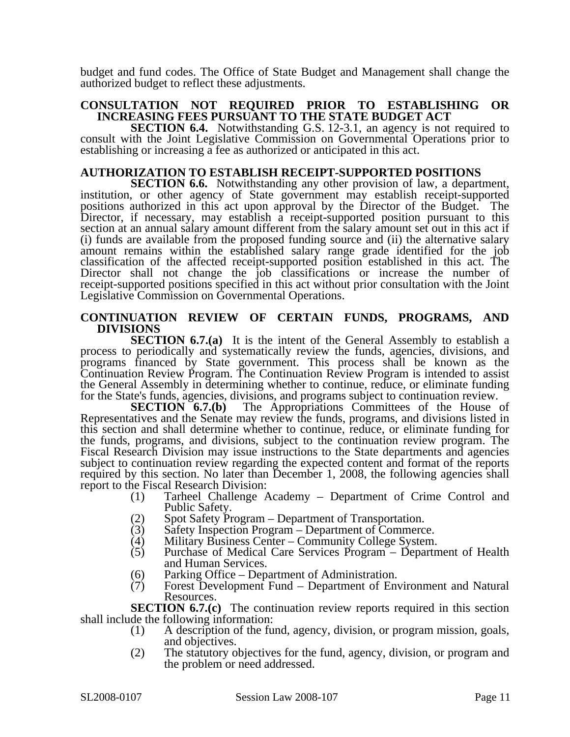budget and fund codes. The Office of State Budget and Management shall change the authorized budget to reflect these adjustments.

## CONSULTATION NOT REQUIRED PRIOR TO ESTABLISHING OR INCREASING FEES PURSUANT TO THE STATE BUDGET ACT

**SECTION 6.4.** Notwithstanding G.S. 12-3.1, an agency is not required to consult with the Joint Legislative Commission on Governmental Operations prior to establishing or increasing a fee as authorized or anticipated in this act.

## AUTHORIZATION TO ESTABLISH RECEIPT-SUPPORTED POSITIONS

**SECTION 6.6.** Notwithstanding any other provision of law, a department, institution, or other agency of State government may establish receipt-supported positions authorized in this act upon approval by the Director of the Budget. The Director, if necessary, may establish a receipt-supported position pursuant to this section at an annual salary amount different from the salary amount set out in this act if (i) funds are available from the proposed funding source and (ii) the alternative salary amount remains within the established salary range grade identified for the job classification of the affected receipt-supported position established in this act. The Director shall not change the job classifications or increase the number of receipt-supported positions specified in this act without prior consultation with the Joint Legislative Commission on Governmental Operations.

## CONTINUATION REVIEW OF CERTAIN FUNDS, PROGRAMS, AND DIVISIONS

**SECTION 6.7.(a)** It is the intent of the General Assembly to establish a process to periodically and systematically review the funds, agencies, divisions, and programs financed by State government. This process shall be known as the Continuation Review Program. The Continuation Review Program is intended to assist the General Assembly in determining whether to continue, reduce, or eliminate funding for the State's funds, agencies, divisions, and programs subject to continuation review.

**SECTION 6.7.(b)** The Appropriations Committees of the House of Representatives and the Senate may review the funds, programs, and divisions listed in this section and shall determine whether to continue, reduce, or eliminate funding for the funds, programs, and divisions, subject to the continuation review program. The Fiscal Research Division may issue instructions to the State departments and agencies subject to continuation review regarding the expected content and format of the reports required by this section. No later than December 1, 2008, the following agencies shall report to the Fiscal Research Division:

1. Tarheel Challenge Academy – Department of Crime Control and Public Safety.
2. Spot Safety Program – Department of Transportation.
3. Safety Inspection Program – Department of Commerce.
4. Military Business Center – Community College System.
5. Purchase of Medical Care Services Program – Department of Health and Human Services.
6. Parking Office – Department of Administration.
7. Forest Development Fund – Department of Environment and Natural Resources.

**SECTION 6.7.(c)** The continuation review reports required in this section shall include the following information:

1. A description of the fund, agency, division, or program mission, goals, and objectives.
2. The statutory objectives for the fund, agency, division, or program and the problem or need addressed.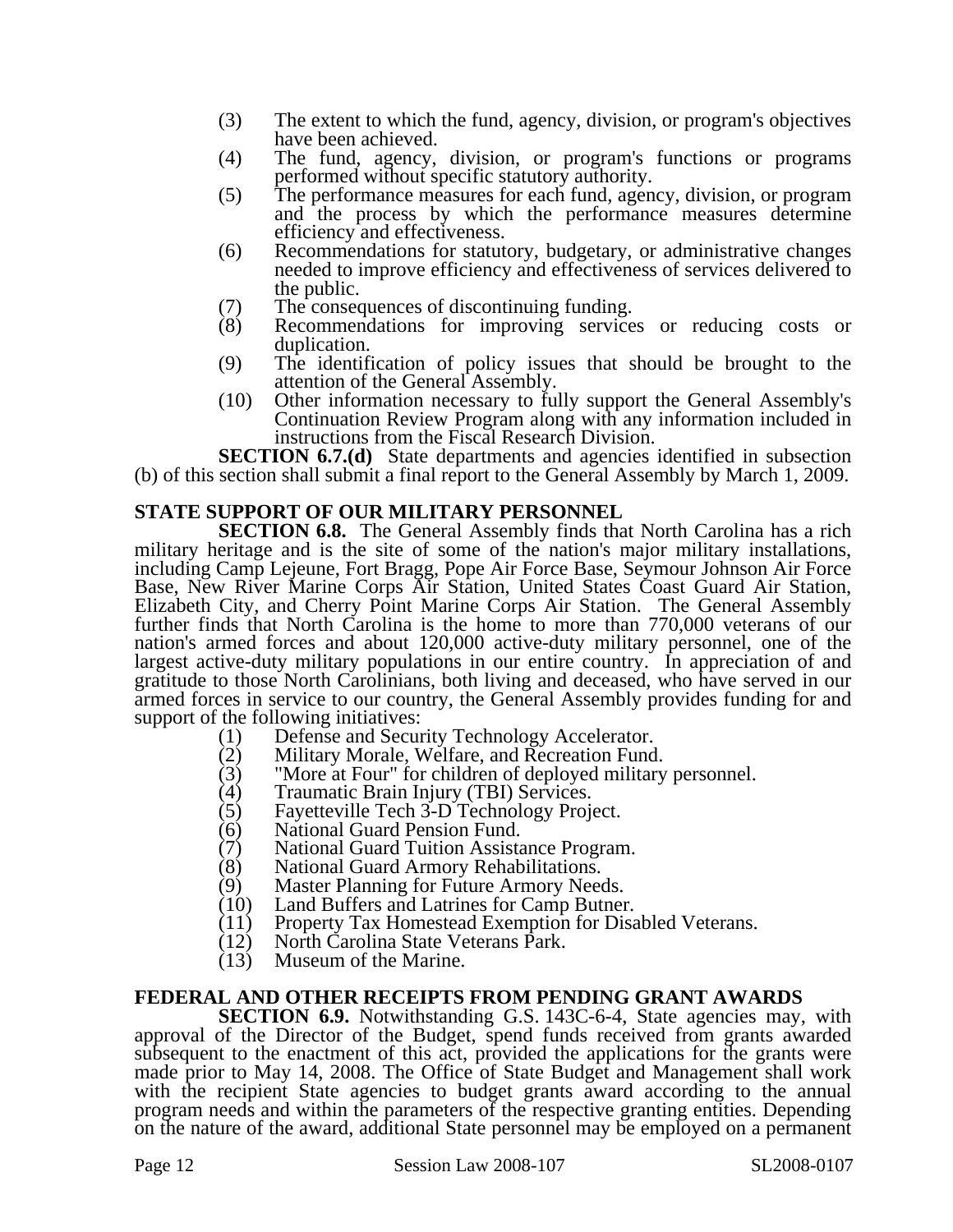(3) The extent to which the fund, agency, division, or program's objectives have been achieved.

(4) The fund, agency, division, or program's functions or programs performed without specific statutory authority.

(5) The performance measures for each fund, agency, division, or program and the process by which the performance measures determine efficiency and effectiveness.

(6) Recommendations for statutory, budgetary, or administrative changes needed to improve efficiency and effectiveness of services delivered to the public.

(7) The consequences of discontinuing funding.

(8) Recommendations for improving services or reducing costs or duplication.

(9) The identification of policy issues that should be brought to the attention of the General Assembly.

(10) Other information necessary to fully support the General Assembly's Continuation Review Program along with any information included in instructions from the Fiscal Research Division.

**SECTION 6.7.(d)** State departments and agencies identified in subsection (b) of this section shall submit a final report to the General Assembly by March 1, 2009.

**STATE SUPPORT OF OUR MILITARY PERSONNEL**

**SECTION 6.8.** The General Assembly finds that North Carolina has a rich military heritage and is the site of some of the nation's major military installations, including Camp Lejeune, Fort Bragg, Pope Air Force Base, Seymour Johnson Air Force Base, New River Marine Corps Air Station, United States Coast Guard Air Station, Elizabeth City, and Cherry Point Marine Corps Air Station. The General Assembly further finds that North Carolina is the home to more than 770,000 veterans of our nation's armed forces and about 120,000 active-duty military personnel, one of the largest active-duty military populations in our entire country. In appreciation of and gratitude to those North Carolinians, both living and deceased, who have served in our armed forces in service to our country, the General Assembly provides funding for and support of the following initiatives:

(1) Defense and Security Technology Accelerator.
(2) Military Morale, Welfare, and Recreation Fund.
(3) "More at Four" for children of deployed military personnel.
(4) Traumatic Brain Injury (TBI) Services.
(5) Fayetteville Tech 3-D Technology Project.
(6) National Guard Pension Fund.
(7) National Guard Tuition Assistance Program.
(8) National Guard Armory Rehabilitations.
(9) Master Planning for Future Armory Needs.
(10) Land Buffers and Latrines for Camp Butner.
(11) Property Tax Homestead Exemption for Disabled Veterans.
(12) North Carolina State Veterans Park.
(13) Museum of the Marine.

**FEDERAL AND OTHER RECEIPTS FROM PENDING GRANT AWARDS**

**SECTION 6.9.** Notwithstanding G.S. 143C-6-4, State agencies may, with approval of the Director of the Budget, spend funds received from grants awarded subsequent to the enactment of this act, provided the applications for the grants were made prior to May 14, 2008. The Office of State Budget and Management shall work with the recipient State agencies to budget grants award according to the annual program needs and within the parameters of the respective granting entities. Depending on the nature of the award, additional State personnel may be employed on a permanent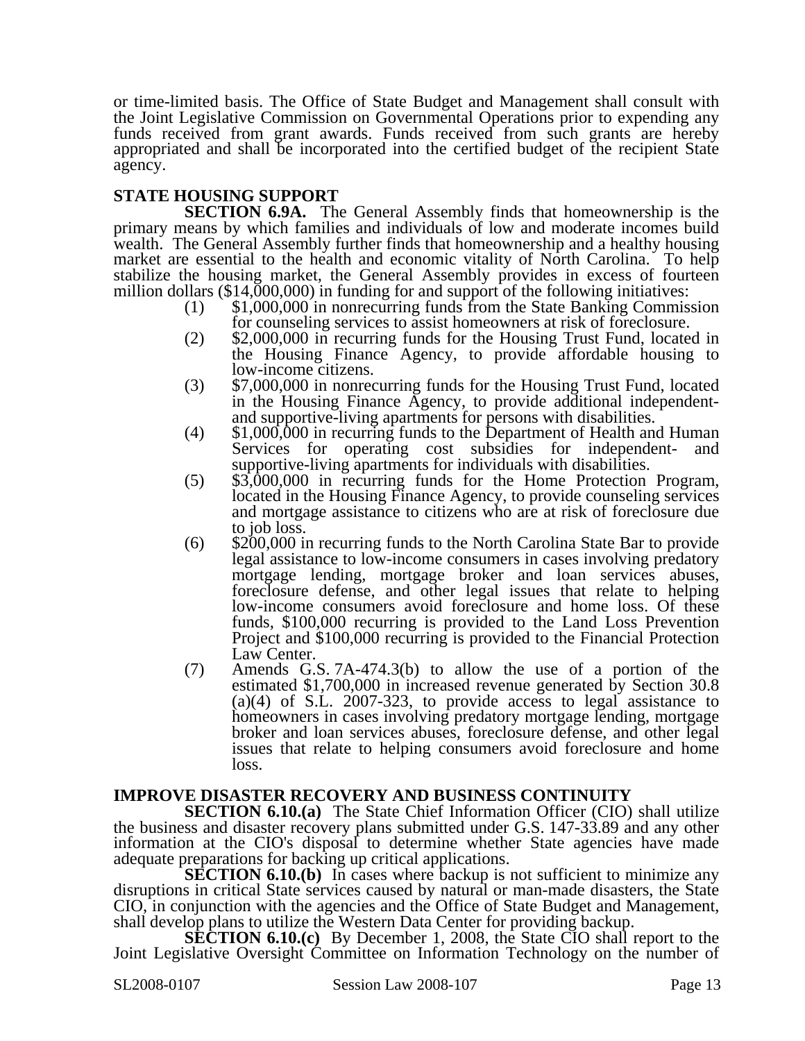or time-limited basis. The Office of State Budget and Management shall consult with the Joint Legislative Commission on Governmental Operations prior to expending any funds received from grant awards. Funds received from such grants are hereby appropriated and shall be incorporated into the certified budget of the recipient State agency.

**STATE HOUSING SUPPORT**

**SECTION 6.9A.** The General Assembly finds that homeownership is the primary means by which families and individuals of low and moderate incomes build wealth. The General Assembly further finds that homeownership and a healthy housing market are essential to the health and economic vitality of North Carolina. To help stabilize the housing market, the General Assembly provides in excess of fourteen million dollars ($14,000,000) in funding for and support of the following initiatives:

(1) $1,000,000 in nonrecurring funds from the State Banking Commission for counseling services to assist homeowners at risk of foreclosure.

(2) $2,000,000 in recurring funds for the Housing Trust Fund, located in the Housing Finance Agency, to provide affordable housing to low-income citizens.

(3) $7,000,000 in nonrecurring funds for the Housing Trust Fund, located in the Housing Finance Agency, to provide additional independent- and supportive-living apartments for persons with disabilities.

(4) $1,000,000 in recurring funds to the Department of Health and Human Services for operating cost subsidies for independent- and supportive-living apartments for individuals with disabilities.

(5) $3,000,000 in recurring funds for the Home Protection Program, located in the Housing Finance Agency, to provide counseling services and mortgage assistance to citizens who are at risk of foreclosure due to job loss.

(6) $200,000 in recurring funds to the North Carolina State Bar to provide legal assistance to low-income consumers in cases involving predatory mortgage lending, mortgage broker and loan services abuses, foreclosure defense, and other legal issues that relate to helping low-income consumers avoid foreclosure and home loss. Of these funds, $100,000 recurring is provided to the Land Loss Prevention Project and $100,000 recurring is provided to the Financial Protection Law Center.

(7) Amends G.S. 7A-474.3(b) to allow the use of a portion of the estimated $1,700,000 in increased revenue generated by Section 30.8 (a)(4) of S.L. 2007-323, to provide access to legal assistance to homeowners in cases involving predatory mortgage lending, mortgage broker and loan services abuses, foreclosure defense, and other legal issues that relate to helping consumers avoid foreclosure and home loss.

**IMPROVE DISASTER RECOVERY AND BUSINESS CONTINUITY**

**SECTION 6.10.(a)** The State Chief Information Officer (CIO) shall utilize the business and disaster recovery plans submitted under G.S. 147-33.89 and any other information at the CIO's disposal to determine whether State agencies have made adequate preparations for backing up critical applications.

**SECTION 6.10.(b)** In cases where backup is not sufficient to minimize any disruptions in critical State services caused by natural or man-made disasters, the State CIO, in conjunction with the agencies and the Office of State Budget and Management, shall develop plans to utilize the Western Data Center for providing backup.

**SECTION 6.10.(c)** By December 1, 2008, the State CIO shall report to the Joint Legislative Oversight Committee on Information Technology on the number of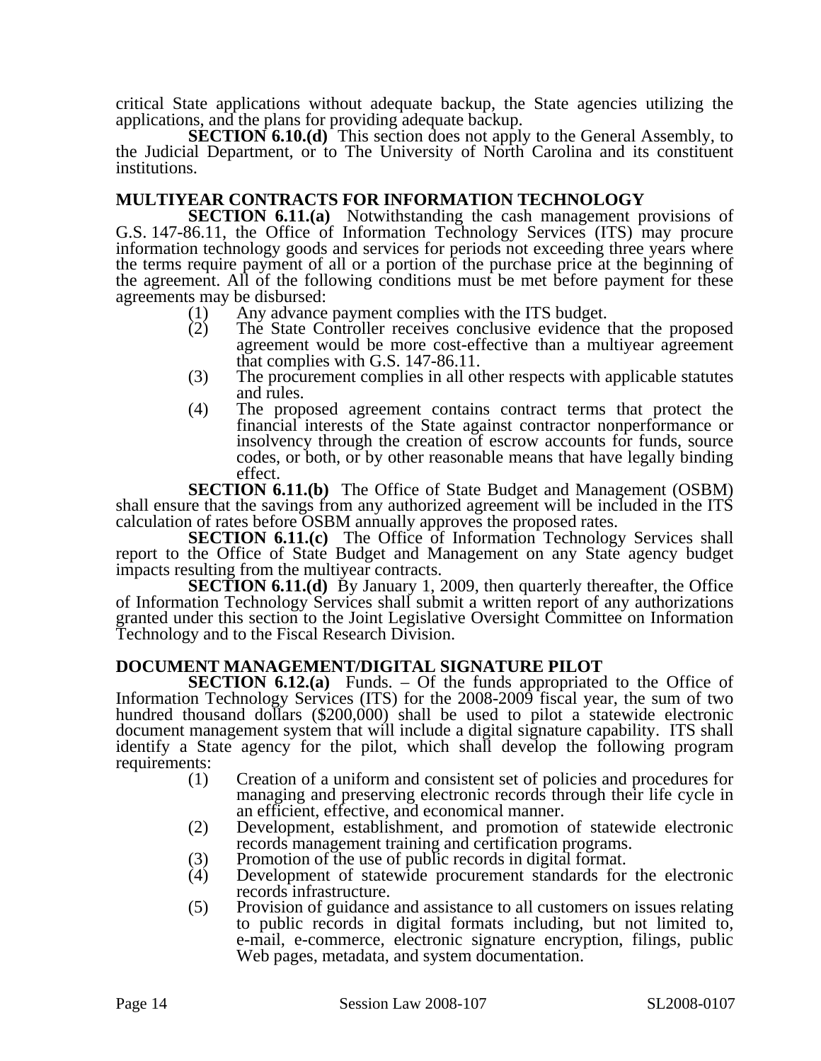critical State applications without adequate backup, the State agencies utilizing the applications, and the plans for providing adequate backup.

**SECTION 6.10.(d)** This section does not apply to the General Assembly, to the Judicial Department, or to The University of North Carolina and its constituent institutions.

### MULTIYEAR CONTRACTS FOR INFORMATION TECHNOLOGY

**SECTION 6.11.(a)** Notwithstanding the cash management provisions of G.S. 147-86.11, the Office of Information Technology Services (ITS) may procure information technology goods and services for periods not exceeding three years where the terms require payment of all or a portion of the purchase price at the beginning of the agreement. All of the following conditions must be met before payment for these agreements may be disbursed:

(1) Any advance payment complies with the ITS budget.

(2) The State Controller receives conclusive evidence that the proposed agreement would be more cost-effective than a multiyear agreement that complies with G.S. 147-86.11.

(3) The procurement complies in all other respects with applicable statutes and rules.

(4) The proposed agreement contains contract terms that protect the financial interests of the State against contractor nonperformance or insolvency through the creation of escrow accounts for funds, source codes, or both, or by other reasonable means that have legally binding effect.

**SECTION 6.11.(b)** The Office of State Budget and Management (OSBM) shall ensure that the savings from any authorized agreement will be included in the ITS calculation of rates before OSBM annually approves the proposed rates.

**SECTION 6.11.(c)** The Office of Information Technology Services shall report to the Office of State Budget and Management on any State agency budget impacts resulting from the multiyear contracts.

**SECTION 6.11.(d)** By January 1, 2009, then quarterly thereafter, the Office of Information Technology Services shall submit a written report of any authorizations granted under this section to the Joint Legislative Oversight Committee on Information Technology and to the Fiscal Research Division.

### DOCUMENT MANAGEMENT/DIGITAL SIGNATURE PILOT

**SECTION 6.12.(a)** Funds. – Of the funds appropriated to the Office of Information Technology Services (ITS) for the 2008-2009 fiscal year, the sum of two hundred thousand dollars ($200,000) shall be used to pilot a statewide electronic document management system that will include a digital signature capability. ITS shall identify a State agency for the pilot, which shall develop the following program requirements:

(1) Creation of a uniform and consistent set of policies and procedures for managing and preserving electronic records through their life cycle in an efficient, effective, and economical manner.

(2) Development, establishment, and promotion of statewide electronic records management training and certification programs.

(3) Promotion of the use of public records in digital format.

(4) Development of statewide procurement standards for the electronic records infrastructure.

(5) Provision of guidance and assistance to all customers on issues relating to public records in digital formats including, but not limited to, e-mail, e-commerce, electronic signature encryption, filings, public Web pages, metadata, and system documentation.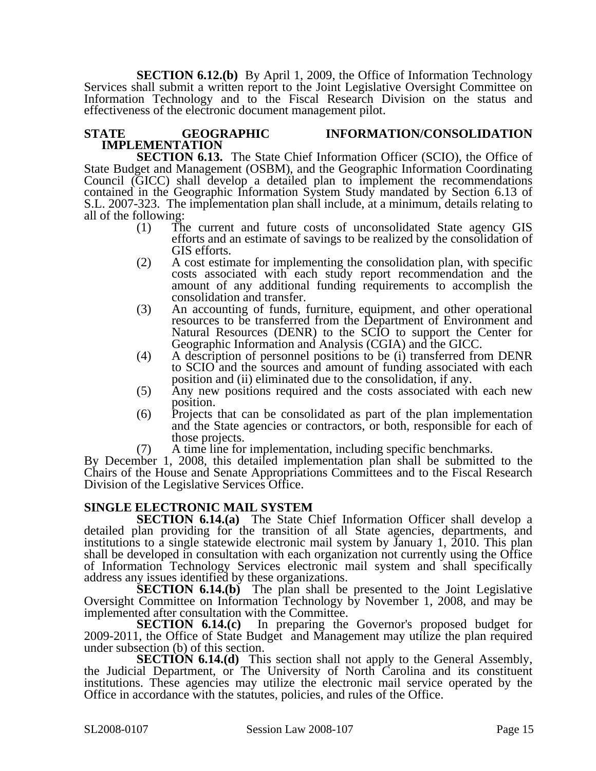**SECTION 6.12.(b)** By April 1, 2009, the Office of Information Technology Services shall submit a written report to the Joint Legislative Oversight Committee on Information Technology and to the Fiscal Research Division on the status and effectiveness of the electronic document management pilot.

**STATE GEOGRAPHIC INFORMATION/CONSOLIDATION IMPLEMENTATION**

**SECTION 6.13.** The State Chief Information Officer (SCIO), the Office of State Budget and Management (OSBM), and the Geographic Information Coordinating Council (GICC) shall develop a detailed plan to implement the recommendations contained in the Geographic Information System Study mandated by Section 6.13 of S.L. 2007-323. The implementation plan shall include, at a minimum, details relating to all of the following:

(1) The current and future costs of unconsolidated State agency GIS efforts and an estimate of savings to be realized by the consolidation of GIS efforts.

(2) A cost estimate for implementing the consolidation plan, with specific costs associated with each study report recommendation and the amount of any additional funding requirements to accomplish the consolidation and transfer.

(3) An accounting of funds, furniture, equipment, and other operational resources to be transferred from the Department of Environment and Natural Resources (DENR) to the SCIO to support the Center for Geographic Information and Analysis (CGIA) and the GICC.

(4) A description of personnel positions to be (i) transferred from DENR to SCIO and the sources and amount of funding associated with each position and (ii) eliminated due to the consolidation, if any.

(5) Any new positions required and the costs associated with each new position.

(6) Projects that can be consolidated as part of the plan implementation and the State agencies or contractors, or both, responsible for each of those projects.

(7) A time line for implementation, including specific benchmarks.

By December 1, 2008, this detailed implementation plan shall be submitted to the Chairs of the House and Senate Appropriations Committees and to the Fiscal Research Division of the Legislative Services Office.

**SINGLE ELECTRONIC MAIL SYSTEM**

**SECTION 6.14.(a)** The State Chief Information Officer shall develop a detailed plan providing for the transition of all State agencies, departments, and institutions to a single statewide electronic mail system by January 1, 2010. This plan shall be developed in consultation with each organization not currently using the Office of Information Technology Services electronic mail system and shall specifically address any issues identified by these organizations.

**SECTION 6.14.(b)** The plan shall be presented to the Joint Legislative Oversight Committee on Information Technology by November 1, 2008, and may be implemented after consultation with the Committee.

**SECTION 6.14.(c)** In preparing the Governor's proposed budget for 2009-2011, the Office of State Budget and Management may utilize the plan required under subsection (b) of this section.

**SECTION 6.14.(d)** This section shall not apply to the General Assembly, the Judicial Department, or The University of North Carolina and its constituent institutions. These agencies may utilize the electronic mail service operated by the Office in accordance with the statutes, policies, and rules of the Office.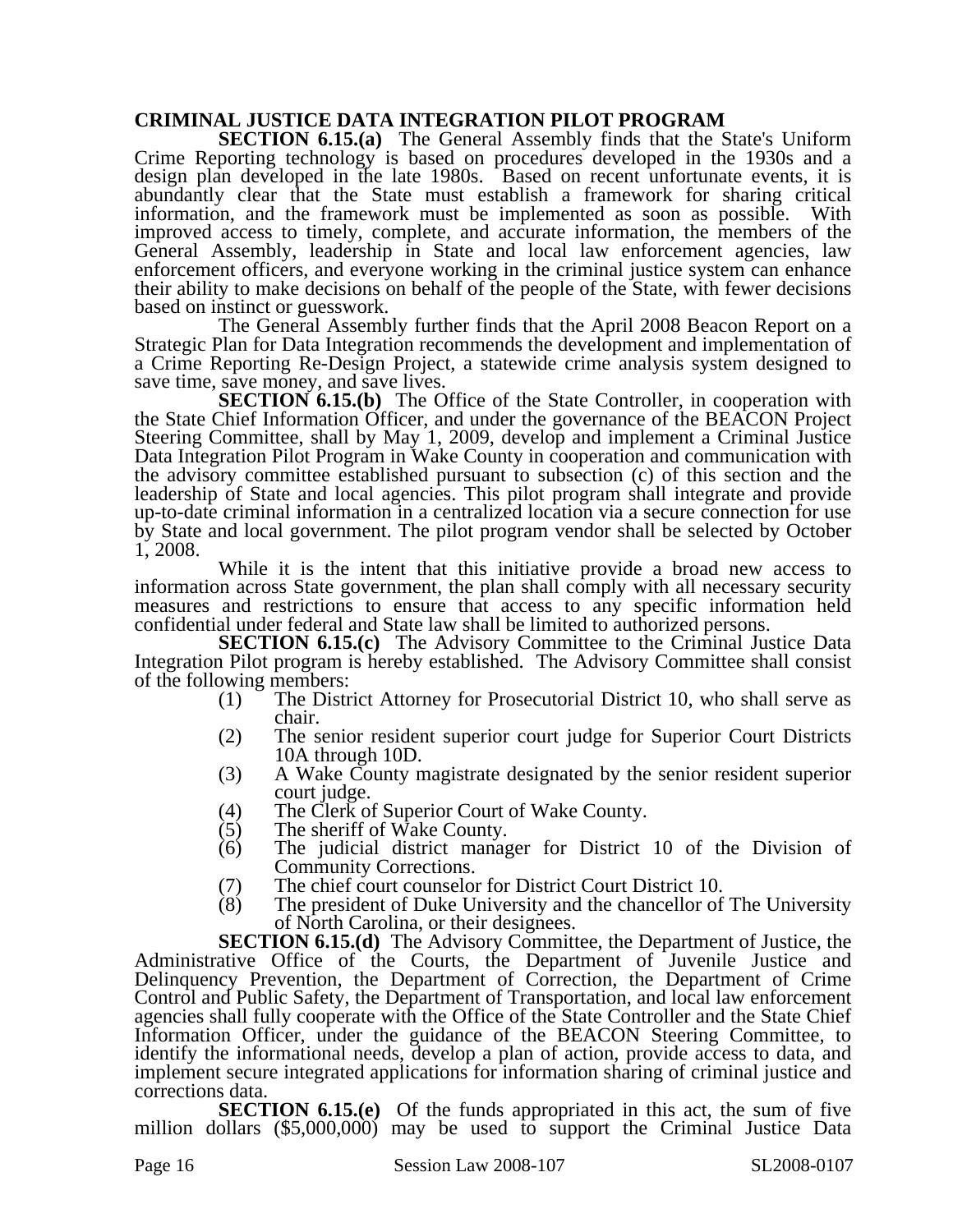**CRIMINAL JUSTICE DATA INTEGRATION PILOT PROGRAM**

**SECTION 6.15.(a)** The General Assembly finds that the State's Uniform Crime Reporting technology is based on procedures developed in the 1930s and a design plan developed in the late 1980s. Based on recent unfortunate events, it is abundantly clear that the State must establish a framework for sharing critical information, and the framework must be implemented as soon as possible. With improved access to timely, complete, and accurate information, the members of the General Assembly, leadership in State and local law enforcement agencies, law enforcement officers, and everyone working in the criminal justice system can enhance their ability to make decisions on behalf of the people of the State, with fewer decisions based on instinct or guesswork.

The General Assembly further finds that the April 2008 Beacon Report on a Strategic Plan for Data Integration recommends the development and implementation of a Crime Reporting Re-Design Project, a statewide crime analysis system designed to save time, save money, and save lives.

**SECTION 6.15.(b)** The Office of the State Controller, in cooperation with the State Chief Information Officer, and under the governance of the BEACON Project Steering Committee, shall by May 1, 2009, develop and implement a Criminal Justice Data Integration Pilot Program in Wake County in cooperation and communication with the advisory committee established pursuant to subsection (c) of this section and the leadership of State and local agencies. This pilot program shall integrate and provide up-to-date criminal information in a centralized location via a secure connection for use by State and local government. The pilot program vendor shall be selected by October 1, 2008.

While it is the intent that this initiative provide a broad new access to information across State government, the plan shall comply with all necessary security measures and restrictions to ensure that access to any specific information held confidential under federal and State law shall be limited to authorized persons.

**SECTION 6.15.(c)** The Advisory Committee to the Criminal Justice Data Integration Pilot program is hereby established. The Advisory Committee shall consist of the following members:

(1) The District Attorney for Prosecutorial District 10, who shall serve as chair.
(2) The senior resident superior court judge for Superior Court Districts 10A through 10D.
(3) A Wake County magistrate designated by the senior resident superior court judge.
(4) The Clerk of Superior Court of Wake County.
(5) The sheriff of Wake County.
(6) The judicial district manager for District 10 of the Division of Community Corrections.
(7) The chief court counselor for District Court District 10.
(8) The president of Duke University and the chancellor of The University of North Carolina, or their designees.

**SECTION 6.15.(d)** The Advisory Committee, the Department of Justice, the Administrative Office of the Courts, the Department of Juvenile Justice and Delinquency Prevention, the Department of Correction, the Department of Crime Control and Public Safety, the Department of Transportation, and local law enforcement agencies shall fully cooperate with the Office of the State Controller and the State Chief Information Officer, under the guidance of the BEACON Steering Committee, to identify the informational needs, develop a plan of action, provide access to data, and implement secure integrated applications for information sharing of criminal justice and corrections data.

**SECTION 6.15.(e)** Of the funds appropriated in this act, the sum of five million dollars ($5,000,000) may be used to support the Criminal Justice Data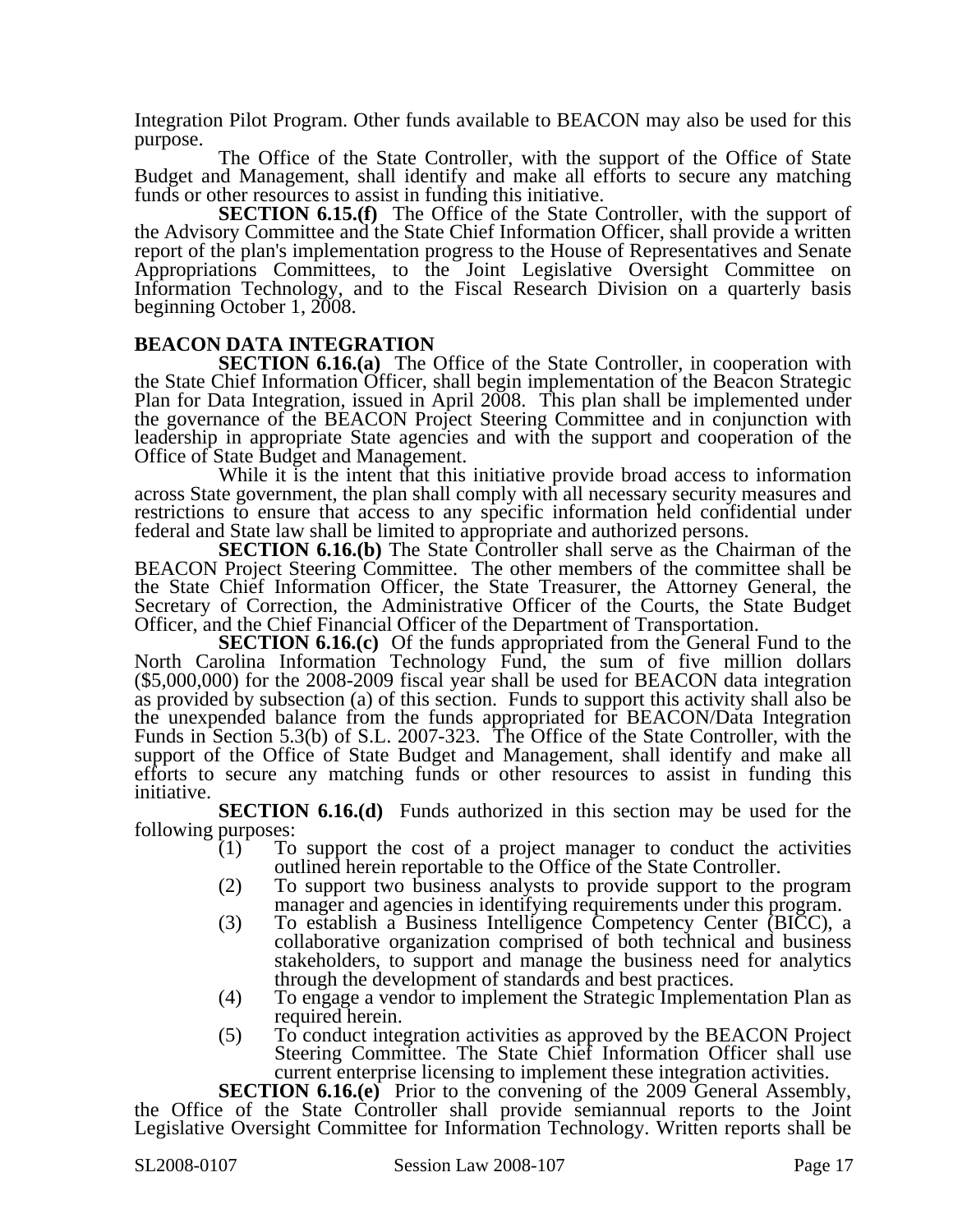Integration Pilot Program. Other funds available to BEACON may also be used for this purpose.

The Office of the State Controller, with the support of the Office of State Budget and Management, shall identify and make all efforts to secure any matching funds or other resources to assist in funding this initiative.

**SECTION 6.15.(f)** The Office of the State Controller, with the support of the Advisory Committee and the State Chief Information Officer, shall provide a written report of the plan's implementation progress to the House of Representatives and Senate Appropriations Committees, to the Joint Legislative Oversight Committee on Information Technology, and to the Fiscal Research Division on a quarterly basis beginning October 1, 2008.

**BEACON DATA INTEGRATION**

**SECTION 6.16.(a)** The Office of the State Controller, in cooperation with the State Chief Information Officer, shall begin implementation of the Beacon Strategic Plan for Data Integration, issued in April 2008. This plan shall be implemented under the governance of the BEACON Project Steering Committee and in conjunction with leadership in appropriate State agencies and with the support and cooperation of the Office of State Budget and Management.

While it is the intent that this initiative provide broad access to information across State government, the plan shall comply with all necessary security measures and restrictions to ensure that access to any specific information held confidential under federal and State law shall be limited to appropriate and authorized persons.

**SECTION 6.16.(b)** The State Controller shall serve as the Chairman of the BEACON Project Steering Committee. The other members of the committee shall be the State Chief Information Officer, the State Treasurer, the Attorney General, the Secretary of Correction, the Administrative Officer of the Courts, the State Budget Officer, and the Chief Financial Officer of the Department of Transportation.

**SECTION 6.16.(c)** Of the funds appropriated from the General Fund to the North Carolina Information Technology Fund, the sum of five million dollars ($5,000,000) for the 2008-2009 fiscal year shall be used for BEACON data integration as provided by subsection (a) of this section. Funds to support this activity shall also be the unexpended balance from the funds appropriated for BEACON/Data Integration Funds in Section 5.3(b) of S.L. 2007-323. The Office of the State Controller, with the support of the Office of State Budget and Management, shall identify and make all efforts to secure any matching funds or other resources to assist in funding this initiative.

**SECTION 6.16.(d)** Funds authorized in this section may be used for the following purposes:

(1) To support the cost of a project manager to conduct the activities outlined herein reportable to the Office of the State Controller.

(2) To support two business analysts to provide support to the program manager and agencies in identifying requirements under this program.

(3) To establish a Business Intelligence Competency Center (BICC), a collaborative organization comprised of both technical and business stakeholders, to support and manage the business need for analytics through the development of standards and best practices.

(4) To engage a vendor to implement the Strategic Implementation Plan as required herein.

(5) To conduct integration activities as approved by the BEACON Project Steering Committee. The State Chief Information Officer shall use current enterprise licensing to implement these integration activities.

**SECTION 6.16.(e)** Prior to the convening of the 2009 General Assembly, the Office of the State Controller shall provide semiannual reports to the Joint Legislative Oversight Committee for Information Technology. Written reports shall be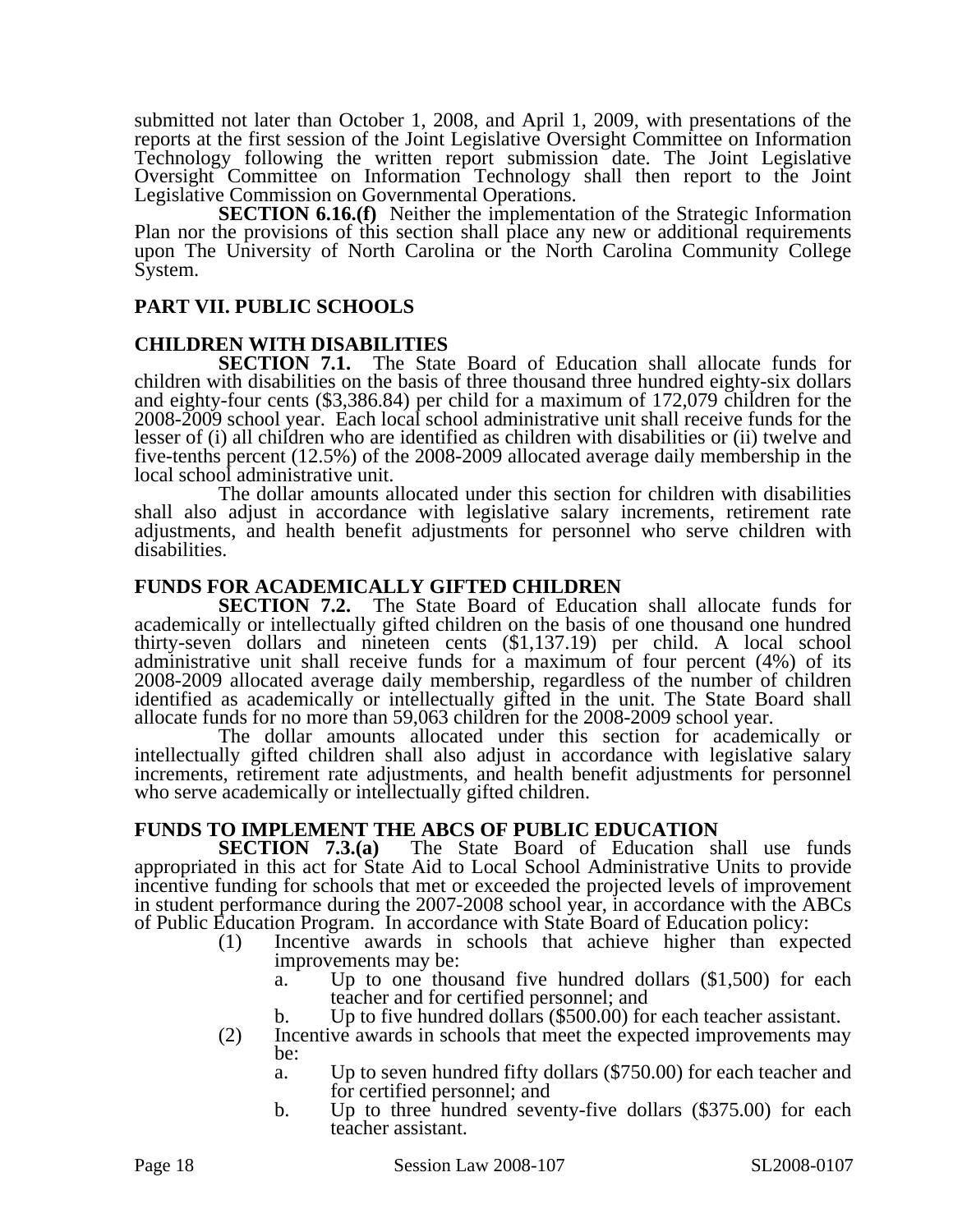submitted not later than October 1, 2008, and April 1, 2009, with presentations of the reports at the first session of the Joint Legislative Oversight Committee on Information Technology following the written report submission date. The Joint Legislative Oversight Committee on Information Technology shall then report to the Joint Legislative Commission on Governmental Operations.

**SECTION 6.16.(f)** Neither the implementation of the Strategic Information Plan nor the provisions of this section shall place any new or additional requirements upon The University of North Carolina or the North Carolina Community College System.

## PART VII. PUBLIC SCHOOLS

### CHILDREN WITH DISABILITIES

**SECTION 7.1.** The State Board of Education shall allocate funds for children with disabilities on the basis of three thousand three hundred eighty-six dollars and eighty-four cents ($3,386.84) per child for a maximum of 172,079 children for the 2008-2009 school year. Each local school administrative unit shall receive funds for the lesser of (i) all children who are identified as children with disabilities or (ii) twelve and five-tenths percent (12.5%) of the 2008-2009 allocated average daily membership in the local school administrative unit.

The dollar amounts allocated under this section for children with disabilities shall also adjust in accordance with legislative salary increments, retirement rate adjustments, and health benefit adjustments for personnel who serve children with disabilities.

### FUNDS FOR ACADEMICALLY GIFTED CHILDREN

**SECTION 7.2.** The State Board of Education shall allocate funds for academically or intellectually gifted children on the basis of one thousand one hundred thirty-seven dollars and nineteen cents ($1,137.19) per child. A local school administrative unit shall receive funds for a maximum of four percent (4%) of its 2008-2009 allocated average daily membership, regardless of the number of children identified as academically or intellectually gifted in the unit. The State Board shall allocate funds for no more than 59,063 children for the 2008-2009 school year.

The dollar amounts allocated under this section for academically or intellectually gifted children shall also adjust in accordance with legislative salary increments, retirement rate adjustments, and health benefit adjustments for personnel who serve academically or intellectually gifted children.

### FUNDS TO IMPLEMENT THE ABCS OF PUBLIC EDUCATION

**SECTION 7.3.(a)** The State Board of Education shall use funds appropriated in this act for State Aid to Local School Administrative Units to provide incentive funding for schools that met or exceeded the projected levels of improvement in student performance during the 2007-2008 school year, in accordance with the ABCs of Public Education Program. In accordance with State Board of Education policy:

(1) Incentive awards in schools that achieve higher than expected improvements may be:
   a. Up to one thousand five hundred dollars ($1,500) for each teacher and for certified personnel; and
   b. Up to five hundred dollars ($500.00) for each teacher assistant.

(2) Incentive awards in schools that meet the expected improvements may be:
   a. Up to seven hundred fifty dollars ($750.00) for each teacher and for certified personnel; and
   b. Up to three hundred seventy-five dollars ($375.00) for each teacher assistant.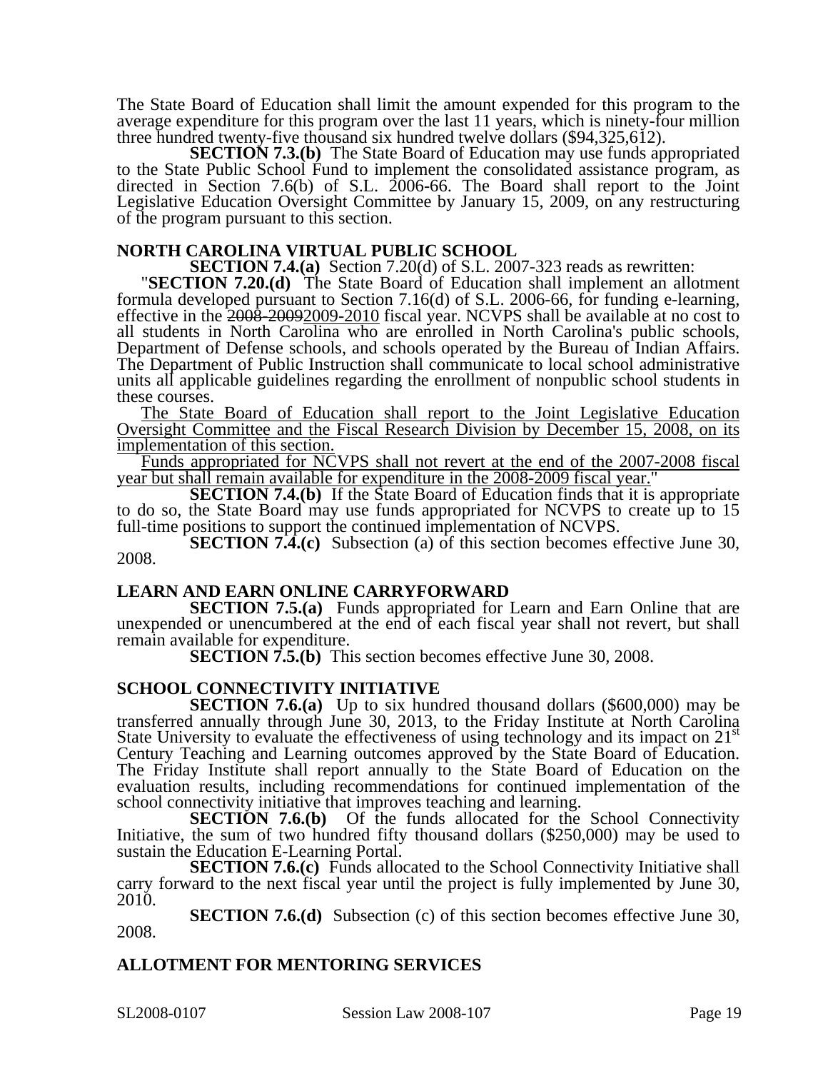The State Board of Education shall limit the amount expended for this program to the average expenditure for this program over the last 11 years, which is ninety-four million three hundred twenty-five thousand six hundred twelve dollars ($94,325,612).

**SECTION 7.3.(b)** The State Board of Education may use funds appropriated to the State Public School Fund to implement the consolidated assistance program, as directed in Section 7.6(b) of S.L. 2006-66. The Board shall report to the Joint Legislative Education Oversight Committee by January 15, 2009, on any restructuring of the program pursuant to this section.

**NORTH CAROLINA VIRTUAL PUBLIC SCHOOL**

**SECTION 7.4.(a)** Section 7.20(d) of S.L. 2007-323 reads as rewritten:

"**SECTION 7.20.(d)** The State Board of Education shall implement an allotment formula developed pursuant to Section 7.16(d) of S.L. 2006-66, for funding e-learning, effective in the ~~2008-2009~~2009-2010 fiscal year. NCVPS shall be available at no cost to all students in North Carolina who are enrolled in North Carolina's public schools, Department of Defense schools, and schools operated by the Bureau of Indian Affairs. The Department of Public Instruction shall communicate to local school administrative units all applicable guidelines regarding the enrollment of nonpublic school students in these courses.

The State Board of Education shall report to the Joint Legislative Education Oversight Committee and the Fiscal Research Division by December 15, 2008, on its implementation of this section.

Funds appropriated for NCVPS shall not revert at the end of the 2007-2008 fiscal year but shall remain available for expenditure in the 2008-2009 fiscal year."

**SECTION 7.4.(b)** If the State Board of Education finds that it is appropriate to do so, the State Board may use funds appropriated for NCVPS to create up to 15 full-time positions to support the continued implementation of NCVPS.

**SECTION 7.4.(c)** Subsection (a) of this section becomes effective June 30, 2008.

**LEARN AND EARN ONLINE CARRYFORWARD**

**SECTION 7.5.(a)** Funds appropriated for Learn and Earn Online that are unexpended or unencumbered at the end of each fiscal year shall not revert, but shall remain available for expenditure.

**SECTION 7.5.(b)** This section becomes effective June 30, 2008.

**SCHOOL CONNECTIVITY INITIATIVE**

**SECTION 7.6.(a)** Up to six hundred thousand dollars ($600,000) may be transferred annually through June 30, 2013, to the Friday Institute at North Carolina State University to evaluate the effectiveness of using technology and its impact on 21st Century Teaching and Learning outcomes approved by the State Board of Education. The Friday Institute shall report annually to the State Board of Education on the evaluation results, including recommendations for continued implementation of the school connectivity initiative that improves teaching and learning.

**SECTION 7.6.(b)** Of the funds allocated for the School Connectivity Initiative, the sum of two hundred fifty thousand dollars ($250,000) may be used to sustain the Education E-Learning Portal.

**SECTION 7.6.(c)** Funds allocated to the School Connectivity Initiative shall carry forward to the next fiscal year until the project is fully implemented by June 30, 2010.

**SECTION 7.6.(d)** Subsection (c) of this section becomes effective June 30, 2008.

**ALLOTMENT FOR MENTORING SERVICES**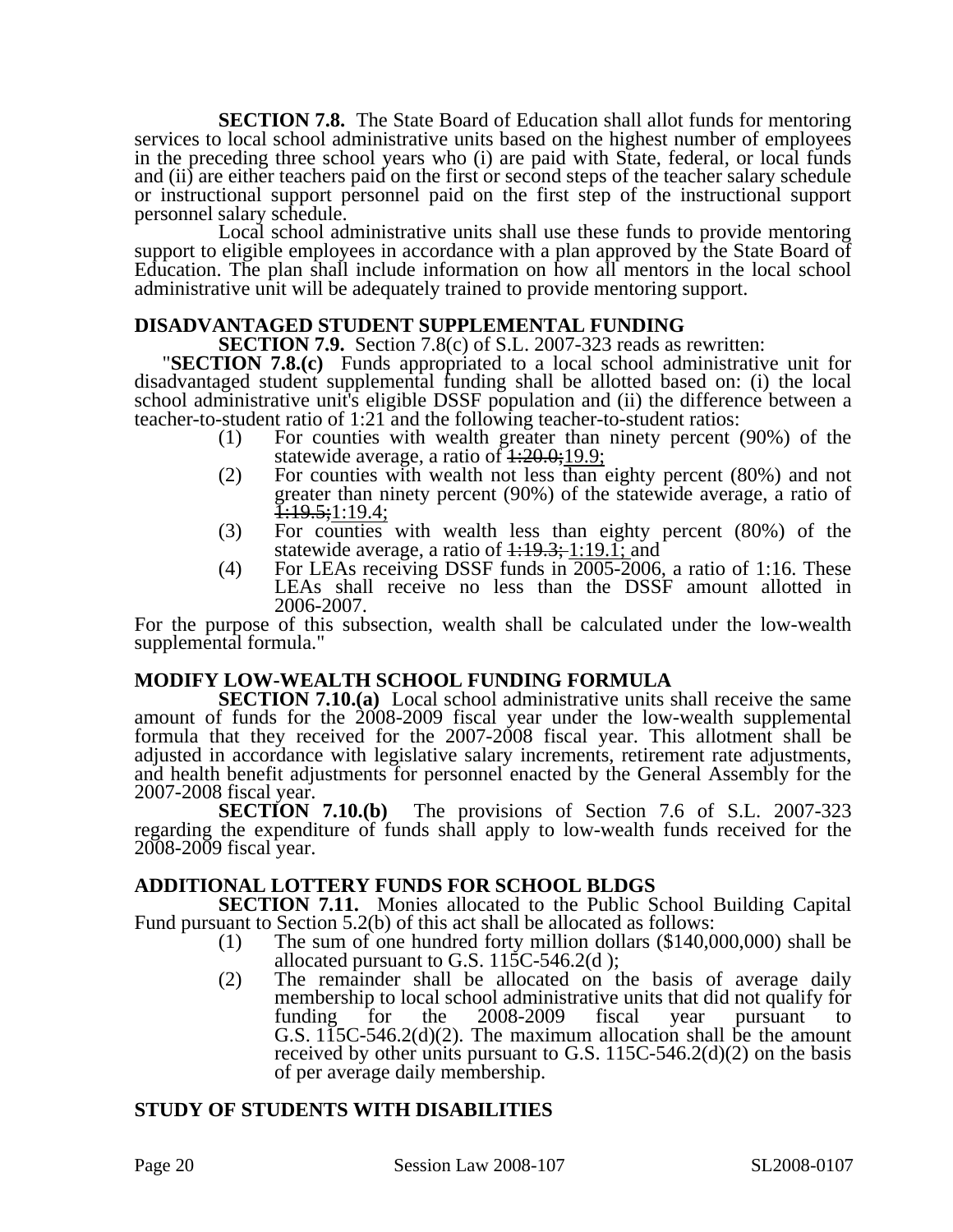**SECTION 7.8.** The State Board of Education shall allot funds for mentoring services to local school administrative units based on the highest number of employees in the preceding three school years who (i) are paid with State, federal, or local funds and (ii) are either teachers paid on the first or second steps of the teacher salary schedule or instructional support personnel paid on the first step of the instructional support personnel salary schedule.

Local school administrative units shall use these funds to provide mentoring support to eligible employees in accordance with a plan approved by the State Board of Education. The plan shall include information on how all mentors in the local school administrative unit will be adequately trained to provide mentoring support.

## DISADVANTAGED STUDENT SUPPLEMENTAL FUNDING

**SECTION 7.9.** Section 7.8(c) of S.L. 2007-323 reads as rewritten:

"**SECTION 7.8.(c)** Funds appropriated to a local school administrative unit for disadvantaged student supplemental funding shall be allotted based on: (i) the local school administrative unit's eligible DSSF population and (ii) the difference between a teacher-to-student ratio of 1:21 and the following teacher-to-student ratios:

(1) For counties with wealth greater than ninety percent (90%) of the statewide average, a ratio of ~~1:20.0;~~19.9;
(2) For counties with wealth not less than eighty percent (80%) and not greater than ninety percent (90%) of the statewide average, a ratio of ~~1:19.5;~~1:19.4;
(3) For counties with wealth less than eighty percent (80%) of the statewide average, a ratio of ~~1:19.3;~~ 1:19.1; and
(4) For LEAs receiving DSSF funds in 2005-2006, a ratio of 1:16. These LEAs shall receive no less than the DSSF amount allotted in 2006-2007.

For the purpose of this subsection, wealth shall be calculated under the low-wealth supplemental formula."

## MODIFY LOW-WEALTH SCHOOL FUNDING FORMULA

**SECTION 7.10.(a)** Local school administrative units shall receive the same amount of funds for the 2008-2009 fiscal year under the low-wealth supplemental formula that they received for the 2007-2008 fiscal year. This allotment shall be adjusted in accordance with legislative salary increments, retirement rate adjustments, and health benefit adjustments for personnel enacted by the General Assembly for the 2007-2008 fiscal year.

**SECTION 7.10.(b)** The provisions of Section 7.6 of S.L. 2007-323 regarding the expenditure of funds shall apply to low-wealth funds received for the 2008-2009 fiscal year.

## ADDITIONAL LOTTERY FUNDS FOR SCHOOL BLDGS

**SECTION 7.11.** Monies allocated to the Public School Building Capital Fund pursuant to Section 5.2(b) of this act shall be allocated as follows:

(1) The sum of one hundred forty million dollars ($140,000,000) shall be allocated pursuant to G.S. 115C-546.2(d );
(2) The remainder shall be allocated on the basis of average daily membership to local school administrative units that did not qualify for funding for the 2008-2009 fiscal year pursuant to G.S. 115C-546.2(d)(2). The maximum allocation shall be the amount received by other units pursuant to G.S. 115C-546.2(d)(2) on the basis of per average daily membership.

## STUDY OF STUDENTS WITH DISABILITIES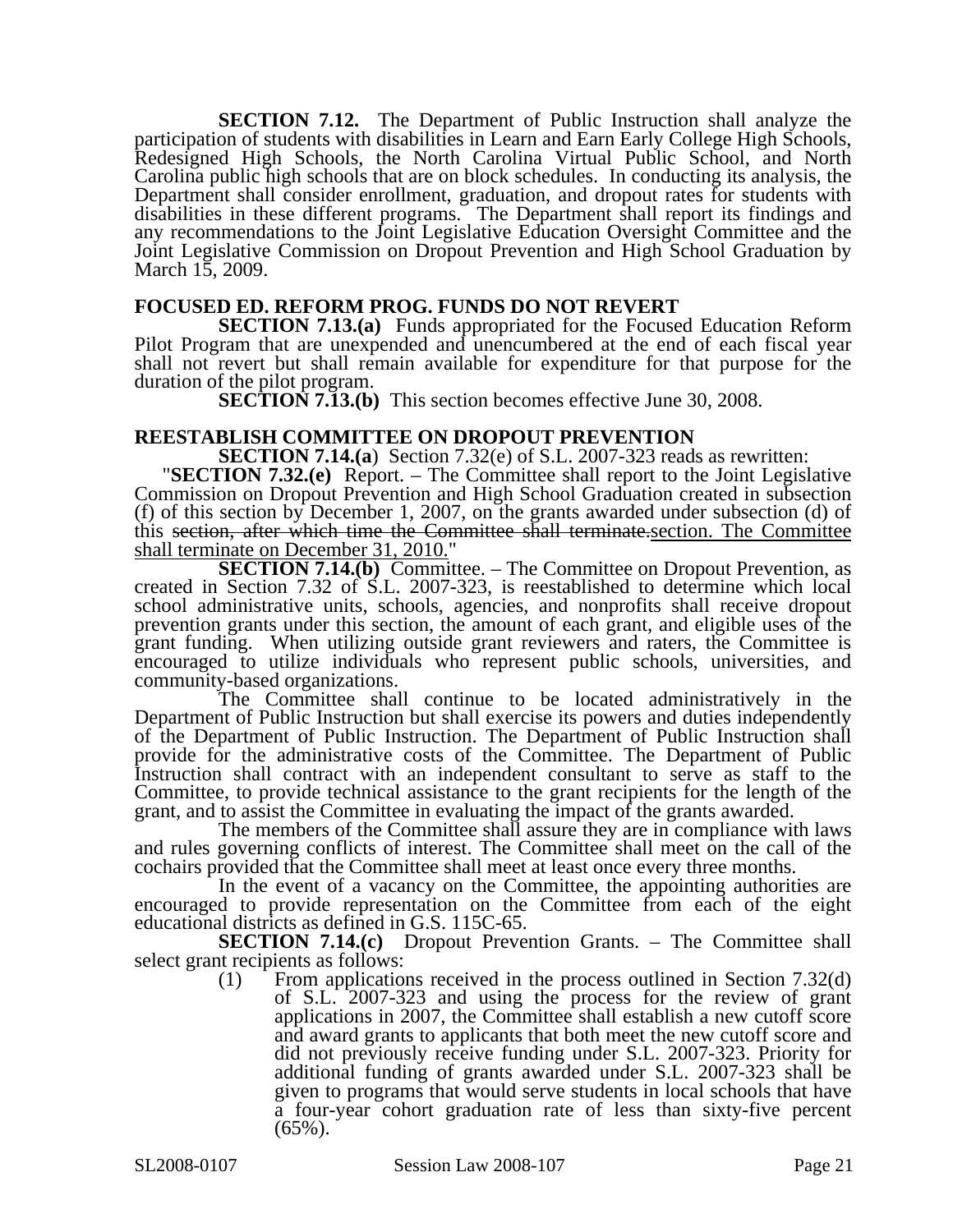**SECTION 7.12.** The Department of Public Instruction shall analyze the participation of students with disabilities in Learn and Earn Early College High Schools, Redesigned High Schools, the North Carolina Virtual Public School, and North Carolina public high schools that are on block schedules. In conducting its analysis, the Department shall consider enrollment, graduation, and dropout rates for students with disabilities in these different programs. The Department shall report its findings and any recommendations to the Joint Legislative Education Oversight Committee and the Joint Legislative Commission on Dropout Prevention and High School Graduation by March 15, 2009.

**FOCUSED ED. REFORM PROG. FUNDS DO NOT REVERT**

**SECTION 7.13.(a)** Funds appropriated for the Focused Education Reform Pilot Program that are unexpended and unencumbered at the end of each fiscal year shall not revert but shall remain available for expenditure for that purpose for the duration of the pilot program.

**SECTION 7.13.(b)** This section becomes effective June 30, 2008.

**REESTABLISH COMMITTEE ON DROPOUT PREVENTION**

**SECTION 7.14.(a)** Section 7.32(e) of S.L. 2007-323 reads as rewritten:

"**SECTION 7.32.(e)** Report. – The Committee shall report to the Joint Legislative Commission on Dropout Prevention and High School Graduation created in subsection (f) of this section by December 1, 2007, on the grants awarded under subsection (d) of this ~~section, after which time the Committee shall terminate.~~section. The Committee shall terminate on December 31, 2010."

**SECTION 7.14.(b)** Committee. – The Committee on Dropout Prevention, as created in Section 7.32 of S.L. 2007-323, is reestablished to determine which local school administrative units, schools, agencies, and nonprofits shall receive dropout prevention grants under this section, the amount of each grant, and eligible uses of the grant funding. When utilizing outside grant reviewers and raters, the Committee is encouraged to utilize individuals who represent public schools, universities, and community-based organizations.

The Committee shall continue to be located administratively in the Department of Public Instruction but shall exercise its powers and duties independently of the Department of Public Instruction. The Department of Public Instruction shall provide for the administrative costs of the Committee. The Department of Public Instruction shall contract with an independent consultant to serve as staff to the Committee, to provide technical assistance to the grant recipients for the length of the grant, and to assist the Committee in evaluating the impact of the grants awarded.

The members of the Committee shall assure they are in compliance with laws and rules governing conflicts of interest. The Committee shall meet on the call of the cochairs provided that the Committee shall meet at least once every three months.

In the event of a vacancy on the Committee, the appointing authorities are encouraged to provide representation on the Committee from each of the eight educational districts as defined in G.S. 115C-65.

**SECTION 7.14.(c)** Dropout Prevention Grants. – The Committee shall select grant recipients as follows:

(1) From applications received in the process outlined in Section 7.32(d) of S.L. 2007-323 and using the process for the review of grant applications in 2007, the Committee shall establish a new cutoff score and award grants to applicants that both meet the new cutoff score and did not previously receive funding under S.L. 2007-323. Priority for additional funding of grants awarded under S.L. 2007-323 shall be given to programs that would serve students in local schools that have a four-year cohort graduation rate of less than sixty-five percent (65%).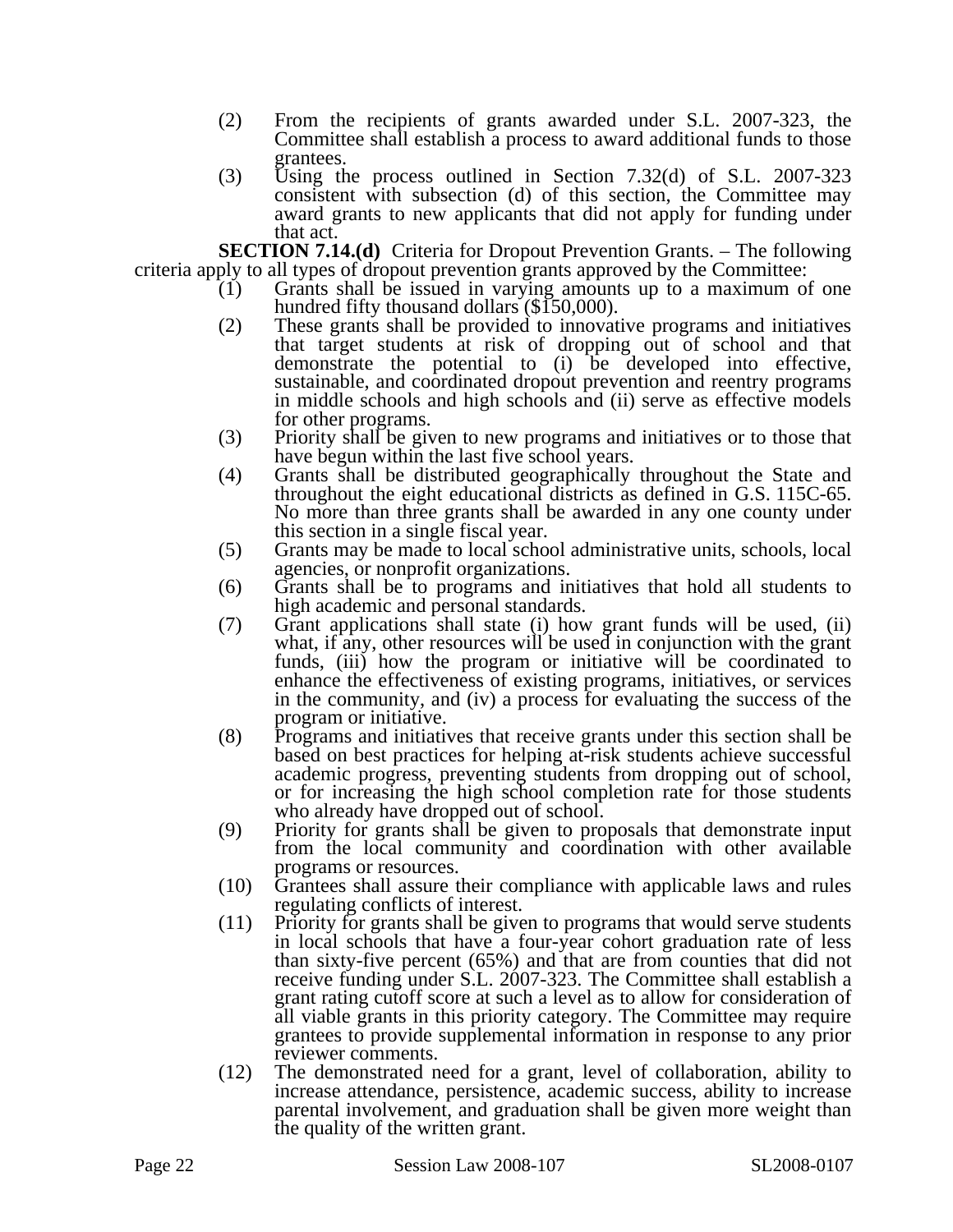(2) From the recipients of grants awarded under S.L. 2007-323, the Committee shall establish a process to award additional funds to those grantees.

(3) Using the process outlined in Section 7.32(d) of S.L. 2007-323 consistent with subsection (d) of this section, the Committee may award grants to new applicants that did not apply for funding under that act.

**SECTION 7.14.(d)** Criteria for Dropout Prevention Grants. – The following criteria apply to all types of dropout prevention grants approved by the Committee:

(1) Grants shall be issued in varying amounts up to a maximum of one hundred fifty thousand dollars ($150,000).

(2) These grants shall be provided to innovative programs and initiatives that target students at risk of dropping out of school and that demonstrate the potential to (i) be developed into effective, sustainable, and coordinated dropout prevention and reentry programs in middle schools and high schools and (ii) serve as effective models for other programs.

(3) Priority shall be given to new programs and initiatives or to those that have begun within the last five school years.

(4) Grants shall be distributed geographically throughout the State and throughout the eight educational districts as defined in G.S. 115C-65. No more than three grants shall be awarded in any one county under this section in a single fiscal year.

(5) Grants may be made to local school administrative units, schools, local agencies, or nonprofit organizations.

(6) Grants shall be to programs and initiatives that hold all students to high academic and personal standards.

(7) Grant applications shall state (i) how grant funds will be used, (ii) what, if any, other resources will be used in conjunction with the grant funds, (iii) how the program or initiative will be coordinated to enhance the effectiveness of existing programs, initiatives, or services in the community, and (iv) a process for evaluating the success of the program or initiative.

(8) Programs and initiatives that receive grants under this section shall be based on best practices for helping at-risk students achieve successful academic progress, preventing students from dropping out of school, or for increasing the high school completion rate for those students who already have dropped out of school.

(9) Priority for grants shall be given to proposals that demonstrate input from the local community and coordination with other available programs or resources.

(10) Grantees shall assure their compliance with applicable laws and rules regulating conflicts of interest.

(11) Priority for grants shall be given to programs that would serve students in local schools that have a four-year cohort graduation rate of less than sixty-five percent (65%) and that are from counties that did not receive funding under S.L. 2007-323. The Committee shall establish a grant rating cutoff score at such a level as to allow for consideration of all viable grants in this priority category. The Committee may require grantees to provide supplemental information in response to any prior reviewer comments.

(12) The demonstrated need for a grant, level of collaboration, ability to increase attendance, persistence, academic success, ability to increase parental involvement, and graduation shall be given more weight than the quality of the written grant.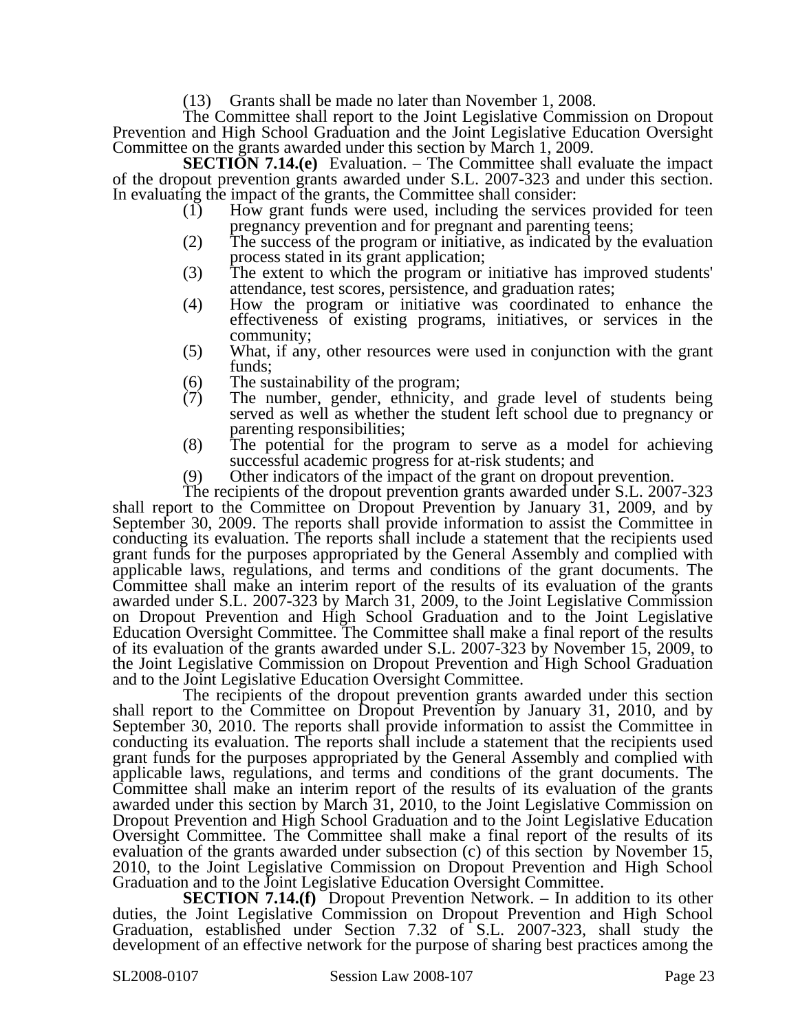(13) Grants shall be made no later than November 1, 2008.

The Committee shall report to the Joint Legislative Commission on Dropout Prevention and High School Graduation and the Joint Legislative Education Oversight Committee on the grants awarded under this section by March 1, 2009.

**SECTION 7.14.(e)** Evaluation. – The Committee shall evaluate the impact of the dropout prevention grants awarded under S.L. 2007-323 and under this section. In evaluating the impact of the grants, the Committee shall consider:

(1) How grant funds were used, including the services provided for teen pregnancy prevention and for pregnant and parenting teens;
(2) The success of the program or initiative, as indicated by the evaluation process stated in its grant application;
(3) The extent to which the program or initiative has improved students' attendance, test scores, persistence, and graduation rates;
(4) How the program or initiative was coordinated to enhance the effectiveness of existing programs, initiatives, or services in the community;
(5) What, if any, other resources were used in conjunction with the grant funds;
(6) The sustainability of the program;
(7) The number, gender, ethnicity, and grade level of students being served as well as whether the student left school due to pregnancy or parenting responsibilities;
(8) The potential for the program to serve as a model for achieving successful academic progress for at-risk students; and
(9) Other indicators of the impact of the grant on dropout prevention.

The recipients of the dropout prevention grants awarded under S.L. 2007-323 shall report to the Committee on Dropout Prevention by January 31, 2009, and by September 30, 2009. The reports shall provide information to assist the Committee in conducting its evaluation. The reports shall include a statement that the recipients used grant funds for the purposes appropriated by the General Assembly and complied with applicable laws, regulations, and terms and conditions of the grant documents. The Committee shall make an interim report of the results of its evaluation of the grants awarded under S.L. 2007-323 by March 31, 2009, to the Joint Legislative Commission on Dropout Prevention and High School Graduation and to the Joint Legislative Education Oversight Committee. The Committee shall make a final report of the results of its evaluation of the grants awarded under S.L. 2007-323 by November 15, 2009, to the Joint Legislative Commission on Dropout Prevention and High School Graduation and to the Joint Legislative Education Oversight Committee.

The recipients of the dropout prevention grants awarded under this section shall report to the Committee on Dropout Prevention by January 31, 2010, and by September 30, 2010. The reports shall provide information to assist the Committee in conducting its evaluation. The reports shall include a statement that the recipients used grant funds for the purposes appropriated by the General Assembly and complied with applicable laws, regulations, and terms and conditions of the grant documents. The Committee shall make an interim report of the results of its evaluation of the grants awarded under this section by March 31, 2010, to the Joint Legislative Commission on Dropout Prevention and High School Graduation and to the Joint Legislative Education Oversight Committee. The Committee shall make a final report of the results of its evaluation of the grants awarded under subsection (c) of this section by November 15, 2010, to the Joint Legislative Commission on Dropout Prevention and High School Graduation and to the Joint Legislative Education Oversight Committee.

**SECTION 7.14.(f)** Dropout Prevention Network. – In addition to its other duties, the Joint Legislative Commission on Dropout Prevention and High School Graduation, established under Section 7.32 of S.L. 2007-323, shall study the development of an effective network for the purpose of sharing best practices among the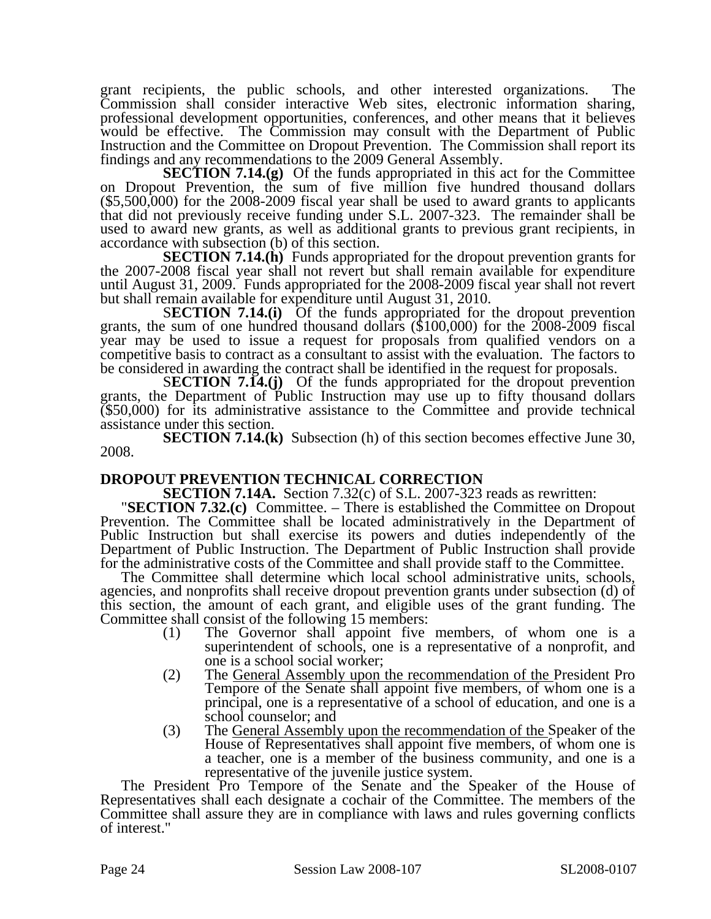grant recipients, the public schools, and other interested organizations. The Commission shall consider interactive Web sites, electronic information sharing, professional development opportunities, conferences, and other means that it believes would be effective. The Commission may consult with the Department of Public Instruction and the Committee on Dropout Prevention. The Commission shall report its findings and any recommendations to the 2009 General Assembly.

**SECTION 7.14.(g)** Of the funds appropriated in this act for the Committee on Dropout Prevention, the sum of five million five hundred thousand dollars ($5,500,000) for the 2008-2009 fiscal year shall be used to award grants to applicants that did not previously receive funding under S.L. 2007-323. The remainder shall be used to award new grants, as well as additional grants to previous grant recipients, in accordance with subsection (b) of this section.

**SECTION 7.14.(h)** Funds appropriated for the dropout prevention grants for the 2007-2008 fiscal year shall not revert but shall remain available for expenditure until August 31, 2009. Funds appropriated for the 2008-2009 fiscal year shall not revert but shall remain available for expenditure until August 31, 2010.

**SECTION 7.14.(i)** Of the funds appropriated for the dropout prevention grants, the sum of one hundred thousand dollars ($100,000) for the 2008-2009 fiscal year may be used to issue a request for proposals from qualified vendors on a competitive basis to contract as a consultant to assist with the evaluation. The factors to be considered in awarding the contract shall be identified in the request for proposals.

**SECTION 7.14.(j)** Of the funds appropriated for the dropout prevention grants, the Department of Public Instruction may use up to fifty thousand dollars ($50,000) for its administrative assistance to the Committee and provide technical assistance under this section.

**SECTION 7.14.(k)** Subsection (h) of this section becomes effective June 30, 2008.

**DROPOUT PREVENTION TECHNICAL CORRECTION**

**SECTION 7.14A.** Section 7.32(c) of S.L. 2007-323 reads as rewritten:

"**SECTION 7.32.(c)** Committee. – There is established the Committee on Dropout Prevention. The Committee shall be located administratively in the Department of Public Instruction but shall exercise its powers and duties independently of the Department of Public Instruction. The Department of Public Instruction shall provide for the administrative costs of the Committee and shall provide staff to the Committee.

The Committee shall determine which local school administrative units, schools, agencies, and nonprofits shall receive dropout prevention grants under subsection (d) of this section, the amount of each grant, and eligible uses of the grant funding. The Committee shall consist of the following 15 members:

(1) The Governor shall appoint five members, of whom one is a superintendent of schools, one is a representative of a nonprofit, and one is a school social worker;

(2) The General Assembly upon the recommendation of the President Pro Tempore of the Senate shall appoint five members, of whom one is a principal, one is a representative of a school of education, and one is a school counselor; and

(3) The General Assembly upon the recommendation of the Speaker of the House of Representatives shall appoint five members, of whom one is a teacher, one is a member of the business community, and one is a representative of the juvenile justice system.

The President Pro Tempore of the Senate and the Speaker of the House of Representatives shall each designate a cochair of the Committee. The members of the Committee shall assure they are in compliance with laws and rules governing conflicts of interest."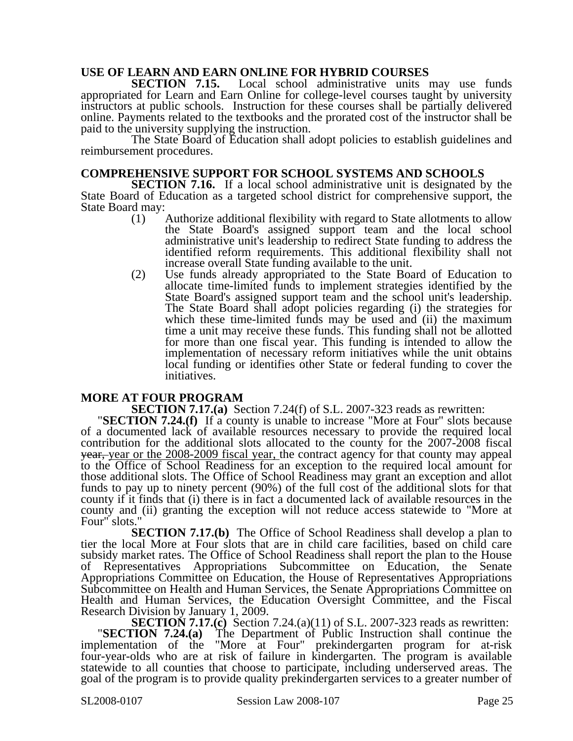### USE OF LEARN AND EARN ONLINE FOR HYBRID COURSES

**SECTION 7.15.** Local school administrative units may use funds appropriated for Learn and Earn Online for college-level courses taught by university instructors at public schools. Instruction for these courses shall be partially delivered online. Payments related to the textbooks and the prorated cost of the instructor shall be paid to the university supplying the instruction.

The State Board of Education shall adopt policies to establish guidelines and reimbursement procedures.

### COMPREHENSIVE SUPPORT FOR SCHOOL SYSTEMS AND SCHOOLS

**SECTION 7.16.** If a local school administrative unit is designated by the State Board of Education as a targeted school district for comprehensive support, the State Board may:

(1) Authorize additional flexibility with regard to State allotments to allow the State Board's assigned support team and the local school administrative unit's leadership to redirect State funding to address the identified reform requirements. This additional flexibility shall not increase overall State funding available to the unit.

(2) Use funds already appropriated to the State Board of Education to allocate time-limited funds to implement strategies identified by the State Board's assigned support team and the school unit's leadership. The State Board shall adopt policies regarding (i) the strategies for which these time-limited funds may be used and (ii) the maximum time a unit may receive these funds. This funding shall not be allotted for more than one fiscal year. This funding is intended to allow the implementation of necessary reform initiatives while the unit obtains local funding or identifies other State or federal funding to cover the initiatives.

### MORE AT FOUR PROGRAM

**SECTION 7.17.(a)** Section 7.24(f) of S.L. 2007-323 reads as rewritten:

"**SECTION 7.24.(f)** If a county is unable to increase "More at Four" slots because of a documented lack of available resources necessary to provide the required local contribution for the additional slots allocated to the county for the 2007-2008 fiscal ~~year,~~ year or the 2008-2009 fiscal year, the contract agency for that county may appeal to the Office of School Readiness for an exception to the required local amount for those additional slots. The Office of School Readiness may grant an exception and allot funds to pay up to ninety percent (90%) of the full cost of the additional slots for that county if it finds that (i) there is in fact a documented lack of available resources in the county and (ii) granting the exception will not reduce access statewide to "More at Four" slots."

**SECTION 7.17.(b)** The Office of School Readiness shall develop a plan to tier the local More at Four slots that are in child care facilities, based on child care subsidy market rates. The Office of School Readiness shall report the plan to the House of Representatives Appropriations Subcommittee on Education, the Senate Appropriations Committee on Education, the House of Representatives Appropriations Subcommittee on Health and Human Services, the Senate Appropriations Committee on Health and Human Services, the Education Oversight Committee, and the Fiscal Research Division by January 1, 2009.

**SECTION 7.17.(c)** Section 7.24.(a)(11) of S.L. 2007-323 reads as rewritten:

"**SECTION 7.24.(a)** The Department of Public Instruction shall continue the implementation of the "More at Four" prekindergarten program for at-risk four-year-olds who are at risk of failure in kindergarten. The program is available statewide to all counties that choose to participate, including underserved areas. The goal of the program is to provide quality prekindergarten services to a greater number of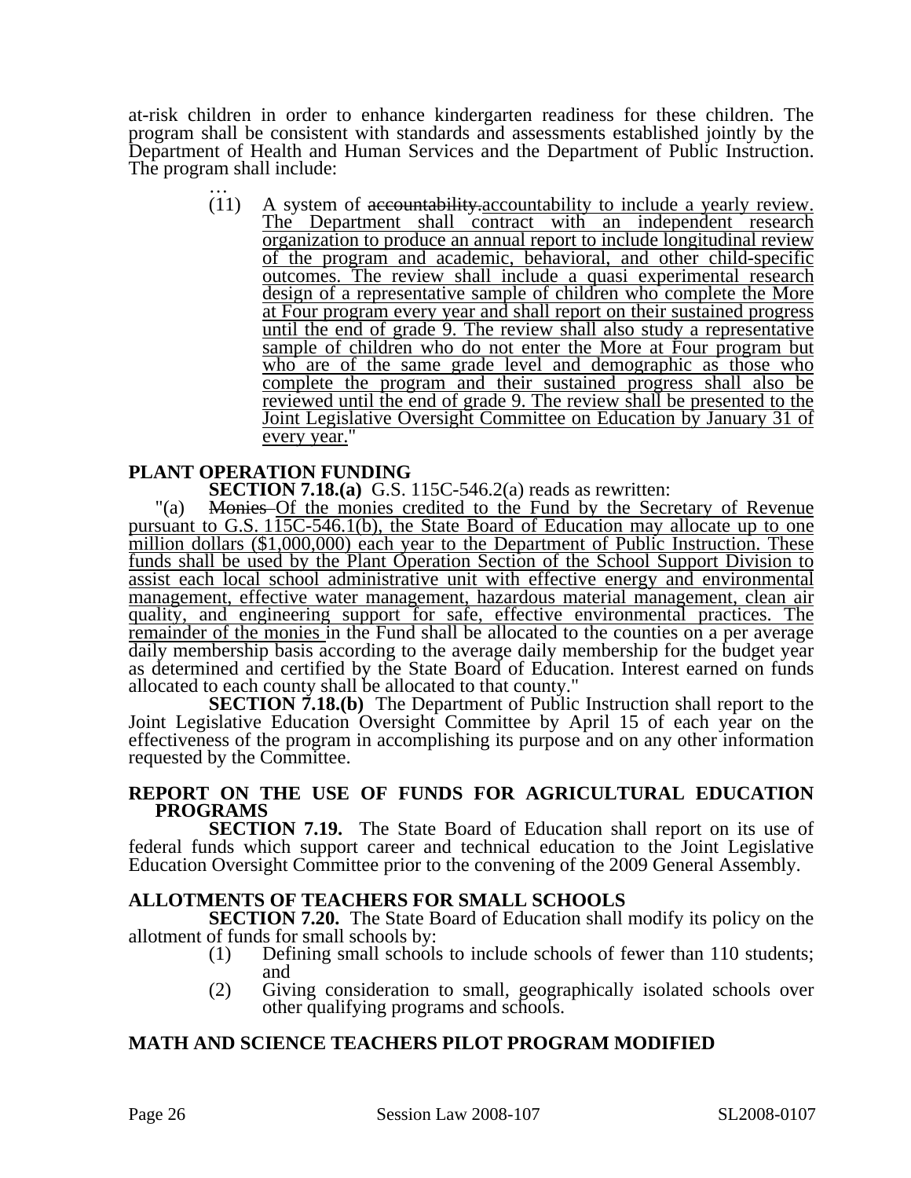at-risk children in order to enhance kindergarten readiness for these children. The program shall be consistent with standards and assessments established jointly by the Department of Health and Human Services and the Department of Public Instruction. The program shall include:

…

(11) A system of ~~accountability.~~accountability to include a yearly review. The Department shall contract with an independent research organization to produce an annual report to include longitudinal review of the program and academic, behavioral, and other child-specific outcomes. The review shall include a quasi experimental research design of a representative sample of children who complete the More at Four program every year and shall report on their sustained progress until the end of grade 9. The review shall also study a representative sample of children who do not enter the More at Four program but who are of the same grade level and demographic as those who complete the program and their sustained progress shall also be reviewed until the end of grade 9. The review shall be presented to the Joint Legislative Oversight Committee on Education by January 31 of every year."

## PLANT OPERATION FUNDING

**SECTION 7.18.(a)** G.S. 115C-546.2(a) reads as rewritten:

"(a) ~~Monies~~ Of the monies credited to the Fund by the Secretary of Revenue pursuant to G.S. 115C-546.1(b), the State Board of Education may allocate up to one million dollars ($1,000,000) each year to the Department of Public Instruction. These funds shall be used by the Plant Operation Section of the School Support Division to assist each local school administrative unit with effective energy and environmental management, effective water management, hazardous material management, clean air quality, and engineering support for safe, effective environmental practices. The remainder of the monies in the Fund shall be allocated to the counties on a per average daily membership basis according to the average daily membership for the budget year as determined and certified by the State Board of Education. Interest earned on funds allocated to each county shall be allocated to that county."

**SECTION 7.18.(b)** The Department of Public Instruction shall report to the Joint Legislative Education Oversight Committee by April 15 of each year on the effectiveness of the program in accomplishing its purpose and on any other information requested by the Committee.

## REPORT ON THE USE OF FUNDS FOR AGRICULTURAL EDUCATION PROGRAMS

**SECTION 7.19.** The State Board of Education shall report on its use of federal funds which support career and technical education to the Joint Legislative Education Oversight Committee prior to the convening of the 2009 General Assembly.

## ALLOTMENTS OF TEACHERS FOR SMALL SCHOOLS

**SECTION 7.20.** The State Board of Education shall modify its policy on the allotment of funds for small schools by:

(1) Defining small schools to include schools of fewer than 110 students; and

(2) Giving consideration to small, geographically isolated schools over other qualifying programs and schools.

## MATH AND SCIENCE TEACHERS PILOT PROGRAM MODIFIED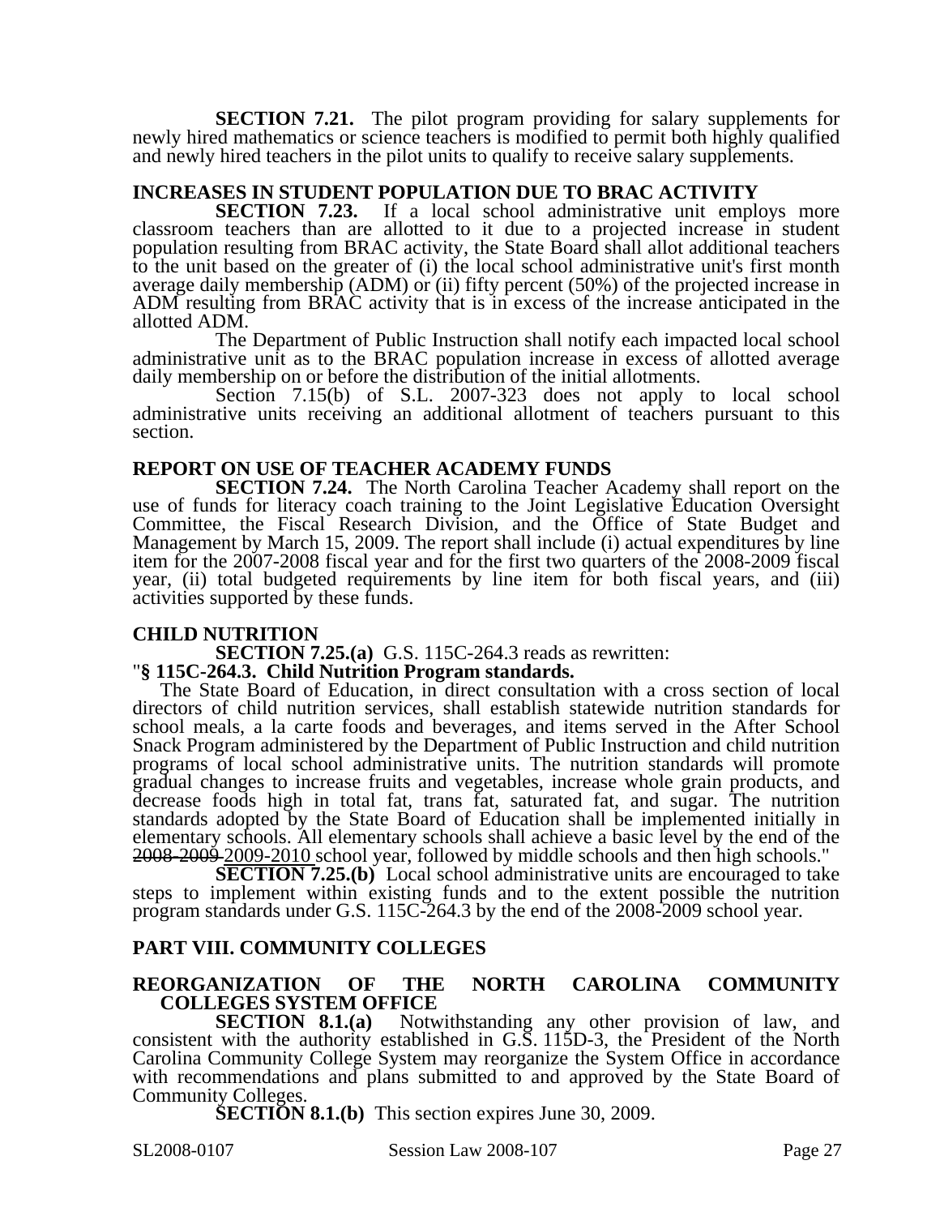**SECTION 7.21.** The pilot program providing for salary supplements for newly hired mathematics or science teachers is modified to permit both highly qualified and newly hired teachers in the pilot units to qualify to receive salary supplements.

**INCREASES IN STUDENT POPULATION DUE TO BRAC ACTIVITY**

**SECTION 7.23.** If a local school administrative unit employs more classroom teachers than are allotted to it due to a projected increase in student population resulting from BRAC activity, the State Board shall allot additional teachers to the unit based on the greater of (i) the local school administrative unit's first month average daily membership (ADM) or (ii) fifty percent (50%) of the projected increase in ADM resulting from BRAC activity that is in excess of the increase anticipated in the allotted ADM.

The Department of Public Instruction shall notify each impacted local school administrative unit as to the BRAC population increase in excess of allotted average daily membership on or before the distribution of the initial allotments.

Section 7.15(b) of S.L. 2007-323 does not apply to local school administrative units receiving an additional allotment of teachers pursuant to this section.

**REPORT ON USE OF TEACHER ACADEMY FUNDS**

**SECTION 7.24.** The North Carolina Teacher Academy shall report on the use of funds for literacy coach training to the Joint Legislative Education Oversight Committee, the Fiscal Research Division, and the Office of State Budget and Management by March 15, 2009. The report shall include (i) actual expenditures by line item for the 2007-2008 fiscal year and for the first two quarters of the 2008-2009 fiscal year, (ii) total budgeted requirements by line item for both fiscal years, and (iii) activities supported by these funds.

**CHILD NUTRITION**

**SECTION 7.25.(a)** G.S. 115C-264.3 reads as rewritten:

"**§ 115C-264.3. Child Nutrition Program standards.**

The State Board of Education, in direct consultation with a cross section of local directors of child nutrition services, shall establish statewide nutrition standards for school meals, a la carte foods and beverages, and items served in the After School Snack Program administered by the Department of Public Instruction and child nutrition programs of local school administrative units. The nutrition standards will promote gradual changes to increase fruits and vegetables, increase whole grain products, and decrease foods high in total fat, trans fat, saturated fat, and sugar. The nutrition standards adopted by the State Board of Education shall be implemented initially in elementary schools. All elementary schools shall achieve a basic level by the end of the ~~2008-2009~~ 2009-2010 school year, followed by middle schools and then high schools."

**SECTION 7.25.(b)** Local school administrative units are encouraged to take steps to implement within existing funds and to the extent possible the nutrition program standards under G.S. 115C-264.3 by the end of the 2008-2009 school year.

## PART VIII. COMMUNITY COLLEGES

**REORGANIZATION OF THE NORTH CAROLINA COMMUNITY COLLEGES SYSTEM OFFICE**

**SECTION 8.1.(a)** Notwithstanding any other provision of law, and consistent with the authority established in G.S. 115D-3, the President of the North Carolina Community College System may reorganize the System Office in accordance with recommendations and plans submitted to and approved by the State Board of Community Colleges.

**SECTION 8.1.(b)** This section expires June 30, 2009.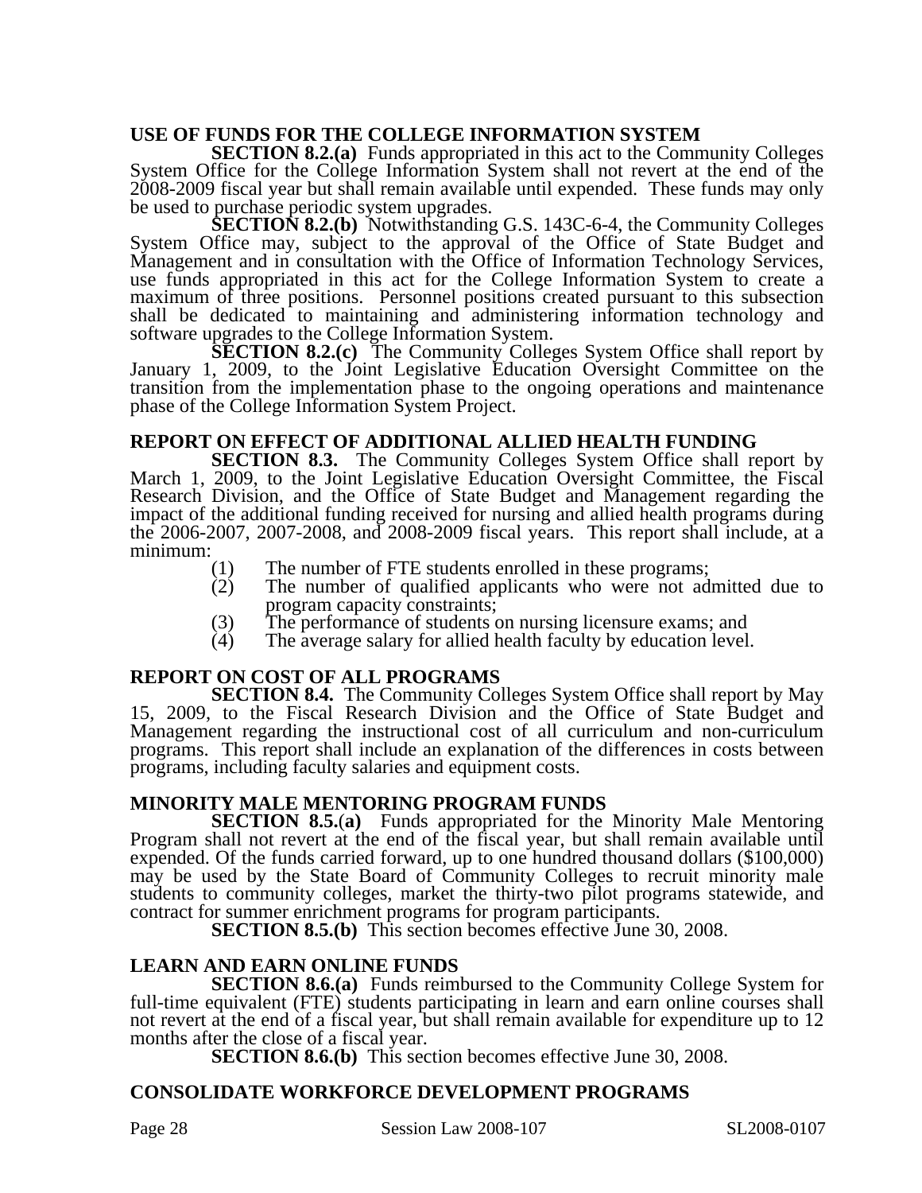### USE OF FUNDS FOR THE COLLEGE INFORMATION SYSTEM

**SECTION 8.2.(a)** Funds appropriated in this act to the Community Colleges System Office for the College Information System shall not revert at the end of the 2008-2009 fiscal year but shall remain available until expended. These funds may only be used to purchase periodic system upgrades.

**SECTION 8.2.(b)** Notwithstanding G.S. 143C-6-4, the Community Colleges System Office may, subject to the approval of the Office of State Budget and Management and in consultation with the Office of Information Technology Services, use funds appropriated in this act for the College Information System to create a maximum of three positions. Personnel positions created pursuant to this subsection shall be dedicated to maintaining and administering information technology and software upgrades to the College Information System.

**SECTION 8.2.(c)** The Community Colleges System Office shall report by January 1, 2009, to the Joint Legislative Education Oversight Committee on the transition from the implementation phase to the ongoing operations and maintenance phase of the College Information System Project.

### REPORT ON EFFECT OF ADDITIONAL ALLIED HEALTH FUNDING

**SECTION 8.3.** The Community Colleges System Office shall report by March 1, 2009, to the Joint Legislative Education Oversight Committee, the Fiscal Research Division, and the Office of State Budget and Management regarding the impact of the additional funding received for nursing and allied health programs during the 2006-2007, 2007-2008, and 2008-2009 fiscal years. This report shall include, at a minimum:

(1) The number of FTE students enrolled in these programs;
(2) The number of qualified applicants who were not admitted due to program capacity constraints;
(3) The performance of students on nursing licensure exams; and
(4) The average salary for allied health faculty by education level.

### REPORT ON COST OF ALL PROGRAMS

**SECTION 8.4.** The Community Colleges System Office shall report by May 15, 2009, to the Fiscal Research Division and the Office of State Budget and Management regarding the instructional cost of all curriculum and non-curriculum programs. This report shall include an explanation of the differences in costs between programs, including faculty salaries and equipment costs.

### MINORITY MALE MENTORING PROGRAM FUNDS

**SECTION 8.5.(a)** Funds appropriated for the Minority Male Mentoring Program shall not revert at the end of the fiscal year, but shall remain available until expended. Of the funds carried forward, up to one hundred thousand dollars ($100,000) may be used by the State Board of Community Colleges to recruit minority male students to community colleges, market the thirty-two pilot programs statewide, and contract for summer enrichment programs for program participants.

**SECTION 8.5.(b)** This section becomes effective June 30, 2008.

### LEARN AND EARN ONLINE FUNDS

**SECTION 8.6.(a)** Funds reimbursed to the Community College System for full-time equivalent (FTE) students participating in learn and earn online courses shall not revert at the end of a fiscal year, but shall remain available for expenditure up to 12 months after the close of a fiscal year.

**SECTION 8.6.(b)** This section becomes effective June 30, 2008.

### CONSOLIDATE WORKFORCE DEVELOPMENT PROGRAMS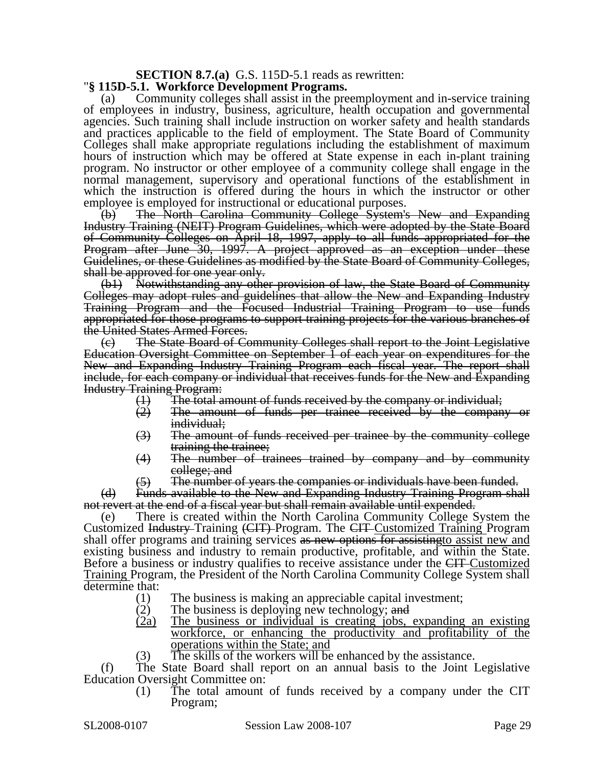**SECTION 8.7.(a)** G.S. 115D-5.1 reads as rewritten:

"**§ 115D-5.1. Workforce Development Programs.**

(a) Community colleges shall assist in the preemployment and in-service training of employees in industry, business, agriculture, health occupation and governmental agencies. Such training shall include instruction on worker safety and health standards and practices applicable to the field of employment. The State Board of Community Colleges shall make appropriate regulations including the establishment of maximum hours of instruction which may be offered at State expense in each in-plant training program. No instructor or other employee of a community college shall engage in the normal management, supervisory and operational functions of the establishment in which the instruction is offered during the hours in which the instructor or other employee is employed for instructional or educational purposes.

~~(b) The North Carolina Community College System's New and Expanding Industry Training (NEIT) Program Guidelines, which were adopted by the State Board of Community Colleges on April 18, 1997, apply to all funds appropriated for the Program after June 30, 1997. A project approved as an exception under these Guidelines, or these Guidelines as modified by the State Board of Community Colleges, shall be approved for one year only.~~

~~(b1) Notwithstanding any other provision of law, the State Board of Community Colleges may adopt rules and guidelines that allow the New and Expanding Industry Training Program and the Focused Industrial Training Program to use funds appropriated for those programs to support training projects for the various branches of the United States Armed Forces.~~

~~(c) The State Board of Community Colleges shall report to the Joint Legislative Education Oversight Committee on September 1 of each year on expenditures for the New and Expanding Industry Training Program each fiscal year. The report shall include, for each company or individual that receives funds for the New and Expanding Industry Training Program:~~

~~(1) The total amount of funds received by the company or individual;~~

~~(2) The amount of funds per trainee received by the company or individual;~~

~~(3) The amount of funds received per trainee by the community college training the trainee;~~

~~(4) The number of trainees trained by company and by community college; and~~

~~(5) The number of years the companies or individuals have been funded.~~

~~(d) Funds available to the New and Expanding Industry Training Program shall not revert at the end of a fiscal year but shall remain available until expended.~~

(e) There is created within the North Carolina Community College System the Customized ~~Industry~~ Training ~~(CIT)~~ Program. The ~~CIT~~ <u>Customized Training</u> Program shall offer programs and training services ~~as new options for assisting~~<u>to assist new and</u> existing business and industry to remain productive, profitable, and within the State. Before a business or industry qualifies to receive assistance under the ~~CIT~~ <u>Customized Training</u> Program, the President of the North Carolina Community College System shall determine that:

(1) The business is making an appreciable capital investment;

(2) The business is deploying new technology; ~~and~~

<u>(2a) The business or individual is creating jobs, expanding an existing workforce, or enhancing the productivity and profitability of the operations within the State; and</u>

(3) The skills of the workers will be enhanced by the assistance.

(f) The State Board shall report on an annual basis to the Joint Legislative Education Oversight Committee on:

(1) The total amount of funds received by a company under the CIT Program;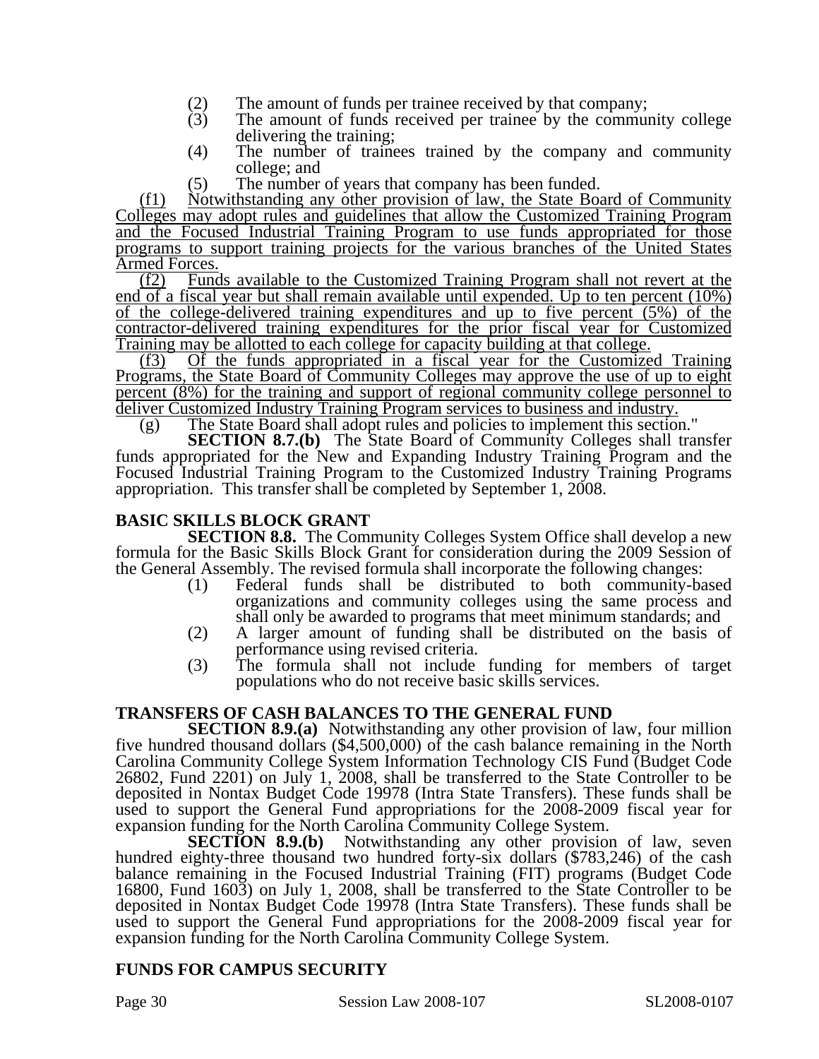(2) The amount of funds per trainee received by that company;
(3) The amount of funds received per trainee by the community college delivering the training;
(4) The number of trainees trained by the company and community college; and
(5) The number of years that company has been funded.

(f1) Notwithstanding any other provision of law, the State Board of Community Colleges may adopt rules and guidelines that allow the Customized Training Program and the Focused Industrial Training Program to use funds appropriated for those programs to support training projects for the various branches of the United States Armed Forces.

(f2) Funds available to the Customized Training Program shall not revert at the end of a fiscal year but shall remain available until expended. Up to ten percent (10%) of the college-delivered training expenditures and up to five percent (5%) of the contractor-delivered training expenditures for the prior fiscal year for Customized Training may be allotted to each college for capacity building at that college.

(f3) Of the funds appropriated in a fiscal year for the Customized Training Programs, the State Board of Community Colleges may approve the use of up to eight percent (8%) for the training and support of regional community college personnel to deliver Customized Industry Training Program services to business and industry.

(g) The State Board shall adopt rules and policies to implement this section."

**SECTION 8.7.(b)** The State Board of Community Colleges shall transfer funds appropriated for the New and Expanding Industry Training Program and the Focused Industrial Training Program to the Customized Industry Training Programs appropriation. This transfer shall be completed by September 1, 2008.

## BASIC SKILLS BLOCK GRANT

**SECTION 8.8.** The Community Colleges System Office shall develop a new formula for the Basic Skills Block Grant for consideration during the 2009 Session of the General Assembly. The revised formula shall incorporate the following changes:

(1) Federal funds shall be distributed to both community-based organizations and community colleges using the same process and shall only be awarded to programs that meet minimum standards; and
(2) A larger amount of funding shall be distributed on the basis of performance using revised criteria.
(3) The formula shall not include funding for members of target populations who do not receive basic skills services.

## TRANSFERS OF CASH BALANCES TO THE GENERAL FUND

**SECTION 8.9.(a)** Notwithstanding any other provision of law, four million five hundred thousand dollars ($4,500,000) of the cash balance remaining in the North Carolina Community College System Information Technology CIS Fund (Budget Code 26802, Fund 2201) on July 1, 2008, shall be transferred to the State Controller to be deposited in Nontax Budget Code 19978 (Intra State Transfers). These funds shall be used to support the General Fund appropriations for the 2008-2009 fiscal year for expansion funding for the North Carolina Community College System.

**SECTION 8.9.(b)** Notwithstanding any other provision of law, seven hundred eighty-three thousand two hundred forty-six dollars ($783,246) of the cash balance remaining in the Focused Industrial Training (FIT) programs (Budget Code 16800, Fund 1603) on July 1, 2008, shall be transferred to the State Controller to be deposited in Nontax Budget Code 19978 (Intra State Transfers). These funds shall be used to support the General Fund appropriations for the 2008-2009 fiscal year for expansion funding for the North Carolina Community College System.

## FUNDS FOR CAMPUS SECURITY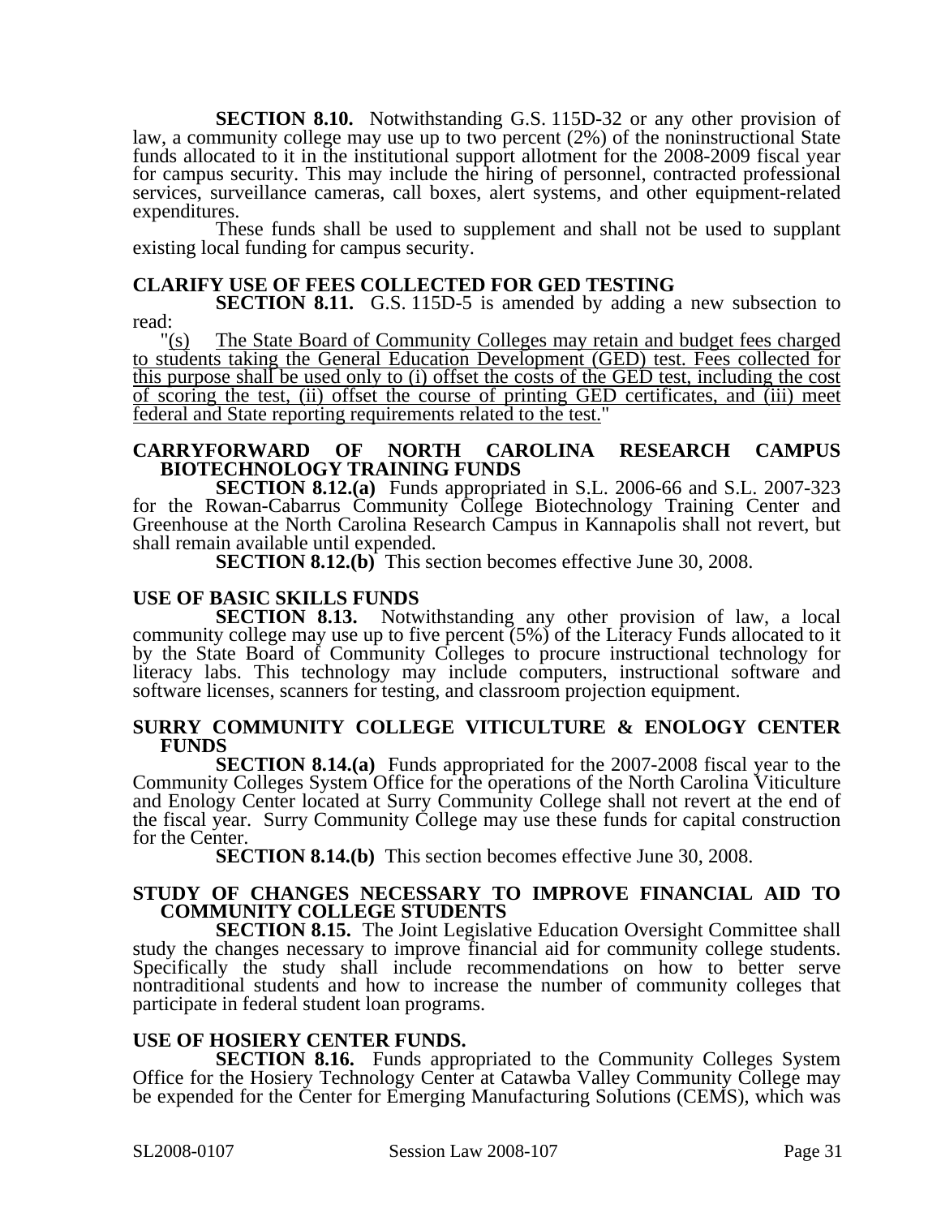**SECTION 8.10.** Notwithstanding G.S. 115D-32 or any other provision of law, a community college may use up to two percent (2%) of the noninstructional State funds allocated to it in the institutional support allotment for the 2008-2009 fiscal year for campus security. This may include the hiring of personnel, contracted professional services, surveillance cameras, call boxes, alert systems, and other equipment-related expenditures.

These funds shall be used to supplement and shall not be used to supplant existing local funding for campus security.

**CLARIFY USE OF FEES COLLECTED FOR GED TESTING**

**SECTION 8.11.** G.S. 115D-5 is amended by adding a new subsection to read:

"(s) The State Board of Community Colleges may retain and budget fees charged to students taking the General Education Development (GED) test. Fees collected for this purpose shall be used only to (i) offset the costs of the GED test, including the cost of scoring the test, (ii) offset the course of printing GED certificates, and (iii) meet federal and State reporting requirements related to the test."

**CARRYFORWARD OF NORTH CAROLINA RESEARCH CAMPUS BIOTECHNOLOGY TRAINING FUNDS**

**SECTION 8.12.(a)** Funds appropriated in S.L. 2006-66 and S.L. 2007-323 for the Rowan-Cabarrus Community College Biotechnology Training Center and Greenhouse at the North Carolina Research Campus in Kannapolis shall not revert, but shall remain available until expended.

**SECTION 8.12.(b)** This section becomes effective June 30, 2008.

**USE OF BASIC SKILLS FUNDS**

**SECTION 8.13.** Notwithstanding any other provision of law, a local community college may use up to five percent (5%) of the Literacy Funds allocated to it by the State Board of Community Colleges to procure instructional technology for literacy labs. This technology may include computers, instructional software and software licenses, scanners for testing, and classroom projection equipment.

**SURRY COMMUNITY COLLEGE VITICULTURE & ENOLOGY CENTER FUNDS**

**SECTION 8.14.(a)** Funds appropriated for the 2007-2008 fiscal year to the Community Colleges System Office for the operations of the North Carolina Viticulture and Enology Center located at Surry Community College shall not revert at the end of the fiscal year. Surry Community College may use these funds for capital construction for the Center.

**SECTION 8.14.(b)** This section becomes effective June 30, 2008.

**STUDY OF CHANGES NECESSARY TO IMPROVE FINANCIAL AID TO COMMUNITY COLLEGE STUDENTS**

**SECTION 8.15.** The Joint Legislative Education Oversight Committee shall study the changes necessary to improve financial aid for community college students. Specifically the study shall include recommendations on how to better serve nontraditional students and how to increase the number of community colleges that participate in federal student loan programs.

**USE OF HOSIERY CENTER FUNDS.**

**SECTION 8.16.** Funds appropriated to the Community Colleges System Office for the Hosiery Technology Center at Catawba Valley Community College may be expended for the Center for Emerging Manufacturing Solutions (CEMS), which was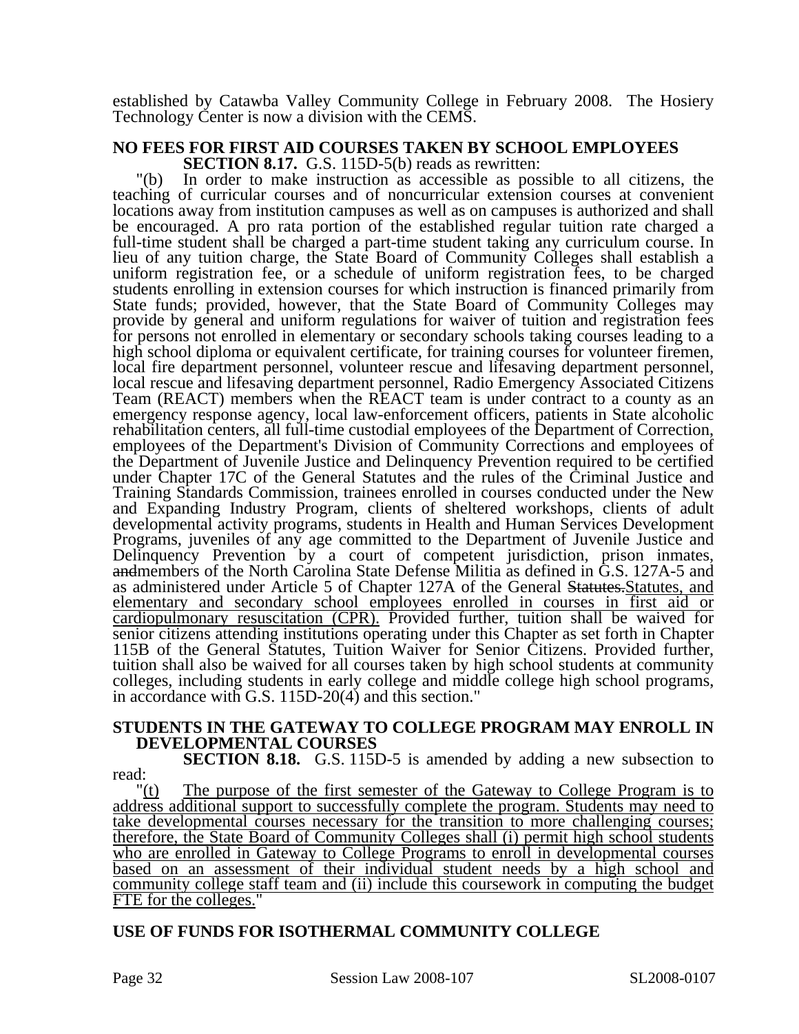established by Catawba Valley Community College in February 2008. The Hosiery Technology Center is now a division with the CEMS.

### NO FEES FOR FIRST AID COURSES TAKEN BY SCHOOL EMPLOYEES

**SECTION 8.17.** G.S. 115D-5(b) reads as rewritten:

"(b) In order to make instruction as accessible as possible to all citizens, the teaching of curricular courses and of noncurricular extension courses at convenient locations away from institution campuses as well as on campuses is authorized and shall be encouraged. A pro rata portion of the established regular tuition rate charged a full-time student shall be charged a part-time student taking any curriculum course. In lieu of any tuition charge, the State Board of Community Colleges shall establish a uniform registration fee, or a schedule of uniform registration fees, to be charged students enrolling in extension courses for which instruction is financed primarily from State funds; provided, however, that the State Board of Community Colleges may provide by general and uniform regulations for waiver of tuition and registration fees for persons not enrolled in elementary or secondary schools taking courses leading to a high school diploma or equivalent certificate, for training courses for volunteer firemen, local fire department personnel, volunteer rescue and lifesaving department personnel, local rescue and lifesaving department personnel, Radio Emergency Associated Citizens Team (REACT) members when the REACT team is under contract to a county as an emergency response agency, local law-enforcement officers, patients in State alcoholic rehabilitation centers, all full-time custodial employees of the Department of Correction, employees of the Department's Division of Community Corrections and employees of the Department of Juvenile Justice and Delinquency Prevention required to be certified under Chapter 17C of the General Statutes and the rules of the Criminal Justice and Training Standards Commission, trainees enrolled in courses conducted under the New and Expanding Industry Program, clients of sheltered workshops, clients of adult developmental activity programs, students in Health and Human Services Development Programs, juveniles of any age committed to the Department of Juvenile Justice and Delinquency Prevention by a court of competent jurisdiction, prison inmates, ~~and~~members of the North Carolina State Defense Militia as defined in G.S. 127A-5 and as administered under Article 5 of Chapter 127A of the General ~~Statutes.~~<u>Statutes, and elementary and secondary school employees enrolled in courses in first aid or cardiopulmonary resuscitation (CPR).</u> Provided further, tuition shall be waived for senior citizens attending institutions operating under this Chapter as set forth in Chapter 115B of the General Statutes, Tuition Waiver for Senior Citizens. Provided further, tuition shall also be waived for all courses taken by high school students at community colleges, including students in early college and middle college high school programs, in accordance with G.S. 115D-20(4) and this section."

### STUDENTS IN THE GATEWAY TO COLLEGE PROGRAM MAY ENROLL IN DEVELOPMENTAL COURSES

**SECTION 8.18.** G.S. 115D-5 is amended by adding a new subsection to read:

"<u>(t) The purpose of the first semester of the Gateway to College Program is to address additional support to successfully complete the program. Students may need to take developmental courses necessary for the transition to more challenging courses; therefore, the State Board of Community Colleges shall (i) permit high school students who are enrolled in Gateway to College Programs to enroll in developmental courses based on an assessment of their individual student needs by a high school and community college staff team and (ii) include this coursework in computing the budget FTE for the colleges.</u>"

### USE OF FUNDS FOR ISOTHERMAL COMMUNITY COLLEGE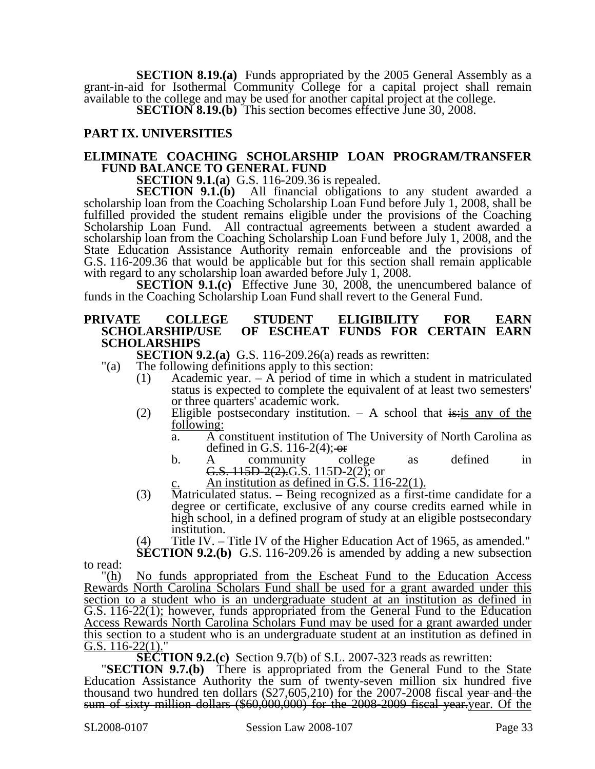**SECTION 8.19.(a)** Funds appropriated by the 2005 General Assembly as a grant-in-aid for Isothermal Community College for a capital project shall remain available to the college and may be used for another capital project at the college.

**SECTION 8.19.(b)** This section becomes effective June 30, 2008.

## PART IX. UNIVERSITIES

### ELIMINATE COACHING SCHOLARSHIP LOAN PROGRAM/TRANSFER FUND BALANCE TO GENERAL FUND

**SECTION 9.1.(a)** G.S. 116-209.36 is repealed.

**SECTION 9.1.(b)** All financial obligations to any student awarded a scholarship loan from the Coaching Scholarship Loan Fund before July 1, 2008, shall be fulfilled provided the student remains eligible under the provisions of the Coaching Scholarship Loan Fund. All contractual agreements between a student awarded a scholarship loan from the Coaching Scholarship Loan Fund before July 1, 2008, and the State Education Assistance Authority remain enforceable and the provisions of G.S. 116-209.36 that would be applicable but for this section shall remain applicable with regard to any scholarship loan awarded before July 1, 2008.

**SECTION 9.1.(c)** Effective June 30, 2008, the unencumbered balance of funds in the Coaching Scholarship Loan Fund shall revert to the General Fund.

### PRIVATE COLLEGE STUDENT ELIGIBILITY FOR EARN SCHOLARSHIP/USE OF ESCHEAT FUNDS FOR CERTAIN EARN SCHOLARSHIPS

**SECTION 9.2.(a)** G.S. 116-209.26(a) reads as rewritten:

"(a) The following definitions apply to this section:

(1) Academic year. – A period of time in which a student in matriculated status is expected to complete the equivalent of at least two semesters' or three quarters' academic work.

(2) Eligible postsecondary institution. – A school that ~~is:~~is any of the following:

a. A constituent institution of The University of North Carolina as defined in G.S. 116-2(4); ~~or~~

b. A community college as defined in ~~G.S. 115D-2(2).~~G.S. 115D-2(2); or

c. An institution as defined in G.S. 116-22(1).

(3) Matriculated status. – Being recognized as a first-time candidate for a degree or certificate, exclusive of any course credits earned while in high school, in a defined program of study at an eligible postsecondary institution.

(4) Title IV. – Title IV of the Higher Education Act of 1965, as amended."

**SECTION 9.2.(b)** G.S. 116-209.26 is amended by adding a new subsection to read:

"(h) No funds appropriated from the Escheat Fund to the Education Access Rewards North Carolina Scholars Fund shall be used for a grant awarded under this section to a student who is an undergraduate student at an institution as defined in G.S. 116-22(1); however, funds appropriated from the General Fund to the Education Access Rewards North Carolina Scholars Fund may be used for a grant awarded under this section to a student who is an undergraduate student at an institution as defined in G.S. 116-22(1)."

**SECTION 9.2.(c)** Section 9.7(b) of S.L. 2007-323 reads as rewritten:

"**SECTION 9.7.(b)** There is appropriated from the General Fund to the State Education Assistance Authority the sum of twenty-seven million six hundred five thousand two hundred ten dollars ($27,605,210) for the 2007-2008 fiscal ~~year and the sum of sixty million dollars ($60,000,000) for the 2008-2009 fiscal year.~~year. Of the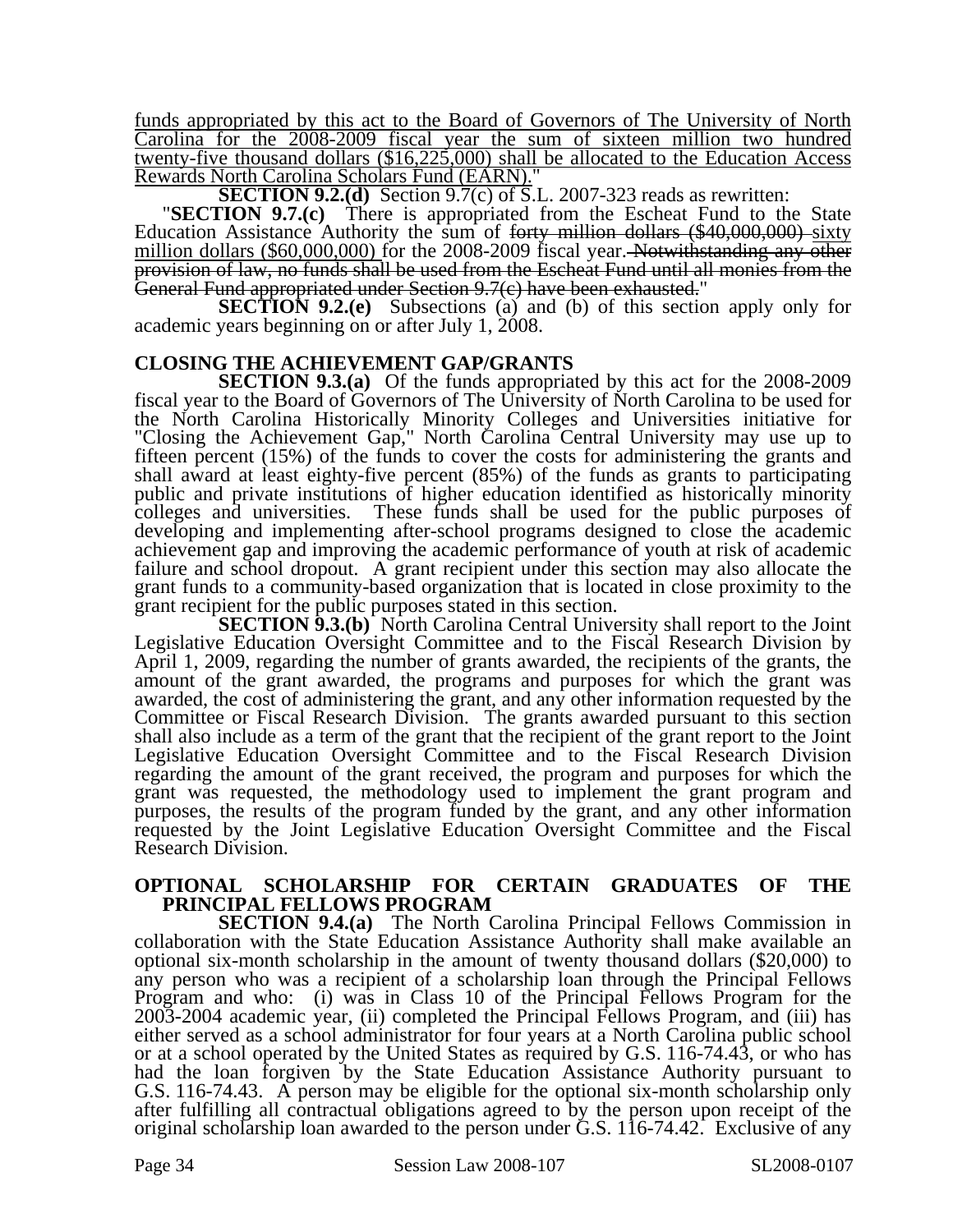funds appropriated by this act to the Board of Governors of The University of North Carolina for the 2008-2009 fiscal year the sum of sixteen million two hundred twenty-five thousand dollars ($16,225,000) shall be allocated to the Education Access Rewards North Carolina Scholars Fund (EARN)."

**SECTION 9.2.(d)** Section 9.7(c) of S.L. 2007-323 reads as rewritten:

"**SECTION 9.7.(c)** There is appropriated from the Escheat Fund to the State Education Assistance Authority the sum of ~~forty million dollars ($40,000,000)~~ sixty million dollars ($60,000,000) for the 2008-2009 fiscal year. ~~Notwithstanding any other provision of law, no funds shall be used from the Escheat Fund until all monies from the General Fund appropriated under Section 9.7(c) have been exhausted.~~"

**SECTION 9.2.(e)** Subsections (a) and (b) of this section apply only for academic years beginning on or after July 1, 2008.

## CLOSING THE ACHIEVEMENT GAP/GRANTS

**SECTION 9.3.(a)** Of the funds appropriated by this act for the 2008-2009 fiscal year to the Board of Governors of The University of North Carolina to be used for the North Carolina Historically Minority Colleges and Universities initiative for "Closing the Achievement Gap," North Carolina Central University may use up to fifteen percent (15%) of the funds to cover the costs for administering the grants and shall award at least eighty-five percent (85%) of the funds as grants to participating public and private institutions of higher education identified as historically minority colleges and universities. These funds shall be used for the public purposes of developing and implementing after-school programs designed to close the academic achievement gap and improving the academic performance of youth at risk of academic failure and school dropout. A grant recipient under this section may also allocate the grant funds to a community-based organization that is located in close proximity to the grant recipient for the public purposes stated in this section.

**SECTION 9.3.(b)** North Carolina Central University shall report to the Joint Legislative Education Oversight Committee and to the Fiscal Research Division by April 1, 2009, regarding the number of grants awarded, the recipients of the grants, the amount of the grant awarded, the programs and purposes for which the grant was awarded, the cost of administering the grant, and any other information requested by the Committee or Fiscal Research Division. The grants awarded pursuant to this section shall also include as a term of the grant that the recipient of the grant report to the Joint Legislative Education Oversight Committee and to the Fiscal Research Division regarding the amount of the grant received, the program and purposes for which the grant was requested, the methodology used to implement the grant program and purposes, the results of the program funded by the grant, and any other information requested by the Joint Legislative Education Oversight Committee and the Fiscal Research Division.

## OPTIONAL SCHOLARSHIP FOR CERTAIN GRADUATES OF THE PRINCIPAL FELLOWS PROGRAM

**SECTION 9.4.(a)** The North Carolina Principal Fellows Commission in collaboration with the State Education Assistance Authority shall make available an optional six-month scholarship in the amount of twenty thousand dollars ($20,000) to any person who was a recipient of a scholarship loan through the Principal Fellows Program and who: (i) was in Class 10 of the Principal Fellows Program for the 2003-2004 academic year, (ii) completed the Principal Fellows Program, and (iii) has either served as a school administrator for four years at a North Carolina public school or at a school operated by the United States as required by G.S. 116-74.43, or who has had the loan forgiven by the State Education Assistance Authority pursuant to G.S. 116-74.43. A person may be eligible for the optional six-month scholarship only after fulfilling all contractual obligations agreed to by the person upon receipt of the original scholarship loan awarded to the person under G.S. 116-74.42. Exclusive of any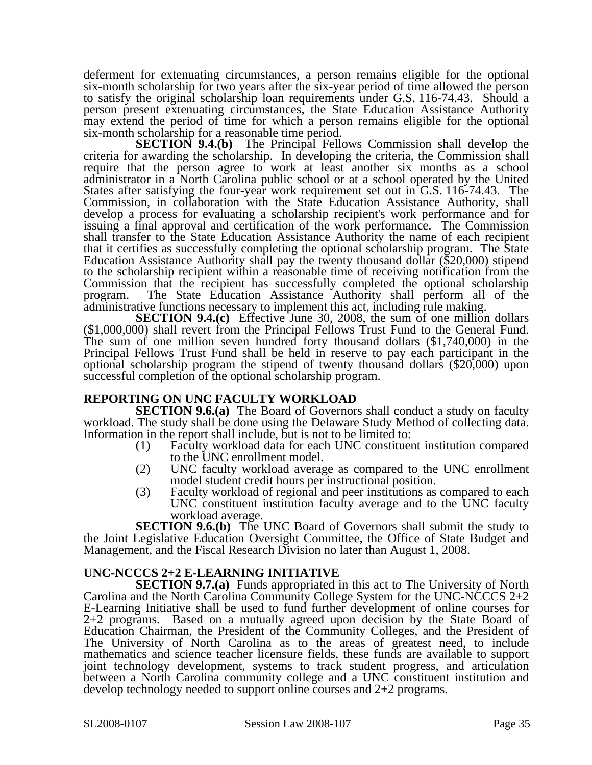deferment for extenuating circumstances, a person remains eligible for the optional six-month scholarship for two years after the six-year period of time allowed the person to satisfy the original scholarship loan requirements under G.S. 116-74.43. Should a person present extenuating circumstances, the State Education Assistance Authority may extend the period of time for which a person remains eligible for the optional six-month scholarship for a reasonable time period.

**SECTION 9.4.(b)** The Principal Fellows Commission shall develop the criteria for awarding the scholarship. In developing the criteria, the Commission shall require that the person agree to work at least another six months as a school administrator in a North Carolina public school or at a school operated by the United States after satisfying the four-year work requirement set out in G.S. 116-74.43. The Commission, in collaboration with the State Education Assistance Authority, shall develop a process for evaluating a scholarship recipient's work performance and for issuing a final approval and certification of the work performance. The Commission shall transfer to the State Education Assistance Authority the name of each recipient that it certifies as successfully completing the optional scholarship program. The State Education Assistance Authority shall pay the twenty thousand dollar ($20,000) stipend to the scholarship recipient within a reasonable time of receiving notification from the Commission that the recipient has successfully completed the optional scholarship program. The State Education Assistance Authority shall perform all of the administrative functions necessary to implement this act, including rule making.

**SECTION 9.4.(c)** Effective June 30, 2008, the sum of one million dollars ($1,000,000) shall revert from the Principal Fellows Trust Fund to the General Fund. The sum of one million seven hundred forty thousand dollars ($1,740,000) in the Principal Fellows Trust Fund shall be held in reserve to pay each participant in the optional scholarship program the stipend of twenty thousand dollars ($20,000) upon successful completion of the optional scholarship program.

## REPORTING ON UNC FACULTY WORKLOAD

**SECTION 9.6.(a)** The Board of Governors shall conduct a study on faculty workload. The study shall be done using the Delaware Study Method of collecting data. Information in the report shall include, but is not to be limited to:

(1) Faculty workload data for each UNC constituent institution compared to the UNC enrollment model.
(2) UNC faculty workload average as compared to the UNC enrollment model student credit hours per instructional position.
(3) Faculty workload of regional and peer institutions as compared to each UNC constituent institution faculty average and to the UNC faculty workload average.

**SECTION 9.6.(b)** The UNC Board of Governors shall submit the study to the Joint Legislative Education Oversight Committee, the Office of State Budget and Management, and the Fiscal Research Division no later than August 1, 2008.

## UNC-NCCCS 2+2 E-LEARNING INITIATIVE

**SECTION 9.7.(a)** Funds appropriated in this act to The University of North Carolina and the North Carolina Community College System for the UNC-NCCCS 2+2 E-Learning Initiative shall be used to fund further development of online courses for 2+2 programs. Based on a mutually agreed upon decision by the State Board of Education Chairman, the President of the Community Colleges, and the President of The University of North Carolina as to the areas of greatest need, to include mathematics and science teacher licensure fields, these funds are available to support joint technology development, systems to track student progress, and articulation between a North Carolina community college and a UNC constituent institution and develop technology needed to support online courses and 2+2 programs.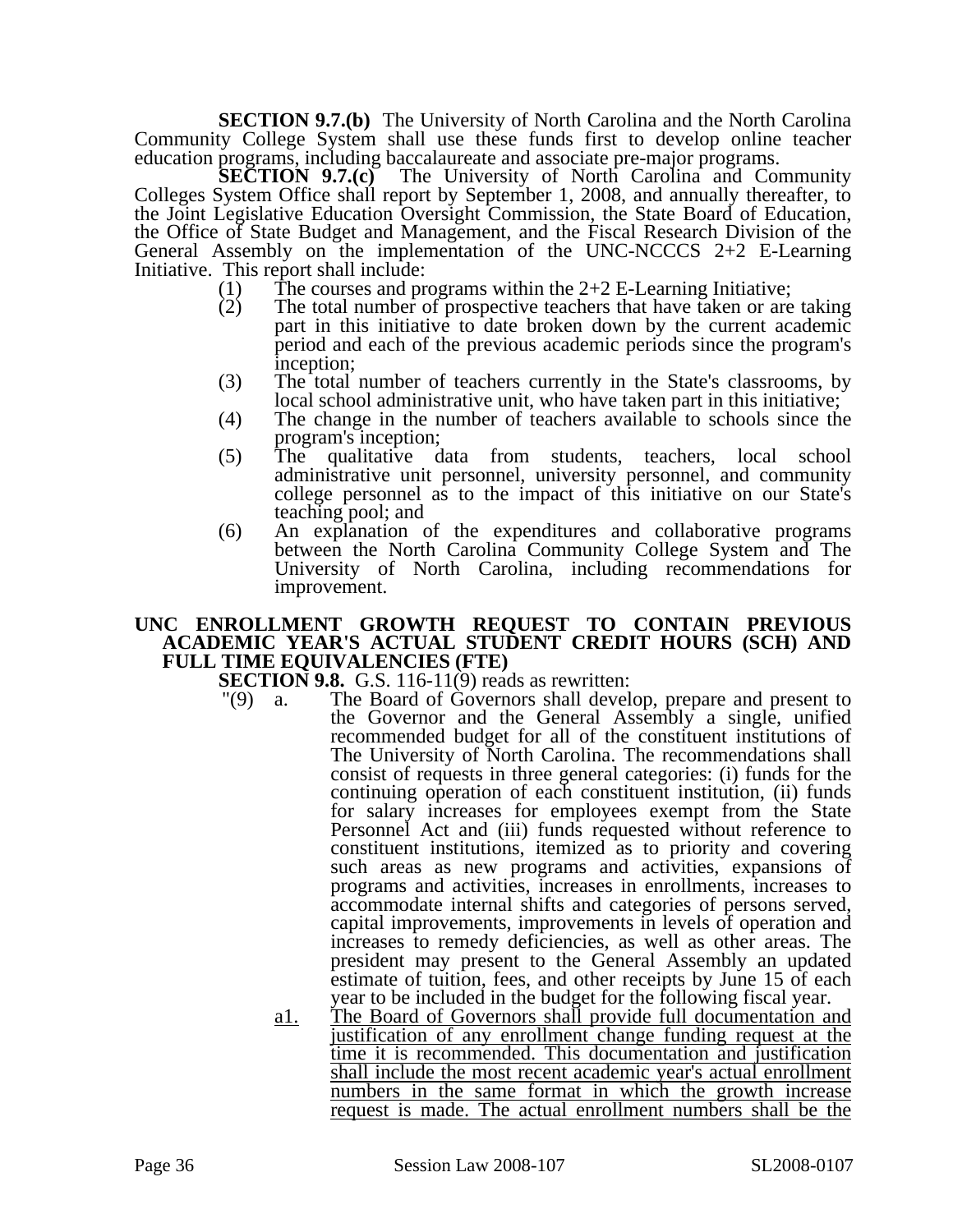**SECTION 9.7.(b)** The University of North Carolina and the North Carolina Community College System shall use these funds first to develop online teacher education programs, including baccalaureate and associate pre-major programs.

**SECTION 9.7.(c)** The University of North Carolina and Community Colleges System Office shall report by September 1, 2008, and annually thereafter, to the Joint Legislative Education Oversight Commission, the State Board of Education, the Office of State Budget and Management, and the Fiscal Research Division of the General Assembly on the implementation of the UNC-NCCCS 2+2 E-Learning Initiative. This report shall include:

(1) The courses and programs within the 2+2 E-Learning Initiative;

(2) The total number of prospective teachers that have taken or are taking part in this initiative to date broken down by the current academic period and each of the previous academic periods since the program's inception;

(3) The total number of teachers currently in the State's classrooms, by local school administrative unit, who have taken part in this initiative;

(4) The change in the number of teachers available to schools since the program's inception;

(5) The qualitative data from students, teachers, local school administrative unit personnel, university personnel, and community college personnel as to the impact of this initiative on our State's teaching pool; and

(6) An explanation of the expenditures and collaborative programs between the North Carolina Community College System and The University of North Carolina, including recommendations for improvement.

**UNC ENROLLMENT GROWTH REQUEST TO CONTAIN PREVIOUS ACADEMIC YEAR'S ACTUAL STUDENT CREDIT HOURS (SCH) AND FULL TIME EQUIVALENCIES (FTE)**

**SECTION 9.8.** G.S. 116-11(9) reads as rewritten:

"(9) a. The Board of Governors shall develop, prepare and present to the Governor and the General Assembly a single, unified recommended budget for all of the constituent institutions of The University of North Carolina. The recommendations shall consist of requests in three general categories: (i) funds for the continuing operation of each constituent institution, (ii) funds for salary increases for employees exempt from the State Personnel Act and (iii) funds requested without reference to constituent institutions, itemized as to priority and covering such areas as new programs and activities, expansions of programs and activities, increases in enrollments, increases to accommodate internal shifts and categories of persons served, capital improvements, improvements in levels of operation and increases to remedy deficiencies, as well as other areas. The president may present to the General Assembly an updated estimate of tuition, fees, and other receipts by June 15 of each year to be included in the budget for the following fiscal year.

a1. The Board of Governors shall provide full documentation and justification of any enrollment change funding request at the time it is recommended. This documentation and justification shall include the most recent academic year's actual enrollment numbers in the same format in which the growth increase request is made. The actual enrollment numbers shall be the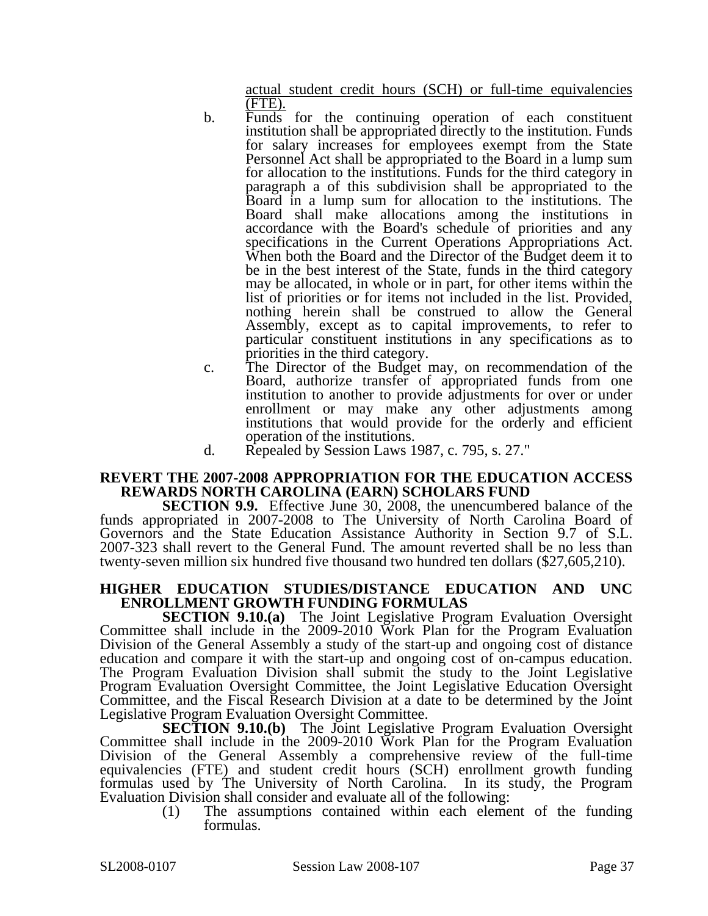actual student credit hours (SCH) or full-time equivalencies (FTE).

b. Funds for the continuing operation of each constituent institution shall be appropriated directly to the institution. Funds for salary increases for employees exempt from the State Personnel Act shall be appropriated to the Board in a lump sum for allocation to the institutions. Funds for the third category in paragraph a of this subdivision shall be appropriated to the Board in a lump sum for allocation to the institutions. The Board shall make allocations among the institutions in accordance with the Board's schedule of priorities and any specifications in the Current Operations Appropriations Act. When both the Board and the Director of the Budget deem it to be in the best interest of the State, funds in the third category may be allocated, in whole or in part, for other items within the list of priorities or for items not included in the list. Provided, nothing herein shall be construed to allow the General Assembly, except as to capital improvements, to refer to particular constituent institutions in any specifications as to priorities in the third category.

c. The Director of the Budget may, on recommendation of the Board, authorize transfer of appropriated funds from one institution to another to provide adjustments for over or under enrollment or may make any other adjustments among institutions that would provide for the orderly and efficient operation of the institutions.

d. Repealed by Session Laws 1987, c. 795, s. 27."

**REVERT THE 2007-2008 APPROPRIATION FOR THE EDUCATION ACCESS REWARDS NORTH CAROLINA (EARN) SCHOLARS FUND**

**SECTION 9.9.** Effective June 30, 2008, the unencumbered balance of the funds appropriated in 2007-2008 to The University of North Carolina Board of Governors and the State Education Assistance Authority in Section 9.7 of S.L. 2007-323 shall revert to the General Fund. The amount reverted shall be no less than twenty-seven million six hundred five thousand two hundred ten dollars ($27,605,210).

**HIGHER EDUCATION STUDIES/DISTANCE EDUCATION AND UNC ENROLLMENT GROWTH FUNDING FORMULAS**

**SECTION 9.10.(a)** The Joint Legislative Program Evaluation Oversight Committee shall include in the 2009-2010 Work Plan for the Program Evaluation Division of the General Assembly a study of the start-up and ongoing cost of distance education and compare it with the start-up and ongoing cost of on-campus education. The Program Evaluation Division shall submit the study to the Joint Legislative Program Evaluation Oversight Committee, the Joint Legislative Education Oversight Committee, and the Fiscal Research Division at a date to be determined by the Joint Legislative Program Evaluation Oversight Committee.

**SECTION 9.10.(b)** The Joint Legislative Program Evaluation Oversight Committee shall include in the 2009-2010 Work Plan for the Program Evaluation Division of the General Assembly a comprehensive review of the full-time equivalencies (FTE) and student credit hours (SCH) enrollment growth funding formulas used by The University of North Carolina. In its study, the Program Evaluation Division shall consider and evaluate all of the following:

(1) The assumptions contained within each element of the funding formulas.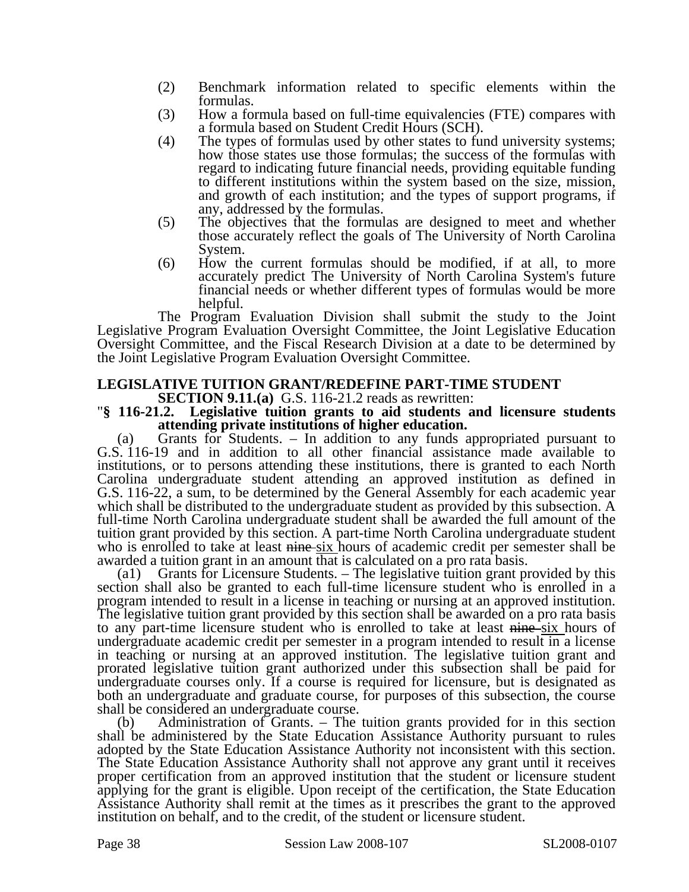(2) Benchmark information related to specific elements within the formulas.

(3) How a formula based on full-time equivalencies (FTE) compares with a formula based on Student Credit Hours (SCH).

(4) The types of formulas used by other states to fund university systems; how those states use those formulas; the success of the formulas with regard to indicating future financial needs, providing equitable funding to different institutions within the system based on the size, mission, and growth of each institution; and the types of support programs, if any, addressed by the formulas.

(5) The objectives that the formulas are designed to meet and whether those accurately reflect the goals of The University of North Carolina System.

(6) How the current formulas should be modified, if at all, to more accurately predict The University of North Carolina System's future financial needs or whether different types of formulas would be more helpful.

The Program Evaluation Division shall submit the study to the Joint Legislative Program Evaluation Oversight Committee, the Joint Legislative Education Oversight Committee, and the Fiscal Research Division at a date to be determined by the Joint Legislative Program Evaluation Oversight Committee.

**LEGISLATIVE TUITION GRANT/REDEFINE PART-TIME STUDENT**

**SECTION 9.11.(a)** G.S. 116-21.2 reads as rewritten:

"**§ 116-21.2. Legislative tuition grants to aid students and licensure students attending private institutions of higher education.**

(a) Grants for Students. – In addition to any funds appropriated pursuant to G.S. 116-19 and in addition to all other financial assistance made available to institutions, or to persons attending these institutions, there is granted to each North Carolina undergraduate student attending an approved institution as defined in G.S. 116-22, a sum, to be determined by the General Assembly for each academic year which shall be distributed to the undergraduate student as provided by this subsection. A full-time North Carolina undergraduate student shall be awarded the full amount of the tuition grant provided by this section. A part-time North Carolina undergraduate student who is enrolled to take at least ~~nine~~ six hours of academic credit per semester shall be awarded a tuition grant in an amount that is calculated on a pro rata basis.

(a1) Grants for Licensure Students. – The legislative tuition grant provided by this section shall also be granted to each full-time licensure student who is enrolled in a program intended to result in a license in teaching or nursing at an approved institution. The legislative tuition grant provided by this section shall be awarded on a pro rata basis to any part-time licensure student who is enrolled to take at least ~~nine~~ six hours of undergraduate academic credit per semester in a program intended to result in a license in teaching or nursing at an approved institution. The legislative tuition grant and prorated legislative tuition grant authorized under this subsection shall be paid for undergraduate courses only. If a course is required for licensure, but is designated as both an undergraduate and graduate course, for purposes of this subsection, the course shall be considered an undergraduate course.

(b) Administration of Grants. – The tuition grants provided for in this section shall be administered by the State Education Assistance Authority pursuant to rules adopted by the State Education Assistance Authority not inconsistent with this section. The State Education Assistance Authority shall not approve any grant until it receives proper certification from an approved institution that the student or licensure student applying for the grant is eligible. Upon receipt of the certification, the State Education Assistance Authority shall remit at the times as it prescribes the grant to the approved institution on behalf, and to the credit, of the student or licensure student.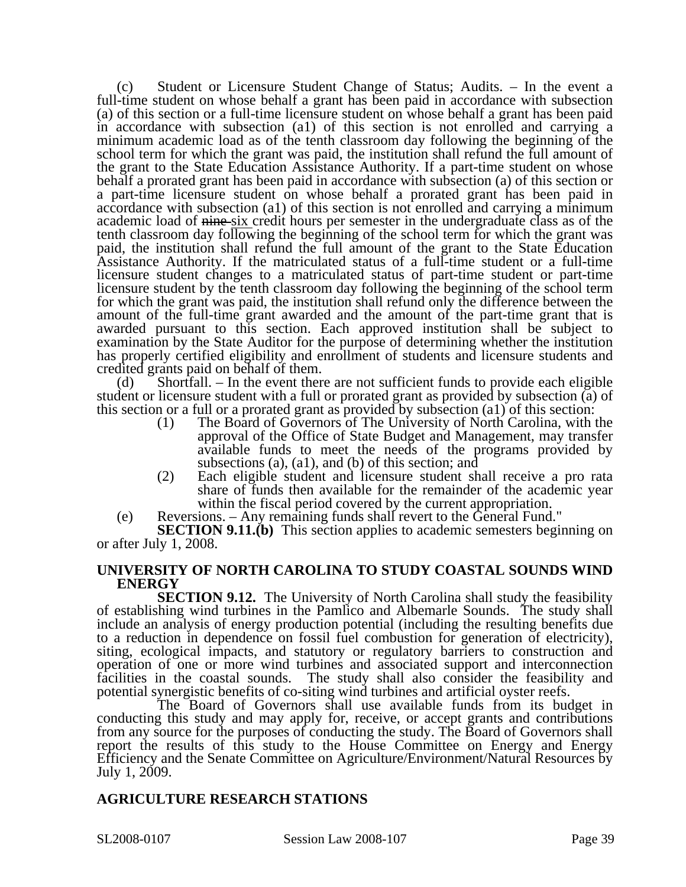(c) Student or Licensure Student Change of Status; Audits. – In the event a full-time student on whose behalf a grant has been paid in accordance with subsection (a) of this section or a full-time licensure student on whose behalf a grant has been paid in accordance with subsection (a1) of this section is not enrolled and carrying a minimum academic load as of the tenth classroom day following the beginning of the school term for which the grant was paid, the institution shall refund the full amount of the grant to the State Education Assistance Authority. If a part-time student on whose behalf a prorated grant has been paid in accordance with subsection (a) of this section or a part-time licensure student on whose behalf a prorated grant has been paid in accordance with subsection (a1) of this section is not enrolled and carrying a minimum academic load of ~~nine~~ six credit hours per semester in the undergraduate class as of the tenth classroom day following the beginning of the school term for which the grant was paid, the institution shall refund the full amount of the grant to the State Education Assistance Authority. If the matriculated status of a full-time student or a full-time licensure student changes to a matriculated status of part-time student or part-time licensure student by the tenth classroom day following the beginning of the school term for which the grant was paid, the institution shall refund only the difference between the amount of the full-time grant awarded and the amount of the part-time grant that is awarded pursuant to this section. Each approved institution shall be subject to examination by the State Auditor for the purpose of determining whether the institution has properly certified eligibility and enrollment of students and licensure students and credited grants paid on behalf of them.

(d) Shortfall. – In the event there are not sufficient funds to provide each eligible student or licensure student with a full or prorated grant as provided by subsection (a) of this section or a full or a prorated grant as provided by subsection (a1) of this section:

(1) The Board of Governors of The University of North Carolina, with the approval of the Office of State Budget and Management, may transfer available funds to meet the needs of the programs provided by subsections (a), (a1), and (b) of this section; and

(2) Each eligible student and licensure student shall receive a pro rata share of funds then available for the remainder of the academic year within the fiscal period covered by the current appropriation.

(e) Reversions. – Any remaining funds shall revert to the General Fund."

**SECTION 9.11.(b)** This section applies to academic semesters beginning on or after July 1, 2008.

## UNIVERSITY OF NORTH CAROLINA TO STUDY COASTAL SOUNDS WIND ENERGY

**SECTION 9.12.** The University of North Carolina shall study the feasibility of establishing wind turbines in the Pamlico and Albemarle Sounds. The study shall include an analysis of energy production potential (including the resulting benefits due to a reduction in dependence on fossil fuel combustion for generation of electricity), siting, ecological impacts, and statutory or regulatory barriers to construction and operation of one or more wind turbines and associated support and interconnection facilities in the coastal sounds. The study shall also consider the feasibility and potential synergistic benefits of co-siting wind turbines and artificial oyster reefs.

The Board of Governors shall use available funds from its budget in conducting this study and may apply for, receive, or accept grants and contributions from any source for the purposes of conducting the study. The Board of Governors shall report the results of this study to the House Committee on Energy and Energy Efficiency and the Senate Committee on Agriculture/Environment/Natural Resources by July 1, 2009.

## AGRICULTURE RESEARCH STATIONS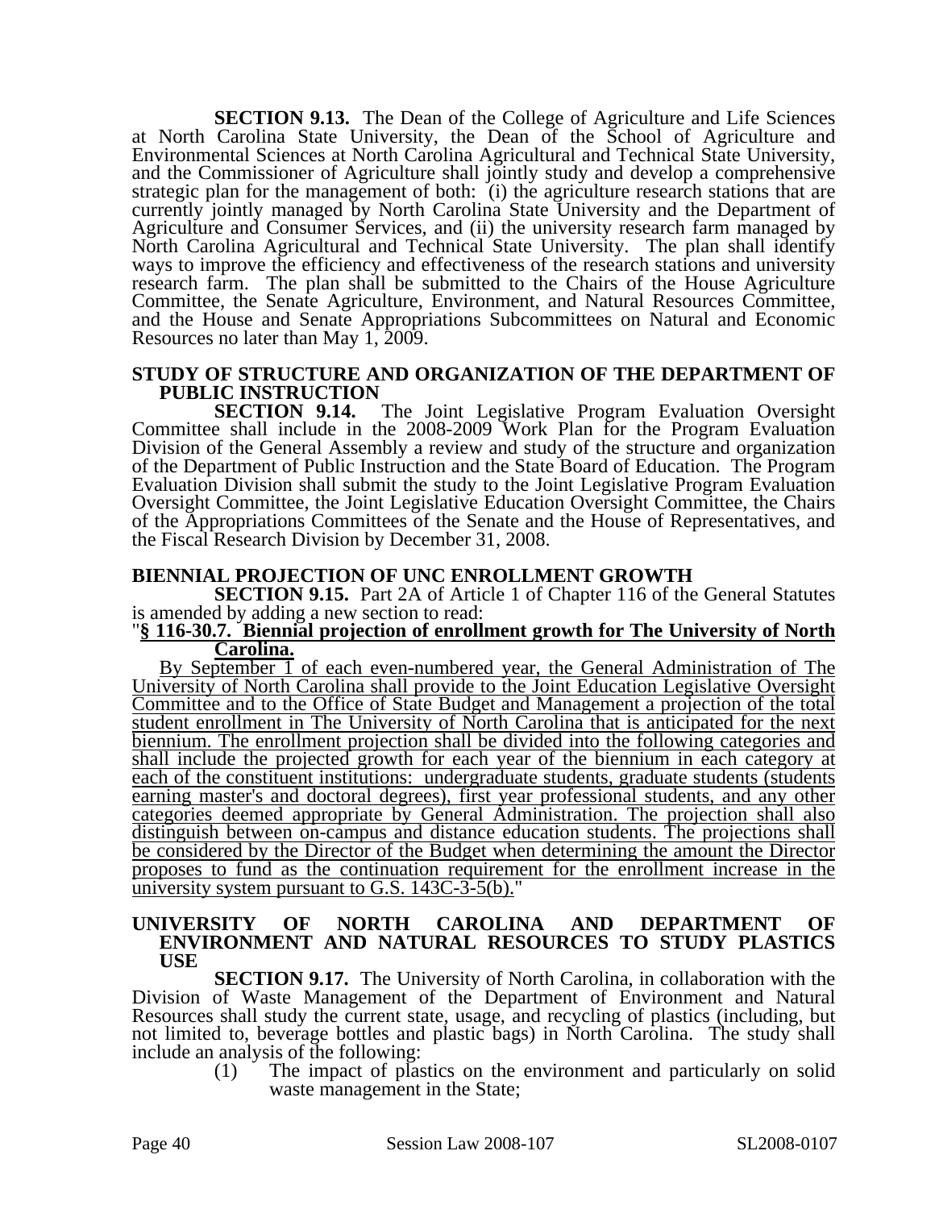**SECTION 9.13.** The Dean of the College of Agriculture and Life Sciences at North Carolina State University, the Dean of the School of Agriculture and Environmental Sciences at North Carolina Agricultural and Technical State University, and the Commissioner of Agriculture shall jointly study and develop a comprehensive strategic plan for the management of both: (i) the agriculture research stations that are currently jointly managed by North Carolina State University and the Department of Agriculture and Consumer Services, and (ii) the university research farm managed by North Carolina Agricultural and Technical State University. The plan shall identify ways to improve the efficiency and effectiveness of the research stations and university research farm. The plan shall be submitted to the Chairs of the House Agriculture Committee, the Senate Agriculture, Environment, and Natural Resources Committee, and the House and Senate Appropriations Subcommittees on Natural and Economic Resources no later than May 1, 2009.

**STUDY OF STRUCTURE AND ORGANIZATION OF THE DEPARTMENT OF PUBLIC INSTRUCTION**

**SECTION 9.14.** The Joint Legislative Program Evaluation Oversight Committee shall include in the 2008-2009 Work Plan for the Program Evaluation Division of the General Assembly a review and study of the structure and organization of the Department of Public Instruction and the State Board of Education. The Program Evaluation Division shall submit the study to the Joint Legislative Program Evaluation Oversight Committee, the Joint Legislative Education Oversight Committee, the Chairs of the Appropriations Committees of the Senate and the House of Representatives, and the Fiscal Research Division by December 31, 2008.

**BIENNIAL PROJECTION OF UNC ENROLLMENT GROWTH**

**SECTION 9.15.** Part 2A of Article 1 of Chapter 116 of the General Statutes is amended by adding a new section to read:

"**§ 116-30.7. Biennial projection of enrollment growth for The University of North Carolina.**

By September 1 of each even-numbered year, the General Administration of The University of North Carolina shall provide to the Joint Education Legislative Oversight Committee and to the Office of State Budget and Management a projection of the total student enrollment in The University of North Carolina that is anticipated for the next biennium. The enrollment projection shall be divided into the following categories and shall include the projected growth for each year of the biennium in each category at each of the constituent institutions: undergraduate students, graduate students (students earning master's and doctoral degrees), first year professional students, and any other categories deemed appropriate by General Administration. The projection shall also distinguish between on-campus and distance education students. The projections shall be considered by the Director of the Budget when determining the amount the Director proposes to fund as the continuation requirement for the enrollment increase in the university system pursuant to G.S. 143C-3-5(b)."

**UNIVERSITY OF NORTH CAROLINA AND DEPARTMENT OF ENVIRONMENT AND NATURAL RESOURCES TO STUDY PLASTICS USE**

**SECTION 9.17.** The University of North Carolina, in collaboration with the Division of Waste Management of the Department of Environment and Natural Resources shall study the current state, usage, and recycling of plastics (including, but not limited to, beverage bottles and plastic bags) in North Carolina. The study shall include an analysis of the following:

(1) The impact of plastics on the environment and particularly on solid waste management in the State;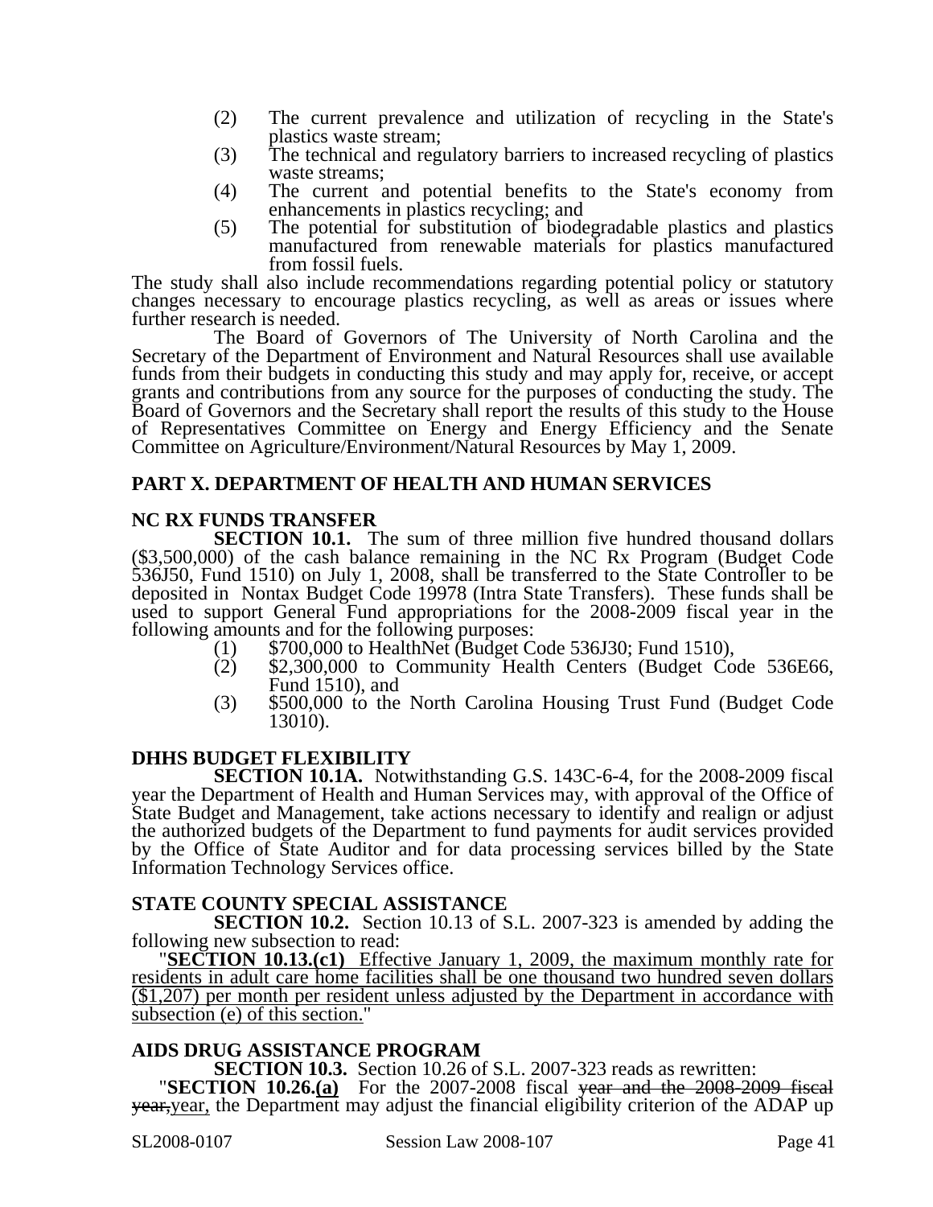(2) The current prevalence and utilization of recycling in the State's plastics waste stream;
(3) The technical and regulatory barriers to increased recycling of plastics waste streams;
(4) The current and potential benefits to the State's economy from enhancements in plastics recycling; and
(5) The potential for substitution of biodegradable plastics and plastics manufactured from renewable materials for plastics manufactured from fossil fuels.

The study shall also include recommendations regarding potential policy or statutory changes necessary to encourage plastics recycling, as well as areas or issues where further research is needed.

The Board of Governors of The University of North Carolina and the Secretary of the Department of Environment and Natural Resources shall use available funds from their budgets in conducting this study and may apply for, receive, or accept grants and contributions from any source for the purposes of conducting the study. The Board of Governors and the Secretary shall report the results of this study to the House of Representatives Committee on Energy and Energy Efficiency and the Senate Committee on Agriculture/Environment/Natural Resources by May 1, 2009.

## PART X. DEPARTMENT OF HEALTH AND HUMAN SERVICES

### NC RX FUNDS TRANSFER

**SECTION 10.1.** The sum of three million five hundred thousand dollars ($3,500,000) of the cash balance remaining in the NC Rx Program (Budget Code 536J50, Fund 1510) on July 1, 2008, shall be transferred to the State Controller to be deposited in Nontax Budget Code 19978 (Intra State Transfers). These funds shall be used to support General Fund appropriations for the 2008-2009 fiscal year in the following amounts and for the following purposes:

(1) $700,000 to HealthNet (Budget Code 536J30; Fund 1510),
(2) $2,300,000 to Community Health Centers (Budget Code 536E66, Fund 1510), and
(3) $500,000 to the North Carolina Housing Trust Fund (Budget Code 13010).

### DHHS BUDGET FLEXIBILITY

**SECTION 10.1A.** Notwithstanding G.S. 143C-6-4, for the 2008-2009 fiscal year the Department of Health and Human Services may, with approval of the Office of State Budget and Management, take actions necessary to identify and realign or adjust the authorized budgets of the Department to fund payments for audit services provided by the Office of State Auditor and for data processing services billed by the State Information Technology Services office.

### STATE COUNTY SPECIAL ASSISTANCE

**SECTION 10.2.** Section 10.13 of S.L. 2007-323 is amended by adding the following new subsection to read:

"<u>**SECTION 10.13.(c1)** Effective January 1, 2009, the maximum monthly rate for residents in adult care home facilities shall be one thousand two hundred seven dollars ($1,207) per month per resident unless adjusted by the Department in accordance with subsection (e) of this section.</u>"

### AIDS DRUG ASSISTANCE PROGRAM

**SECTION 10.3.** Section 10.26 of S.L. 2007-323 reads as rewritten:

"**SECTION 10.26.<u>(a)</u>** For the 2007-2008 fiscal ~~year and the 2008-2009 fiscal year,~~<u>year,</u> the Department may adjust the financial eligibility criterion of the ADAP up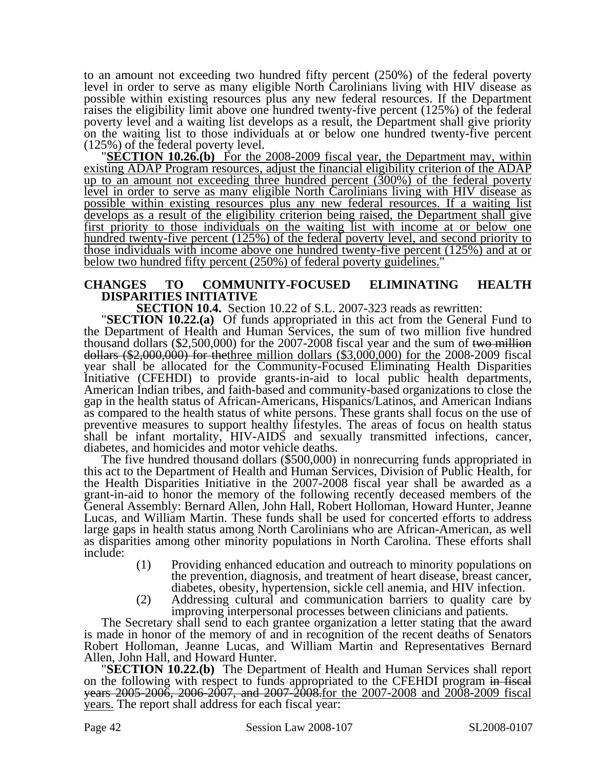to an amount not exceeding two hundred fifty percent (250%) of the federal poverty level in order to serve as many eligible North Carolinians living with HIV disease as possible within existing resources plus any new federal resources. If the Department raises the eligibility limit above one hundred twenty-five percent (125%) of the federal poverty level and a waiting list develops as a result, the Department shall give priority on the waiting list to those individuals at or below one hundred twenty-five percent (125%) of the federal poverty level.

"<u>**SECTION 10.26.(b)** For the 2008-2009 fiscal year, the Department may, within existing ADAP Program resources, adjust the financial eligibility criterion of the ADAP up to an amount not exceeding three hundred percent (300%) of the federal poverty level in order to serve as many eligible North Carolinians living with HIV disease as possible within existing resources plus any new federal resources. If a waiting list develops as a result of the eligibility criterion being raised, the Department shall give first priority to those individuals on the waiting list with income at or below one hundred twenty-five percent (125%) of the federal poverty level, and second priority to those individuals with income above one hundred twenty-five percent (125%) and at or below two hundred fifty percent (250%) of federal poverty guidelines.</u>"

**CHANGES TO COMMUNITY-FOCUSED ELIMINATING HEALTH DISPARITIES INITIATIVE**

**SECTION 10.4.** Section 10.22 of S.L. 2007-323 reads as rewritten:

"**SECTION 10.22.(a)** Of funds appropriated in this act from the General Fund to the Department of Health and Human Services, the sum of two million five hundred thousand dollars ($2,500,000) for the 2007-2008 fiscal year and the sum of ~~two million dollars ($2,000,000) for the~~<u>three million dollars ($3,000,000) for the</u> 2008-2009 fiscal year shall be allocated for the Community-Focused Eliminating Health Disparities Initiative (CFEHDI) to provide grants-in-aid to local public health departments, American Indian tribes, and faith-based and community-based organizations to close the gap in the health status of African-Americans, Hispanics/Latinos, and American Indians as compared to the health status of white persons. These grants shall focus on the use of preventive measures to support healthy lifestyles. The areas of focus on health status shall be infant mortality, HIV-AIDS and sexually transmitted infections, cancer, diabetes, and homicides and motor vehicle deaths.

The five hundred thousand dollars ($500,000) in nonrecurring funds appropriated in this act to the Department of Health and Human Services, Division of Public Health, for the Health Disparities Initiative in the 2007-2008 fiscal year shall be awarded as a grant-in-aid to honor the memory of the following recently deceased members of the General Assembly: Bernard Allen, John Hall, Robert Holloman, Howard Hunter, Jeanne Lucas, and William Martin. These funds shall be used for concerted efforts to address large gaps in health status among North Carolinians who are African-American, as well as disparities among other minority populations in North Carolina. These efforts shall include:

(1) Providing enhanced education and outreach to minority populations on the prevention, diagnosis, and treatment of heart disease, breast cancer, diabetes, obesity, hypertension, sickle cell anemia, and HIV infection.

(2) Addressing cultural and communication barriers to quality care by improving interpersonal processes between clinicians and patients.

The Secretary shall send to each grantee organization a letter stating that the award is made in honor of the memory of and in recognition of the recent deaths of Senators Robert Holloman, Jeanne Lucas, and William Martin and Representatives Bernard Allen, John Hall, and Howard Hunter.

"**SECTION 10.22.(b)** The Department of Health and Human Services shall report on the following with respect to funds appropriated to the CFEHDI program ~~in fiscal years 2005-2006, 2006-2007, and 2007-2008.~~<u>for the 2007-2008 and 2008-2009 fiscal years.</u> The report shall address for each fiscal year: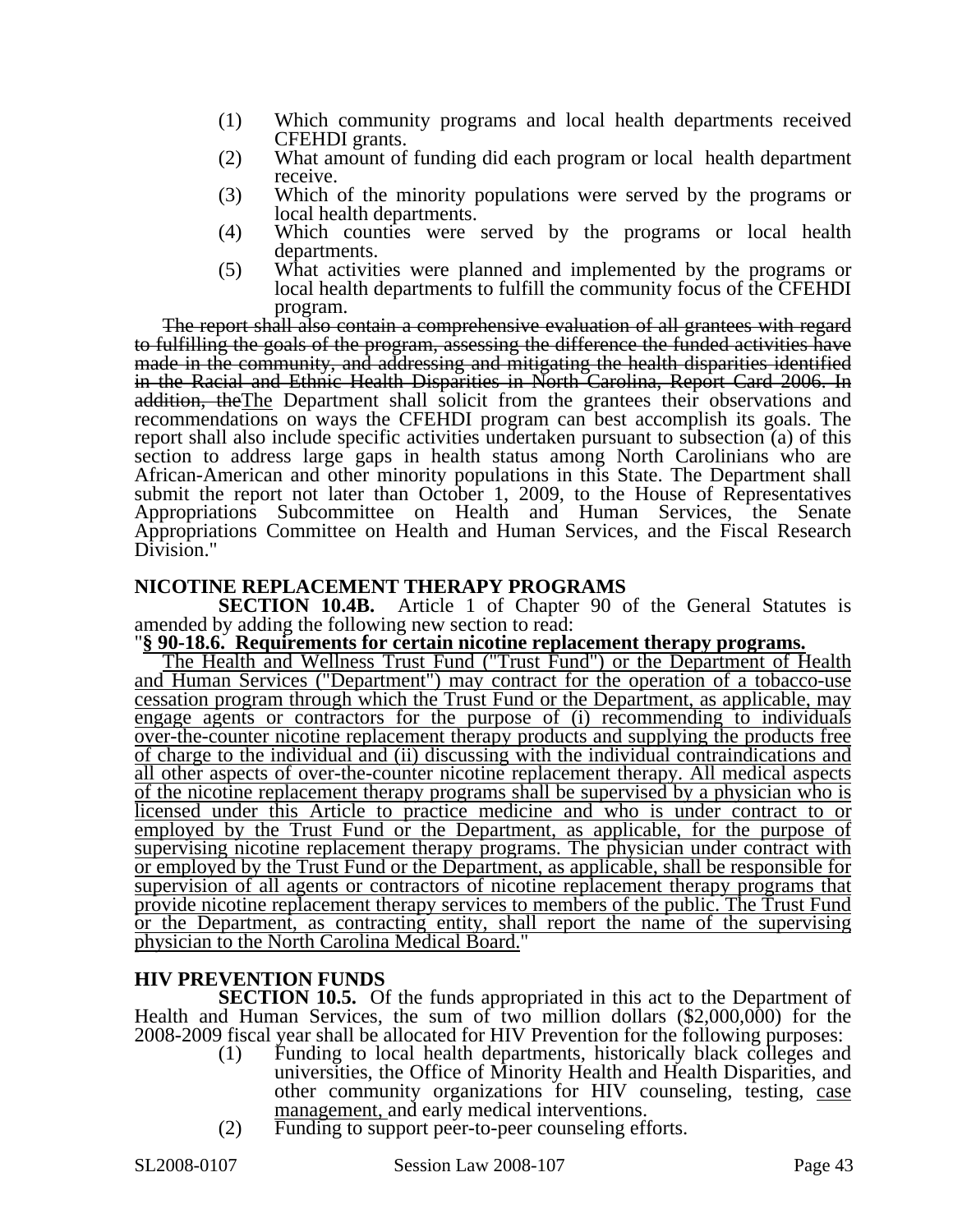(1) Which community programs and local health departments received CFEHDI grants.
(2) What amount of funding did each program or local health department receive.
(3) Which of the minority populations were served by the programs or local health departments.
(4) Which counties were served by the programs or local health departments.
(5) What activities were planned and implemented by the programs or local health departments to fulfill the community focus of the CFEHDI program.

~~The report shall also contain a comprehensive evaluation of all grantees with regard to fulfilling the goals of the program, assessing the difference the funded activities have made in the community, and addressing and mitigating the health disparities identified in the Racial and Ethnic Health Disparities in North Carolina, Report Card 2006. In addition, the~~<u>The</u> Department shall solicit from the grantees their observations and recommendations on ways the CFEHDI program can best accomplish its goals. The report shall also include specific activities undertaken pursuant to subsection (a) of this section to address large gaps in health status among North Carolinians who are African-American and other minority populations in this State. The Department shall submit the report not later than October 1, 2009, to the House of Representatives Appropriations Subcommittee on Health and Human Services, the Senate Appropriations Committee on Health and Human Services, and the Fiscal Research Division."

## NICOTINE REPLACEMENT THERAPY PROGRAMS

**SECTION 10.4B.** Article 1 of Chapter 90 of the General Statutes is amended by adding the following new section to read:

"**<u>§ 90-18.6. Requirements for certain nicotine replacement therapy programs.</u>**

<u>The Health and Wellness Trust Fund ("Trust Fund") or the Department of Health and Human Services ("Department") may contract for the operation of a tobacco-use cessation program through which the Trust Fund or the Department, as applicable, may engage agents or contractors for the purpose of (i) recommending to individuals over-the-counter nicotine replacement therapy products and supplying the products free of charge to the individual and (ii) discussing with the individual contraindications and all other aspects of over-the-counter nicotine replacement therapy. All medical aspects of the nicotine replacement therapy programs shall be supervised by a physician who is licensed under this Article to practice medicine and who is under contract to or employed by the Trust Fund or the Department, as applicable, for the purpose of supervising nicotine replacement therapy programs. The physician under contract with or employed by the Trust Fund or the Department, as applicable, shall be responsible for supervision of all agents or contractors of nicotine replacement therapy programs that provide nicotine replacement therapy services to members of the public. The Trust Fund or the Department, as contracting entity, shall report the name of the supervising physician to the North Carolina Medical Board.</u>"

## HIV PREVENTION FUNDS

**SECTION 10.5.** Of the funds appropriated in this act to the Department of Health and Human Services, the sum of two million dollars ($2,000,000) for the 2008-2009 fiscal year shall be allocated for HIV Prevention for the following purposes:

(1) Funding to local health departments, historically black colleges and universities, the Office of Minority Health and Health Disparities, and other community organizations for HIV counseling, testing, <u>case management,</u> and early medical interventions.
(2) Funding to support peer-to-peer counseling efforts.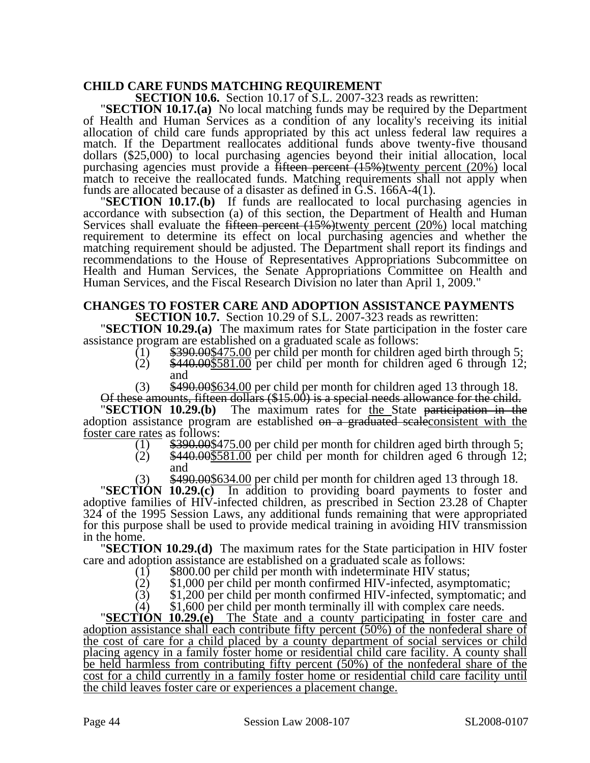**CHILD CARE FUNDS MATCHING REQUIREMENT**

**SECTION 10.6.** Section 10.17 of S.L. 2007-323 reads as rewritten:

"**SECTION 10.17.(a)** No local matching funds may be required by the Department of Health and Human Services as a condition of any locality's receiving its initial allocation of child care funds appropriated by this act unless federal law requires a match. If the Department reallocates additional funds above twenty-five thousand dollars ($25,000) to local purchasing agencies beyond their initial allocation, local purchasing agencies must provide a ~~fifteen percent (15%)~~<u>twenty percent (20%)</u> local match to receive the reallocated funds. Matching requirements shall not apply when funds are allocated because of a disaster as defined in G.S. 166A-4(1).

"**SECTION 10.17.(b)** If funds are reallocated to local purchasing agencies in accordance with subsection (a) of this section, the Department of Health and Human Services shall evaluate the ~~fifteen percent (15%)~~<u>twenty percent (20%)</u> local matching requirement to determine its effect on local purchasing agencies and whether the matching requirement should be adjusted. The Department shall report its findings and recommendations to the House of Representatives Appropriations Subcommittee on Health and Human Services, the Senate Appropriations Committee on Health and Human Services, and the Fiscal Research Division no later than April 1, 2009."

**CHANGES TO FOSTER CARE AND ADOPTION ASSISTANCE PAYMENTS**

**SECTION 10.7.** Section 10.29 of S.L. 2007-323 reads as rewritten:

"**SECTION 10.29.(a)** The maximum rates for State participation in the foster care assistance program are established on a graduated scale as follows:

(1) ~~$390.00~~<u>$475.00</u> per child per month for children aged birth through 5;
(2) ~~$440.00~~<u>$581.00</u> per child per month for children aged 6 through 12; and
(3) ~~$490.00~~<u>$634.00</u> per child per month for children aged 13 through 18.

~~Of these amounts, fifteen dollars ($15.00) is a special needs allowance for the child.~~

"**SECTION 10.29.(b)** The maximum rates for <u>the</u> State ~~participation in the~~ adoption assistance program are established ~~on a graduated scale~~<u>consistent with the foster care rates</u> as follows:

(1) ~~$390.00~~<u>$475.00</u> per child per month for children aged birth through 5;
(2) ~~$440.00~~<u>$581.00</u> per child per month for children aged 6 through 12; and
(3) ~~$490.00~~<u>$634.00</u> per child per month for children aged 13 through 18.

"**SECTION 10.29.(c)** In addition to providing board payments to foster and adoptive families of HIV-infected children, as prescribed in Section 23.28 of Chapter 324 of the 1995 Session Laws, any additional funds remaining that were appropriated for this purpose shall be used to provide medical training in avoiding HIV transmission in the home.

"**SECTION 10.29.(d)** The maximum rates for the State participation in HIV foster care and adoption assistance are established on a graduated scale as follows:

(1) $800.00 per child per month with indeterminate HIV status;
(2) $1,000 per child per month confirmed HIV-infected, asymptomatic;
(3) $1,200 per child per month confirmed HIV-infected, symptomatic; and
(4) $1,600 per child per month terminally ill with complex care needs.

<u>"**SECTION 10.29.(e)** The State and a county participating in foster care and adoption assistance shall each contribute fifty percent (50%) of the nonfederal share of the cost of care for a child placed by a county department of social services or child placing agency in a family foster home or residential child care facility. A county shall be held harmless from contributing fifty percent (50%) of the nonfederal share of the cost for a child currently in a family foster home or residential child care facility until the child leaves foster care or experiences a placement change.</u>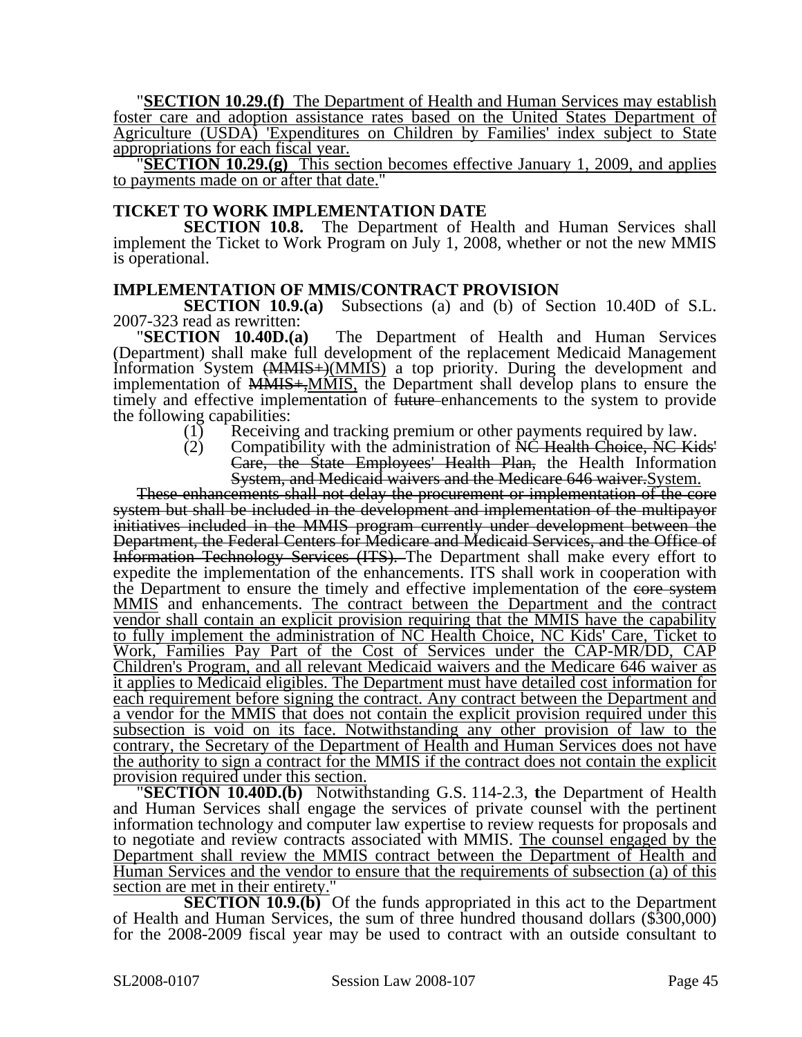"**SECTION 10.29.(f)** The Department of Health and Human Services may establish foster care and adoption assistance rates based on the United States Department of Agriculture (USDA) 'Expenditures on Children by Families' index subject to State appropriations for each fiscal year.

"**SECTION 10.29.(g)** This section becomes effective January 1, 2009, and applies to payments made on or after that date."

### TICKET TO WORK IMPLEMENTATION DATE

**SECTION 10.8.** The Department of Health and Human Services shall implement the Ticket to Work Program on July 1, 2008, whether or not the new MMIS is operational.

### IMPLEMENTATION OF MMIS/CONTRACT PROVISION

**SECTION 10.9.(a)** Subsections (a) and (b) of Section 10.40D of S.L. 2007-323 read as rewritten:

"**SECTION 10.40D.(a)** The Department of Health and Human Services (Department) shall make full development of the replacement Medicaid Management Information System ~~(MMIS+)~~(MMIS) a top priority. During the development and implementation of ~~MMIS+,~~MMIS, the Department shall develop plans to ensure the timely and effective implementation of ~~future~~ enhancements to the system to provide the following capabilities:

(1) Receiving and tracking premium or other payments required by law.

(2) Compatibility with the administration of ~~NC Health Choice, NC Kids' Care, the State Employees' Health Plan,~~ the Health Information ~~System, and Medicaid waivers and the Medicare 646 waiver.~~System.

~~These enhancements shall not delay the procurement or implementation of the core system but shall be included in the development and implementation of the multipayor initiatives included in the MMIS program currently under development between the Department, the Federal Centers for Medicare and Medicaid Services, and the Office of Information Technology Services (ITS).~~ The Department shall make every effort to expedite the implementation of the enhancements. ITS shall work in cooperation with the Department to ensure the timely and effective implementation of the ~~core system~~ MMIS and enhancements. The contract between the Department and the contract vendor shall contain an explicit provision requiring that the MMIS have the capability to fully implement the administration of NC Health Choice, NC Kids' Care, Ticket to Work, Families Pay Part of the Cost of Services under the CAP-MR/DD, CAP Children's Program, and all relevant Medicaid waivers and the Medicare 646 waiver as it applies to Medicaid eligibles. The Department must have detailed cost information for each requirement before signing the contract. Any contract between the Department and a vendor for the MMIS that does not contain the explicit provision required under this subsection is void on its face. Notwithstanding any other provision of law to the contrary, the Secretary of the Department of Health and Human Services does not have the authority to sign a contract for the MMIS if the contract does not contain the explicit provision required under this section.

"**SECTION 10.40D.(b)** Notwithstanding G.S. 114-2.3, **t**he Department of Health and Human Services shall engage the services of private counsel with the pertinent information technology and computer law expertise to review requests for proposals and to negotiate and review contracts associated with MMIS. The counsel engaged by the Department shall review the MMIS contract between the Department of Health and Human Services and the vendor to ensure that the requirements of subsection (a) of this section are met in their entirety."

**SECTION 10.9.(b)** Of the funds appropriated in this act to the Department of Health and Human Services, the sum of three hundred thousand dollars ($300,000) for the 2008-2009 fiscal year may be used to contract with an outside consultant to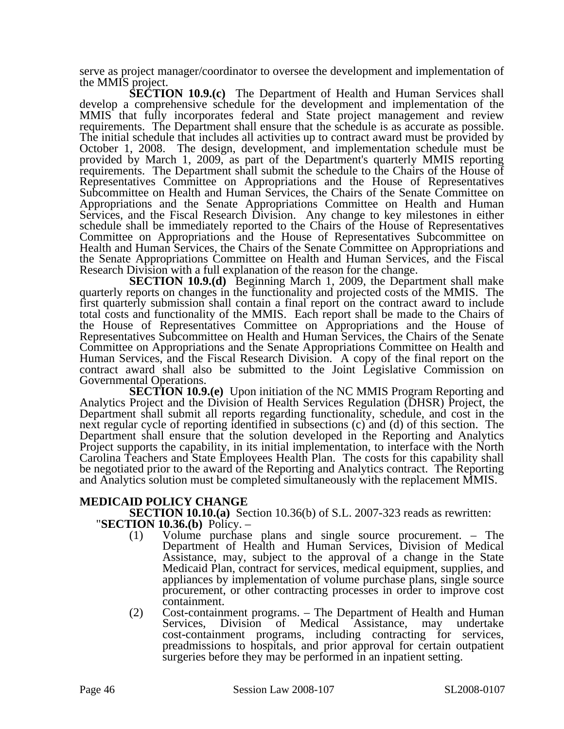serve as project manager/coordinator to oversee the development and implementation of the MMIS project.

**SECTION 10.9.(c)** The Department of Health and Human Services shall develop a comprehensive schedule for the development and implementation of the MMIS that fully incorporates federal and State project management and review requirements. The Department shall ensure that the schedule is as accurate as possible. The initial schedule that includes all activities up to contract award must be provided by October 1, 2008. The design, development, and implementation schedule must be provided by March 1, 2009, as part of the Department's quarterly MMIS reporting requirements. The Department shall submit the schedule to the Chairs of the House of Representatives Committee on Appropriations and the House of Representatives Subcommittee on Health and Human Services, the Chairs of the Senate Committee on Appropriations and the Senate Appropriations Committee on Health and Human Services, and the Fiscal Research Division. Any change to key milestones in either schedule shall be immediately reported to the Chairs of the House of Representatives Committee on Appropriations and the House of Representatives Subcommittee on Health and Human Services, the Chairs of the Senate Committee on Appropriations and the Senate Appropriations Committee on Health and Human Services, and the Fiscal Research Division with a full explanation of the reason for the change.

**SECTION 10.9.(d)** Beginning March 1, 2009, the Department shall make quarterly reports on changes in the functionality and projected costs of the MMIS. The first quarterly submission shall contain a final report on the contract award to include total costs and functionality of the MMIS. Each report shall be made to the Chairs of the House of Representatives Committee on Appropriations and the House of Representatives Subcommittee on Health and Human Services, the Chairs of the Senate Committee on Appropriations and the Senate Appropriations Committee on Health and Human Services, and the Fiscal Research Division. A copy of the final report on the contract award shall also be submitted to the Joint Legislative Commission on Governmental Operations.

**SECTION 10.9.(e)** Upon initiation of the NC MMIS Program Reporting and Analytics Project and the Division of Health Services Regulation (DHSR) Project, the Department shall submit all reports regarding functionality, schedule, and cost in the next regular cycle of reporting identified in subsections (c) and (d) of this section. The Department shall ensure that the solution developed in the Reporting and Analytics Project supports the capability, in its initial implementation, to interface with the North Carolina Teachers and State Employees Health Plan. The costs for this capability shall be negotiated prior to the award of the Reporting and Analytics contract. The Reporting and Analytics solution must be completed simultaneously with the replacement MMIS.

**MEDICAID POLICY CHANGE**

**SECTION 10.10.(a)** Section 10.36(b) of S.L. 2007-323 reads as rewritten:

"**SECTION 10.36.(b)** Policy. –

(1) Volume purchase plans and single source procurement. – The Department of Health and Human Services, Division of Medical Assistance, may, subject to the approval of a change in the State Medicaid Plan, contract for services, medical equipment, supplies, and appliances by implementation of volume purchase plans, single source procurement, or other contracting processes in order to improve cost containment.

(2) Cost-containment programs. – The Department of Health and Human Services, Division of Medical Assistance, may undertake cost-containment programs, including contracting for services, preadmissions to hospitals, and prior approval for certain outpatient surgeries before they may be performed in an inpatient setting.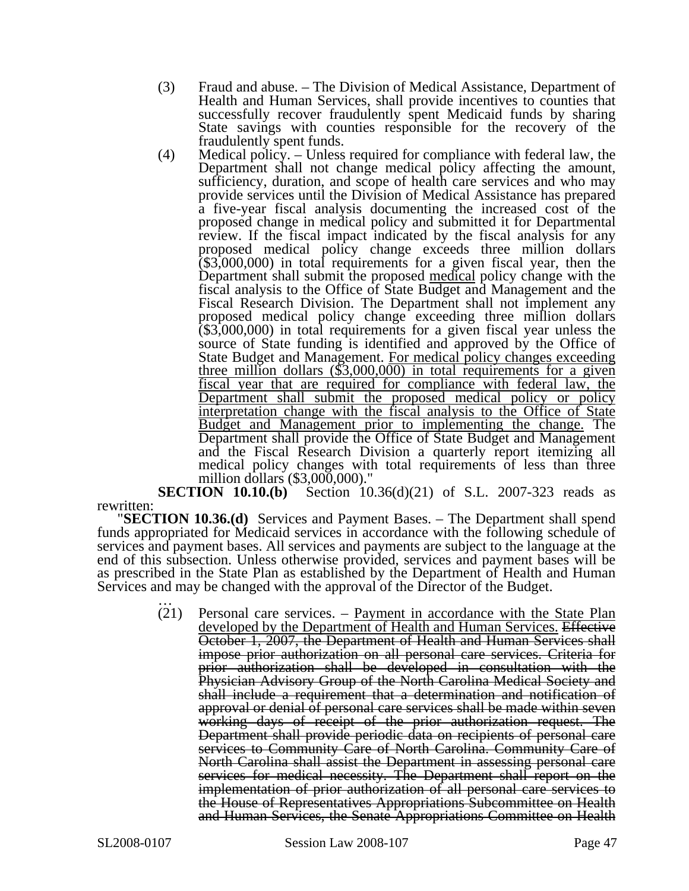(3) Fraud and abuse. – The Division of Medical Assistance, Department of Health and Human Services, shall provide incentives to counties that successfully recover fraudulently spent Medicaid funds by sharing State savings with counties responsible for the recovery of the fraudulently spent funds.

(4) Medical policy. – Unless required for compliance with federal law, the Department shall not change medical policy affecting the amount, sufficiency, duration, and scope of health care services and who may provide services until the Division of Medical Assistance has prepared a five-year fiscal analysis documenting the increased cost of the proposed change in medical policy and submitted it for Departmental review. If the fiscal impact indicated by the fiscal analysis for any proposed medical policy change exceeds three million dollars ($3,000,000) in total requirements for a given fiscal year, then the Department shall submit the proposed <u>medical</u> policy change with the fiscal analysis to the Office of State Budget and Management and the Fiscal Research Division. The Department shall not implement any proposed medical policy change exceeding three million dollars ($3,000,000) in total requirements for a given fiscal year unless the source of State funding is identified and approved by the Office of State Budget and Management. <u>For medical policy changes exceeding three million dollars ($3,000,000) in total requirements for a given fiscal year that are required for compliance with federal law, the Department shall submit the proposed medical policy or policy interpretation change with the fiscal analysis to the Office of State Budget and Management prior to implementing the change.</u> The Department shall provide the Office of State Budget and Management and the Fiscal Research Division a quarterly report itemizing all medical policy changes with total requirements of less than three million dollars ($3,000,000)."

**SECTION 10.10.(b)** Section 10.36(d)(21) of S.L. 2007-323 reads as rewritten:

"**SECTION 10.36.(d)** Services and Payment Bases. – The Department shall spend funds appropriated for Medicaid services in accordance with the following schedule of services and payment bases. All services and payments are subject to the language at the end of this subsection. Unless otherwise provided, services and payment bases will be as prescribed in the State Plan as established by the Department of Health and Human Services and may be changed with the approval of the Director of the Budget.

…

(21) Personal care services. – <u>Payment in accordance with the State Plan developed by the Department of Health and Human Services.</u> ~~Effective October 1, 2007, the Department of Health and Human Services shall impose prior authorization on all personal care services. Criteria for prior authorization shall be developed in consultation with the Physician Advisory Group of the North Carolina Medical Society and shall include a requirement that a determination and notification of approval or denial of personal care services shall be made within seven working days of receipt of the prior authorization request. The Department shall provide periodic data on recipients of personal care services to Community Care of North Carolina. Community Care of North Carolina shall assist the Department in assessing personal care services for medical necessity. The Department shall report on the implementation of prior authorization of all personal care services to the House of Representatives Appropriations Subcommittee on Health and Human Services, the Senate Appropriations Committee on Health~~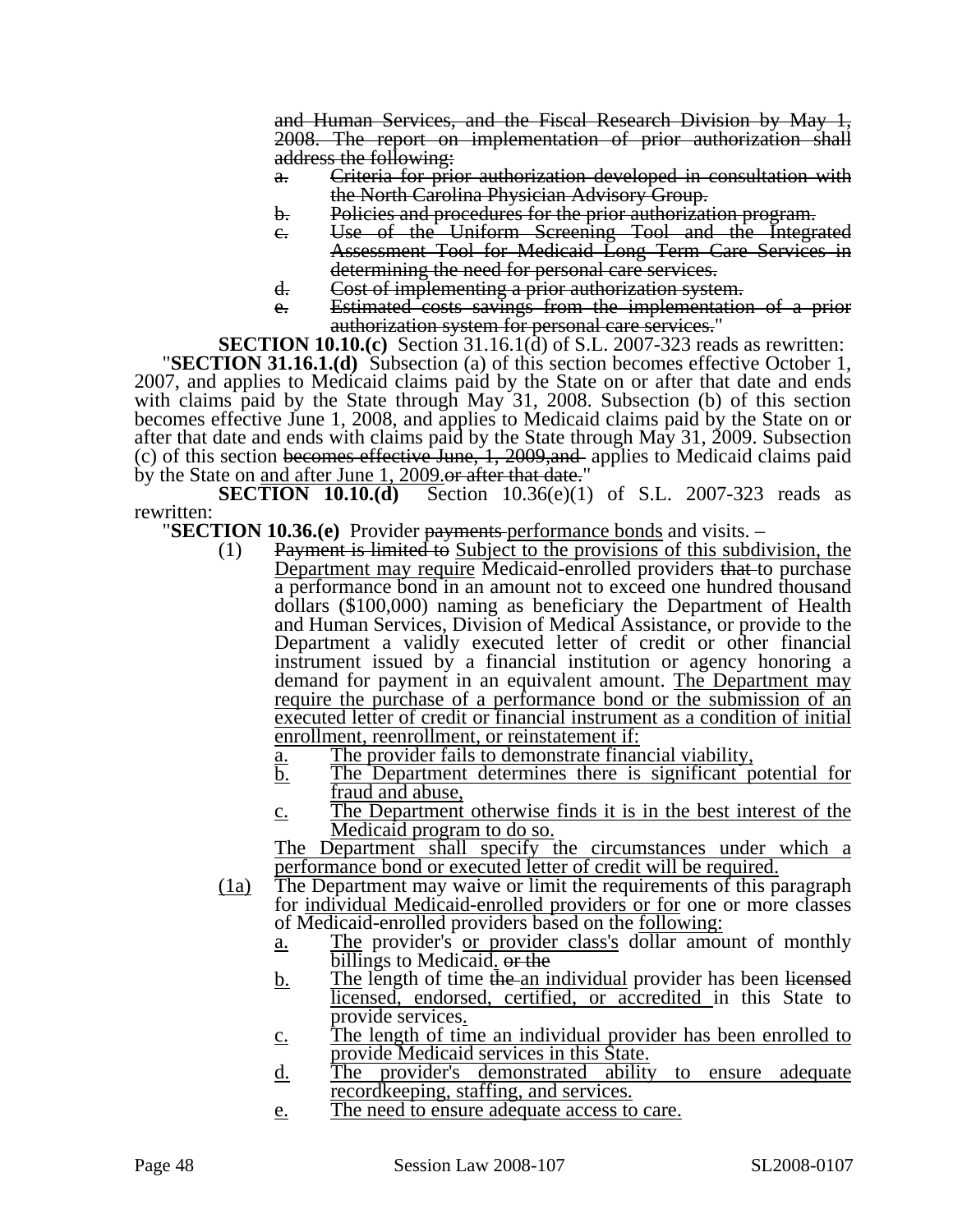~~and Human Services, and the Fiscal Research Division by May 1, 2008. The report on implementation of prior authorization shall address the following:~~

~~a. Criteria for prior authorization developed in consultation with the North Carolina Physician Advisory Group.~~

~~b. Policies and procedures for the prior authorization program.~~

~~c. Use of the Uniform Screening Tool and the Integrated Assessment Tool for Medicaid Long Term Care Services in determining the need for personal care services.~~

~~d. Cost of implementing a prior authorization system.~~

~~e. Estimated costs savings from the implementation of a prior authorization system for personal care services.~~"

**SECTION 10.10.(c)** Section 31.16.1(d) of S.L. 2007-323 reads as rewritten:

"**SECTION 31.16.1.(d)** Subsection (a) of this section becomes effective October 1, 2007, and applies to Medicaid claims paid by the State on or after that date and ends with claims paid by the State through May 31, 2008. Subsection (b) of this section becomes effective June 1, 2008, and applies to Medicaid claims paid by the State on or after that date and ends with claims paid by the State through May 31, 2009. Subsection (c) of this section ~~becomes effective June, 1, 2009,and~~ applies to Medicaid claims paid by the State on <u>and after June 1, 2009.</u>~~or after that date.~~"

**SECTION 10.10.(d)** Section 10.36(e)(1) of S.L. 2007-323 reads as rewritten:

"**SECTION 10.36.(e)** Provider ~~payments~~ <u>performance bonds</u> and visits. –

(1) ~~Payment is limited to~~ <u>Subject to the provisions of this subdivision, the Department may require</u> Medicaid-enrolled providers ~~that~~ to purchase a performance bond in an amount not to exceed one hundred thousand dollars ($100,000) naming as beneficiary the Department of Health and Human Services, Division of Medical Assistance, or provide to the Department a validly executed letter of credit or other financial instrument issued by a financial institution or agency honoring a demand for payment in an equivalent amount. <u>The Department may require the purchase of a performance bond or the submission of an executed letter of credit or financial instrument as a condition of initial enrollment, reenrollment, or reinstatement if:</u>

<u>a.</u> <u>The provider fails to demonstrate financial viability,</u>

<u>b.</u> <u>The Department determines there is significant potential for fraud and abuse,</u>

<u>c.</u> <u>The Department otherwise finds it is in the best interest of the Medicaid program to do so.</u>

<u>The Department shall specify the circumstances under which a performance bond or executed letter of credit will be required.</u>

<u>(1a)</u> The Department may waive or limit the requirements of this paragraph for <u>individual Medicaid-enrolled providers or for</u> one or more classes of Medicaid-enrolled providers based on the <u>following:</u>

<u>a.</u> <u>The</u> provider's <u>or provider class's</u> dollar amount of monthly billings to Medicaid<u>.</u> ~~or the~~

<u>b.</u> <u>The</u> length of time ~~the~~ <u>an individual</u> provider has been ~~licensed~~ <u>licensed, endorsed, certified, or accredited</u> in this State to provide services<u>.</u>

<u>c.</u> <u>The length of time an individual provider has been enrolled to provide Medicaid services in this State.</u>

<u>d.</u> <u>The provider's demonstrated ability to ensure adequate recordkeeping, staffing, and services.</u>

<u>e.</u> <u>The need to ensure adequate access to care.</u>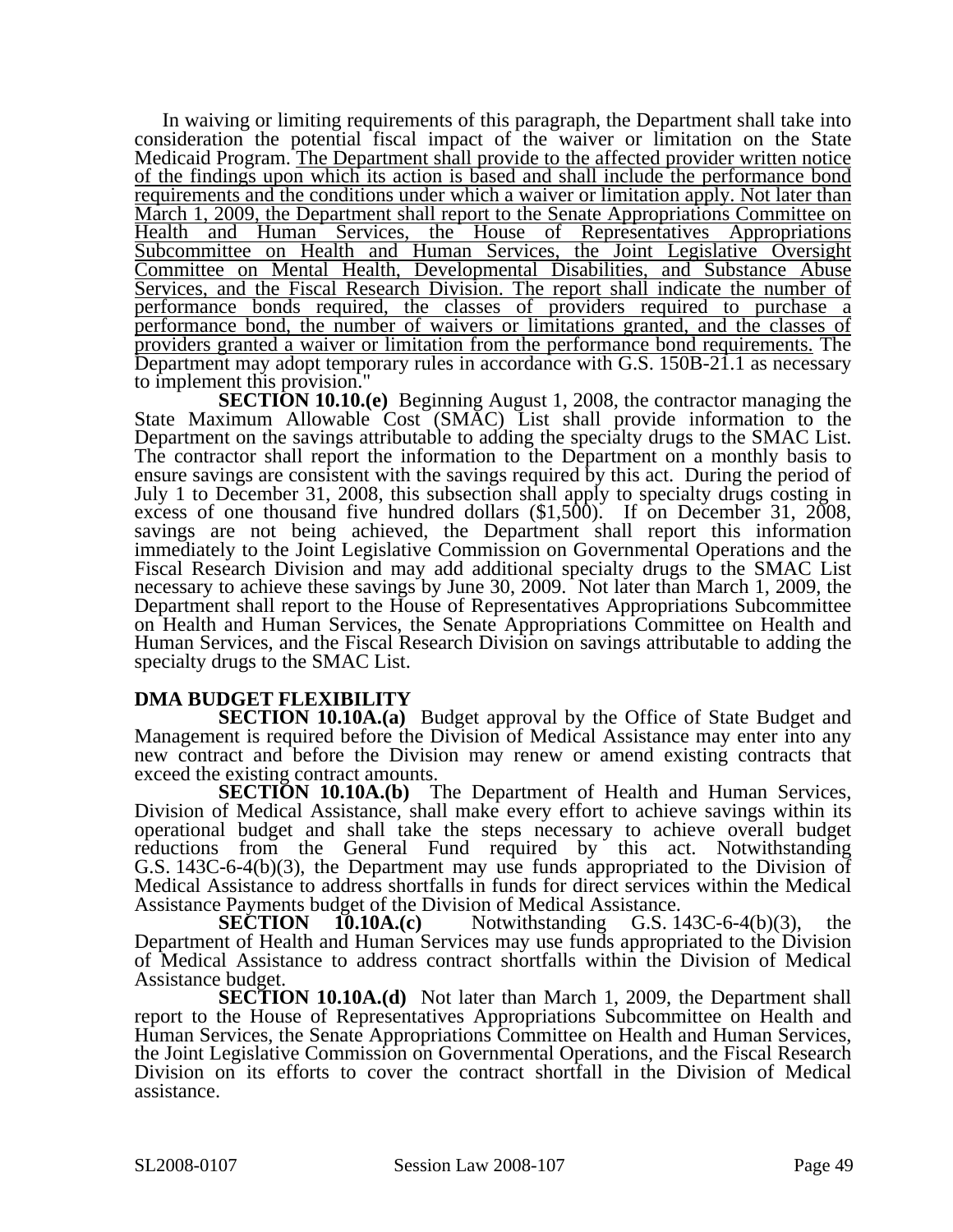In waiving or limiting requirements of this paragraph, the Department shall take into consideration the potential fiscal impact of the waiver or limitation on the State Medicaid Program. <u>The Department shall provide to the affected provider written notice of the findings upon which its action is based and shall include the performance bond requirements and the conditions under which a waiver or limitation apply. Not later than March 1, 2009, the Department shall report to the Senate Appropriations Committee on Health and Human Services, the House of Representatives Appropriations Subcommittee on Health and Human Services, the Joint Legislative Oversight Committee on Mental Health, Developmental Disabilities, and Substance Abuse Services, and the Fiscal Research Division. The report shall indicate the number of performance bonds required, the classes of providers required to purchase a performance bond, the number of waivers or limitations granted, and the classes of providers granted a waiver or limitation from the performance bond requirements.</u> The Department may adopt temporary rules in accordance with G.S. 150B-21.1 as necessary to implement this provision."

**SECTION 10.10.(e)** Beginning August 1, 2008, the contractor managing the State Maximum Allowable Cost (SMAC) List shall provide information to the Department on the savings attributable to adding the specialty drugs to the SMAC List. The contractor shall report the information to the Department on a monthly basis to ensure savings are consistent with the savings required by this act. During the period of July 1 to December 31, 2008, this subsection shall apply to specialty drugs costing in excess of one thousand five hundred dollars ($1,500). If on December 31, 2008, savings are not being achieved, the Department shall report this information immediately to the Joint Legislative Commission on Governmental Operations and the Fiscal Research Division and may add additional specialty drugs to the SMAC List necessary to achieve these savings by June 30, 2009. Not later than March 1, 2009, the Department shall report to the House of Representatives Appropriations Subcommittee on Health and Human Services, the Senate Appropriations Committee on Health and Human Services, and the Fiscal Research Division on savings attributable to adding the specialty drugs to the SMAC List.

**DMA BUDGET FLEXIBILITY**

**SECTION 10.10A.(a)** Budget approval by the Office of State Budget and Management is required before the Division of Medical Assistance may enter into any new contract and before the Division may renew or amend existing contracts that exceed the existing contract amounts.

**SECTION 10.10A.(b)** The Department of Health and Human Services, Division of Medical Assistance, shall make every effort to achieve savings within its operational budget and shall take the steps necessary to achieve overall budget reductions from the General Fund required by this act. Notwithstanding G.S. 143C-6-4(b)(3), the Department may use funds appropriated to the Division of Medical Assistance to address shortfalls in funds for direct services within the Medical Assistance Payments budget of the Division of Medical Assistance.

**SECTION 10.10A.(c)** Notwithstanding G.S. 143C-6-4(b)(3), the Department of Health and Human Services may use funds appropriated to the Division of Medical Assistance to address contract shortfalls within the Division of Medical Assistance budget.

**SECTION 10.10A.(d)** Not later than March 1, 2009, the Department shall report to the House of Representatives Appropriations Subcommittee on Health and Human Services, the Senate Appropriations Committee on Health and Human Services, the Joint Legislative Commission on Governmental Operations, and the Fiscal Research Division on its efforts to cover the contract shortfall in the Division of Medical assistance.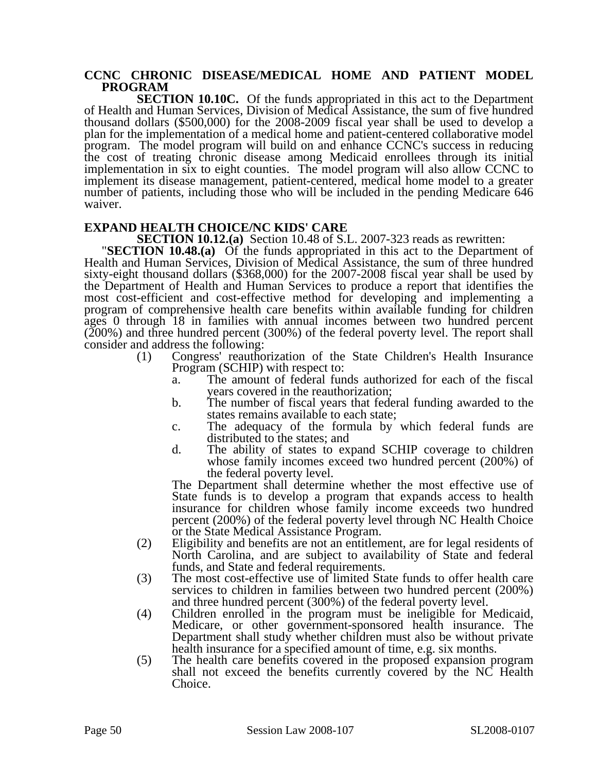**CCNC CHRONIC DISEASE/MEDICAL HOME AND PATIENT MODEL PROGRAM**

**SECTION 10.10C.** Of the funds appropriated in this act to the Department of Health and Human Services, Division of Medical Assistance, the sum of five hundred thousand dollars ($500,000) for the 2008-2009 fiscal year shall be used to develop a plan for the implementation of a medical home and patient-centered collaborative model program. The model program will build on and enhance CCNC's success in reducing the cost of treating chronic disease among Medicaid enrollees through its initial implementation in six to eight counties. The model program will also allow CCNC to implement its disease management, patient-centered, medical home model to a greater number of patients, including those who will be included in the pending Medicare 646 waiver.

**EXPAND HEALTH CHOICE/NC KIDS' CARE**

**SECTION 10.12.(a)** Section 10.48 of S.L. 2007-323 reads as rewritten:

"**SECTION 10.48.(a)** Of the funds appropriated in this act to the Department of Health and Human Services, Division of Medical Assistance, the sum of three hundred sixty-eight thousand dollars ($368,000) for the 2007-2008 fiscal year shall be used by the Department of Health and Human Services to produce a report that identifies the most cost-efficient and cost-effective method for developing and implementing a program of comprehensive health care benefits within available funding for children ages 0 through 18 in families with annual incomes between two hundred percent (200%) and three hundred percent (300%) of the federal poverty level. The report shall consider and address the following:

(1) Congress' reauthorization of the State Children's Health Insurance Program (SCHIP) with respect to:
   a. The amount of federal funds authorized for each of the fiscal years covered in the reauthorization;
   b. The number of fiscal years that federal funding awarded to the states remains available to each state;
   c. The adequacy of the formula by which federal funds are distributed to the states; and
   d. The ability of states to expand SCHIP coverage to children whose family incomes exceed two hundred percent (200%) of the federal poverty level.

   The Department shall determine whether the most effective use of State funds is to develop a program that expands access to health insurance for children whose family income exceeds two hundred percent (200%) of the federal poverty level through NC Health Choice or the State Medical Assistance Program.
(2) Eligibility and benefits are not an entitlement, are for legal residents of North Carolina, and are subject to availability of State and federal funds, and State and federal requirements.
(3) The most cost-effective use of limited State funds to offer health care services to children in families between two hundred percent (200%) and three hundred percent (300%) of the federal poverty level.
(4) Children enrolled in the program must be ineligible for Medicaid, Medicare, or other government-sponsored health insurance. The Department shall study whether children must also be without private health insurance for a specified amount of time, e.g. six months.
(5) The health care benefits covered in the proposed expansion program shall not exceed the benefits currently covered by the NC Health Choice.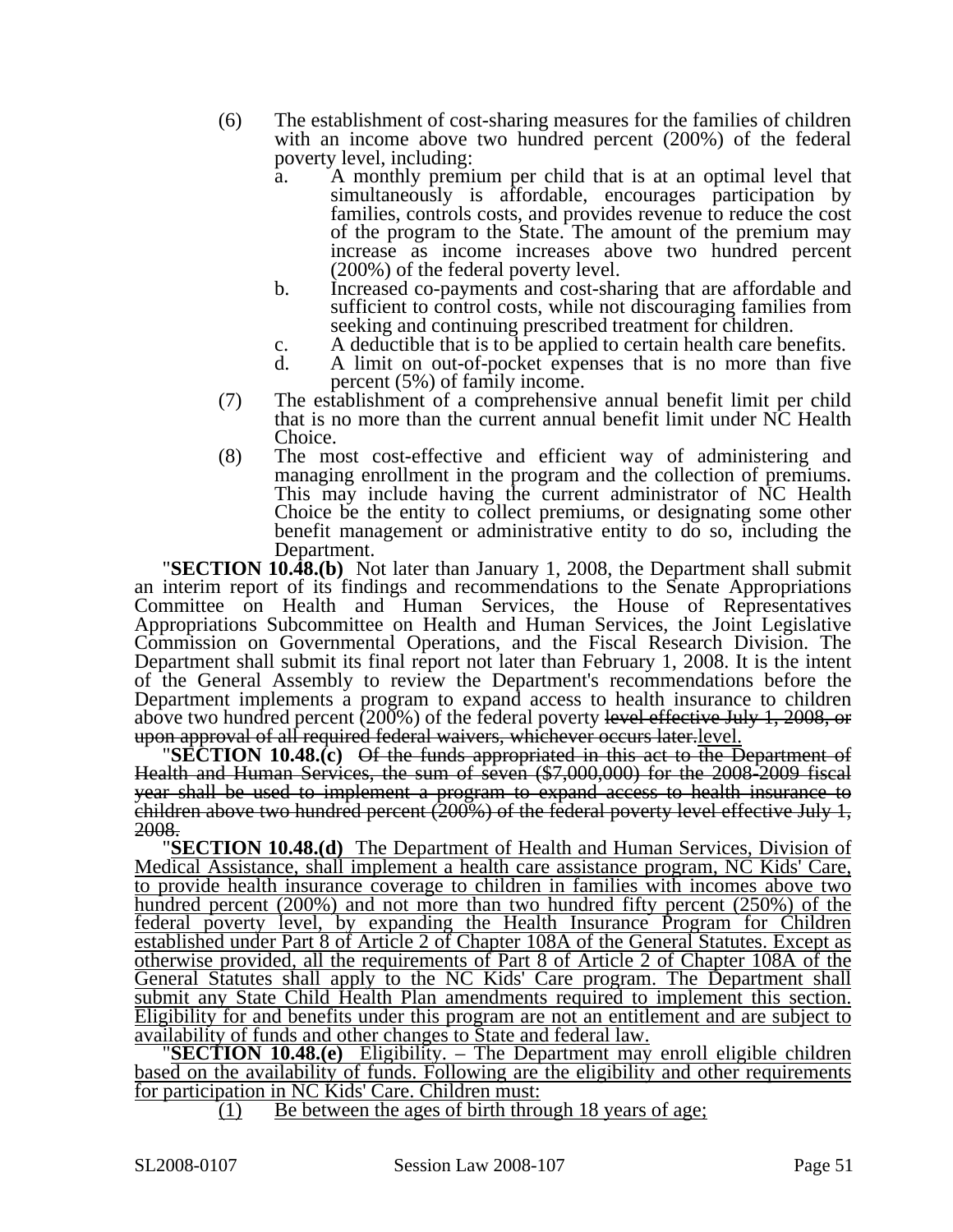(6) The establishment of cost-sharing measures for the families of children with an income above two hundred percent (200%) of the federal poverty level, including:

   a. A monthly premium per child that is at an optimal level that simultaneously is affordable, encourages participation by families, controls costs, and provides revenue to reduce the cost of the program to the State. The amount of the premium may increase as income increases above two hundred percent (200%) of the federal poverty level.

   b. Increased co-payments and cost-sharing that are affordable and sufficient to control costs, while not discouraging families from seeking and continuing prescribed treatment for children.

   c. A deductible that is to be applied to certain health care benefits.

   d. A limit on out-of-pocket expenses that is no more than five percent (5%) of family income.

(7) The establishment of a comprehensive annual benefit limit per child that is no more than the current annual benefit limit under NC Health Choice.

(8) The most cost-effective and efficient way of administering and managing enrollment in the program and the collection of premiums. This may include having the current administrator of NC Health Choice be the entity to collect premiums, or designating some other benefit management or administrative entity to do so, including the Department.

"**SECTION 10.48.(b)** Not later than January 1, 2008, the Department shall submit an interim report of its findings and recommendations to the Senate Appropriations Committee on Health and Human Services, the House of Representatives Appropriations Subcommittee on Health and Human Services, the Joint Legislative Commission on Governmental Operations, and the Fiscal Research Division. The Department shall submit its final report not later than February 1, 2008. It is the intent of the General Assembly to review the Department's recommendations before the Department implements a program to expand access to health insurance to children above two hundred percent (200%) of the federal poverty ~~level effective July 1, 2008, or upon approval of all required federal waivers, whichever occurs later.~~<u>level.</u>

"**SECTION 10.48.(c)** ~~Of the funds appropriated in this act to the Department of Health and Human Services, the sum of seven ($7,000,000) for the 2008-2009 fiscal year shall be used to implement a program to expand access to health insurance to children above two hundred percent (200%) of the federal poverty level effective July 1, 2008.~~

"<u>**SECTION 10.48.(d)** The Department of Health and Human Services, Division of Medical Assistance, shall implement a health care assistance program, NC Kids' Care, to provide health insurance coverage to children in families with incomes above two hundred percent (200%) and not more than two hundred fifty percent (250%) of the federal poverty level, by expanding the Health Insurance Program for Children established under Part 8 of Article 2 of Chapter 108A of the General Statutes. Except as otherwise provided, all the requirements of Part 8 of Article 2 of Chapter 108A of the General Statutes shall apply to the NC Kids' Care program. The Department shall submit any State Child Health Plan amendments required to implement this section. Eligibility for and benefits under this program are not an entitlement and are subject to availability of funds and other changes to State and federal law.</u>

"<u>**SECTION 10.48.(e)** Eligibility. – The Department may enroll eligible children based on the availability of funds. Following are the eligibility and other requirements for participation in NC Kids' Care. Children must:</u>

<u>(1) Be between the ages of birth through 18 years of age;</u>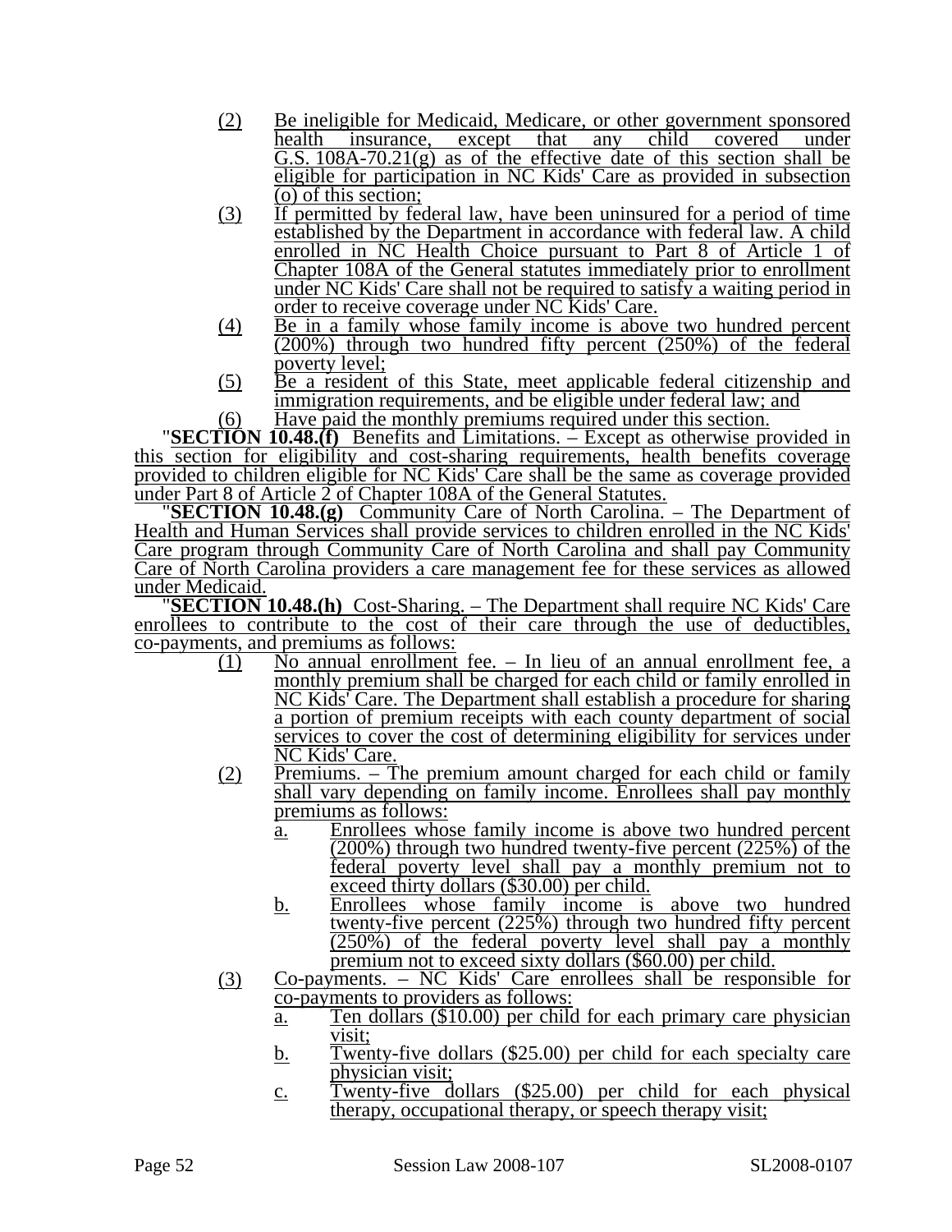(2) Be ineligible for Medicaid, Medicare, or other government sponsored health insurance, except that any child covered under G.S. 108A-70.21(g) as of the effective date of this section shall be eligible for participation in NC Kids' Care as provided in subsection (o) of this section;

(3) If permitted by federal law, have been uninsured for a period of time established by the Department in accordance with federal law. A child enrolled in NC Health Choice pursuant to Part 8 of Article 1 of Chapter 108A of the General statutes immediately prior to enrollment under NC Kids' Care shall not be required to satisfy a waiting period in order to receive coverage under NC Kids' Care.

(4) Be in a family whose family income is above two hundred percent (200%) through two hundred fifty percent (250%) of the federal poverty level;

(5) Be a resident of this State, meet applicable federal citizenship and immigration requirements, and be eligible under federal law; and

(6) Have paid the monthly premiums required under this section.

"**SECTION 10.48.(f)** Benefits and Limitations. – Except as otherwise provided in this section for eligibility and cost-sharing requirements, health benefits coverage provided to children eligible for NC Kids' Care shall be the same as coverage provided under Part 8 of Article 2 of Chapter 108A of the General Statutes.

"**SECTION 10.48.(g)** Community Care of North Carolina. – The Department of Health and Human Services shall provide services to children enrolled in the NC Kids' Care program through Community Care of North Carolina and shall pay Community Care of North Carolina providers a care management fee for these services as allowed under Medicaid.

"**SECTION 10.48.(h)** Cost-Sharing. – The Department shall require NC Kids' Care enrollees to contribute to the cost of their care through the use of deductibles, co-payments, and premiums as follows:

(1) No annual enrollment fee. – In lieu of an annual enrollment fee, a monthly premium shall be charged for each child or family enrolled in NC Kids' Care. The Department shall establish a procedure for sharing a portion of premium receipts with each county department of social services to cover the cost of determining eligibility for services under NC Kids' Care.

(2) Premiums. – The premium amount charged for each child or family shall vary depending on family income. Enrollees shall pay monthly premiums as follows:

   a. Enrollees whose family income is above two hundred percent (200%) through two hundred twenty-five percent (225%) of the federal poverty level shall pay a monthly premium not to exceed thirty dollars ($30.00) per child.

   b. Enrollees whose family income is above two hundred twenty-five percent (225%) through two hundred fifty percent (250%) of the federal poverty level shall pay a monthly premium not to exceed sixty dollars ($60.00) per child.

(3) Co-payments. – NC Kids' Care enrollees shall be responsible for co-payments to providers as follows:

   a. Ten dollars ($10.00) per child for each primary care physician visit;

   b. Twenty-five dollars ($25.00) per child for each specialty care physician visit;

   c. Twenty-five dollars ($25.00) per child for each physical therapy, occupational therapy, or speech therapy visit;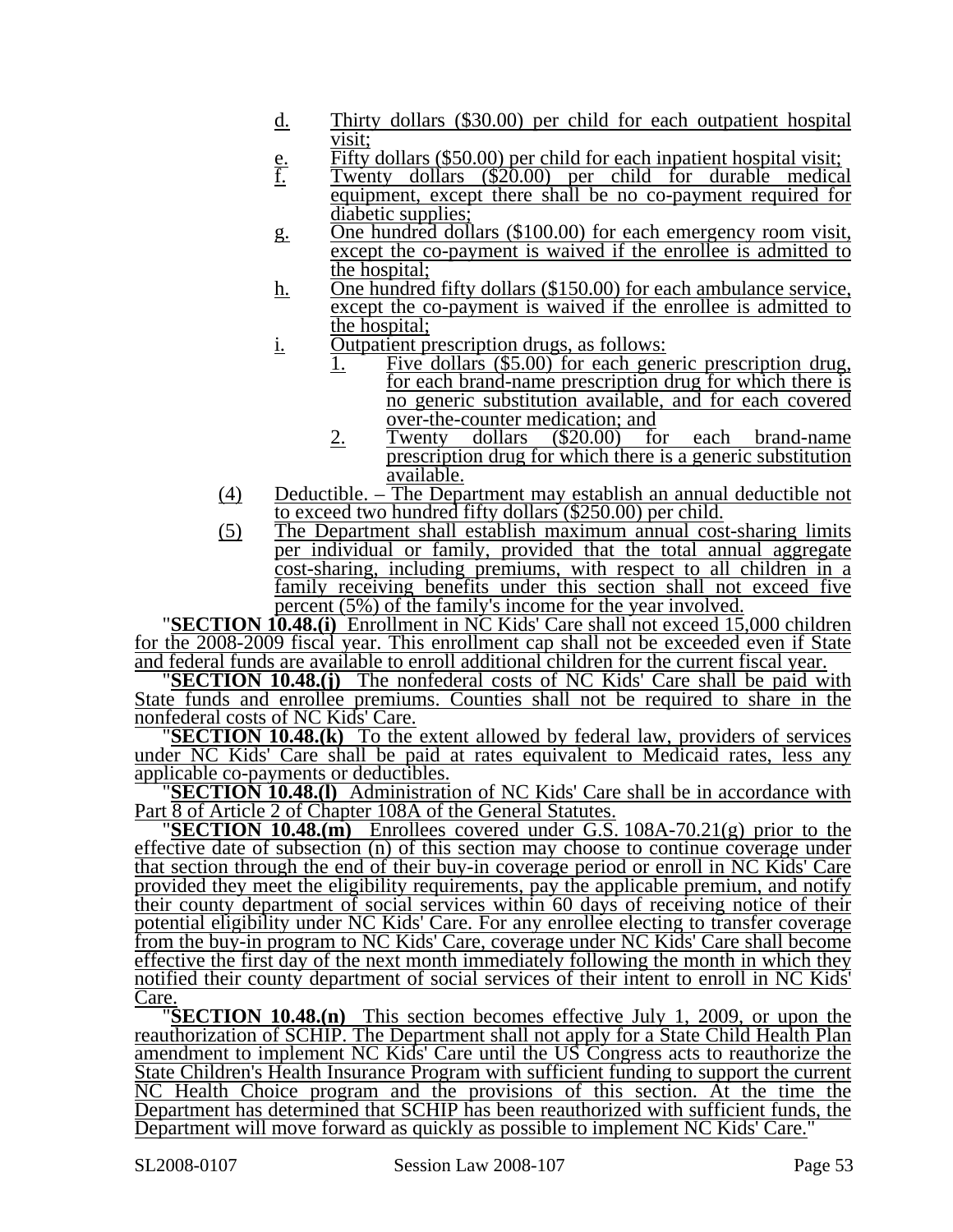d. Thirty dollars ($30.00) per child for each outpatient hospital visit;

e. Fifty dollars ($50.00) per child for each inpatient hospital visit;

f. Twenty dollars ($20.00) per child for durable medical equipment, except there shall be no co-payment required for diabetic supplies;

g. One hundred dollars ($100.00) for each emergency room visit, except the co-payment is waived if the enrollee is admitted to the hospital;

h. One hundred fifty dollars ($150.00) for each ambulance service, except the co-payment is waived if the enrollee is admitted to the hospital;

i. Outpatient prescription drugs, as follows:

   1. Five dollars ($5.00) for each generic prescription drug, for each brand-name prescription drug for which there is no generic substitution available, and for each covered over-the-counter medication; and

   2. Twenty dollars ($20.00) for each brand-name prescription drug for which there is a generic substitution available.

(4) Deductible. – The Department may establish an annual deductible not to exceed two hundred fifty dollars ($250.00) per child.

(5) The Department shall establish maximum annual cost-sharing limits per individual or family, provided that the total annual aggregate cost-sharing, including premiums, with respect to all children in a family receiving benefits under this section shall not exceed five percent (5%) of the family's income for the year involved.

"**SECTION 10.48.(i)** Enrollment in NC Kids' Care shall not exceed 15,000 children for the 2008-2009 fiscal year. This enrollment cap shall not be exceeded even if State and federal funds are available to enroll additional children for the current fiscal year.

"**SECTION 10.48.(j)** The nonfederal costs of NC Kids' Care shall be paid with State funds and enrollee premiums. Counties shall not be required to share in the nonfederal costs of NC Kids' Care.

"**SECTION 10.48.(k)** To the extent allowed by federal law, providers of services under NC Kids' Care shall be paid at rates equivalent to Medicaid rates, less any applicable co-payments or deductibles.

"**SECTION 10.48.(l)** Administration of NC Kids' Care shall be in accordance with Part 8 of Article 2 of Chapter 108A of the General Statutes.

"**SECTION 10.48.(m)** Enrollees covered under G.S. 108A-70.21(g) prior to the effective date of subsection (n) of this section may choose to continue coverage under that section through the end of their buy-in coverage period or enroll in NC Kids' Care provided they meet the eligibility requirements, pay the applicable premium, and notify their county department of social services within 60 days of receiving notice of their potential eligibility under NC Kids' Care. For any enrollee electing to transfer coverage from the buy-in program to NC Kids' Care, coverage under NC Kids' Care shall become effective the first day of the next month immediately following the month in which they notified their county department of social services of their intent to enroll in NC Kids' Care.

"**SECTION 10.48.(n)** This section becomes effective July 1, 2009, or upon the reauthorization of SCHIP. The Department shall not apply for a State Child Health Plan amendment to implement NC Kids' Care until the US Congress acts to reauthorize the State Children's Health Insurance Program with sufficient funding to support the current NC Health Choice program and the provisions of this section. At the time the Department has determined that SCHIP has been reauthorized with sufficient funds, the Department will move forward as quickly as possible to implement NC Kids' Care."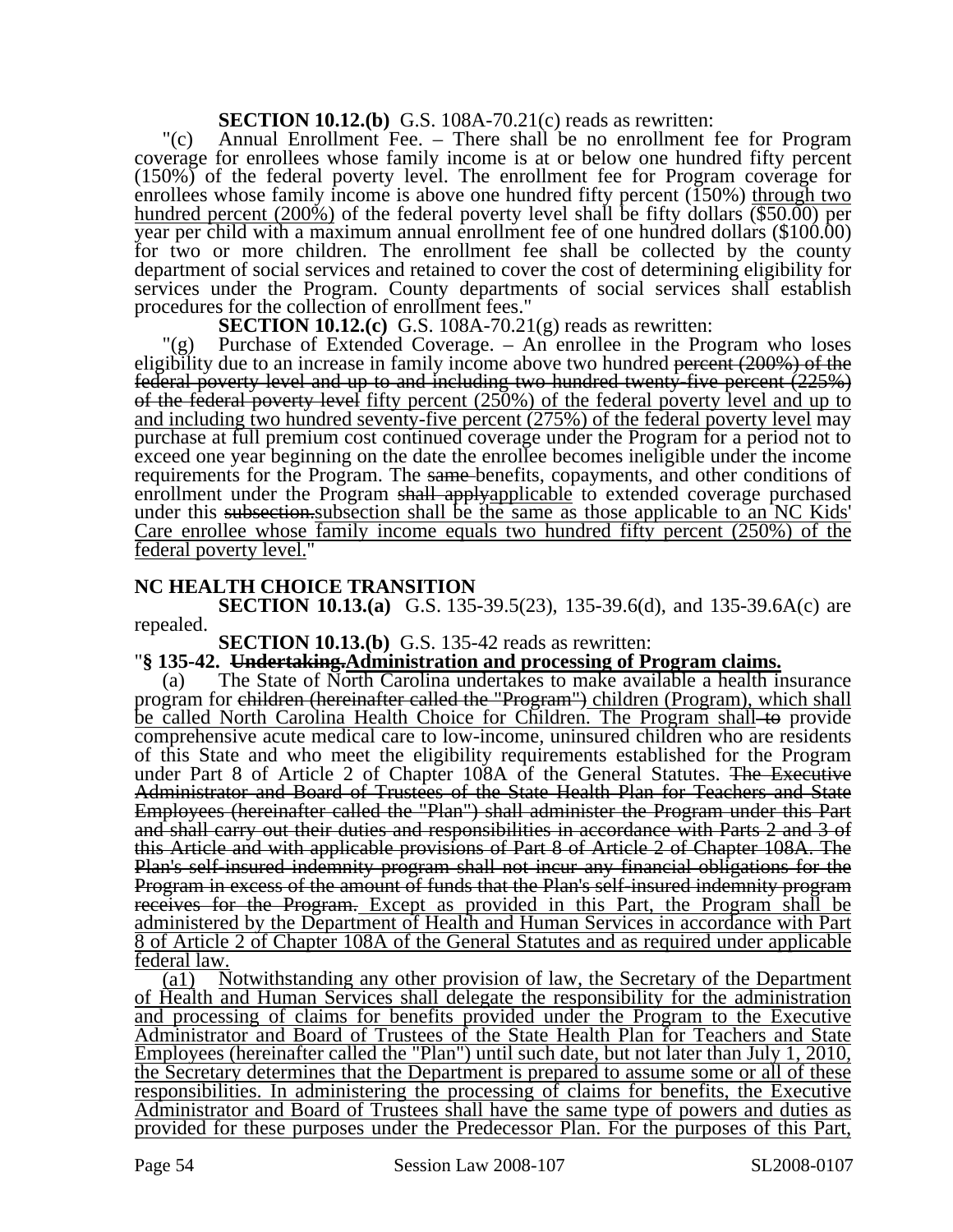**SECTION 10.12.(b)** G.S. 108A-70.21(c) reads as rewritten:

"(c) Annual Enrollment Fee. – There shall be no enrollment fee for Program coverage for enrollees whose family income is at or below one hundred fifty percent (150%) of the federal poverty level. The enrollment fee for Program coverage for enrollees whose family income is above one hundred fifty percent (150%) <u>through two hundred percent (200%)</u> of the federal poverty level shall be fifty dollars ($50.00) per year per child with a maximum annual enrollment fee of one hundred dollars ($100.00) for two or more children. The enrollment fee shall be collected by the county department of social services and retained to cover the cost of determining eligibility for services under the Program. County departments of social services shall establish procedures for the collection of enrollment fees."

**SECTION 10.12.(c)** G.S. 108A-70.21(g) reads as rewritten:

"(g) Purchase of Extended Coverage. – An enrollee in the Program who loses eligibility due to an increase in family income above two hundred ~~percent (200%) of the federal poverty level and up to and including two hundred twenty-five percent (225%) of the federal poverty level~~ <u>fifty percent (250%) of the federal poverty level and up to and including two hundred seventy-five percent (275%) of the federal poverty level</u> may purchase at full premium cost continued coverage under the Program for a period not to exceed one year beginning on the date the enrollee becomes ineligible under the income requirements for the Program. The ~~same~~ benefits, copayments, and other conditions of enrollment under the Program ~~shall apply~~<u>applicable</u> to extended coverage purchased under this ~~subsection.~~<u>subsection shall be the same as those applicable to an NC Kids' Care enrollee whose family income equals two hundred fifty percent (250%) of the federal poverty level.</u>"

## NC HEALTH CHOICE TRANSITION

**SECTION 10.13.(a)** G.S. 135-39.5(23), 135-39.6(d), and 135-39.6A(c) are repealed.

**SECTION 10.13.(b)** G.S. 135-42 reads as rewritten:

"**§ 135-42. ~~Undertaking.~~<u>Administration and processing of Program claims.</u>**

(a) The State of North Carolina undertakes to make available a health insurance program for ~~children (hereinafter called the "Program")~~ <u>children (Program), which shall be called North Carolina Health Choice for Children. The Program shall</u> ~~to~~ provide comprehensive acute medical care to low-income, uninsured children who are residents of this State and who meet the eligibility requirements established for the Program under Part 8 of Article 2 of Chapter 108A of the General Statutes. ~~The Executive Administrator and Board of Trustees of the State Health Plan for Teachers and State Employees (hereinafter called the "Plan") shall administer the Program under this Part and shall carry out their duties and responsibilities in accordance with Parts 2 and 3 of this Article and with applicable provisions of Part 8 of Article 2 of Chapter 108A. The Plan's self-insured indemnity program shall not incur any financial obligations for the Program in excess of the amount of funds that the Plan's self-insured indemnity program receives for the Program.~~ <u>Except as provided in this Part, the Program shall be administered by the Department of Health and Human Services in accordance with Part 8 of Article 2 of Chapter 108A of the General Statutes and as required under applicable federal law.</u>

<u>(a1) Notwithstanding any other provision of law, the Secretary of the Department of Health and Human Services shall delegate the responsibility for the administration and processing of claims for benefits provided under the Program to the Executive Administrator and Board of Trustees of the State Health Plan for Teachers and State Employees (hereinafter called the "Plan") until such date, but not later than July 1, 2010, the Secretary determines that the Department is prepared to assume some or all of these responsibilities. In administering the processing of claims for benefits, the Executive Administrator and Board of Trustees shall have the same type of powers and duties as provided for these purposes under the Predecessor Plan. For the purposes of this Part,</u>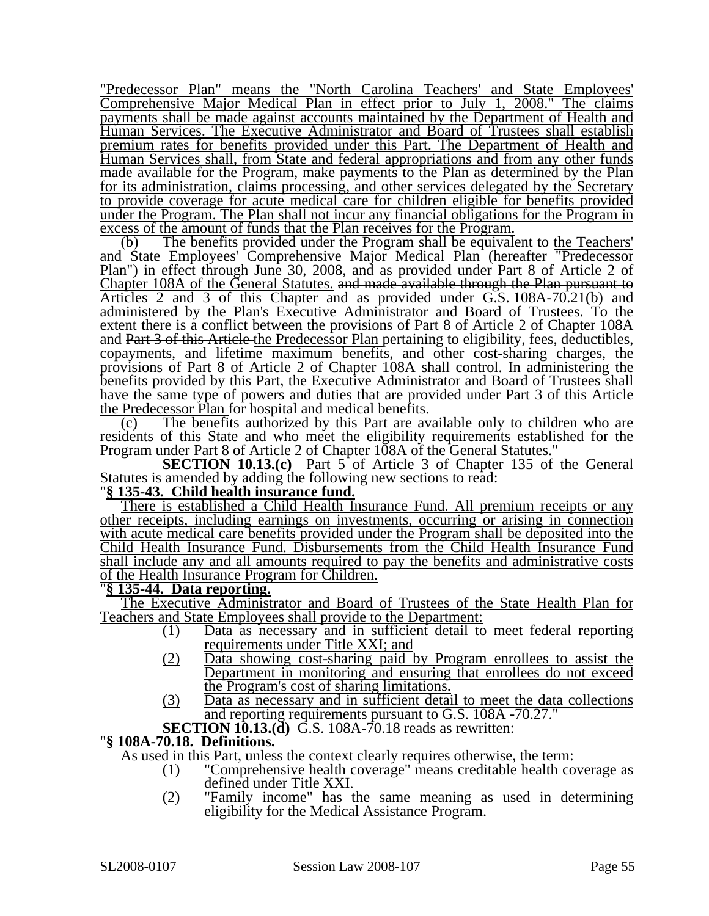"Predecessor Plan" means the "North Carolina Teachers' and State Employees' Comprehensive Major Medical Plan in effect prior to July 1, 2008." The claims payments shall be made against accounts maintained by the Department of Health and Human Services. The Executive Administrator and Board of Trustees shall establish premium rates for benefits provided under this Part. The Department of Health and Human Services shall, from State and federal appropriations and from any other funds made available for the Program, make payments to the Plan as determined by the Plan for its administration, claims processing, and other services delegated by the Secretary to provide coverage for acute medical care for children eligible for benefits provided under the Program. The Plan shall not incur any financial obligations for the Program in excess of the amount of funds that the Plan receives for the Program.

(b) The benefits provided under the Program shall be equivalent to the Teachers' and State Employees' Comprehensive Major Medical Plan (hereafter "Predecessor Plan") in effect through June 30, 2008, and as provided under Part 8 of Article 2 of Chapter 108A of the General Statutes. ~~and made available through the Plan pursuant to Articles 2 and 3 of this Chapter and as provided under G.S. 108A-70.21(b) and administered by the Plan's Executive Administrator and Board of Trustees.~~ To the extent there is a conflict between the provisions of Part 8 of Article 2 of Chapter 108A and ~~Part 3 of this Article~~ the Predecessor Plan pertaining to eligibility, fees, deductibles, copayments, and lifetime maximum benefits, and other cost-sharing charges, the provisions of Part 8 of Article 2 of Chapter 108A shall control. In administering the benefits provided by this Part, the Executive Administrator and Board of Trustees shall have the same type of powers and duties that are provided under ~~Part 3 of this Article~~ the Predecessor Plan for hospital and medical benefits.

(c) The benefits authorized by this Part are available only to children who are residents of this State and who meet the eligibility requirements established for the Program under Part 8 of Article 2 of Chapter 108A of the General Statutes."

**SECTION 10.13.(c)** Part 5 of Article 3 of Chapter 135 of the General Statutes is amended by adding the following new sections to read:

"**§ 135-43. Child health insurance fund.**

There is established a Child Health Insurance Fund. All premium receipts or any other receipts, including earnings on investments, occurring or arising in connection with acute medical care benefits provided under the Program shall be deposited into the Child Health Insurance Fund. Disbursements from the Child Health Insurance Fund shall include any and all amounts required to pay the benefits and administrative costs of the Health Insurance Program for Children.

"**§ 135-44. Data reporting.**

The Executive Administrator and Board of Trustees of the State Health Plan for Teachers and State Employees shall provide to the Department:

(1) Data as necessary and in sufficient detail to meet federal reporting requirements under Title XXI; and
(2) Data showing cost-sharing paid by Program enrollees to assist the Department in monitoring and ensuring that enrollees do not exceed the Program's cost of sharing limitations.
(3) Data as necessary and in sufficient detail to meet the data collections and reporting requirements pursuant to G.S. 108A -70.27."

**SECTION 10.13.(d)** G.S. 108A-70.18 reads as rewritten:

"**§ 108A-70.18. Definitions.**

As used in this Part, unless the context clearly requires otherwise, the term:

(1) "Comprehensive health coverage" means creditable health coverage as defined under Title XXI.
(2) "Family income" has the same meaning as used in determining eligibility for the Medical Assistance Program.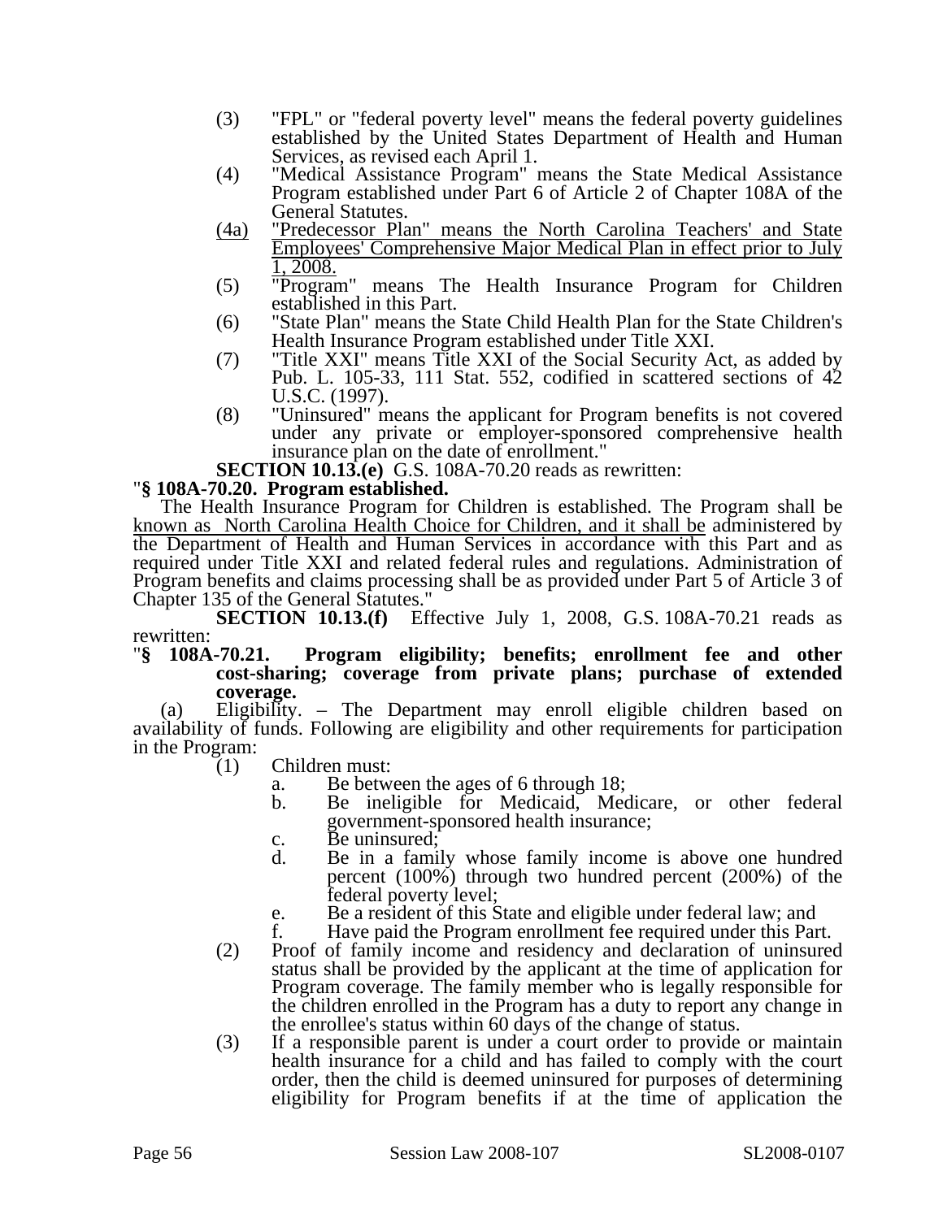(3) "FPL" or "federal poverty level" means the federal poverty guidelines established by the United States Department of Health and Human Services, as revised each April 1.

(4) "Medical Assistance Program" means the State Medical Assistance Program established under Part 6 of Article 2 of Chapter 108A of the General Statutes.

(4a) "Predecessor Plan" means the North Carolina Teachers' and State Employees' Comprehensive Major Medical Plan in effect prior to July 1, 2008.

(5) "Program" means The Health Insurance Program for Children established in this Part.

(6) "State Plan" means the State Child Health Plan for the State Children's Health Insurance Program established under Title XXI.

(7) "Title XXI" means Title XXI of the Social Security Act, as added by Pub. L. 105-33, 111 Stat. 552, codified in scattered sections of 42 U.S.C. (1997).

(8) "Uninsured" means the applicant for Program benefits is not covered under any private or employer-sponsored comprehensive health insurance plan on the date of enrollment."

**SECTION 10.13.(e)** G.S. 108A-70.20 reads as rewritten:

"**§ 108A-70.20. Program established.**

The Health Insurance Program for Children is established. The Program shall be known as North Carolina Health Choice for Children, and it shall be administered by the Department of Health and Human Services in accordance with this Part and as required under Title XXI and related federal rules and regulations. Administration of Program benefits and claims processing shall be as provided under Part 5 of Article 3 of Chapter 135 of the General Statutes."

**SECTION 10.13.(f)** Effective July 1, 2008, G.S. 108A-70.21 reads as rewritten:

"**§ 108A-70.21. Program eligibility; benefits; enrollment fee and other cost-sharing; coverage from private plans; purchase of extended coverage.**

(a) Eligibility. – The Department may enroll eligible children based on availability of funds. Following are eligibility and other requirements for participation in the Program:

(1) Children must:

a. Be between the ages of 6 through 18;

b. Be ineligible for Medicaid, Medicare, or other federal government-sponsored health insurance;

c. Be uninsured;

d. Be in a family whose family income is above one hundred percent (100%) through two hundred percent (200%) of the federal poverty level;

e. Be a resident of this State and eligible under federal law; and

f. Have paid the Program enrollment fee required under this Part.

(2) Proof of family income and residency and declaration of uninsured status shall be provided by the applicant at the time of application for Program coverage. The family member who is legally responsible for the children enrolled in the Program has a duty to report any change in the enrollee's status within 60 days of the change of status.

(3) If a responsible parent is under a court order to provide or maintain health insurance for a child and has failed to comply with the court order, then the child is deemed uninsured for purposes of determining eligibility for Program benefits if at the time of application the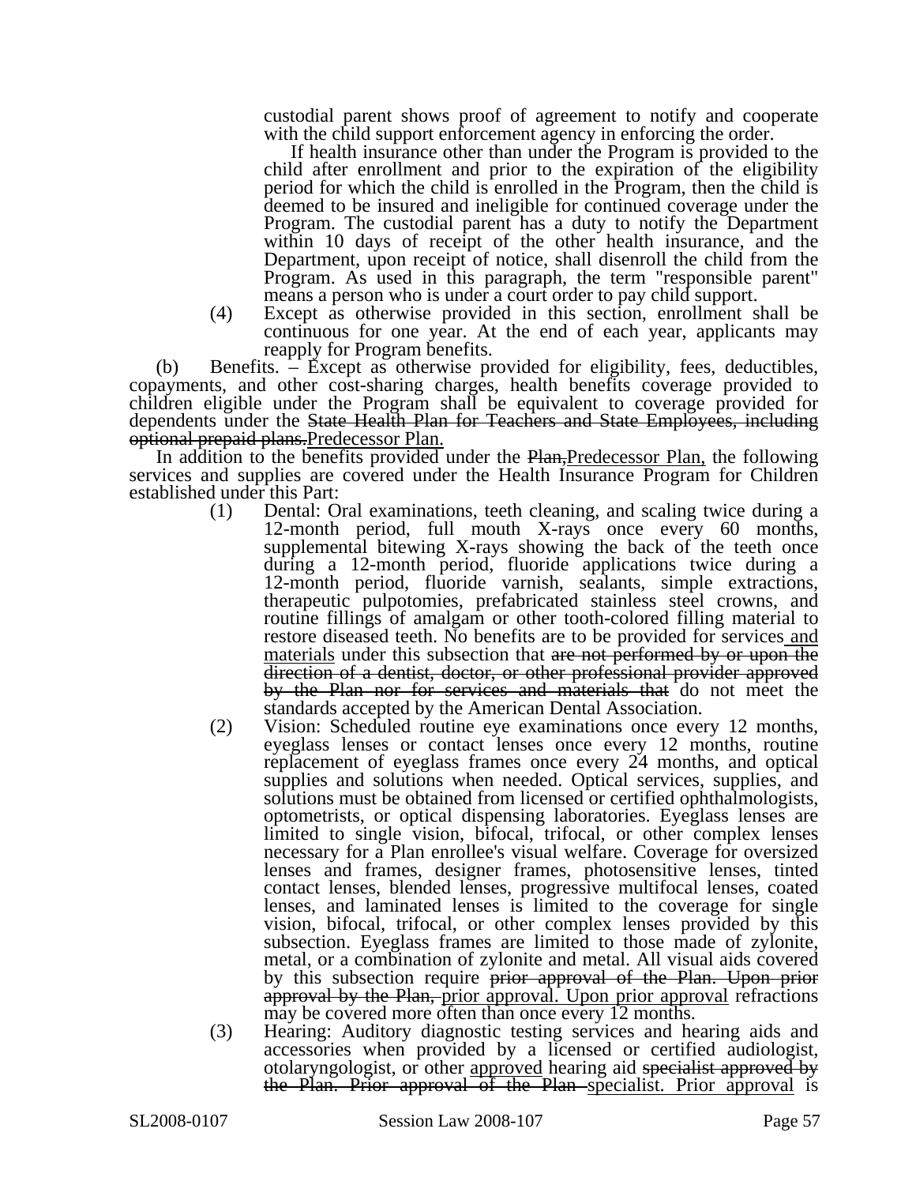custodial parent shows proof of agreement to notify and cooperate with the child support enforcement agency in enforcing the order.

If health insurance other than under the Program is provided to the child after enrollment and prior to the expiration of the eligibility period for which the child is enrolled in the Program, then the child is deemed to be insured and ineligible for continued coverage under the Program. The custodial parent has a duty to notify the Department within 10 days of receipt of the other health insurance, and the Department, upon receipt of notice, shall disenroll the child from the Program. As used in this paragraph, the term "responsible parent" means a person who is under a court order to pay child support.

(4) Except as otherwise provided in this section, enrollment shall be continuous for one year. At the end of each year, applicants may reapply for Program benefits.

(b) Benefits. – Except as otherwise provided for eligibility, fees, deductibles, copayments, and other cost-sharing charges, health benefits coverage provided to children eligible under the Program shall be equivalent to coverage provided for dependents under the ~~State Health Plan for Teachers and State Employees, including optional prepaid plans.~~Predecessor Plan.

In addition to the benefits provided under the ~~Plan,~~Predecessor Plan, the following services and supplies are covered under the Health Insurance Program for Children established under this Part:

(1) Dental: Oral examinations, teeth cleaning, and scaling twice during a 12-month period, full mouth X-rays once every 60 months, supplemental bitewing X-rays showing the back of the teeth once during a 12-month period, fluoride applications twice during a 12-month period, fluoride varnish, sealants, simple extractions, therapeutic pulpotomies, prefabricated stainless steel crowns, and routine fillings of amalgam or other tooth-colored filling material to restore diseased teeth. No benefits are to be provided for services and materials under this subsection that ~~are not performed by or upon the direction of a dentist, doctor, or other professional provider approved by the Plan nor for services and materials that~~ do not meet the standards accepted by the American Dental Association.

(2) Vision: Scheduled routine eye examinations once every 12 months, eyeglass lenses or contact lenses once every 12 months, routine replacement of eyeglass frames once every 24 months, and optical supplies and solutions when needed. Optical services, supplies, and solutions must be obtained from licensed or certified ophthalmologists, optometrists, or optical dispensing laboratories. Eyeglass lenses are limited to single vision, bifocal, trifocal, or other complex lenses necessary for a Plan enrollee's visual welfare. Coverage for oversized lenses and frames, designer frames, photosensitive lenses, tinted contact lenses, blended lenses, progressive multifocal lenses, coated lenses, and laminated lenses is limited to the coverage for single vision, bifocal, trifocal, or other complex lenses provided by this subsection. Eyeglass frames are limited to those made of zylonite, metal, or a combination of zylonite and metal. All visual aids covered by this subsection require ~~prior approval of the Plan. Upon prior approval by the Plan,~~ prior approval. Upon prior approval refractions may be covered more often than once every 12 months.

(3) Hearing: Auditory diagnostic testing services and hearing aids and accessories when provided by a licensed or certified audiologist, otolaryngologist, or other approved hearing aid ~~specialist approved by the Plan. Prior approval of the Plan~~ specialist. Prior approval is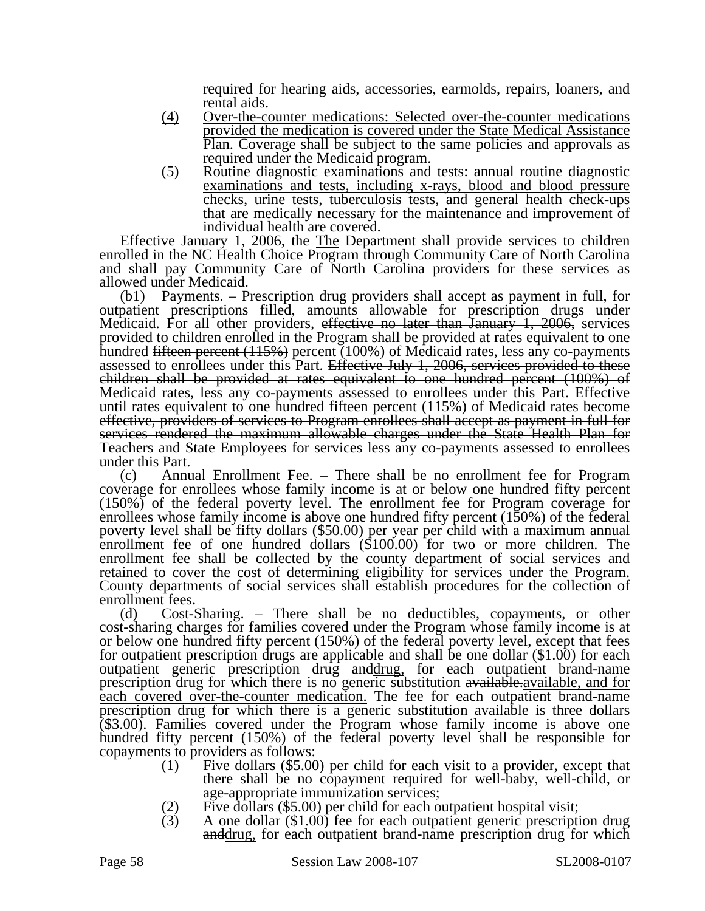required for hearing aids, accessories, earmolds, repairs, loaners, and rental aids.

(4) <u>Over-the-counter medications: Selected over-the-counter medications provided the medication is covered under the State Medical Assistance Plan. Coverage shall be subject to the same policies and approvals as required under the Medicaid program.</u>

(5) <u>Routine diagnostic examinations and tests: annual routine diagnostic examinations and tests, including x-rays, blood and blood pressure checks, urine tests, tuberculosis tests, and general health check-ups that are medically necessary for the maintenance and improvement of individual health are covered.</u>

~~Effective January 1, 2006, the~~ <u>The</u> Department shall provide services to children enrolled in the NC Health Choice Program through Community Care of North Carolina and shall pay Community Care of North Carolina providers for these services as allowed under Medicaid.

(b1) Payments. – Prescription drug providers shall accept as payment in full, for outpatient prescriptions filled, amounts allowable for prescription drugs under Medicaid. For all other providers, ~~effective no later than January 1, 2006,~~ services provided to children enrolled in the Program shall be provided at rates equivalent to one hundred ~~fifteen percent (115%)~~ <u>percent (100%)</u> of Medicaid rates, less any co-payments assessed to enrollees under this Part. ~~Effective July 1, 2006, services provided to these children shall be provided at rates equivalent to one hundred percent (100%) of Medicaid rates, less any co-payments assessed to enrollees under this Part. Effective until rates equivalent to one hundred fifteen percent (115%) of Medicaid rates become effective, providers of services to Program enrollees shall accept as payment in full for services rendered the maximum allowable charges under the State Health Plan for Teachers and State Employees for services less any co-payments assessed to enrollees under this Part.~~

(c) Annual Enrollment Fee. – There shall be no enrollment fee for Program coverage for enrollees whose family income is at or below one hundred fifty percent (150%) of the federal poverty level. The enrollment fee for Program coverage for enrollees whose family income is above one hundred fifty percent (150%) of the federal poverty level shall be fifty dollars ($50.00) per year per child with a maximum annual enrollment fee of one hundred dollars ($100.00) for two or more children. The enrollment fee shall be collected by the county department of social services and retained to cover the cost of determining eligibility for services under the Program. County departments of social services shall establish procedures for the collection of enrollment fees.

(d) Cost-Sharing. – There shall be no deductibles, copayments, or other cost-sharing charges for families covered under the Program whose family income is at or below one hundred fifty percent (150%) of the federal poverty level, except that fees for outpatient prescription drugs are applicable and shall be one dollar ($1.00) for each outpatient generic prescription ~~drug and~~<u>drug,</u> for each outpatient brand-name prescription drug for which there is no generic substitution ~~available.~~<u>available, and for each covered over-the-counter medication.</u> The fee for each outpatient brand-name prescription drug for which there is a generic substitution available is three dollars ($3.00). Families covered under the Program whose family income is above one hundred fifty percent (150%) of the federal poverty level shall be responsible for copayments to providers as follows:

(1) Five dollars ($5.00) per child for each visit to a provider, except that there shall be no copayment required for well-baby, well-child, or age-appropriate immunization services;

(2) Five dollars ($5.00) per child for each outpatient hospital visit;

(3) A one dollar ($1.00) fee for each outpatient generic prescription ~~drug and~~<u>drug,</u> for each outpatient brand-name prescription drug for which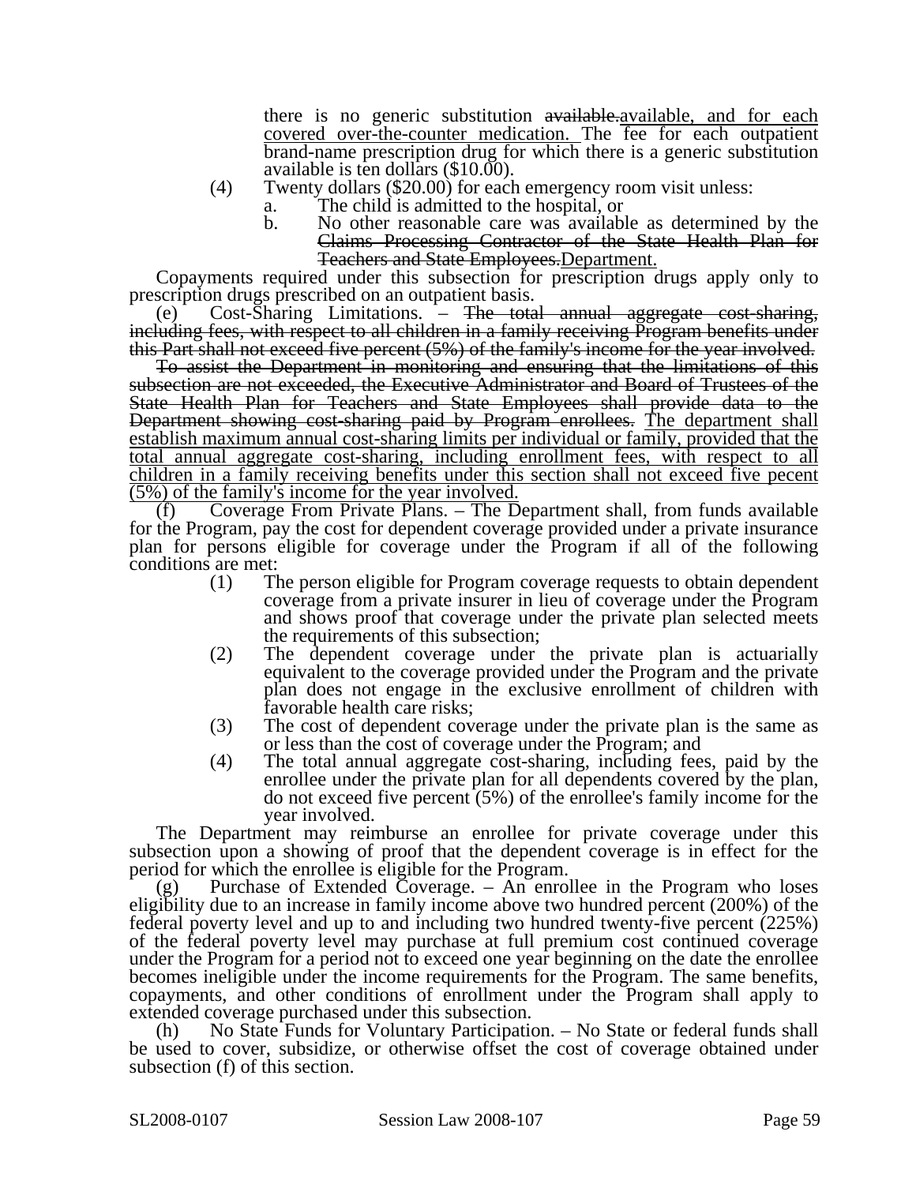there is no generic substitution ~~available.~~<u>available, and for each covered over-the-counter medication.</u> The fee for each outpatient brand-name prescription drug for which there is a generic substitution available is ten dollars ($10.00).

(4) Twenty dollars ($20.00) for each emergency room visit unless:

a. The child is admitted to the hospital, or

b. No other reasonable care was available as determined by the ~~Claims Processing Contractor of the State Health Plan for Teachers and State Employees.~~<u>Department.</u>

Copayments required under this subsection for prescription drugs apply only to prescription drugs prescribed on an outpatient basis.

(e) Cost-Sharing Limitations. – ~~The total annual aggregate cost-sharing, including fees, with respect to all children in a family receiving Program benefits under this Part shall not exceed five percent (5%) of the family's income for the year involved.~~

~~To assist the Department in monitoring and ensuring that the limitations of this subsection are not exceeded, the Executive Administrator and Board of Trustees of the State Health Plan for Teachers and State Employees shall provide data to the Department showing cost-sharing paid by Program enrollees.~~ <u>The department shall establish maximum annual cost-sharing limits per individual or family, provided that the total annual aggregate cost-sharing, including enrollment fees, with respect to all children in a family receiving benefits under this section shall not exceed five pecent (5%) of the family's income for the year involved.</u>

(f) Coverage From Private Plans. – The Department shall, from funds available for the Program, pay the cost for dependent coverage provided under a private insurance plan for persons eligible for coverage under the Program if all of the following conditions are met:

(1) The person eligible for Program coverage requests to obtain dependent coverage from a private insurer in lieu of coverage under the Program and shows proof that coverage under the private plan selected meets the requirements of this subsection;

(2) The dependent coverage under the private plan is actuarially equivalent to the coverage provided under the Program and the private plan does not engage in the exclusive enrollment of children with favorable health care risks;

(3) The cost of dependent coverage under the private plan is the same as or less than the cost of coverage under the Program; and

(4) The total annual aggregate cost-sharing, including fees, paid by the enrollee under the private plan for all dependents covered by the plan, do not exceed five percent (5%) of the enrollee's family income for the year involved.

The Department may reimburse an enrollee for private coverage under this subsection upon a showing of proof that the dependent coverage is in effect for the period for which the enrollee is eligible for the Program.

(g) Purchase of Extended Coverage. – An enrollee in the Program who loses eligibility due to an increase in family income above two hundred percent (200%) of the federal poverty level and up to and including two hundred twenty-five percent (225%) of the federal poverty level may purchase at full premium cost continued coverage under the Program for a period not to exceed one year beginning on the date the enrollee becomes ineligible under the income requirements for the Program. The same benefits, copayments, and other conditions of enrollment under the Program shall apply to extended coverage purchased under this subsection.

(h) No State Funds for Voluntary Participation. – No State or federal funds shall be used to cover, subsidize, or otherwise offset the cost of coverage obtained under subsection (f) of this section.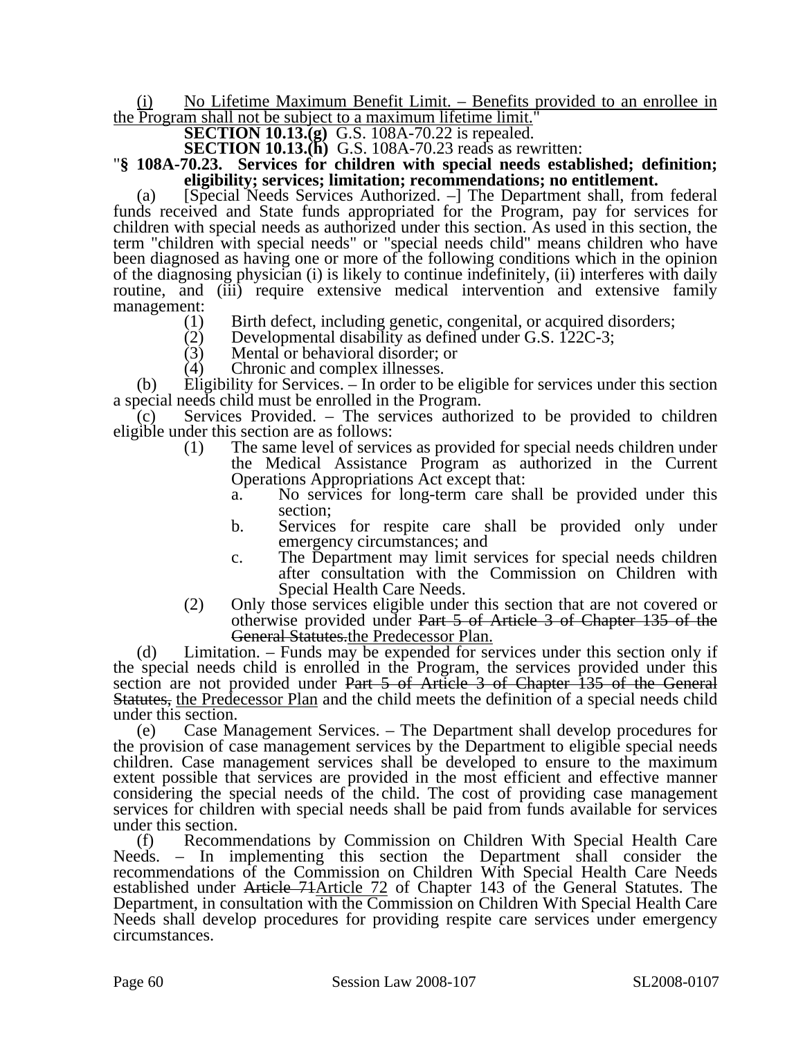(i) <u>No Lifetime Maximum Benefit Limit. – Benefits provided to an enrollee in the Program shall not be subject to a maximum lifetime limit.</u>"

**SECTION 10.13.(g)** G.S. 108A-70.22 is repealed.

**SECTION 10.13.(h)** G.S. 108A-70.23 reads as rewritten:

"**§ 108A-70.23. Services for children with special needs established; definition; eligibility; services; limitation; recommendations; no entitlement.**

(a) [Special Needs Services Authorized. –] The Department shall, from federal funds received and State funds appropriated for the Program, pay for services for children with special needs as authorized under this section. As used in this section, the term "children with special needs" or "special needs child" means children who have been diagnosed as having one or more of the following conditions which in the opinion of the diagnosing physician (i) is likely to continue indefinitely, (ii) interferes with daily routine, and (iii) require extensive medical intervention and extensive family management:

(1) Birth defect, including genetic, congenital, or acquired disorders;
(2) Developmental disability as defined under G.S. 122C-3;
(3) Mental or behavioral disorder; or
(4) Chronic and complex illnesses.

(b) Eligibility for Services. – In order to be eligible for services under this section a special needs child must be enrolled in the Program.

(c) Services Provided. – The services authorized to be provided to children eligible under this section are as follows:

(1) The same level of services as provided for special needs children under the Medical Assistance Program as authorized in the Current Operations Appropriations Act except that:
   a. No services for long-term care shall be provided under this section;
   b. Services for respite care shall be provided only under emergency circumstances; and
   c. The Department may limit services for special needs children after consultation with the Commission on Children with Special Health Care Needs.
(2) Only those services eligible under this section that are not covered or otherwise provided under ~~Part 5 of Article 3 of Chapter 135 of the General Statutes.~~<u>the Predecessor Plan.</u>

(d) Limitation. – Funds may be expended for services under this section only if the special needs child is enrolled in the Program, the services provided under this section are not provided under ~~Part 5 of Article 3 of Chapter 135 of the General Statutes,~~ <u>the Predecessor Plan</u> and the child meets the definition of a special needs child under this section.

(e) Case Management Services. – The Department shall develop procedures for the provision of case management services by the Department to eligible special needs children. Case management services shall be developed to ensure to the maximum extent possible that services are provided in the most efficient and effective manner considering the special needs of the child. The cost of providing case management services for children with special needs shall be paid from funds available for services under this section.

(f) Recommendations by Commission on Children With Special Health Care Needs. – In implementing this section the Department shall consider the recommendations of the Commission on Children With Special Health Care Needs established under ~~Article 71~~<u>Article 72</u> of Chapter 143 of the General Statutes. The Department, in consultation with the Commission on Children With Special Health Care Needs shall develop procedures for providing respite care services under emergency circumstances.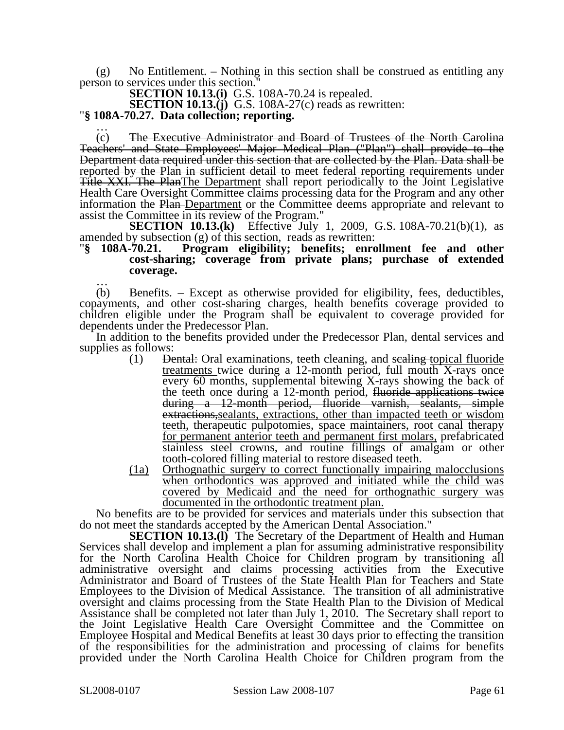(g) No Entitlement. – Nothing in this section shall be construed as entitling any person to services under this section."

**SECTION 10.13.(i)** G.S. 108A-70.24 is repealed.

**SECTION 10.13.(j)** G.S. 108A-27(c) reads as rewritten:

"**§ 108A-70.27. Data collection; reporting.**

…

(c) ~~The Executive Administrator and Board of Trustees of the North Carolina Teachers' and State Employees' Major Medical Plan ("Plan") shall provide to the Department data required under this section that are collected by the Plan. Data shall be reported by the Plan in sufficient detail to meet federal reporting requirements under Title XXI. The Plan~~<u>The Department</u> shall report periodically to the Joint Legislative Health Care Oversight Committee claims processing data for the Program and any other information the ~~Plan~~ <u>Department</u> or the Committee deems appropriate and relevant to assist the Committee in its review of the Program."

**SECTION 10.13.(k)** Effective July 1, 2009, G.S. 108A-70.21(b)(1), as amended by subsection (g) of this section, reads as rewritten:

"**§ 108A-70.21. Program eligibility; benefits; enrollment fee and other cost-sharing; coverage from private plans; purchase of extended coverage.**

…

(b) Benefits. – Except as otherwise provided for eligibility, fees, deductibles, copayments, and other cost-sharing charges, health benefits coverage provided to children eligible under the Program shall be equivalent to coverage provided for dependents under the Predecessor Plan.

In addition to the benefits provided under the Predecessor Plan, dental services and supplies as follows:

(1) ~~Dental:~~ Oral examinations, teeth cleaning, and ~~scaling~~ <u>topical fluoride treatments</u> twice during a 12-month period, full mouth X-rays once every 60 months, supplemental bitewing X-rays showing the back of the teeth once during a 12-month period, ~~fluoride applications twice during a 12-month period, fluoride varnish, sealants, simple extractions,~~<u>sealants, extractions, other than impacted teeth or wisdom teeth,</u> therapeutic pulpotomies, <u>space maintainers, root canal therapy for permanent anterior teeth and permanent first molars,</u> prefabricated stainless steel crowns, and routine fillings of amalgam or other tooth-colored filling material to restore diseased teeth.

<u>(1a)</u> <u>Orthognathic surgery to correct functionally impairing malocclusions when orthodontics was approved and initiated while the child was covered by Medicaid and the need for orthognathic surgery was documented in the orthodontic treatment plan.</u>

No benefits are to be provided for services and materials under this subsection that do not meet the standards accepted by the American Dental Association."

**SECTION 10.13.(l)** The Secretary of the Department of Health and Human Services shall develop and implement a plan for assuming administrative responsibility for the North Carolina Health Choice for Children program by transitioning all administrative oversight and claims processing activities from the Executive Administrator and Board of Trustees of the State Health Plan for Teachers and State Employees to the Division of Medical Assistance. The transition of all administrative oversight and claims processing from the State Health Plan to the Division of Medical Assistance shall be completed not later than July 1, 2010. The Secretary shall report to the Joint Legislative Health Care Oversight Committee and the Committee on Employee Hospital and Medical Benefits at least 30 days prior to effecting the transition of the responsibilities for the administration and processing of claims for benefits provided under the North Carolina Health Choice for Children program from the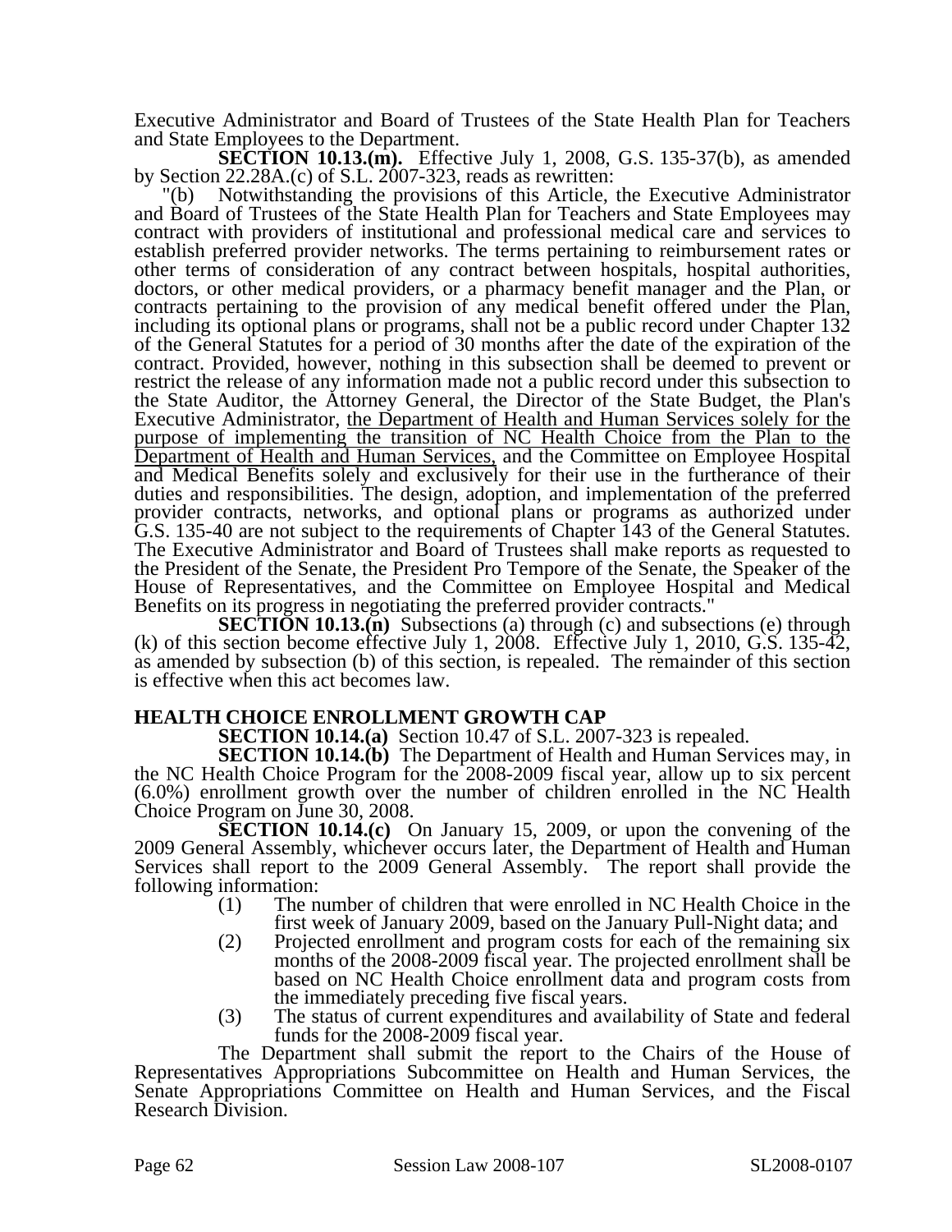Executive Administrator and Board of Trustees of the State Health Plan for Teachers and State Employees to the Department.

**SECTION 10.13.(m).** Effective July 1, 2008, G.S. 135-37(b), as amended by Section 22.28A.(c) of S.L. 2007-323, reads as rewritten:

"(b) Notwithstanding the provisions of this Article, the Executive Administrator and Board of Trustees of the State Health Plan for Teachers and State Employees may contract with providers of institutional and professional medical care and services to establish preferred provider networks. The terms pertaining to reimbursement rates or other terms of consideration of any contract between hospitals, hospital authorities, doctors, or other medical providers, or a pharmacy benefit manager and the Plan, or contracts pertaining to the provision of any medical benefit offered under the Plan, including its optional plans or programs, shall not be a public record under Chapter 132 of the General Statutes for a period of 30 months after the date of the expiration of the contract. Provided, however, nothing in this subsection shall be deemed to prevent or restrict the release of any information made not a public record under this subsection to the State Auditor, the Attorney General, the Director of the State Budget, the Plan's Executive Administrator, <u>the Department of Health and Human Services solely for the purpose of implementing the transition of NC Health Choice from the Plan to the Department of Health and Human Services,</u> and the Committee on Employee Hospital and Medical Benefits solely and exclusively for their use in the furtherance of their duties and responsibilities. The design, adoption, and implementation of the preferred provider contracts, networks, and optional plans or programs as authorized under G.S. 135-40 are not subject to the requirements of Chapter 143 of the General Statutes. The Executive Administrator and Board of Trustees shall make reports as requested to the President of the Senate, the President Pro Tempore of the Senate, the Speaker of the House of Representatives, and the Committee on Employee Hospital and Medical Benefits on its progress in negotiating the preferred provider contracts."

**SECTION 10.13.(n)** Subsections (a) through (c) and subsections (e) through (k) of this section become effective July 1, 2008. Effective July 1, 2010, G.S. 135-42, as amended by subsection (b) of this section, is repealed. The remainder of this section is effective when this act becomes law.

**HEALTH CHOICE ENROLLMENT GROWTH CAP**

**SECTION 10.14.(a)** Section 10.47 of S.L. 2007-323 is repealed.

**SECTION 10.14.(b)** The Department of Health and Human Services may, in the NC Health Choice Program for the 2008-2009 fiscal year, allow up to six percent (6.0%) enrollment growth over the number of children enrolled in the NC Health Choice Program on June 30, 2008.

**SECTION 10.14.(c)** On January 15, 2009, or upon the convening of the 2009 General Assembly, whichever occurs later, the Department of Health and Human Services shall report to the 2009 General Assembly. The report shall provide the following information:

(1) The number of children that were enrolled in NC Health Choice in the first week of January 2009, based on the January Pull-Night data; and

(2) Projected enrollment and program costs for each of the remaining six months of the 2008-2009 fiscal year. The projected enrollment shall be based on NC Health Choice enrollment data and program costs from the immediately preceding five fiscal years.

(3) The status of current expenditures and availability of State and federal funds for the 2008-2009 fiscal year.

The Department shall submit the report to the Chairs of the House of Representatives Appropriations Subcommittee on Health and Human Services, the Senate Appropriations Committee on Health and Human Services, and the Fiscal Research Division.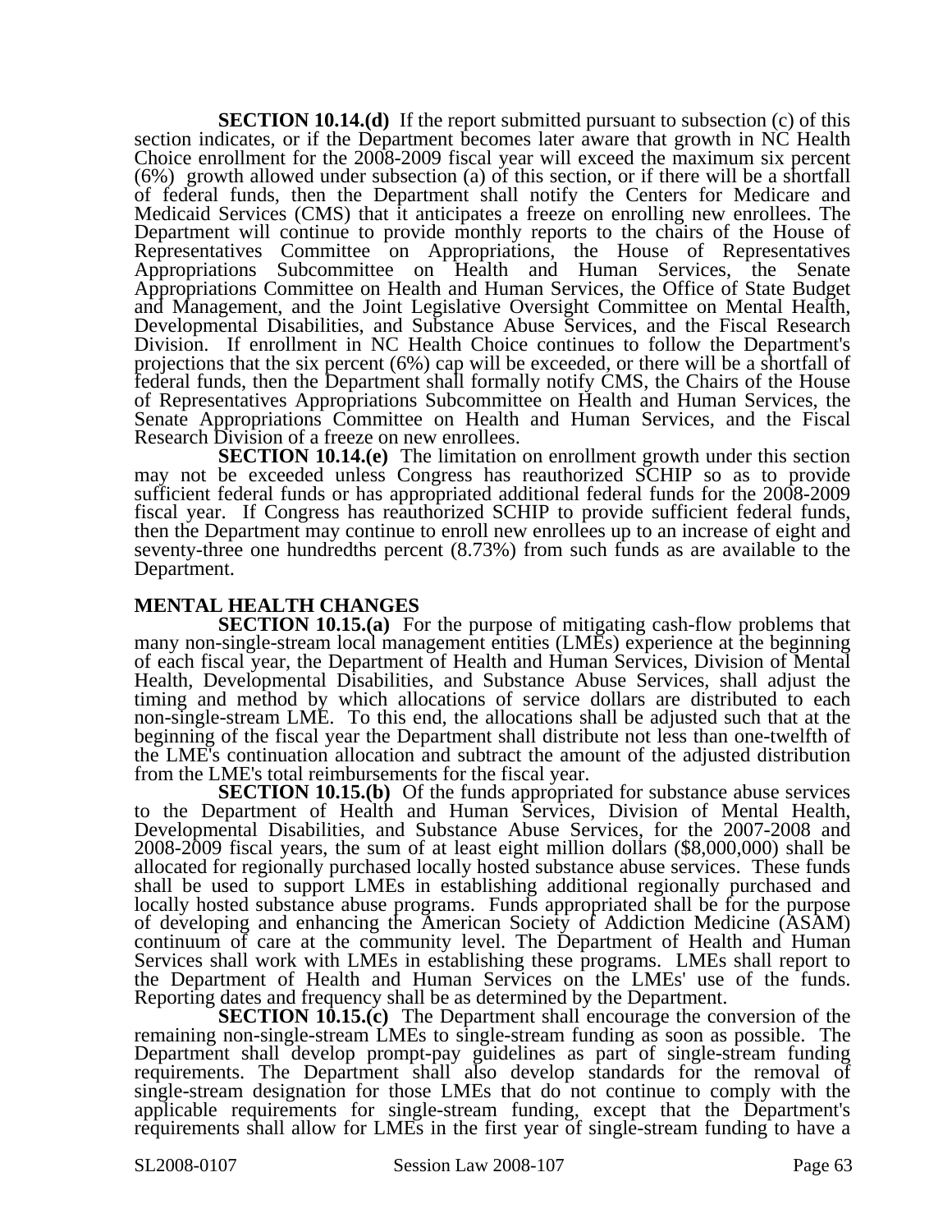**SECTION 10.14.(d)** If the report submitted pursuant to subsection (c) of this section indicates, or if the Department becomes later aware that growth in NC Health Choice enrollment for the 2008-2009 fiscal year will exceed the maximum six percent (6%) growth allowed under subsection (a) of this section, or if there will be a shortfall of federal funds, then the Department shall notify the Centers for Medicare and Medicaid Services (CMS) that it anticipates a freeze on enrolling new enrollees. The Department will continue to provide monthly reports to the chairs of the House of Representatives Committee on Appropriations, the House of Representatives Appropriations Subcommittee on Health and Human Services, the Senate Appropriations Committee on Health and Human Services, the Office of State Budget and Management, and the Joint Legislative Oversight Committee on Mental Health, Developmental Disabilities, and Substance Abuse Services, and the Fiscal Research Division. If enrollment in NC Health Choice continues to follow the Department's projections that the six percent (6%) cap will be exceeded, or there will be a shortfall of federal funds, then the Department shall formally notify CMS, the Chairs of the House of Representatives Appropriations Subcommittee on Health and Human Services, the Senate Appropriations Committee on Health and Human Services, and the Fiscal Research Division of a freeze on new enrollees.

**SECTION 10.14.(e)** The limitation on enrollment growth under this section may not be exceeded unless Congress has reauthorized SCHIP so as to provide sufficient federal funds or has appropriated additional federal funds for the 2008-2009 fiscal year. If Congress has reauthorized SCHIP to provide sufficient federal funds, then the Department may continue to enroll new enrollees up to an increase of eight and seventy-three one hundredths percent (8.73%) from such funds as are available to the Department.

**MENTAL HEALTH CHANGES**

**SECTION 10.15.(a)** For the purpose of mitigating cash-flow problems that many non-single-stream local management entities (LMEs) experience at the beginning of each fiscal year, the Department of Health and Human Services, Division of Mental Health, Developmental Disabilities, and Substance Abuse Services, shall adjust the timing and method by which allocations of service dollars are distributed to each non-single-stream LME. To this end, the allocations shall be adjusted such that at the beginning of the fiscal year the Department shall distribute not less than one-twelfth of the LME's continuation allocation and subtract the amount of the adjusted distribution from the LME's total reimbursements for the fiscal year.

**SECTION 10.15.(b)** Of the funds appropriated for substance abuse services to the Department of Health and Human Services, Division of Mental Health, Developmental Disabilities, and Substance Abuse Services, for the 2007-2008 and 2008-2009 fiscal years, the sum of at least eight million dollars ($8,000,000) shall be allocated for regionally purchased locally hosted substance abuse services. These funds shall be used to support LMEs in establishing additional regionally purchased and locally hosted substance abuse programs. Funds appropriated shall be for the purpose of developing and enhancing the American Society of Addiction Medicine (ASAM) continuum of care at the community level. The Department of Health and Human Services shall work with LMEs in establishing these programs. LMEs shall report to the Department of Health and Human Services on the LMEs' use of the funds. Reporting dates and frequency shall be as determined by the Department.

**SECTION 10.15.(c)** The Department shall encourage the conversion of the remaining non-single-stream LMEs to single-stream funding as soon as possible. The Department shall develop prompt-pay guidelines as part of single-stream funding requirements. The Department shall also develop standards for the removal of single-stream designation for those LMEs that do not continue to comply with the applicable requirements for single-stream funding, except that the Department's requirements shall allow for LMEs in the first year of single-stream funding to have a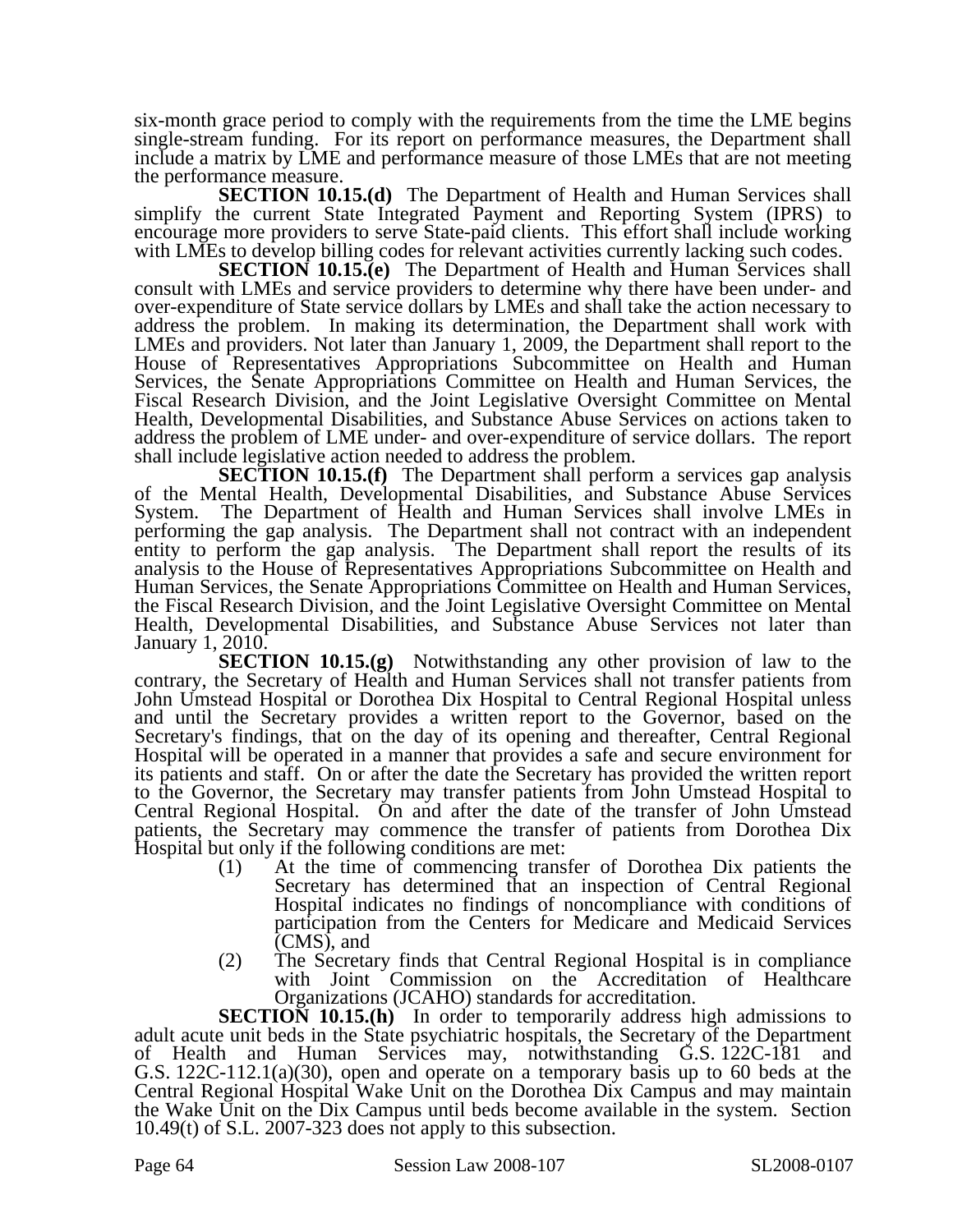six-month grace period to comply with the requirements from the time the LME begins single-stream funding. For its report on performance measures, the Department shall include a matrix by LME and performance measure of those LMEs that are not meeting the performance measure.

**SECTION 10.15.(d)** The Department of Health and Human Services shall simplify the current State Integrated Payment and Reporting System (IPRS) to encourage more providers to serve State-paid clients. This effort shall include working with LMEs to develop billing codes for relevant activities currently lacking such codes.

**SECTION 10.15.(e)** The Department of Health and Human Services shall consult with LMEs and service providers to determine why there have been under- and over-expenditure of State service dollars by LMEs and shall take the action necessary to address the problem. In making its determination, the Department shall work with LMEs and providers. Not later than January 1, 2009, the Department shall report to the House of Representatives Appropriations Subcommittee on Health and Human Services, the Senate Appropriations Committee on Health and Human Services, the Fiscal Research Division, and the Joint Legislative Oversight Committee on Mental Health, Developmental Disabilities, and Substance Abuse Services on actions taken to address the problem of LME under- and over-expenditure of service dollars. The report shall include legislative action needed to address the problem.

**SECTION 10.15.(f)** The Department shall perform a services gap analysis of the Mental Health, Developmental Disabilities, and Substance Abuse Services System. The Department of Health and Human Services shall involve LMEs in performing the gap analysis. The Department shall not contract with an independent entity to perform the gap analysis. The Department shall report the results of its analysis to the House of Representatives Appropriations Subcommittee on Health and Human Services, the Senate Appropriations Committee on Health and Human Services, the Fiscal Research Division, and the Joint Legislative Oversight Committee on Mental Health, Developmental Disabilities, and Substance Abuse Services not later than January 1, 2010.

**SECTION 10.15.(g)** Notwithstanding any other provision of law to the contrary, the Secretary of Health and Human Services shall not transfer patients from John Umstead Hospital or Dorothea Dix Hospital to Central Regional Hospital unless and until the Secretary provides a written report to the Governor, based on the Secretary's findings, that on the day of its opening and thereafter, Central Regional Hospital will be operated in a manner that provides a safe and secure environment for its patients and staff. On or after the date the Secretary has provided the written report to the Governor, the Secretary may transfer patients from John Umstead Hospital to Central Regional Hospital. On and after the date of the transfer of John Umstead patients, the Secretary may commence the transfer of patients from Dorothea Dix Hospital but only if the following conditions are met:

(1) At the time of commencing transfer of Dorothea Dix patients the Secretary has determined that an inspection of Central Regional Hospital indicates no findings of noncompliance with conditions of participation from the Centers for Medicare and Medicaid Services (CMS), and

(2) The Secretary finds that Central Regional Hospital is in compliance with Joint Commission on the Accreditation of Healthcare Organizations (JCAHO) standards for accreditation.

**SECTION 10.15.(h)** In order to temporarily address high admissions to adult acute unit beds in the State psychiatric hospitals, the Secretary of the Department of Health and Human Services may, notwithstanding G.S. 122C-181 and G.S. 122C-112.1(a)(30), open and operate on a temporary basis up to 60 beds at the Central Regional Hospital Wake Unit on the Dorothea Dix Campus and may maintain the Wake Unit on the Dix Campus until beds become available in the system. Section 10.49(t) of S.L. 2007-323 does not apply to this subsection.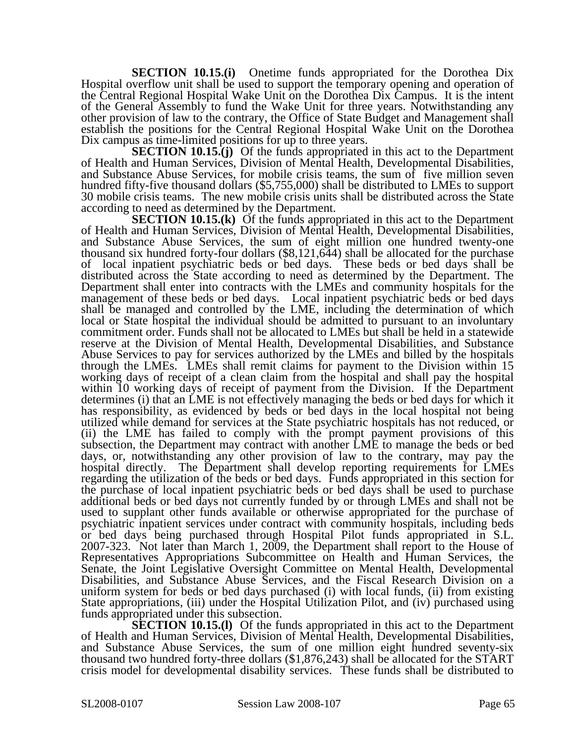**SECTION 10.15.(i)** Onetime funds appropriated for the Dorothea Dix Hospital overflow unit shall be used to support the temporary opening and operation of the Central Regional Hospital Wake Unit on the Dorothea Dix Campus. It is the intent of the General Assembly to fund the Wake Unit for three years. Notwithstanding any other provision of law to the contrary, the Office of State Budget and Management shall establish the positions for the Central Regional Hospital Wake Unit on the Dorothea Dix campus as time-limited positions for up to three years.

**SECTION 10.15.(j)** Of the funds appropriated in this act to the Department of Health and Human Services, Division of Mental Health, Developmental Disabilities, and Substance Abuse Services, for mobile crisis teams, the sum of five million seven hundred fifty-five thousand dollars ($5,755,000) shall be distributed to LMEs to support 30 mobile crisis teams. The new mobile crisis units shall be distributed across the State according to need as determined by the Department.

**SECTION 10.15.(k)** Of the funds appropriated in this act to the Department of Health and Human Services, Division of Mental Health, Developmental Disabilities, and Substance Abuse Services, the sum of eight million one hundred twenty-one thousand six hundred forty-four dollars ($8,121,644) shall be allocated for the purchase of local inpatient psychiatric beds or bed days. These beds or bed days shall be distributed across the State according to need as determined by the Department. The Department shall enter into contracts with the LMEs and community hospitals for the management of these beds or bed days. Local inpatient psychiatric beds or bed days shall be managed and controlled by the LME, including the determination of which local or State hospital the individual should be admitted to pursuant to an involuntary commitment order. Funds shall not be allocated to LMEs but shall be held in a statewide reserve at the Division of Mental Health, Developmental Disabilities, and Substance Abuse Services to pay for services authorized by the LMEs and billed by the hospitals through the LMEs. LMEs shall remit claims for payment to the Division within 15 working days of receipt of a clean claim from the hospital and shall pay the hospital within 10 working days of receipt of payment from the Division. If the Department determines (i) that an LME is not effectively managing the beds or bed days for which it has responsibility, as evidenced by beds or bed days in the local hospital not being utilized while demand for services at the State psychiatric hospitals has not reduced, or (ii) the LME has failed to comply with the prompt payment provisions of this subsection, the Department may contract with another LME to manage the beds or bed days, or, notwithstanding any other provision of law to the contrary, may pay the hospital directly. The Department shall develop reporting requirements for LMEs regarding the utilization of the beds or bed days. Funds appropriated in this section for the purchase of local inpatient psychiatric beds or bed days shall be used to purchase additional beds or bed days not currently funded by or through LMEs and shall not be used to supplant other funds available or otherwise appropriated for the purchase of psychiatric inpatient services under contract with community hospitals, including beds or bed days being purchased through Hospital Pilot funds appropriated in S.L. 2007-323. Not later than March 1, 2009, the Department shall report to the House of Representatives Appropriations Subcommittee on Health and Human Services, the Senate, the Joint Legislative Oversight Committee on Mental Health, Developmental Disabilities, and Substance Abuse Services, and the Fiscal Research Division on a uniform system for beds or bed days purchased (i) with local funds, (ii) from existing State appropriations, (iii) under the Hospital Utilization Pilot, and (iv) purchased using funds appropriated under this subsection.

**SECTION 10.15.(l)** Of the funds appropriated in this act to the Department of Health and Human Services, Division of Mental Health, Developmental Disabilities, and Substance Abuse Services, the sum of one million eight hundred seventy-six thousand two hundred forty-three dollars ($1,876,243) shall be allocated for the START crisis model for developmental disability services. These funds shall be distributed to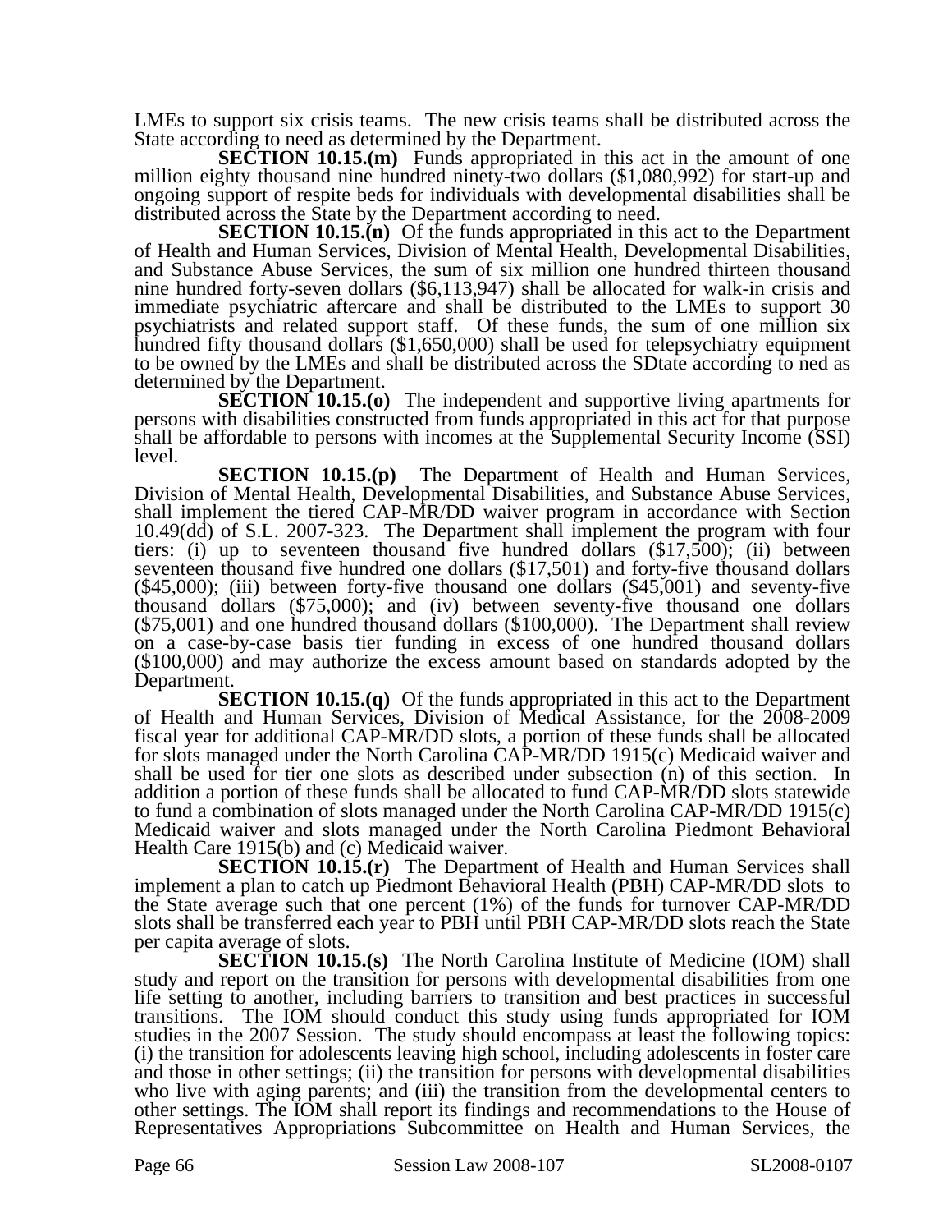LMEs to support six crisis teams. The new crisis teams shall be distributed across the State according to need as determined by the Department.

**SECTION 10.15.(m)** Funds appropriated in this act in the amount of one million eighty thousand nine hundred ninety-two dollars ($1,080,992) for start-up and ongoing support of respite beds for individuals with developmental disabilities shall be distributed across the State by the Department according to need.

**SECTION 10.15.(n)** Of the funds appropriated in this act to the Department of Health and Human Services, Division of Mental Health, Developmental Disabilities, and Substance Abuse Services, the sum of six million one hundred thirteen thousand nine hundred forty-seven dollars ($6,113,947) shall be allocated for walk-in crisis and immediate psychiatric aftercare and shall be distributed to the LMEs to support 30 psychiatrists and related support staff. Of these funds, the sum of one million six hundred fifty thousand dollars ($1,650,000) shall be used for telepsychiatry equipment to be owned by the LMEs and shall be distributed across the SDtate according to ned as determined by the Department.

**SECTION 10.15.(o)** The independent and supportive living apartments for persons with disabilities constructed from funds appropriated in this act for that purpose shall be affordable to persons with incomes at the Supplemental Security Income (SSI) level.

**SECTION 10.15.(p)** The Department of Health and Human Services, Division of Mental Health, Developmental Disabilities, and Substance Abuse Services, shall implement the tiered CAP-MR/DD waiver program in accordance with Section 10.49(dd) of S.L. 2007-323. The Department shall implement the program with four tiers: (i) up to seventeen thousand five hundred dollars ($17,500); (ii) between seventeen thousand five hundred one dollars ($17,501) and forty-five thousand dollars ($45,000); (iii) between forty-five thousand one dollars ($45,001) and seventy-five thousand dollars ($75,000); and (iv) between seventy-five thousand one dollars ($75,001) and one hundred thousand dollars ($100,000). The Department shall review on a case-by-case basis tier funding in excess of one hundred thousand dollars ($100,000) and may authorize the excess amount based on standards adopted by the Department.

**SECTION 10.15.(q)** Of the funds appropriated in this act to the Department of Health and Human Services, Division of Medical Assistance, for the 2008-2009 fiscal year for additional CAP-MR/DD slots, a portion of these funds shall be allocated for slots managed under the North Carolina CAP-MR/DD 1915(c) Medicaid waiver and shall be used for tier one slots as described under subsection (n) of this section. In addition a portion of these funds shall be allocated to fund CAP-MR/DD slots statewide to fund a combination of slots managed under the North Carolina CAP-MR/DD 1915(c) Medicaid waiver and slots managed under the North Carolina Piedmont Behavioral Health Care 1915(b) and (c) Medicaid waiver.

**SECTION 10.15.(r)** The Department of Health and Human Services shall implement a plan to catch up Piedmont Behavioral Health (PBH) CAP-MR/DD slots to the State average such that one percent (1%) of the funds for turnover CAP-MR/DD slots shall be transferred each year to PBH until PBH CAP-MR/DD slots reach the State per capita average of slots.

**SECTION 10.15.(s)** The North Carolina Institute of Medicine (IOM) shall study and report on the transition for persons with developmental disabilities from one life setting to another, including barriers to transition and best practices in successful transitions. The IOM should conduct this study using funds appropriated for IOM studies in the 2007 Session. The study should encompass at least the following topics: (i) the transition for adolescents leaving high school, including adolescents in foster care and those in other settings; (ii) the transition for persons with developmental disabilities who live with aging parents; and (iii) the transition from the developmental centers to other settings. The IOM shall report its findings and recommendations to the House of Representatives Appropriations Subcommittee on Health and Human Services, the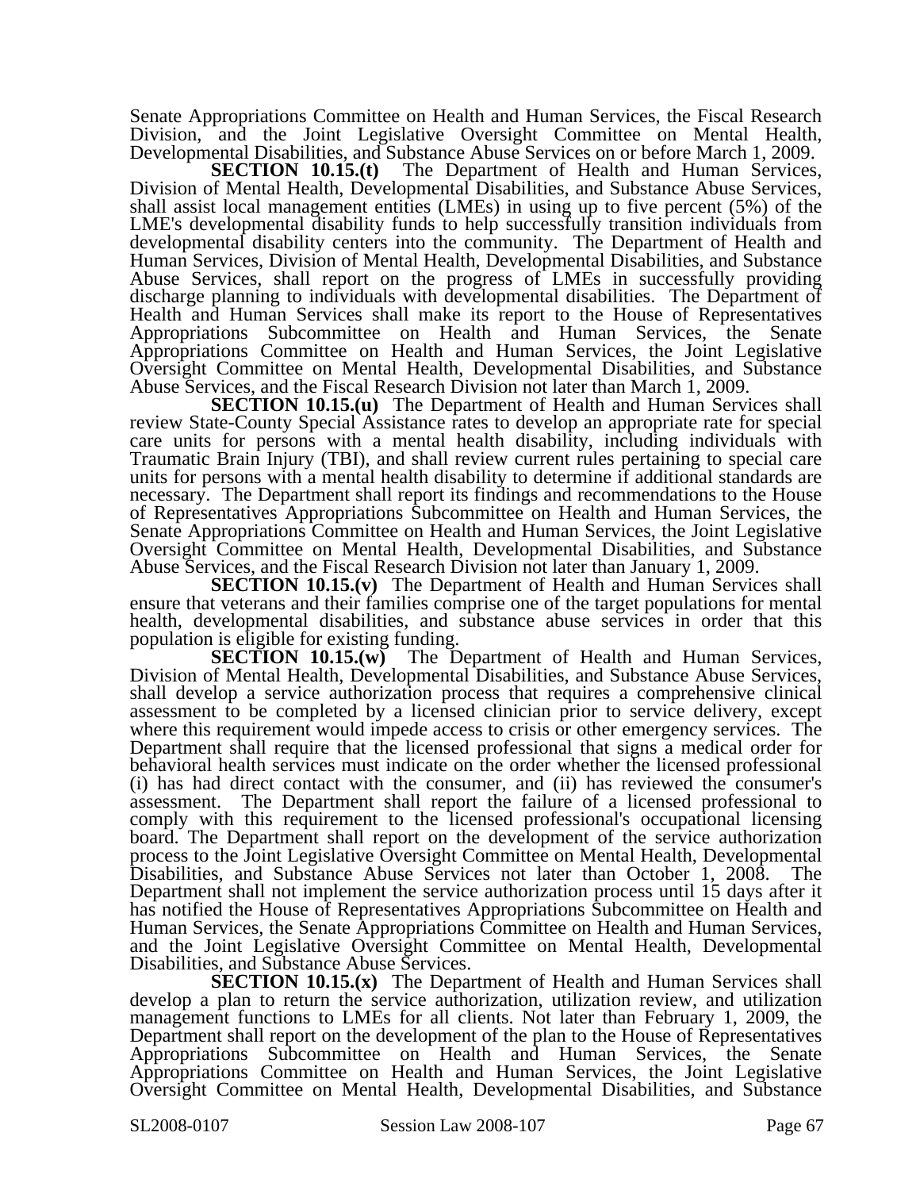Senate Appropriations Committee on Health and Human Services, the Fiscal Research Division, and the Joint Legislative Oversight Committee on Mental Health, Developmental Disabilities, and Substance Abuse Services on or before March 1, 2009.

**SECTION 10.15.(t)** The Department of Health and Human Services, Division of Mental Health, Developmental Disabilities, and Substance Abuse Services, shall assist local management entities (LMEs) in using up to five percent (5%) of the LME's developmental disability funds to help successfully transition individuals from developmental disability centers into the community. The Department of Health and Human Services, Division of Mental Health, Developmental Disabilities, and Substance Abuse Services, shall report on the progress of LMEs in successfully providing discharge planning to individuals with developmental disabilities. The Department of Health and Human Services shall make its report to the House of Representatives Appropriations Subcommittee on Health and Human Services, the Senate Appropriations Committee on Health and Human Services, the Joint Legislative Oversight Committee on Mental Health, Developmental Disabilities, and Substance Abuse Services, and the Fiscal Research Division not later than March 1, 2009.

**SECTION 10.15.(u)** The Department of Health and Human Services shall review State-County Special Assistance rates to develop an appropriate rate for special care units for persons with a mental health disability, including individuals with Traumatic Brain Injury (TBI), and shall review current rules pertaining to special care units for persons with a mental health disability to determine if additional standards are necessary. The Department shall report its findings and recommendations to the House of Representatives Appropriations Subcommittee on Health and Human Services, the Senate Appropriations Committee on Health and Human Services, the Joint Legislative Oversight Committee on Mental Health, Developmental Disabilities, and Substance Abuse Services, and the Fiscal Research Division not later than January 1, 2009.

**SECTION 10.15.(v)** The Department of Health and Human Services shall ensure that veterans and their families comprise one of the target populations for mental health, developmental disabilities, and substance abuse services in order that this population is eligible for existing funding.

**SECTION 10.15.(w)** The Department of Health and Human Services, Division of Mental Health, Developmental Disabilities, and Substance Abuse Services, shall develop a service authorization process that requires a comprehensive clinical assessment to be completed by a licensed clinician prior to service delivery, except where this requirement would impede access to crisis or other emergency services. The Department shall require that the licensed professional that signs a medical order for behavioral health services must indicate on the order whether the licensed professional (i) has had direct contact with the consumer, and (ii) has reviewed the consumer's assessment. The Department shall report the failure of a licensed professional to comply with this requirement to the licensed professional's occupational licensing board. The Department shall report on the development of the service authorization process to the Joint Legislative Oversight Committee on Mental Health, Developmental Disabilities, and Substance Abuse Services not later than October 1, 2008. The Department shall not implement the service authorization process until 15 days after it has notified the House of Representatives Appropriations Subcommittee on Health and Human Services, the Senate Appropriations Committee on Health and Human Services, and the Joint Legislative Oversight Committee on Mental Health, Developmental Disabilities, and Substance Abuse Services.

**SECTION 10.15.(x)** The Department of Health and Human Services shall develop a plan to return the service authorization, utilization review, and utilization management functions to LMEs for all clients. Not later than February 1, 2009, the Department shall report on the development of the plan to the House of Representatives Appropriations Subcommittee on Health and Human Services, the Senate Appropriations Committee on Health and Human Services, the Joint Legislative Oversight Committee on Mental Health, Developmental Disabilities, and Substance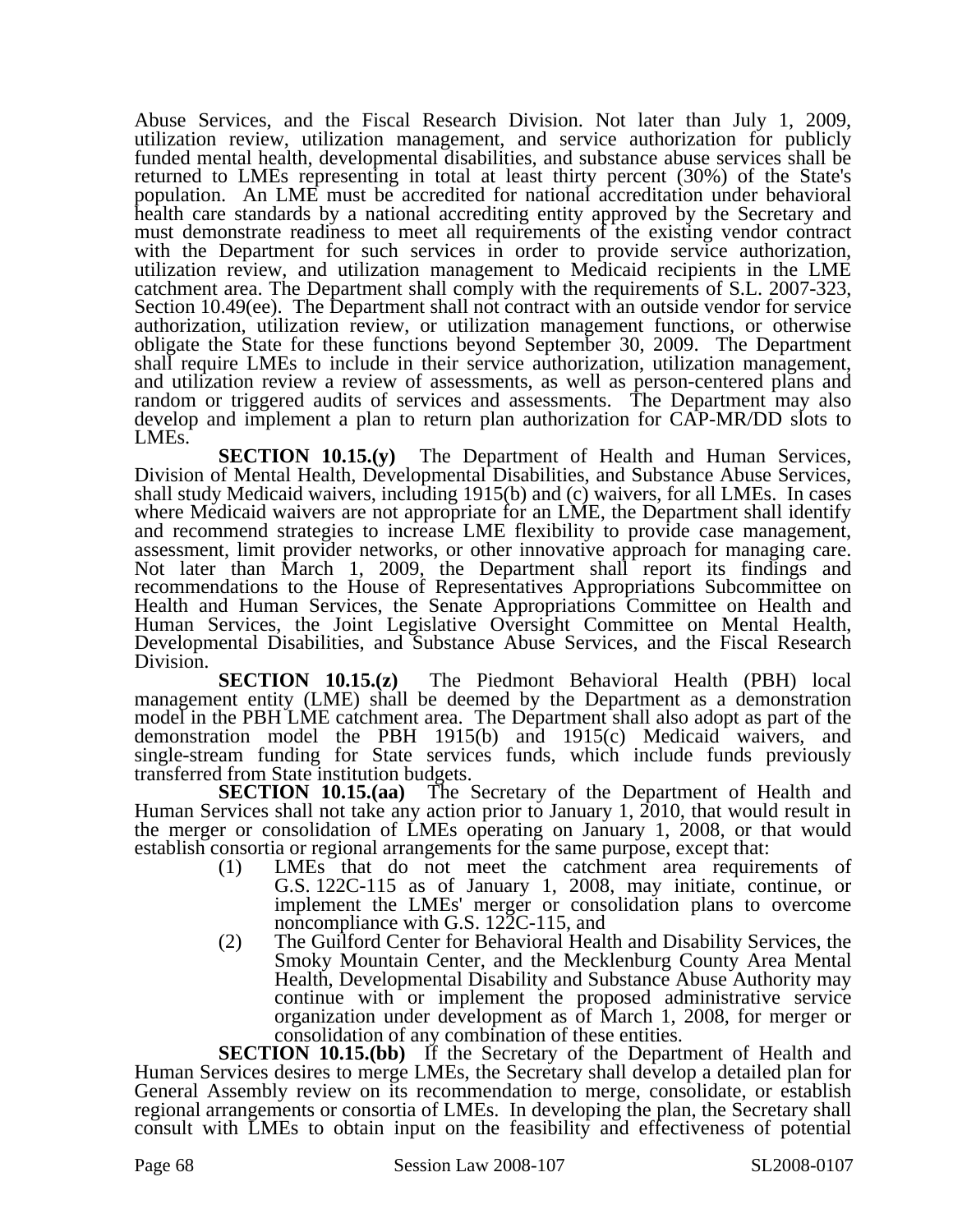Abuse Services, and the Fiscal Research Division. Not later than July 1, 2009, utilization review, utilization management, and service authorization for publicly funded mental health, developmental disabilities, and substance abuse services shall be returned to LMEs representing in total at least thirty percent (30%) of the State's population. An LME must be accredited for national accreditation under behavioral health care standards by a national accrediting entity approved by the Secretary and must demonstrate readiness to meet all requirements of the existing vendor contract with the Department for such services in order to provide service authorization, utilization review, and utilization management to Medicaid recipients in the LME catchment area. The Department shall comply with the requirements of S.L. 2007-323, Section 10.49(ee). The Department shall not contract with an outside vendor for service authorization, utilization review, or utilization management functions, or otherwise obligate the State for these functions beyond September 30, 2009. The Department shall require LMEs to include in their service authorization, utilization management, and utilization review a review of assessments, as well as person-centered plans and random or triggered audits of services and assessments. The Department may also develop and implement a plan to return plan authorization for CAP-MR/DD slots to LMEs.

**SECTION 10.15.(y)** The Department of Health and Human Services, Division of Mental Health, Developmental Disabilities, and Substance Abuse Services, shall study Medicaid waivers, including 1915(b) and (c) waivers, for all LMEs. In cases where Medicaid waivers are not appropriate for an LME, the Department shall identify and recommend strategies to increase LME flexibility to provide case management, assessment, limit provider networks, or other innovative approach for managing care. Not later than March 1, 2009, the Department shall report its findings and recommendations to the House of Representatives Appropriations Subcommittee on Health and Human Services, the Senate Appropriations Committee on Health and Human Services, the Joint Legislative Oversight Committee on Mental Health, Developmental Disabilities, and Substance Abuse Services, and the Fiscal Research Division.

**SECTION 10.15.(z)** The Piedmont Behavioral Health (PBH) local management entity (LME) shall be deemed by the Department as a demonstration model in the PBH LME catchment area. The Department shall also adopt as part of the demonstration model the PBH 1915(b) and 1915(c) Medicaid waivers, and single-stream funding for State services funds, which include funds previously transferred from State institution budgets.

**SECTION 10.15.(aa)** The Secretary of the Department of Health and Human Services shall not take any action prior to January 1, 2010, that would result in the merger or consolidation of LMEs operating on January 1, 2008, or that would establish consortia or regional arrangements for the same purpose, except that:

(1) LMEs that do not meet the catchment area requirements of G.S. 122C-115 as of January 1, 2008, may initiate, continue, or implement the LMEs' merger or consolidation plans to overcome noncompliance with G.S. 122C-115, and

(2) The Guilford Center for Behavioral Health and Disability Services, the Smoky Mountain Center, and the Mecklenburg County Area Mental Health, Developmental Disability and Substance Abuse Authority may continue with or implement the proposed administrative service organization under development as of March 1, 2008, for merger or consolidation of any combination of these entities.

**SECTION 10.15.(bb)** If the Secretary of the Department of Health and Human Services desires to merge LMEs, the Secretary shall develop a detailed plan for General Assembly review on its recommendation to merge, consolidate, or establish regional arrangements or consortia of LMEs. In developing the plan, the Secretary shall consult with LMEs to obtain input on the feasibility and effectiveness of potential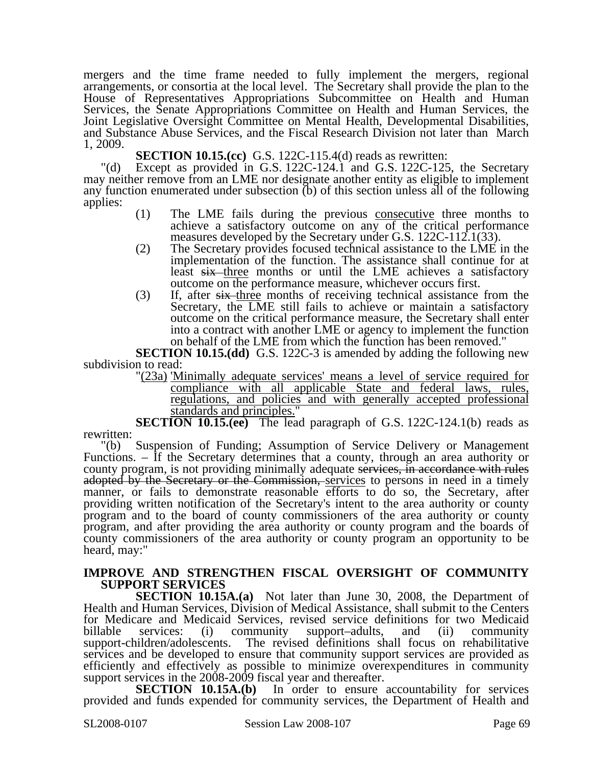mergers and the time frame needed to fully implement the mergers, regional arrangements, or consortia at the local level. The Secretary shall provide the plan to the House of Representatives Appropriations Subcommittee on Health and Human Services, the Senate Appropriations Committee on Health and Human Services, the Joint Legislative Oversight Committee on Mental Health, Developmental Disabilities, and Substance Abuse Services, and the Fiscal Research Division not later than March 1, 2009.

**SECTION 10.15.(cc)** G.S. 122C-115.4(d) reads as rewritten:

"(d) Except as provided in G.S. 122C-124.1 and G.S. 122C-125, the Secretary may neither remove from an LME nor designate another entity as eligible to implement any function enumerated under subsection (b) of this section unless all of the following applies:

(1) The LME fails during the previous consecutive three months to achieve a satisfactory outcome on any of the critical performance measures developed by the Secretary under G.S. 122C-112.1(33).

(2) The Secretary provides focused technical assistance to the LME in the implementation of the function. The assistance shall continue for at least ~~six~~ three months or until the LME achieves a satisfactory outcome on the performance measure, whichever occurs first.

(3) If, after ~~six~~ three months of receiving technical assistance from the Secretary, the LME still fails to achieve or maintain a satisfactory outcome on the critical performance measure, the Secretary shall enter into a contract with another LME or agency to implement the function on behalf of the LME from which the function has been removed."

**SECTION 10.15.(dd)** G.S. 122C-3 is amended by adding the following new subdivision to read:

"(23a) 'Minimally adequate services' means a level of service required for compliance with all applicable State and federal laws, rules, regulations, and policies and with generally accepted professional standards and principles."

**SECTION 10.15.(ee)** The lead paragraph of G.S. 122C-124.1(b) reads as rewritten:

"(b) Suspension of Funding; Assumption of Service Delivery or Management Functions. – If the Secretary determines that a county, through an area authority or county program, is not providing minimally adequate ~~services, in accordance with rules adopted by the Secretary or the Commission,~~ services to persons in need in a timely manner, or fails to demonstrate reasonable efforts to do so, the Secretary, after providing written notification of the Secretary's intent to the area authority or county program and to the board of county commissioners of the area authority or county program, and after providing the area authority or county program and the boards of county commissioners of the area authority or county program an opportunity to be heard, may:"

## IMPROVE AND STRENGTHEN FISCAL OVERSIGHT OF COMMUNITY SUPPORT SERVICES

**SECTION 10.15A.(a)** Not later than June 30, 2008, the Department of Health and Human Services, Division of Medical Assistance, shall submit to the Centers for Medicare and Medicaid Services, revised service definitions for two Medicaid billable services: (i) community support–adults, and (ii) community support-children/adolescents. The revised definitions shall focus on rehabilitative services and be developed to ensure that community support services are provided as efficiently and effectively as possible to minimize overexpenditures in community support services in the 2008-2009 fiscal year and thereafter.

**SECTION 10.15A.(b)** In order to ensure accountability for services provided and funds expended for community services, the Department of Health and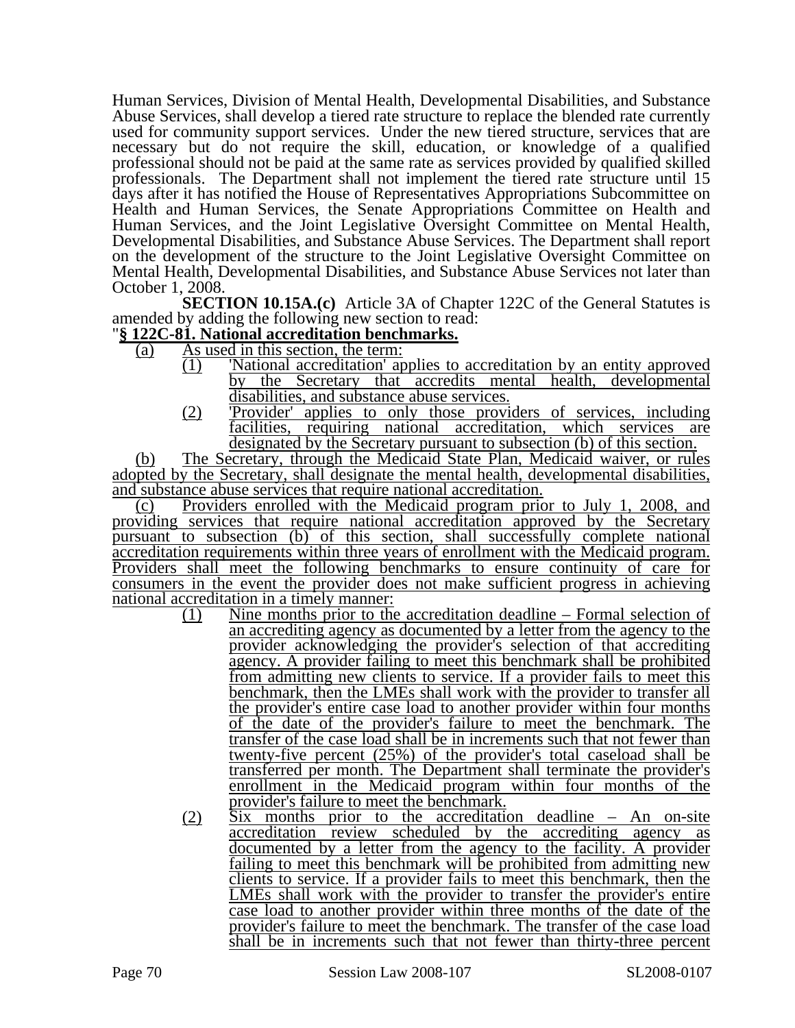Human Services, Division of Mental Health, Developmental Disabilities, and Substance Abuse Services, shall develop a tiered rate structure to replace the blended rate currently used for community support services. Under the new tiered structure, services that are necessary but do not require the skill, education, or knowledge of a qualified professional should not be paid at the same rate as services provided by qualified skilled professionals. The Department shall not implement the tiered rate structure until 15 days after it has notified the House of Representatives Appropriations Subcommittee on Health and Human Services, the Senate Appropriations Committee on Health and Human Services, and the Joint Legislative Oversight Committee on Mental Health, Developmental Disabilities, and Substance Abuse Services. The Department shall report on the development of the structure to the Joint Legislative Oversight Committee on Mental Health, Developmental Disabilities, and Substance Abuse Services not later than October 1, 2008.

**SECTION 10.15A.(c)** Article 3A of Chapter 122C of the General Statutes is amended by adding the following new section to read:

"**§ 122C-81. National accreditation benchmarks.**

(a) As used in this section, the term:

(1) 'National accreditation' applies to accreditation by an entity approved by the Secretary that accredits mental health, developmental disabilities, and substance abuse services.

(2) 'Provider' applies to only those providers of services, including facilities, requiring national accreditation, which services are designated by the Secretary pursuant to subsection (b) of this section.

(b) The Secretary, through the Medicaid State Plan, Medicaid waiver, or rules adopted by the Secretary, shall designate the mental health, developmental disabilities, and substance abuse services that require national accreditation.

(c) Providers enrolled with the Medicaid program prior to July 1, 2008, and providing services that require national accreditation approved by the Secretary pursuant to subsection (b) of this section, shall successfully complete national accreditation requirements within three years of enrollment with the Medicaid program. Providers shall meet the following benchmarks to ensure continuity of care for consumers in the event the provider does not make sufficient progress in achieving national accreditation in a timely manner:

(1) Nine months prior to the accreditation deadline – Formal selection of an accrediting agency as documented by a letter from the agency to the provider acknowledging the provider's selection of that accrediting agency. A provider failing to meet this benchmark shall be prohibited from admitting new clients to service. If a provider fails to meet this benchmark, then the LMEs shall work with the provider to transfer all the provider's entire case load to another provider within four months of the date of the provider's failure to meet the benchmark. The transfer of the case load shall be in increments such that not fewer than twenty-five percent (25%) of the provider's total caseload shall be transferred per month. The Department shall terminate the provider's enrollment in the Medicaid program within four months of the provider's failure to meet the benchmark.

(2) Six months prior to the accreditation deadline – An on-site accreditation review scheduled by the accrediting agency as documented by a letter from the agency to the facility. A provider failing to meet this benchmark will be prohibited from admitting new clients to service. If a provider fails to meet this benchmark, then the LMEs shall work with the provider to transfer the provider's entire case load to another provider within three months of the date of the provider's failure to meet the benchmark. The transfer of the case load shall be in increments such that not fewer than thirty-three percent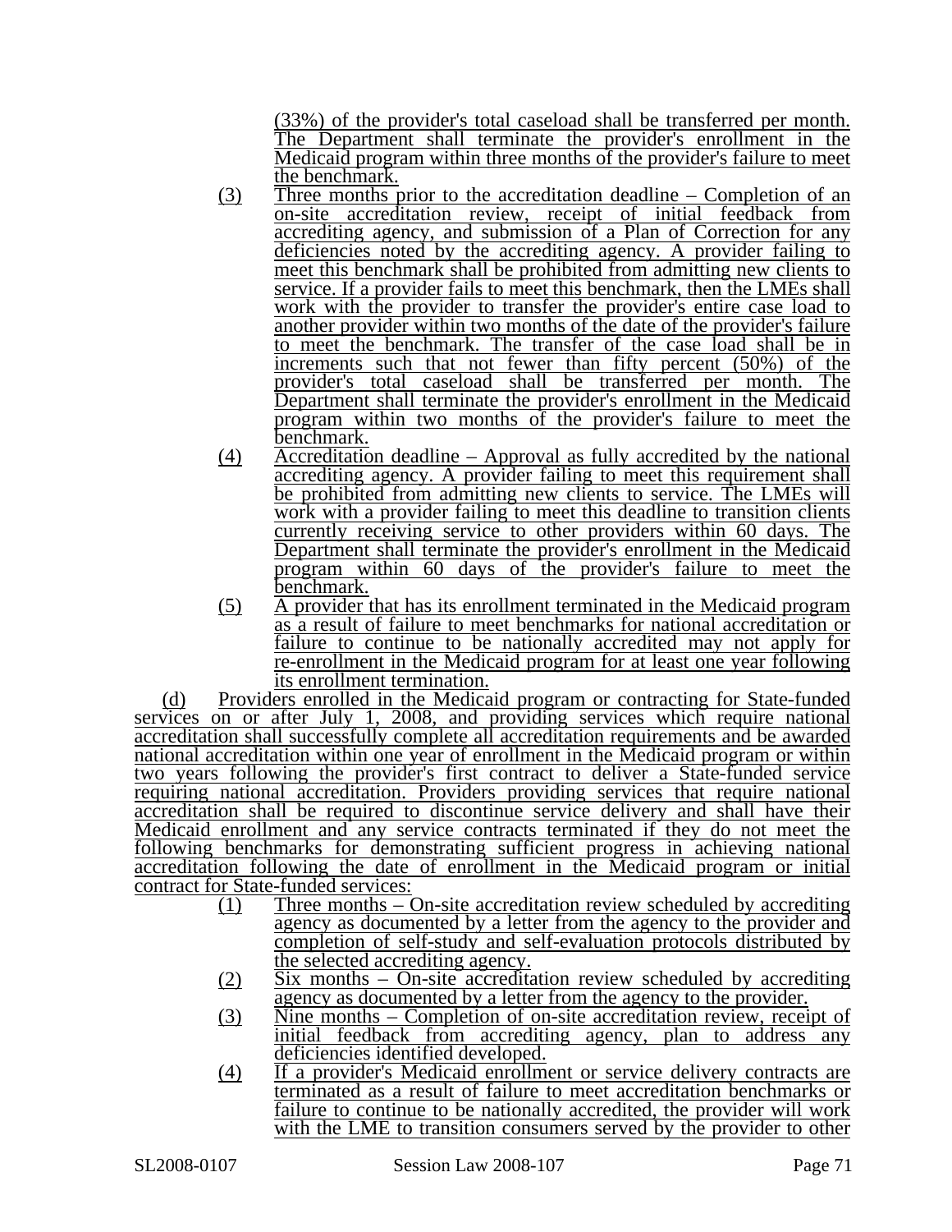(33%) of the provider's total caseload shall be transferred per month. The Department shall terminate the provider's enrollment in the Medicaid program within three months of the provider's failure to meet the benchmark.

(3) Three months prior to the accreditation deadline – Completion of an on-site accreditation review, receipt of initial feedback from accrediting agency, and submission of a Plan of Correction for any deficiencies noted by the accrediting agency. A provider failing to meet this benchmark shall be prohibited from admitting new clients to service. If a provider fails to meet this benchmark, then the LMEs shall work with the provider to transfer the provider's entire case load to another provider within two months of the date of the provider's failure to meet the benchmark. The transfer of the case load shall be in increments such that not fewer than fifty percent (50%) of the provider's total caseload shall be transferred per month. The Department shall terminate the provider's enrollment in the Medicaid program within two months of the provider's failure to meet the benchmark.

(4) Accreditation deadline – Approval as fully accredited by the national accrediting agency. A provider failing to meet this requirement shall be prohibited from admitting new clients to service. The LMEs will work with a provider failing to meet this deadline to transition clients currently receiving service to other providers within 60 days. The Department shall terminate the provider's enrollment in the Medicaid program within 60 days of the provider's failure to meet the benchmark.

(5) A provider that has its enrollment terminated in the Medicaid program as a result of failure to meet benchmarks for national accreditation or failure to continue to be nationally accredited may not apply for re-enrollment in the Medicaid program for at least one year following its enrollment termination.

(d) Providers enrolled in the Medicaid program or contracting for State-funded services on or after July 1, 2008, and providing services which require national accreditation shall successfully complete all accreditation requirements and be awarded national accreditation within one year of enrollment in the Medicaid program or within two years following the provider's first contract to deliver a State-funded service requiring national accreditation. Providers providing services that require national accreditation shall be required to discontinue service delivery and shall have their Medicaid enrollment and any service contracts terminated if they do not meet the following benchmarks for demonstrating sufficient progress in achieving national accreditation following the date of enrollment in the Medicaid program or initial contract for State-funded services:

(1) Three months – On-site accreditation review scheduled by accrediting agency as documented by a letter from the agency to the provider and completion of self-study and self-evaluation protocols distributed by the selected accrediting agency.

(2) Six months – On-site accreditation review scheduled by accrediting agency as documented by a letter from the agency to the provider.

(3) Nine months – Completion of on-site accreditation review, receipt of initial feedback from accrediting agency, plan to address any deficiencies identified developed.

(4) If a provider's Medicaid enrollment or service delivery contracts are terminated as a result of failure to meet accreditation benchmarks or failure to continue to be nationally accredited, the provider will work with the LME to transition consumers served by the provider to other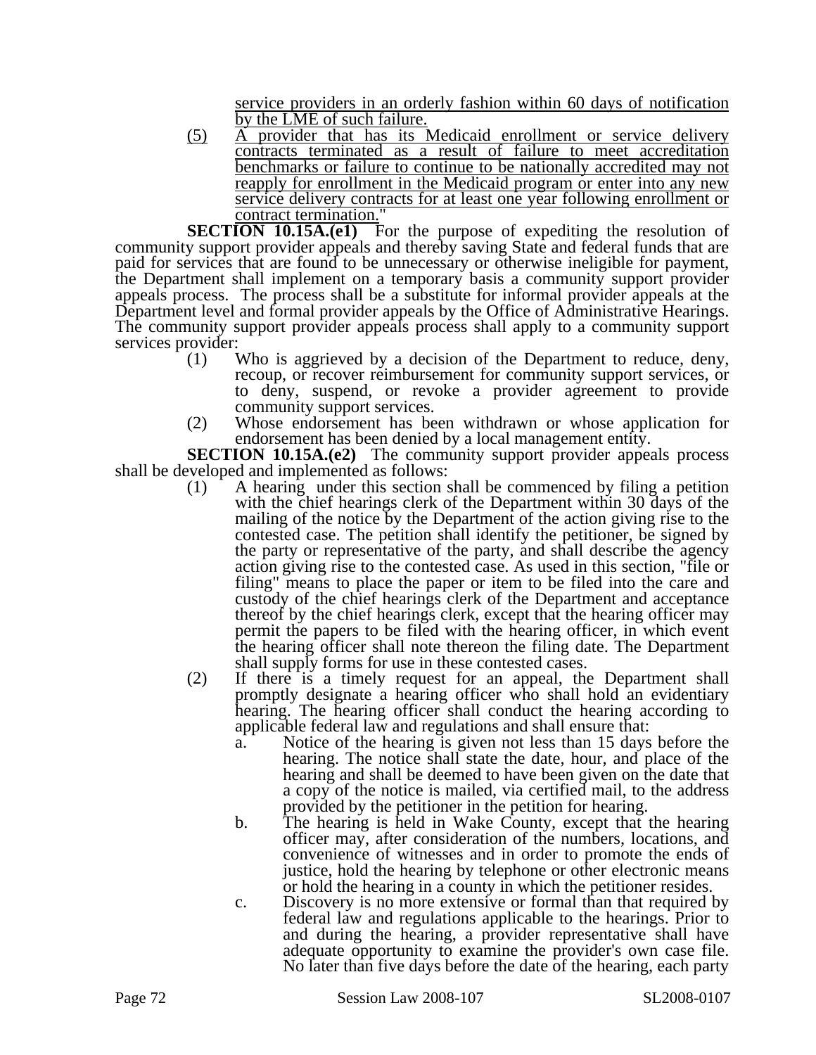service providers in an orderly fashion within 60 days of notification by the LME of such failure.

(5) A provider that has its Medicaid enrollment or service delivery contracts terminated as a result of failure to meet accreditation benchmarks or failure to continue to be nationally accredited may not reapply for enrollment in the Medicaid program or enter into any new service delivery contracts for at least one year following enrollment or contract termination."

**SECTION 10.15A.(e1)** For the purpose of expediting the resolution of community support provider appeals and thereby saving State and federal funds that are paid for services that are found to be unnecessary or otherwise ineligible for payment, the Department shall implement on a temporary basis a community support provider appeals process. The process shall be a substitute for informal provider appeals at the Department level and formal provider appeals by the Office of Administrative Hearings. The community support provider appeals process shall apply to a community support services provider:

(1) Who is aggrieved by a decision of the Department to reduce, deny, recoup, or recover reimbursement for community support services, or to deny, suspend, or revoke a provider agreement to provide community support services.

(2) Whose endorsement has been withdrawn or whose application for endorsement has been denied by a local management entity.

**SECTION 10.15A.(e2)** The community support provider appeals process shall be developed and implemented as follows:

(1) A hearing under this section shall be commenced by filing a petition with the chief hearings clerk of the Department within 30 days of the mailing of the notice by the Department of the action giving rise to the contested case. The petition shall identify the petitioner, be signed by the party or representative of the party, and shall describe the agency action giving rise to the contested case. As used in this section, "file or filing" means to place the paper or item to be filed into the care and custody of the chief hearings clerk of the Department and acceptance thereof by the chief hearings clerk, except that the hearing officer may permit the papers to be filed with the hearing officer, in which event the hearing officer shall note thereon the filing date. The Department shall supply forms for use in these contested cases.

(2) If there is a timely request for an appeal, the Department shall promptly designate a hearing officer who shall hold an evidentiary hearing. The hearing officer shall conduct the hearing according to applicable federal law and regulations and shall ensure that:

a. Notice of the hearing is given not less than 15 days before the hearing. The notice shall state the date, hour, and place of the hearing and shall be deemed to have been given on the date that a copy of the notice is mailed, via certified mail, to the address provided by the petitioner in the petition for hearing.

b. The hearing is held in Wake County, except that the hearing officer may, after consideration of the numbers, locations, and convenience of witnesses and in order to promote the ends of justice, hold the hearing by telephone or other electronic means or hold the hearing in a county in which the petitioner resides.

c. Discovery is no more extensive or formal than that required by federal law and regulations applicable to the hearings. Prior to and during the hearing, a provider representative shall have adequate opportunity to examine the provider's own case file. No later than five days before the date of the hearing, each party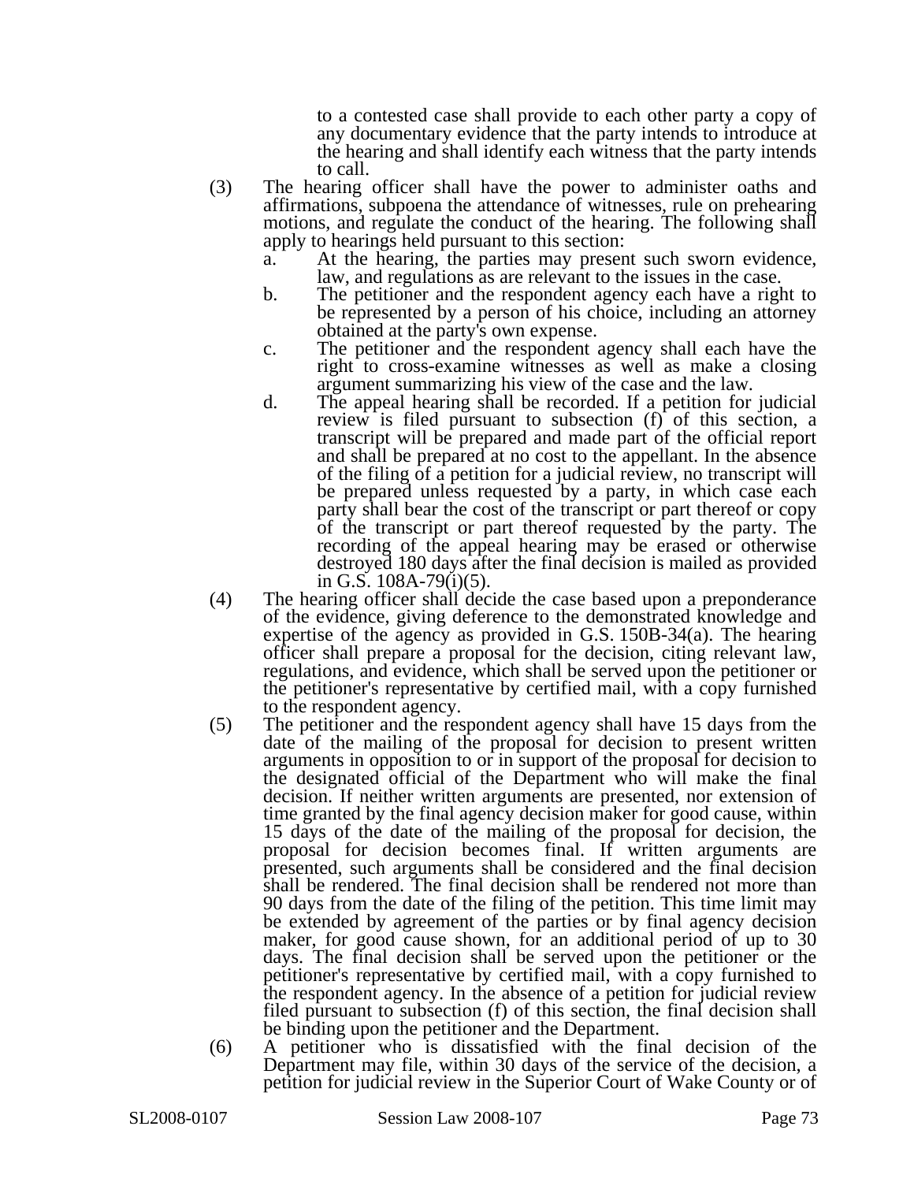to a contested case shall provide to each other party a copy of any documentary evidence that the party intends to introduce at the hearing and shall identify each witness that the party intends to call.

(3) The hearing officer shall have the power to administer oaths and affirmations, subpoena the attendance of witnesses, rule on prehearing motions, and regulate the conduct of the hearing. The following shall apply to hearings held pursuant to this section:

a. At the hearing, the parties may present such sworn evidence, law, and regulations as are relevant to the issues in the case.

b. The petitioner and the respondent agency each have a right to be represented by a person of his choice, including an attorney obtained at the party's own expense.

c. The petitioner and the respondent agency shall each have the right to cross-examine witnesses as well as make a closing argument summarizing his view of the case and the law.

d. The appeal hearing shall be recorded. If a petition for judicial review is filed pursuant to subsection (f) of this section, a transcript will be prepared and made part of the official report and shall be prepared at no cost to the appellant. In the absence of the filing of a petition for a judicial review, no transcript will be prepared unless requested by a party, in which case each party shall bear the cost of the transcript or part thereof or copy of the transcript or part thereof requested by the party. The recording of the appeal hearing may be erased or otherwise destroyed 180 days after the final decision is mailed as provided in G.S. 108A-79(i)(5).

(4) The hearing officer shall decide the case based upon a preponderance of the evidence, giving deference to the demonstrated knowledge and expertise of the agency as provided in G.S. 150B-34(a). The hearing officer shall prepare a proposal for the decision, citing relevant law, regulations, and evidence, which shall be served upon the petitioner or the petitioner's representative by certified mail, with a copy furnished to the respondent agency.

(5) The petitioner and the respondent agency shall have 15 days from the date of the mailing of the proposal for decision to present written arguments in opposition to or in support of the proposal for decision to the designated official of the Department who will make the final decision. If neither written arguments are presented, nor extension of time granted by the final agency decision maker for good cause, within 15 days of the date of the mailing of the proposal for decision, the proposal for decision becomes final. If written arguments are presented, such arguments shall be considered and the final decision shall be rendered. The final decision shall be rendered not more than 90 days from the date of the filing of the petition. This time limit may be extended by agreement of the parties or by final agency decision maker, for good cause shown, for an additional period of up to 30 days. The final decision shall be served upon the petitioner or the petitioner's representative by certified mail, with a copy furnished to the respondent agency. In the absence of a petition for judicial review filed pursuant to subsection (f) of this section, the final decision shall be binding upon the petitioner and the Department.

(6) A petitioner who is dissatisfied with the final decision of the Department may file, within 30 days of the service of the decision, a petition for judicial review in the Superior Court of Wake County or of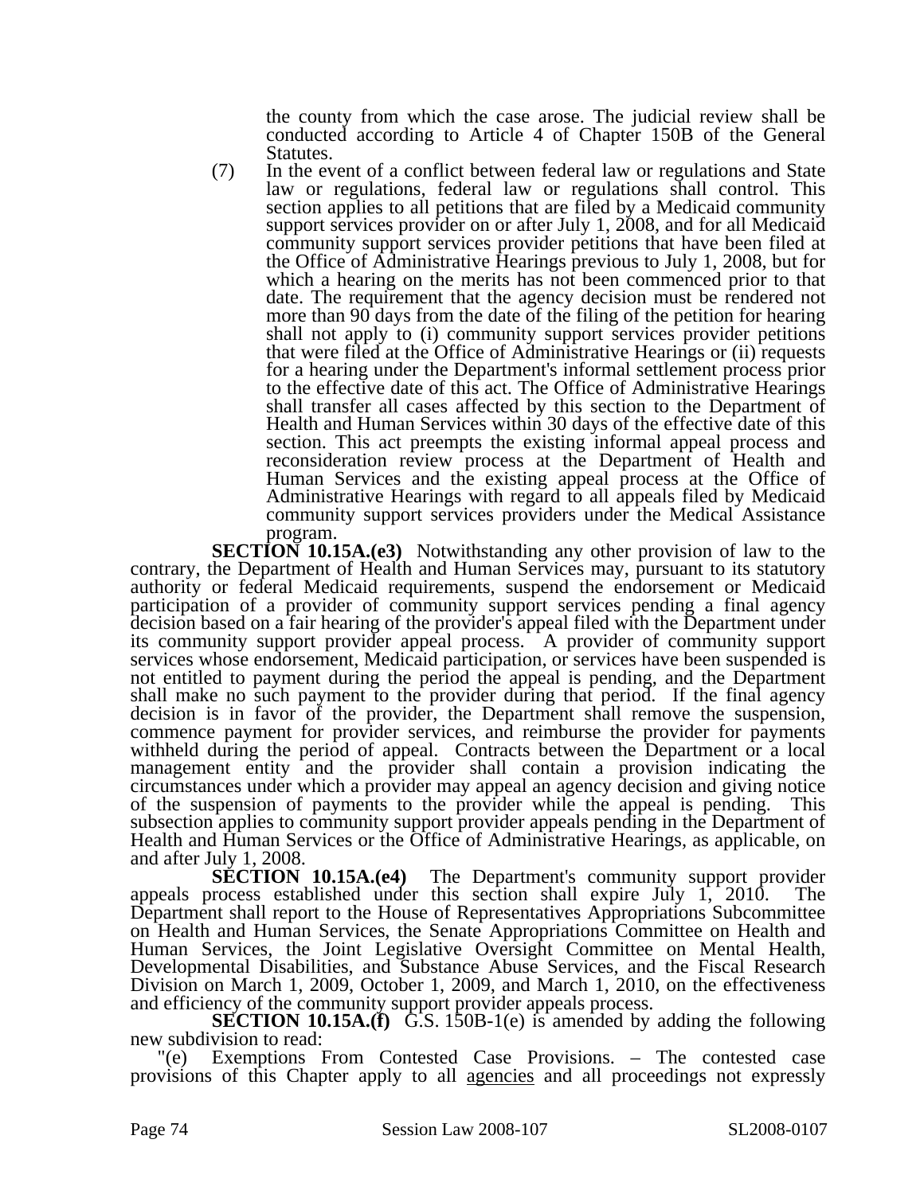the county from which the case arose. The judicial review shall be conducted according to Article 4 of Chapter 150B of the General Statutes.

(7) In the event of a conflict between federal law or regulations and State law or regulations, federal law or regulations shall control. This section applies to all petitions that are filed by a Medicaid community support services provider on or after July 1, 2008, and for all Medicaid community support services provider petitions that have been filed at the Office of Administrative Hearings previous to July 1, 2008, but for which a hearing on the merits has not been commenced prior to that date. The requirement that the agency decision must be rendered not more than 90 days from the date of the filing of the petition for hearing shall not apply to (i) community support services provider petitions that were filed at the Office of Administrative Hearings or (ii) requests for a hearing under the Department's informal settlement process prior to the effective date of this act. The Office of Administrative Hearings shall transfer all cases affected by this section to the Department of Health and Human Services within 30 days of the effective date of this section. This act preempts the existing informal appeal process and reconsideration review process at the Department of Health and Human Services and the existing appeal process at the Office of Administrative Hearings with regard to all appeals filed by Medicaid community support services providers under the Medical Assistance program.

**SECTION 10.15A.(e3)** Notwithstanding any other provision of law to the contrary, the Department of Health and Human Services may, pursuant to its statutory authority or federal Medicaid requirements, suspend the endorsement or Medicaid participation of a provider of community support services pending a final agency decision based on a fair hearing of the provider's appeal filed with the Department under its community support provider appeal process. A provider of community support services whose endorsement, Medicaid participation, or services have been suspended is not entitled to payment during the period the appeal is pending, and the Department shall make no such payment to the provider during that period. If the final agency decision is in favor of the provider, the Department shall remove the suspension, commence payment for provider services, and reimburse the provider for payments withheld during the period of appeal. Contracts between the Department or a local management entity and the provider shall contain a provision indicating the circumstances under which a provider may appeal an agency decision and giving notice of the suspension of payments to the provider while the appeal is pending. This subsection applies to community support provider appeals pending in the Department of Health and Human Services or the Office of Administrative Hearings, as applicable, on and after July 1, 2008.

**SECTION 10.15A.(e4)** The Department's community support provider appeals process established under this section shall expire July 1, 2010. The Department shall report to the House of Representatives Appropriations Subcommittee on Health and Human Services, the Senate Appropriations Committee on Health and Human Services, the Joint Legislative Oversight Committee on Mental Health, Developmental Disabilities, and Substance Abuse Services, and the Fiscal Research Division on March 1, 2009, October 1, 2009, and March 1, 2010, on the effectiveness and efficiency of the community support provider appeals process.

**SECTION 10.15A.(f)** G.S. 150B-1(e) is amended by adding the following new subdivision to read:

"(e) Exemptions From Contested Case Provisions. – The contested case provisions of this Chapter apply to all agencies and all proceedings not expressly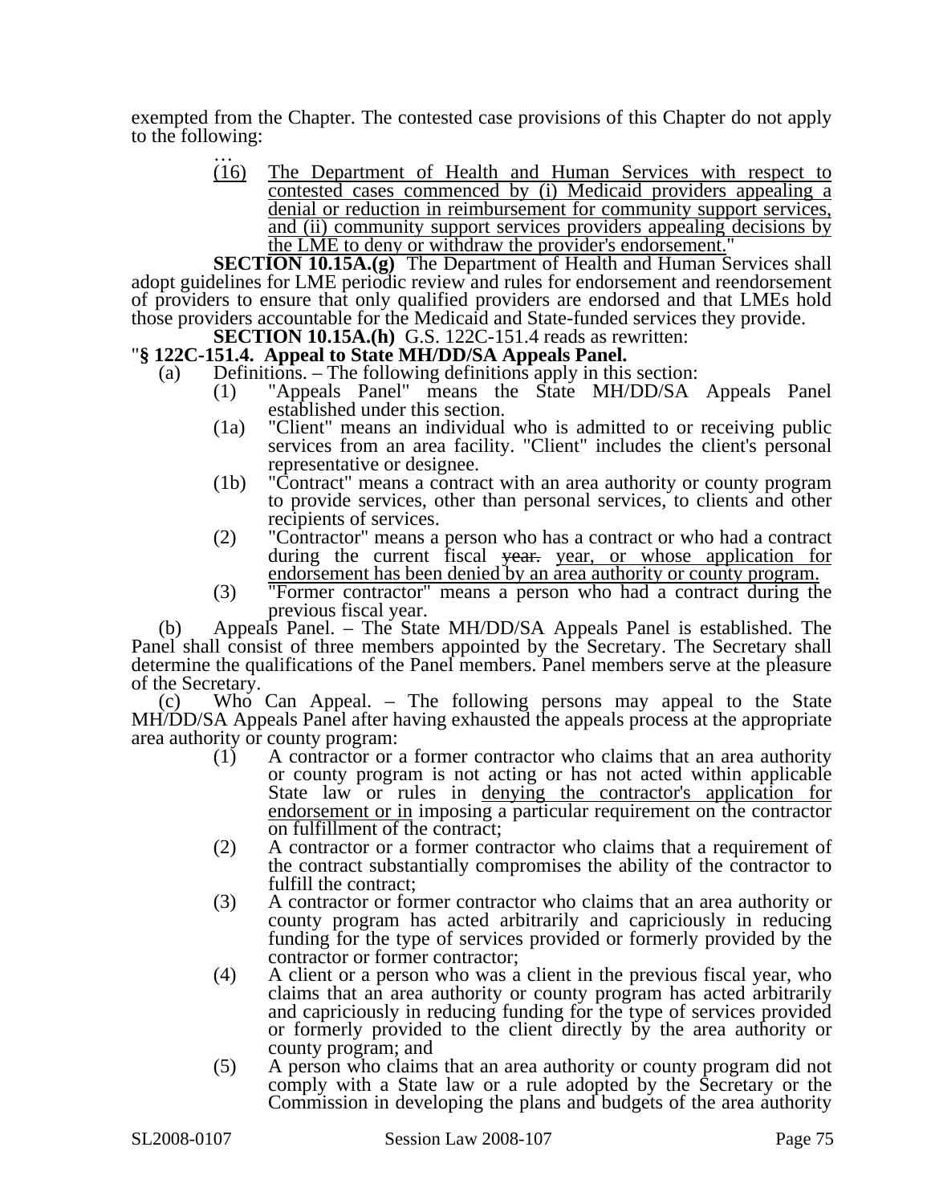exempted from the Chapter. The contested case provisions of this Chapter do not apply to the following:

…

(16) The Department of Health and Human Services with respect to contested cases commenced by (i) Medicaid providers appealing a denial or reduction in reimbursement for community support services, and (ii) community support services providers appealing decisions by the LME to deny or withdraw the provider's endorsement."

**SECTION 10.15A.(g)** The Department of Health and Human Services shall adopt guidelines for LME periodic review and rules for endorsement and reendorsement of providers to ensure that only qualified providers are endorsed and that LMEs hold those providers accountable for the Medicaid and State-funded services they provide.

**SECTION 10.15A.(h)** G.S. 122C-151.4 reads as rewritten:

"**§ 122C-151.4. Appeal to State MH/DD/SA Appeals Panel.**

(a) Definitions. – The following definitions apply in this section:

(1) "Appeals Panel" means the State MH/DD/SA Appeals Panel established under this section.

(1a) "Client" means an individual who is admitted to or receiving public services from an area facility. "Client" includes the client's personal representative or designee.

(1b) "Contract" means a contract with an area authority or county program to provide services, other than personal services, to clients and other recipients of services.

(2) "Contractor" means a person who has a contract or who had a contract during the current fiscal ~~year.~~ year, or whose application for endorsement has been denied by an area authority or county program.

(3) "Former contractor" means a person who had a contract during the previous fiscal year.

(b) Appeals Panel. – The State MH/DD/SA Appeals Panel is established. The Panel shall consist of three members appointed by the Secretary. The Secretary shall determine the qualifications of the Panel members. Panel members serve at the pleasure of the Secretary.

(c) Who Can Appeal. – The following persons may appeal to the State MH/DD/SA Appeals Panel after having exhausted the appeals process at the appropriate area authority or county program:

(1) A contractor or a former contractor who claims that an area authority or county program is not acting or has not acted within applicable State law or rules in denying the contractor's application for endorsement or in imposing a particular requirement on the contractor on fulfillment of the contract;

(2) A contractor or a former contractor who claims that a requirement of the contract substantially compromises the ability of the contractor to fulfill the contract;

(3) A contractor or former contractor who claims that an area authority or county program has acted arbitrarily and capriciously in reducing funding for the type of services provided or formerly provided by the contractor or former contractor;

(4) A client or a person who was a client in the previous fiscal year, who claims that an area authority or county program has acted arbitrarily and capriciously in reducing funding for the type of services provided or formerly provided to the client directly by the area authority or county program; and

(5) A person who claims that an area authority or county program did not comply with a State law or a rule adopted by the Secretary or the Commission in developing the plans and budgets of the area authority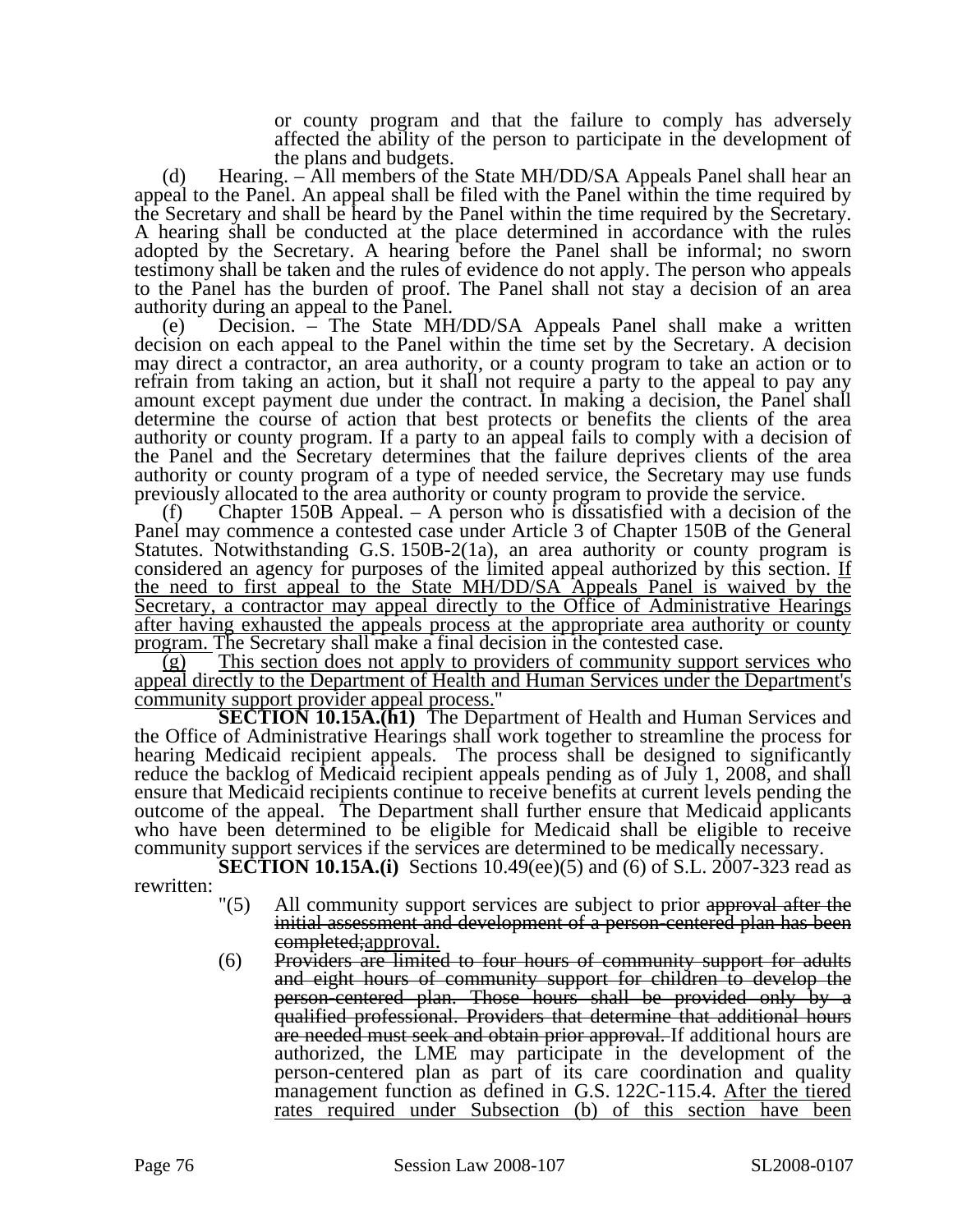or county program and that the failure to comply has adversely affected the ability of the person to participate in the development of the plans and budgets.

(d) Hearing. – All members of the State MH/DD/SA Appeals Panel shall hear an appeal to the Panel. An appeal shall be filed with the Panel within the time required by the Secretary and shall be heard by the Panel within the time required by the Secretary. A hearing shall be conducted at the place determined in accordance with the rules adopted by the Secretary. A hearing before the Panel shall be informal; no sworn testimony shall be taken and the rules of evidence do not apply. The person who appeals to the Panel has the burden of proof. The Panel shall not stay a decision of an area authority during an appeal to the Panel.

(e) Decision. – The State MH/DD/SA Appeals Panel shall make a written decision on each appeal to the Panel within the time set by the Secretary. A decision may direct a contractor, an area authority, or a county program to take an action or to refrain from taking an action, but it shall not require a party to the appeal to pay any amount except payment due under the contract. In making a decision, the Panel shall determine the course of action that best protects or benefits the clients of the area authority or county program. If a party to an appeal fails to comply with a decision of the Panel and the Secretary determines that the failure deprives clients of the area authority or county program of a type of needed service, the Secretary may use funds previously allocated to the area authority or county program to provide the service.

(f) Chapter 150B Appeal. – A person who is dissatisfied with a decision of the Panel may commence a contested case under Article 3 of Chapter 150B of the General Statutes. Notwithstanding G.S. 150B-2(1a), an area authority or county program is considered an agency for purposes of the limited appeal authorized by this section. <u>If the need to first appeal to the State MH/DD/SA Appeals Panel is waived by the Secretary, a contractor may appeal directly to the Office of Administrative Hearings after having exhausted the appeals process at the appropriate area authority or county program.</u> The Secretary shall make a final decision in the contested case.

<u>(g) This section does not apply to providers of community support services who appeal directly to the Department of Health and Human Services under the Department's community support provider appeal process.</u>"

**SECTION 10.15A.(h1)** The Department of Health and Human Services and the Office of Administrative Hearings shall work together to streamline the process for hearing Medicaid recipient appeals. The process shall be designed to significantly reduce the backlog of Medicaid recipient appeals pending as of July 1, 2008, and shall ensure that Medicaid recipients continue to receive benefits at current levels pending the outcome of the appeal. The Department shall further ensure that Medicaid applicants who have been determined to be eligible for Medicaid shall be eligible to receive community support services if the services are determined to be medically necessary.

**SECTION 10.15A.(i)** Sections 10.49(ee)(5) and (6) of S.L. 2007-323 read as rewritten:

"(5) All community support services are subject to prior ~~approval after the initial assessment and development of a person-centered plan has been completed;~~<u>approval.</u>

(6) ~~Providers are limited to four hours of community support for adults and eight hours of community support for children to develop the person-centered plan. Those hours shall be provided only by a qualified professional. Providers that determine that additional hours are needed must seek and obtain prior approval.~~ If additional hours are authorized, the LME may participate in the development of the person-centered plan as part of its care coordination and quality management function as defined in G.S. 122C-115.4. <u>After the tiered rates required under Subsection (b) of this section have been</u>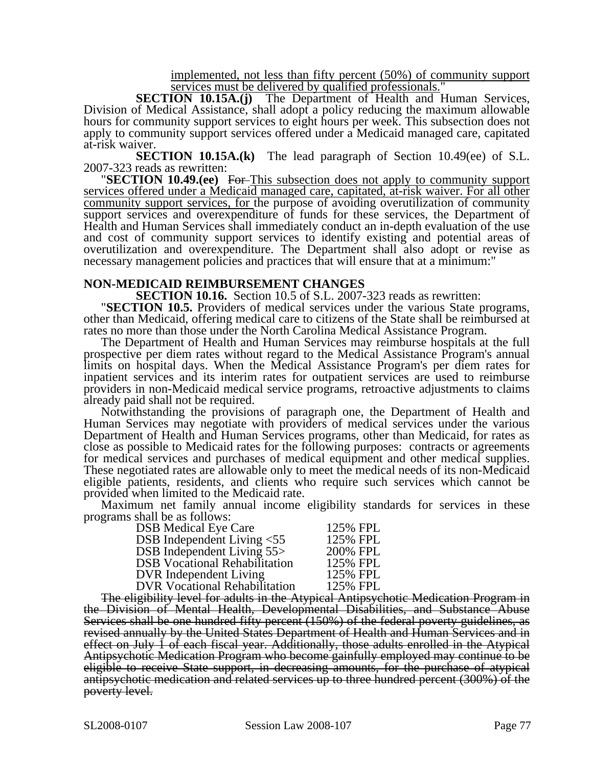implemented, not less than fifty percent (50%) of community support services must be delivered by qualified professionals."

**SECTION 10.15A.(j)** The Department of Health and Human Services, Division of Medical Assistance, shall adopt a policy reducing the maximum allowable hours for community support services to eight hours per week. This subsection does not apply to community support services offered under a Medicaid managed care, capitated at-risk waiver.

**SECTION 10.15A.(k)** The lead paragraph of Section 10.49(ee) of S.L. 2007-323 reads as rewritten:

"**SECTION 10.49.(ee)** ~~For~~ This subsection does not apply to community support services offered under a Medicaid managed care, capitated, at-risk waiver. For all other community support services, for the purpose of avoiding overutilization of community support services and overexpenditure of funds for these services, the Department of Health and Human Services shall immediately conduct an in-depth evaluation of the use and cost of community support services to identify existing and potential areas of overutilization and overexpenditure. The Department shall also adopt or revise as necessary management policies and practices that will ensure that at a minimum:"

## NON-MEDICAID REIMBURSEMENT CHANGES

**SECTION 10.16.** Section 10.5 of S.L. 2007-323 reads as rewritten:

"**SECTION 10.5.** Providers of medical services under the various State programs, other than Medicaid, offering medical care to citizens of the State shall be reimbursed at rates no more than those under the North Carolina Medical Assistance Program.

The Department of Health and Human Services may reimburse hospitals at the full prospective per diem rates without regard to the Medical Assistance Program's annual limits on hospital days. When the Medical Assistance Program's per diem rates for inpatient services and its interim rates for outpatient services are used to reimburse providers in non-Medicaid medical service programs, retroactive adjustments to claims already paid shall not be required.

Notwithstanding the provisions of paragraph one, the Department of Health and Human Services may negotiate with providers of medical services under the various Department of Health and Human Services programs, other than Medicaid, for rates as close as possible to Medicaid rates for the following purposes: contracts or agreements for medical services and purchases of medical equipment and other medical supplies. These negotiated rates are allowable only to meet the medical needs of its non-Medicaid eligible patients, residents, and clients who require such services which cannot be provided when limited to the Medicaid rate.

Maximum net family annual income eligibility standards for services in these programs shall be as follows:

| | |
|---|---|
| DSB Medical Eye Care | 125% FPL |
| DSB Independent Living <55 | 125% FPL |
| DSB Independent Living 55> | 200% FPL |
| DSB Vocational Rehabilitation | 125% FPL |
| DVR Independent Living | 125% FPL |
| DVR Vocational Rehabilitation | 125% FPL |

~~The eligibility level for adults in the Atypical Antipsychotic Medication Program in the Division of Mental Health, Developmental Disabilities, and Substance Abuse Services shall be one hundred fifty percent (150%) of the federal poverty guidelines, as revised annually by the United States Department of Health and Human Services and in effect on July 1 of each fiscal year. Additionally, those adults enrolled in the Atypical Antipsychotic Medication Program who become gainfully employed may continue to be eligible to receive State support, in decreasing amounts, for the purchase of atypical antipsychotic medication and related services up to three hundred percent (300%) of the poverty level.~~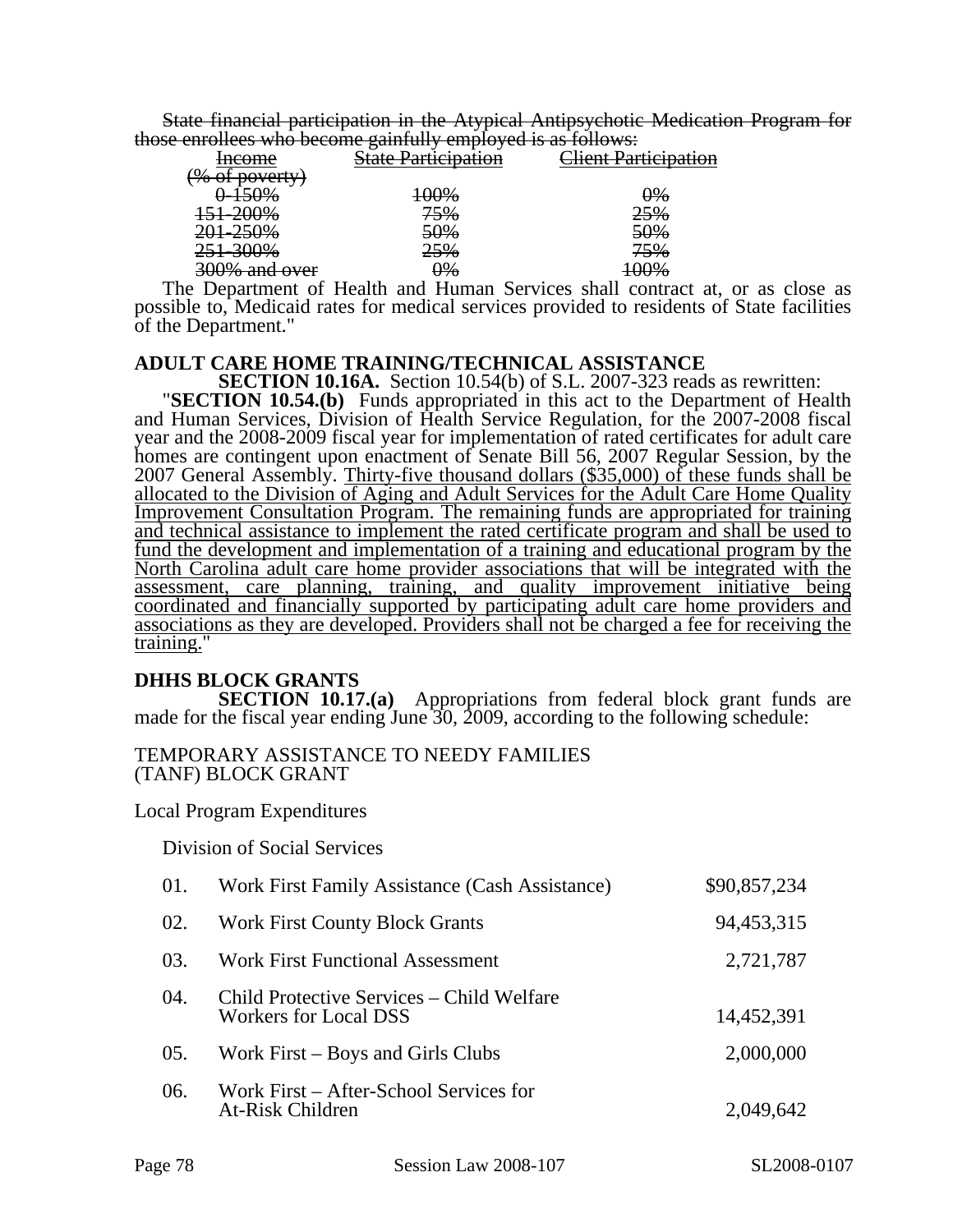~~State financial participation in the Atypical Antipsychotic Medication Program for those enrollees who become gainfully employed is as follows:~~

| ~~Income (% of poverty)~~ | ~~State Participation~~ | ~~Client Participation~~ |
|---|---|---|
| ~~0-150%~~ | ~~100%~~ | ~~0%~~ |
| ~~151-200%~~ | ~~75%~~ | ~~25%~~ |
| ~~201-250%~~ | ~~50%~~ | ~~50%~~ |
| ~~251-300%~~ | ~~25%~~ | ~~75%~~ |
| ~~300% and over~~ | ~~0%~~ | ~~100%~~ |

The Department of Health and Human Services shall contract at, or as close as possible to, Medicaid rates for medical services provided to residents of State facilities of the Department."

**ADULT CARE HOME TRAINING/TECHNICAL ASSISTANCE**

**SECTION 10.16A.** Section 10.54(b) of S.L. 2007-323 reads as rewritten:

"**SECTION 10.54.(b)** Funds appropriated in this act to the Department of Health and Human Services, Division of Health Service Regulation, for the 2007-2008 fiscal year and the 2008-2009 fiscal year for implementation of rated certificates for adult care homes are contingent upon enactment of Senate Bill 56, 2007 Regular Session, by the 2007 General Assembly. <u>Thirty-five thousand dollars ($35,000) of these funds shall be allocated to the Division of Aging and Adult Services for the Adult Care Home Quality Improvement Consultation Program. The remaining funds are appropriated for training and technical assistance to implement the rated certificate program and shall be used to fund the development and implementation of a training and educational program by the North Carolina adult care home provider associations that will be integrated with the assessment, care planning, training, and quality improvement initiative being coordinated and financially supported by participating adult care home providers and associations as they are developed. Providers shall not be charged a fee for receiving the training.</u>"

**DHHS BLOCK GRANTS**

**SECTION 10.17.(a)** Appropriations from federal block grant funds are made for the fiscal year ending June 30, 2009, according to the following schedule:

TEMPORARY ASSISTANCE TO NEEDY FAMILIES (TANF) BLOCK GRANT

Local Program Expenditures

Division of Social Services

| | | |
|---|---|---|
| 01. | Work First Family Assistance (Cash Assistance) | $90,857,234 |
| 02. | Work First County Block Grants | 94,453,315 |
| 03. | Work First Functional Assessment | 2,721,787 |
| 04. | Child Protective Services – Child Welfare Workers for Local DSS | 14,452,391 |
| 05. | Work First – Boys and Girls Clubs | 2,000,000 |
| 06. | Work First – After-School Services for At-Risk Children | 2,049,642 |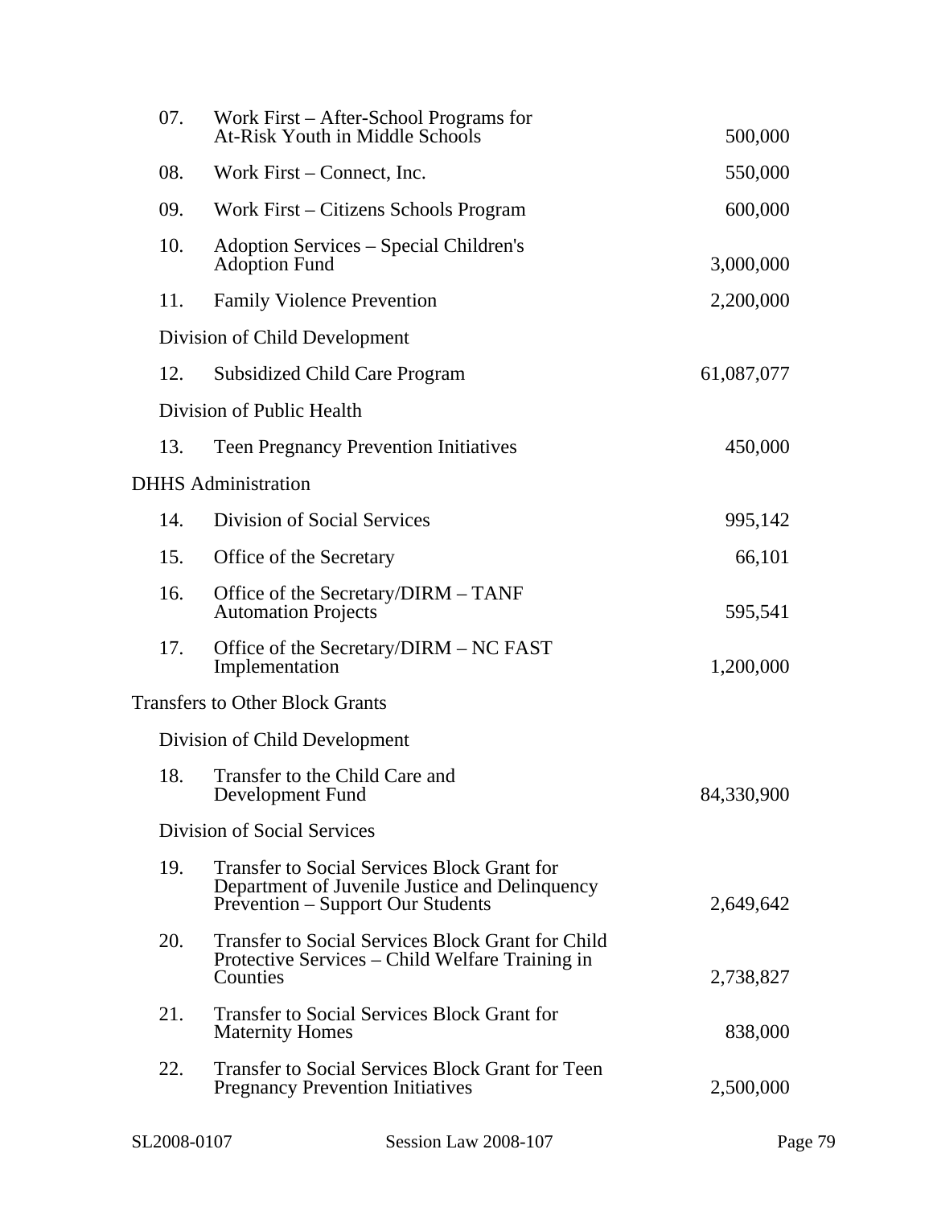| | | |
|---|---|---|
| 07. | Work First – After-School Programs for At-Risk Youth in Middle Schools | 500,000 |
| 08. | Work First – Connect, Inc. | 550,000 |
| 09. | Work First – Citizens Schools Program | 600,000 |
| 10. | Adoption Services – Special Children's Adoption Fund | 3,000,000 |
| 11. | Family Violence Prevention | 2,200,000 |
| | Division of Child Development | |
| 12. | Subsidized Child Care Program | 61,087,077 |
| | Division of Public Health | |
| 13. | Teen Pregnancy Prevention Initiatives | 450,000 |
| DHHS Administration | | |
| 14. | Division of Social Services | 995,142 |
| 15. | Office of the Secretary | 66,101 |
| 16. | Office of the Secretary/DIRM – TANF Automation Projects | 595,541 |
| 17. | Office of the Secretary/DIRM – NC FAST Implementation | 1,200,000 |
| Transfers to Other Block Grants | | |
| | Division of Child Development | |
| 18. | Transfer to the Child Care and Development Fund | 84,330,900 |
| | Division of Social Services | |
| 19. | Transfer to Social Services Block Grant for Department of Juvenile Justice and Delinquency Prevention – Support Our Students | 2,649,642 |
| 20. | Transfer to Social Services Block Grant for Child Protective Services – Child Welfare Training in Counties | 2,738,827 |
| 21. | Transfer to Social Services Block Grant for Maternity Homes | 838,000 |
| 22. | Transfer to Social Services Block Grant for Teen Pregnancy Prevention Initiatives | 2,500,000 |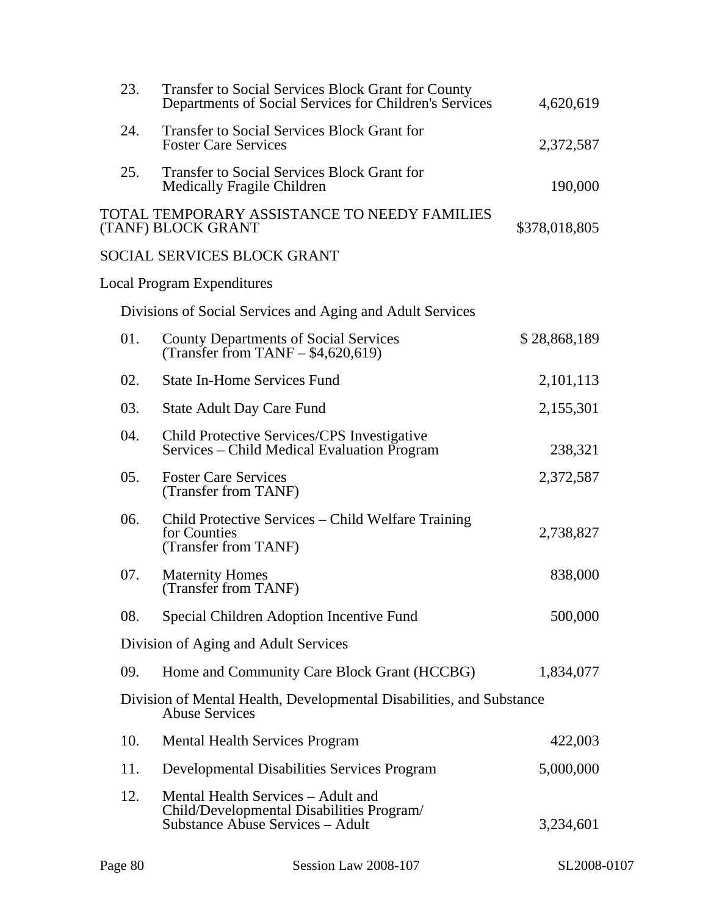| | | |
|---|---|---|
| 23. | Transfer to Social Services Block Grant for County Departments of Social Services for Children's Services | 4,620,619 |
| 24. | Transfer to Social Services Block Grant for Foster Care Services | 2,372,587 |
| 25. | Transfer to Social Services Block Grant for Medically Fragile Children | 190,000 |

TOTAL TEMPORARY ASSISTANCE TO NEEDY FAMILIES (TANF) BLOCK GRANT $378,018,805

SOCIAL SERVICES BLOCK GRANT

Local Program Expenditures

Divisions of Social Services and Aging and Adult Services

| | | |
|---|---|---|
| 01. | County Departments of Social Services (Transfer from TANF – $4,620,619) | $ 28,868,189 |
| 02. | State In-Home Services Fund | 2,101,113 |
| 03. | State Adult Day Care Fund | 2,155,301 |
| 04. | Child Protective Services/CPS Investigative Services – Child Medical Evaluation Program | 238,321 |
| 05. | Foster Care Services (Transfer from TANF) | 2,372,587 |
| 06. | Child Protective Services – Child Welfare Training for Counties (Transfer from TANF) | 2,738,827 |
| 07. | Maternity Homes (Transfer from TANF) | 838,000 |
| 08. | Special Children Adoption Incentive Fund | 500,000 |

Division of Aging and Adult Services

| | | |
|---|---|---|
| 09. | Home and Community Care Block Grant (HCCBG) | 1,834,077 |

Division of Mental Health, Developmental Disabilities, and Substance Abuse Services

| | | |
|---|---|---|
| 10. | Mental Health Services Program | 422,003 |
| 11. | Developmental Disabilities Services Program | 5,000,000 |
| 12. | Mental Health Services – Adult and Child/Developmental Disabilities Program/ Substance Abuse Services – Adult | 3,234,601 |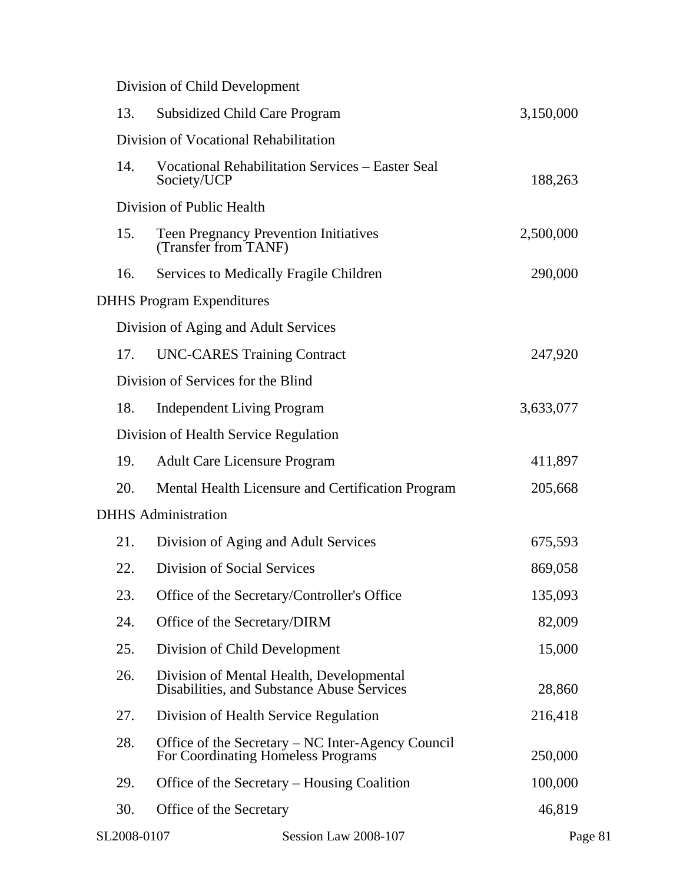| | | |
|---|---|---|
| Division of Child Development | | |
| 13. | Subsidized Child Care Program | 3,150,000 |
| Division of Vocational Rehabilitation | | |
| 14. | Vocational Rehabilitation Services – Easter Seal Society/UCP | 188,263 |
| Division of Public Health | | |
| 15. | Teen Pregnancy Prevention Initiatives (Transfer from TANF) | 2,500,000 |
| 16. | Services to Medically Fragile Children | 290,000 |
| DHHS Program Expenditures | | |
| Division of Aging and Adult Services | | |
| 17. | UNC-CARES Training Contract | 247,920 |
| Division of Services for the Blind | | |
| 18. | Independent Living Program | 3,633,077 |
| Division of Health Service Regulation | | |
| 19. | Adult Care Licensure Program | 411,897 |
| 20. | Mental Health Licensure and Certification Program | 205,668 |
| DHHS Administration | | |
| 21. | Division of Aging and Adult Services | 675,593 |
| 22. | Division of Social Services | 869,058 |
| 23. | Office of the Secretary/Controller's Office | 135,093 |
| 24. | Office of the Secretary/DIRM | 82,009 |
| 25. | Division of Child Development | 15,000 |
| 26. | Division of Mental Health, Developmental Disabilities, and Substance Abuse Services | 28,860 |
| 27. | Division of Health Service Regulation | 216,418 |
| 28. | Office of the Secretary – NC Inter-Agency Council For Coordinating Homeless Programs | 250,000 |
| 29. | Office of the Secretary – Housing Coalition | 100,000 |
| 30. | Office of the Secretary | 46,819 |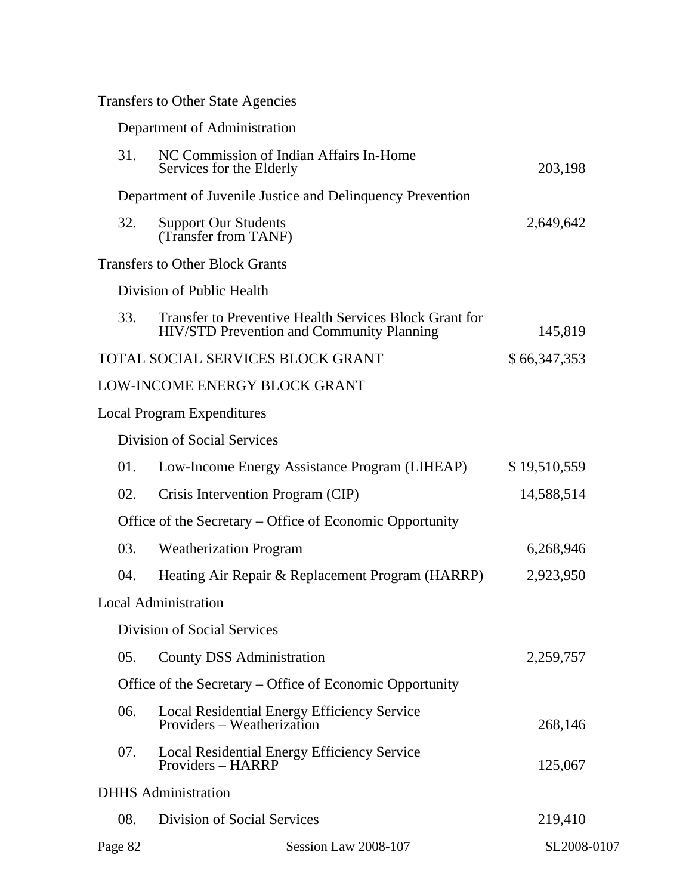Transfers to Other State Agencies

Department of Administration

| | | |
|---|---|---|
| 31. | NC Commission of Indian Affairs In-Home Services for the Elderly | 203,198 |

Department of Juvenile Justice and Delinquency Prevention

| | | |
|---|---|---|
| 32. | Support Our Students (Transfer from TANF) | 2,649,642 |

Transfers to Other Block Grants

Division of Public Health

| | | |
|---|---|---|
| 33. | Transfer to Preventive Health Services Block Grant for HIV/STD Prevention and Community Planning | 145,819 |

TOTAL SOCIAL SERVICES BLOCK GRANT $ 66,347,353

LOW-INCOME ENERGY BLOCK GRANT

Local Program Expenditures

Division of Social Services

| | | |
|---|---|---|
| 01. | Low-Income Energy Assistance Program (LIHEAP) | $ 19,510,559 |
| 02. | Crisis Intervention Program (CIP) | 14,588,514 |

Office of the Secretary – Office of Economic Opportunity

| | | |
|---|---|---|
| 03. | Weatherization Program | 6,268,946 |
| 04. | Heating Air Repair & Replacement Program (HARRP) | 2,923,950 |

Local Administration

Division of Social Services

| | | |
|---|---|---|
| 05. | County DSS Administration | 2,259,757 |

Office of the Secretary – Office of Economic Opportunity

| | | |
|---|---|---|
| 06. | Local Residential Energy Efficiency Service Providers – Weatherization | 268,146 |
| 07. | Local Residential Energy Efficiency Service Providers – HARRP | 125,067 |

DHHS Administration

| | | |
|---|---|---|
| 08. | Division of Social Services | 219,410 |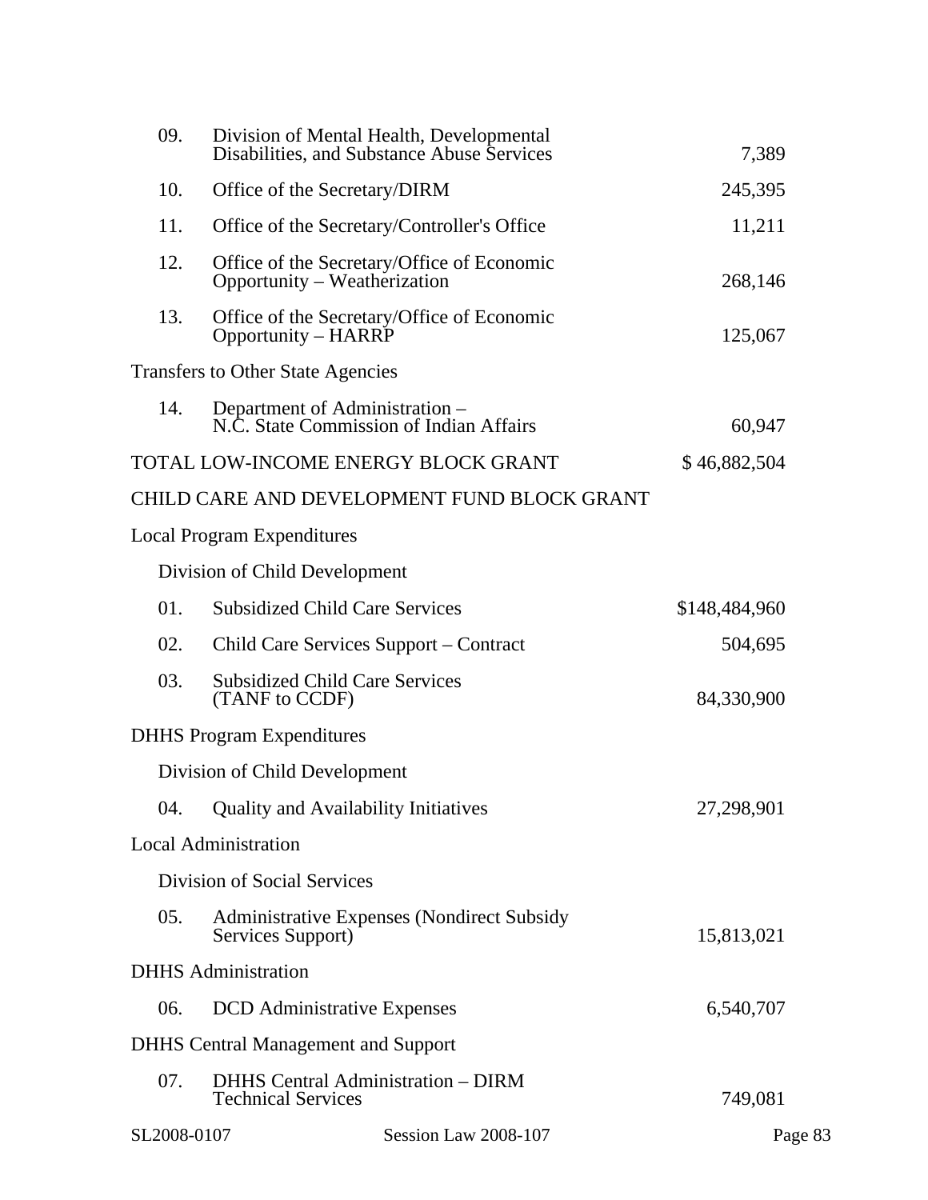| | | |
|---|---|---|
| 09. | Division of Mental Health, Developmental Disabilities, and Substance Abuse Services | 7,389 |
| 10. | Office of the Secretary/DIRM | 245,395 |
| 11. | Office of the Secretary/Controller's Office | 11,211 |
| 12. | Office of the Secretary/Office of Economic Opportunity – Weatherization | 268,146 |
| 13. | Office of the Secretary/Office of Economic Opportunity – HARRP | 125,067 |
| Transfers to Other State Agencies | | |
| 14. | Department of Administration – N.C. State Commission of Indian Affairs | 60,947 |
| TOTAL LOW-INCOME ENERGY BLOCK GRANT | | $ 46,882,504 |

CHILD CARE AND DEVELOPMENT FUND BLOCK GRANT

| | | |
|---|---|---|
| Local Program Expenditures | | |
| Division of Child Development | | |
| 01. | Subsidized Child Care Services | $148,484,960 |
| 02. | Child Care Services Support – Contract | 504,695 |
| 03. | Subsidized Child Care Services (TANF to CCDF) | 84,330,900 |
| DHHS Program Expenditures | | |
| Division of Child Development | | |
| 04. | Quality and Availability Initiatives | 27,298,901 |
| Local Administration | | |
| Division of Social Services | | |
| 05. | Administrative Expenses (Nondirect Subsidy Services Support) | 15,813,021 |
| DHHS Administration | | |
| 06. | DCD Administrative Expenses | 6,540,707 |
| DHHS Central Management and Support | | |
| 07. | DHHS Central Administration – DIRM Technical Services | 749,081 |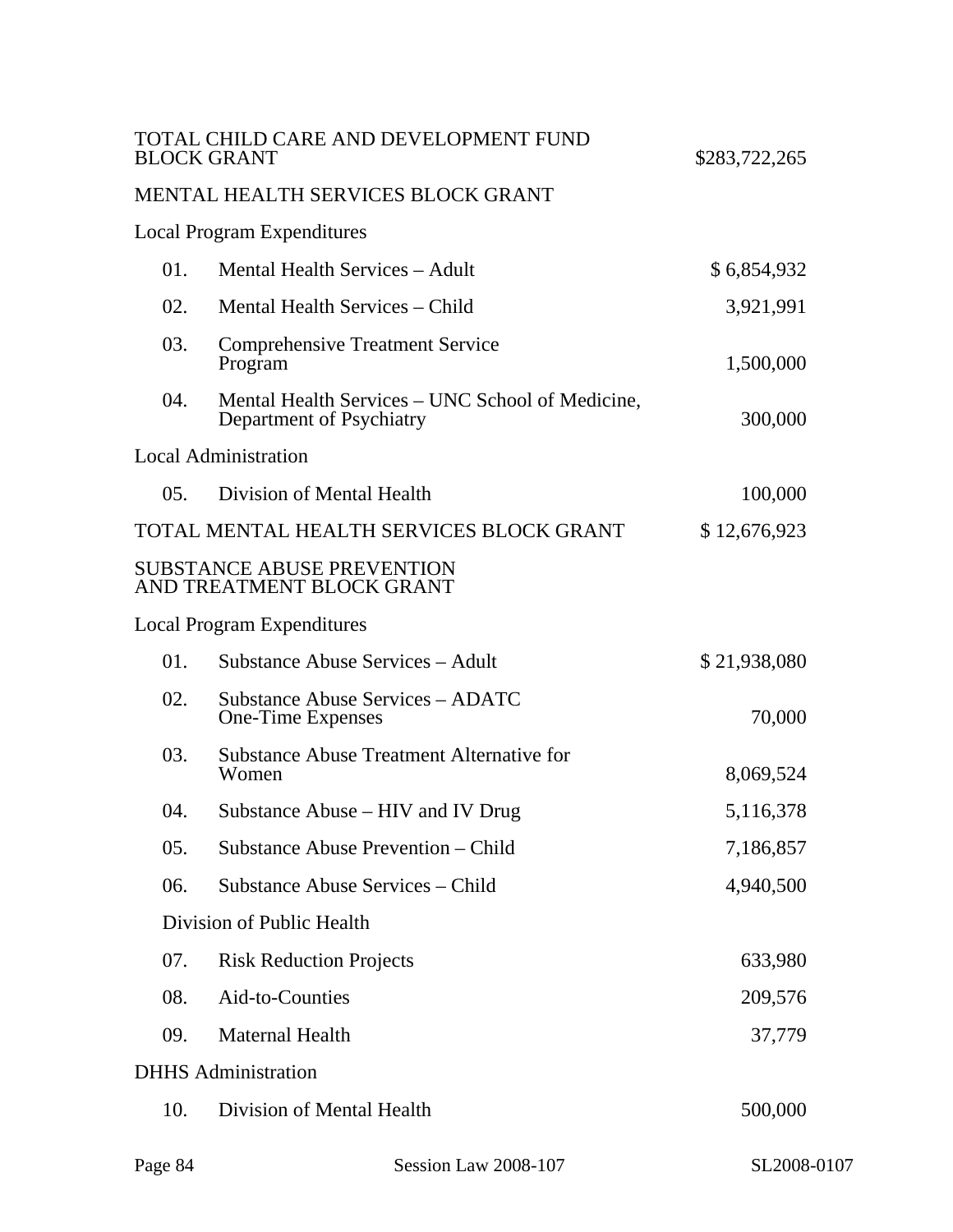| | | |
|---|---|---|
| TOTAL CHILD CARE AND DEVELOPMENT FUND BLOCK GRANT | | $283,722,265 |
| MENTAL HEALTH SERVICES BLOCK GRANT | | |
| Local Program Expenditures | | |
| 01. | Mental Health Services – Adult | $ 6,854,932 |
| 02. | Mental Health Services – Child | 3,921,991 |
| 03. | Comprehensive Treatment Service Program | 1,500,000 |
| 04. | Mental Health Services – UNC School of Medicine, Department of Psychiatry | 300,000 |
| Local Administration | | |
| 05. | Division of Mental Health | 100,000 |
| TOTAL MENTAL HEALTH SERVICES BLOCK GRANT | | $ 12,676,923 |
| SUBSTANCE ABUSE PREVENTION AND TREATMENT BLOCK GRANT | | |
| Local Program Expenditures | | |
| 01. | Substance Abuse Services – Adult | $ 21,938,080 |
| 02. | Substance Abuse Services – ADATC One-Time Expenses | 70,000 |
| 03. | Substance Abuse Treatment Alternative for Women | 8,069,524 |
| 04. | Substance Abuse – HIV and IV Drug | 5,116,378 |
| 05. | Substance Abuse Prevention – Child | 7,186,857 |
| 06. | Substance Abuse Services – Child | 4,940,500 |
| Division of Public Health | | |
| 07. | Risk Reduction Projects | 633,980 |
| 08. | Aid-to-Counties | 209,576 |
| 09. | Maternal Health | 37,779 |
| DHHS Administration | | |
| 10. | Division of Mental Health | 500,000 |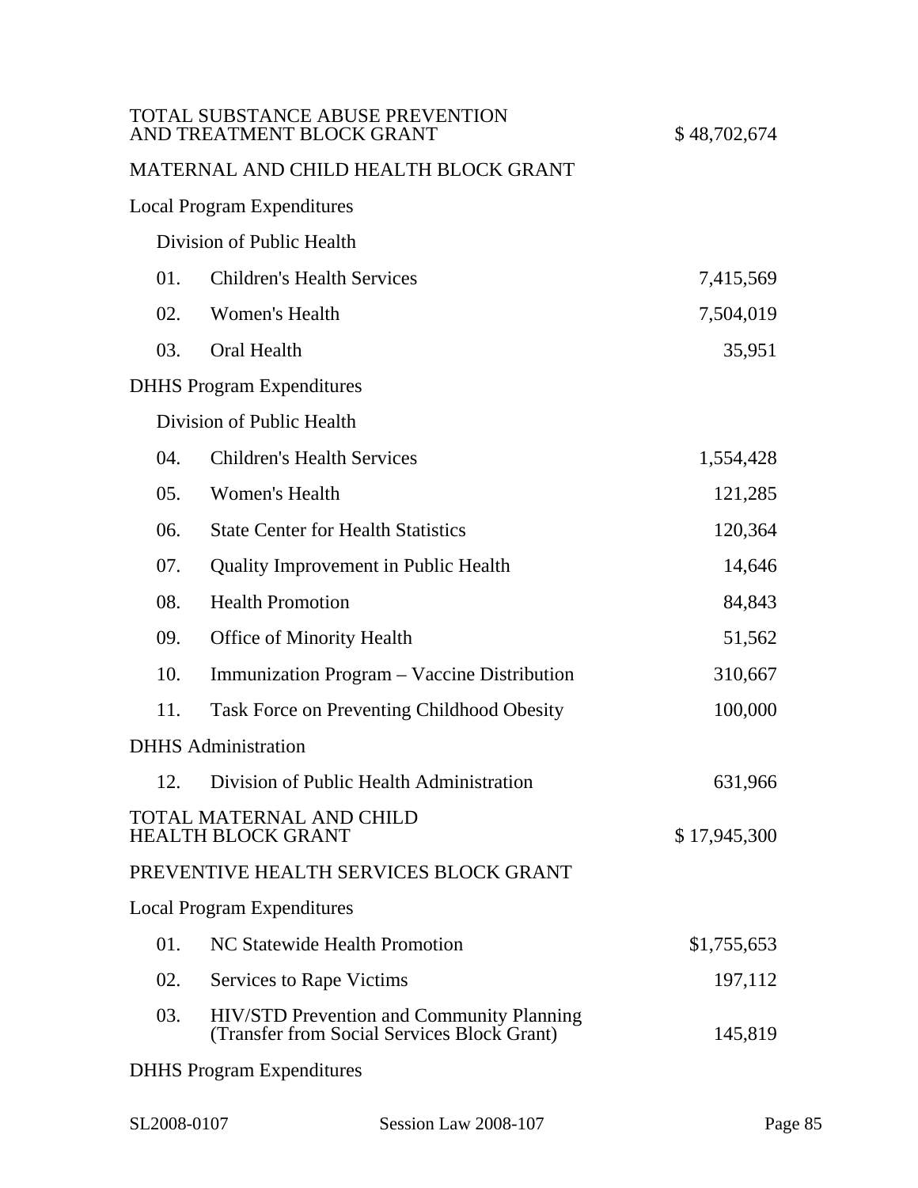| | | |
|---|---|---|
| TOTAL SUBSTANCE ABUSE PREVENTION AND TREATMENT BLOCK GRANT | | $ 48,702,674 |
| MATERNAL AND CHILD HEALTH BLOCK GRANT | | |
| Local Program Expenditures | | |
| Division of Public Health | | |
| 01. | Children's Health Services | 7,415,569 |
| 02. | Women's Health | 7,504,019 |
| 03. | Oral Health | 35,951 |
| DHHS Program Expenditures | | |
| Division of Public Health | | |
| 04. | Children's Health Services | 1,554,428 |
| 05. | Women's Health | 121,285 |
| 06. | State Center for Health Statistics | 120,364 |
| 07. | Quality Improvement in Public Health | 14,646 |
| 08. | Health Promotion | 84,843 |
| 09. | Office of Minority Health | 51,562 |
| 10. | Immunization Program – Vaccine Distribution | 310,667 |
| 11. | Task Force on Preventing Childhood Obesity | 100,000 |
| DHHS Administration | | |
| 12. | Division of Public Health Administration | 631,966 |
| TOTAL MATERNAL AND CHILD HEALTH BLOCK GRANT | | $ 17,945,300 |
| PREVENTIVE HEALTH SERVICES BLOCK GRANT | | |
| Local Program Expenditures | | |
| 01. | NC Statewide Health Promotion | $1,755,653 |
| 02. | Services to Rape Victims | 197,112 |
| 03. | HIV/STD Prevention and Community Planning (Transfer from Social Services Block Grant) | 145,819 |
| DHHS Program Expenditures | | |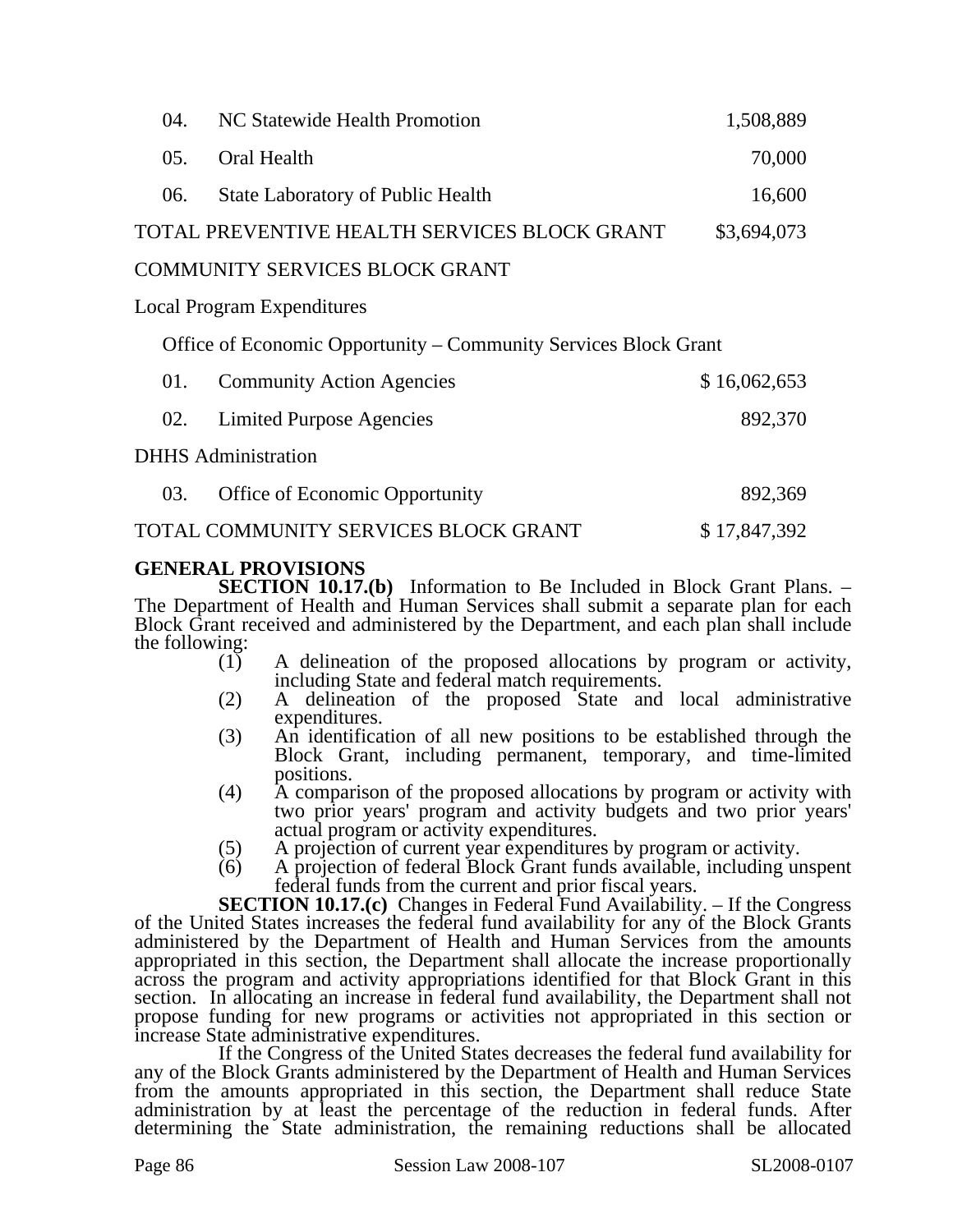| | | |
|---|---|---|
| 04. | NC Statewide Health Promotion | 1,508,889 |
| 05. | Oral Health | 70,000 |
| 06. | State Laboratory of Public Health | 16,600 |
| TOTAL PREVENTIVE HEALTH SERVICES BLOCK GRANT | | $3,694,073 |

COMMUNITY SERVICES BLOCK GRANT

Local Program Expenditures

Office of Economic Opportunity – Community Services Block Grant

| | | |
|---|---|---|
| 01. | Community Action Agencies | $ 16,062,653 |
| 02. | Limited Purpose Agencies | 892,370 |

DHHS Administration

| | | |
|---|---|---|
| 03. | Office of Economic Opportunity | 892,369 |
| TOTAL COMMUNITY SERVICES BLOCK GRANT | | $ 17,847,392 |

**GENERAL PROVISIONS**

**SECTION 10.17.(b)** Information to Be Included in Block Grant Plans. – The Department of Health and Human Services shall submit a separate plan for each Block Grant received and administered by the Department, and each plan shall include the following:

(1) A delineation of the proposed allocations by program or activity, including State and federal match requirements.
(2) A delineation of the proposed State and local administrative expenditures.
(3) An identification of all new positions to be established through the Block Grant, including permanent, temporary, and time-limited positions.
(4) A comparison of the proposed allocations by program or activity with two prior years' program and activity budgets and two prior years' actual program or activity expenditures.
(5) A projection of current year expenditures by program or activity.
(6) A projection of federal Block Grant funds available, including unspent federal funds from the current and prior fiscal years.

**SECTION 10.17.(c)** Changes in Federal Fund Availability. – If the Congress of the United States increases the federal fund availability for any of the Block Grants administered by the Department of Health and Human Services from the amounts appropriated in this section, the Department shall allocate the increase proportionally across the program and activity appropriations identified for that Block Grant in this section. In allocating an increase in federal fund availability, the Department shall not propose funding for new programs or activities not appropriated in this section or increase State administrative expenditures.

If the Congress of the United States decreases the federal fund availability for any of the Block Grants administered by the Department of Health and Human Services from the amounts appropriated in this section, the Department shall reduce State administration by at least the percentage of the reduction in federal funds. After determining the State administration, the remaining reductions shall be allocated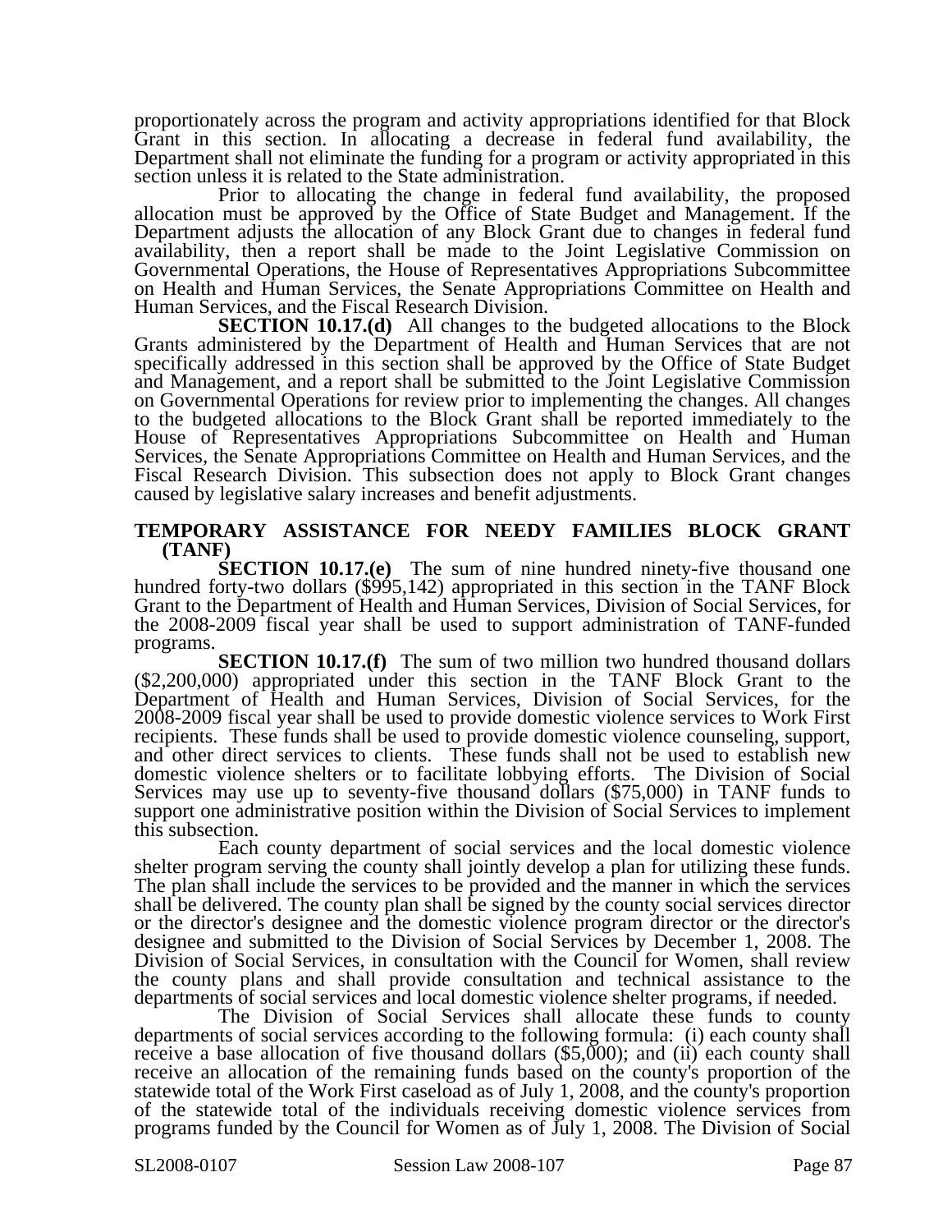proportionately across the program and activity appropriations identified for that Block Grant in this section. In allocating a decrease in federal fund availability, the Department shall not eliminate the funding for a program or activity appropriated in this section unless it is related to the State administration.

Prior to allocating the change in federal fund availability, the proposed allocation must be approved by the Office of State Budget and Management. If the Department adjusts the allocation of any Block Grant due to changes in federal fund availability, then a report shall be made to the Joint Legislative Commission on Governmental Operations, the House of Representatives Appropriations Subcommittee on Health and Human Services, the Senate Appropriations Committee on Health and Human Services, and the Fiscal Research Division.

**SECTION 10.17.(d)** All changes to the budgeted allocations to the Block Grants administered by the Department of Health and Human Services that are not specifically addressed in this section shall be approved by the Office of State Budget and Management, and a report shall be submitted to the Joint Legislative Commission on Governmental Operations for review prior to implementing the changes. All changes to the budgeted allocations to the Block Grant shall be reported immediately to the House of Representatives Appropriations Subcommittee on Health and Human Services, the Senate Appropriations Committee on Health and Human Services, and the Fiscal Research Division. This subsection does not apply to Block Grant changes caused by legislative salary increases and benefit adjustments.

**TEMPORARY ASSISTANCE FOR NEEDY FAMILIES BLOCK GRANT (TANF)**

**SECTION 10.17.(e)** The sum of nine hundred ninety-five thousand one hundred forty-two dollars ($995,142) appropriated in this section in the TANF Block Grant to the Department of Health and Human Services, Division of Social Services, for the 2008-2009 fiscal year shall be used to support administration of TANF-funded programs.

**SECTION 10.17.(f)** The sum of two million two hundred thousand dollars ($2,200,000) appropriated under this section in the TANF Block Grant to the Department of Health and Human Services, Division of Social Services, for the 2008-2009 fiscal year shall be used to provide domestic violence services to Work First recipients. These funds shall be used to provide domestic violence counseling, support, and other direct services to clients. These funds shall not be used to establish new domestic violence shelters or to facilitate lobbying efforts. The Division of Social Services may use up to seventy-five thousand dollars ($75,000) in TANF funds to support one administrative position within the Division of Social Services to implement this subsection.

Each county department of social services and the local domestic violence shelter program serving the county shall jointly develop a plan for utilizing these funds. The plan shall include the services to be provided and the manner in which the services shall be delivered. The county plan shall be signed by the county social services director or the director's designee and the domestic violence program director or the director's designee and submitted to the Division of Social Services by December 1, 2008. The Division of Social Services, in consultation with the Council for Women, shall review the county plans and shall provide consultation and technical assistance to the departments of social services and local domestic violence shelter programs, if needed.

The Division of Social Services shall allocate these funds to county departments of social services according to the following formula: (i) each county shall receive a base allocation of five thousand dollars ($5,000); and (ii) each county shall receive an allocation of the remaining funds based on the county's proportion of the statewide total of the Work First caseload as of July 1, 2008, and the county's proportion of the statewide total of the individuals receiving domestic violence services from programs funded by the Council for Women as of July 1, 2008. The Division of Social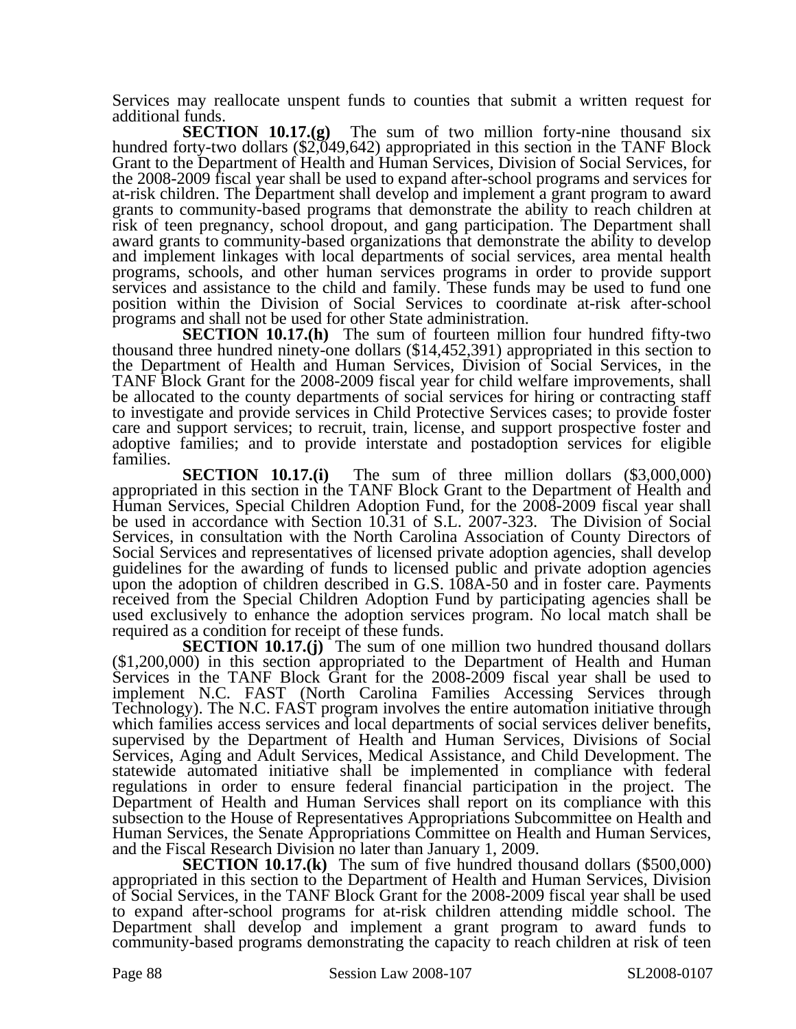Services may reallocate unspent funds to counties that submit a written request for additional funds.

**SECTION 10.17.(g)** The sum of two million forty-nine thousand six hundred forty-two dollars ($2,049,642) appropriated in this section in the TANF Block Grant to the Department of Health and Human Services, Division of Social Services, for the 2008-2009 fiscal year shall be used to expand after-school programs and services for at-risk children. The Department shall develop and implement a grant program to award grants to community-based programs that demonstrate the ability to reach children at risk of teen pregnancy, school dropout, and gang participation. The Department shall award grants to community-based organizations that demonstrate the ability to develop and implement linkages with local departments of social services, area mental health programs, schools, and other human services programs in order to provide support services and assistance to the child and family. These funds may be used to fund one position within the Division of Social Services to coordinate at-risk after-school programs and shall not be used for other State administration.

**SECTION 10.17.(h)** The sum of fourteen million four hundred fifty-two thousand three hundred ninety-one dollars ($14,452,391) appropriated in this section to the Department of Health and Human Services, Division of Social Services, in the TANF Block Grant for the 2008-2009 fiscal year for child welfare improvements, shall be allocated to the county departments of social services for hiring or contracting staff to investigate and provide services in Child Protective Services cases; to provide foster care and support services; to recruit, train, license, and support prospective foster and adoptive families; and to provide interstate and postadoption services for eligible families.

**SECTION 10.17.(i)** The sum of three million dollars ($3,000,000) appropriated in this section in the TANF Block Grant to the Department of Health and Human Services, Special Children Adoption Fund, for the 2008-2009 fiscal year shall be used in accordance with Section 10.31 of S.L. 2007-323. The Division of Social Services, in consultation with the North Carolina Association of County Directors of Social Services and representatives of licensed private adoption agencies, shall develop guidelines for the awarding of funds to licensed public and private adoption agencies upon the adoption of children described in G.S. 108A-50 and in foster care. Payments received from the Special Children Adoption Fund by participating agencies shall be used exclusively to enhance the adoption services program. No local match shall be required as a condition for receipt of these funds.

**SECTION 10.17.(j)** The sum of one million two hundred thousand dollars ($1,200,000) in this section appropriated to the Department of Health and Human Services in the TANF Block Grant for the 2008-2009 fiscal year shall be used to implement N.C. FAST (North Carolina Families Accessing Services through Technology). The N.C. FAST program involves the entire automation initiative through which families access services and local departments of social services deliver benefits, supervised by the Department of Health and Human Services, Divisions of Social Services, Aging and Adult Services, Medical Assistance, and Child Development. The statewide automated initiative shall be implemented in compliance with federal regulations in order to ensure federal financial participation in the project. The Department of Health and Human Services shall report on its compliance with this subsection to the House of Representatives Appropriations Subcommittee on Health and Human Services, the Senate Appropriations Committee on Health and Human Services, and the Fiscal Research Division no later than January 1, 2009.

**SECTION 10.17.(k)** The sum of five hundred thousand dollars ($500,000) appropriated in this section to the Department of Health and Human Services, Division of Social Services, in the TANF Block Grant for the 2008-2009 fiscal year shall be used to expand after-school programs for at-risk children attending middle school. The Department shall develop and implement a grant program to award funds to community-based programs demonstrating the capacity to reach children at risk of teen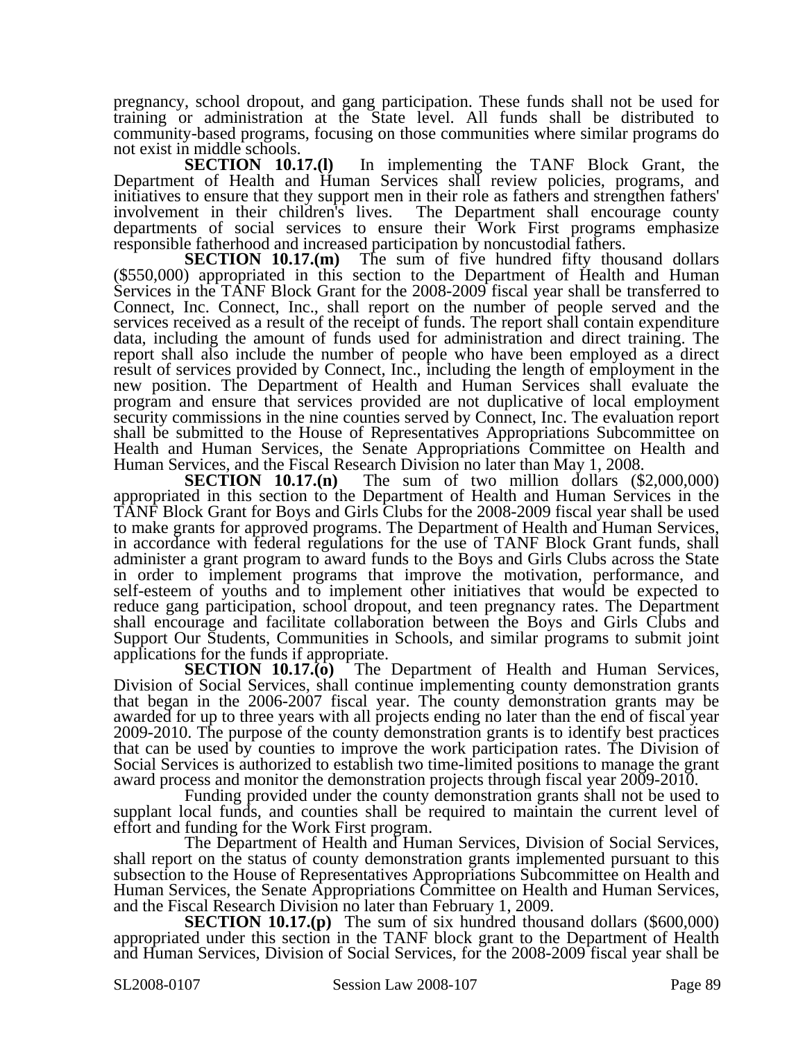pregnancy, school dropout, and gang participation. These funds shall not be used for training or administration at the State level. All funds shall be distributed to community-based programs, focusing on those communities where similar programs do not exist in middle schools.

**SECTION 10.17.(l)** In implementing the TANF Block Grant, the Department of Health and Human Services shall review policies, programs, and initiatives to ensure that they support men in their role as fathers and strengthen fathers' involvement in their children's lives. The Department shall encourage county departments of social services to ensure their Work First programs emphasize responsible fatherhood and increased participation by noncustodial fathers.

**SECTION 10.17.(m)** The sum of five hundred fifty thousand dollars ($550,000) appropriated in this section to the Department of Health and Human Services in the TANF Block Grant for the 2008-2009 fiscal year shall be transferred to Connect, Inc. Connect, Inc., shall report on the number of people served and the services received as a result of the receipt of funds. The report shall contain expenditure data, including the amount of funds used for administration and direct training. The report shall also include the number of people who have been employed as a direct result of services provided by Connect, Inc., including the length of employment in the new position. The Department of Health and Human Services shall evaluate the program and ensure that services provided are not duplicative of local employment security commissions in the nine counties served by Connect, Inc. The evaluation report shall be submitted to the House of Representatives Appropriations Subcommittee on Health and Human Services, the Senate Appropriations Committee on Health and Human Services, and the Fiscal Research Division no later than May 1, 2008.

**SECTION 10.17.(n)** The sum of two million dollars ($2,000,000) appropriated in this section to the Department of Health and Human Services in the TANF Block Grant for Boys and Girls Clubs for the 2008-2009 fiscal year shall be used to make grants for approved programs. The Department of Health and Human Services, in accordance with federal regulations for the use of TANF Block Grant funds, shall administer a grant program to award funds to the Boys and Girls Clubs across the State in order to implement programs that improve the motivation, performance, and self-esteem of youths and to implement other initiatives that would be expected to reduce gang participation, school dropout, and teen pregnancy rates. The Department shall encourage and facilitate collaboration between the Boys and Girls Clubs and Support Our Students, Communities in Schools, and similar programs to submit joint applications for the funds if appropriate.

**SECTION 10.17.(o)** The Department of Health and Human Services, Division of Social Services, shall continue implementing county demonstration grants that began in the 2006-2007 fiscal year. The county demonstration grants may be awarded for up to three years with all projects ending no later than the end of fiscal year 2009-2010. The purpose of the county demonstration grants is to identify best practices that can be used by counties to improve the work participation rates. The Division of Social Services is authorized to establish two time-limited positions to manage the grant award process and monitor the demonstration projects through fiscal year 2009-2010.

Funding provided under the county demonstration grants shall not be used to supplant local funds, and counties shall be required to maintain the current level of effort and funding for the Work First program.

The Department of Health and Human Services, Division of Social Services, shall report on the status of county demonstration grants implemented pursuant to this subsection to the House of Representatives Appropriations Subcommittee on Health and Human Services, the Senate Appropriations Committee on Health and Human Services, and the Fiscal Research Division no later than February 1, 2009.

**SECTION 10.17.(p)** The sum of six hundred thousand dollars ($600,000) appropriated under this section in the TANF block grant to the Department of Health and Human Services, Division of Social Services, for the 2008-2009 fiscal year shall be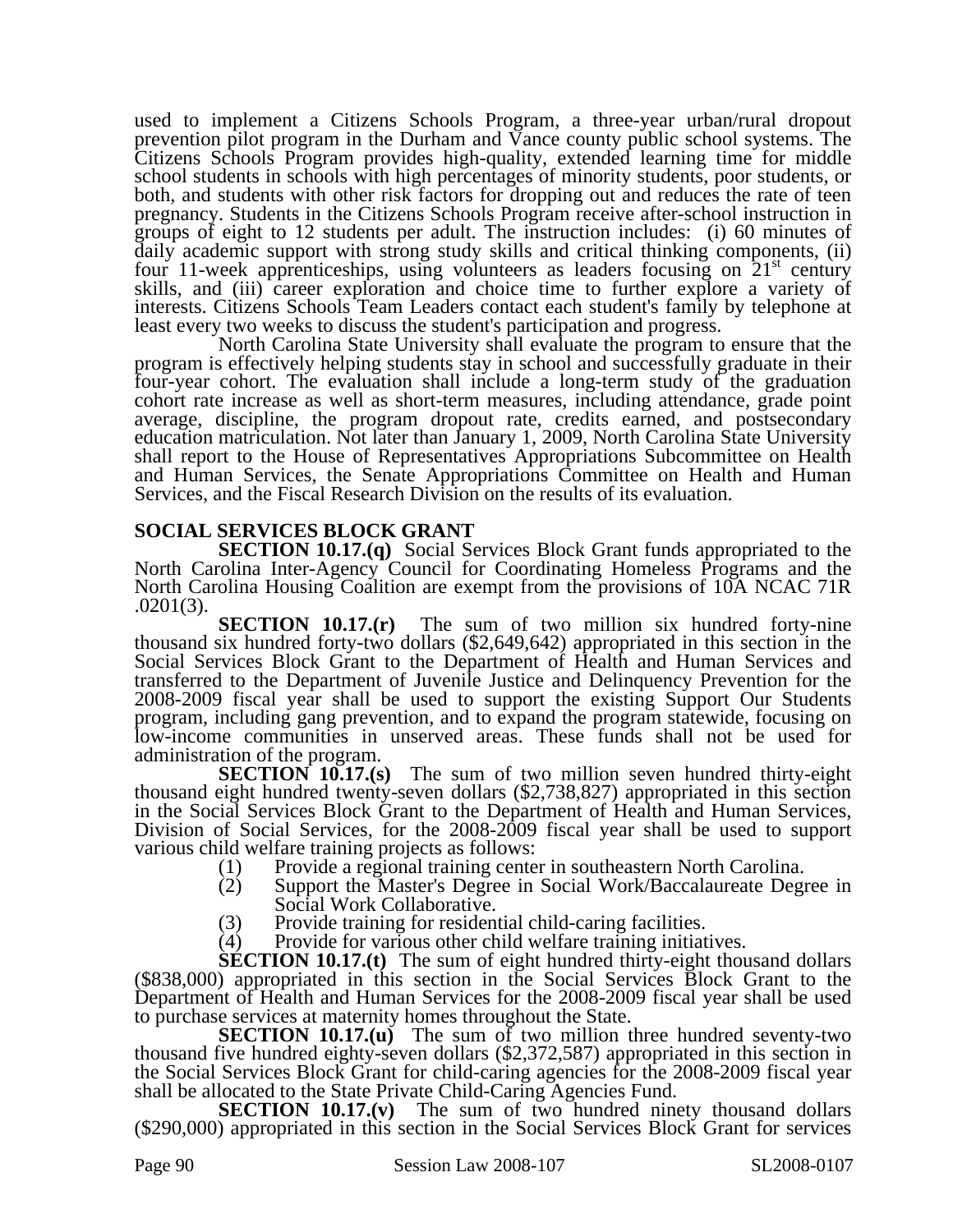used to implement a Citizens Schools Program, a three-year urban/rural dropout prevention pilot program in the Durham and Vance county public school systems. The Citizens Schools Program provides high-quality, extended learning time for middle school students in schools with high percentages of minority students, poor students, or both, and students with other risk factors for dropping out and reduces the rate of teen pregnancy. Students in the Citizens Schools Program receive after-school instruction in groups of eight to 12 students per adult. The instruction includes: (i) 60 minutes of daily academic support with strong study skills and critical thinking components, (ii) four 11-week apprenticeships, using volunteers as leaders focusing on 21st century skills, and (iii) career exploration and choice time to further explore a variety of interests. Citizens Schools Team Leaders contact each student's family by telephone at least every two weeks to discuss the student's participation and progress.

North Carolina State University shall evaluate the program to ensure that the program is effectively helping students stay in school and successfully graduate in their four-year cohort. The evaluation shall include a long-term study of the graduation cohort rate increase as well as short-term measures, including attendance, grade point average, discipline, the program dropout rate, credits earned, and postsecondary education matriculation. Not later than January 1, 2009, North Carolina State University shall report to the House of Representatives Appropriations Subcommittee on Health and Human Services, the Senate Appropriations Committee on Health and Human Services, and the Fiscal Research Division on the results of its evaluation.

**SOCIAL SERVICES BLOCK GRANT**

**SECTION 10.17.(q)** Social Services Block Grant funds appropriated to the North Carolina Inter-Agency Council for Coordinating Homeless Programs and the North Carolina Housing Coalition are exempt from the provisions of 10A NCAC 71R .0201(3).

**SECTION 10.17.(r)** The sum of two million six hundred forty-nine thousand six hundred forty-two dollars ($2,649,642) appropriated in this section in the Social Services Block Grant to the Department of Health and Human Services and transferred to the Department of Juvenile Justice and Delinquency Prevention for the 2008-2009 fiscal year shall be used to support the existing Support Our Students program, including gang prevention, and to expand the program statewide, focusing on low-income communities in unserved areas. These funds shall not be used for administration of the program.

**SECTION 10.17.(s)** The sum of two million seven hundred thirty-eight thousand eight hundred twenty-seven dollars ($2,738,827) appropriated in this section in the Social Services Block Grant to the Department of Health and Human Services, Division of Social Services, for the 2008-2009 fiscal year shall be used to support various child welfare training projects as follows:

(1) Provide a regional training center in southeastern North Carolina.
(2) Support the Master's Degree in Social Work/Baccalaureate Degree in Social Work Collaborative.
(3) Provide training for residential child-caring facilities.
(4) Provide for various other child welfare training initiatives.

**SECTION 10.17.(t)** The sum of eight hundred thirty-eight thousand dollars ($838,000) appropriated in this section in the Social Services Block Grant to the Department of Health and Human Services for the 2008-2009 fiscal year shall be used to purchase services at maternity homes throughout the State.

**SECTION 10.17.(u)** The sum of two million three hundred seventy-two thousand five hundred eighty-seven dollars ($2,372,587) appropriated in this section in the Social Services Block Grant for child-caring agencies for the 2008-2009 fiscal year shall be allocated to the State Private Child-Caring Agencies Fund.

**SECTION 10.17.(v)** The sum of two hundred ninety thousand dollars ($290,000) appropriated in this section in the Social Services Block Grant for services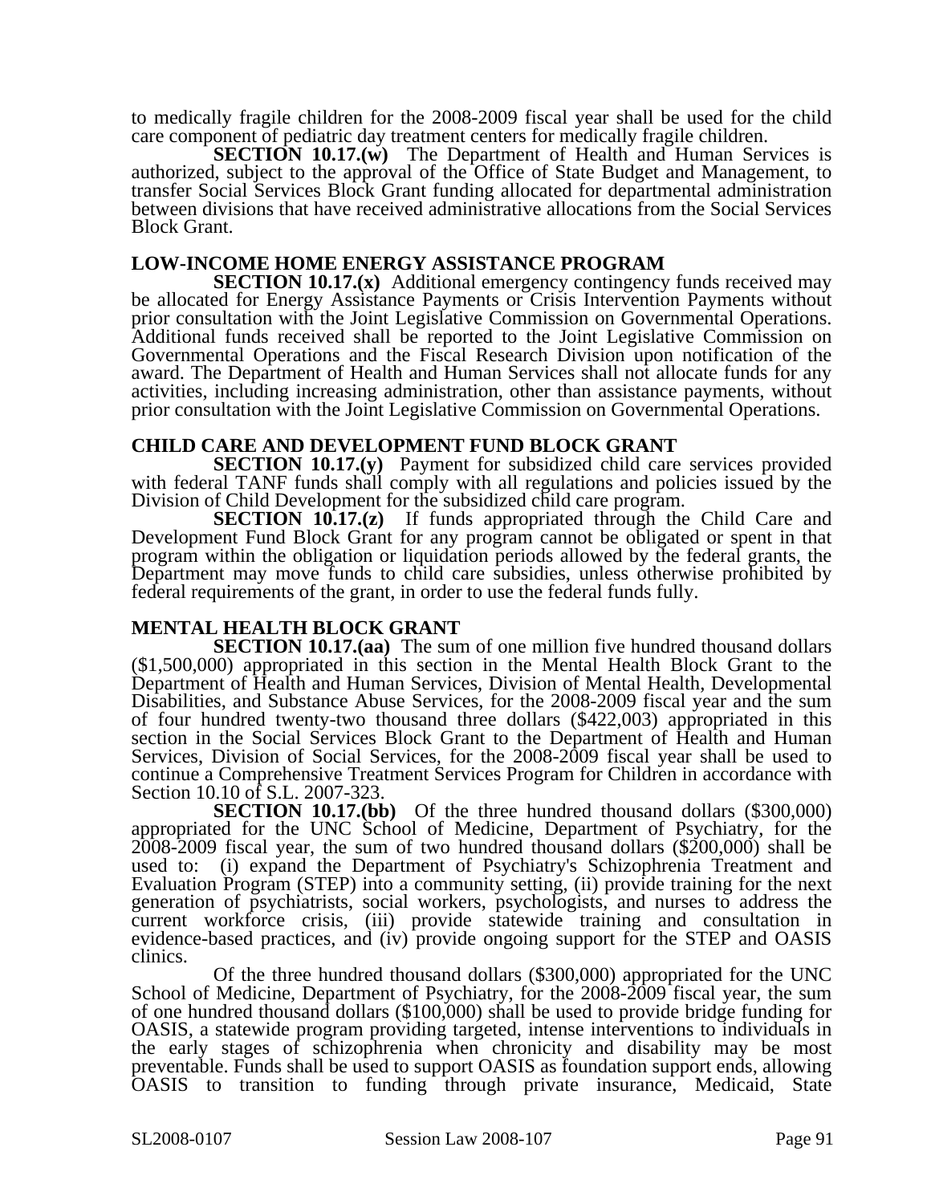to medically fragile children for the 2008-2009 fiscal year shall be used for the child care component of pediatric day treatment centers for medically fragile children.

**SECTION 10.17.(w)** The Department of Health and Human Services is authorized, subject to the approval of the Office of State Budget and Management, to transfer Social Services Block Grant funding allocated for departmental administration between divisions that have received administrative allocations from the Social Services Block Grant.

**LOW-INCOME HOME ENERGY ASSISTANCE PROGRAM**

**SECTION 10.17.(x)** Additional emergency contingency funds received may be allocated for Energy Assistance Payments or Crisis Intervention Payments without prior consultation with the Joint Legislative Commission on Governmental Operations. Additional funds received shall be reported to the Joint Legislative Commission on Governmental Operations and the Fiscal Research Division upon notification of the award. The Department of Health and Human Services shall not allocate funds for any activities, including increasing administration, other than assistance payments, without prior consultation with the Joint Legislative Commission on Governmental Operations.

**CHILD CARE AND DEVELOPMENT FUND BLOCK GRANT**

**SECTION 10.17.(y)** Payment for subsidized child care services provided with federal TANF funds shall comply with all regulations and policies issued by the Division of Child Development for the subsidized child care program.

**SECTION 10.17.(z)** If funds appropriated through the Child Care and Development Fund Block Grant for any program cannot be obligated or spent in that program within the obligation or liquidation periods allowed by the federal grants, the Department may move funds to child care subsidies, unless otherwise prohibited by federal requirements of the grant, in order to use the federal funds fully.

**MENTAL HEALTH BLOCK GRANT**

**SECTION 10.17.(aa)** The sum of one million five hundred thousand dollars ($1,500,000) appropriated in this section in the Mental Health Block Grant to the Department of Health and Human Services, Division of Mental Health, Developmental Disabilities, and Substance Abuse Services, for the 2008-2009 fiscal year and the sum of four hundred twenty-two thousand three dollars ($422,003) appropriated in this section in the Social Services Block Grant to the Department of Health and Human Services, Division of Social Services, for the 2008-2009 fiscal year shall be used to continue a Comprehensive Treatment Services Program for Children in accordance with Section 10.10 of S.L. 2007-323.

**SECTION 10.17.(bb)** Of the three hundred thousand dollars ($300,000) appropriated for the UNC School of Medicine, Department of Psychiatry, for the 2008-2009 fiscal year, the sum of two hundred thousand dollars ($200,000) shall be used to: (i) expand the Department of Psychiatry's Schizophrenia Treatment and Evaluation Program (STEP) into a community setting, (ii) provide training for the next generation of psychiatrists, social workers, psychologists, and nurses to address the current workforce crisis, (iii) provide statewide training and consultation in evidence-based practices, and (iv) provide ongoing support for the STEP and OASIS clinics.

Of the three hundred thousand dollars ($300,000) appropriated for the UNC School of Medicine, Department of Psychiatry, for the 2008-2009 fiscal year, the sum of one hundred thousand dollars ($100,000) shall be used to provide bridge funding for OASIS, a statewide program providing targeted, intense interventions to individuals in the early stages of schizophrenia when chronicity and disability may be most preventable. Funds shall be used to support OASIS as foundation support ends, allowing OASIS to transition to funding through private insurance, Medicaid, State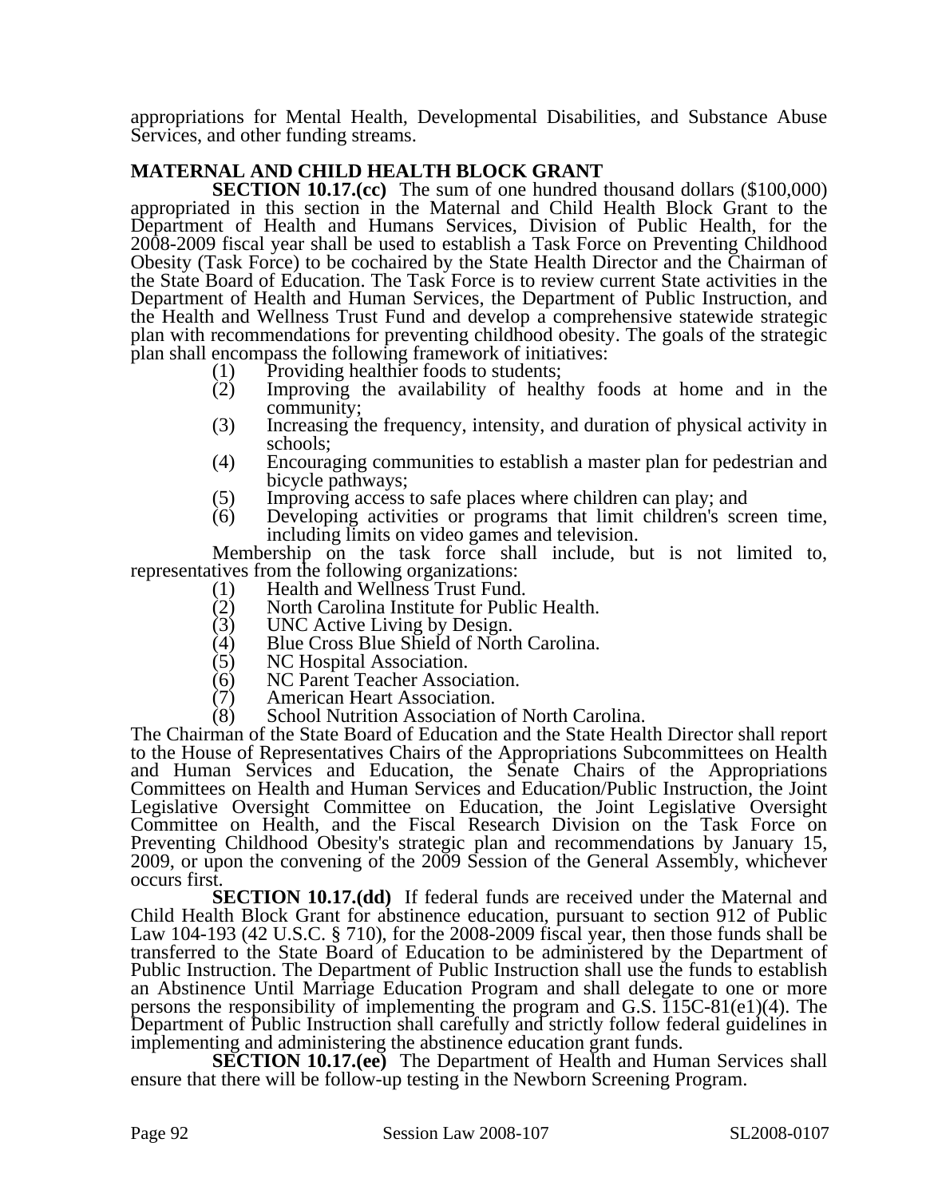appropriations for Mental Health, Developmental Disabilities, and Substance Abuse Services, and other funding streams.

## MATERNAL AND CHILD HEALTH BLOCK GRANT

**SECTION 10.17.(cc)** The sum of one hundred thousand dollars ($100,000) appropriated in this section in the Maternal and Child Health Block Grant to the Department of Health and Humans Services, Division of Public Health, for the 2008-2009 fiscal year shall be used to establish a Task Force on Preventing Childhood Obesity (Task Force) to be cochaired by the State Health Director and the Chairman of the State Board of Education. The Task Force is to review current State activities in the Department of Health and Human Services, the Department of Public Instruction, and the Health and Wellness Trust Fund and develop a comprehensive statewide strategic plan with recommendations for preventing childhood obesity. The goals of the strategic plan shall encompass the following framework of initiatives:

(1) Providing healthier foods to students;
(2) Improving the availability of healthy foods at home and in the community;
(3) Increasing the frequency, intensity, and duration of physical activity in schools;
(4) Encouraging communities to establish a master plan for pedestrian and bicycle pathways;
(5) Improving access to safe places where children can play; and
(6) Developing activities or programs that limit children's screen time, including limits on video games and television.

Membership on the task force shall include, but is not limited to, representatives from the following organizations:

(1) Health and Wellness Trust Fund.
(2) North Carolina Institute for Public Health.
(3) UNC Active Living by Design.
(4) Blue Cross Blue Shield of North Carolina.
(5) NC Hospital Association.
(6) NC Parent Teacher Association.
(7) American Heart Association.
(8) School Nutrition Association of North Carolina.

The Chairman of the State Board of Education and the State Health Director shall report to the House of Representatives Chairs of the Appropriations Subcommittees on Health and Human Services and Education, the Senate Chairs of the Appropriations Committees on Health and Human Services and Education/Public Instruction, the Joint Legislative Oversight Committee on Education, the Joint Legislative Oversight Committee on Health, and the Fiscal Research Division on the Task Force on Preventing Childhood Obesity's strategic plan and recommendations by January 15, 2009, or upon the convening of the 2009 Session of the General Assembly, whichever occurs first.

**SECTION 10.17.(dd)** If federal funds are received under the Maternal and Child Health Block Grant for abstinence education, pursuant to section 912 of Public Law 104-193 (42 U.S.C. § 710), for the 2008-2009 fiscal year, then those funds shall be transferred to the State Board of Education to be administered by the Department of Public Instruction. The Department of Public Instruction shall use the funds to establish an Abstinence Until Marriage Education Program and shall delegate to one or more persons the responsibility of implementing the program and G.S. 115C-81(e1)(4). The Department of Public Instruction shall carefully and strictly follow federal guidelines in implementing and administering the abstinence education grant funds.

**SECTION 10.17.(ee)** The Department of Health and Human Services shall ensure that there will be follow-up testing in the Newborn Screening Program.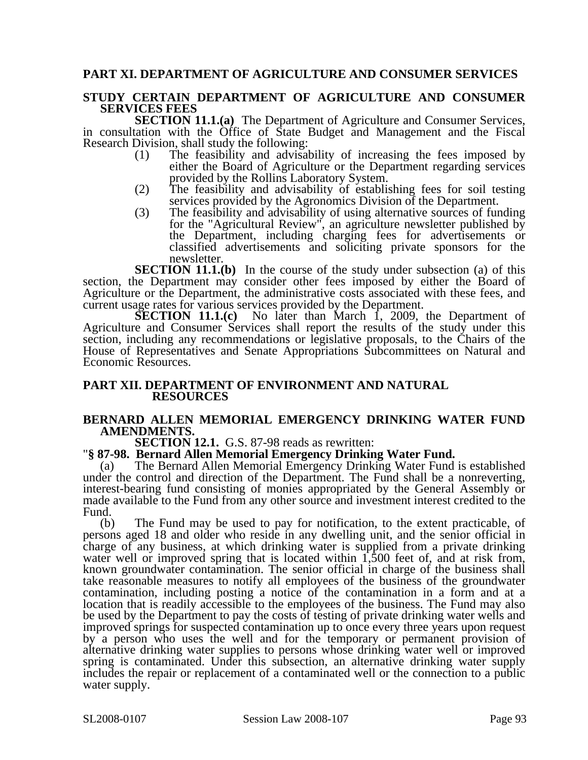## PART XI. DEPARTMENT OF AGRICULTURE AND CONSUMER SERVICES

### STUDY CERTAIN DEPARTMENT OF AGRICULTURE AND CONSUMER SERVICES FEES

**SECTION 11.1.(a)** The Department of Agriculture and Consumer Services, in consultation with the Office of State Budget and Management and the Fiscal Research Division, shall study the following:

(1) The feasibility and advisability of increasing the fees imposed by either the Board of Agriculture or the Department regarding services provided by the Rollins Laboratory System.

(2) The feasibility and advisability of establishing fees for soil testing services provided by the Agronomics Division of the Department.

(3) The feasibility and advisability of using alternative sources of funding for the "Agricultural Review", an agriculture newsletter published by the Department, including charging fees for advertisements or classified advertisements and soliciting private sponsors for the newsletter.

**SECTION 11.1.(b)** In the course of the study under subsection (a) of this section, the Department may consider other fees imposed by either the Board of Agriculture or the Department, the administrative costs associated with these fees, and current usage rates for various services provided by the Department.

**SECTION 11.1.(c)** No later than March 1, 2009, the Department of Agriculture and Consumer Services shall report the results of the study under this section, including any recommendations or legislative proposals, to the Chairs of the House of Representatives and Senate Appropriations Subcommittees on Natural and Economic Resources.

## PART XII. DEPARTMENT OF ENVIRONMENT AND NATURAL RESOURCES

### BERNARD ALLEN MEMORIAL EMERGENCY DRINKING WATER FUND AMENDMENTS.

**SECTION 12.1.** G.S. 87-98 reads as rewritten:

"**§ 87-98. Bernard Allen Memorial Emergency Drinking Water Fund.**

(a) The Bernard Allen Memorial Emergency Drinking Water Fund is established under the control and direction of the Department. The Fund shall be a nonreverting, interest-bearing fund consisting of monies appropriated by the General Assembly or made available to the Fund from any other source and investment interest credited to the Fund.

(b) The Fund may be used to pay for notification, to the extent practicable, of persons aged 18 and older who reside in any dwelling unit, and the senior official in charge of any business, at which drinking water is supplied from a private drinking water well or improved spring that is located within 1,500 feet of, and at risk from, known groundwater contamination. The senior official in charge of the business shall take reasonable measures to notify all employees of the business of the groundwater contamination, including posting a notice of the contamination in a form and at a location that is readily accessible to the employees of the business. The Fund may also be used by the Department to pay the costs of testing of private drinking water wells and improved springs for suspected contamination up to once every three years upon request by a person who uses the well and for the temporary or permanent provision of alternative drinking water supplies to persons whose drinking water well or improved spring is contaminated. Under this subsection, an alternative drinking water supply includes the repair or replacement of a contaminated well or the connection to a public water supply.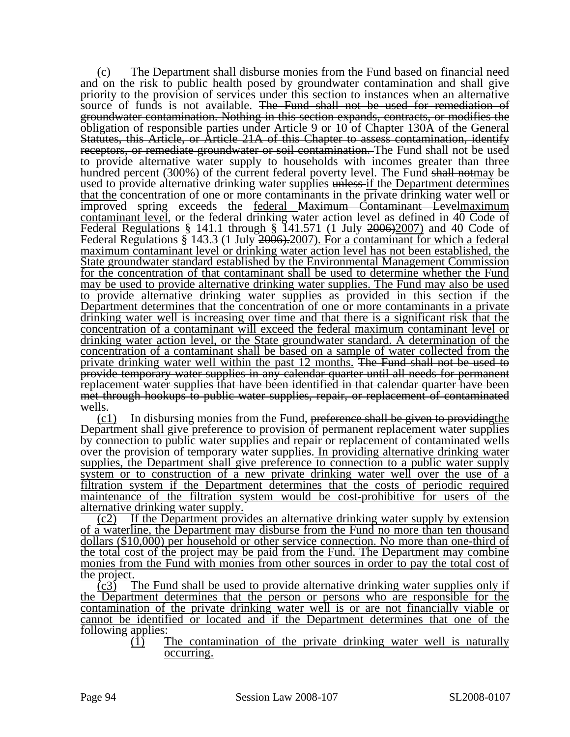(c) The Department shall disburse monies from the Fund based on financial need and on the risk to public health posed by groundwater contamination and shall give priority to the provision of services under this section to instances when an alternative source of funds is not available. ~~The Fund shall not be used for remediation of groundwater contamination. Nothing in this section expands, contracts, or modifies the obligation of responsible parties under Article 9 or 10 of Chapter 130A of the General Statutes, this Article, or Article 21A of this Chapter to assess contamination, identify receptors, or remediate groundwater or soil contamination.~~ The Fund shall not be used to provide alternative water supply to households with incomes greater than three hundred percent (300%) of the current federal poverty level. The Fund ~~shall not~~<u>may</u> be used to provide alternative drinking water supplies ~~unless~~ <u>if</u> the <u>Department determines that the</u> concentration of one or more contaminants in the private drinking water well or improved spring exceeds the <u>federal</u> ~~Maximum Contaminant Level~~<u>maximum contaminant level</u>, or the federal drinking water action level as defined in 40 Code of Federal Regulations § 141.1 through § 141.571 (1 July ~~2006)~~<u>2007)</u> and 40 Code of Federal Regulations § 143.3 (1 July ~~2006).~~<u>2007). For a contaminant for which a federal maximum contaminant level or drinking water action level has not been established, the State groundwater standard established by the Environmental Management Commission for the concentration of that contaminant shall be used to determine whether the Fund may be used to provide alternative drinking water supplies. The Fund may also be used to provide alternative drinking water supplies as provided in this section if the Department determines that the concentration of one or more contaminants in a private drinking water well is increasing over time and that there is a significant risk that the concentration of a contaminant will exceed the federal maximum contaminant level or drinking water action level, or the State groundwater standard. A determination of the concentration of a contaminant shall be based on a sample of water collected from the private drinking water well within the past 12 months.</u> ~~The Fund shall not be used to provide temporary water supplies in any calendar quarter until all needs for permanent replacement water supplies that have been identified in that calendar quarter have been met through hookups to public water supplies, repair, or replacement of contaminated wells.~~

<u>(c1)</u> In disbursing monies from the Fund, ~~preference shall be given to providing~~<u>the Department shall give preference to provision of</u> permanent replacement water supplies by connection to public water supplies and repair or replacement of contaminated wells over the provision of temporary water supplies.<u> In providing alternative drinking water supplies, the Department shall give preference to connection to a public water supply system or to construction of a new private drinking water well over the use of a filtration system if the Department determines that the costs of periodic required maintenance of the filtration system would be cost-prohibitive for users of the alternative drinking water supply.</u>

<u>(c2) If the Department provides an alternative drinking water supply by extension of a waterline, the Department may disburse from the Fund no more than ten thousand dollars ($10,000) per household or other service connection. No more than one-third of the total cost of the project may be paid from the Fund. The Department may combine monies from the Fund with monies from other sources in order to pay the total cost of the project.</u>

<u>(c3) The Fund shall be used to provide alternative drinking water supplies only if the Department determines that the person or persons who are responsible for the contamination of the private drinking water well is or are not financially viable or cannot be identified or located and if the Department determines that one of the following applies:</u>

<u>(1) The contamination of the private drinking water well is naturally occurring.</u>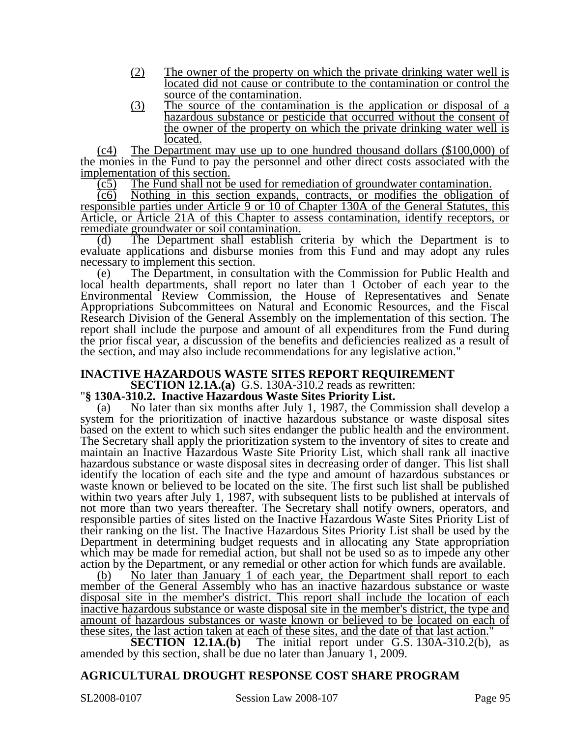(2) The owner of the property on which the private drinking water well is located did not cause or contribute to the contamination or control the source of the contamination.

(3) The source of the contamination is the application or disposal of a hazardous substance or pesticide that occurred without the consent of the owner of the property on which the private drinking water well is located.

(c4) The Department may use up to one hundred thousand dollars ($100,000) of the monies in the Fund to pay the personnel and other direct costs associated with the implementation of this section.

(c5) The Fund shall not be used for remediation of groundwater contamination.

(c6) Nothing in this section expands, contracts, or modifies the obligation of responsible parties under Article 9 or 10 of Chapter 130A of the General Statutes, this Article, or Article 21A of this Chapter to assess contamination, identify receptors, or remediate groundwater or soil contamination.

(d) The Department shall establish criteria by which the Department is to evaluate applications and disburse monies from this Fund and may adopt any rules necessary to implement this section.

(e) The Department, in consultation with the Commission for Public Health and local health departments, shall report no later than 1 October of each year to the Environmental Review Commission, the House of Representatives and Senate Appropriations Subcommittees on Natural and Economic Resources, and the Fiscal Research Division of the General Assembly on the implementation of this section. The report shall include the purpose and amount of all expenditures from the Fund during the prior fiscal year, a discussion of the benefits and deficiencies realized as a result of the section, and may also include recommendations for any legislative action."

## INACTIVE HAZARDOUS WASTE SITES REPORT REQUIREMENT

**SECTION 12.1A.(a)** G.S. 130A-310.2 reads as rewritten:

"**§ 130A-310.2. Inactive Hazardous Waste Sites Priority List.**

(a) No later than six months after July 1, 1987, the Commission shall develop a system for the prioritization of inactive hazardous substance or waste disposal sites based on the extent to which such sites endanger the public health and the environment. The Secretary shall apply the prioritization system to the inventory of sites to create and maintain an Inactive Hazardous Waste Site Priority List, which shall rank all inactive hazardous substance or waste disposal sites in decreasing order of danger. This list shall identify the location of each site and the type and amount of hazardous substances or waste known or believed to be located on the site. The first such list shall be published within two years after July 1, 1987, with subsequent lists to be published at intervals of not more than two years thereafter. The Secretary shall notify owners, operators, and responsible parties of sites listed on the Inactive Hazardous Waste Sites Priority List of their ranking on the list. The Inactive Hazardous Sites Priority List shall be used by the Department in determining budget requests and in allocating any State appropriation which may be made for remedial action, but shall not be used so as to impede any other action by the Department, or any remedial or other action for which funds are available.

(b) No later than January 1 of each year, the Department shall report to each member of the General Assembly who has an inactive hazardous substance or waste disposal site in the member's district. This report shall include the location of each inactive hazardous substance or waste disposal site in the member's district, the type and amount of hazardous substances or waste known or believed to be located on each of these sites, the last action taken at each of these sites, and the date of that last action."

**SECTION 12.1A.(b)** The initial report under G.S. 130A-310.2(b), as amended by this section, shall be due no later than January 1, 2009.

## AGRICULTURAL DROUGHT RESPONSE COST SHARE PROGRAM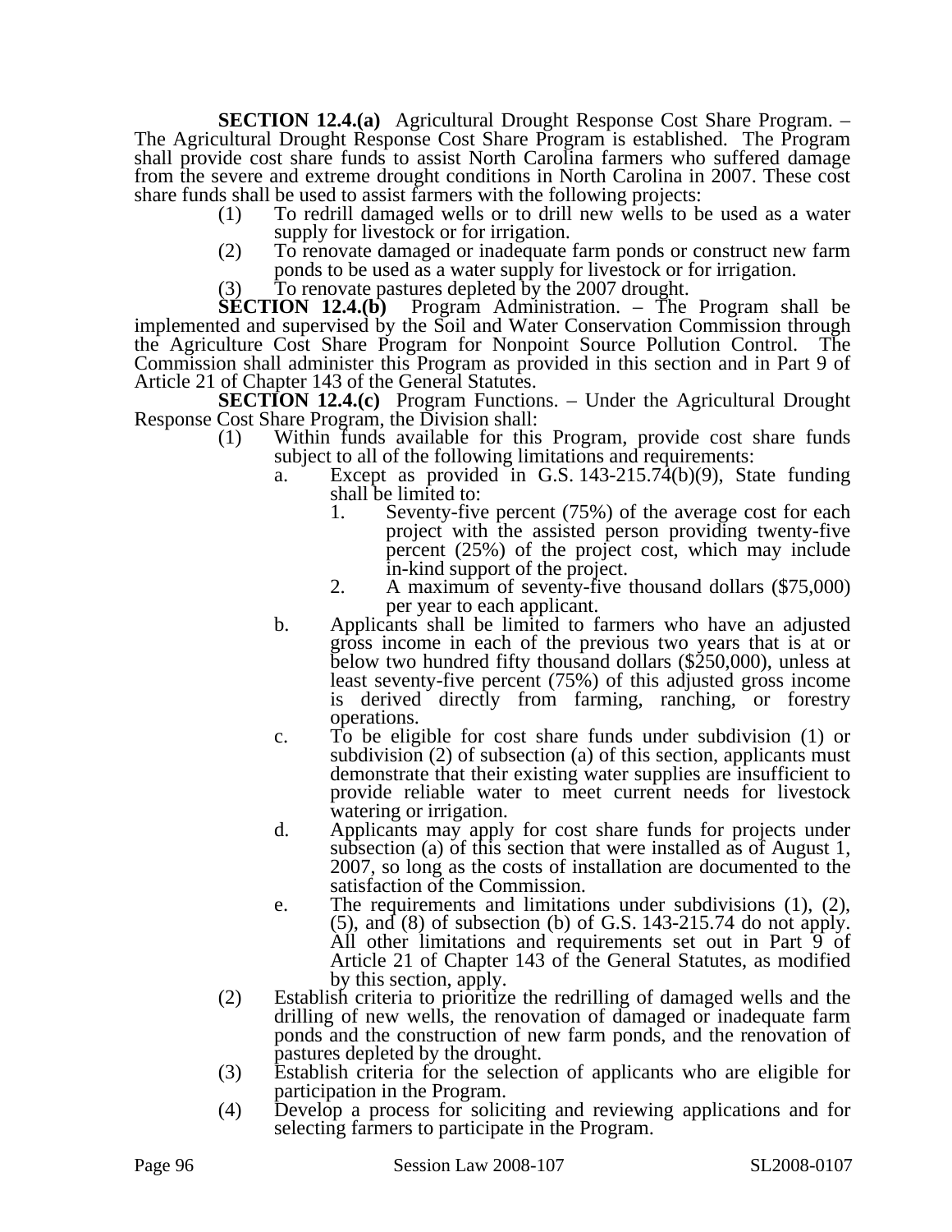**SECTION 12.4.(a)** Agricultural Drought Response Cost Share Program. – The Agricultural Drought Response Cost Share Program is established. The Program shall provide cost share funds to assist North Carolina farmers who suffered damage from the severe and extreme drought conditions in North Carolina in 2007. These cost share funds shall be used to assist farmers with the following projects:

(1) To redrill damaged wells or to drill new wells to be used as a water supply for livestock or for irrigation.

(2) To renovate damaged or inadequate farm ponds or construct new farm ponds to be used as a water supply for livestock or for irrigation.

(3) To renovate pastures depleted by the 2007 drought.

**SECTION 12.4.(b)** Program Administration. – The Program shall be implemented and supervised by the Soil and Water Conservation Commission through the Agriculture Cost Share Program for Nonpoint Source Pollution Control. The Commission shall administer this Program as provided in this section and in Part 9 of Article 21 of Chapter 143 of the General Statutes.

**SECTION 12.4.(c)** Program Functions. – Under the Agricultural Drought Response Cost Share Program, the Division shall:

(1) Within funds available for this Program, provide cost share funds subject to all of the following limitations and requirements:

a. Except as provided in G.S. 143-215.74(b)(9), State funding shall be limited to:

1. Seventy-five percent (75%) of the average cost for each project with the assisted person providing twenty-five percent (25%) of the project cost, which may include in-kind support of the project.

2. A maximum of seventy-five thousand dollars ($75,000) per year to each applicant.

b. Applicants shall be limited to farmers who have an adjusted gross income in each of the previous two years that is at or below two hundred fifty thousand dollars ($250,000), unless at least seventy-five percent (75%) of this adjusted gross income is derived directly from farming, ranching, or forestry operations.

c. To be eligible for cost share funds under subdivision (1) or subdivision (2) of subsection (a) of this section, applicants must demonstrate that their existing water supplies are insufficient to provide reliable water to meet current needs for livestock watering or irrigation.

d. Applicants may apply for cost share funds for projects under subsection (a) of this section that were installed as of August 1, 2007, so long as the costs of installation are documented to the satisfaction of the Commission.

e. The requirements and limitations under subdivisions (1), (2), (5), and (8) of subsection (b) of G.S. 143-215.74 do not apply. All other limitations and requirements set out in Part 9 of Article 21 of Chapter 143 of the General Statutes, as modified by this section, apply.

(2) Establish criteria to prioritize the redrilling of damaged wells and the drilling of new wells, the renovation of damaged or inadequate farm ponds and the construction of new farm ponds, and the renovation of pastures depleted by the drought.

(3) Establish criteria for the selection of applicants who are eligible for participation in the Program.

(4) Develop a process for soliciting and reviewing applications and for selecting farmers to participate in the Program.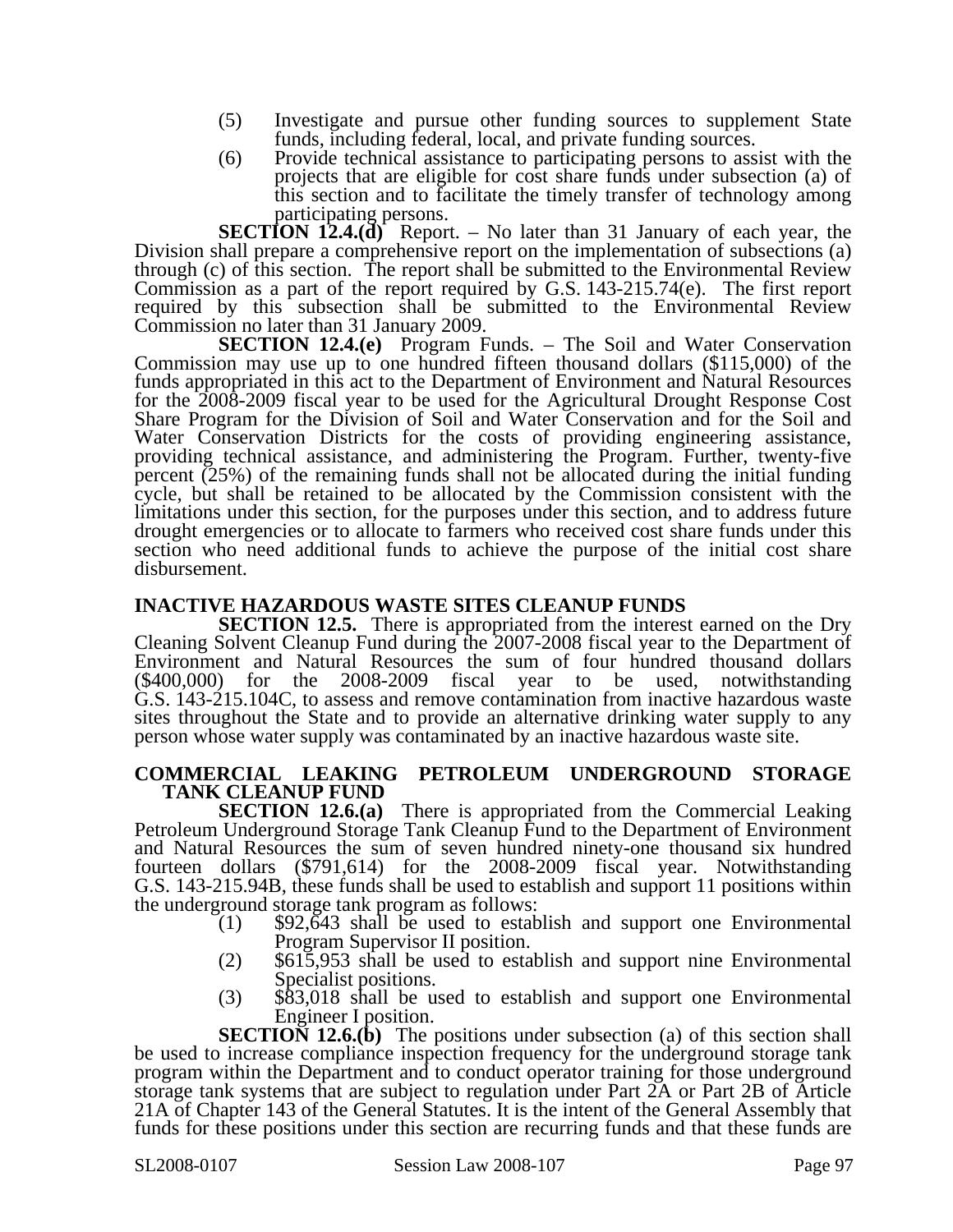(5) Investigate and pursue other funding sources to supplement State funds, including federal, local, and private funding sources.
(6) Provide technical assistance to participating persons to assist with the projects that are eligible for cost share funds under subsection (a) of this section and to facilitate the timely transfer of technology among participating persons.

**SECTION 12.4.(d)** Report. – No later than 31 January of each year, the Division shall prepare a comprehensive report on the implementation of subsections (a) through (c) of this section. The report shall be submitted to the Environmental Review Commission as a part of the report required by G.S. 143-215.74(e). The first report required by this subsection shall be submitted to the Environmental Review Commission no later than 31 January 2009.

**SECTION 12.4.(e)** Program Funds. – The Soil and Water Conservation Commission may use up to one hundred fifteen thousand dollars ($115,000) of the funds appropriated in this act to the Department of Environment and Natural Resources for the 2008-2009 fiscal year to be used for the Agricultural Drought Response Cost Share Program for the Division of Soil and Water Conservation and for the Soil and Water Conservation Districts for the costs of providing engineering assistance, providing technical assistance, and administering the Program. Further, twenty-five percent (25%) of the remaining funds shall not be allocated during the initial funding cycle, but shall be retained to be allocated by the Commission consistent with the limitations under this section, for the purposes under this section, and to address future drought emergencies or to allocate to farmers who received cost share funds under this section who need additional funds to achieve the purpose of the initial cost share disbursement.

**INACTIVE HAZARDOUS WASTE SITES CLEANUP FUNDS**

**SECTION 12.5.** There is appropriated from the interest earned on the Dry Cleaning Solvent Cleanup Fund during the 2007-2008 fiscal year to the Department of Environment and Natural Resources the sum of four hundred thousand dollars ($400,000) for the 2008-2009 fiscal year to be used, notwithstanding G.S. 143-215.104C, to assess and remove contamination from inactive hazardous waste sites throughout the State and to provide an alternative drinking water supply to any person whose water supply was contaminated by an inactive hazardous waste site.

**COMMERCIAL LEAKING PETROLEUM UNDERGROUND STORAGE TANK CLEANUP FUND**

**SECTION 12.6.(a)** There is appropriated from the Commercial Leaking Petroleum Underground Storage Tank Cleanup Fund to the Department of Environment and Natural Resources the sum of seven hundred ninety-one thousand six hundred fourteen dollars ($791,614) for the 2008-2009 fiscal year. Notwithstanding G.S. 143-215.94B, these funds shall be used to establish and support 11 positions within the underground storage tank program as follows:

(1) $92,643 shall be used to establish and support one Environmental Program Supervisor II position.
(2) $615,953 shall be used to establish and support nine Environmental Specialist positions.
(3) $83,018 shall be used to establish and support one Environmental Engineer I position.

**SECTION 12.6.(b)** The positions under subsection (a) of this section shall be used to increase compliance inspection frequency for the underground storage tank program within the Department and to conduct operator training for those underground storage tank systems that are subject to regulation under Part 2A or Part 2B of Article 21A of Chapter 143 of the General Statutes. It is the intent of the General Assembly that funds for these positions under this section are recurring funds and that these funds are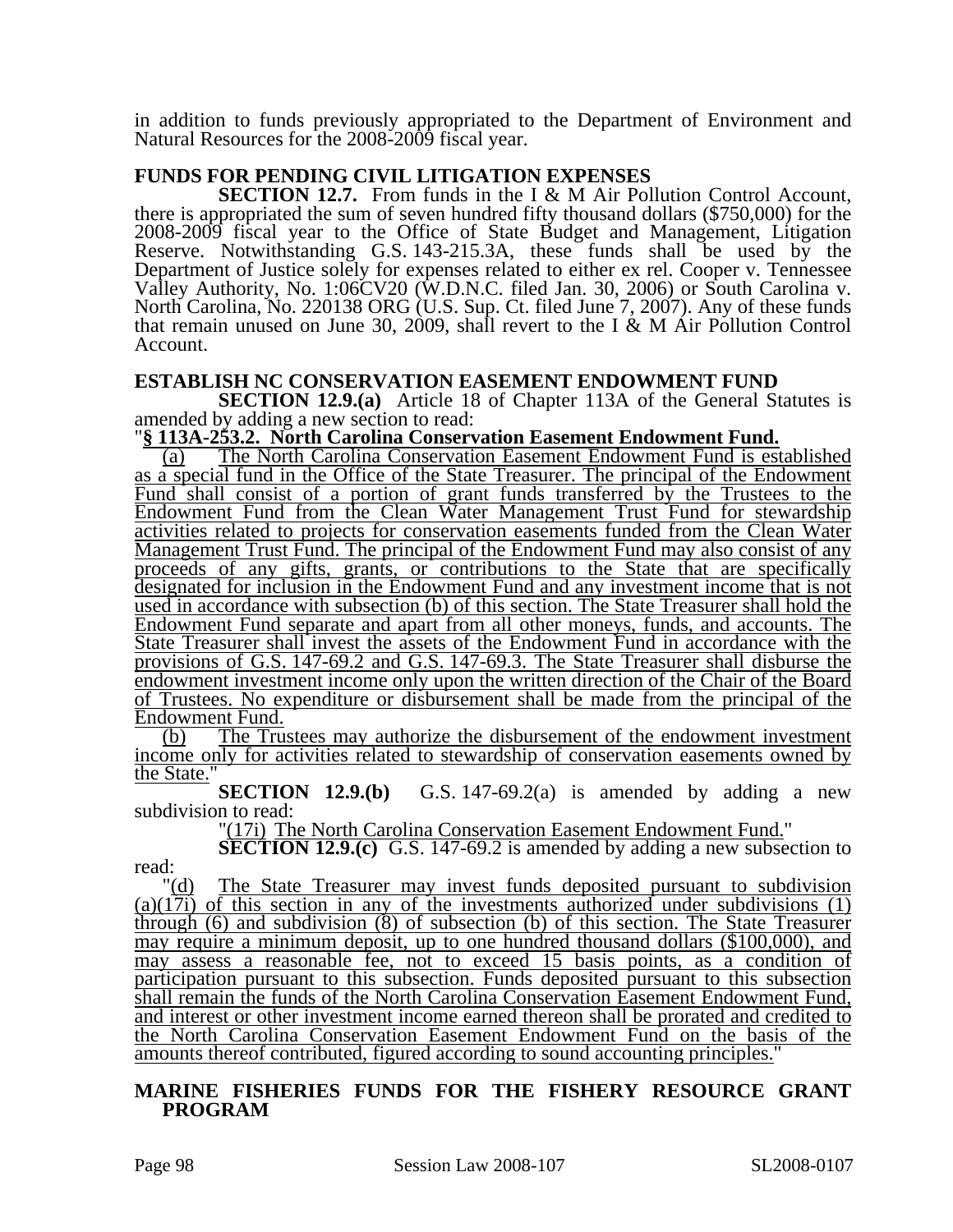in addition to funds previously appropriated to the Department of Environment and Natural Resources for the 2008-2009 fiscal year.

**FUNDS FOR PENDING CIVIL LITIGATION EXPENSES**

**SECTION 12.7.** From funds in the I & M Air Pollution Control Account, there is appropriated the sum of seven hundred fifty thousand dollars ($750,000) for the 2008-2009 fiscal year to the Office of State Budget and Management, Litigation Reserve. Notwithstanding G.S. 143-215.3A, these funds shall be used by the Department of Justice solely for expenses related to either ex rel. Cooper v. Tennessee Valley Authority, No. 1:06CV20 (W.D.N.C. filed Jan. 30, 2006) or South Carolina v. North Carolina, No. 220138 ORG (U.S. Sup. Ct. filed June 7, 2007). Any of these funds that remain unused on June 30, 2009, shall revert to the I & M Air Pollution Control Account.

**ESTABLISH NC CONSERVATION EASEMENT ENDOWMENT FUND**

**SECTION 12.9.(a)** Article 18 of Chapter 113A of the General Statutes is amended by adding a new section to read:

"**§ 113A-253.2. North Carolina Conservation Easement Endowment Fund.**

(a) The North Carolina Conservation Easement Endowment Fund is established as a special fund in the Office of the State Treasurer. The principal of the Endowment Fund shall consist of a portion of grant funds transferred by the Trustees to the Endowment Fund from the Clean Water Management Trust Fund for stewardship activities related to projects for conservation easements funded from the Clean Water Management Trust Fund. The principal of the Endowment Fund may also consist of any proceeds of any gifts, grants, or contributions to the State that are specifically designated for inclusion in the Endowment Fund and any investment income that is not used in accordance with subsection (b) of this section. The State Treasurer shall hold the Endowment Fund separate and apart from all other moneys, funds, and accounts. The State Treasurer shall invest the assets of the Endowment Fund in accordance with the provisions of G.S. 147-69.2 and G.S. 147-69.3. The State Treasurer shall disburse the endowment investment income only upon the written direction of the Chair of the Board of Trustees. No expenditure or disbursement shall be made from the principal of the Endowment Fund.

(b) The Trustees may authorize the disbursement of the endowment investment income only for activities related to stewardship of conservation easements owned by the State."

**SECTION 12.9.(b)** G.S. 147-69.2(a) is amended by adding a new subdivision to read:

"(17i) The North Carolina Conservation Easement Endowment Fund."

**SECTION 12.9.(c)** G.S. 147-69.2 is amended by adding a new subsection to read:

"(d) The State Treasurer may invest funds deposited pursuant to subdivision (a)(17i) of this section in any of the investments authorized under subdivisions (1) through (6) and subdivision (8) of subsection (b) of this section. The State Treasurer may require a minimum deposit, up to one hundred thousand dollars ($100,000), and may assess a reasonable fee, not to exceed 15 basis points, as a condition of participation pursuant to this subsection. Funds deposited pursuant to this subsection shall remain the funds of the North Carolina Conservation Easement Endowment Fund, and interest or other investment income earned thereon shall be prorated and credited to the North Carolina Conservation Easement Endowment Fund on the basis of the amounts thereof contributed, figured according to sound accounting principles."

**MARINE FISHERIES FUNDS FOR THE FISHERY RESOURCE GRANT PROGRAM**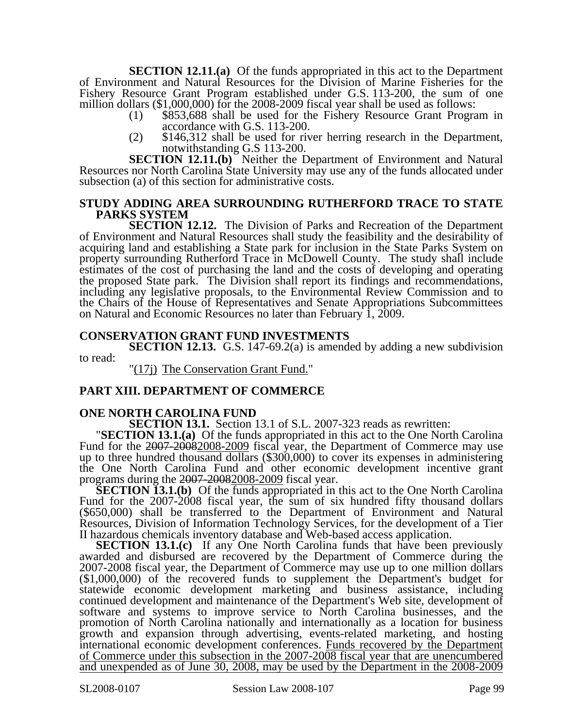**SECTION 12.11.(a)** Of the funds appropriated in this act to the Department of Environment and Natural Resources for the Division of Marine Fisheries for the Fishery Resource Grant Program established under G.S. 113-200, the sum of one million dollars ($1,000,000) for the 2008-2009 fiscal year shall be used as follows:

(1) $853,688 shall be used for the Fishery Resource Grant Program in accordance with G.S. 113-200.

(2) $146,312 shall be used for river herring research in the Department, notwithstanding G.S 113-200.

**SECTION 12.11.(b)** Neither the Department of Environment and Natural Resources nor North Carolina State University may use any of the funds allocated under subsection (a) of this section for administrative costs.

**STUDY ADDING AREA SURROUNDING RUTHERFORD TRACE TO STATE PARKS SYSTEM**

**SECTION 12.12.** The Division of Parks and Recreation of the Department of Environment and Natural Resources shall study the feasibility and the desirability of acquiring land and establishing a State park for inclusion in the State Parks System on property surrounding Rutherford Trace in McDowell County. The study shall include estimates of the cost of purchasing the land and the costs of developing and operating the proposed State park. The Division shall report its findings and recommendations, including any legislative proposals, to the Environmental Review Commission and to the Chairs of the House of Representatives and Senate Appropriations Subcommittees on Natural and Economic Resources no later than February 1, 2009.

**CONSERVATION GRANT FUND INVESTMENTS**

**SECTION 12.13.** G.S. 147-69.2(a) is amended by adding a new subdivision to read:

"<u>(17j) The Conservation Grant Fund.</u>"

## PART XIII. DEPARTMENT OF COMMERCE

**ONE NORTH CAROLINA FUND**

**SECTION 13.1.** Section 13.1 of S.L. 2007-323 reads as rewritten:

"**SECTION 13.1.(a)** Of the funds appropriated in this act to the One North Carolina Fund for the ~~2007-2008~~<u>2008-2009</u> fiscal year, the Department of Commerce may use up to three hundred thousand dollars ($300,000) to cover its expenses in administering the One North Carolina Fund and other economic development incentive grant programs during the ~~2007-2008~~<u>2008-2009</u> fiscal year.

**SECTION 13.1.(b)** Of the funds appropriated in this act to the One North Carolina Fund for the 2007-2008 fiscal year, the sum of six hundred fifty thousand dollars ($650,000) shall be transferred to the Department of Environment and Natural Resources, Division of Information Technology Services, for the development of a Tier II hazardous chemicals inventory database and Web-based access application.

**SECTION 13.1.(c)** If any One North Carolina funds that have been previously awarded and disbursed are recovered by the Department of Commerce during the 2007-2008 fiscal year, the Department of Commerce may use up to one million dollars ($1,000,000) of the recovered funds to supplement the Department's budget for statewide economic development marketing and business assistance, including continued development and maintenance of the Department's Web site, development of software and systems to improve service to North Carolina businesses, and the promotion of North Carolina nationally and internationally as a location for business growth and expansion through advertising, events-related marketing, and hosting international economic development conferences. <u>Funds recovered by the Department of Commerce under this subsection in the 2007-2008 fiscal year that are unencumbered and unexpended as of June 30, 2008, may be used by the Department in the 2008-2009</u>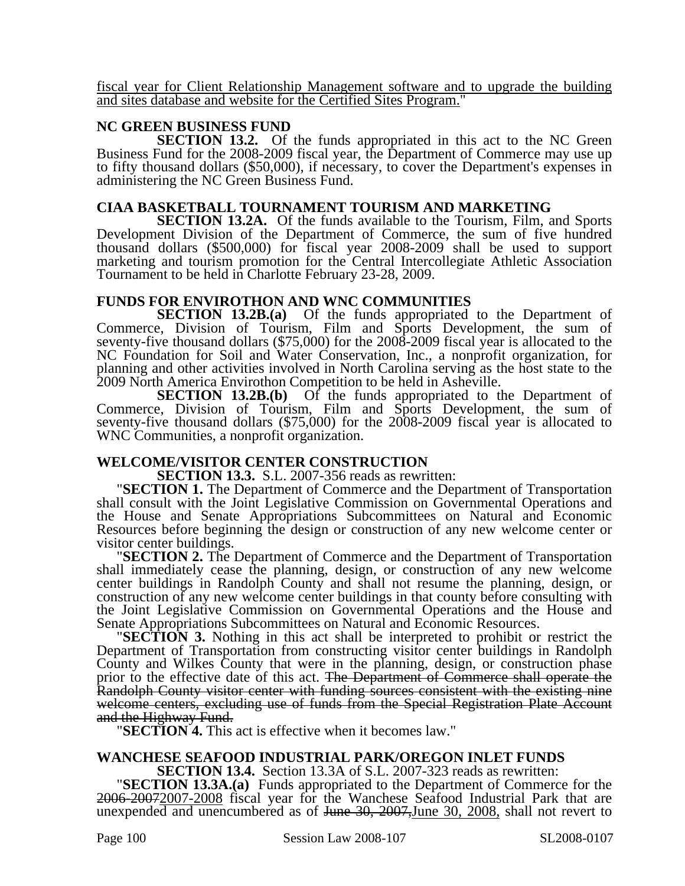fiscal year for Client Relationship Management software and to upgrade the building and sites database and website for the Certified Sites Program."

**NC GREEN BUSINESS FUND**

**SECTION 13.2.** Of the funds appropriated in this act to the NC Green Business Fund for the 2008-2009 fiscal year, the Department of Commerce may use up to fifty thousand dollars ($50,000), if necessary, to cover the Department's expenses in administering the NC Green Business Fund.

**CIAA BASKETBALL TOURNAMENT TOURISM AND MARKETING**

**SECTION 13.2A.** Of the funds available to the Tourism, Film, and Sports Development Division of the Department of Commerce, the sum of five hundred thousand dollars ($500,000) for fiscal year 2008-2009 shall be used to support marketing and tourism promotion for the Central Intercollegiate Athletic Association Tournament to be held in Charlotte February 23-28, 2009.

**FUNDS FOR ENVIROTHON AND WNC COMMUNITIES**

**SECTION 13.2B.(a)** Of the funds appropriated to the Department of Commerce, Division of Tourism, Film and Sports Development, the sum of seventy-five thousand dollars ($75,000) for the 2008-2009 fiscal year is allocated to the NC Foundation for Soil and Water Conservation, Inc., a nonprofit organization, for planning and other activities involved in North Carolina serving as the host state to the 2009 North America Envirothon Competition to be held in Asheville.

**SECTION 13.2B.(b)** Of the funds appropriated to the Department of Commerce, Division of Tourism, Film and Sports Development, the sum of seventy-five thousand dollars ($75,000) for the 2008-2009 fiscal year is allocated to WNC Communities, a nonprofit organization.

**WELCOME/VISITOR CENTER CONSTRUCTION**

**SECTION 13.3.** S.L. 2007-356 reads as rewritten:

"**SECTION 1.** The Department of Commerce and the Department of Transportation shall consult with the Joint Legislative Commission on Governmental Operations and the House and Senate Appropriations Subcommittees on Natural and Economic Resources before beginning the design or construction of any new welcome center or visitor center buildings.

"**SECTION 2.** The Department of Commerce and the Department of Transportation shall immediately cease the planning, design, or construction of any new welcome center buildings in Randolph County and shall not resume the planning, design, or construction of any new welcome center buildings in that county before consulting with the Joint Legislative Commission on Governmental Operations and the House and Senate Appropriations Subcommittees on Natural and Economic Resources.

"**SECTION 3.** Nothing in this act shall be interpreted to prohibit or restrict the Department of Transportation from constructing visitor center buildings in Randolph County and Wilkes County that were in the planning, design, or construction phase prior to the effective date of this act. ~~The Department of Commerce shall operate the Randolph County visitor center with funding sources consistent with the existing nine welcome centers, excluding use of funds from the Special Registration Plate Account and the Highway Fund.~~

"**SECTION 4.** This act is effective when it becomes law."

**WANCHESE SEAFOOD INDUSTRIAL PARK/OREGON INLET FUNDS**

**SECTION 13.4.** Section 13.3A of S.L. 2007-323 reads as rewritten:

"**SECTION 13.3A.(a)** Funds appropriated to the Department of Commerce for the ~~2006-2007~~2007-2008 fiscal year for the Wanchese Seafood Industrial Park that are unexpended and unencumbered as of ~~June 30, 2007,~~June 30, 2008, shall not revert to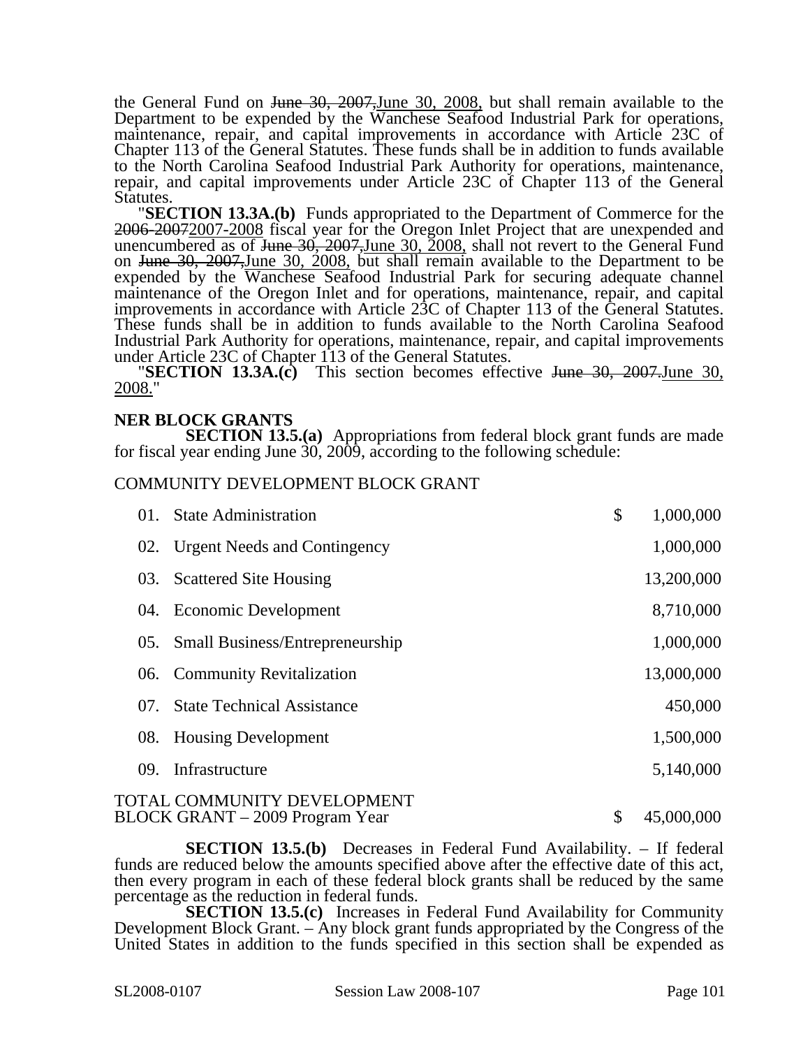the General Fund on ~~June 30, 2007,~~June 30, 2008, but shall remain available to the Department to be expended by the Wanchese Seafood Industrial Park for operations, maintenance, repair, and capital improvements in accordance with Article 23C of Chapter 113 of the General Statutes. These funds shall be in addition to funds available to the North Carolina Seafood Industrial Park Authority for operations, maintenance, repair, and capital improvements under Article 23C of Chapter 113 of the General Statutes.

"**SECTION 13.3A.(b)** Funds appropriated to the Department of Commerce for the ~~2006-2007~~2007-2008 fiscal year for the Oregon Inlet Project that are unexpended and unencumbered as of ~~June 30, 2007,~~June 30, 2008, shall not revert to the General Fund on ~~June 30, 2007,~~June 30, 2008, but shall remain available to the Department to be expended by the Wanchese Seafood Industrial Park for securing adequate channel maintenance of the Oregon Inlet and for operations, maintenance, repair, and capital improvements in accordance with Article 23C of Chapter 113 of the General Statutes. These funds shall be in addition to funds available to the North Carolina Seafood Industrial Park Authority for operations, maintenance, repair, and capital improvements under Article 23C of Chapter 113 of the General Statutes.

"**SECTION 13.3A.(c)** This section becomes effective ~~June 30, 2007.~~June 30, 2008."

**NER BLOCK GRANTS**

**SECTION 13.5.(a)** Appropriations from federal block grant funds are made for fiscal year ending June 30, 2009, according to the following schedule:

COMMUNITY DEVELOPMENT BLOCK GRANT

| | | |
|---|---|---|
| 01. | State Administration | $ 1,000,000 |
| 02. | Urgent Needs and Contingency | 1,000,000 |
| 03. | Scattered Site Housing | 13,200,000 |
| 04. | Economic Development | 8,710,000 |
| 05. | Small Business/Entrepreneurship | 1,000,000 |
| 06. | Community Revitalization | 13,000,000 |
| 07. | State Technical Assistance | 450,000 |
| 08. | Housing Development | 1,500,000 |
| 09. | Infrastructure | 5,140,000 |

TOTAL COMMUNITY DEVELOPMENT BLOCK GRANT – 2009 Program Year $ 45,000,000

**SECTION 13.5.(b)** Decreases in Federal Fund Availability. – If federal funds are reduced below the amounts specified above after the effective date of this act, then every program in each of these federal block grants shall be reduced by the same percentage as the reduction in federal funds.

**SECTION 13.5.(c)** Increases in Federal Fund Availability for Community Development Block Grant. – Any block grant funds appropriated by the Congress of the United States in addition to the funds specified in this section shall be expended as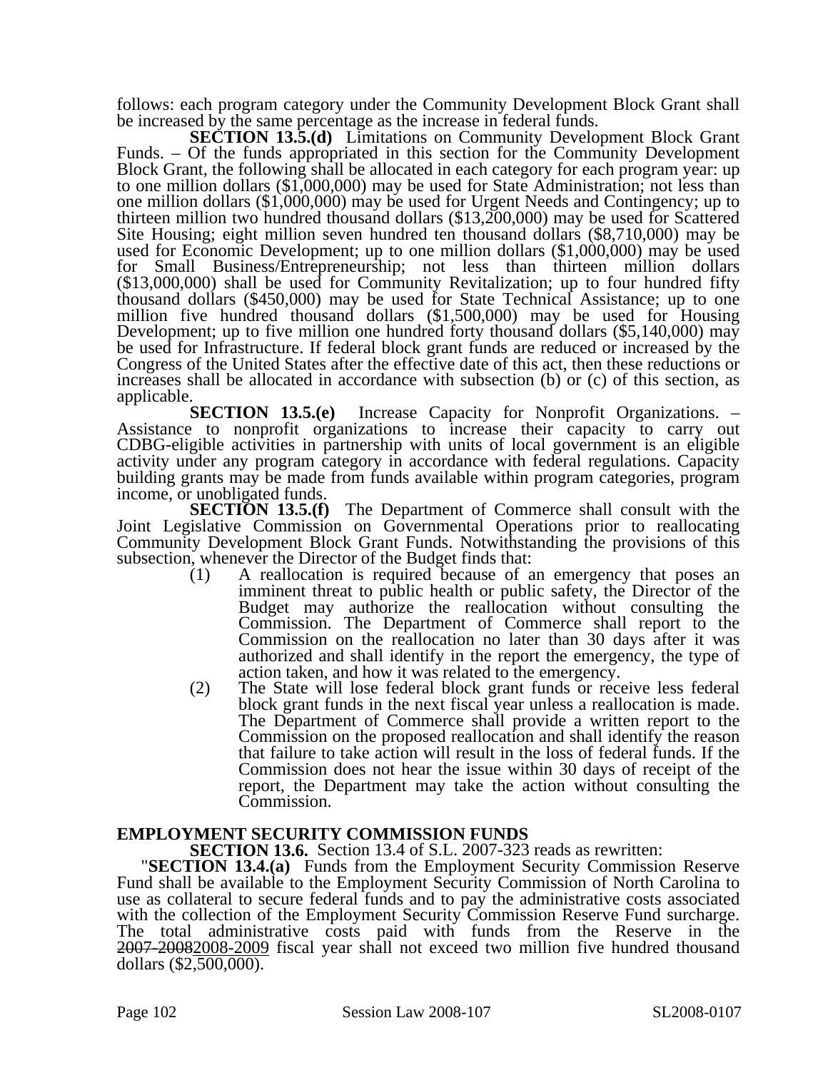follows: each program category under the Community Development Block Grant shall be increased by the same percentage as the increase in federal funds.

**SECTION 13.5.(d)** Limitations on Community Development Block Grant Funds. – Of the funds appropriated in this section for the Community Development Block Grant, the following shall be allocated in each category for each program year: up to one million dollars ($1,000,000) may be used for State Administration; not less than one million dollars ($1,000,000) may be used for Urgent Needs and Contingency; up to thirteen million two hundred thousand dollars ($13,200,000) may be used for Scattered Site Housing; eight million seven hundred ten thousand dollars ($8,710,000) may be used for Economic Development; up to one million dollars ($1,000,000) may be used for Small Business/Entrepreneurship; not less than thirteen million dollars ($13,000,000) shall be used for Community Revitalization; up to four hundred fifty thousand dollars ($450,000) may be used for State Technical Assistance; up to one million five hundred thousand dollars ($1,500,000) may be used for Housing Development; up to five million one hundred forty thousand dollars ($5,140,000) may be used for Infrastructure. If federal block grant funds are reduced or increased by the Congress of the United States after the effective date of this act, then these reductions or increases shall be allocated in accordance with subsection (b) or (c) of this section, as applicable.

**SECTION 13.5.(e)** Increase Capacity for Nonprofit Organizations. – Assistance to nonprofit organizations to increase their capacity to carry out CDBG-eligible activities in partnership with units of local government is an eligible activity under any program category in accordance with federal regulations. Capacity building grants may be made from funds available within program categories, program income, or unobligated funds.

**SECTION 13.5.(f)** The Department of Commerce shall consult with the Joint Legislative Commission on Governmental Operations prior to reallocating Community Development Block Grant Funds. Notwithstanding the provisions of this subsection, whenever the Director of the Budget finds that:

(1) A reallocation is required because of an emergency that poses an imminent threat to public health or public safety, the Director of the Budget may authorize the reallocation without consulting the Commission. The Department of Commerce shall report to the Commission on the reallocation no later than 30 days after it was authorized and shall identify in the report the emergency, the type of action taken, and how it was related to the emergency.

(2) The State will lose federal block grant funds or receive less federal block grant funds in the next fiscal year unless a reallocation is made. The Department of Commerce shall provide a written report to the Commission on the proposed reallocation and shall identify the reason that failure to take action will result in the loss of federal funds. If the Commission does not hear the issue within 30 days of receipt of the report, the Department may take the action without consulting the Commission.

## EMPLOYMENT SECURITY COMMISSION FUNDS

**SECTION 13.6.** Section 13.4 of S.L. 2007-323 reads as rewritten:

"**SECTION 13.4.(a)** Funds from the Employment Security Commission Reserve Fund shall be available to the Employment Security Commission of North Carolina to use as collateral to secure federal funds and to pay the administrative costs associated with the collection of the Employment Security Commission Reserve Fund surcharge. The total administrative costs paid with funds from the Reserve in the ~~2007-2008~~2008-2009 fiscal year shall not exceed two million five hundred thousand dollars ($2,500,000).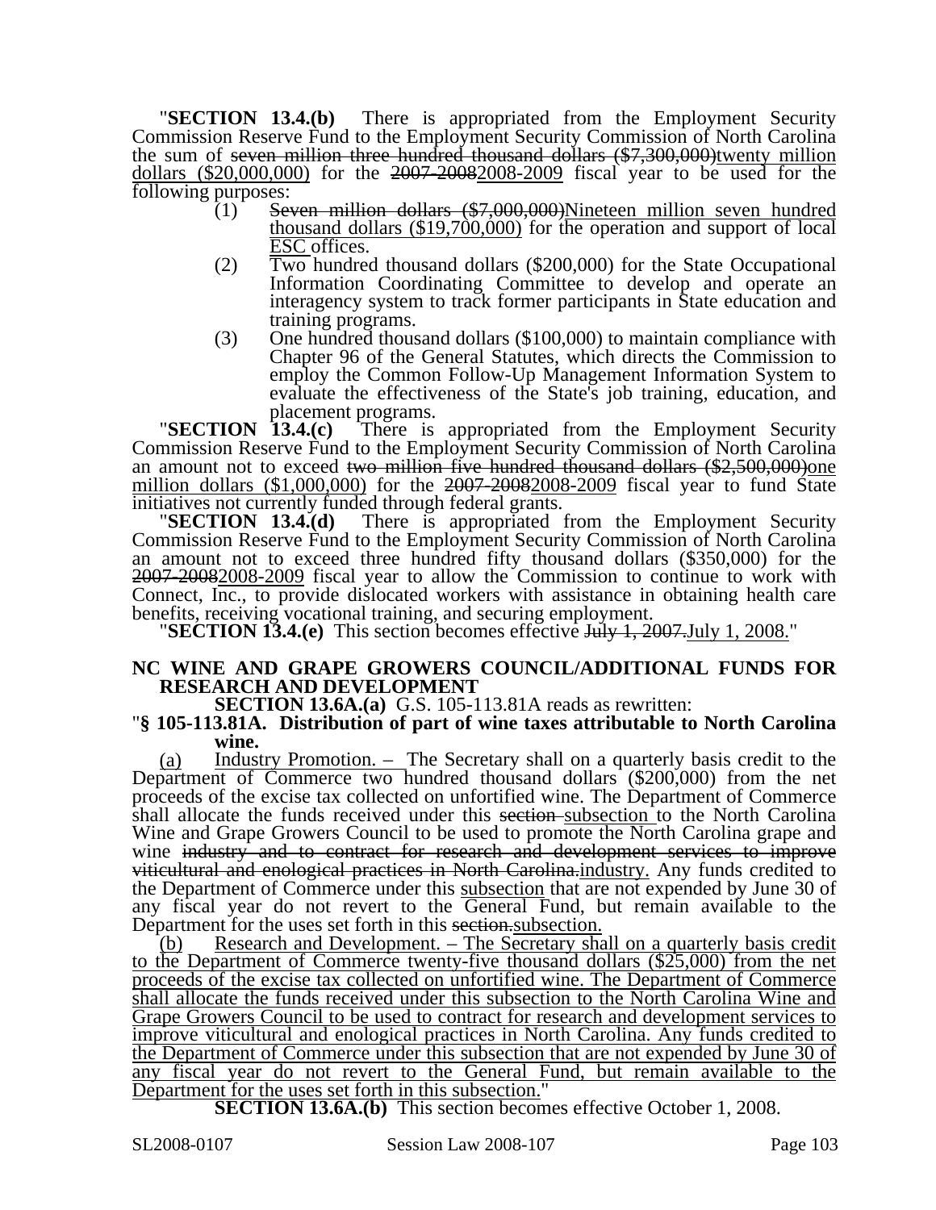"**SECTION 13.4.(b)** There is appropriated from the Employment Security Commission Reserve Fund to the Employment Security Commission of North Carolina the sum of ~~seven million three hundred thousand dollars ($7,300,000)~~<u>twenty million dollars ($20,000,000)</u> for the ~~2007-2008~~<u>2008-2009</u> fiscal year to be used for the following purposes:

(1) ~~Seven million dollars ($7,000,000)~~<u>Nineteen million seven hundred thousand dollars ($19,700,000)</u> for the operation and support of local <u>ESC</u> offices.

(2) Two hundred thousand dollars ($200,000) for the State Occupational Information Coordinating Committee to develop and operate an interagency system to track former participants in State education and training programs.

(3) One hundred thousand dollars ($100,000) to maintain compliance with Chapter 96 of the General Statutes, which directs the Commission to employ the Common Follow-Up Management Information System to evaluate the effectiveness of the State's job training, education, and placement programs.

"**SECTION 13.4.(c)** There is appropriated from the Employment Security Commission Reserve Fund to the Employment Security Commission of North Carolina an amount not to exceed ~~two million five hundred thousand dollars ($2,500,000)~~<u>one million dollars ($1,000,000)</u> for the ~~2007-2008~~<u>2008-2009</u> fiscal year to fund State initiatives not currently funded through federal grants.

"**SECTION 13.4.(d)** There is appropriated from the Employment Security Commission Reserve Fund to the Employment Security Commission of North Carolina an amount not to exceed three hundred fifty thousand dollars ($350,000) for the ~~2007-2008~~<u>2008-2009</u> fiscal year to allow the Commission to continue to work with Connect, Inc., to provide dislocated workers with assistance in obtaining health care benefits, receiving vocational training, and securing employment.

"**SECTION 13.4.(e)** This section becomes effective ~~July 1, 2007.~~<u>July 1, 2008.</u>"

**NC WINE AND GRAPE GROWERS COUNCIL/ADDITIONAL FUNDS FOR RESEARCH AND DEVELOPMENT**

**SECTION 13.6A.(a)** G.S. 105-113.81A reads as rewritten:

"**§ 105-113.81A. Distribution of part of wine taxes attributable to North Carolina wine.**

<u>(a) Industry Promotion. –</u> The Secretary shall on a quarterly basis credit to the Department of Commerce two hundred thousand dollars ($200,000) from the net proceeds of the excise tax collected on unfortified wine. The Department of Commerce shall allocate the funds received under this ~~section~~ <u>subsection</u> to the North Carolina Wine and Grape Growers Council to be used to promote the North Carolina grape and wine ~~industry and to contract for research and development services to improve viticultural and enological practices in North Carolina.~~<u>industry.</u> Any funds credited to the Department of Commerce under this <u>subsection</u> that are not expended by June 30 of any fiscal year do not revert to the General Fund, but remain available to the Department for the uses set forth in this ~~section.~~<u>subsection.</u>

<u>(b) Research and Development. – The Secretary shall on a quarterly basis credit to the Department of Commerce twenty-five thousand dollars ($25,000) from the net proceeds of the excise tax collected on unfortified wine. The Department of Commerce shall allocate the funds received under this subsection to the North Carolina Wine and Grape Growers Council to be used to contract for research and development services to improve viticultural and enological practices in North Carolina. Any funds credited to the Department of Commerce under this subsection that are not expended by June 30 of any fiscal year do not revert to the General Fund, but remain available to the Department for the uses set forth in this subsection.</u>"

**SECTION 13.6A.(b)** This section becomes effective October 1, 2008.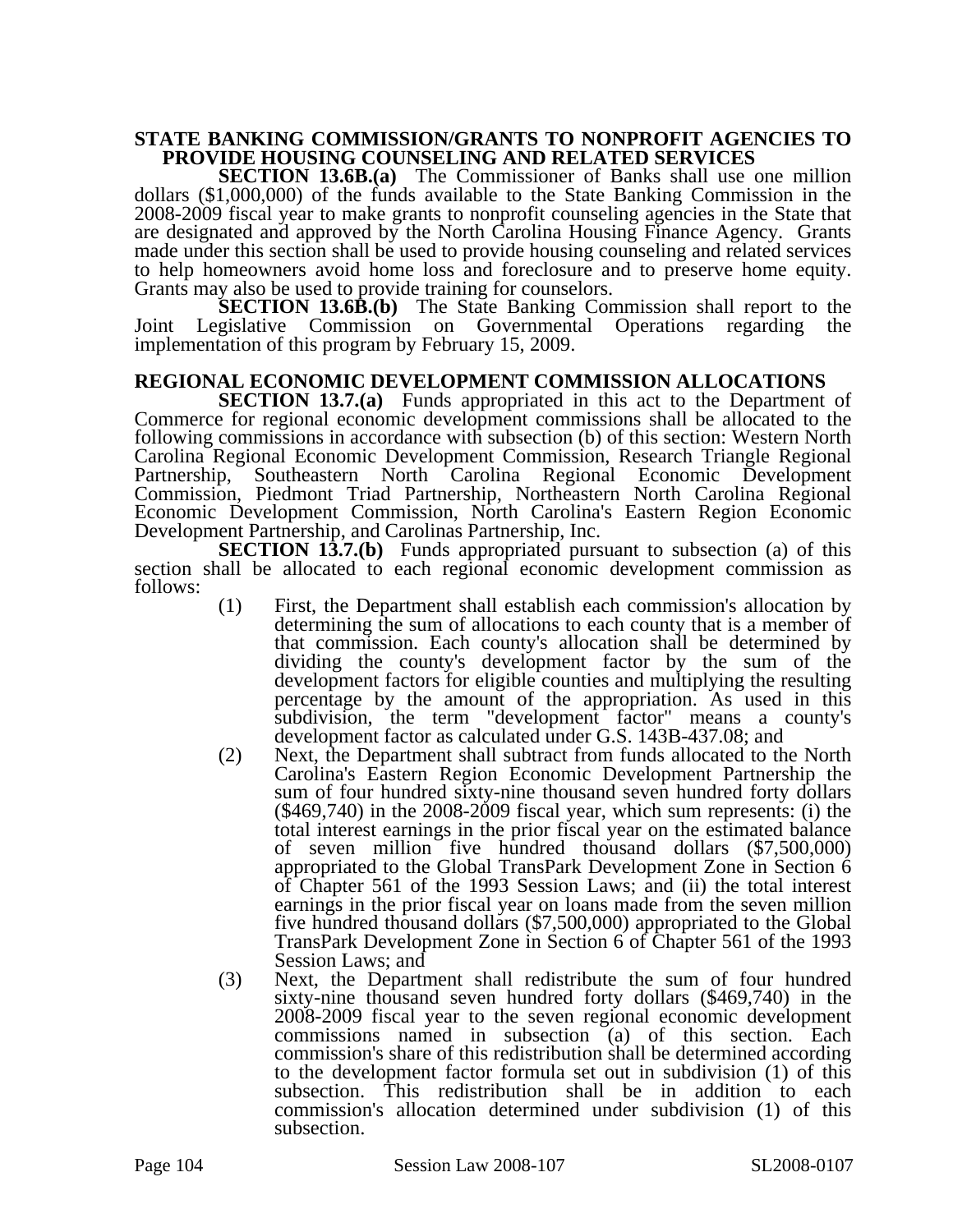**STATE BANKING COMMISSION/GRANTS TO NONPROFIT AGENCIES TO PROVIDE HOUSING COUNSELING AND RELATED SERVICES**

**SECTION 13.6B.(a)** The Commissioner of Banks shall use one million dollars ($1,000,000) of the funds available to the State Banking Commission in the 2008-2009 fiscal year to make grants to nonprofit counseling agencies in the State that are designated and approved by the North Carolina Housing Finance Agency. Grants made under this section shall be used to provide housing counseling and related services to help homeowners avoid home loss and foreclosure and to preserve home equity. Grants may also be used to provide training for counselors.

**SECTION 13.6B.(b)** The State Banking Commission shall report to the Joint Legislative Commission on Governmental Operations regarding the implementation of this program by February 15, 2009.

**REGIONAL ECONOMIC DEVELOPMENT COMMISSION ALLOCATIONS**

**SECTION 13.7.(a)** Funds appropriated in this act to the Department of Commerce for regional economic development commissions shall be allocated to the following commissions in accordance with subsection (b) of this section: Western North Carolina Regional Economic Development Commission, Research Triangle Regional Partnership, Southeastern North Carolina Regional Economic Development Commission, Piedmont Triad Partnership, Northeastern North Carolina Regional Economic Development Commission, North Carolina's Eastern Region Economic Development Partnership, and Carolinas Partnership, Inc.

**SECTION 13.7.(b)** Funds appropriated pursuant to subsection (a) of this section shall be allocated to each regional economic development commission as follows:

(1) First, the Department shall establish each commission's allocation by determining the sum of allocations to each county that is a member of that commission. Each county's allocation shall be determined by dividing the county's development factor by the sum of the development factors for eligible counties and multiplying the resulting percentage by the amount of the appropriation. As used in this subdivision, the term "development factor" means a county's development factor as calculated under G.S. 143B-437.08; and

(2) Next, the Department shall subtract from funds allocated to the North Carolina's Eastern Region Economic Development Partnership the sum of four hundred sixty-nine thousand seven hundred forty dollars ($469,740) in the 2008-2009 fiscal year, which sum represents: (i) the total interest earnings in the prior fiscal year on the estimated balance of seven million five hundred thousand dollars ($7,500,000) appropriated to the Global TransPark Development Zone in Section 6 of Chapter 561 of the 1993 Session Laws; and (ii) the total interest earnings in the prior fiscal year on loans made from the seven million five hundred thousand dollars ($7,500,000) appropriated to the Global TransPark Development Zone in Section 6 of Chapter 561 of the 1993 Session Laws; and

(3) Next, the Department shall redistribute the sum of four hundred sixty-nine thousand seven hundred forty dollars ($469,740) in the 2008-2009 fiscal year to the seven regional economic development commissions named in subsection (a) of this section. Each commission's share of this redistribution shall be determined according to the development factor formula set out in subdivision (1) of this subsection. This redistribution shall be in addition to each commission's allocation determined under subdivision (1) of this subsection.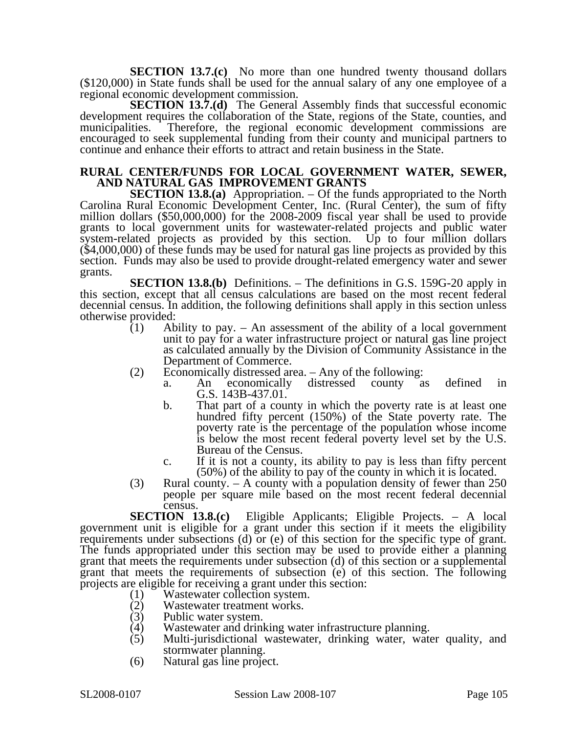**SECTION 13.7.(c)** No more than one hundred twenty thousand dollars ($120,000) in State funds shall be used for the annual salary of any one employee of a regional economic development commission.

**SECTION 13.7.(d)** The General Assembly finds that successful economic development requires the collaboration of the State, regions of the State, counties, and municipalities. Therefore, the regional economic development commissions are encouraged to seek supplemental funding from their county and municipal partners to continue and enhance their efforts to attract and retain business in the State.

**RURAL CENTER/FUNDS FOR LOCAL GOVERNMENT WATER, SEWER, AND NATURAL GAS IMPROVEMENT GRANTS**

**SECTION 13.8.(a)** Appropriation. – Of the funds appropriated to the North Carolina Rural Economic Development Center, Inc. (Rural Center), the sum of fifty million dollars ($50,000,000) for the 2008-2009 fiscal year shall be used to provide grants to local government units for wastewater-related projects and public water system-related projects as provided by this section. Up to four million dollars ($4,000,000) of these funds may be used for natural gas line projects as provided by this section. Funds may also be used to provide drought-related emergency water and sewer grants.

**SECTION 13.8.(b)** Definitions. – The definitions in G.S. 159G-20 apply in this section, except that all census calculations are based on the most recent federal decennial census. In addition, the following definitions shall apply in this section unless otherwise provided:

(1) Ability to pay. – An assessment of the ability of a local government unit to pay for a water infrastructure project or natural gas line project as calculated annually by the Division of Community Assistance in the Department of Commerce.

(2) Economically distressed area. – Any of the following:

a. An economically distressed county as defined in G.S. 143B-437.01.

b. That part of a county in which the poverty rate is at least one hundred fifty percent (150%) of the State poverty rate. The poverty rate is the percentage of the population whose income is below the most recent federal poverty level set by the U.S. Bureau of the Census.

c. If it is not a county, its ability to pay is less than fifty percent (50%) of the ability to pay of the county in which it is located.

(3) Rural county. – A county with a population density of fewer than 250 people per square mile based on the most recent federal decennial census.

**SECTION 13.8.(c)** Eligible Applicants; Eligible Projects. – A local government unit is eligible for a grant under this section if it meets the eligibility requirements under subsections (d) or (e) of this section for the specific type of grant. The funds appropriated under this section may be used to provide either a planning grant that meets the requirements under subsection (d) of this section or a supplemental grant that meets the requirements of subsection (e) of this section. The following projects are eligible for receiving a grant under this section:

(1) Wastewater collection system.

(2) Wastewater treatment works.

(3) Public water system.

(4) Wastewater and drinking water infrastructure planning.

(5) Multi-jurisdictional wastewater, drinking water, water quality, and stormwater planning.

(6) Natural gas line project.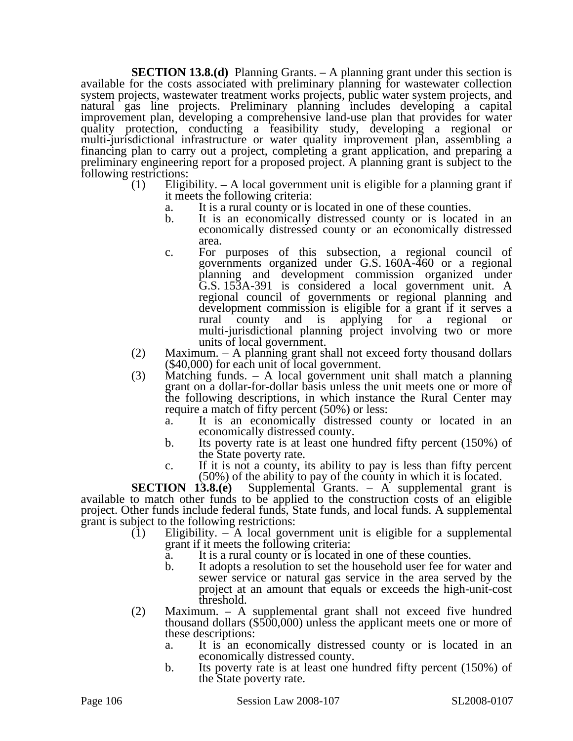**SECTION 13.8.(d)** Planning Grants. – A planning grant under this section is available for the costs associated with preliminary planning for wastewater collection system projects, wastewater treatment works projects, public water system projects, and natural gas line projects. Preliminary planning includes developing a capital improvement plan, developing a comprehensive land-use plan that provides for water quality protection, conducting a feasibility study, developing a regional or multi-jurisdictional infrastructure or water quality improvement plan, assembling a financing plan to carry out a project, completing a grant application, and preparing a preliminary engineering report for a proposed project. A planning grant is subject to the following restrictions:

(1) Eligibility. – A local government unit is eligible for a planning grant if it meets the following criteria:
  a. It is a rural county or is located in one of these counties.
  b. It is an economically distressed county or is located in an economically distressed county or an economically distressed area.
  c. For purposes of this subsection, a regional council of governments organized under G.S. 160A-460 or a regional planning and development commission organized under G.S. 153A-391 is considered a local government unit. A regional council of governments or regional planning and development commission is eligible for a grant if it serves a rural county and is applying for a regional or multi-jurisdictional planning project involving two or more units of local government.

(2) Maximum. – A planning grant shall not exceed forty thousand dollars ($40,000) for each unit of local government.

(3) Matching funds. – A local government unit shall match a planning grant on a dollar-for-dollar basis unless the unit meets one or more of the following descriptions, in which instance the Rural Center may require a match of fifty percent (50%) or less:
  a. It is an economically distressed county or located in an economically distressed county.
  b. Its poverty rate is at least one hundred fifty percent (150%) of the State poverty rate.
  c. If it is not a county, its ability to pay is less than fifty percent (50%) of the ability to pay of the county in which it is located.

**SECTION 13.8.(e)** Supplemental Grants. – A supplemental grant is available to match other funds to be applied to the construction costs of an eligible project. Other funds include federal funds, State funds, and local funds. A supplemental grant is subject to the following restrictions:

(1) Eligibility. – A local government unit is eligible for a supplemental grant if it meets the following criteria:
  a. It is a rural county or is located in one of these counties.
  b. It adopts a resolution to set the household user fee for water and sewer service or natural gas service in the area served by the project at an amount that equals or exceeds the high-unit-cost threshold.

(2) Maximum. – A supplemental grant shall not exceed five hundred thousand dollars ($500,000) unless the applicant meets one or more of these descriptions:
  a. It is an economically distressed county or is located in an economically distressed county.
  b. Its poverty rate is at least one hundred fifty percent (150%) of the State poverty rate.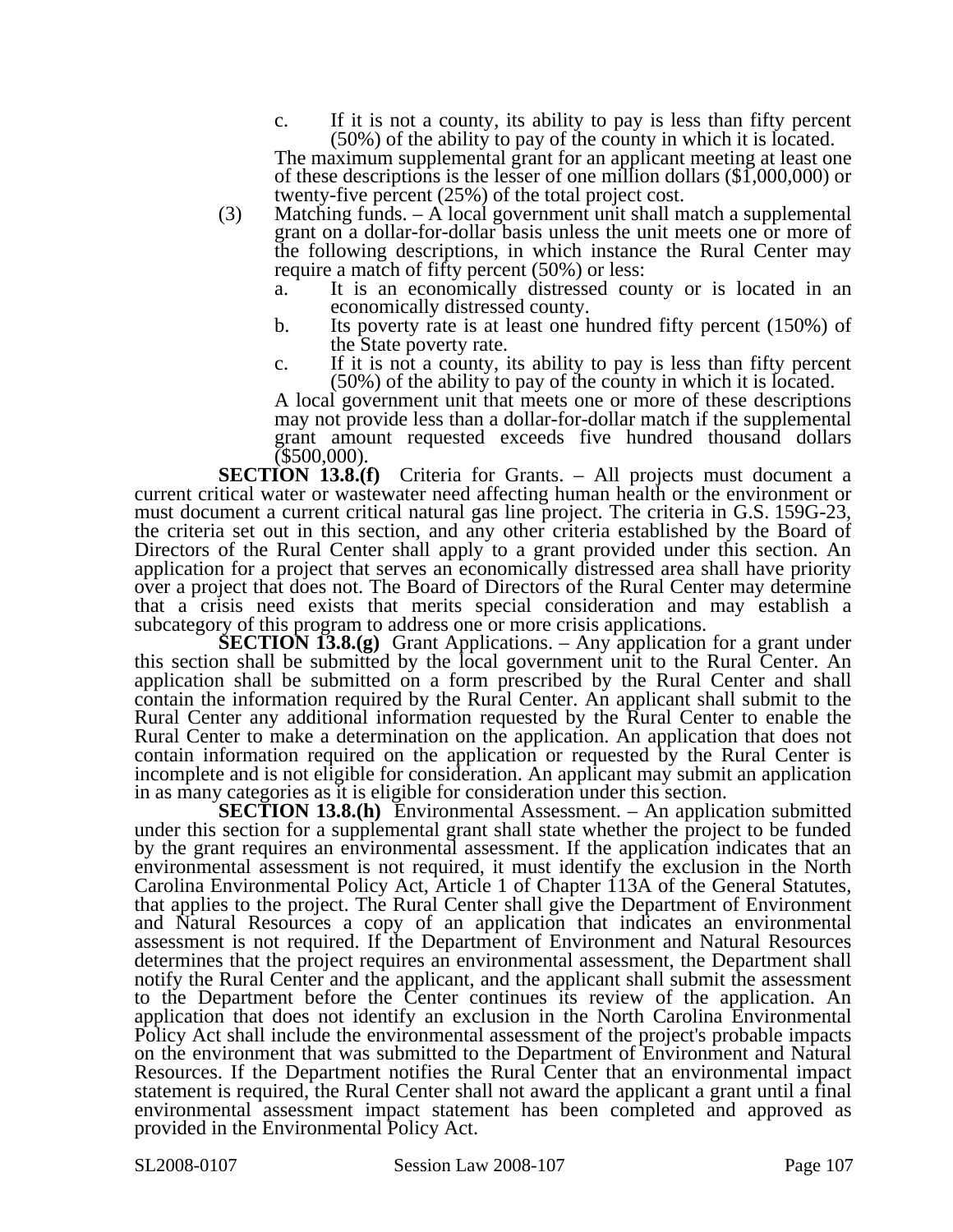c. If it is not a county, its ability to pay is less than fifty percent (50%) of the ability to pay of the county in which it is located.

The maximum supplemental grant for an applicant meeting at least one of these descriptions is the lesser of one million dollars ($1,000,000) or twenty-five percent (25%) of the total project cost.

(3) Matching funds. – A local government unit shall match a supplemental grant on a dollar-for-dollar basis unless the unit meets one or more of the following descriptions, in which instance the Rural Center may require a match of fifty percent (50%) or less:

a. It is an economically distressed county or is located in an economically distressed county.

b. Its poverty rate is at least one hundred fifty percent (150%) of the State poverty rate.

c. If it is not a county, its ability to pay is less than fifty percent (50%) of the ability to pay of the county in which it is located.

A local government unit that meets one or more of these descriptions may not provide less than a dollar-for-dollar match if the supplemental grant amount requested exceeds five hundred thousand dollars ($500,000).

**SECTION 13.8.(f)** Criteria for Grants. – All projects must document a current critical water or wastewater need affecting human health or the environment or must document a current critical natural gas line project. The criteria in G.S. 159G-23, the criteria set out in this section, and any other criteria established by the Board of Directors of the Rural Center shall apply to a grant provided under this section. An application for a project that serves an economically distressed area shall have priority over a project that does not. The Board of Directors of the Rural Center may determine that a crisis need exists that merits special consideration and may establish a subcategory of this program to address one or more crisis applications.

**SECTION 13.8.(g)** Grant Applications. – Any application for a grant under this section shall be submitted by the local government unit to the Rural Center. An application shall be submitted on a form prescribed by the Rural Center and shall contain the information required by the Rural Center. An applicant shall submit to the Rural Center any additional information requested by the Rural Center to enable the Rural Center to make a determination on the application. An application that does not contain information required on the application or requested by the Rural Center is incomplete and is not eligible for consideration. An applicant may submit an application in as many categories as it is eligible for consideration under this section.

**SECTION 13.8.(h)** Environmental Assessment. – An application submitted under this section for a supplemental grant shall state whether the project to be funded by the grant requires an environmental assessment. If the application indicates that an environmental assessment is not required, it must identify the exclusion in the North Carolina Environmental Policy Act, Article 1 of Chapter 113A of the General Statutes, that applies to the project. The Rural Center shall give the Department of Environment and Natural Resources a copy of an application that indicates an environmental assessment is not required. If the Department of Environment and Natural Resources determines that the project requires an environmental assessment, the Department shall notify the Rural Center and the applicant, and the applicant shall submit the assessment to the Department before the Center continues its review of the application. An application that does not identify an exclusion in the North Carolina Environmental Policy Act shall include the environmental assessment of the project's probable impacts on the environment that was submitted to the Department of Environment and Natural Resources. If the Department notifies the Rural Center that an environmental impact statement is required, the Rural Center shall not award the applicant a grant until a final environmental assessment impact statement has been completed and approved as provided in the Environmental Policy Act.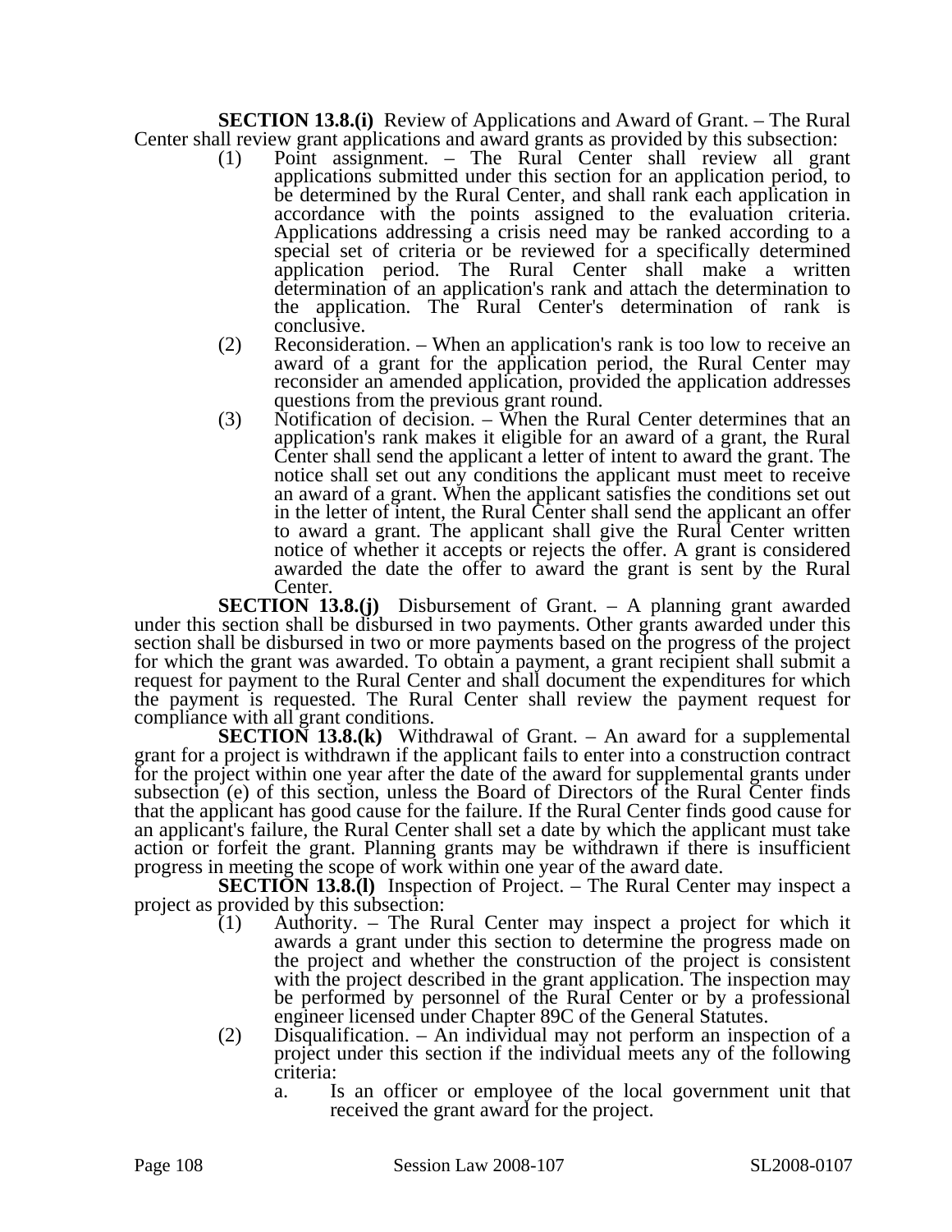**SECTION 13.8.(i)** Review of Applications and Award of Grant. – The Rural Center shall review grant applications and award grants as provided by this subsection:

(1) Point assignment. – The Rural Center shall review all grant applications submitted under this section for an application period, to be determined by the Rural Center, and shall rank each application in accordance with the points assigned to the evaluation criteria. Applications addressing a crisis need may be ranked according to a special set of criteria or be reviewed for a specifically determined application period. The Rural Center shall make a written determination of an application's rank and attach the determination to the application. The Rural Center's determination of rank is conclusive.

(2) Reconsideration. – When an application's rank is too low to receive an award of a grant for the application period, the Rural Center may reconsider an amended application, provided the application addresses questions from the previous grant round.

(3) Notification of decision. – When the Rural Center determines that an application's rank makes it eligible for an award of a grant, the Rural Center shall send the applicant a letter of intent to award the grant. The notice shall set out any conditions the applicant must meet to receive an award of a grant. When the applicant satisfies the conditions set out in the letter of intent, the Rural Center shall send the applicant an offer to award a grant. The applicant shall give the Rural Center written notice of whether it accepts or rejects the offer. A grant is considered awarded the date the offer to award the grant is sent by the Rural Center.

**SECTION 13.8.(j)** Disbursement of Grant. – A planning grant awarded under this section shall be disbursed in two payments. Other grants awarded under this section shall be disbursed in two or more payments based on the progress of the project for which the grant was awarded. To obtain a payment, a grant recipient shall submit a request for payment to the Rural Center and shall document the expenditures for which the payment is requested. The Rural Center shall review the payment request for compliance with all grant conditions.

**SECTION 13.8.(k)** Withdrawal of Grant. – An award for a supplemental grant for a project is withdrawn if the applicant fails to enter into a construction contract for the project within one year after the date of the award for supplemental grants under subsection (e) of this section, unless the Board of Directors of the Rural Center finds that the applicant has good cause for the failure. If the Rural Center finds good cause for an applicant's failure, the Rural Center shall set a date by which the applicant must take action or forfeit the grant. Planning grants may be withdrawn if there is insufficient progress in meeting the scope of work within one year of the award date.

**SECTION 13.8.(l)** Inspection of Project. – The Rural Center may inspect a project as provided by this subsection:

(1) Authority. – The Rural Center may inspect a project for which it awards a grant under this section to determine the progress made on the project and whether the construction of the project is consistent with the project described in the grant application. The inspection may be performed by personnel of the Rural Center or by a professional engineer licensed under Chapter 89C of the General Statutes.

(2) Disqualification. – An individual may not perform an inspection of a project under this section if the individual meets any of the following criteria:

a. Is an officer or employee of the local government unit that received the grant award for the project.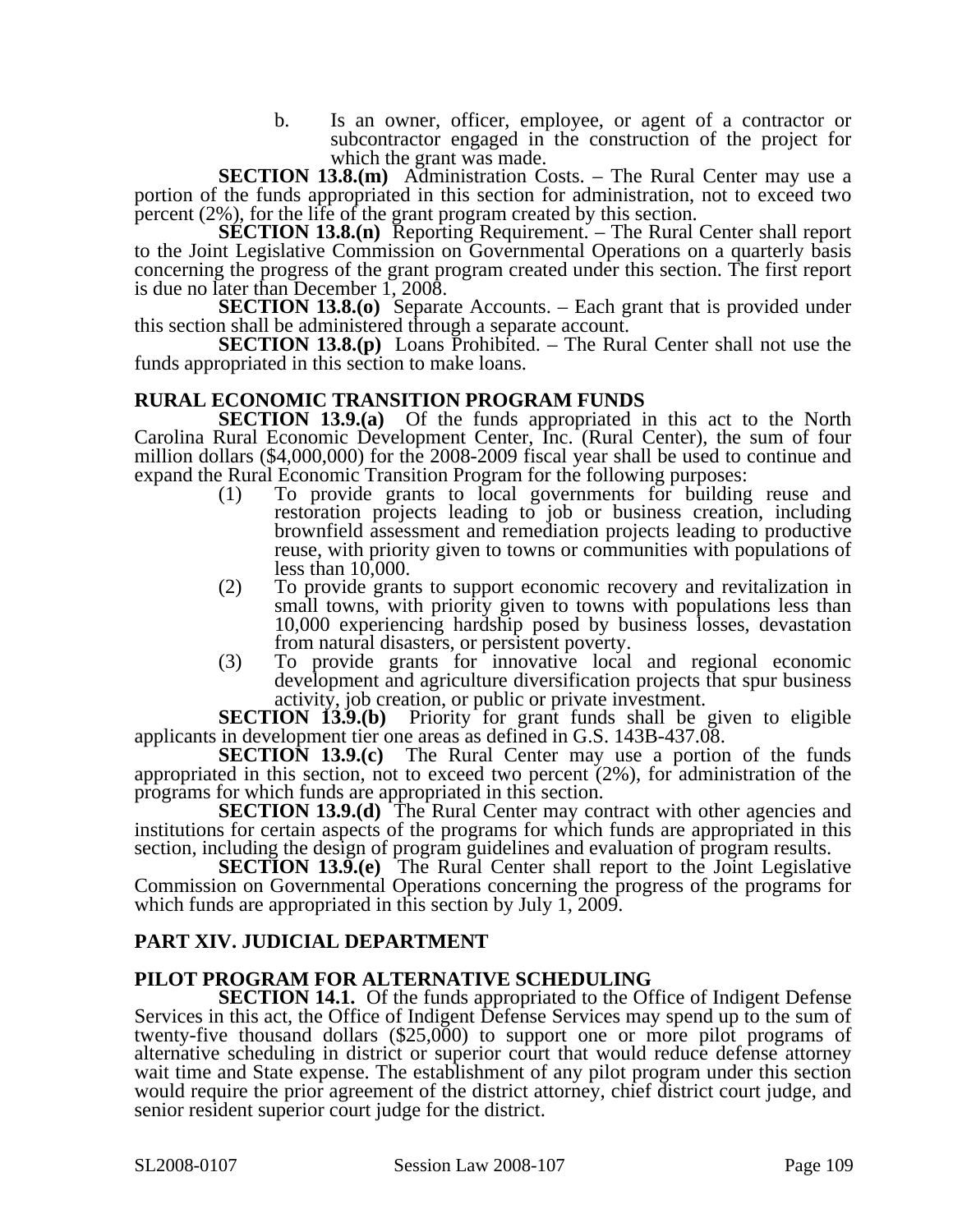b. Is an owner, officer, employee, or agent of a contractor or subcontractor engaged in the construction of the project for which the grant was made.

**SECTION 13.8.(m)** Administration Costs. – The Rural Center may use a portion of the funds appropriated in this section for administration, not to exceed two percent (2%), for the life of the grant program created by this section.

**SECTION 13.8.(n)** Reporting Requirement. – The Rural Center shall report to the Joint Legislative Commission on Governmental Operations on a quarterly basis concerning the progress of the grant program created under this section. The first report is due no later than December 1, 2008.

**SECTION 13.8.(o)** Separate Accounts. – Each grant that is provided under this section shall be administered through a separate account.

**SECTION 13.8.(p)** Loans Prohibited. – The Rural Center shall not use the funds appropriated in this section to make loans.

## RURAL ECONOMIC TRANSITION PROGRAM FUNDS

**SECTION 13.9.(a)** Of the funds appropriated in this act to the North Carolina Rural Economic Development Center, Inc. (Rural Center), the sum of four million dollars ($4,000,000) for the 2008-2009 fiscal year shall be used to continue and expand the Rural Economic Transition Program for the following purposes:

(1) To provide grants to local governments for building reuse and restoration projects leading to job or business creation, including brownfield assessment and remediation projects leading to productive reuse, with priority given to towns or communities with populations of less than 10,000.

(2) To provide grants to support economic recovery and revitalization in small towns, with priority given to towns with populations less than 10,000 experiencing hardship posed by business losses, devastation from natural disasters, or persistent poverty.

(3) To provide grants for innovative local and regional economic development and agriculture diversification projects that spur business activity, job creation, or public or private investment.

**SECTION 13.9.(b)** Priority for grant funds shall be given to eligible applicants in development tier one areas as defined in G.S. 143B-437.08.

**SECTION 13.9.(c)** The Rural Center may use a portion of the funds appropriated in this section, not to exceed two percent (2%), for administration of the programs for which funds are appropriated in this section.

**SECTION 13.9.(d)** The Rural Center may contract with other agencies and institutions for certain aspects of the programs for which funds are appropriated in this section, including the design of program guidelines and evaluation of program results.

**SECTION 13.9.(e)** The Rural Center shall report to the Joint Legislative Commission on Governmental Operations concerning the progress of the programs for which funds are appropriated in this section by July 1, 2009.

## PART XIV. JUDICIAL DEPARTMENT

## PILOT PROGRAM FOR ALTERNATIVE SCHEDULING

**SECTION 14.1.** Of the funds appropriated to the Office of Indigent Defense Services in this act, the Office of Indigent Defense Services may spend up to the sum of twenty-five thousand dollars ($25,000) to support one or more pilot programs of alternative scheduling in district or superior court that would reduce defense attorney wait time and State expense. The establishment of any pilot program under this section would require the prior agreement of the district attorney, chief district court judge, and senior resident superior court judge for the district.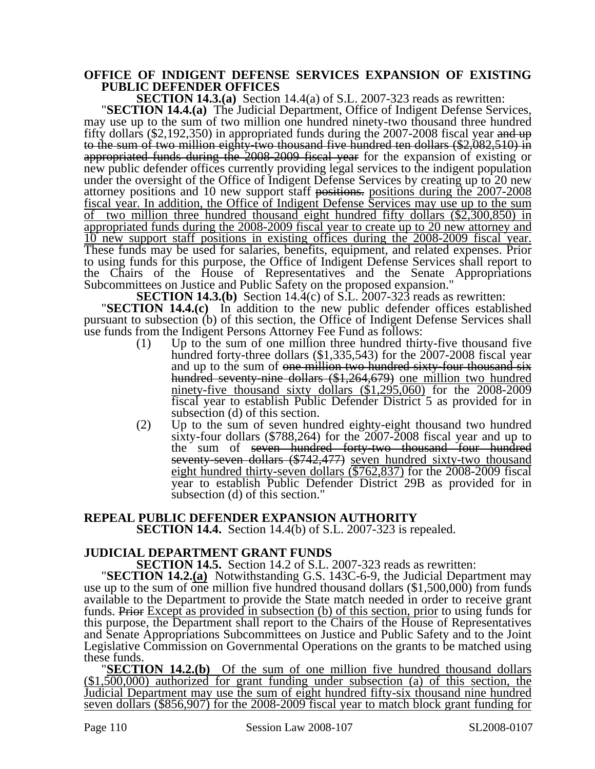**OFFICE OF INDIGENT DEFENSE SERVICES EXPANSION OF EXISTING PUBLIC DEFENDER OFFICES**

**SECTION 14.3.(a)** Section 14.4(a) of S.L. 2007-323 reads as rewritten:

"**SECTION 14.4.(a)** The Judicial Department, Office of Indigent Defense Services, may use up to the sum of two million one hundred ninety-two thousand three hundred fifty dollars ($2,192,350) in appropriated funds during the 2007-2008 fiscal year ~~and up to the sum of two million eighty-two thousand five hundred ten dollars ($2,082,510) in appropriated funds during the 2008-2009 fiscal year~~ for the expansion of existing or new public defender offices currently providing legal services to the indigent population under the oversight of the Office of Indigent Defense Services by creating up to 20 new attorney positions and 10 new support staff ~~positions.~~ <u>positions during the 2007-2008 fiscal year. In addition, the Office of Indigent Defense Services may use up to the sum of two million three hundred thousand eight hundred fifty dollars ($2,300,850) in appropriated funds during the 2008-2009 fiscal year to create up to 20 new attorney and 10 new support staff positions in existing offices during the 2008-2009 fiscal year.</u> These funds may be used for salaries, benefits, equipment, and related expenses. Prior to using funds for this purpose, the Office of Indigent Defense Services shall report to the Chairs of the House of Representatives and the Senate Appropriations Subcommittees on Justice and Public Safety on the proposed expansion."

**SECTION 14.3.(b)** Section 14.4(c) of S.L. 2007-323 reads as rewritten:

"**SECTION 14.4.(c)** In addition to the new public defender offices established pursuant to subsection (b) of this section, the Office of Indigent Defense Services shall use funds from the Indigent Persons Attorney Fee Fund as follows:

(1) Up to the sum of one million three hundred thirty-five thousand five hundred forty-three dollars ($1,335,543) for the 2007-2008 fiscal year and up to the sum of ~~one million two hundred sixty-four thousand six hundred seventy-nine dollars ($1,264,679)~~ <u>one million two hundred ninety-five thousand sixty dollars ($1,295,060)</u> for the 2008-2009 fiscal year to establish Public Defender District 5 as provided for in subsection (d) of this section.

(2) Up to the sum of seven hundred eighty-eight thousand two hundred sixty-four dollars ($788,264) for the 2007-2008 fiscal year and up to the sum of ~~seven hundred forty-two thousand four hundred seventy-seven dollars ($742,477)~~ <u>seven hundred sixty-two thousand eight hundred thirty-seven dollars ($762,837)</u> for the 2008-2009 fiscal year to establish Public Defender District 29B as provided for in subsection (d) of this section."

**REPEAL PUBLIC DEFENDER EXPANSION AUTHORITY**

**SECTION 14.4.** Section 14.4(b) of S.L. 2007-323 is repealed.

**JUDICIAL DEPARTMENT GRANT FUNDS**

**SECTION 14.5.** Section 14.2 of S.L. 2007-323 reads as rewritten:

"**SECTION 14.2.<u>(a)</u>** Notwithstanding G.S. 143C-6-9, the Judicial Department may use up to the sum of one million five hundred thousand dollars ($1,500,000) from funds available to the Department to provide the State match needed in order to receive grant funds. ~~Prior~~ <u>Except as provided in subsection (b) of this section, prior</u> to using funds for this purpose, the Department shall report to the Chairs of the House of Representatives and Senate Appropriations Subcommittees on Justice and Public Safety and to the Joint Legislative Commission on Governmental Operations on the grants to be matched using these funds.

"<u>**SECTION 14.2.(b)** Of the sum of one million five hundred thousand dollars ($1,500,000) authorized for grant funding under subsection (a) of this section, the Judicial Department may use the sum of eight hundred fifty-six thousand nine hundred seven dollars ($856,907) for the 2008-2009 fiscal year to match block grant funding for</u>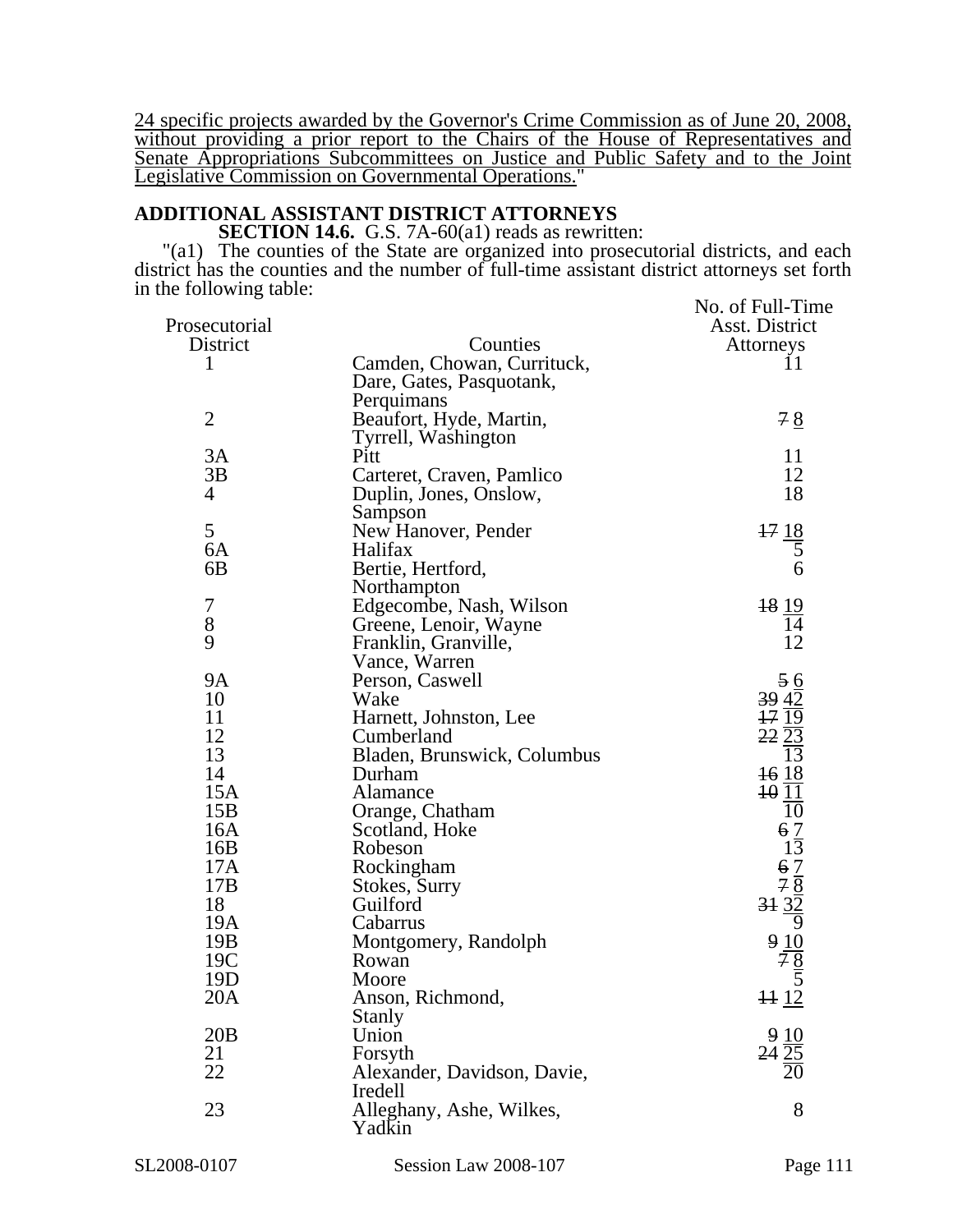<u>24 specific projects awarded by the Governor's Crime Commission as of June 20, 2008, without providing a prior report to the Chairs of the House of Representatives and Senate Appropriations Subcommittees on Justice and Public Safety and to the Joint Legislative Commission on Governmental Operations.</u>"

## ADDITIONAL ASSISTANT DISTRICT ATTORNEYS

**SECTION 14.6.** G.S. 7A-60(a1) reads as rewritten:

"(a1) The counties of the State are organized into prosecutorial districts, and each district has the counties and the number of full-time assistant district attorneys set forth in the following table:

| Prosecutorial District | Counties | No. of Full-Time Asst. District Attorneys |
|---|---|---|
| 1 | Camden, Chowan, Currituck, Dare, Gates, Pasquotank, Perquimans | 11 |
| 2 | Beaufort, Hyde, Martin, Tyrrell, Washington | ~~7~~ <u>8</u> |
| 3A | Pitt | 11 |
| 3B | Carteret, Craven, Pamlico | 12 |
| 4 | Duplin, Jones, Onslow, Sampson | 18 |
| 5 | New Hanover, Pender | ~~17~~ <u>18</u> |
| 6A | Halifax | 5 |
| 6B | Bertie, Hertford, Northampton | 6 |
| 7 | Edgecombe, Nash, Wilson | ~~18~~ <u>19</u> |
| 8 | Greene, Lenoir, Wayne | 14 |
| 9 | Franklin, Granville, Vance, Warren | 12 |
| 9A | Person, Caswell | ~~5~~ <u>6</u> |
| 10 | Wake | ~~39~~ <u>42</u> |
| 11 | Harnett, Johnston, Lee | ~~17~~ <u>19</u> |
| 12 | Cumberland | ~~22~~ <u>23</u> |
| 13 | Bladen, Brunswick, Columbus | 13 |
| 14 | Durham | ~~16~~ <u>18</u> |
| 15A | Alamance | ~~10~~ <u>11</u> |
| 15B | Orange, Chatham | 10 |
| 16A | Scotland, Hoke | ~~6~~ <u>7</u> |
| 16B | Robeson | 13 |
| 17A | Rockingham | ~~6~~ <u>7</u> |
| 17B | Stokes, Surry | ~~7~~ <u>8</u> |
| 18 | Guilford | ~~31~~ <u>32</u> |
| 19A | Cabarrus | 9 |
| 19B | Montgomery, Randolph | ~~9~~ <u>10</u> |
| 19C | Rowan | ~~7~~ <u>8</u> |
| 19D | Moore | 5 |
| 20A | Anson, Richmond, Stanly | ~~11~~ <u>12</u> |
| 20B | Union | ~~9~~ <u>10</u> |
| 21 | Forsyth | ~~24~~ <u>25</u> |
| 22 | Alexander, Davidson, Davie, Iredell | 20 |
| 23 | Alleghany, Ashe, Wilkes, Yadkin | 8 |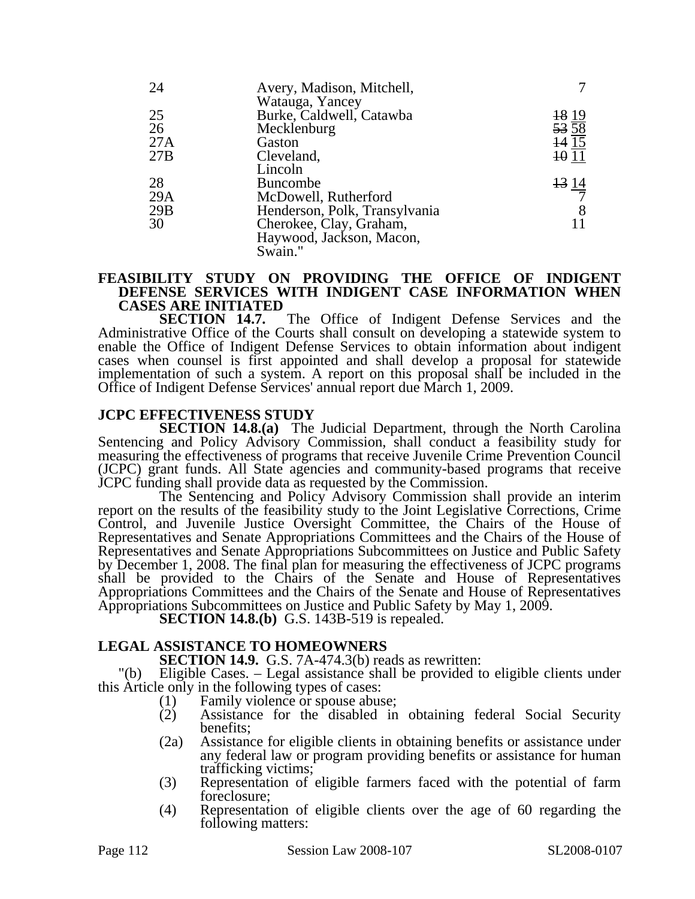| | | |
|---|---|---|
| 24 | Avery, Madison, Mitchell, Watauga, Yancey | 7 |
| 25 | Burke, Caldwell, Catawba | ~~18~~ <u>19</u> |
| 26 | Mecklenburg | ~~53~~ <u>58</u> |
| 27A | Gaston | ~~14~~ <u>15</u> |
| 27B | Cleveland, Lincoln | ~~10~~ <u>11</u> |
| 28 | Buncombe | ~~13~~ <u>14</u> |
| 29A | McDowell, Rutherford | 7 |
| 29B | Henderson, Polk, Transylvania | 8 |
| 30 | Cherokee, Clay, Graham, Haywood, Jackson, Macon, Swain." | 11 |

**FEASIBILITY STUDY ON PROVIDING THE OFFICE OF INDIGENT DEFENSE SERVICES WITH INDIGENT CASE INFORMATION WHEN CASES ARE INITIATED**

**SECTION 14.7.** The Office of Indigent Defense Services and the Administrative Office of the Courts shall consult on developing a statewide system to enable the Office of Indigent Defense Services to obtain information about indigent cases when counsel is first appointed and shall develop a proposal for statewide implementation of such a system. A report on this proposal shall be included in the Office of Indigent Defense Services' annual report due March 1, 2009.

**JCPC EFFECTIVENESS STUDY**

**SECTION 14.8.(a)** The Judicial Department, through the North Carolina Sentencing and Policy Advisory Commission, shall conduct a feasibility study for measuring the effectiveness of programs that receive Juvenile Crime Prevention Council (JCPC) grant funds. All State agencies and community-based programs that receive JCPC funding shall provide data as requested by the Commission.

The Sentencing and Policy Advisory Commission shall provide an interim report on the results of the feasibility study to the Joint Legislative Corrections, Crime Control, and Juvenile Justice Oversight Committee, the Chairs of the House of Representatives and Senate Appropriations Committees and the Chairs of the House of Representatives and Senate Appropriations Subcommittees on Justice and Public Safety by December 1, 2008. The final plan for measuring the effectiveness of JCPC programs shall be provided to the Chairs of the Senate and House of Representatives Appropriations Committees and the Chairs of the Senate and House of Representatives Appropriations Subcommittees on Justice and Public Safety by May 1, 2009.

**SECTION 14.8.(b)** G.S. 143B-519 is repealed.

**LEGAL ASSISTANCE TO HOMEOWNERS**

**SECTION 14.9.** G.S. 7A-474.3(b) reads as rewritten:

"(b) Eligible Cases. – Legal assistance shall be provided to eligible clients under this Article only in the following types of cases:

(1) Family violence or spouse abuse;
(2) Assistance for the disabled in obtaining federal Social Security benefits;
(2a) Assistance for eligible clients in obtaining benefits or assistance under any federal law or program providing benefits or assistance for human trafficking victims;
(3) Representation of eligible farmers faced with the potential of farm foreclosure;
(4) Representation of eligible clients over the age of 60 regarding the following matters: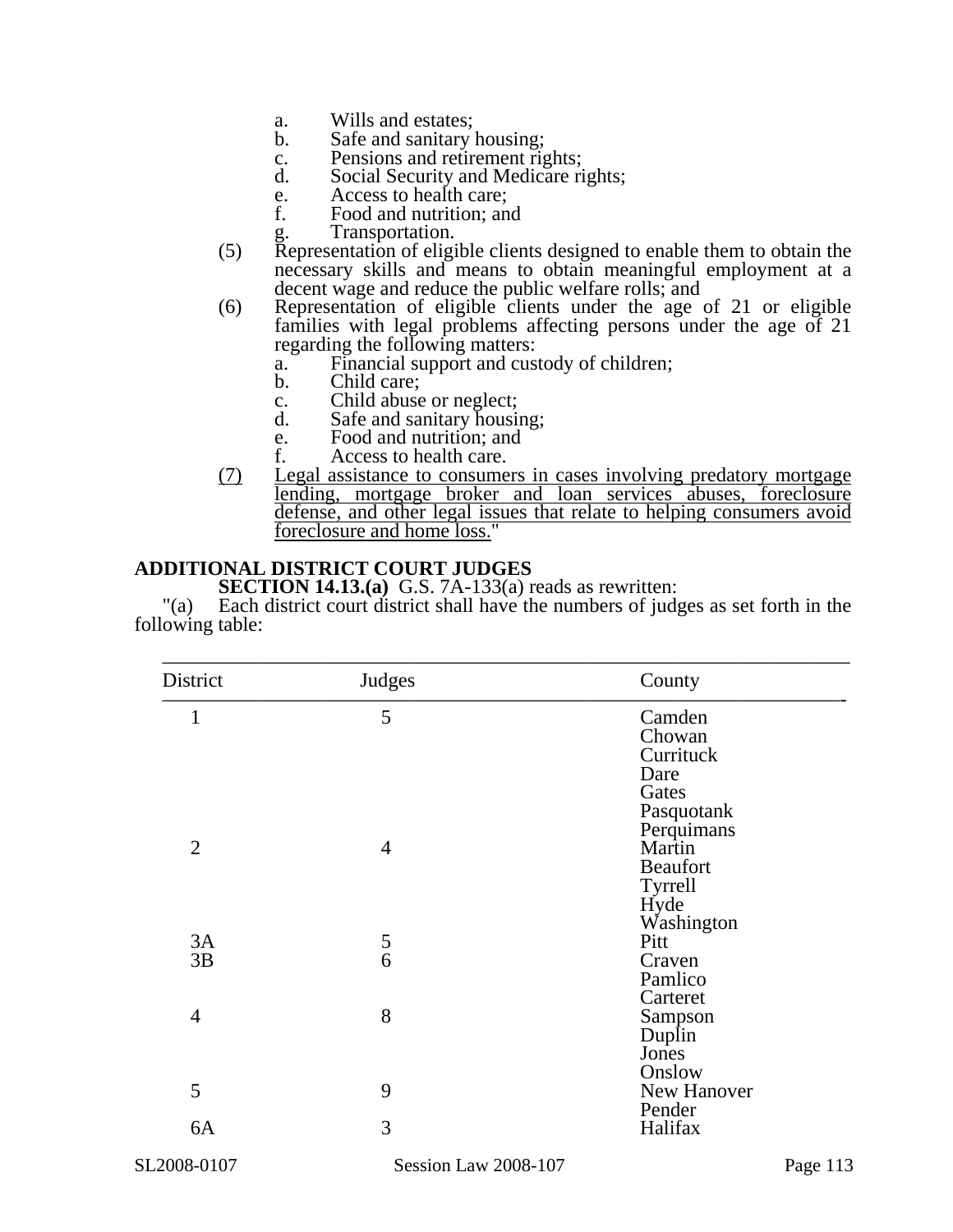- a. Wills and estates;
- b. Safe and sanitary housing;
- c. Pensions and retirement rights;
- d. Social Security and Medicare rights;
- e. Access to health care;
- f. Food and nutrition; and
- g. Transportation.

(5) Representation of eligible clients designed to enable them to obtain the necessary skills and means to obtain meaningful employment at a decent wage and reduce the public welfare rolls; and

(6) Representation of eligible clients under the age of 21 or eligible families with legal problems affecting persons under the age of 21 regarding the following matters:

- a. Financial support and custody of children;
- b. Child care;
- c. Child abuse or neglect;
- d. Safe and sanitary housing;
- e. Food and nutrition; and
- f. Access to health care.

<u>(7) Legal assistance to consumers in cases involving predatory mortgage lending, mortgage broker and loan services abuses, foreclosure defense, and other legal issues that relate to helping consumers avoid foreclosure and home loss.</u>"

## ADDITIONAL DISTRICT COURT JUDGES

**SECTION 14.13.(a)** G.S. 7A-133(a) reads as rewritten:

"(a) Each district court district shall have the numbers of judges as set forth in the following table:

| District | Judges | County |
|---|---|---|
| 1 | 5 | Camden |
| | | Chowan |
| | | Currituck |
| | | Dare |
| | | Gates |
| | | Pasquotank |
| | | Perquimans |
| 2 | 4 | Martin |
| | | Beaufort |
| | | Tyrrell |
| | | Hyde |
| | | Washington |
| 3A | 5 | Pitt |
| 3B | 6 | Craven |
| | | Pamlico |
| | | Carteret |
| 4 | 8 | Sampson |
| | | Duplin |
| | | Jones |
| | | Onslow |
| 5 | 9 | New Hanover |
| | | Pender |
| 6A | 3 | Halifax |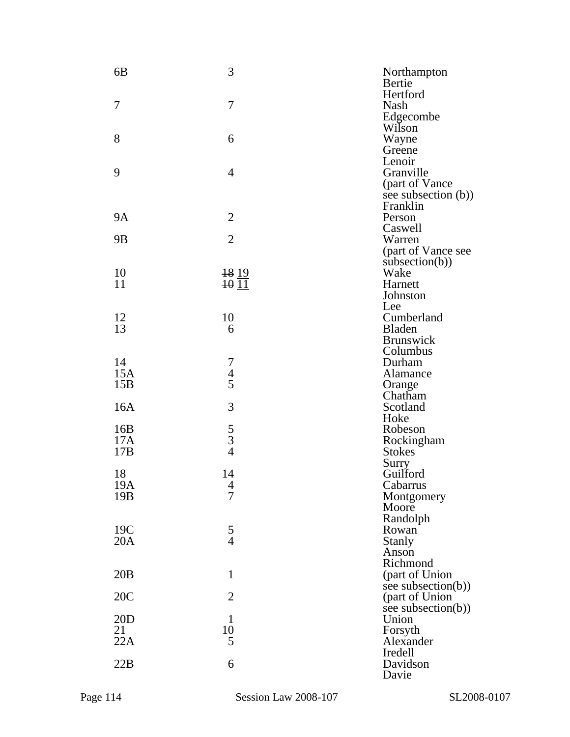| | | |
|---|---|---|
| 6B | 3 | Northampton<br>Bertie<br>Hertford |
| 7 | 7 | Nash<br>Edgecombe<br>Wilson |
| 8 | 6 | Wayne<br>Greene<br>Lenoir |
| 9 | 4 | Granville<br>(part of Vance see subsection (b))<br>Franklin |
| 9A | 2 | Person<br>Caswell |
| 9B | 2 | Warren<br>(part of Vance see subsection(b)) |
| 10 | ~~18~~ <u>19</u> | Wake |
| 11 | ~~10~~ <u>11</u> | Harnett<br>Johnston<br>Lee |
| 12 | 10 | Cumberland |
| 13 | 6 | Bladen<br>Brunswick<br>Columbus |
| 14 | 7 | Durham |
| 15A | 4 | Alamance |
| 15B | 5 | Orange<br>Chatham |
| 16A | 3 | Scotland<br>Hoke |
| 16B | 5 | Robeson |
| 17A | 3 | Rockingham |
| 17B | 4 | Stokes<br>Surry |
| 18 | 14 | Guilford |
| 19A | 4 | Cabarrus |
| 19B | 7 | Montgomery<br>Moore<br>Randolph |
| 19C | 5 | Rowan |
| 20A | 4 | Stanly<br>Anson<br>Richmond |
| 20B | 1 | (part of Union see subsection(b)) |
| 20C | 2 | (part of Union see subsection(b)) |
| 20D | 1 | Union |
| 21 | 10 | Forsyth |
| 22A | 5 | Alexander<br>Iredell |
| 22B | 6 | Davidson<br>Davie |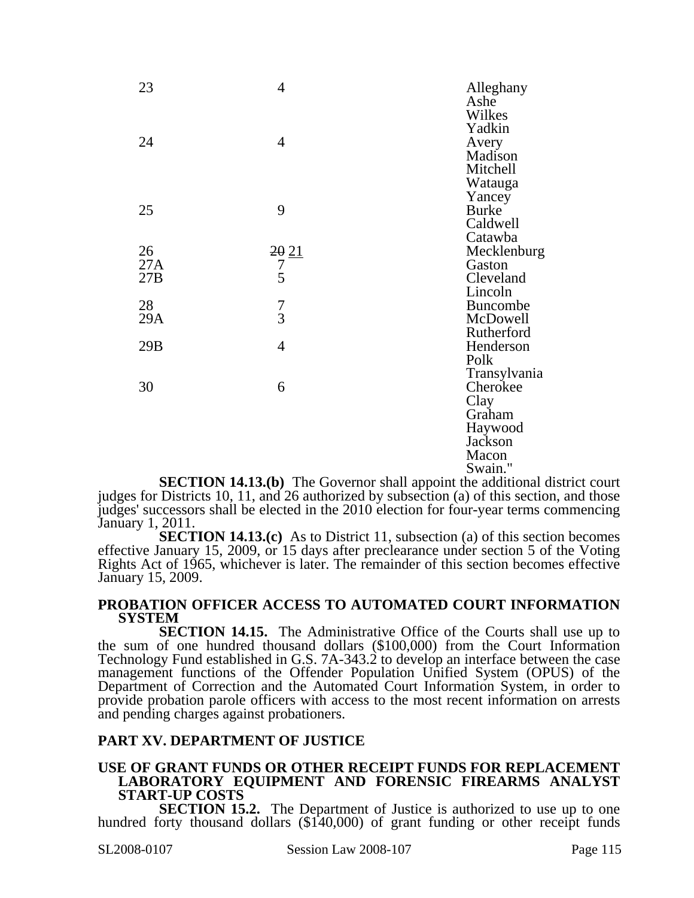| | | |
|---|---|---|
| 23 | 4 | Alleghany<br>Ashe<br>Wilkes<br>Yadkin |
| 24 | 4 | Avery<br>Madison<br>Mitchell<br>Watauga<br>Yancey |
| 25 | 9 | Burke<br>Caldwell<br>Catawba |
| 26 | ~~20~~ 21 | Mecklenburg |
| 27A | 7 | Gaston |
| 27B | 5 | Cleveland<br>Lincoln |
| 28 | 7 | Buncombe |
| 29A | 3 | McDowell<br>Rutherford |
| 29B | 4 | Henderson<br>Polk<br>Transylvania |
| 30 | 6 | Cherokee<br>Clay<br>Graham<br>Haywood<br>Jackson<br>Macon<br>Swain." |

**SECTION 14.13.(b)** The Governor shall appoint the additional district court judges for Districts 10, 11, and 26 authorized by subsection (a) of this section, and those judges' successors shall be elected in the 2010 election for four-year terms commencing January 1, 2011.

**SECTION 14.13.(c)** As to District 11, subsection (a) of this section becomes effective January 15, 2009, or 15 days after preclearance under section 5 of the Voting Rights Act of 1965, whichever is later. The remainder of this section becomes effective January 15, 2009.

**PROBATION OFFICER ACCESS TO AUTOMATED COURT INFORMATION SYSTEM**

**SECTION 14.15.** The Administrative Office of the Courts shall use up to the sum of one hundred thousand dollars ($100,000) from the Court Information Technology Fund established in G.S. 7A-343.2 to develop an interface between the case management functions of the Offender Population Unified System (OPUS) of the Department of Correction and the Automated Court Information System, in order to provide probation parole officers with access to the most recent information on arrests and pending charges against probationers.

## PART XV. DEPARTMENT OF JUSTICE

**USE OF GRANT FUNDS OR OTHER RECEIPT FUNDS FOR REPLACEMENT LABORATORY EQUIPMENT AND FORENSIC FIREARMS ANALYST START-UP COSTS**

**SECTION 15.2.** The Department of Justice is authorized to use up to one hundred forty thousand dollars ($140,000) of grant funding or other receipt funds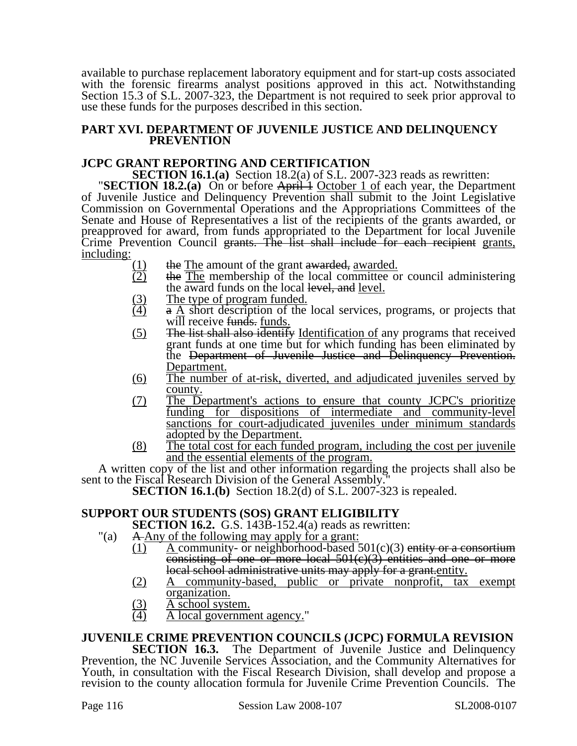available to purchase replacement laboratory equipment and for start-up costs associated with the forensic firearms analyst positions approved in this act. Notwithstanding Section 15.3 of S.L. 2007-323, the Department is not required to seek prior approval to use these funds for the purposes described in this section.

## PART XVI. DEPARTMENT OF JUVENILE JUSTICE AND DELINQUENCY PREVENTION

### JCPC GRANT REPORTING AND CERTIFICATION

**SECTION 16.1.(a)** Section 18.2(a) of S.L. 2007-323 reads as rewritten:

"**SECTION 18.2.(a)** On or before ~~April 1~~ <u>October 1 of</u> each year, the Department of Juvenile Justice and Delinquency Prevention shall submit to the Joint Legislative Commission on Governmental Operations and the Appropriations Committees of the Senate and House of Representatives a list of the recipients of the grants awarded, or preapproved for award, from funds appropriated to the Department for local Juvenile Crime Prevention Council ~~grants. The list shall include for each recipient~~ <u>grants, including:</u>

- <u>(1)</u> ~~the~~ <u>The</u> amount of the grant ~~awarded,~~ <u>awarded.</u>
- <u>(2)</u> ~~the~~ <u>The</u> membership of the local committee or council administering the award funds on the local ~~level, and~~ <u>level.</u>
- <u>(3)</u> <u>The type of program funded.</u>
- <u>(4)</u> ~~a~~ <u>A</u> short description of the local services, programs, or projects that will receive ~~funds.~~ <u>funds.</u>
- <u>(5)</u> ~~The list shall also identify~~ <u>Identification of</u> any programs that received grant funds at one time but for which funding has been eliminated by the ~~Department of Juvenile Justice and Delinquency Prevention.~~ <u>Department.</u>
- <u>(6)</u> <u>The number of at-risk, diverted, and adjudicated juveniles served by county.</u>
- <u>(7)</u> <u>The Department's actions to ensure that county JCPC's prioritize funding for dispositions of intermediate and community-level sanctions for court-adjudicated juveniles under minimum standards adopted by the Department.</u>
- <u>(8)</u> <u>The total cost for each funded program, including the cost per juvenile and the essential elements of the program.</u>

A written copy of the list and other information regarding the projects shall also be sent to the Fiscal Research Division of the General Assembly."

**SECTION 16.1.(b)** Section 18.2(d) of S.L. 2007-323 is repealed.

### SUPPORT OUR STUDENTS (SOS) GRANT ELIGIBILITY

**SECTION 16.2.** G.S. 143B-152.4(a) reads as rewritten:

"(a) ~~A~~ <u>Any of the following may apply for a grant:</u>

- <u>(1)</u> <u>A</u> community- or neighborhood-based 501(c)(3) ~~entity or a consortium consisting of one or more local 501(c)(3) entities and one or more local school administrative units may apply for a grant.~~<u>entity.</u>
- <u>(2)</u> <u>A community-based, public or private nonprofit, tax exempt organization.</u>
- <u>(3)</u> <u>A school system.</u>
- <u>(4)</u> <u>A local government agency.</u>"

### JUVENILE CRIME PREVENTION COUNCILS (JCPC) FORMULA REVISION

**SECTION 16.3.** The Department of Juvenile Justice and Delinquency Prevention, the NC Juvenile Services Association, and the Community Alternatives for Youth, in consultation with the Fiscal Research Division, shall develop and propose a revision to the county allocation formula for Juvenile Crime Prevention Councils. The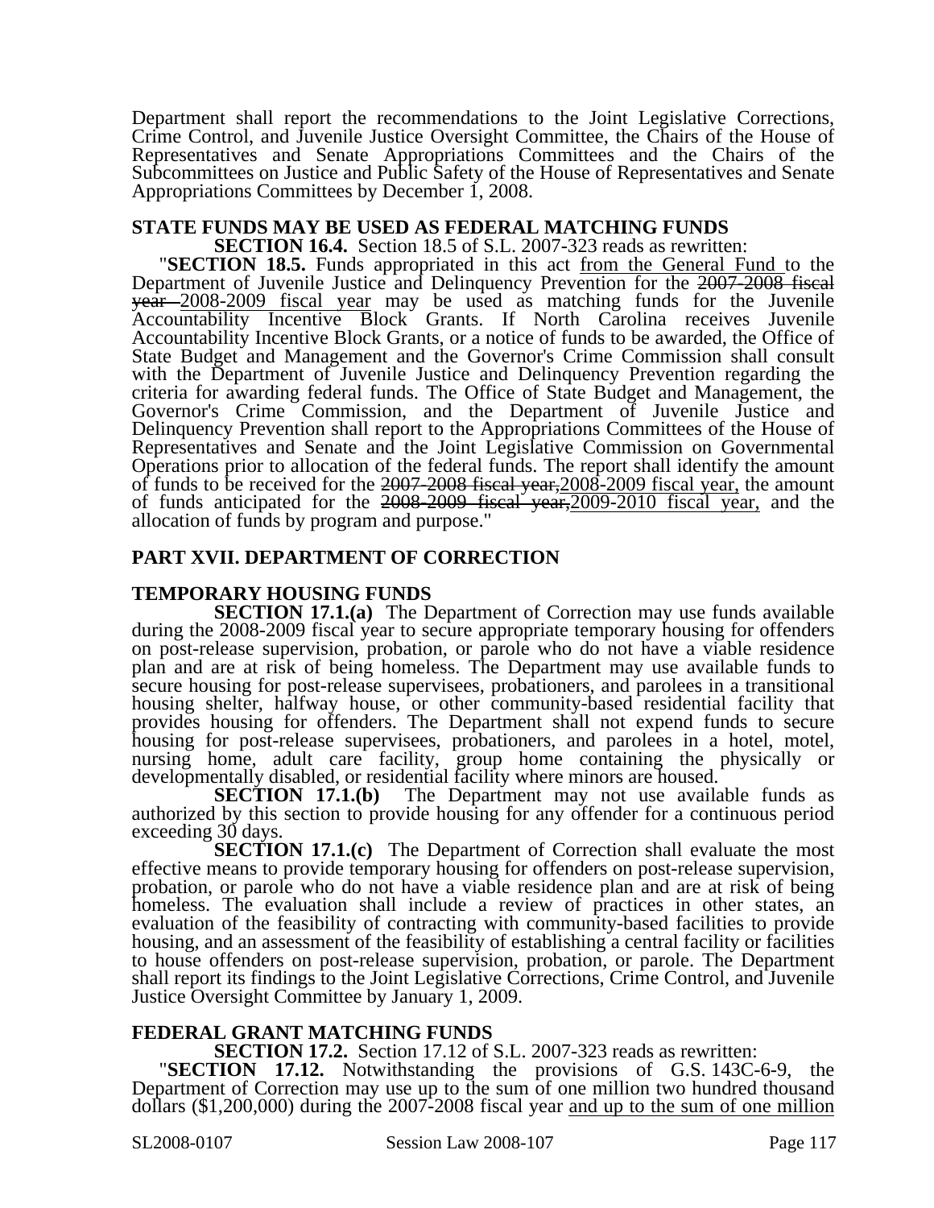Department shall report the recommendations to the Joint Legislative Corrections, Crime Control, and Juvenile Justice Oversight Committee, the Chairs of the House of Representatives and Senate Appropriations Committees and the Chairs of the Subcommittees on Justice and Public Safety of the House of Representatives and Senate Appropriations Committees by December 1, 2008.

### STATE FUNDS MAY BE USED AS FEDERAL MATCHING FUNDS

**SECTION 16.4.** Section 18.5 of S.L. 2007-323 reads as rewritten:

"**SECTION 18.5.** Funds appropriated in this act from the General Fund to the Department of Juvenile Justice and Delinquency Prevention for the ~~2007-2008 fiscal year~~ 2008-2009 fiscal year may be used as matching funds for the Juvenile Accountability Incentive Block Grants. If North Carolina receives Juvenile Accountability Incentive Block Grants, or a notice of funds to be awarded, the Office of State Budget and Management and the Governor's Crime Commission shall consult with the Department of Juvenile Justice and Delinquency Prevention regarding the criteria for awarding federal funds. The Office of State Budget and Management, the Governor's Crime Commission, and the Department of Juvenile Justice and Delinquency Prevention shall report to the Appropriations Committees of the House of Representatives and Senate and the Joint Legislative Commission on Governmental Operations prior to allocation of the federal funds. The report shall identify the amount of funds to be received for the ~~2007-2008 fiscal year,~~2008-2009 fiscal year, the amount of funds anticipated for the ~~2008-2009 fiscal year,~~2009-2010 fiscal year, and the allocation of funds by program and purpose."

## PART XVII. DEPARTMENT OF CORRECTION

### TEMPORARY HOUSING FUNDS

**SECTION 17.1.(a)** The Department of Correction may use funds available during the 2008-2009 fiscal year to secure appropriate temporary housing for offenders on post-release supervision, probation, or parole who do not have a viable residence plan and are at risk of being homeless. The Department may use available funds to secure housing for post-release supervisees, probationers, and parolees in a transitional housing shelter, halfway house, or other community-based residential facility that provides housing for offenders. The Department shall not expend funds to secure housing for post-release supervisees, probationers, and parolees in a hotel, motel, nursing home, adult care facility, group home containing the physically or developmentally disabled, or residential facility where minors are housed.

**SECTION 17.1.(b)** The Department may not use available funds as authorized by this section to provide housing for any offender for a continuous period exceeding 30 days.

**SECTION 17.1.(c)** The Department of Correction shall evaluate the most effective means to provide temporary housing for offenders on post-release supervision, probation, or parole who do not have a viable residence plan and are at risk of being homeless. The evaluation shall include a review of practices in other states, an evaluation of the feasibility of contracting with community-based facilities to provide housing, and an assessment of the feasibility of establishing a central facility or facilities to house offenders on post-release supervision, probation, or parole. The Department shall report its findings to the Joint Legislative Corrections, Crime Control, and Juvenile Justice Oversight Committee by January 1, 2009.

### FEDERAL GRANT MATCHING FUNDS

**SECTION 17.2.** Section 17.12 of S.L. 2007-323 reads as rewritten:

"**SECTION 17.12.** Notwithstanding the provisions of G.S. 143C-6-9, the Department of Correction may use up to the sum of one million two hundred thousand dollars ($1,200,000) during the 2007-2008 fiscal year and up to the sum of one million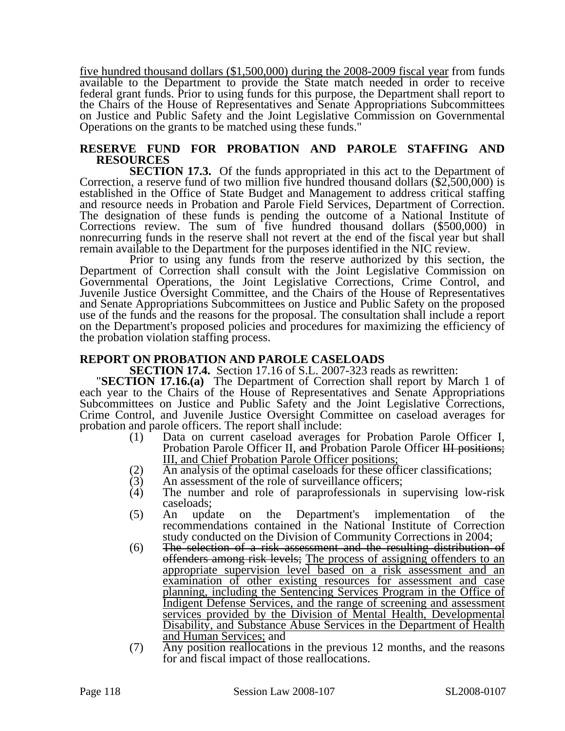five hundred thousand dollars ($1,500,000) during the 2008-2009 fiscal year from funds available to the Department to provide the State match needed in order to receive federal grant funds. Prior to using funds for this purpose, the Department shall report to the Chairs of the House of Representatives and Senate Appropriations Subcommittees on Justice and Public Safety and the Joint Legislative Commission on Governmental Operations on the grants to be matched using these funds."

**RESERVE FUND FOR PROBATION AND PAROLE STAFFING AND RESOURCES**

**SECTION 17.3.** Of the funds appropriated in this act to the Department of Correction, a reserve fund of two million five hundred thousand dollars ($2,500,000) is established in the Office of State Budget and Management to address critical staffing and resource needs in Probation and Parole Field Services, Department of Correction. The designation of these funds is pending the outcome of a National Institute of Corrections review. The sum of five hundred thousand dollars ($500,000) in nonrecurring funds in the reserve shall not revert at the end of the fiscal year but shall remain available to the Department for the purposes identified in the NIC review.

Prior to using any funds from the reserve authorized by this section, the Department of Correction shall consult with the Joint Legislative Commission on Governmental Operations, the Joint Legislative Corrections, Crime Control, and Juvenile Justice Oversight Committee, and the Chairs of the House of Representatives and Senate Appropriations Subcommittees on Justice and Public Safety on the proposed use of the funds and the reasons for the proposal. The consultation shall include a report on the Department's proposed policies and procedures for maximizing the efficiency of the probation violation staffing process.

**REPORT ON PROBATION AND PAROLE CASELOADS**

**SECTION 17.4.** Section 17.16 of S.L. 2007-323 reads as rewritten:

"**SECTION 17.16.(a)** The Department of Correction shall report by March 1 of each year to the Chairs of the House of Representatives and Senate Appropriations Subcommittees on Justice and Public Safety and the Joint Legislative Corrections, Crime Control, and Juvenile Justice Oversight Committee on caseload averages for probation and parole officers. The report shall include:

(1) Data on current caseload averages for Probation Parole Officer I, Probation Parole Officer II, ~~and~~ Probation Parole Officer ~~III positions;~~ III, and Chief Probation Parole Officer positions;
(2) An analysis of the optimal caseloads for these officer classifications;
(3) An assessment of the role of surveillance officers;
(4) The number and role of paraprofessionals in supervising low-risk caseloads;
(5) An update on the Department's implementation of the recommendations contained in the National Institute of Correction study conducted on the Division of Community Corrections in 2004;
(6) ~~The selection of a risk assessment and the resulting distribution of offenders among risk levels;~~ The process of assigning offenders to an appropriate supervision level based on a risk assessment and an examination of other existing resources for assessment and case planning, including the Sentencing Services Program in the Office of Indigent Defense Services, and the range of screening and assessment services provided by the Division of Mental Health, Developmental Disability, and Substance Abuse Services in the Department of Health and Human Services; and
(7) Any position reallocations in the previous 12 months, and the reasons for and fiscal impact of those reallocations.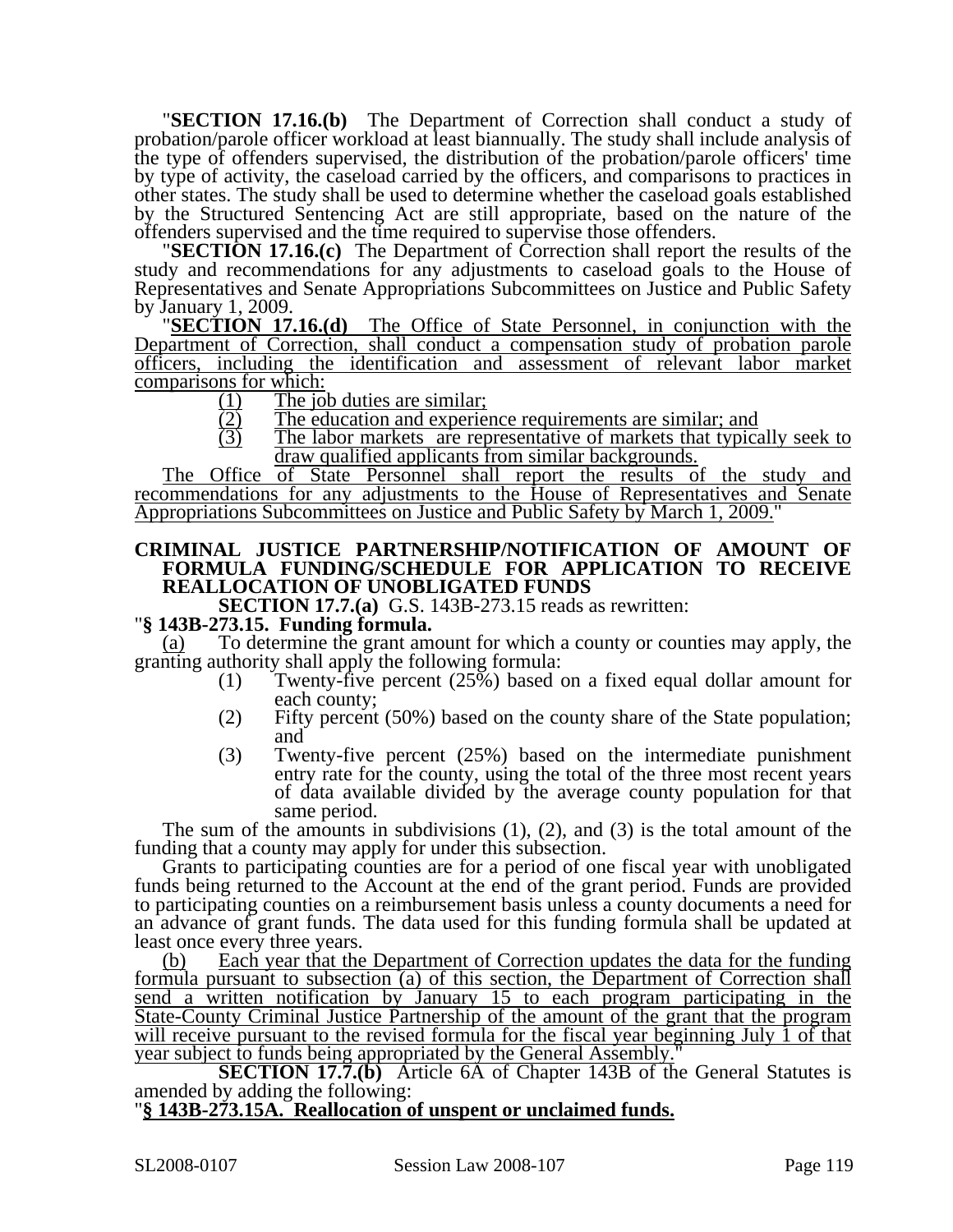"**SECTION 17.16.(b)** The Department of Correction shall conduct a study of probation/parole officer workload at least biannually. The study shall include analysis of the type of offenders supervised, the distribution of the probation/parole officers' time by type of activity, the caseload carried by the officers, and comparisons to practices in other states. The study shall be used to determine whether the caseload goals established by the Structured Sentencing Act are still appropriate, based on the nature of the offenders supervised and the time required to supervise those offenders.

"**SECTION 17.16.(c)** The Department of Correction shall report the results of the study and recommendations for any adjustments to caseload goals to the House of Representatives and Senate Appropriations Subcommittees on Justice and Public Safety by January 1, 2009.

"**SECTION 17.16.(d)** The Office of State Personnel, in conjunction with the Department of Correction, shall conduct a compensation study of probation parole officers, including the identification and assessment of relevant labor market comparisons for which:

(1) The job duties are similar;
(2) The education and experience requirements are similar; and
(3) The labor markets are representative of markets that typically seek to draw qualified applicants from similar backgrounds.

The Office of State Personnel shall report the results of the study and recommendations for any adjustments to the House of Representatives and Senate Appropriations Subcommittees on Justice and Public Safety by March 1, 2009."

**CRIMINAL JUSTICE PARTNERSHIP/NOTIFICATION OF AMOUNT OF FORMULA FUNDING/SCHEDULE FOR APPLICATION TO RECEIVE REALLOCATION OF UNOBLIGATED FUNDS**

**SECTION 17.7.(a)** G.S. 143B-273.15 reads as rewritten:

"**§ 143B-273.15. Funding formula.**

(a) To determine the grant amount for which a county or counties may apply, the granting authority shall apply the following formula:

(1) Twenty-five percent (25%) based on a fixed equal dollar amount for each county;
(2) Fifty percent (50%) based on the county share of the State population; and
(3) Twenty-five percent (25%) based on the intermediate punishment entry rate for the county, using the total of the three most recent years of data available divided by the average county population for that same period.

The sum of the amounts in subdivisions (1), (2), and (3) is the total amount of the funding that a county may apply for under this subsection.

Grants to participating counties are for a period of one fiscal year with unobligated funds being returned to the Account at the end of the grant period. Funds are provided to participating counties on a reimbursement basis unless a county documents a need for an advance of grant funds. The data used for this funding formula shall be updated at least once every three years.

(b) Each year that the Department of Correction updates the data for the funding formula pursuant to subsection (a) of this section, the Department of Correction shall send a written notification by January 15 to each program participating in the State-County Criminal Justice Partnership of the amount of the grant that the program will receive pursuant to the revised formula for the fiscal year beginning July 1 of that year subject to funds being appropriated by the General Assembly."

**SECTION 17.7.(b)** Article 6A of Chapter 143B of the General Statutes is amended by adding the following:

"**§ 143B-273.15A. Reallocation of unspent or unclaimed funds.**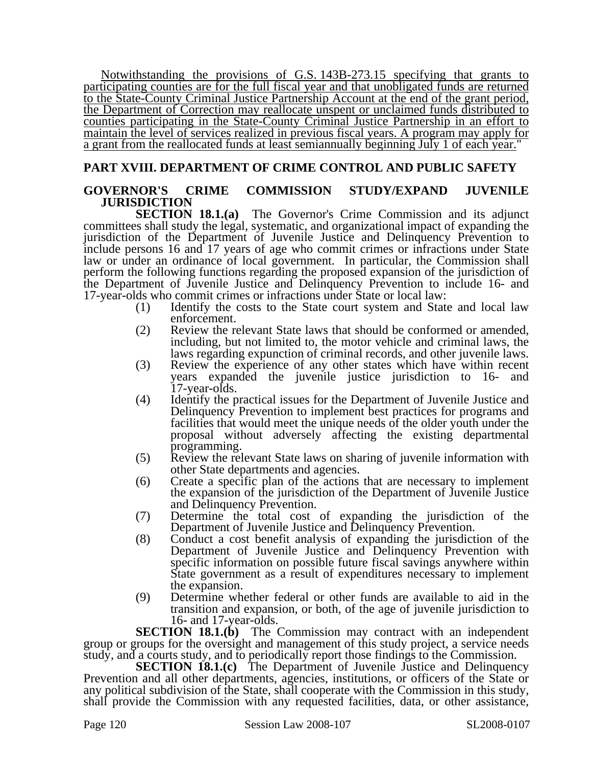Notwithstanding the provisions of G.S. 143B-273.15 specifying that grants to participating counties are for the full fiscal year and that unobligated funds are returned to the State-County Criminal Justice Partnership Account at the end of the grant period, the Department of Correction may reallocate unspent or unclaimed funds distributed to counties participating in the State-County Criminal Justice Partnership in an effort to maintain the level of services realized in previous fiscal years. A program may apply for a grant from the reallocated funds at least semiannually beginning July 1 of each year."

## PART XVIII. DEPARTMENT OF CRIME CONTROL AND PUBLIC SAFETY

### GOVERNOR'S CRIME COMMISSION STUDY/EXPAND JUVENILE JURISDICTION

**SECTION 18.1.(a)** The Governor's Crime Commission and its adjunct committees shall study the legal, systematic, and organizational impact of expanding the jurisdiction of the Department of Juvenile Justice and Delinquency Prevention to include persons 16 and 17 years of age who commit crimes or infractions under State law or under an ordinance of local government. In particular, the Commission shall perform the following functions regarding the proposed expansion of the jurisdiction of the Department of Juvenile Justice and Delinquency Prevention to include 16- and 17-year-olds who commit crimes or infractions under State or local law:

(1) Identify the costs to the State court system and State and local law enforcement.
(2) Review the relevant State laws that should be conformed or amended, including, but not limited to, the motor vehicle and criminal laws, the laws regarding expunction of criminal records, and other juvenile laws.
(3) Review the experience of any other states which have within recent years expanded the juvenile justice jurisdiction to 16- and 17-year-olds.
(4) Identify the practical issues for the Department of Juvenile Justice and Delinquency Prevention to implement best practices for programs and facilities that would meet the unique needs of the older youth under the proposal without adversely affecting the existing departmental programming.
(5) Review the relevant State laws on sharing of juvenile information with other State departments and agencies.
(6) Create a specific plan of the actions that are necessary to implement the expansion of the jurisdiction of the Department of Juvenile Justice and Delinquency Prevention.
(7) Determine the total cost of expanding the jurisdiction of the Department of Juvenile Justice and Delinquency Prevention.
(8) Conduct a cost benefit analysis of expanding the jurisdiction of the Department of Juvenile Justice and Delinquency Prevention with specific information on possible future fiscal savings anywhere within State government as a result of expenditures necessary to implement the expansion.
(9) Determine whether federal or other funds are available to aid in the transition and expansion, or both, of the age of juvenile jurisdiction to 16- and 17-year-olds.

**SECTION 18.1.(b)** The Commission may contract with an independent group or groups for the oversight and management of this study project, a service needs study, and a courts study, and to periodically report those findings to the Commission.

**SECTION 18.1.(c)** The Department of Juvenile Justice and Delinquency Prevention and all other departments, agencies, institutions, or officers of the State or any political subdivision of the State, shall cooperate with the Commission in this study, shall provide the Commission with any requested facilities, data, or other assistance,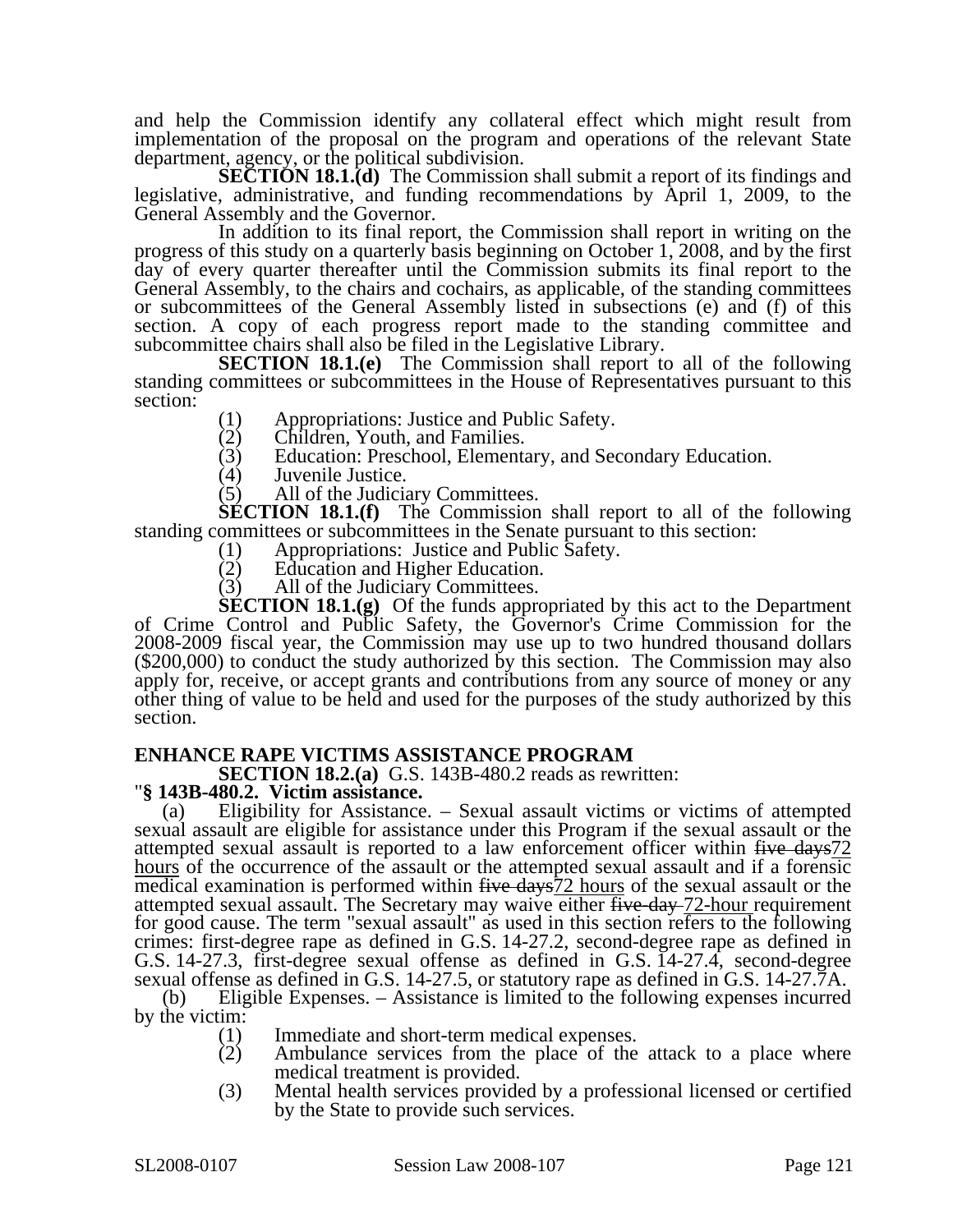and help the Commission identify any collateral effect which might result from implementation of the proposal on the program and operations of the relevant State department, agency, or the political subdivision.

**SECTION 18.1.(d)** The Commission shall submit a report of its findings and legislative, administrative, and funding recommendations by April 1, 2009, to the General Assembly and the Governor.

In addition to its final report, the Commission shall report in writing on the progress of this study on a quarterly basis beginning on October 1, 2008, and by the first day of every quarter thereafter until the Commission submits its final report to the General Assembly, to the chairs and cochairs, as applicable, of the standing committees or subcommittees of the General Assembly listed in subsections (e) and (f) of this section. A copy of each progress report made to the standing committee and subcommittee chairs shall also be filed in the Legislative Library.

**SECTION 18.1.(e)** The Commission shall report to all of the following standing committees or subcommittees in the House of Representatives pursuant to this section:

(1) Appropriations: Justice and Public Safety.
(2) Children, Youth, and Families.
(3) Education: Preschool, Elementary, and Secondary Education.
(4) Juvenile Justice.
(5) All of the Judiciary Committees.

**SECTION 18.1.(f)** The Commission shall report to all of the following standing committees or subcommittees in the Senate pursuant to this section:

(1) Appropriations: Justice and Public Safety.
(2) Education and Higher Education.
(3) All of the Judiciary Committees.

**SECTION 18.1.(g)** Of the funds appropriated by this act to the Department of Crime Control and Public Safety, the Governor's Crime Commission for the 2008-2009 fiscal year, the Commission may use up to two hundred thousand dollars ($200,000) to conduct the study authorized by this section. The Commission may also apply for, receive, or accept grants and contributions from any source of money or any other thing of value to be held and used for the purposes of the study authorized by this section.

## ENHANCE RAPE VICTIMS ASSISTANCE PROGRAM

**SECTION 18.2.(a)** G.S. 143B-480.2 reads as rewritten:

"**§ 143B-480.2. Victim assistance.**

(a) Eligibility for Assistance. – Sexual assault victims or victims of attempted sexual assault are eligible for assistance under this Program if the sexual assault or the attempted sexual assault is reported to a law enforcement officer within ~~five days~~72 hours of the occurrence of the assault or the attempted sexual assault and if a forensic medical examination is performed within ~~five days~~72 hours of the sexual assault or the attempted sexual assault. The Secretary may waive either ~~five-day~~ 72-hour requirement for good cause. The term "sexual assault" as used in this section refers to the following crimes: first-degree rape as defined in G.S. 14-27.2, second-degree rape as defined in G.S. 14-27.3, first-degree sexual offense as defined in G.S. 14-27.4, second-degree sexual offense as defined in G.S. 14-27.5, or statutory rape as defined in G.S. 14-27.7A.

(b) Eligible Expenses. – Assistance is limited to the following expenses incurred by the victim:

(1) Immediate and short-term medical expenses.
(2) Ambulance services from the place of the attack to a place where medical treatment is provided.
(3) Mental health services provided by a professional licensed or certified by the State to provide such services.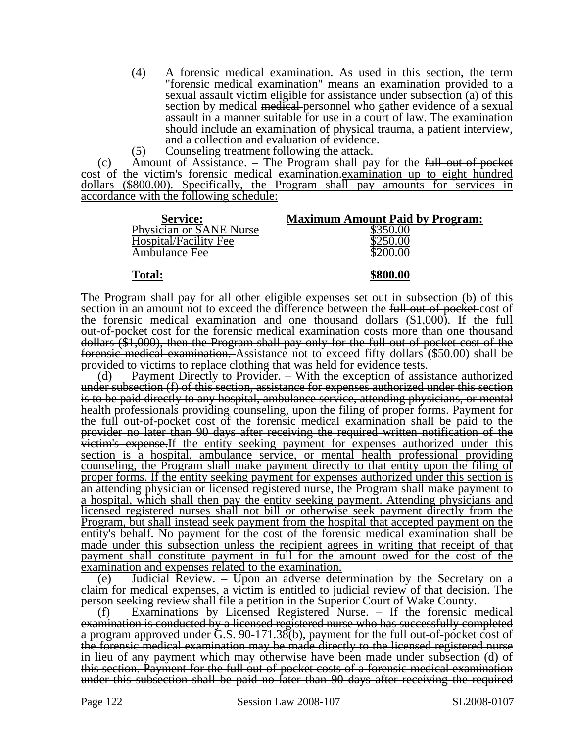(4) A forensic medical examination. As used in this section, the term "forensic medical examination" means an examination provided to a sexual assault victim eligible for assistance under subsection (a) of this section by medical ~~medical~~ personnel who gather evidence of a sexual assault in a manner suitable for use in a court of law. The examination should include an examination of physical trauma, a patient interview, and a collection and evaluation of evidence.

(5) Counseling treatment following the attack.

(c) Amount of Assistance. – The Program shall pay for the ~~full out-of-pocket~~ cost of the victim's forensic medical ~~examination.~~examination up to eight hundred dollars ($800.00). Specifically, the Program shall pay amounts for services in accordance with the following schedule:

| **Service:** | **Maximum Amount Paid by Program:** |
|---|---|
| Physician or SANE Nurse | $350.00 |
| Hospital/Facility Fee | $250.00 |
| Ambulance Fee | $200.00 |
| **Total:** | **$800.00** |

The Program shall pay for all other eligible expenses set out in subsection (b) of this section in an amount not to exceed the difference between the ~~full out-of-pocket~~ cost of the forensic medical examination and one thousand dollars ($1,000). ~~If the full out-of-pocket cost for the forensic medical examination costs more than one thousand dollars ($1,000), then the Program shall pay only for the full out-of-pocket cost of the forensic medical examination.~~ Assistance not to exceed fifty dollars ($50.00) shall be provided to victims to replace clothing that was held for evidence tests.

(d) Payment Directly to Provider. – ~~With the exception of assistance authorized under subsection (f) of this section, assistance for expenses authorized under this section is to be paid directly to any hospital, ambulance service, attending physicians, or mental health professionals providing counseling, upon the filing of proper forms. Payment for the full out-of-pocket cost of the forensic medical examination shall be paid to the provider no later than 90 days after receiving the required written notification of the victim's expense.~~If the entity seeking payment for expenses authorized under this section is a hospital, ambulance service, or mental health professional providing counseling, the Program shall make payment directly to that entity upon the filing of proper forms. If the entity seeking payment for expenses authorized under this section is an attending physician or licensed registered nurse, the Program shall make payment to a hospital, which shall then pay the entity seeking payment. Attending physicians and licensed registered nurses shall not bill or otherwise seek payment directly from the Program, but shall instead seek payment from the hospital that accepted payment on the entity's behalf. No payment for the cost of the forensic medical examination shall be made under this subsection unless the recipient agrees in writing that receipt of that payment shall constitute payment in full for the amount owed for the cost of the examination and expenses related to the examination.

(e) Judicial Review. – Upon an adverse determination by the Secretary on a claim for medical expenses, a victim is entitled to judicial review of that decision. The person seeking review shall file a petition in the Superior Court of Wake County.

(f) ~~Examinations by Licensed Registered Nurse. – If the forensic medical examination is conducted by a licensed registered nurse who has successfully completed a program approved under G.S. 90-171.38(b), payment for the full out-of-pocket cost of the forensic medical examination may be made directly to the licensed registered nurse in lieu of any payment which may otherwise have been made under subsection (d) of this section. Payment for the full out-of-pocket costs of a forensic medical examination under this subsection shall be paid no later than 90 days after receiving the required~~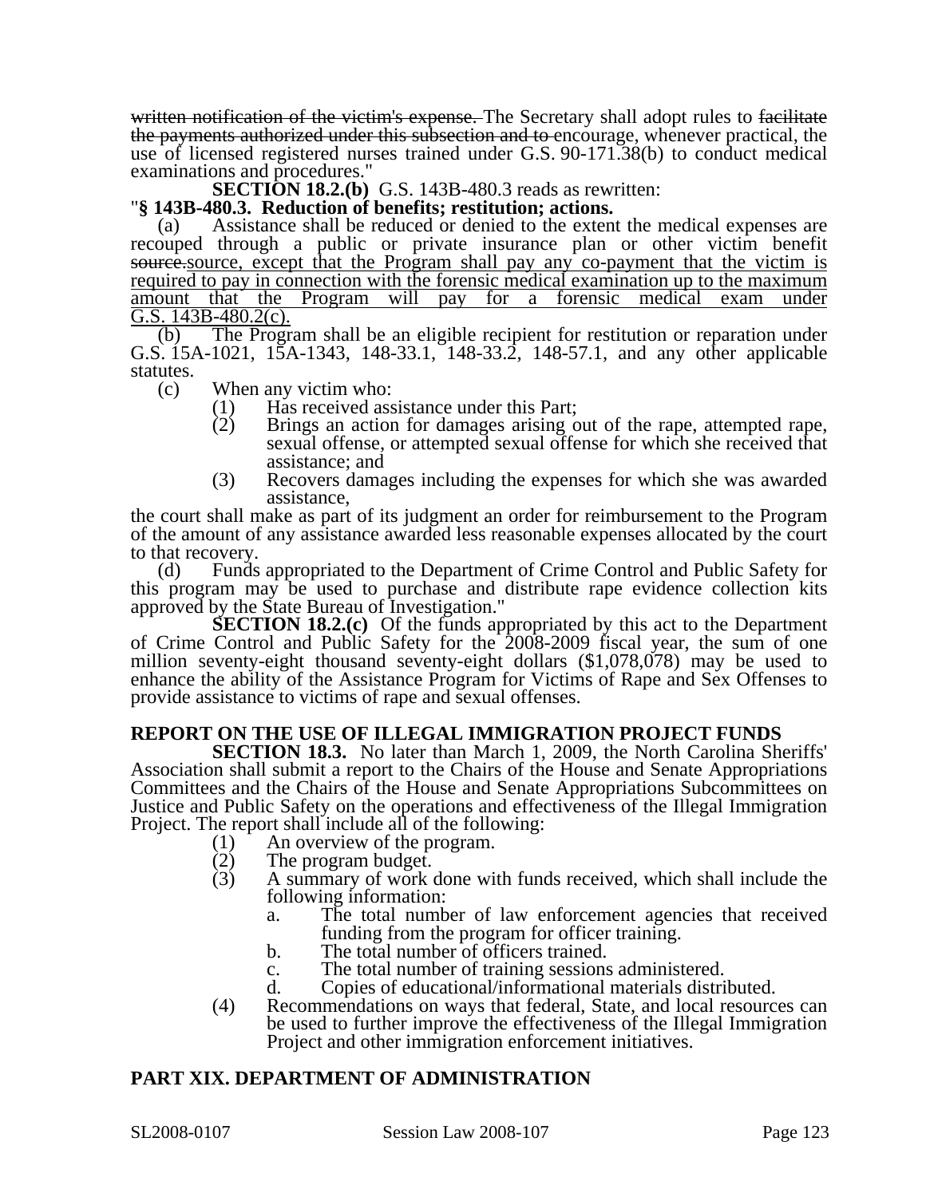~~written notification of the victim's expense.~~ The Secretary shall adopt rules to ~~facilitate the payments authorized under this subsection and to~~ encourage, whenever practical, the use of licensed registered nurses trained under G.S. 90-171.38(b) to conduct medical examinations and procedures."

**SECTION 18.2.(b)** G.S. 143B-480.3 reads as rewritten:

"**§ 143B-480.3. Reduction of benefits; restitution; actions.**

(a) Assistance shall be reduced or denied to the extent the medical expenses are recouped through a public or private insurance plan or other victim benefit ~~source.~~source, except that the Program shall pay any co-payment that the victim is required to pay in connection with the forensic medical examination up to the maximum amount that the Program will pay for a forensic medical exam under G.S. 143B-480.2(c).

(b) The Program shall be an eligible recipient for restitution or reparation under G.S. 15A-1021, 15A-1343, 148-33.1, 148-33.2, 148-57.1, and any other applicable statutes.

(c) When any victim who:

(1) Has received assistance under this Part;
(2) Brings an action for damages arising out of the rape, attempted rape, sexual offense, or attempted sexual offense for which she received that assistance; and
(3) Recovers damages including the expenses for which she was awarded assistance,

the court shall make as part of its judgment an order for reimbursement to the Program of the amount of any assistance awarded less reasonable expenses allocated by the court to that recovery.

(d) Funds appropriated to the Department of Crime Control and Public Safety for this program may be used to purchase and distribute rape evidence collection kits approved by the State Bureau of Investigation."

**SECTION 18.2.(c)** Of the funds appropriated by this act to the Department of Crime Control and Public Safety for the 2008-2009 fiscal year, the sum of one million seventy-eight thousand seventy-eight dollars ($1,078,078) may be used to enhance the ability of the Assistance Program for Victims of Rape and Sex Offenses to provide assistance to victims of rape and sexual offenses.

## REPORT ON THE USE OF ILLEGAL IMMIGRATION PROJECT FUNDS

**SECTION 18.3.** No later than March 1, 2009, the North Carolina Sheriffs' Association shall submit a report to the Chairs of the House and Senate Appropriations Committees and the Chairs of the House and Senate Appropriations Subcommittees on Justice and Public Safety on the operations and effectiveness of the Illegal Immigration Project. The report shall include all of the following:

(1) An overview of the program.
(2) The program budget.
(3) A summary of work done with funds received, which shall include the following information:
    a. The total number of law enforcement agencies that received funding from the program for officer training.
    b. The total number of officers trained.
    c. The total number of training sessions administered.
    d. Copies of educational/informational materials distributed.
(4) Recommendations on ways that federal, State, and local resources can be used to further improve the effectiveness of the Illegal Immigration Project and other immigration enforcement initiatives.

## PART XIX. DEPARTMENT OF ADMINISTRATION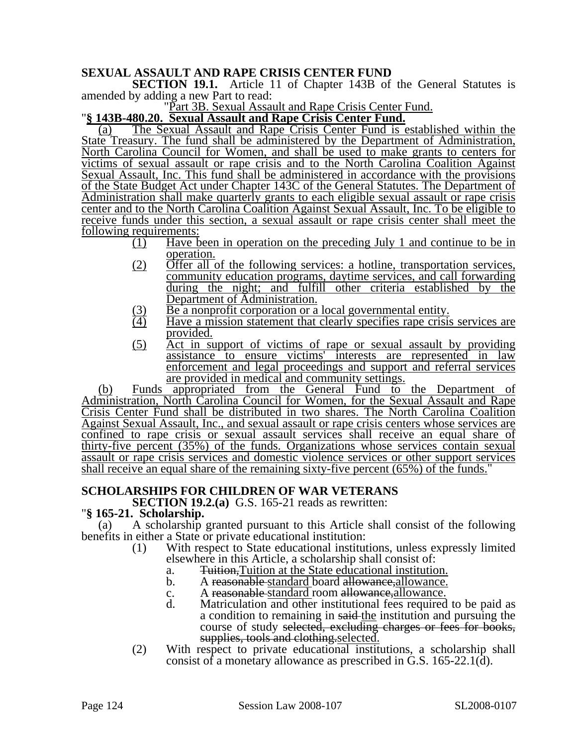**SEXUAL ASSAULT AND RAPE CRISIS CENTER FUND**

**SECTION 19.1.** Article 11 of Chapter 143B of the General Statutes is amended by adding a new Part to read:

"Part 3B. Sexual Assault and Rape Crisis Center Fund.

"**§ 143B-480.20. Sexual Assault and Rape Crisis Center Fund.**

(a) The Sexual Assault and Rape Crisis Center Fund is established within the State Treasury. The fund shall be administered by the Department of Administration, North Carolina Council for Women, and shall be used to make grants to centers for victims of sexual assault or rape crisis and to the North Carolina Coalition Against Sexual Assault, Inc. This fund shall be administered in accordance with the provisions of the State Budget Act under Chapter 143C of the General Statutes. The Department of Administration shall make quarterly grants to each eligible sexual assault or rape crisis center and to the North Carolina Coalition Against Sexual Assault, Inc. To be eligible to receive funds under this section, a sexual assault or rape crisis center shall meet the following requirements:

(1) Have been in operation on the preceding July 1 and continue to be in operation.

(2) Offer all of the following services: a hotline, transportation services, community education programs, daytime services, and call forwarding during the night; and fulfill other criteria established by the Department of Administration.

(3) Be a nonprofit corporation or a local governmental entity.

(4) Have a mission statement that clearly specifies rape crisis services are provided.

(5) Act in support of victims of rape or sexual assault by providing assistance to ensure victims' interests are represented in law enforcement and legal proceedings and support and referral services are provided in medical and community settings.

(b) Funds appropriated from the General Fund to the Department of Administration, North Carolina Council for Women, for the Sexual Assault and Rape Crisis Center Fund shall be distributed in two shares. The North Carolina Coalition Against Sexual Assault, Inc., and sexual assault or rape crisis centers whose services are confined to rape crisis or sexual assault services shall receive an equal share of thirty-five percent (35%) of the funds. Organizations whose services contain sexual assault or rape crisis services and domestic violence services or other support services shall receive an equal share of the remaining sixty-five percent (65%) of the funds."

**SCHOLARSHIPS FOR CHILDREN OF WAR VETERANS**

**SECTION 19.2.(a)** G.S. 165-21 reads as rewritten:

"**§ 165-21. Scholarship.**

(a) A scholarship granted pursuant to this Article shall consist of the following benefits in either a State or private educational institution:

(1) With respect to State educational institutions, unless expressly limited elsewhere in this Article, a scholarship shall consist of:

a. ~~Tuition,~~Tuition at the State educational institution.

b. A ~~reasonable~~ standard board ~~allowance,~~allowance.

c. A ~~reasonable~~ standard room ~~allowance,~~allowance.

d. Matriculation and other institutional fees required to be paid as a condition to remaining in ~~said~~ the institution and pursuing the course of study ~~selected, excluding charges or fees for books, supplies, tools and clothing.~~selected.

(2) With respect to private educational institutions, a scholarship shall consist of a monetary allowance as prescribed in G.S. 165-22.1(d).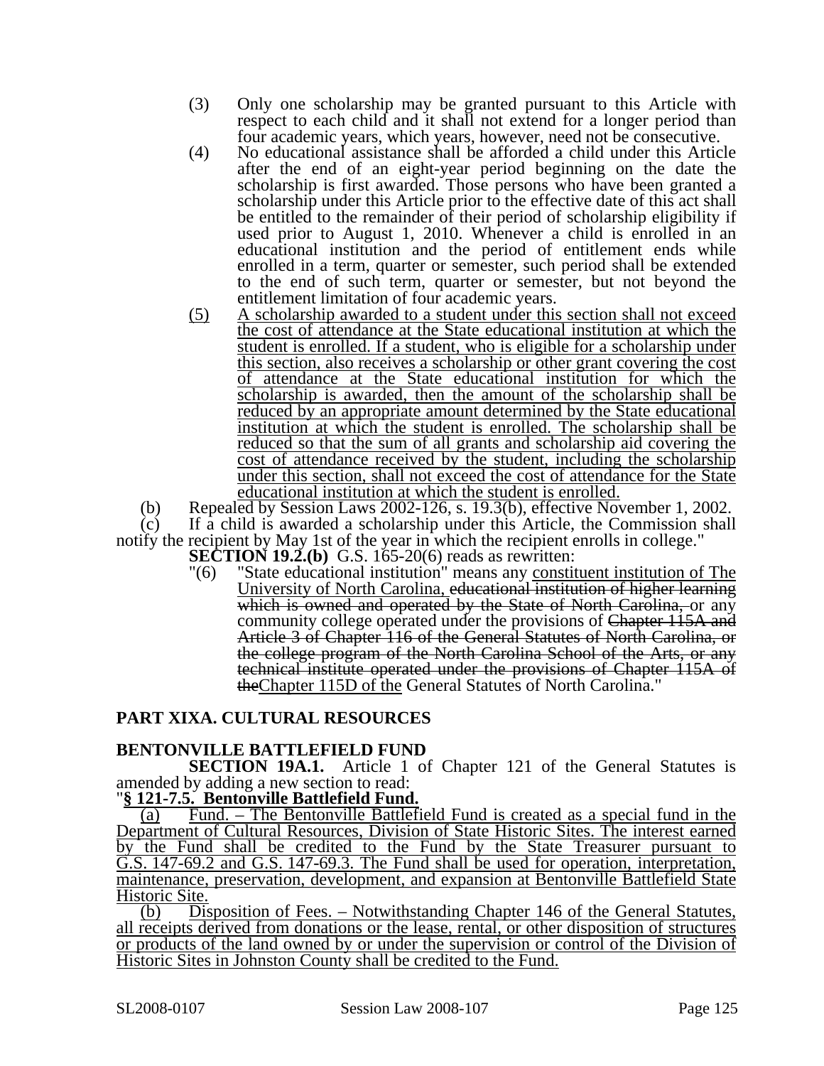(3) Only one scholarship may be granted pursuant to this Article with respect to each child and it shall not extend for a longer period than four academic years, which years, however, need not be consecutive.

(4) No educational assistance shall be afforded a child under this Article after the end of an eight-year period beginning on the date the scholarship is first awarded. Those persons who have been granted a scholarship under this Article prior to the effective date of this act shall be entitled to the remainder of their period of scholarship eligibility if used prior to August 1, 2010. Whenever a child is enrolled in an educational institution and the period of entitlement ends while enrolled in a term, quarter or semester, such period shall be extended to the end of such term, quarter or semester, but not beyond the entitlement limitation of four academic years.

<u>(5) A scholarship awarded to a student under this section shall not exceed the cost of attendance at the State educational institution at which the student is enrolled. If a student, who is eligible for a scholarship under this section, also receives a scholarship or other grant covering the cost of attendance at the State educational institution for which the scholarship is awarded, then the amount of the scholarship shall be reduced by an appropriate amount determined by the State educational institution at which the student is enrolled. The scholarship shall be reduced so that the sum of all grants and scholarship aid covering the cost of attendance received by the student, including the scholarship under this section, shall not exceed the cost of attendance for the State educational institution at which the student is enrolled.</u>

(b) Repealed by Session Laws 2002-126, s. 19.3(b), effective November 1, 2002.

(c) If a child is awarded a scholarship under this Article, the Commission shall notify the recipient by May 1st of the year in which the recipient enrolls in college."

**SECTION 19.2.(b)** G.S. 165-20(6) reads as rewritten:

"(6) "State educational institution" means any <u>constituent institution of The University of North Carolina,</u> ~~educational institution of higher learning which is owned and operated by the State of North Carolina,~~ or any community college operated under the provisions of ~~Chapter 115A and Article 3 of Chapter 116 of the General Statutes of North Carolina, or the college program of the North Carolina School of the Arts, or any technical institute operated under the provisions of Chapter 115A of the~~<u>Chapter 115D of the</u> General Statutes of North Carolina."

## PART XIXA. CULTURAL RESOURCES

### BENTONVILLE BATTLEFIELD FUND

**SECTION 19A.1.** Article 1 of Chapter 121 of the General Statutes is amended by adding a new section to read:

"**<u>§ 121-7.5. Bentonville Battlefield Fund.</u>**

<u>(a) Fund. – The Bentonville Battlefield Fund is created as a special fund in the Department of Cultural Resources, Division of State Historic Sites. The interest earned by the Fund shall be credited to the Fund by the State Treasurer pursuant to G.S. 147-69.2 and G.S. 147-69.3. The Fund shall be used for operation, interpretation, maintenance, preservation, development, and expansion at Bentonville Battlefield State Historic Site.</u>

<u>(b) Disposition of Fees. – Notwithstanding Chapter 146 of the General Statutes, all receipts derived from donations or the lease, rental, or other disposition of structures or products of the land owned by or under the supervision or control of the Division of Historic Sites in Johnston County shall be credited to the Fund.</u>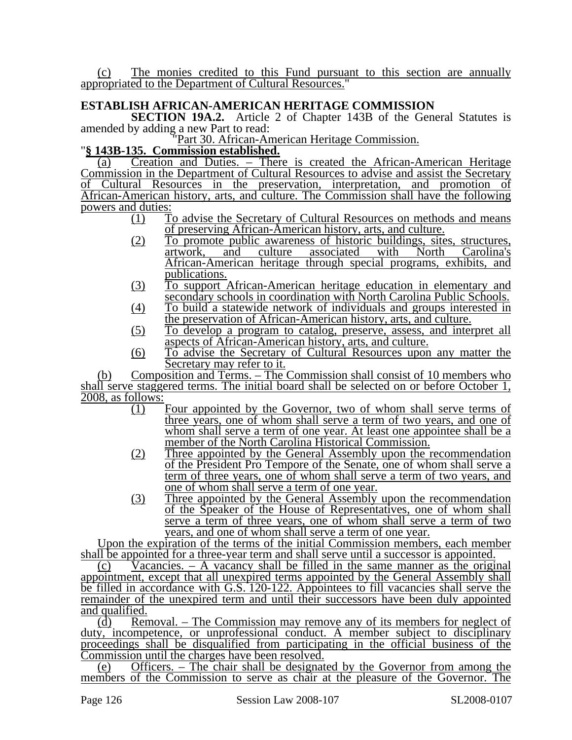(c) The monies credited to this Fund pursuant to this section are annually appropriated to the Department of Cultural Resources."

**ESTABLISH AFRICAN-AMERICAN HERITAGE COMMISSION**

**SECTION 19A.2.** Article 2 of Chapter 143B of the General Statutes is amended by adding a new Part to read:

"Part 30. African-American Heritage Commission.

"**§ 143B-135. Commission established.**

(a) Creation and Duties. – There is created the African-American Heritage Commission in the Department of Cultural Resources to advise and assist the Secretary of Cultural Resources in the preservation, interpretation, and promotion of African-American history, arts, and culture. The Commission shall have the following powers and duties:

(1) To advise the Secretary of Cultural Resources on methods and means of preserving African-American history, arts, and culture.
(2) To promote public awareness of historic buildings, sites, structures, artwork, and culture associated with North Carolina's African-American heritage through special programs, exhibits, and publications.
(3) To support African-American heritage education in elementary and secondary schools in coordination with North Carolina Public Schools.
(4) To build a statewide network of individuals and groups interested in the preservation of African-American history, arts, and culture.
(5) To develop a program to catalog, preserve, assess, and interpret all aspects of African-American history, arts, and culture.
(6) To advise the Secretary of Cultural Resources upon any matter the Secretary may refer to it.

(b) Composition and Terms. – The Commission shall consist of 10 members who shall serve staggered terms. The initial board shall be selected on or before October 1, 2008, as follows:

(1) Four appointed by the Governor, two of whom shall serve terms of three years, one of whom shall serve a term of two years, and one of whom shall serve a term of one year. At least one appointee shall be a member of the North Carolina Historical Commission.
(2) Three appointed by the General Assembly upon the recommendation of the President Pro Tempore of the Senate, one of whom shall serve a term of three years, one of whom shall serve a term of two years, and one of whom shall serve a term of one year.
(3) Three appointed by the General Assembly upon the recommendation of the Speaker of the House of Representatives, one of whom shall serve a term of three years, one of whom shall serve a term of two years, and one of whom shall serve a term of one year.

Upon the expiration of the terms of the initial Commission members, each member shall be appointed for a three-year term and shall serve until a successor is appointed.

(c) Vacancies. – A vacancy shall be filled in the same manner as the original appointment, except that all unexpired terms appointed by the General Assembly shall be filled in accordance with G.S. 120-122. Appointees to fill vacancies shall serve the remainder of the unexpired term and until their successors have been duly appointed and qualified.

(d) Removal. – The Commission may remove any of its members for neglect of duty, incompetence, or unprofessional conduct. A member subject to disciplinary proceedings shall be disqualified from participating in the official business of the Commission until the charges have been resolved.

(e) Officers. – The chair shall be designated by the Governor from among the members of the Commission to serve as chair at the pleasure of the Governor. The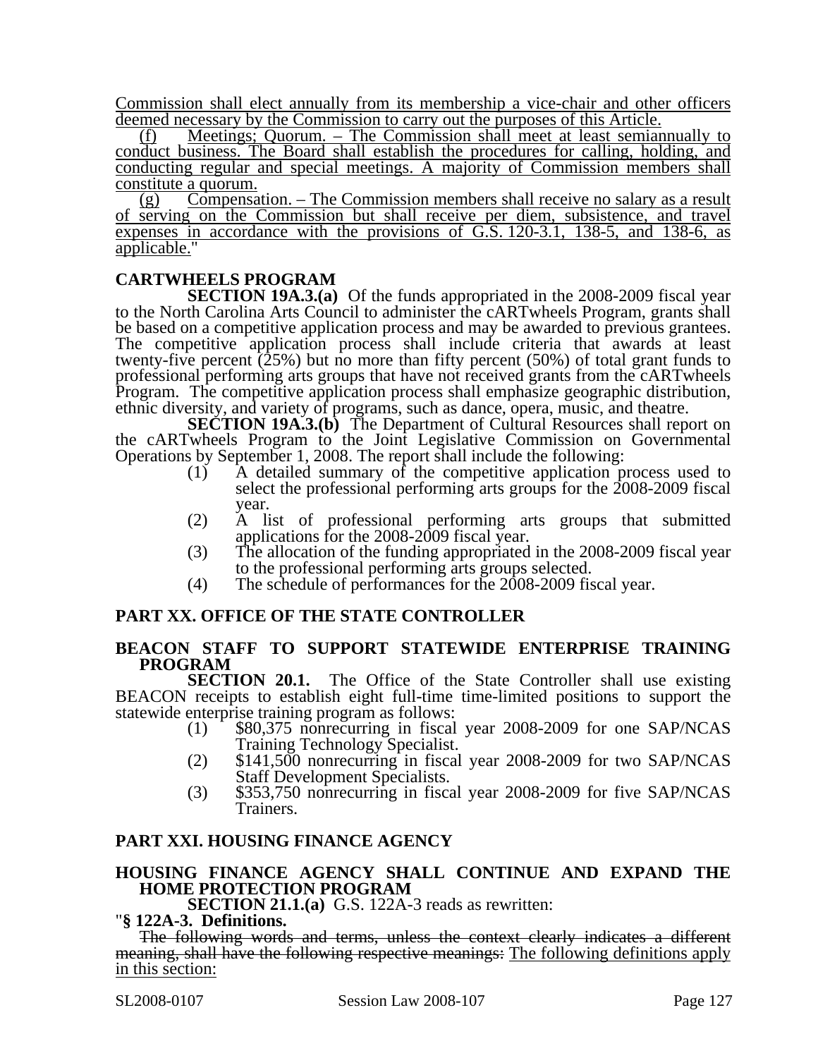Commission shall elect annually from its membership a vice-chair and other officers deemed necessary by the Commission to carry out the purposes of this Article.

(f) Meetings; Quorum. – The Commission shall meet at least semiannually to conduct business. The Board shall establish the procedures for calling, holding, and conducting regular and special meetings. A majority of Commission members shall constitute a quorum.

(g) Compensation. – The Commission members shall receive no salary as a result of serving on the Commission but shall receive per diem, subsistence, and travel expenses in accordance with the provisions of G.S. 120-3.1, 138-5, and 138-6, as applicable."

### CARTWHEELS PROGRAM

**SECTION 19A.3.(a)** Of the funds appropriated in the 2008-2009 fiscal year to the North Carolina Arts Council to administer the cARTwheels Program, grants shall be based on a competitive application process and may be awarded to previous grantees. The competitive application process shall include criteria that awards at least twenty-five percent (25%) but no more than fifty percent (50%) of total grant funds to professional performing arts groups that have not received grants from the cARTwheels Program. The competitive application process shall emphasize geographic distribution, ethnic diversity, and variety of programs, such as dance, opera, music, and theatre.

**SECTION 19A.3.(b)** The Department of Cultural Resources shall report on the cARTwheels Program to the Joint Legislative Commission on Governmental Operations by September 1, 2008. The report shall include the following:

(1) A detailed summary of the competitive application process used to select the professional performing arts groups for the 2008-2009 fiscal year.
(2) A list of professional performing arts groups that submitted applications for the 2008-2009 fiscal year.
(3) The allocation of the funding appropriated in the 2008-2009 fiscal year to the professional performing arts groups selected.
(4) The schedule of performances for the 2008-2009 fiscal year.

## PART XX. OFFICE OF THE STATE CONTROLLER

### BEACON STAFF TO SUPPORT STATEWIDE ENTERPRISE TRAINING PROGRAM

**SECTION 20.1.** The Office of the State Controller shall use existing BEACON receipts to establish eight full-time time-limited positions to support the statewide enterprise training program as follows:

(1) $80,375 nonrecurring in fiscal year 2008-2009 for one SAP/NCAS Training Technology Specialist.
(2) $141,500 nonrecurring in fiscal year 2008-2009 for two SAP/NCAS Staff Development Specialists.
(3) $353,750 nonrecurring in fiscal year 2008-2009 for five SAP/NCAS Trainers.

## PART XXI. HOUSING FINANCE AGENCY

### HOUSING FINANCE AGENCY SHALL CONTINUE AND EXPAND THE HOME PROTECTION PROGRAM

**SECTION 21.1.(a)** G.S. 122A-3 reads as rewritten:

"**§ 122A-3. Definitions.**

~~The following words and terms, unless the context clearly indicates a different meaning, shall have the following respective meanings:~~ The following definitions apply in this section: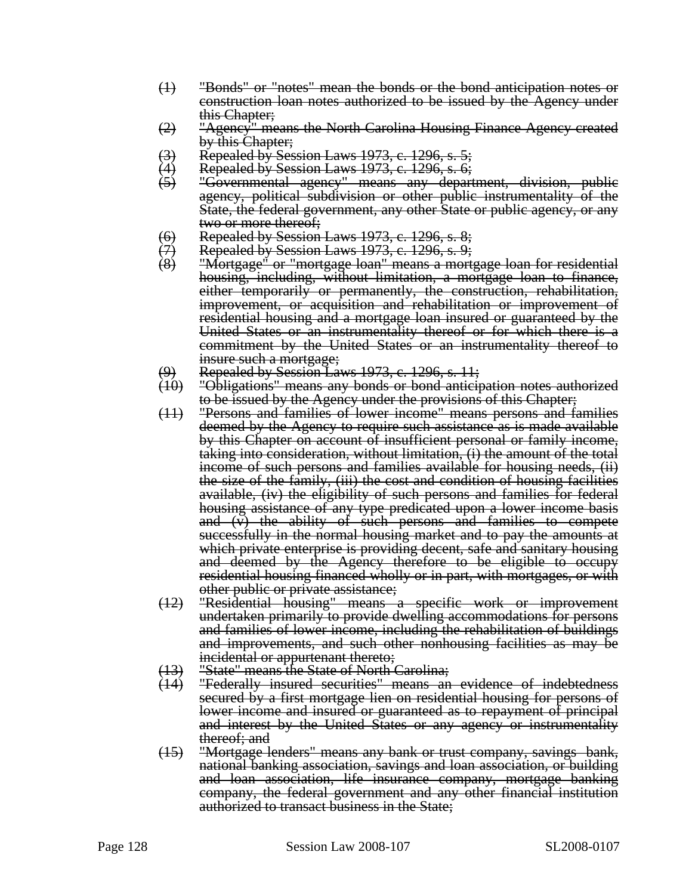~~(1) "Bonds" or "notes" mean the bonds or the bond anticipation notes or construction loan notes authorized to be issued by the Agency under this Chapter;~~

~~(2) "Agency" means the North Carolina Housing Finance Agency created by this Chapter;~~

~~(3) Repealed by Session Laws 1973, c. 1296, s. 5;~~

~~(4) Repealed by Session Laws 1973, c. 1296, s. 6;~~

~~(5) "Governmental agency" means any department, division, public agency, political subdivision or other public instrumentality of the State, the federal government, any other State or public agency, or any two or more thereof;~~

~~(6) Repealed by Session Laws 1973, c. 1296, s. 8;~~

~~(7) Repealed by Session Laws 1973, c. 1296, s. 9;~~

~~(8) "Mortgage" or "mortgage loan" means a mortgage loan for residential housing, including, without limitation, a mortgage loan to finance, either temporarily or permanently, the construction, rehabilitation, improvement, or acquisition and rehabilitation or improvement of residential housing and a mortgage loan insured or guaranteed by the United States or an instrumentality thereof or for which there is a commitment by the United States or an instrumentality thereof to insure such a mortgage;~~

~~(9) Repealed by Session Laws 1973, c. 1296, s. 11;~~

~~(10) "Obligations" means any bonds or bond anticipation notes authorized to be issued by the Agency under the provisions of this Chapter;~~

~~(11) "Persons and families of lower income" means persons and families deemed by the Agency to require such assistance as is made available by this Chapter on account of insufficient personal or family income, taking into consideration, without limitation, (i) the amount of the total income of such persons and families available for housing needs, (ii) the size of the family, (iii) the cost and condition of housing facilities available, (iv) the eligibility of such persons and families for federal housing assistance of any type predicated upon a lower income basis and (v) the ability of such persons and families to compete successfully in the normal housing market and to pay the amounts at which private enterprise is providing decent, safe and sanitary housing and deemed by the Agency therefore to be eligible to occupy residential housing financed wholly or in part, with mortgages, or with other public or private assistance;~~

~~(12) "Residential housing" means a specific work or improvement undertaken primarily to provide dwelling accommodations for persons and families of lower income, including the rehabilitation of buildings and improvements, and such other nonhousing facilities as may be incidental or appurtenant thereto;~~

~~(13) "State" means the State of North Carolina;~~

~~(14) "Federally insured securities" means an evidence of indebtedness secured by a first mortgage lien on residential housing for persons of lower income and insured or guaranteed as to repayment of principal and interest by the United States or any agency or instrumentality thereof; and~~

~~(15) "Mortgage lenders" means any bank or trust company, savings bank, national banking association, savings and loan association, or building and loan association, life insurance company, mortgage banking company, the federal government and any other financial institution authorized to transact business in the State;~~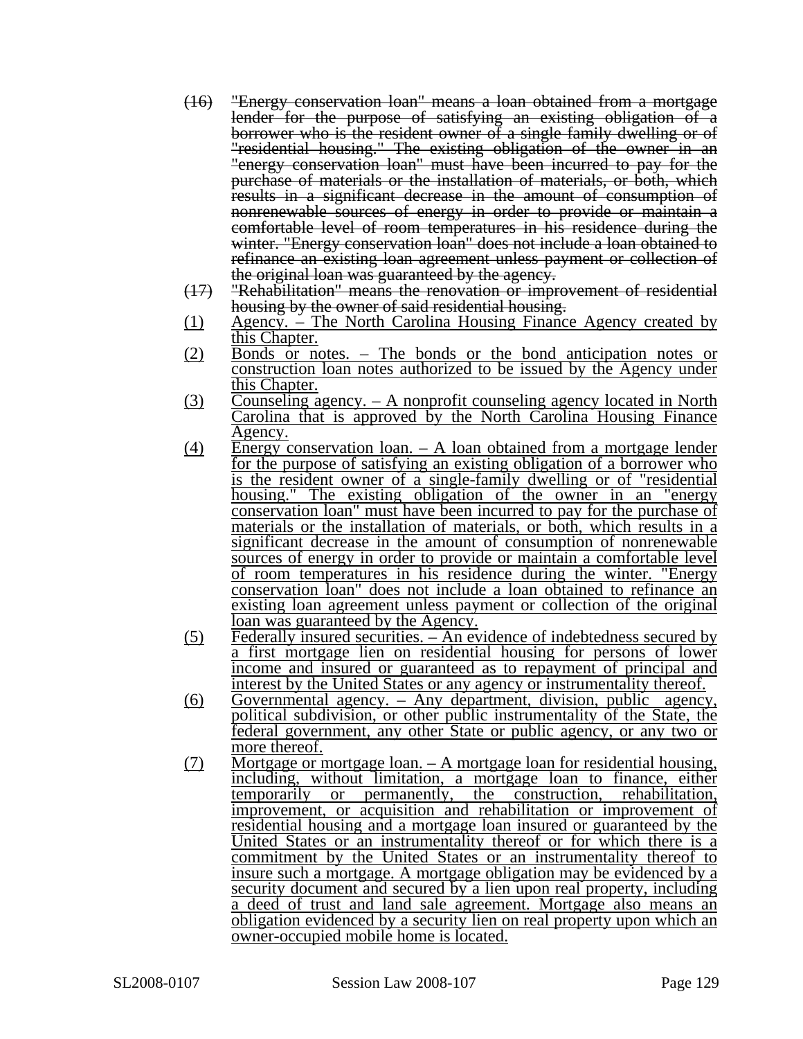~~(16) "Energy conservation loan" means a loan obtained from a mortgage lender for the purpose of satisfying an existing obligation of a borrower who is the resident owner of a single family dwelling or of "residential housing." The existing obligation of the owner in an "energy conservation loan" must have been incurred to pay for the purchase of materials or the installation of materials, or both, which results in a significant decrease in the amount of consumption of nonrenewable sources of energy in order to provide or maintain a comfortable level of room temperatures in his residence during the winter. "Energy conservation loan" does not include a loan obtained to refinance an existing loan agreement unless payment or collection of the original loan was guaranteed by the agency.~~

~~(17) "Rehabilitation" means the renovation or improvement of residential housing by the owner of said residential housing.~~

<u>(1) Agency. – The North Carolina Housing Finance Agency created by this Chapter.</u>

<u>(2) Bonds or notes. – The bonds or the bond anticipation notes or construction loan notes authorized to be issued by the Agency under this Chapter.</u>

<u>(3) Counseling agency. – A nonprofit counseling agency located in North Carolina that is approved by the North Carolina Housing Finance Agency.</u>

<u>(4) Energy conservation loan. – A loan obtained from a mortgage lender for the purpose of satisfying an existing obligation of a borrower who is the resident owner of a single-family dwelling or of "residential housing." The existing obligation of the owner in an "energy conservation loan" must have been incurred to pay for the purchase of materials or the installation of materials, or both, which results in a significant decrease in the amount of consumption of nonrenewable sources of energy in order to provide or maintain a comfortable level of room temperatures in his residence during the winter. "Energy conservation loan" does not include a loan obtained to refinance an existing loan agreement unless payment or collection of the original loan was guaranteed by the Agency.</u>

<u>(5) Federally insured securities. – An evidence of indebtedness secured by a first mortgage lien on residential housing for persons of lower income and insured or guaranteed as to repayment of principal and interest by the United States or any agency or instrumentality thereof.</u>

<u>(6) Governmental agency. – Any department, division, public agency, political subdivision, or other public instrumentality of the State, the federal government, any other State or public agency, or any two or more thereof.</u>

<u>(7) Mortgage or mortgage loan. – A mortgage loan for residential housing, including, without limitation, a mortgage loan to finance, either temporarily or permanently, the construction, rehabilitation, improvement, or acquisition and rehabilitation or improvement of residential housing and a mortgage loan insured or guaranteed by the United States or an instrumentality thereof or for which there is a commitment by the United States or an instrumentality thereof to insure such a mortgage. A mortgage obligation may be evidenced by a security document and secured by a lien upon real property, including a deed of trust and land sale agreement. Mortgage also means an obligation evidenced by a security lien on real property upon which an owner-occupied mobile home is located.</u>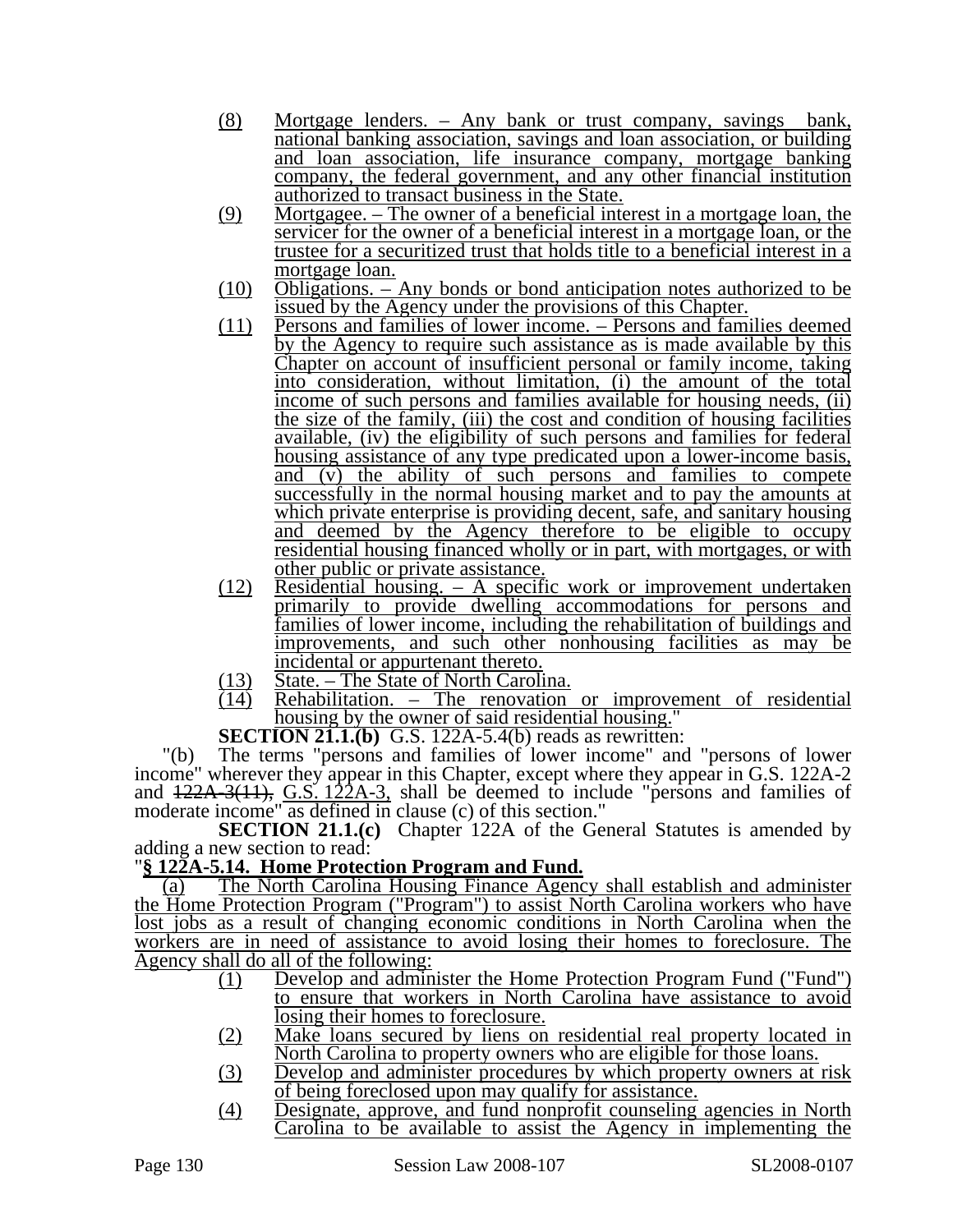(8) Mortgage lenders. – Any bank or trust company, savings bank, national banking association, savings and loan association, or building and loan association, life insurance company, mortgage banking company, the federal government, and any other financial institution authorized to transact business in the State.

(9) Mortgagee. – The owner of a beneficial interest in a mortgage loan, the servicer for the owner of a beneficial interest in a mortgage loan, or the trustee for a securitized trust that holds title to a beneficial interest in a mortgage loan.

(10) Obligations. – Any bonds or bond anticipation notes authorized to be issued by the Agency under the provisions of this Chapter.

(11) Persons and families of lower income. – Persons and families deemed by the Agency to require such assistance as is made available by this Chapter on account of insufficient personal or family income, taking into consideration, without limitation, (i) the amount of the total income of such persons and families available for housing needs, (ii) the size of the family, (iii) the cost and condition of housing facilities available, (iv) the eligibility of such persons and families for federal housing assistance of any type predicated upon a lower-income basis, and (v) the ability of such persons and families to compete successfully in the normal housing market and to pay the amounts at which private enterprise is providing decent, safe, and sanitary housing and deemed by the Agency therefore to be eligible to occupy residential housing financed wholly or in part, with mortgages, or with other public or private assistance.

(12) Residential housing. – A specific work or improvement undertaken primarily to provide dwelling accommodations for persons and families of lower income, including the rehabilitation of buildings and improvements, and such other nonhousing facilities as may be incidental or appurtenant thereto.

(13) State. – The State of North Carolina.

(14) Rehabilitation. – The renovation or improvement of residential housing by the owner of said residential housing."

**SECTION 21.1.(b)** G.S. 122A-5.4(b) reads as rewritten:

"(b) The terms "persons and families of lower income" and "persons of lower income" wherever they appear in this Chapter, except where they appear in G.S. 122A-2 and ~~122A-3(11),~~ G.S. 122A-3, shall be deemed to include "persons and families of moderate income" as defined in clause (c) of this section."

**SECTION 21.1.(c)** Chapter 122A of the General Statutes is amended by adding a new section to read:

"**§ 122A-5.14. Home Protection Program and Fund.**

(a) The North Carolina Housing Finance Agency shall establish and administer the Home Protection Program ("Program") to assist North Carolina workers who have lost jobs as a result of changing economic conditions in North Carolina when the workers are in need of assistance to avoid losing their homes to foreclosure. The Agency shall do all of the following:

(1) Develop and administer the Home Protection Program Fund ("Fund") to ensure that workers in North Carolina have assistance to avoid losing their homes to foreclosure.

(2) Make loans secured by liens on residential real property located in North Carolina to property owners who are eligible for those loans.

(3) Develop and administer procedures by which property owners at risk of being foreclosed upon may qualify for assistance.

(4) Designate, approve, and fund nonprofit counseling agencies in North Carolina to be available to assist the Agency in implementing the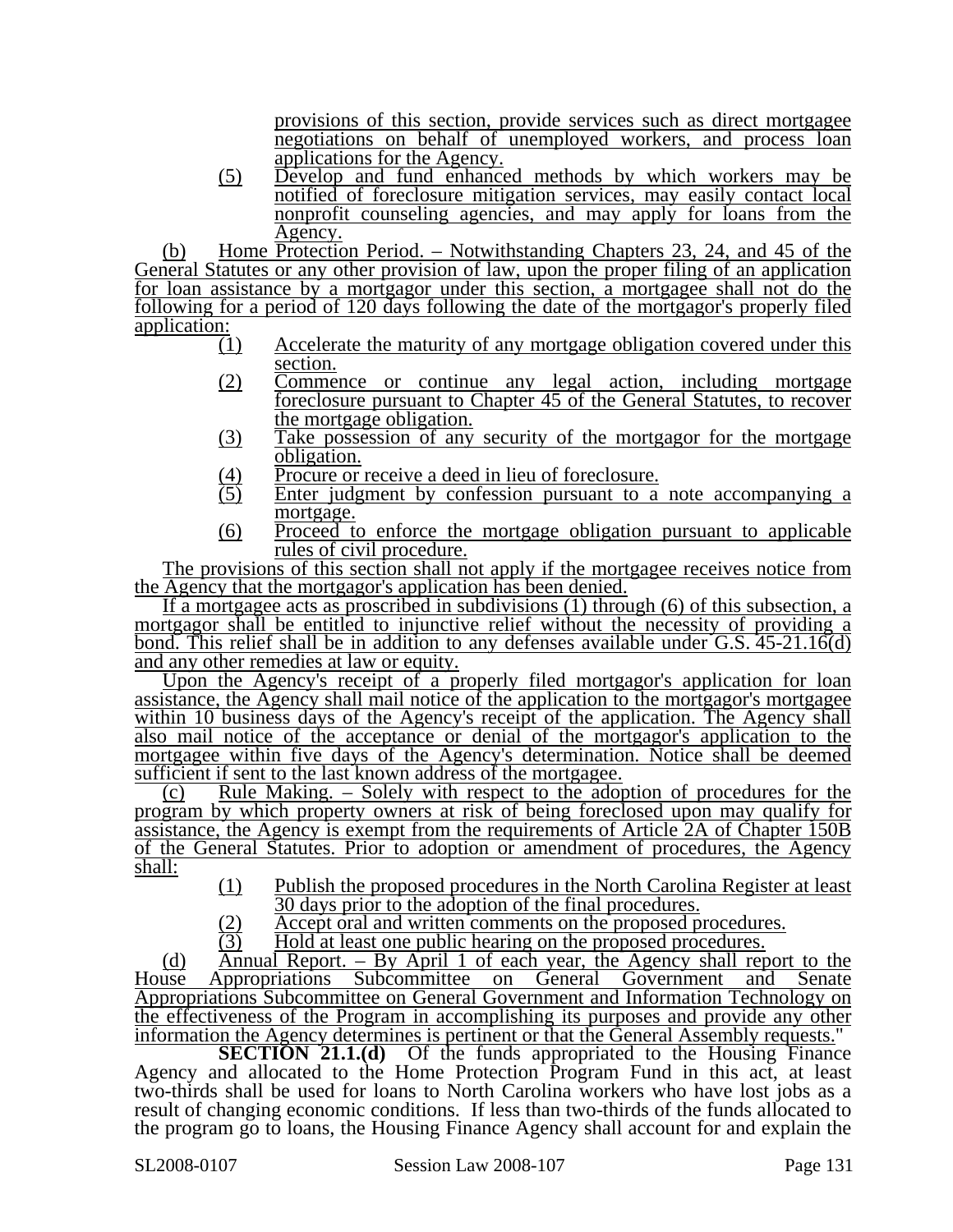provisions of this section, provide services such as direct mortgagee negotiations on behalf of unemployed workers, and process loan applications for the Agency.

(5) Develop and fund enhanced methods by which workers may be notified of foreclosure mitigation services, may easily contact local nonprofit counseling agencies, and may apply for loans from the Agency.

(b) Home Protection Period. – Notwithstanding Chapters 23, 24, and 45 of the General Statutes or any other provision of law, upon the proper filing of an application for loan assistance by a mortgagor under this section, a mortgagee shall not do the following for a period of 120 days following the date of the mortgagor's properly filed application:

(1) Accelerate the maturity of any mortgage obligation covered under this section.
(2) Commence or continue any legal action, including mortgage foreclosure pursuant to Chapter 45 of the General Statutes, to recover the mortgage obligation.
(3) Take possession of any security of the mortgagor for the mortgage obligation.
(4) Procure or receive a deed in lieu of foreclosure.
(5) Enter judgment by confession pursuant to a note accompanying a mortgage.
(6) Proceed to enforce the mortgage obligation pursuant to applicable rules of civil procedure.

The provisions of this section shall not apply if the mortgagee receives notice from the Agency that the mortgagor's application has been denied.

If a mortgagee acts as proscribed in subdivisions (1) through (6) of this subsection, a mortgagor shall be entitled to injunctive relief without the necessity of providing a bond. This relief shall be in addition to any defenses available under G.S. 45-21.16(d) and any other remedies at law or equity.

Upon the Agency's receipt of a properly filed mortgagor's application for loan assistance, the Agency shall mail notice of the application to the mortgagor's mortgagee within 10 business days of the Agency's receipt of the application. The Agency shall also mail notice of the acceptance or denial of the mortgagor's application to the mortgagee within five days of the Agency's determination. Notice shall be deemed sufficient if sent to the last known address of the mortgagee.

(c) Rule Making. – Solely with respect to the adoption of procedures for the program by which property owners at risk of being foreclosed upon may qualify for assistance, the Agency is exempt from the requirements of Article 2A of Chapter 150B of the General Statutes. Prior to adoption or amendment of procedures, the Agency shall:

(1) Publish the proposed procedures in the North Carolina Register at least 30 days prior to the adoption of the final procedures.
(2) Accept oral and written comments on the proposed procedures.
(3) Hold at least one public hearing on the proposed procedures.

(d) Annual Report. – By April 1 of each year, the Agency shall report to the House Appropriations Subcommittee on General Government and Senate Appropriations Subcommittee on General Government and Information Technology on the effectiveness of the Program in accomplishing its purposes and provide any other information the Agency determines is pertinent or that the General Assembly requests."

**SECTION 21.1.(d)** Of the funds appropriated to the Housing Finance Agency and allocated to the Home Protection Program Fund in this act, at least two-thirds shall be used for loans to North Carolina workers who have lost jobs as a result of changing economic conditions. If less than two-thirds of the funds allocated to the program go to loans, the Housing Finance Agency shall account for and explain the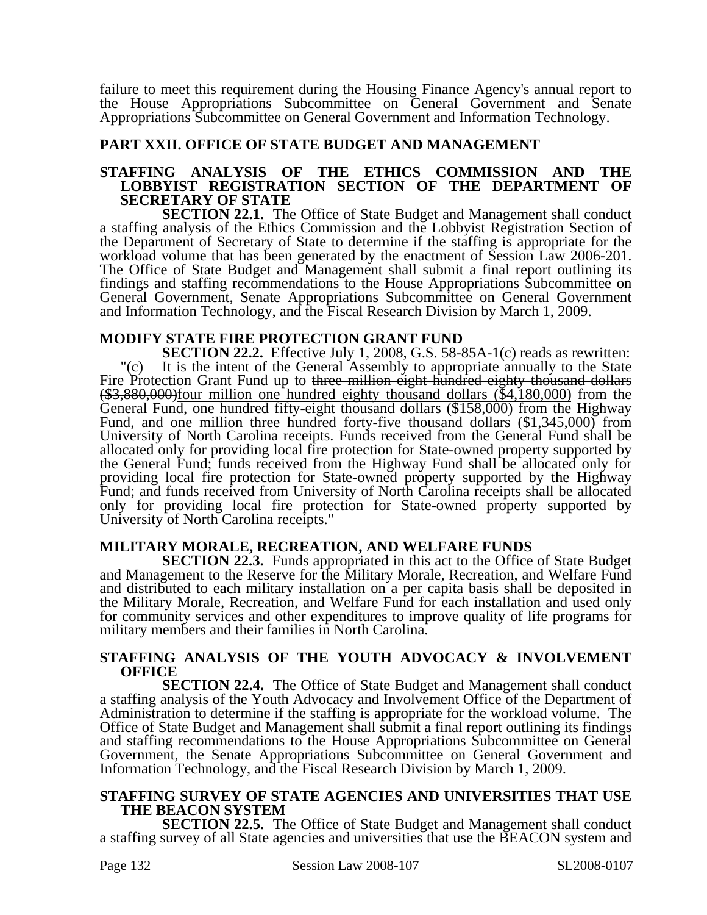failure to meet this requirement during the Housing Finance Agency's annual report to the House Appropriations Subcommittee on General Government and Senate Appropriations Subcommittee on General Government and Information Technology.

## PART XXII. OFFICE OF STATE BUDGET AND MANAGEMENT

### STAFFING ANALYSIS OF THE ETHICS COMMISSION AND THE LOBBYIST REGISTRATION SECTION OF THE DEPARTMENT OF SECRETARY OF STATE

**SECTION 22.1.** The Office of State Budget and Management shall conduct a staffing analysis of the Ethics Commission and the Lobbyist Registration Section of the Department of Secretary of State to determine if the staffing is appropriate for the workload volume that has been generated by the enactment of Session Law 2006-201. The Office of State Budget and Management shall submit a final report outlining its findings and staffing recommendations to the House Appropriations Subcommittee on General Government, Senate Appropriations Subcommittee on General Government and Information Technology, and the Fiscal Research Division by March 1, 2009.

### MODIFY STATE FIRE PROTECTION GRANT FUND

**SECTION 22.2.** Effective July 1, 2008, G.S. 58-85A-1(c) reads as rewritten:

"(c) It is the intent of the General Assembly to appropriate annually to the State Fire Protection Grant Fund up to ~~three million eight hundred eighty thousand dollars ($3,880,000)~~four million one hundred eighty thousand dollars ($4,180,000) from the General Fund, one hundred fifty-eight thousand dollars ($158,000) from the Highway Fund, and one million three hundred forty-five thousand dollars ($1,345,000) from University of North Carolina receipts. Funds received from the General Fund shall be allocated only for providing local fire protection for State-owned property supported by the General Fund; funds received from the Highway Fund shall be allocated only for providing local fire protection for State-owned property supported by the Highway Fund; and funds received from University of North Carolina receipts shall be allocated only for providing local fire protection for State-owned property supported by University of North Carolina receipts."

### MILITARY MORALE, RECREATION, AND WELFARE FUNDS

**SECTION 22.3.** Funds appropriated in this act to the Office of State Budget and Management to the Reserve for the Military Morale, Recreation, and Welfare Fund and distributed to each military installation on a per capita basis shall be deposited in the Military Morale, Recreation, and Welfare Fund for each installation and used only for community services and other expenditures to improve quality of life programs for military members and their families in North Carolina.

### STAFFING ANALYSIS OF THE YOUTH ADVOCACY & INVOLVEMENT OFFICE

**SECTION 22.4.** The Office of State Budget and Management shall conduct a staffing analysis of the Youth Advocacy and Involvement Office of the Department of Administration to determine if the staffing is appropriate for the workload volume. The Office of State Budget and Management shall submit a final report outlining its findings and staffing recommendations to the House Appropriations Subcommittee on General Government, the Senate Appropriations Subcommittee on General Government and Information Technology, and the Fiscal Research Division by March 1, 2009.

### STAFFING SURVEY OF STATE AGENCIES AND UNIVERSITIES THAT USE THE BEACON SYSTEM

**SECTION 22.5.** The Office of State Budget and Management shall conduct a staffing survey of all State agencies and universities that use the BEACON system and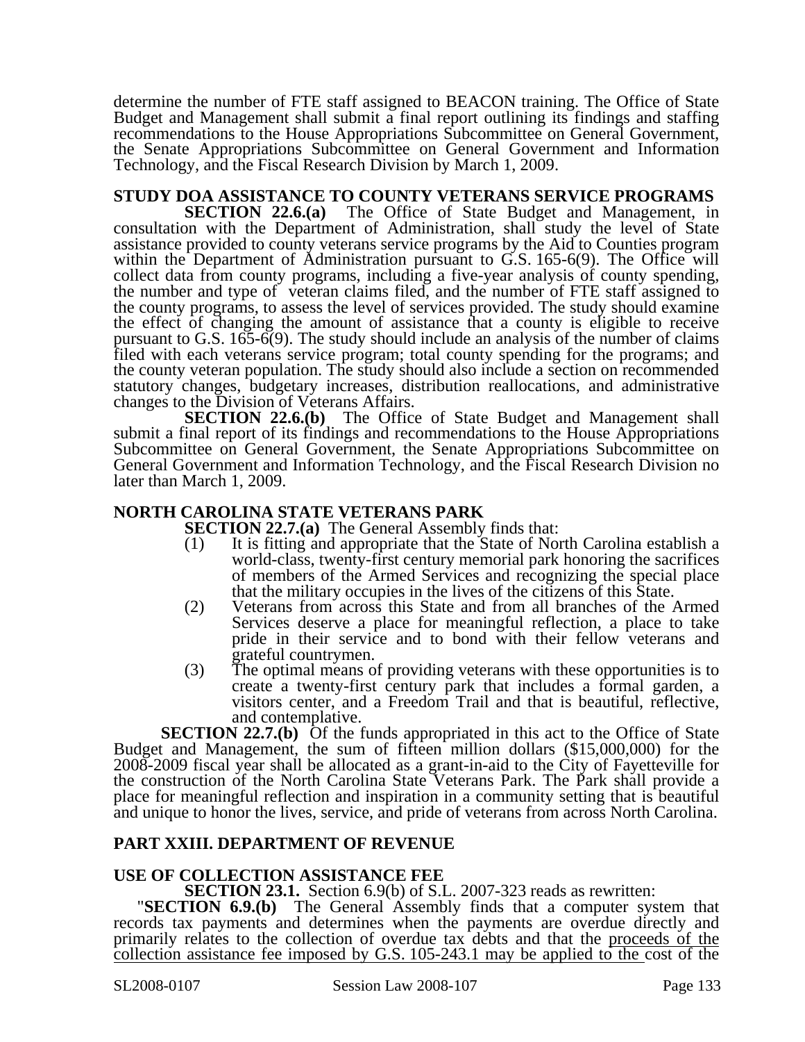determine the number of FTE staff assigned to BEACON training. The Office of State Budget and Management shall submit a final report outlining its findings and staffing recommendations to the House Appropriations Subcommittee on General Government, the Senate Appropriations Subcommittee on General Government and Information Technology, and the Fiscal Research Division by March 1, 2009.

**STUDY DOA ASSISTANCE TO COUNTY VETERANS SERVICE PROGRAMS**

**SECTION 22.6.(a)** The Office of State Budget and Management, in consultation with the Department of Administration, shall study the level of State assistance provided to county veterans service programs by the Aid to Counties program within the Department of Administration pursuant to G.S. 165-6(9). The Office will collect data from county programs, including a five-year analysis of county spending, the number and type of veteran claims filed, and the number of FTE staff assigned to the county programs, to assess the level of services provided. The study should examine the effect of changing the amount of assistance that a county is eligible to receive pursuant to G.S. 165-6(9). The study should include an analysis of the number of claims filed with each veterans service program; total county spending for the programs; and the county veteran population. The study should also include a section on recommended statutory changes, budgetary increases, distribution reallocations, and administrative changes to the Division of Veterans Affairs.

**SECTION 22.6.(b)** The Office of State Budget and Management shall submit a final report of its findings and recommendations to the House Appropriations Subcommittee on General Government, the Senate Appropriations Subcommittee on General Government and Information Technology, and the Fiscal Research Division no later than March 1, 2009.

**NORTH CAROLINA STATE VETERANS PARK**

**SECTION 22.7.(a)** The General Assembly finds that:

(1) It is fitting and appropriate that the State of North Carolina establish a world-class, twenty-first century memorial park honoring the sacrifices of members of the Armed Services and recognizing the special place that the military occupies in the lives of the citizens of this State.

(2) Veterans from across this State and from all branches of the Armed Services deserve a place for meaningful reflection, a place to take pride in their service and to bond with their fellow veterans and grateful countrymen.

(3) The optimal means of providing veterans with these opportunities is to create a twenty-first century park that includes a formal garden, a visitors center, and a Freedom Trail and that is beautiful, reflective, and contemplative.

**SECTION 22.7.(b)** Of the funds appropriated in this act to the Office of State Budget and Management, the sum of fifteen million dollars ($15,000,000) for the 2008-2009 fiscal year shall be allocated as a grant-in-aid to the City of Fayetteville for the construction of the North Carolina State Veterans Park. The Park shall provide a place for meaningful reflection and inspiration in a community setting that is beautiful and unique to honor the lives, service, and pride of veterans from across North Carolina.

**PART XXIII. DEPARTMENT OF REVENUE**

**USE OF COLLECTION ASSISTANCE FEE**

**SECTION 23.1.** Section 6.9(b) of S.L. 2007-323 reads as rewritten:

"**SECTION 6.9.(b)** The General Assembly finds that a computer system that records tax payments and determines when the payments are overdue directly and primarily relates to the collection of overdue tax debts and that the <u>proceeds of the collection assistance fee imposed by G.S. 105-243.1 may be applied to the</u> cost of the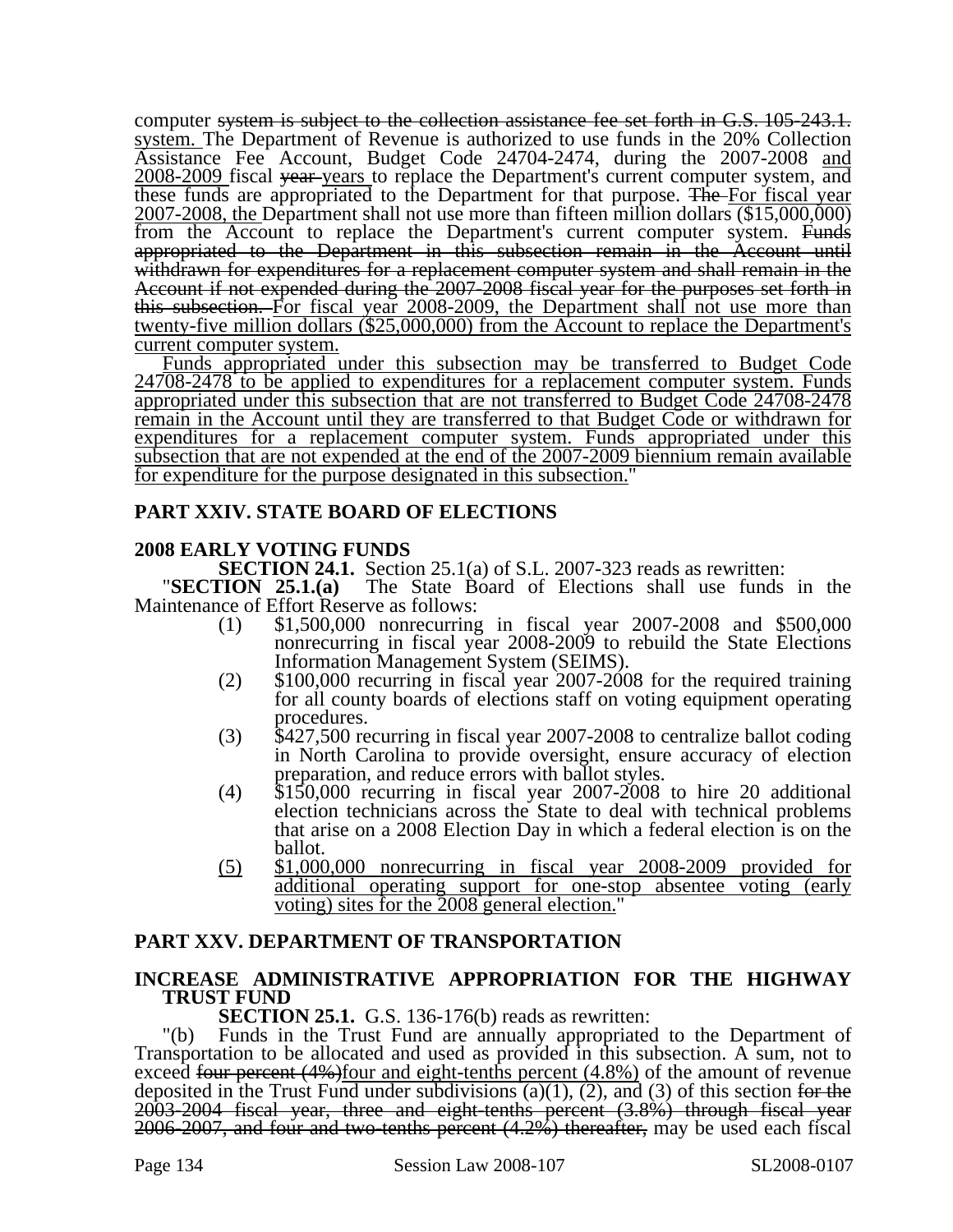computer ~~system is subject to the collection assistance fee set forth in G.S. 105-243.1.~~ <u>system.</u> The Department of Revenue is authorized to use funds in the 20% Collection Assistance Fee Account, Budget Code 24704-2474, during the 2007-2008 <u>and 2008-2009</u> fiscal ~~year~~ <u>years</u> to replace the Department's current computer system, and these funds are appropriated to the Department for that purpose. ~~The~~ <u>For fiscal year 2007-2008, the</u> Department shall not use more than fifteen million dollars ($15,000,000) from the Account to replace the Department's current computer system. ~~Funds appropriated to the Department in this subsection remain in the Account until withdrawn for expenditures for a replacement computer system and shall remain in the Account if not expended during the 2007-2008 fiscal year for the purposes set forth in this subsection.~~ <u>For fiscal year 2008-2009, the Department shall not use more than twenty-five million dollars ($25,000,000) from the Account to replace the Department's current computer system.</u>

<u>Funds appropriated under this subsection may be transferred to Budget Code 24708-2478 to be applied to expenditures for a replacement computer system. Funds appropriated under this subsection that are not transferred to Budget Code 24708-2478 remain in the Account until they are transferred to that Budget Code or withdrawn for expenditures for a replacement computer system. Funds appropriated under this subsection that are not expended at the end of the 2007-2009 biennium remain available for expenditure for the purpose designated in this subsection.</u>"

## PART XXIV. STATE BOARD OF ELECTIONS

### 2008 EARLY VOTING FUNDS

**SECTION 24.1.** Section 25.1(a) of S.L. 2007-323 reads as rewritten:

"**SECTION 25.1.(a)** The State Board of Elections shall use funds in the Maintenance of Effort Reserve as follows:

(1) $1,500,000 nonrecurring in fiscal year 2007-2008 and $500,000 nonrecurring in fiscal year 2008-2009 to rebuild the State Elections Information Management System (SEIMS).

(2) $100,000 recurring in fiscal year 2007-2008 for the required training for all county boards of elections staff on voting equipment operating procedures.

(3) $427,500 recurring in fiscal year 2007-2008 to centralize ballot coding in North Carolina to provide oversight, ensure accuracy of election preparation, and reduce errors with ballot styles.

(4) $150,000 recurring in fiscal year 2007-2008 to hire 20 additional election technicians across the State to deal with technical problems that arise on a 2008 Election Day in which a federal election is on the ballot.

<u>(5) $1,000,000 nonrecurring in fiscal year 2008-2009 provided for additional operating support for one-stop absentee voting (early voting) sites for the 2008 general election.</u>"

## PART XXV. DEPARTMENT OF TRANSPORTATION

### INCREASE ADMINISTRATIVE APPROPRIATION FOR THE HIGHWAY TRUST FUND

**SECTION 25.1.** G.S. 136-176(b) reads as rewritten:

"(b) Funds in the Trust Fund are annually appropriated to the Department of Transportation to be allocated and used as provided in this subsection. A sum, not to exceed ~~four percent (4%)~~<u>four and eight-tenths percent (4.8%)</u> of the amount of revenue deposited in the Trust Fund under subdivisions (a)(1), (2), and (3) of this section ~~for the 2003-2004 fiscal year, three and eight-tenths percent (3.8%) through fiscal year 2006-2007, and four and two-tenths percent (4.2%) thereafter,~~ may be used each fiscal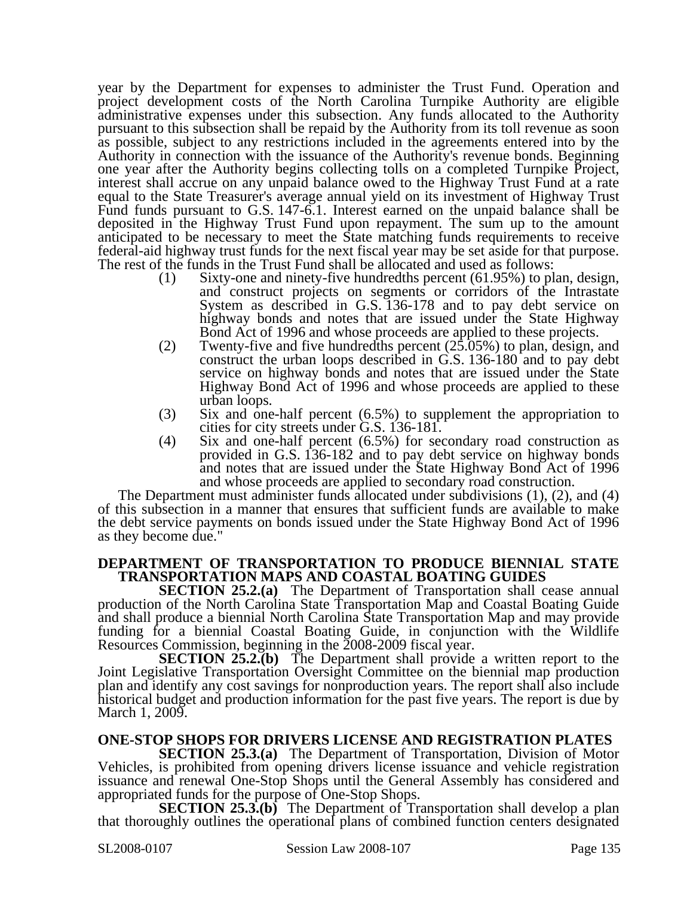year by the Department for expenses to administer the Trust Fund. Operation and project development costs of the North Carolina Turnpike Authority are eligible administrative expenses under this subsection. Any funds allocated to the Authority pursuant to this subsection shall be repaid by the Authority from its toll revenue as soon as possible, subject to any restrictions included in the agreements entered into by the Authority in connection with the issuance of the Authority's revenue bonds. Beginning one year after the Authority begins collecting tolls on a completed Turnpike Project, interest shall accrue on any unpaid balance owed to the Highway Trust Fund at a rate equal to the State Treasurer's average annual yield on its investment of Highway Trust Fund funds pursuant to G.S. 147-6.1. Interest earned on the unpaid balance shall be deposited in the Highway Trust Fund upon repayment. The sum up to the amount anticipated to be necessary to meet the State matching funds requirements to receive federal-aid highway trust funds for the next fiscal year may be set aside for that purpose. The rest of the funds in the Trust Fund shall be allocated and used as follows:

(1) Sixty-one and ninety-five hundredths percent (61.95%) to plan, design, and construct projects on segments or corridors of the Intrastate System as described in G.S. 136-178 and to pay debt service on highway bonds and notes that are issued under the State Highway Bond Act of 1996 and whose proceeds are applied to these projects.

(2) Twenty-five and five hundredths percent (25.05%) to plan, design, and construct the urban loops described in G.S. 136-180 and to pay debt service on highway bonds and notes that are issued under the State Highway Bond Act of 1996 and whose proceeds are applied to these urban loops.

(3) Six and one-half percent (6.5%) to supplement the appropriation to cities for city streets under G.S. 136-181.

(4) Six and one-half percent (6.5%) for secondary road construction as provided in G.S. 136-182 and to pay debt service on highway bonds and notes that are issued under the State Highway Bond Act of 1996 and whose proceeds are applied to secondary road construction.

The Department must administer funds allocated under subdivisions (1), (2), and (4) of this subsection in a manner that ensures that sufficient funds are available to make the debt service payments on bonds issued under the State Highway Bond Act of 1996 as they become due."

**DEPARTMENT OF TRANSPORTATION TO PRODUCE BIENNIAL STATE TRANSPORTATION MAPS AND COASTAL BOATING GUIDES**

**SECTION 25.2.(a)** The Department of Transportation shall cease annual production of the North Carolina State Transportation Map and Coastal Boating Guide and shall produce a biennial North Carolina State Transportation Map and may provide funding for a biennial Coastal Boating Guide, in conjunction with the Wildlife Resources Commission, beginning in the 2008-2009 fiscal year.

**SECTION 25.2.(b)** The Department shall provide a written report to the Joint Legislative Transportation Oversight Committee on the biennial map production plan and identify any cost savings for nonproduction years. The report shall also include historical budget and production information for the past five years. The report is due by March 1, 2009.

**ONE-STOP SHOPS FOR DRIVERS LICENSE AND REGISTRATION PLATES**

**SECTION 25.3.(a)** The Department of Transportation, Division of Motor Vehicles, is prohibited from opening drivers license issuance and vehicle registration issuance and renewal One-Stop Shops until the General Assembly has considered and appropriated funds for the purpose of One-Stop Shops.

**SECTION 25.3.(b)** The Department of Transportation shall develop a plan that thoroughly outlines the operational plans of combined function centers designated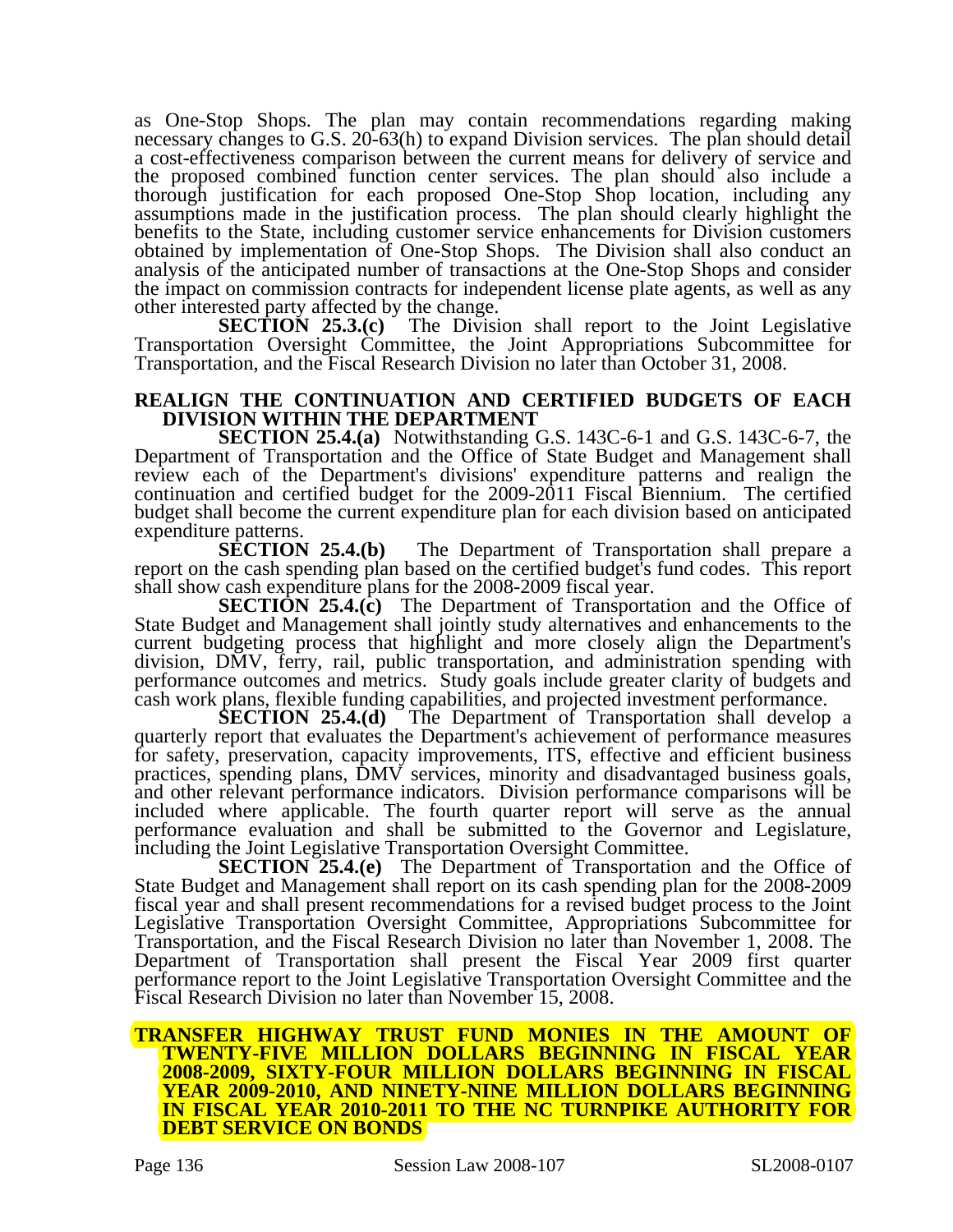as One-Stop Shops. The plan may contain recommendations regarding making necessary changes to G.S. 20-63(h) to expand Division services. The plan should detail a cost-effectiveness comparison between the current means for delivery of service and the proposed combined function center services. The plan should also include a thorough justification for each proposed One-Stop Shop location, including any assumptions made in the justification process. The plan should clearly highlight the benefits to the State, including customer service enhancements for Division customers obtained by implementation of One-Stop Shops. The Division shall also conduct an analysis of the anticipated number of transactions at the One-Stop Shops and consider the impact on commission contracts for independent license plate agents, as well as any other interested party affected by the change.

**SECTION 25.3.(c)** The Division shall report to the Joint Legislative Transportation Oversight Committee, the Joint Appropriations Subcommittee for Transportation, and the Fiscal Research Division no later than October 31, 2008.

**REALIGN THE CONTINUATION AND CERTIFIED BUDGETS OF EACH DIVISION WITHIN THE DEPARTMENT**

**SECTION 25.4.(a)** Notwithstanding G.S. 143C-6-1 and G.S. 143C-6-7, the Department of Transportation and the Office of State Budget and Management shall review each of the Department's divisions' expenditure patterns and realign the continuation and certified budget for the 2009-2011 Fiscal Biennium. The certified budget shall become the current expenditure plan for each division based on anticipated expenditure patterns.

**SECTION 25.4.(b)** The Department of Transportation shall prepare a report on the cash spending plan based on the certified budget's fund codes. This report shall show cash expenditure plans for the 2008-2009 fiscal year.

**SECTION 25.4.(c)** The Department of Transportation and the Office of State Budget and Management shall jointly study alternatives and enhancements to the current budgeting process that highlight and more closely align the Department's division, DMV, ferry, rail, public transportation, and administration spending with performance outcomes and metrics. Study goals include greater clarity of budgets and cash work plans, flexible funding capabilities, and projected investment performance.

**SECTION 25.4.(d)** The Department of Transportation shall develop a quarterly report that evaluates the Department's achievement of performance measures for safety, preservation, capacity improvements, ITS, effective and efficient business practices, spending plans, DMV services, minority and disadvantaged business goals, and other relevant performance indicators. Division performance comparisons will be included where applicable. The fourth quarter report will serve as the annual performance evaluation and shall be submitted to the Governor and Legislature, including the Joint Legislative Transportation Oversight Committee.

**SECTION 25.4.(e)** The Department of Transportation and the Office of State Budget and Management shall report on its cash spending plan for the 2008-2009 fiscal year and shall present recommendations for a revised budget process to the Joint Legislative Transportation Oversight Committee, Appropriations Subcommittee for Transportation, and the Fiscal Research Division no later than November 1, 2008. The Department of Transportation shall present the Fiscal Year 2009 first quarter performance report to the Joint Legislative Transportation Oversight Committee and the Fiscal Research Division no later than November 15, 2008.

**TRANSFER HIGHWAY TRUST FUND MONIES IN THE AMOUNT OF TWENTY-FIVE MILLION DOLLARS BEGINNING IN FISCAL YEAR 2008-2009, SIXTY-FOUR MILLION DOLLARS BEGINNING IN FISCAL YEAR 2009-2010, AND NINETY-NINE MILLION DOLLARS BEGINNING IN FISCAL YEAR 2010-2011 TO THE NC TURNPIKE AUTHORITY FOR DEBT SERVICE ON BONDS**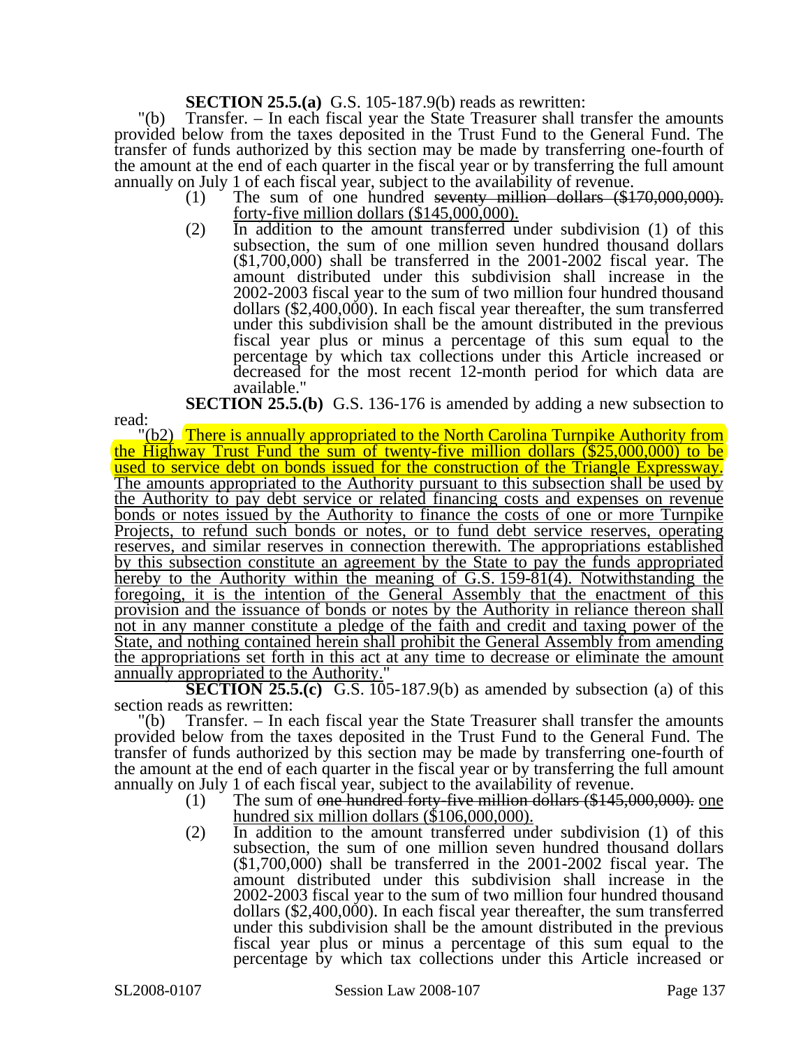**SECTION 25.5.(a)** G.S. 105-187.9(b) reads as rewritten:

"(b) Transfer. – In each fiscal year the State Treasurer shall transfer the amounts provided below from the taxes deposited in the Trust Fund to the General Fund. The transfer of funds authorized by this section may be made by transferring one-fourth of the amount at the end of each quarter in the fiscal year or by transferring the full amount annually on July 1 of each fiscal year, subject to the availability of revenue.

(1) The sum of one hundred ~~seventy million dollars ($170,000,000).~~ forty-five million dollars ($145,000,000).

(2) In addition to the amount transferred under subdivision (1) of this subsection, the sum of one million seven hundred thousand dollars ($1,700,000) shall be transferred in the 2001-2002 fiscal year. The amount distributed under this subdivision shall increase in the 2002-2003 fiscal year to the sum of two million four hundred thousand dollars ($2,400,000). In each fiscal year thereafter, the sum transferred under this subdivision shall be the amount distributed in the previous fiscal year plus or minus a percentage of this sum equal to the percentage by which tax collections under this Article increased or decreased for the most recent 12-month period for which data are available."

**SECTION 25.5.(b)** G.S. 136-176 is amended by adding a new subsection to read:

"(b2) There is annually appropriated to the North Carolina Turnpike Authority from the Highway Trust Fund the sum of twenty-five million dollars ($25,000,000) to be used to service debt on bonds issued for the construction of the Triangle Expressway. The amounts appropriated to the Authority pursuant to this subsection shall be used by the Authority to pay debt service or related financing costs and expenses on revenue bonds or notes issued by the Authority to finance the costs of one or more Turnpike Projects, to refund such bonds or notes, or to fund debt service reserves, operating reserves, and similar reserves in connection therewith. The appropriations established by this subsection constitute an agreement by the State to pay the funds appropriated hereby to the Authority within the meaning of G.S. 159-81(4). Notwithstanding the foregoing, it is the intention of the General Assembly that the enactment of this provision and the issuance of bonds or notes by the Authority in reliance thereon shall not in any manner constitute a pledge of the faith and credit and taxing power of the State, and nothing contained herein shall prohibit the General Assembly from amending the appropriations set forth in this act at any time to decrease or eliminate the amount annually appropriated to the Authority."

**SECTION 25.5.(c)** G.S. 105-187.9(b) as amended by subsection (a) of this section reads as rewritten:

"(b) Transfer. – In each fiscal year the State Treasurer shall transfer the amounts provided below from the taxes deposited in the Trust Fund to the General Fund. The transfer of funds authorized by this section may be made by transferring one-fourth of the amount at the end of each quarter in the fiscal year or by transferring the full amount annually on July 1 of each fiscal year, subject to the availability of revenue.

(1) The sum of ~~one hundred forty-five million dollars ($145,000,000).~~ one hundred six million dollars ($106,000,000).

(2) In addition to the amount transferred under subdivision (1) of this subsection, the sum of one million seven hundred thousand dollars ($1,700,000) shall be transferred in the 2001-2002 fiscal year. The amount distributed under this subdivision shall increase in the 2002-2003 fiscal year to the sum of two million four hundred thousand dollars ($2,400,000). In each fiscal year thereafter, the sum transferred under this subdivision shall be the amount distributed in the previous fiscal year plus or minus a percentage of this sum equal to the percentage by which tax collections under this Article increased or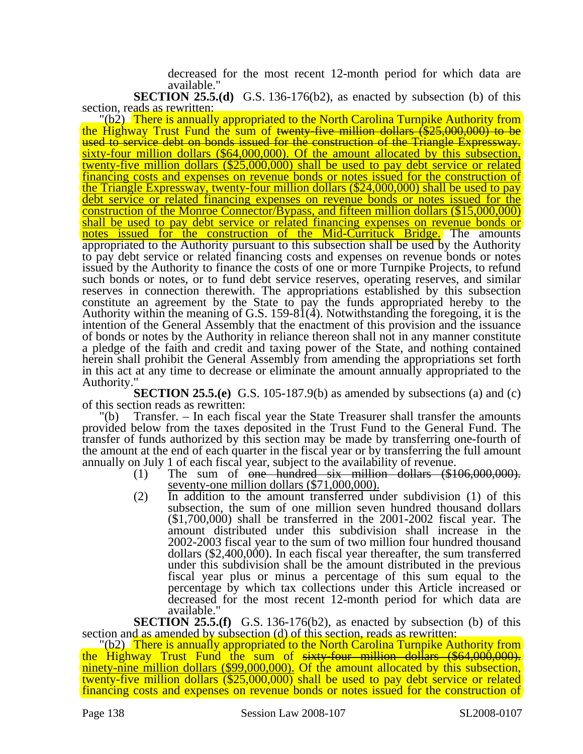decreased for the most recent 12-month period for which data are available."

**SECTION 25.5.(d)** G.S. 136-176(b2), as enacted by subsection (b) of this section, reads as rewritten:

"(b2) There is annually appropriated to the North Carolina Turnpike Authority from the Highway Trust Fund the sum of ~~twenty-five million dollars ($25,000,000) to be used to service debt on bonds issued for the construction of the Triangle Expressway.~~ <u>sixty-four million dollars ($64,000,000). Of the amount allocated by this subsection, twenty-five million dollars ($25,000,000) shall be used to pay debt service or related financing costs and expenses on revenue bonds or notes issued for the construction of the Triangle Expressway, twenty-four million dollars ($24,000,000) shall be used to pay debt service or related financing expenses on revenue bonds or notes issued for the construction of the Monroe Connector/Bypass, and fifteen million dollars ($15,000,000) shall be used to pay debt service or related financing expenses on revenue bonds or notes issued for the construction of the Mid-Currituck Bridge.</u> The amounts appropriated to the Authority pursuant to this subsection shall be used by the Authority to pay debt service or related financing costs and expenses on revenue bonds or notes issued by the Authority to finance the costs of one or more Turnpike Projects, to refund such bonds or notes, or to fund debt service reserves, operating reserves, and similar reserves in connection therewith. The appropriations established by this subsection constitute an agreement by the State to pay the funds appropriated hereby to the Authority within the meaning of G.S. 159-81(4). Notwithstanding the foregoing, it is the intention of the General Assembly that the enactment of this provision and the issuance of bonds or notes by the Authority in reliance thereon shall not in any manner constitute a pledge of the faith and credit and taxing power of the State, and nothing contained herein shall prohibit the General Assembly from amending the appropriations set forth in this act at any time to decrease or eliminate the amount annually appropriated to the Authority."

**SECTION 25.5.(e)** G.S. 105-187.9(b) as amended by subsections (a) and (c) of this section reads as rewritten:

"(b) Transfer. – In each fiscal year the State Treasurer shall transfer the amounts provided below from the taxes deposited in the Trust Fund to the General Fund. The transfer of funds authorized by this section may be made by transferring one-fourth of the amount at the end of each quarter in the fiscal year or by transferring the full amount annually on July 1 of each fiscal year, subject to the availability of revenue.

(1) The sum of ~~one hundred six million dollars ($106,000,000).~~ <u>seventy-one million dollars ($71,000,000).</u>

(2) In addition to the amount transferred under subdivision (1) of this subsection, the sum of one million seven hundred thousand dollars ($1,700,000) shall be transferred in the 2001-2002 fiscal year. The amount distributed under this subdivision shall increase in the 2002-2003 fiscal year to the sum of two million four hundred thousand dollars ($2,400,000). In each fiscal year thereafter, the sum transferred under this subdivision shall be the amount distributed in the previous fiscal year plus or minus a percentage of this sum equal to the percentage by which tax collections under this Article increased or decreased for the most recent 12-month period for which data are available."

**SECTION 25.5.(f)** G.S. 136-176(b2), as enacted by subsection (b) of this section and as amended by subsection (d) of this section, reads as rewritten:

"(b2) There is annually appropriated to the North Carolina Turnpike Authority from the Highway Trust Fund the sum of ~~sixty-four million dollars ($64,000,000).~~ <u>ninety-nine million dollars ($99,000,000).</u> Of the amount allocated by this subsection, twenty-five million dollars ($25,000,000) shall be used to pay debt service or related financing costs and expenses on revenue bonds or notes issued for the construction of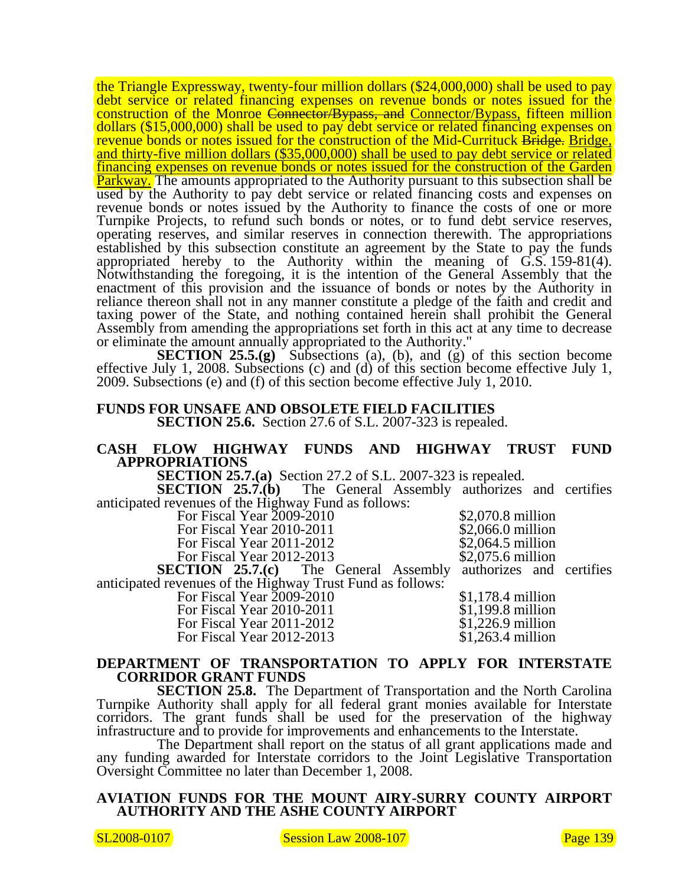the Triangle Expressway, twenty-four million dollars ($24,000,000) shall be used to pay debt service or related financing expenses on revenue bonds or notes issued for the construction of the Monroe ~~Connector/Bypass, and~~ Connector/Bypass, fifteen million dollars ($15,000,000) shall be used to pay debt service or related financing expenses on revenue bonds or notes issued for the construction of the Mid-Currituck ~~Bridge.~~ Bridge, and thirty-five million dollars ($35,000,000) shall be used to pay debt service or related financing expenses on revenue bonds or notes issued for the construction of the Garden Parkway. The amounts appropriated to the Authority pursuant to this subsection shall be used by the Authority to pay debt service or related financing costs and expenses on revenue bonds or notes issued by the Authority to finance the costs of one or more Turnpike Projects, to refund such bonds or notes, or to fund debt service reserves, operating reserves, and similar reserves in connection therewith. The appropriations established by this subsection constitute an agreement by the State to pay the funds appropriated hereby to the Authority within the meaning of G.S. 159-81(4). Notwithstanding the foregoing, it is the intention of the General Assembly that the enactment of this provision and the issuance of bonds or notes by the Authority in reliance thereon shall not in any manner constitute a pledge of the faith and credit and taxing power of the State, and nothing contained herein shall prohibit the General Assembly from amending the appropriations set forth in this act at any time to decrease or eliminate the amount annually appropriated to the Authority."

**SECTION 25.5.(g)** Subsections (a), (b), and (g) of this section become effective July 1, 2008. Subsections (c) and (d) of this section become effective July 1, 2009. Subsections (e) and (f) of this section become effective July 1, 2010.

## FUNDS FOR UNSAFE AND OBSOLETE FIELD FACILITIES

**SECTION 25.6.** Section 27.6 of S.L. 2007-323 is repealed.

## CASH FLOW HIGHWAY FUNDS AND HIGHWAY TRUST FUND APPROPRIATIONS

**SECTION 25.7.(a)** Section 27.2 of S.L. 2007-323 is repealed.

**SECTION 25.7.(b)** The General Assembly authorizes and certifies anticipated revenues of the Highway Fund as follows:

| | |
|---|---|
| For Fiscal Year 2009-2010 | $2,070.8 million |
| For Fiscal Year 2010-2011 | $2,066.0 million |
| For Fiscal Year 2011-2012 | $2,064.5 million |
| For Fiscal Year 2012-2013 | $2,075.6 million |

**SECTION 25.7.(c)** The General Assembly authorizes and certifies anticipated revenues of the Highway Trust Fund as follows:

| | |
|---|---|
| For Fiscal Year 2009-2010 | $1,178.4 million |
| For Fiscal Year 2010-2011 | $1,199.8 million |
| For Fiscal Year 2011-2012 | $1,226.9 million |
| For Fiscal Year 2012-2013 | $1,263.4 million |

## DEPARTMENT OF TRANSPORTATION TO APPLY FOR INTERSTATE CORRIDOR GRANT FUNDS

**SECTION 25.8.** The Department of Transportation and the North Carolina Turnpike Authority shall apply for all federal grant monies available for Interstate corridors. The grant funds shall be used for the preservation of the highway infrastructure and to provide for improvements and enhancements to the Interstate.

The Department shall report on the status of all grant applications made and any funding awarded for Interstate corridors to the Joint Legislative Transportation Oversight Committee no later than December 1, 2008.

## AVIATION FUNDS FOR THE MOUNT AIRY-SURRY COUNTY AIRPORT AUTHORITY AND THE ASHE COUNTY AIRPORT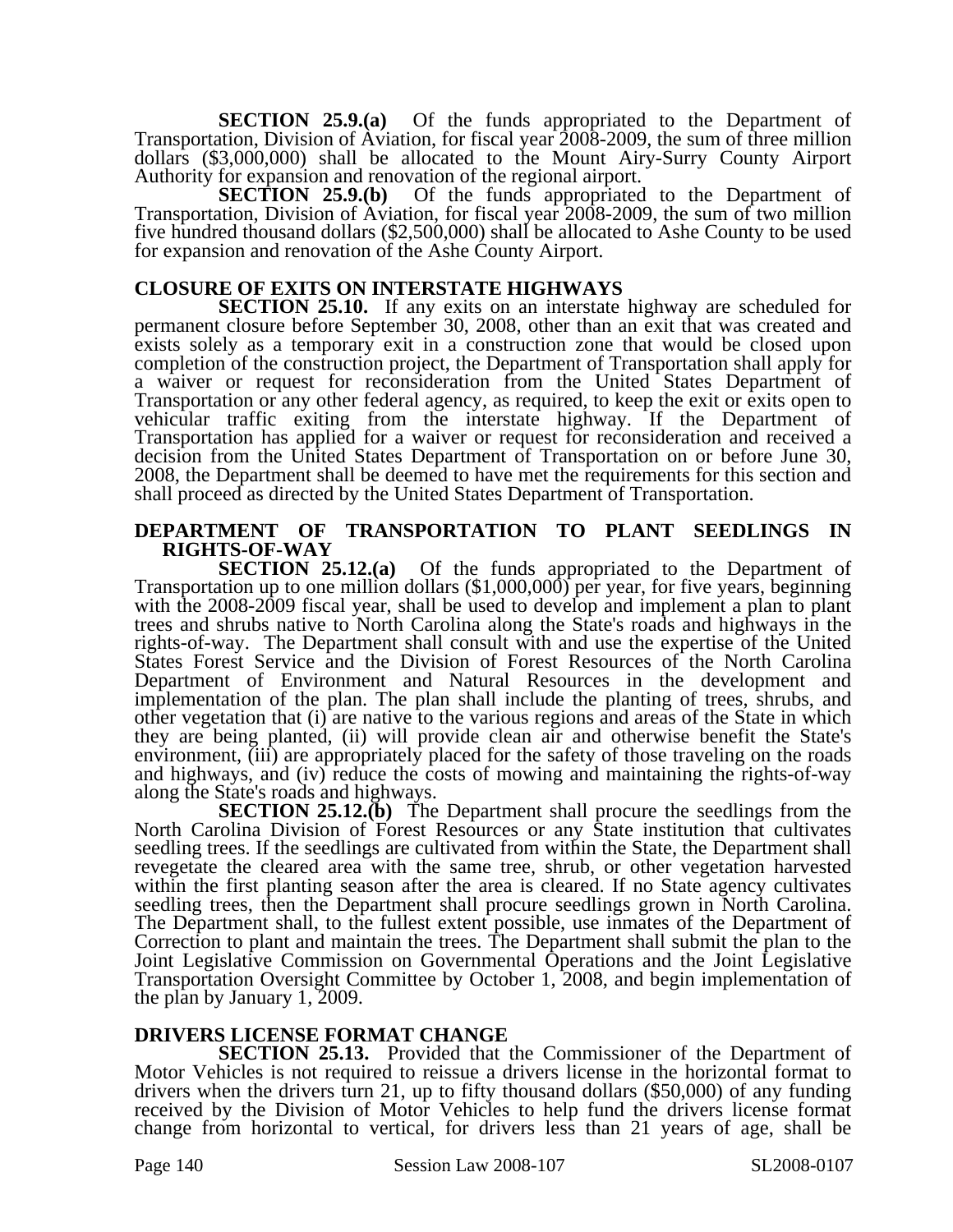**SECTION 25.9.(a)** Of the funds appropriated to the Department of Transportation, Division of Aviation, for fiscal year 2008-2009, the sum of three million dollars ($3,000,000) shall be allocated to the Mount Airy-Surry County Airport Authority for expansion and renovation of the regional airport.

**SECTION 25.9.(b)** Of the funds appropriated to the Department of Transportation, Division of Aviation, for fiscal year 2008-2009, the sum of two million five hundred thousand dollars ($2,500,000) shall be allocated to Ashe County to be used for expansion and renovation of the Ashe County Airport.

## CLOSURE OF EXITS ON INTERSTATE HIGHWAYS

**SECTION 25.10.** If any exits on an interstate highway are scheduled for permanent closure before September 30, 2008, other than an exit that was created and exists solely as a temporary exit in a construction zone that would be closed upon completion of the construction project, the Department of Transportation shall apply for a waiver or request for reconsideration from the United States Department of Transportation or any other federal agency, as required, to keep the exit or exits open to vehicular traffic exiting from the interstate highway. If the Department of Transportation has applied for a waiver or request for reconsideration and received a decision from the United States Department of Transportation on or before June 30, 2008, the Department shall be deemed to have met the requirements for this section and shall proceed as directed by the United States Department of Transportation.

## DEPARTMENT OF TRANSPORTATION TO PLANT SEEDLINGS IN RIGHTS-OF-WAY

**SECTION 25.12.(a)** Of the funds appropriated to the Department of Transportation up to one million dollars ($1,000,000) per year, for five years, beginning with the 2008-2009 fiscal year, shall be used to develop and implement a plan to plant trees and shrubs native to North Carolina along the State's roads and highways in the rights-of-way. The Department shall consult with and use the expertise of the United States Forest Service and the Division of Forest Resources of the North Carolina Department of Environment and Natural Resources in the development and implementation of the plan. The plan shall include the planting of trees, shrubs, and other vegetation that (i) are native to the various regions and areas of the State in which they are being planted, (ii) will provide clean air and otherwise benefit the State's environment, (iii) are appropriately placed for the safety of those traveling on the roads and highways, and (iv) reduce the costs of mowing and maintaining the rights-of-way along the State's roads and highways.

**SECTION 25.12.(b)** The Department shall procure the seedlings from the North Carolina Division of Forest Resources or any State institution that cultivates seedling trees. If the seedlings are cultivated from within the State, the Department shall revegetate the cleared area with the same tree, shrub, or other vegetation harvested within the first planting season after the area is cleared. If no State agency cultivates seedling trees, then the Department shall procure seedlings grown in North Carolina. The Department shall, to the fullest extent possible, use inmates of the Department of Correction to plant and maintain the trees. The Department shall submit the plan to the Joint Legislative Commission on Governmental Operations and the Joint Legislative Transportation Oversight Committee by October 1, 2008, and begin implementation of the plan by January 1, 2009.

## DRIVERS LICENSE FORMAT CHANGE

**SECTION 25.13.** Provided that the Commissioner of the Department of Motor Vehicles is not required to reissue a drivers license in the horizontal format to drivers when the drivers turn 21, up to fifty thousand dollars ($50,000) of any funding received by the Division of Motor Vehicles to help fund the drivers license format change from horizontal to vertical, for drivers less than 21 years of age, shall be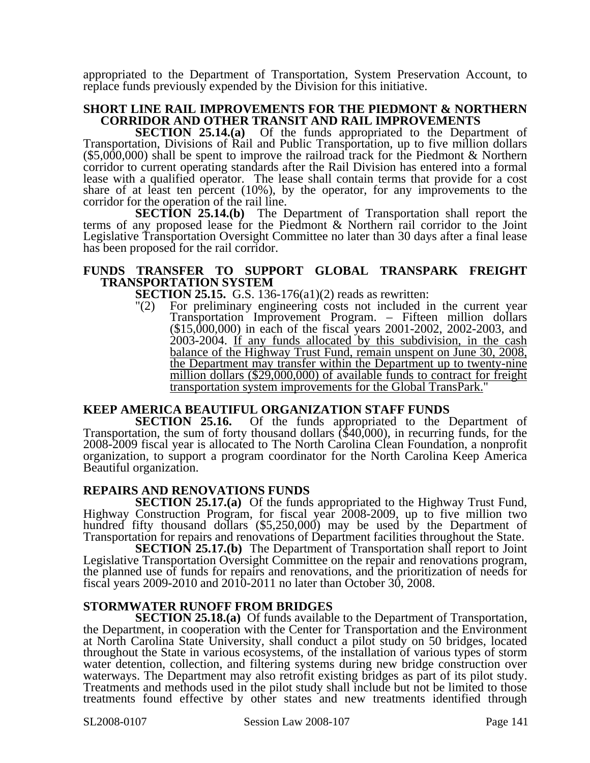appropriated to the Department of Transportation, System Preservation Account, to replace funds previously expended by the Division for this initiative.

**SHORT LINE RAIL IMPROVEMENTS FOR THE PIEDMONT & NORTHERN CORRIDOR AND OTHER TRANSIT AND RAIL IMPROVEMENTS**

**SECTION 25.14.(a)** Of the funds appropriated to the Department of Transportation, Divisions of Rail and Public Transportation, up to five million dollars ($5,000,000) shall be spent to improve the railroad track for the Piedmont & Northern corridor to current operating standards after the Rail Division has entered into a formal lease with a qualified operator. The lease shall contain terms that provide for a cost share of at least ten percent (10%), by the operator, for any improvements to the corridor for the operation of the rail line.

**SECTION 25.14.(b)** The Department of Transportation shall report the terms of any proposed lease for the Piedmont & Northern rail corridor to the Joint Legislative Transportation Oversight Committee no later than 30 days after a final lease has been proposed for the rail corridor.

**FUNDS TRANSFER TO SUPPORT GLOBAL TRANSPARK FREIGHT TRANSPORTATION SYSTEM**

**SECTION 25.15.** G.S. 136-176(a1)(2) reads as rewritten:

"(2) For preliminary engineering costs not included in the current year Transportation Improvement Program. – Fifteen million dollars ($15,000,000) in each of the fiscal years 2001-2002, 2002-2003, and 2003-2004. <u>If any funds allocated by this subdivision, in the cash balance of the Highway Trust Fund, remain unspent on June 30, 2008, the Department may transfer within the Department up to twenty-nine million dollars ($29,000,000) of available funds to contract for freight transportation system improvements for the Global TransPark.</u>"

**KEEP AMERICA BEAUTIFUL ORGANIZATION STAFF FUNDS**

**SECTION 25.16.** Of the funds appropriated to the Department of Transportation, the sum of forty thousand dollars ($40,000), in recurring funds, for the 2008-2009 fiscal year is allocated to The North Carolina Clean Foundation, a nonprofit organization, to support a program coordinator for the North Carolina Keep America Beautiful organization.

**REPAIRS AND RENOVATIONS FUNDS**

**SECTION 25.17.(a)** Of the funds appropriated to the Highway Trust Fund, Highway Construction Program, for fiscal year 2008-2009, up to five million two hundred fifty thousand dollars ($5,250,000) may be used by the Department of Transportation for repairs and renovations of Department facilities throughout the State.

**SECTION 25.17.(b)** The Department of Transportation shall report to Joint Legislative Transportation Oversight Committee on the repair and renovations program, the planned use of funds for repairs and renovations, and the prioritization of needs for fiscal years 2009-2010 and 2010-2011 no later than October 30, 2008.

**STORMWATER RUNOFF FROM BRIDGES**

**SECTION 25.18.(a)** Of funds available to the Department of Transportation, the Department, in cooperation with the Center for Transportation and the Environment at North Carolina State University, shall conduct a pilot study on 50 bridges, located throughout the State in various ecosystems, of the installation of various types of storm water detention, collection, and filtering systems during new bridge construction over waterways. The Department may also retrofit existing bridges as part of its pilot study. Treatments and methods used in the pilot study shall include but not be limited to those treatments found effective by other states and new treatments identified through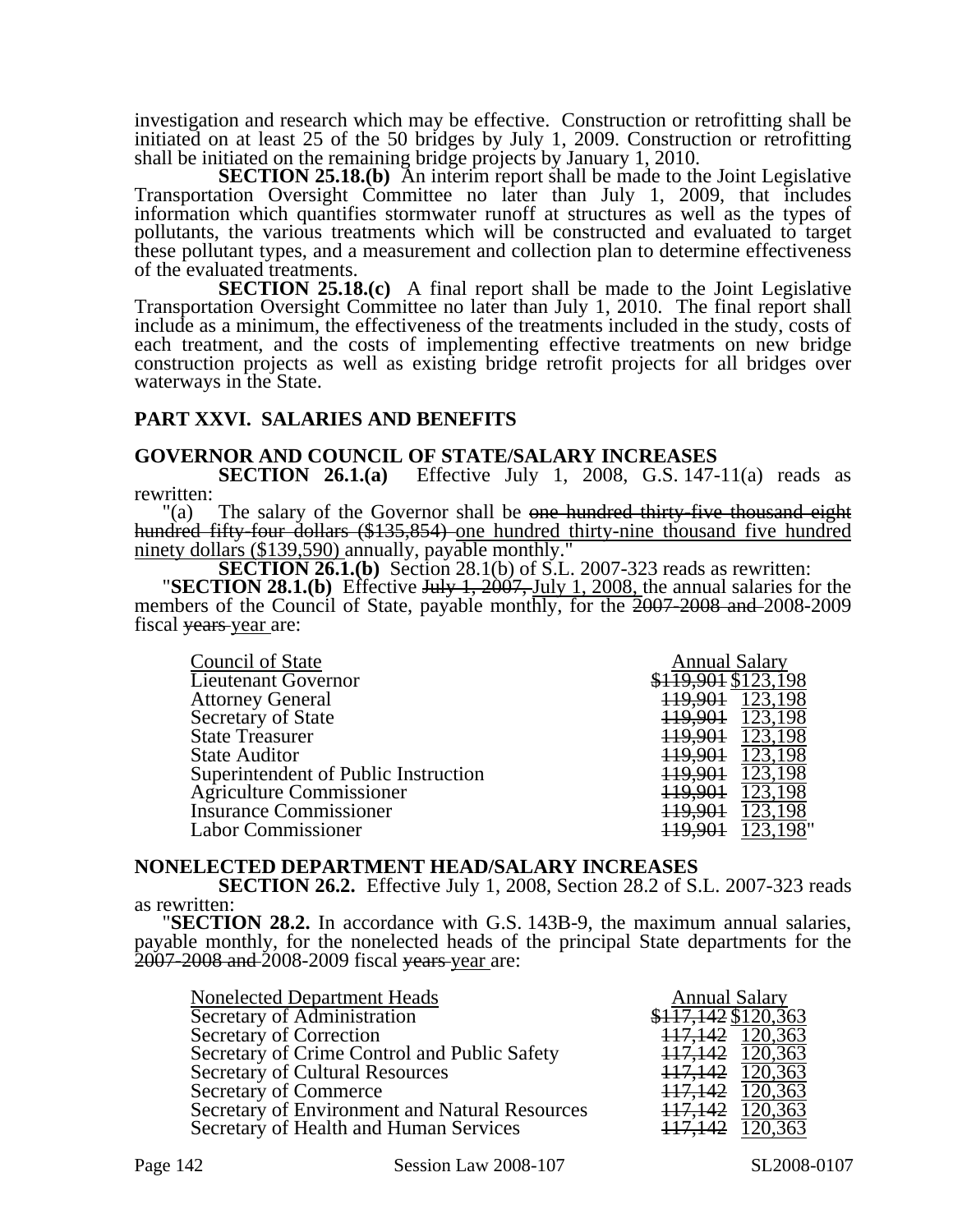investigation and research which may be effective. Construction or retrofitting shall be initiated on at least 25 of the 50 bridges by July 1, 2009. Construction or retrofitting shall be initiated on the remaining bridge projects by January 1, 2010.

**SECTION 25.18.(b)** An interim report shall be made to the Joint Legislative Transportation Oversight Committee no later than July 1, 2009, that includes information which quantifies stormwater runoff at structures as well as the types of pollutants, the various treatments which will be constructed and evaluated to target these pollutant types, and a measurement and collection plan to determine effectiveness of the evaluated treatments.

**SECTION 25.18.(c)** A final report shall be made to the Joint Legislative Transportation Oversight Committee no later than July 1, 2010. The final report shall include as a minimum, the effectiveness of the treatments included in the study, costs of each treatment, and the costs of implementing effective treatments on new bridge construction projects as well as existing bridge retrofit projects for all bridges over waterways in the State.

## PART XXVI. SALARIES AND BENEFITS

### GOVERNOR AND COUNCIL OF STATE/SALARY INCREASES

**SECTION 26.1.(a)** Effective July 1, 2008, G.S. 147-11(a) reads as rewritten:

"(a) The salary of the Governor shall be ~~one hundred thirty-five thousand eight hundred fifty-four dollars ($135,854)~~ one hundred thirty-nine thousand five hundred ninety dollars ($139,590) annually, payable monthly."

**SECTION 26.1.(b)** Section 28.1(b) of S.L. 2007-323 reads as rewritten:

"**SECTION 28.1.(b)** Effective ~~July 1, 2007,~~ July 1, 2008, the annual salaries for the members of the Council of State, payable monthly, for the ~~2007-2008 and~~ 2008-2009 fiscal ~~years~~ year are:

| Council of State | Annual Salary |
|---|---|
| Lieutenant Governor | ~~$119,901~~ $123,198 |
| Attorney General | ~~119,901~~ 123,198 |
| Secretary of State | ~~119,901~~ 123,198 |
| State Treasurer | ~~119,901~~ 123,198 |
| State Auditor | ~~119,901~~ 123,198 |
| Superintendent of Public Instruction | ~~119,901~~ 123,198 |
| Agriculture Commissioner | ~~119,901~~ 123,198 |
| Insurance Commissioner | ~~119,901~~ 123,198 |
| Labor Commissioner | ~~119,901~~ 123,198" |

### NONELECTED DEPARTMENT HEAD/SALARY INCREASES

**SECTION 26.2.** Effective July 1, 2008, Section 28.2 of S.L. 2007-323 reads as rewritten:

"**SECTION 28.2.** In accordance with G.S. 143B-9, the maximum annual salaries, payable monthly, for the nonelected heads of the principal State departments for the ~~2007-2008 and~~ 2008-2009 fiscal ~~years~~ year are:

| Nonelected Department Heads | Annual Salary |
|---|---|
| Secretary of Administration | ~~$117,142~~ $120,363 |
| Secretary of Correction | ~~117,142~~ 120,363 |
| Secretary of Crime Control and Public Safety | ~~117,142~~ 120,363 |
| Secretary of Cultural Resources | ~~117,142~~ 120,363 |
| Secretary of Commerce | ~~117,142~~ 120,363 |
| Secretary of Environment and Natural Resources | ~~117,142~~ 120,363 |
| Secretary of Health and Human Services | ~~117,142~~ 120,363 |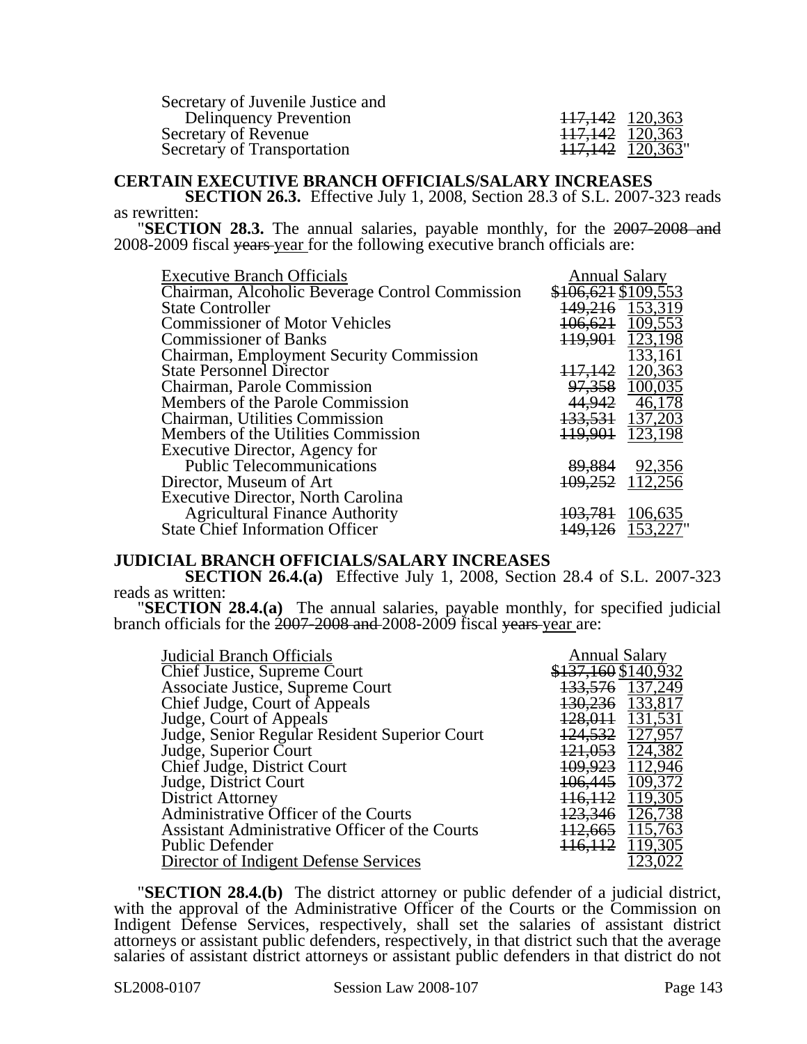| | | |
|---|---|---|
| Secretary of Juvenile Justice and Delinquency Prevention | ~~117,142~~ | 120,363 |
| Secretary of Revenue | ~~117,142~~ | 120,363 |
| Secretary of Transportation | ~~117,142~~ | 120,363" |

**CERTAIN EXECUTIVE BRANCH OFFICIALS/SALARY INCREASES**

**SECTION 26.3.** Effective July 1, 2008, Section 28.3 of S.L. 2007-323 reads as rewritten:

"**SECTION 28.3.** The annual salaries, payable monthly, for the ~~2007-2008 and~~ 2008-2009 fiscal ~~years~~ year for the following executive branch officials are:

| Executive Branch Officials | Annual Salary | |
|---|---|---|
| Chairman, Alcoholic Beverage Control Commission | ~~$106,621~~ | $109,553 |
| State Controller | ~~149,216~~ | 153,319 |
| Commissioner of Motor Vehicles | ~~106,621~~ | 109,553 |
| Commissioner of Banks | ~~119,901~~ | 123,198 |
| Chairman, Employment Security Commission | | 133,161 |
| State Personnel Director | ~~117,142~~ | 120,363 |
| Chairman, Parole Commission | ~~97,358~~ | 100,035 |
| Members of the Parole Commission | ~~44,942~~ | 46,178 |
| Chairman, Utilities Commission | ~~133,531~~ | 137,203 |
| Members of the Utilities Commission | ~~119,901~~ | 123,198 |
| Executive Director, Agency for Public Telecommunications | ~~89,884~~ | 92,356 |
| Director, Museum of Art | ~~109,252~~ | 112,256 |
| Executive Director, North Carolina Agricultural Finance Authority | ~~103,781~~ | 106,635 |
| State Chief Information Officer | ~~149,126~~ | 153,227" |

**JUDICIAL BRANCH OFFICIALS/SALARY INCREASES**

**SECTION 26.4.(a)** Effective July 1, 2008, Section 28.4 of S.L. 2007-323 reads as written:

"**SECTION 28.4.(a)** The annual salaries, payable monthly, for specified judicial branch officials for the ~~2007-2008 and~~ 2008-2009 fiscal ~~years~~ year are:

| Judicial Branch Officials | Annual Salary | |
|---|---|---|
| Chief Justice, Supreme Court | ~~$137,160~~ | $140,932 |
| Associate Justice, Supreme Court | ~~133,576~~ | 137,249 |
| Chief Judge, Court of Appeals | ~~130,236~~ | 133,817 |
| Judge, Court of Appeals | ~~128,011~~ | 131,531 |
| Judge, Senior Regular Resident Superior Court | ~~124,532~~ | 127,957 |
| Judge, Superior Court | ~~121,053~~ | 124,382 |
| Chief Judge, District Court | ~~109,923~~ | 112,946 |
| Judge, District Court | ~~106,445~~ | 109,372 |
| District Attorney | ~~116,112~~ | 119,305 |
| Administrative Officer of the Courts | ~~123,346~~ | 126,738 |
| Assistant Administrative Officer of the Courts | ~~112,665~~ | 115,763 |
| Public Defender | ~~116,112~~ | 119,305 |
| Director of Indigent Defense Services | | 123,022 |

"**SECTION 28.4.(b)** The district attorney or public defender of a judicial district, with the approval of the Administrative Officer of the Courts or the Commission on Indigent Defense Services, respectively, shall set the salaries of assistant district attorneys or assistant public defenders, respectively, in that district such that the average salaries of assistant district attorneys or assistant public defenders in that district do not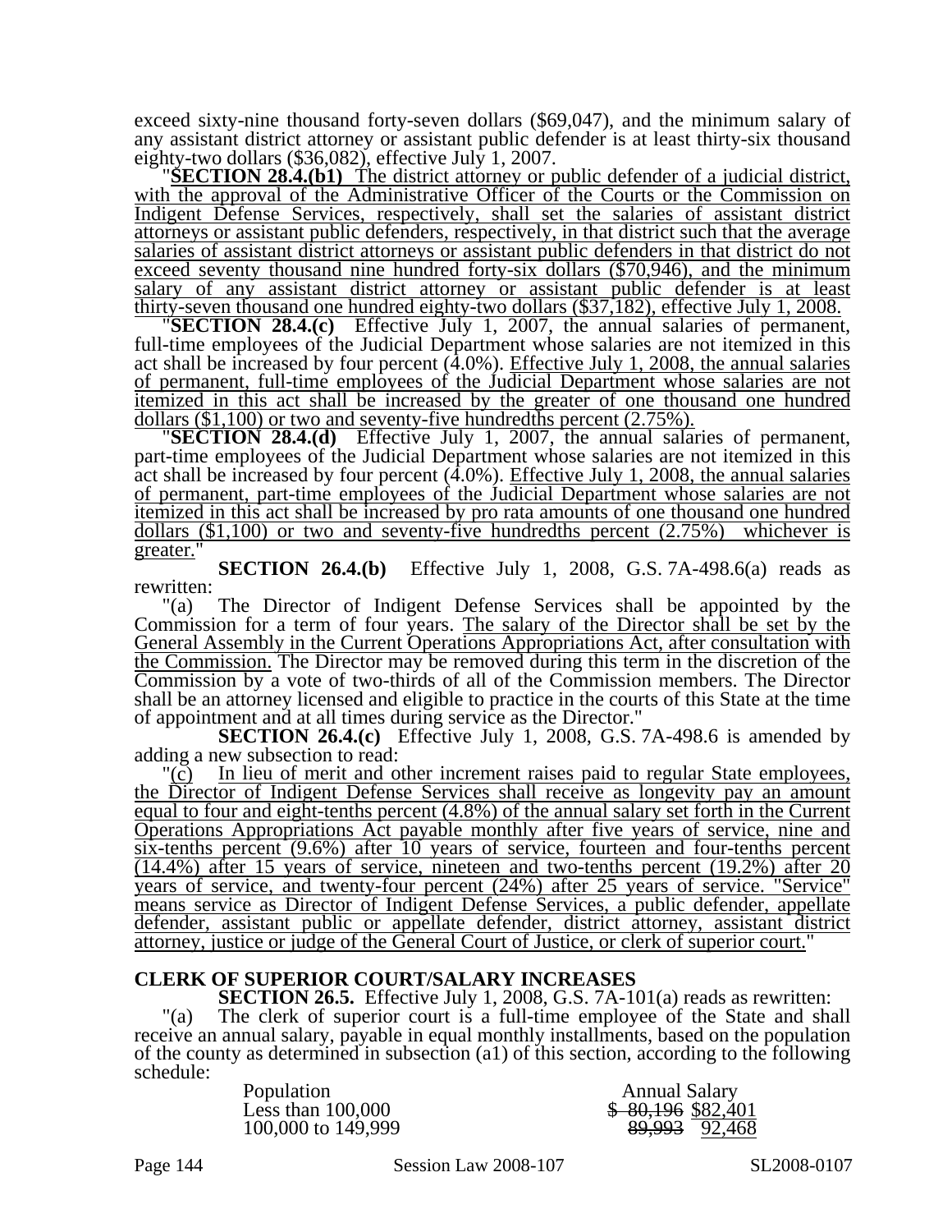exceed sixty-nine thousand forty-seven dollars ($69,047), and the minimum salary of any assistant district attorney or assistant public defender is at least thirty-six thousand eighty-two dollars ($36,082), effective July 1, 2007.

"**SECTION 28.4.(b1)** The district attorney or public defender of a judicial district, with the approval of the Administrative Officer of the Courts or the Commission on Indigent Defense Services, respectively, shall set the salaries of assistant district attorneys or assistant public defenders, respectively, in that district such that the average salaries of assistant district attorneys or assistant public defenders in that district do not exceed seventy thousand nine hundred forty-six dollars ($70,946), and the minimum salary of any assistant district attorney or assistant public defender is at least thirty-seven thousand one hundred eighty-two dollars ($37,182), effective July 1, 2008.

"**SECTION 28.4.(c)** Effective July 1, 2007, the annual salaries of permanent, full-time employees of the Judicial Department whose salaries are not itemized in this act shall be increased by four percent (4.0%). Effective July 1, 2008, the annual salaries of permanent, full-time employees of the Judicial Department whose salaries are not itemized in this act shall be increased by the greater of one thousand one hundred dollars ($1,100) or two and seventy-five hundredths percent (2.75%).

"**SECTION 28.4.(d)** Effective July 1, 2007, the annual salaries of permanent, part-time employees of the Judicial Department whose salaries are not itemized in this act shall be increased by four percent (4.0%). Effective July 1, 2008, the annual salaries of permanent, part-time employees of the Judicial Department whose salaries are not itemized in this act shall be increased by pro rata amounts of one thousand one hundred dollars ($1,100) or two and seventy-five hundredths percent (2.75%) whichever is greater."

**SECTION 26.4.(b)** Effective July 1, 2008, G.S. 7A-498.6(a) reads as rewritten:

"(a) The Director of Indigent Defense Services shall be appointed by the Commission for a term of four years. The salary of the Director shall be set by the General Assembly in the Current Operations Appropriations Act, after consultation with the Commission. The Director may be removed during this term in the discretion of the Commission by a vote of two-thirds of all of the Commission members. The Director shall be an attorney licensed and eligible to practice in the courts of this State at the time of appointment and at all times during service as the Director."

**SECTION 26.4.(c)** Effective July 1, 2008, G.S. 7A-498.6 is amended by adding a new subsection to read:

"(c) In lieu of merit and other increment raises paid to regular State employees, the Director of Indigent Defense Services shall receive as longevity pay an amount equal to four and eight-tenths percent (4.8%) of the annual salary set forth in the Current Operations Appropriations Act payable monthly after five years of service, nine and six-tenths percent (9.6%) after 10 years of service, fourteen and four-tenths percent (14.4%) after 15 years of service, nineteen and two-tenths percent (19.2%) after 20 years of service, and twenty-four percent (24%) after 25 years of service. "Service" means service as Director of Indigent Defense Services, a public defender, appellate defender, assistant public or appellate defender, district attorney, assistant district attorney, justice or judge of the General Court of Justice, or clerk of superior court."

## CLERK OF SUPERIOR COURT/SALARY INCREASES

**SECTION 26.5.** Effective July 1, 2008, G.S. 7A-101(a) reads as rewritten:

"(a) The clerk of superior court is a full-time employee of the State and shall receive an annual salary, payable in equal monthly installments, based on the population of the county as determined in subsection (a1) of this section, according to the following schedule:

| Population | Annual Salary |
|---|---|
| Less than 100,000 | ~~$ 80,196~~ $82,401 |
| 100,000 to 149,999 | ~~89,993~~ 92,468 |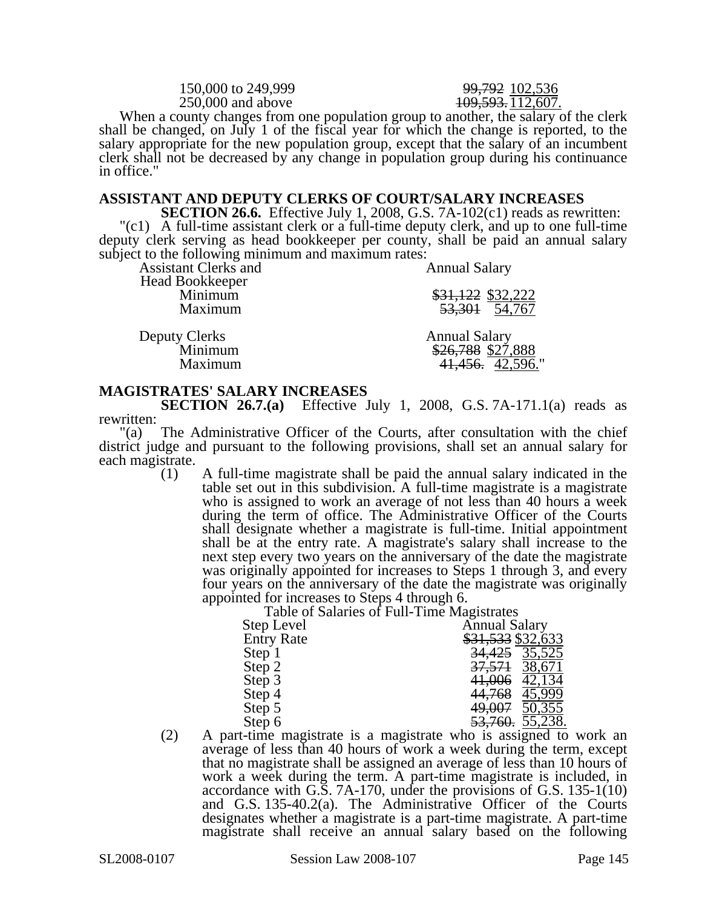| | |
|---|---|
| 150,000 to 249,999 | ~~99,792~~ 102,536 |
| 250,000 and above | ~~109,593.~~ 112,607. |

When a county changes from one population group to another, the salary of the clerk shall be changed, on July 1 of the fiscal year for which the change is reported, to the salary appropriate for the new population group, except that the salary of an incumbent clerk shall not be decreased by any change in population group during his continuance in office."

**ASSISTANT AND DEPUTY CLERKS OF COURT/SALARY INCREASES**

**SECTION 26.6.** Effective July 1, 2008, G.S. 7A-102(c1) reads as rewritten:

"(c1) A full-time assistant clerk or a full-time deputy clerk, and up to one full-time deputy clerk serving as head bookkeeper per county, shall be paid an annual salary subject to the following minimum and maximum rates:

| Assistant Clerks and Head Bookkeeper | Annual Salary |
|---|---|
| Minimum | ~~$31,122~~ $32,222 |
| Maximum | ~~53,301~~ 54,767 |

| Deputy Clerks | Annual Salary |
|---|---|
| Minimum | ~~$26,788~~ $27,888 |
| Maximum | ~~41,456.~~ 42,596." |

**MAGISTRATES' SALARY INCREASES**

**SECTION 26.7.(a)** Effective July 1, 2008, G.S. 7A-171.1(a) reads as rewritten:

"(a) The Administrative Officer of the Courts, after consultation with the chief district judge and pursuant to the following provisions, shall set an annual salary for each magistrate.

(1) A full-time magistrate shall be paid the annual salary indicated in the table set out in this subdivision. A full-time magistrate is a magistrate who is assigned to work an average of not less than 40 hours a week during the term of office. The Administrative Officer of the Courts shall designate whether a magistrate is full-time. Initial appointment shall be at the entry rate. A magistrate's salary shall increase to the next step every two years on the anniversary of the date the magistrate was originally appointed for increases to Steps 1 through 3, and every four years on the anniversary of the date the magistrate was originally appointed for increases to Steps 4 through 6.

Table of Salaries of Full-Time Magistrates

| Step Level | Annual Salary |
|---|---|
| Entry Rate | ~~$31,533~~ $32,633 |
| Step 1 | ~~34,425~~ 35,525 |
| Step 2 | ~~37,571~~ 38,671 |
| Step 3 | ~~41,006~~ 42,134 |
| Step 4 | ~~44,768~~ 45,999 |
| Step 5 | ~~49,007~~ 50,355 |
| Step 6 | ~~53,760.~~ 55,238. |

(2) A part-time magistrate is a magistrate who is assigned to work an average of less than 40 hours of work a week during the term, except that no magistrate shall be assigned an average of less than 10 hours of work a week during the term. A part-time magistrate is included, in accordance with G.S. 7A-170, under the provisions of G.S. 135-1(10) and G.S. 135-40.2(a). The Administrative Officer of the Courts designates whether a magistrate is a part-time magistrate. A part-time magistrate shall receive an annual salary based on the following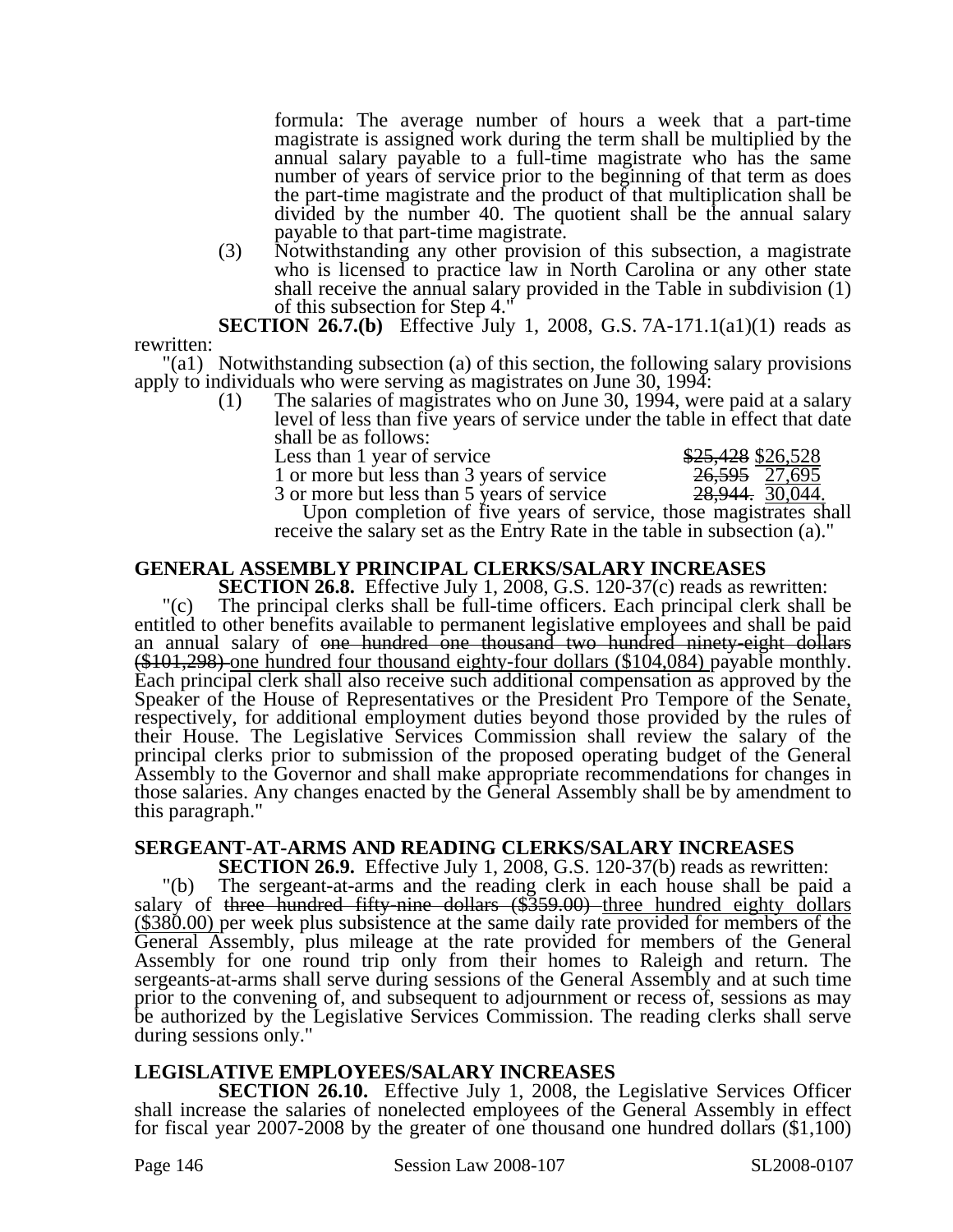formula: The average number of hours a week that a part-time magistrate is assigned work during the term shall be multiplied by the annual salary payable to a full-time magistrate who has the same number of years of service prior to the beginning of that term as does the part-time magistrate and the product of that multiplication shall be divided by the number 40. The quotient shall be the annual salary payable to that part-time magistrate.

(3) Notwithstanding any other provision of this subsection, a magistrate who is licensed to practice law in North Carolina or any other state shall receive the annual salary provided in the Table in subdivision (1) of this subsection for Step 4."

**SECTION 26.7.(b)** Effective July 1, 2008, G.S. 7A-171.1(a1)(1) reads as rewritten:

"(a1) Notwithstanding subsection (a) of this section, the following salary provisions apply to individuals who were serving as magistrates on June 30, 1994:

(1) The salaries of magistrates who on June 30, 1994, were paid at a salary level of less than five years of service under the table in effect that date shall be as follows:

| | |
|---|---|
| Less than 1 year of service | ~~$25,428~~ $26,528 |
| 1 or more but less than 3 years of service | ~~26,595~~ 27,695 |
| 3 or more but less than 5 years of service | ~~28,944.~~ 30,044. |

Upon completion of five years of service, those magistrates shall receive the salary set as the Entry Rate in the table in subsection (a)."

## GENERAL ASSEMBLY PRINCIPAL CLERKS/SALARY INCREASES

**SECTION 26.8.** Effective July 1, 2008, G.S. 120-37(c) reads as rewritten:

"(c) The principal clerks shall be full-time officers. Each principal clerk shall be entitled to other benefits available to permanent legislative employees and shall be paid an annual salary of ~~one hundred one thousand two hundred ninety-eight dollars ($101,298)~~ one hundred four thousand eighty-four dollars ($104,084) payable monthly. Each principal clerk shall also receive such additional compensation as approved by the Speaker of the House of Representatives or the President Pro Tempore of the Senate, respectively, for additional employment duties beyond those provided by the rules of their House. The Legislative Services Commission shall review the salary of the principal clerks prior to submission of the proposed operating budget of the General Assembly to the Governor and shall make appropriate recommendations for changes in those salaries. Any changes enacted by the General Assembly shall be by amendment to this paragraph."

## SERGEANT-AT-ARMS AND READING CLERKS/SALARY INCREASES

**SECTION 26.9.** Effective July 1, 2008, G.S. 120-37(b) reads as rewritten:

"(b) The sergeant-at-arms and the reading clerk in each house shall be paid a salary of ~~three hundred fifty-nine dollars ($359.00)~~ three hundred eighty dollars ($380.00) per week plus subsistence at the same daily rate provided for members of the General Assembly, plus mileage at the rate provided for members of the General Assembly for one round trip only from their homes to Raleigh and return. The sergeants-at-arms shall serve during sessions of the General Assembly and at such time prior to the convening of, and subsequent to adjournment or recess of, sessions as may be authorized by the Legislative Services Commission. The reading clerks shall serve during sessions only."

## LEGISLATIVE EMPLOYEES/SALARY INCREASES

**SECTION 26.10.** Effective July 1, 2008, the Legislative Services Officer shall increase the salaries of nonelected employees of the General Assembly in effect for fiscal year 2007-2008 by the greater of one thousand one hundred dollars ($1,100)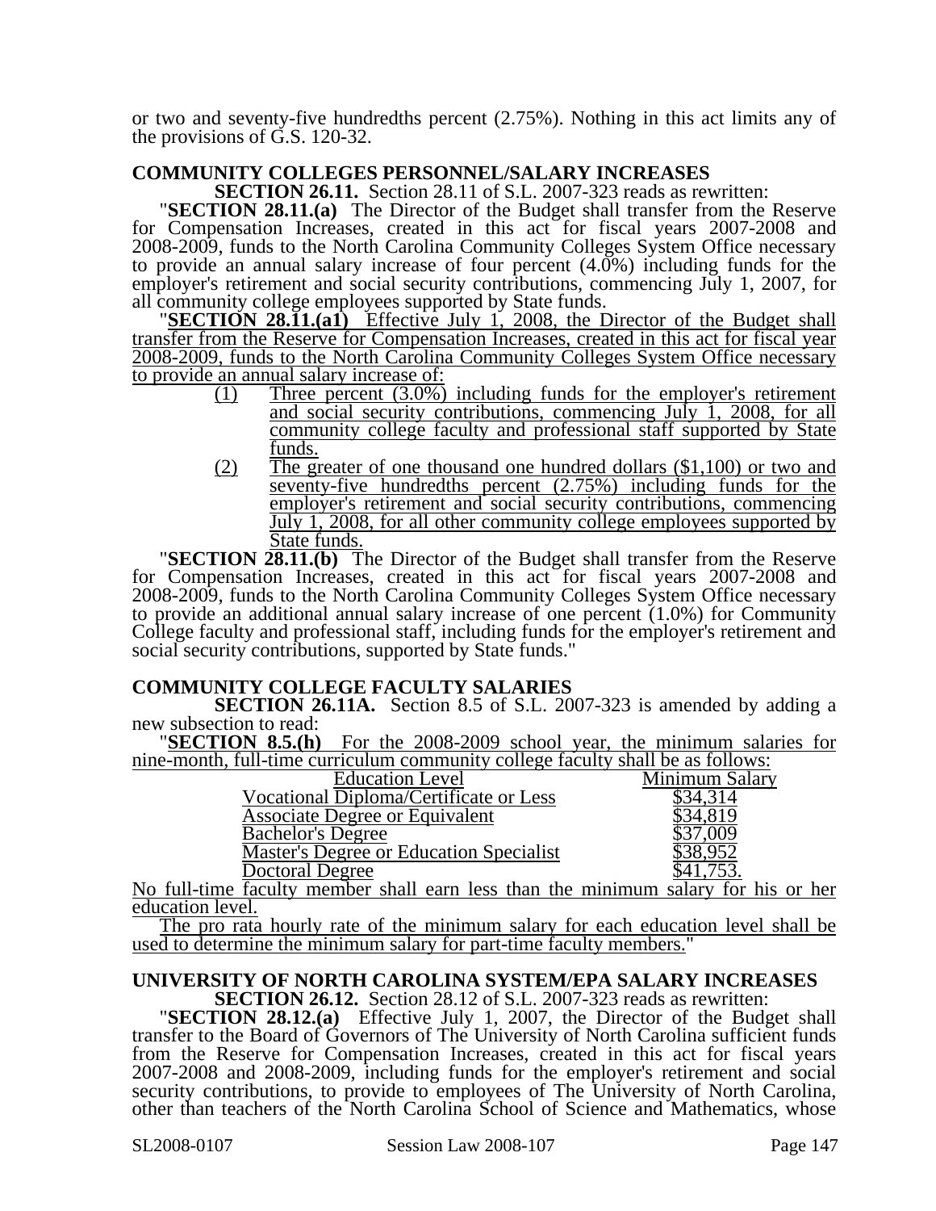or two and seventy-five hundredths percent (2.75%). Nothing in this act limits any of the provisions of G.S. 120-32.

**COMMUNITY COLLEGES PERSONNEL/SALARY INCREASES**

**SECTION 26.11.** Section 28.11 of S.L. 2007-323 reads as rewritten:

"**SECTION 28.11.(a)** The Director of the Budget shall transfer from the Reserve for Compensation Increases, created in this act for fiscal years 2007-2008 and 2008-2009, funds to the North Carolina Community Colleges System Office necessary to provide an annual salary increase of four percent (4.0%) including funds for the employer's retirement and social security contributions, commencing July 1, 2007, for all community college employees supported by State funds.

"**SECTION 28.11.(a1)** Effective July 1, 2008, the Director of the Budget shall transfer from the Reserve for Compensation Increases, created in this act for fiscal year 2008-2009, funds to the North Carolina Community Colleges System Office necessary to provide an annual salary increase of:

(1) Three percent (3.0%) including funds for the employer's retirement and social security contributions, commencing July 1, 2008, for all community college faculty and professional staff supported by State funds.

(2) The greater of one thousand one hundred dollars ($1,100) or two and seventy-five hundredths percent (2.75%) including funds for the employer's retirement and social security contributions, commencing July 1, 2008, for all other community college employees supported by State funds.

"**SECTION 28.11.(b)** The Director of the Budget shall transfer from the Reserve for Compensation Increases, created in this act for fiscal years 2007-2008 and 2008-2009, funds to the North Carolina Community Colleges System Office necessary to provide an additional annual salary increase of one percent (1.0%) for Community College faculty and professional staff, including funds for the employer's retirement and social security contributions, supported by State funds."

**COMMUNITY COLLEGE FACULTY SALARIES**

**SECTION 26.11A.** Section 8.5 of S.L. 2007-323 is amended by adding a new subsection to read:

"**SECTION 8.5.(h)** For the 2008-2009 school year, the minimum salaries for nine-month, full-time curriculum community college faculty shall be as follows:

| Education Level | Minimum Salary |
|---|---|
| Vocational Diploma/Certificate or Less | $34,314 |
| Associate Degree or Equivalent | $34,819 |
| Bachelor's Degree | $37,009 |
| Master's Degree or Education Specialist | $38,952 |
| Doctoral Degree | $41,753. |

No full-time faculty member shall earn less than the minimum salary for his or her education level.

The pro rata hourly rate of the minimum salary for each education level shall be used to determine the minimum salary for part-time faculty members."

**UNIVERSITY OF NORTH CAROLINA SYSTEM/EPA SALARY INCREASES**

**SECTION 26.12.** Section 28.12 of S.L. 2007-323 reads as rewritten:

"**SECTION 28.12.(a)** Effective July 1, 2007, the Director of the Budget shall transfer to the Board of Governors of The University of North Carolina sufficient funds from the Reserve for Compensation Increases, created in this act for fiscal years 2007-2008 and 2008-2009, including funds for the employer's retirement and social security contributions, to provide to employees of The University of North Carolina, other than teachers of the North Carolina School of Science and Mathematics, whose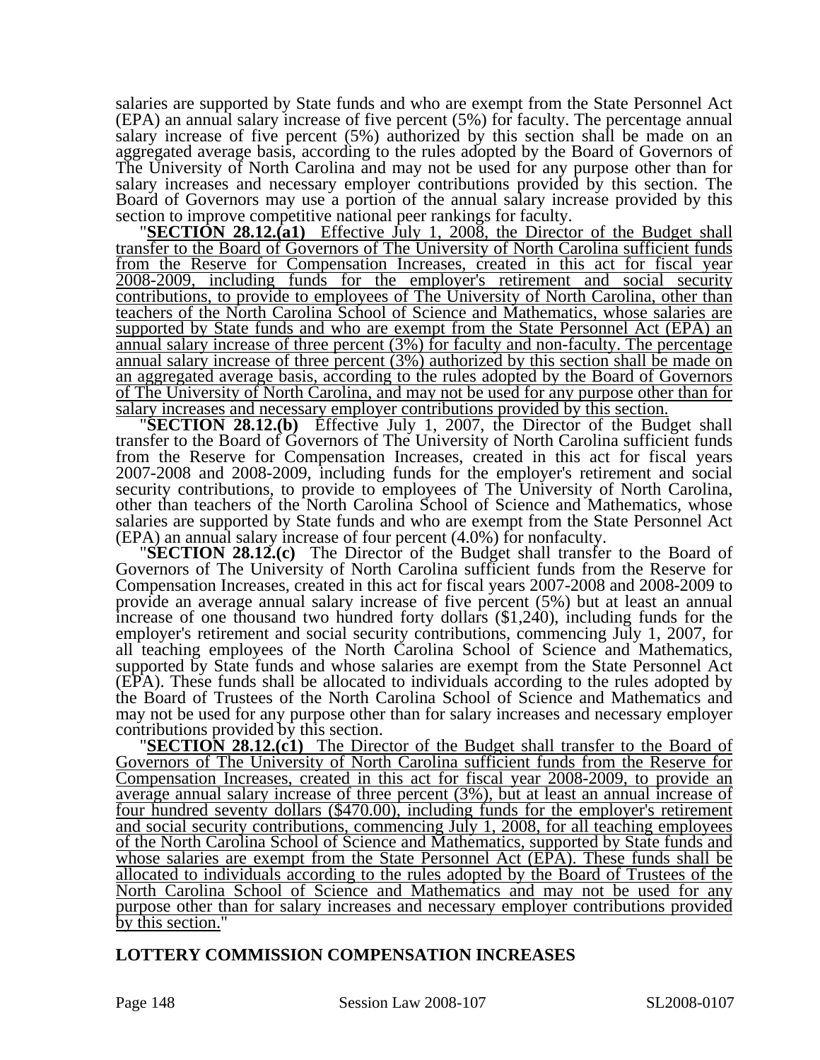salaries are supported by State funds and who are exempt from the State Personnel Act (EPA) an annual salary increase of five percent (5%) for faculty. The percentage annual salary increase of five percent (5%) authorized by this section shall be made on an aggregated average basis, according to the rules adopted by the Board of Governors of The University of North Carolina and may not be used for any purpose other than for salary increases and necessary employer contributions provided by this section. The Board of Governors may use a portion of the annual salary increase provided by this section to improve competitive national peer rankings for faculty.

"**SECTION 28.12.(a1)** Effective July 1, 2008, the Director of the Budget shall transfer to the Board of Governors of The University of North Carolina sufficient funds from the Reserve for Compensation Increases, created in this act for fiscal year 2008-2009, including funds for the employer's retirement and social security contributions, to provide to employees of The University of North Carolina, other than teachers of the North Carolina School of Science and Mathematics, whose salaries are supported by State funds and who are exempt from the State Personnel Act (EPA) an annual salary increase of three percent (3%) for faculty and non-faculty. The percentage annual salary increase of three percent (3%) authorized by this section shall be made on an aggregated average basis, according to the rules adopted by the Board of Governors of The University of North Carolina, and may not be used for any purpose other than for salary increases and necessary employer contributions provided by this section.

"**SECTION 28.12.(b)** Effective July 1, 2007, the Director of the Budget shall transfer to the Board of Governors of The University of North Carolina sufficient funds from the Reserve for Compensation Increases, created in this act for fiscal years 2007-2008 and 2008-2009, including funds for the employer's retirement and social security contributions, to provide to employees of The University of North Carolina, other than teachers of the North Carolina School of Science and Mathematics, whose salaries are supported by State funds and who are exempt from the State Personnel Act (EPA) an annual salary increase of four percent (4.0%) for nonfaculty.

"**SECTION 28.12.(c)** The Director of the Budget shall transfer to the Board of Governors of The University of North Carolina sufficient funds from the Reserve for Compensation Increases, created in this act for fiscal years 2007-2008 and 2008-2009 to provide an average annual salary increase of five percent (5%) but at least an annual increase of one thousand two hundred forty dollars ($1,240), including funds for the employer's retirement and social security contributions, commencing July 1, 2007, for all teaching employees of the North Carolina School of Science and Mathematics, supported by State funds and whose salaries are exempt from the State Personnel Act (EPA). These funds shall be allocated to individuals according to the rules adopted by the Board of Trustees of the North Carolina School of Science and Mathematics and may not be used for any purpose other than for salary increases and necessary employer contributions provided by this section.

"**SECTION 28.12.(c1)** The Director of the Budget shall transfer to the Board of Governors of The University of North Carolina sufficient funds from the Reserve for Compensation Increases, created in this act for fiscal year 2008-2009, to provide an average annual salary increase of three percent (3%), but at least an annual increase of four hundred seventy dollars ($470.00), including funds for the employer's retirement and social security contributions, commencing July 1, 2008, for all teaching employees of the North Carolina School of Science and Mathematics, supported by State funds and whose salaries are exempt from the State Personnel Act (EPA). These funds shall be allocated to individuals according to the rules adopted by the Board of Trustees of the North Carolina School of Science and Mathematics and may not be used for any purpose other than for salary increases and necessary employer contributions provided by this section."

## LOTTERY COMMISSION COMPENSATION INCREASES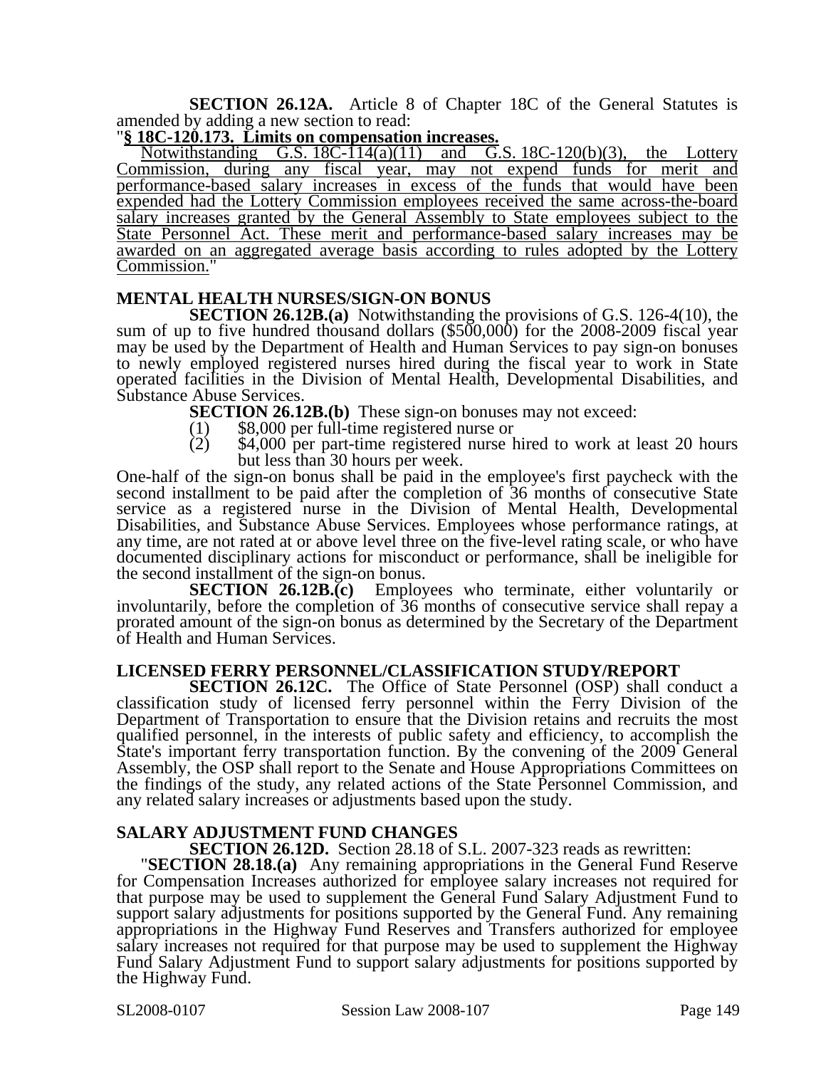**SECTION 26.12A.** Article 8 of Chapter 18C of the General Statutes is amended by adding a new section to read:

"**§ 18C-120.173. Limits on compensation increases.**

Notwithstanding G.S. 18C-114(a)(11) and G.S. 18C-120(b)(3), the Lottery Commission, during any fiscal year, may not expend funds for merit and performance-based salary increases in excess of the funds that would have been expended had the Lottery Commission employees received the same across-the-board salary increases granted by the General Assembly to State employees subject to the State Personnel Act. These merit and performance-based salary increases may be awarded on an aggregated average basis according to rules adopted by the Lottery Commission."

## MENTAL HEALTH NURSES/SIGN-ON BONUS

**SECTION 26.12B.(a)** Notwithstanding the provisions of G.S. 126-4(10), the sum of up to five hundred thousand dollars ($500,000) for the 2008-2009 fiscal year may be used by the Department of Health and Human Services to pay sign-on bonuses to newly employed registered nurses hired during the fiscal year to work in State operated facilities in the Division of Mental Health, Developmental Disabilities, and Substance Abuse Services.

**SECTION 26.12B.(b)** These sign-on bonuses may not exceed:

(1) $8,000 per full-time registered nurse or

(2) $4,000 per part-time registered nurse hired to work at least 20 hours but less than 30 hours per week.

One-half of the sign-on bonus shall be paid in the employee's first paycheck with the second installment to be paid after the completion of 36 months of consecutive State service as a registered nurse in the Division of Mental Health, Developmental Disabilities, and Substance Abuse Services. Employees whose performance ratings, at any time, are not rated at or above level three on the five-level rating scale, or who have documented disciplinary actions for misconduct or performance, shall be ineligible for the second installment of the sign-on bonus.

**SECTION 26.12B.(c)** Employees who terminate, either voluntarily or involuntarily, before the completion of 36 months of consecutive service shall repay a prorated amount of the sign-on bonus as determined by the Secretary of the Department of Health and Human Services.

## LICENSED FERRY PERSONNEL/CLASSIFICATION STUDY/REPORT

**SECTION 26.12C.** The Office of State Personnel (OSP) shall conduct a classification study of licensed ferry personnel within the Ferry Division of the Department of Transportation to ensure that the Division retains and recruits the most qualified personnel, in the interests of public safety and efficiency, to accomplish the State's important ferry transportation function. By the convening of the 2009 General Assembly, the OSP shall report to the Senate and House Appropriations Committees on the findings of the study, any related actions of the State Personnel Commission, and any related salary increases or adjustments based upon the study.

## SALARY ADJUSTMENT FUND CHANGES

**SECTION 26.12D.** Section 28.18 of S.L. 2007-323 reads as rewritten:

"**SECTION 28.18.(a)** Any remaining appropriations in the General Fund Reserve for Compensation Increases authorized for employee salary increases not required for that purpose may be used to supplement the General Fund Salary Adjustment Fund to support salary adjustments for positions supported by the General Fund. Any remaining appropriations in the Highway Fund Reserves and Transfers authorized for employee salary increases not required for that purpose may be used to supplement the Highway Fund Salary Adjustment Fund to support salary adjustments for positions supported by the Highway Fund.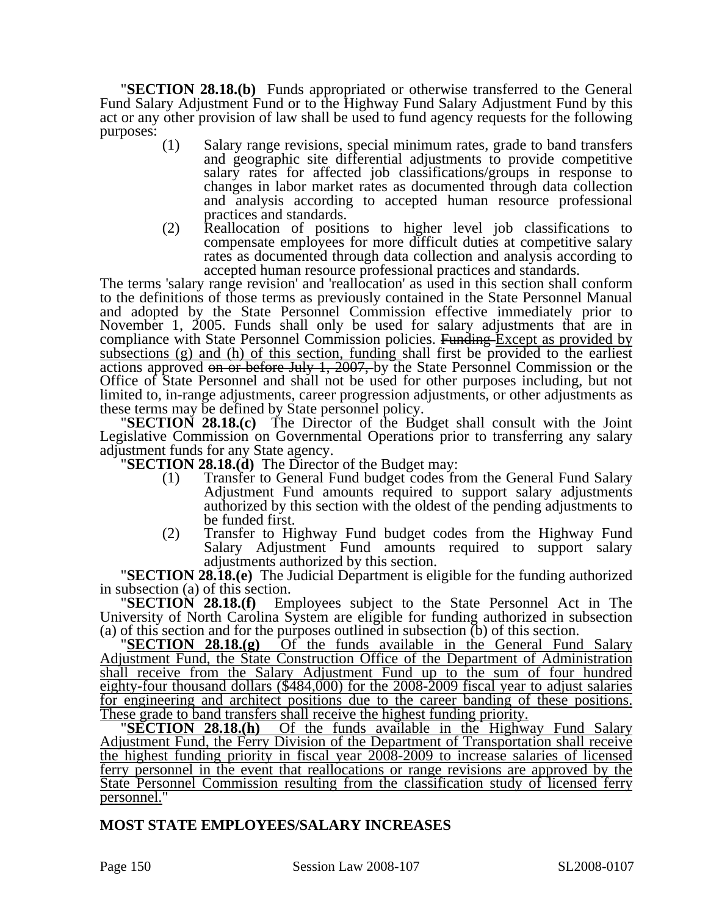"**SECTION 28.18.(b)** Funds appropriated or otherwise transferred to the General Fund Salary Adjustment Fund or to the Highway Fund Salary Adjustment Fund by this act or any other provision of law shall be used to fund agency requests for the following purposes:

(1) Salary range revisions, special minimum rates, grade to band transfers and geographic site differential adjustments to provide competitive salary rates for affected job classifications/groups in response to changes in labor market rates as documented through data collection and analysis according to accepted human resource professional practices and standards.

(2) Reallocation of positions to higher level job classifications to compensate employees for more difficult duties at competitive salary rates as documented through data collection and analysis according to accepted human resource professional practices and standards.

The terms 'salary range revision' and 'reallocation' as used in this section shall conform to the definitions of those terms as previously contained in the State Personnel Manual and adopted by the State Personnel Commission effective immediately prior to November 1, 2005. Funds shall only be used for salary adjustments that are in compliance with State Personnel Commission policies. ~~Funding~~ <u>Except as provided by subsections (g) and (h) of this section, funding</u> shall first be provided to the earliest actions approved ~~on or before July 1, 2007,~~ by the State Personnel Commission or the Office of State Personnel and shall not be used for other purposes including, but not limited to, in-range adjustments, career progression adjustments, or other adjustments as these terms may be defined by State personnel policy.

"**SECTION 28.18.(c)** The Director of the Budget shall consult with the Joint Legislative Commission on Governmental Operations prior to transferring any salary adjustment funds for any State agency.

"**SECTION 28.18.(d)** The Director of the Budget may:

(1) Transfer to General Fund budget codes from the General Fund Salary Adjustment Fund amounts required to support salary adjustments authorized by this section with the oldest of the pending adjustments to be funded first.

(2) Transfer to Highway Fund budget codes from the Highway Fund Salary Adjustment Fund amounts required to support salary adjustments authorized by this section.

"**SECTION 28.18.(e)** The Judicial Department is eligible for the funding authorized in subsection (a) of this section.

"**SECTION 28.18.(f)** Employees subject to the State Personnel Act in The University of North Carolina System are eligible for funding authorized in subsection (a) of this section and for the purposes outlined in subsection (b) of this section.

<u>"**SECTION 28.18.(g)** Of the funds available in the General Fund Salary Adjustment Fund, the State Construction Office of the Department of Administration shall receive from the Salary Adjustment Fund up to the sum of four hundred eighty-four thousand dollars ($484,000) for the 2008-2009 fiscal year to adjust salaries for engineering and architect positions due to the career banding of these positions. These grade to band transfers shall receive the highest funding priority.</u>

<u>"**SECTION 28.18.(h)** Of the funds available in the Highway Fund Salary Adjustment Fund, the Ferry Division of the Department of Transportation shall receive the highest funding priority in fiscal year 2008-2009 to increase salaries of licensed ferry personnel in the event that reallocations or range revisions are approved by the State Personnel Commission resulting from the classification study of licensed ferry personnel.</u>"

**MOST STATE EMPLOYEES/SALARY INCREASES**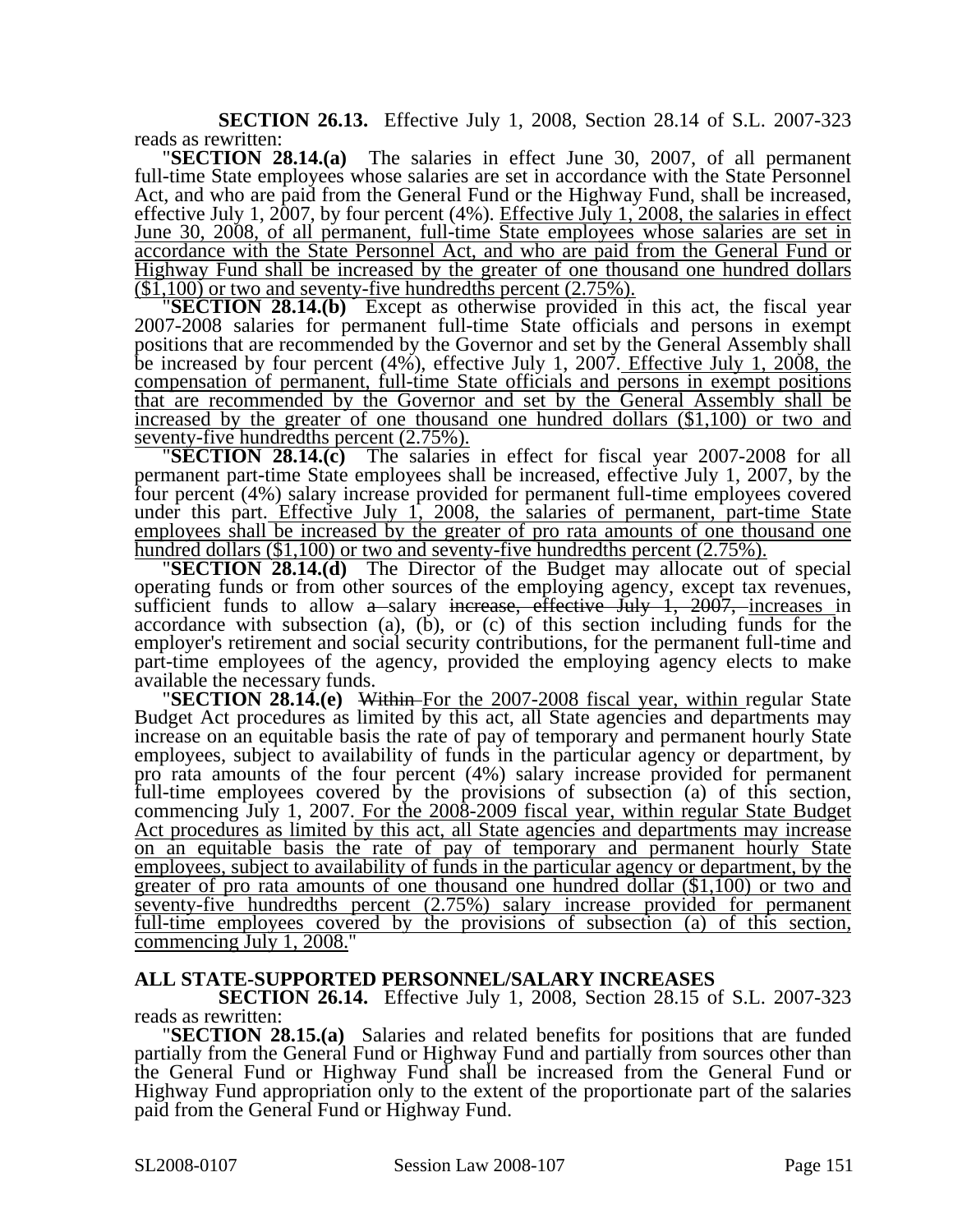**SECTION 26.13.** Effective July 1, 2008, Section 28.14 of S.L. 2007-323 reads as rewritten:

"**SECTION 28.14.(a)** The salaries in effect June 30, 2007, of all permanent full-time State employees whose salaries are set in accordance with the State Personnel Act, and who are paid from the General Fund or the Highway Fund, shall be increased, effective July 1, 2007, by four percent (4%). Effective July 1, 2008, the salaries in effect June 30, 2008, of all permanent, full-time State employees whose salaries are set in accordance with the State Personnel Act, and who are paid from the General Fund or Highway Fund shall be increased by the greater of one thousand one hundred dollars ($1,100) or two and seventy-five hundredths percent (2.75%).

"**SECTION 28.14.(b)** Except as otherwise provided in this act, the fiscal year 2007-2008 salaries for permanent full-time State officials and persons in exempt positions that are recommended by the Governor and set by the General Assembly shall be increased by four percent (4%), effective July 1, 2007. Effective July 1, 2008, the compensation of permanent, full-time State officials and persons in exempt positions that are recommended by the Governor and set by the General Assembly shall be increased by the greater of one thousand one hundred dollars ($1,100) or two and seventy-five hundredths percent (2.75%).

"**SECTION 28.14.(c)** The salaries in effect for fiscal year 2007-2008 for all permanent part-time State employees shall be increased, effective July 1, 2007, by the four percent (4%) salary increase provided for permanent full-time employees covered under this part. Effective July 1, 2008, the salaries of permanent, part-time State employees shall be increased by the greater of pro rata amounts of one thousand one hundred dollars ($1,100) or two and seventy-five hundredths percent (2.75%).

"**SECTION 28.14.(d)** The Director of the Budget may allocate out of special operating funds or from other sources of the employing agency, except tax revenues, sufficient funds to allow ~~a~~ salary ~~increase, effective July 1, 2007,~~ increases in accordance with subsection (a), (b), or (c) of this section including funds for the employer's retirement and social security contributions, for the permanent full-time and part-time employees of the agency, provided the employing agency elects to make available the necessary funds.

"**SECTION 28.14.(e)** ~~Within~~ For the 2007-2008 fiscal year, within regular State Budget Act procedures as limited by this act, all State agencies and departments may increase on an equitable basis the rate of pay of temporary and permanent hourly State employees, subject to availability of funds in the particular agency or department, by pro rata amounts of the four percent (4%) salary increase provided for permanent full-time employees covered by the provisions of subsection (a) of this section, commencing July 1, 2007. For the 2008-2009 fiscal year, within regular State Budget Act procedures as limited by this act, all State agencies and departments may increase on an equitable basis the rate of pay of temporary and permanent hourly State employees, subject to availability of funds in the particular agency or department, by the greater of pro rata amounts of one thousand one hundred dollar ($1,100) or two and seventy-five hundredths percent (2.75%) salary increase provided for permanent full-time employees covered by the provisions of subsection (a) of this section, commencing July 1, 2008."

## ALL STATE-SUPPORTED PERSONNEL/SALARY INCREASES

**SECTION 26.14.** Effective July 1, 2008, Section 28.15 of S.L. 2007-323 reads as rewritten:

"**SECTION 28.15.(a)** Salaries and related benefits for positions that are funded partially from the General Fund or Highway Fund and partially from sources other than the General Fund or Highway Fund shall be increased from the General Fund or Highway Fund appropriation only to the extent of the proportionate part of the salaries paid from the General Fund or Highway Fund.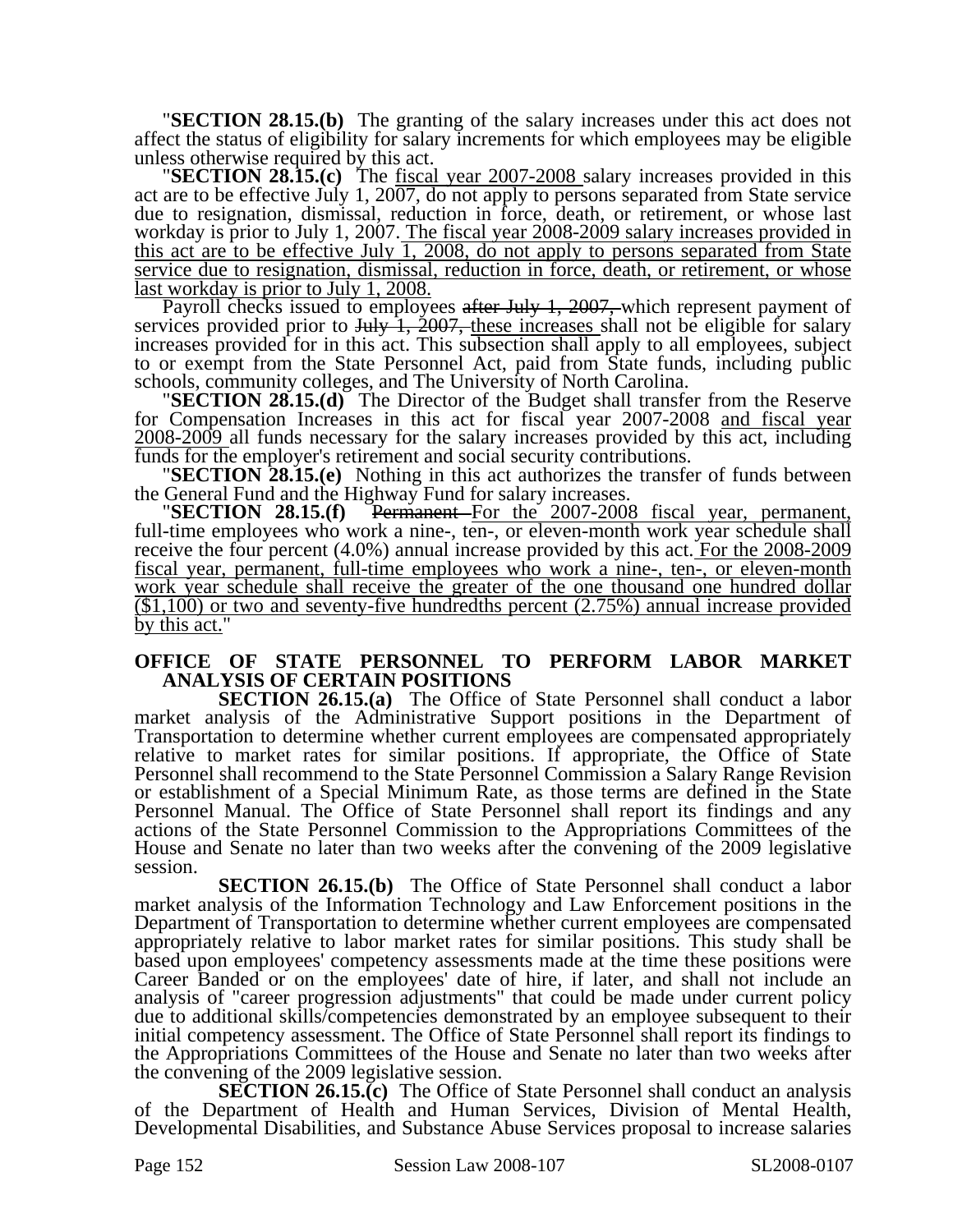"**SECTION 28.15.(b)** The granting of the salary increases under this act does not affect the status of eligibility for salary increments for which employees may be eligible unless otherwise required by this act.

"**SECTION 28.15.(c)** The fiscal year 2007-2008 salary increases provided in this act are to be effective July 1, 2007, do not apply to persons separated from State service due to resignation, dismissal, reduction in force, death, or retirement, or whose last workday is prior to July 1, 2007. The fiscal year 2008-2009 salary increases provided in this act are to be effective July 1, 2008, do not apply to persons separated from State service due to resignation, dismissal, reduction in force, death, or retirement, or whose last workday is prior to July 1, 2008.

Payroll checks issued to employees ~~after July 1, 2007,~~ which represent payment of services provided prior to ~~July 1, 2007,~~ these increases shall not be eligible for salary increases provided for in this act. This subsection shall apply to all employees, subject to or exempt from the State Personnel Act, paid from State funds, including public schools, community colleges, and The University of North Carolina.

"**SECTION 28.15.(d)** The Director of the Budget shall transfer from the Reserve for Compensation Increases in this act for fiscal year 2007-2008 and fiscal year 2008-2009 all funds necessary for the salary increases provided by this act, including funds for the employer's retirement and social security contributions.

"**SECTION 28.15.(e)** Nothing in this act authorizes the transfer of funds between the General Fund and the Highway Fund for salary increases.

"**SECTION 28.15.(f)** ~~Permanent~~ For the 2007-2008 fiscal year, permanent, full-time employees who work a nine-, ten-, or eleven-month work year schedule shall receive the four percent (4.0%) annual increase provided by this act. For the 2008-2009 fiscal year, permanent, full-time employees who work a nine-, ten-, or eleven-month work year schedule shall receive the greater of the one thousand one hundred dollar ($1,100) or two and seventy-five hundredths percent (2.75%) annual increase provided by this act."

## OFFICE OF STATE PERSONNEL TO PERFORM LABOR MARKET ANALYSIS OF CERTAIN POSITIONS

**SECTION 26.15.(a)** The Office of State Personnel shall conduct a labor market analysis of the Administrative Support positions in the Department of Transportation to determine whether current employees are compensated appropriately relative to market rates for similar positions. If appropriate, the Office of State Personnel shall recommend to the State Personnel Commission a Salary Range Revision or establishment of a Special Minimum Rate, as those terms are defined in the State Personnel Manual. The Office of State Personnel shall report its findings and any actions of the State Personnel Commission to the Appropriations Committees of the House and Senate no later than two weeks after the convening of the 2009 legislative session.

**SECTION 26.15.(b)** The Office of State Personnel shall conduct a labor market analysis of the Information Technology and Law Enforcement positions in the Department of Transportation to determine whether current employees are compensated appropriately relative to labor market rates for similar positions. This study shall be based upon employees' competency assessments made at the time these positions were Career Banded or on the employees' date of hire, if later, and shall not include an analysis of "career progression adjustments" that could be made under current policy due to additional skills/competencies demonstrated by an employee subsequent to their initial competency assessment. The Office of State Personnel shall report its findings to the Appropriations Committees of the House and Senate no later than two weeks after the convening of the 2009 legislative session.

**SECTION 26.15.(c)** The Office of State Personnel shall conduct an analysis of the Department of Health and Human Services, Division of Mental Health, Developmental Disabilities, and Substance Abuse Services proposal to increase salaries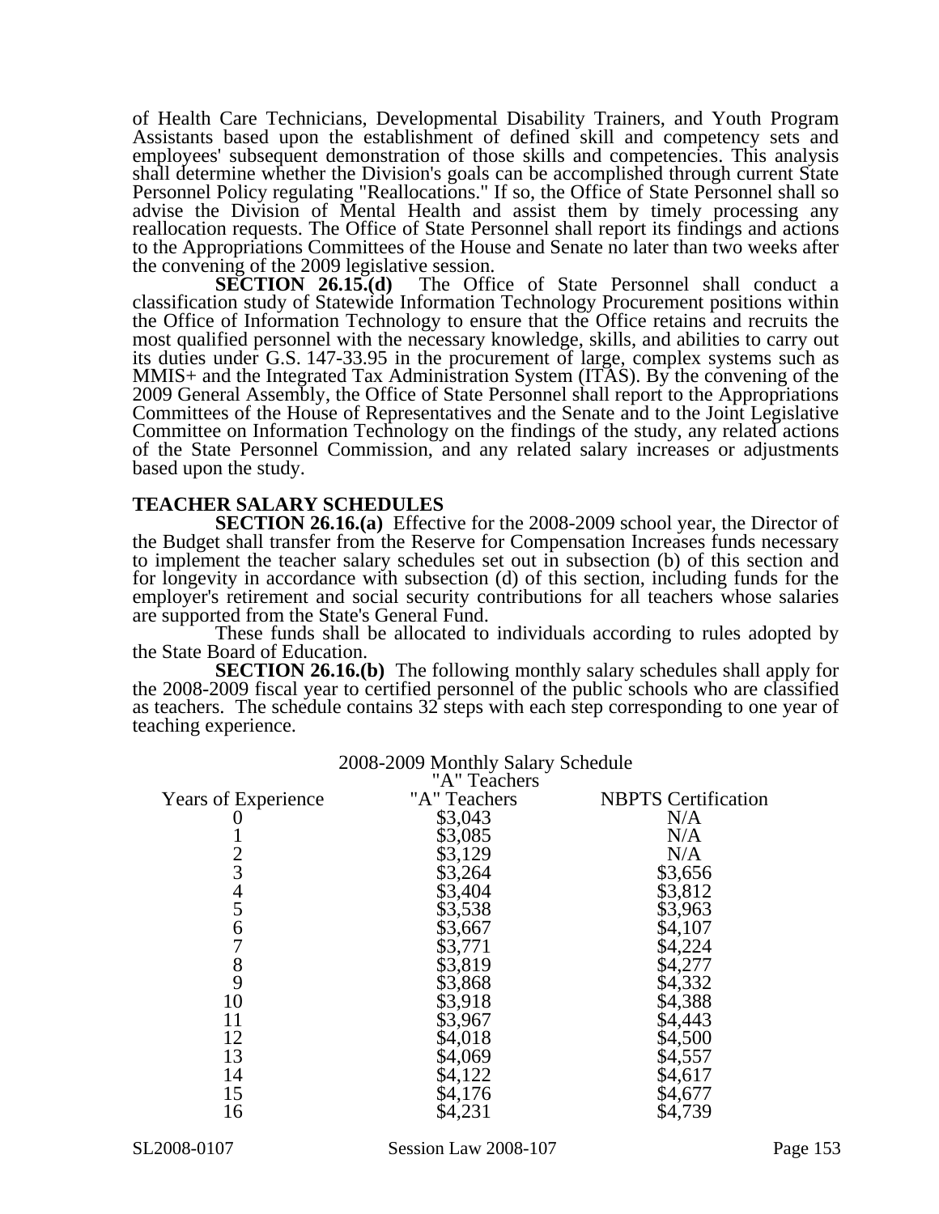of Health Care Technicians, Developmental Disability Trainers, and Youth Program Assistants based upon the establishment of defined skill and competency sets and employees' subsequent demonstration of those skills and competencies. This analysis shall determine whether the Division's goals can be accomplished through current State Personnel Policy regulating "Reallocations." If so, the Office of State Personnel shall so advise the Division of Mental Health and assist them by timely processing any reallocation requests. The Office of State Personnel shall report its findings and actions to the Appropriations Committees of the House and Senate no later than two weeks after the convening of the 2009 legislative session.

**SECTION 26.15.(d)** The Office of State Personnel shall conduct a classification study of Statewide Information Technology Procurement positions within the Office of Information Technology to ensure that the Office retains and recruits the most qualified personnel with the necessary knowledge, skills, and abilities to carry out its duties under G.S. 147-33.95 in the procurement of large, complex systems such as MMIS+ and the Integrated Tax Administration System (ITAS). By the convening of the 2009 General Assembly, the Office of State Personnel shall report to the Appropriations Committees of the House of Representatives and the Senate and to the Joint Legislative Committee on Information Technology on the findings of the study, any related actions of the State Personnel Commission, and any related salary increases or adjustments based upon the study.

**TEACHER SALARY SCHEDULES**

**SECTION 26.16.(a)** Effective for the 2008-2009 school year, the Director of the Budget shall transfer from the Reserve for Compensation Increases funds necessary to implement the teacher salary schedules set out in subsection (b) of this section and for longevity in accordance with subsection (d) of this section, including funds for the employer's retirement and social security contributions for all teachers whose salaries are supported from the State's General Fund.

These funds shall be allocated to individuals according to rules adopted by the State Board of Education.

**SECTION 26.16.(b)** The following monthly salary schedules shall apply for the 2008-2009 fiscal year to certified personnel of the public schools who are classified as teachers. The schedule contains 32 steps with each step corresponding to one year of teaching experience.

2008-2009 Monthly Salary Schedule
"A" Teachers

| Years of Experience | "A" Teachers | NBPTS Certification |
|---|---|---|
| 0 | $3,043 | N/A |
| 1 | $3,085 | N/A |
| 2 | $3,129 | N/A |
| 3 | $3,264 | $3,656 |
| 4 | $3,404 | $3,812 |
| 5 | $3,538 | $3,963 |
| 6 | $3,667 | $4,107 |
| 7 | $3,771 | $4,224 |
| 8 | $3,819 | $4,277 |
| 9 | $3,868 | $4,332 |
| 10 | $3,918 | $4,388 |
| 11 | $3,967 | $4,443 |
| 12 | $4,018 | $4,500 |
| 13 | $4,069 | $4,557 |
| 14 | $4,122 | $4,617 |
| 15 | $4,176 | $4,677 |
| 16 | $4,231 | $4,739 |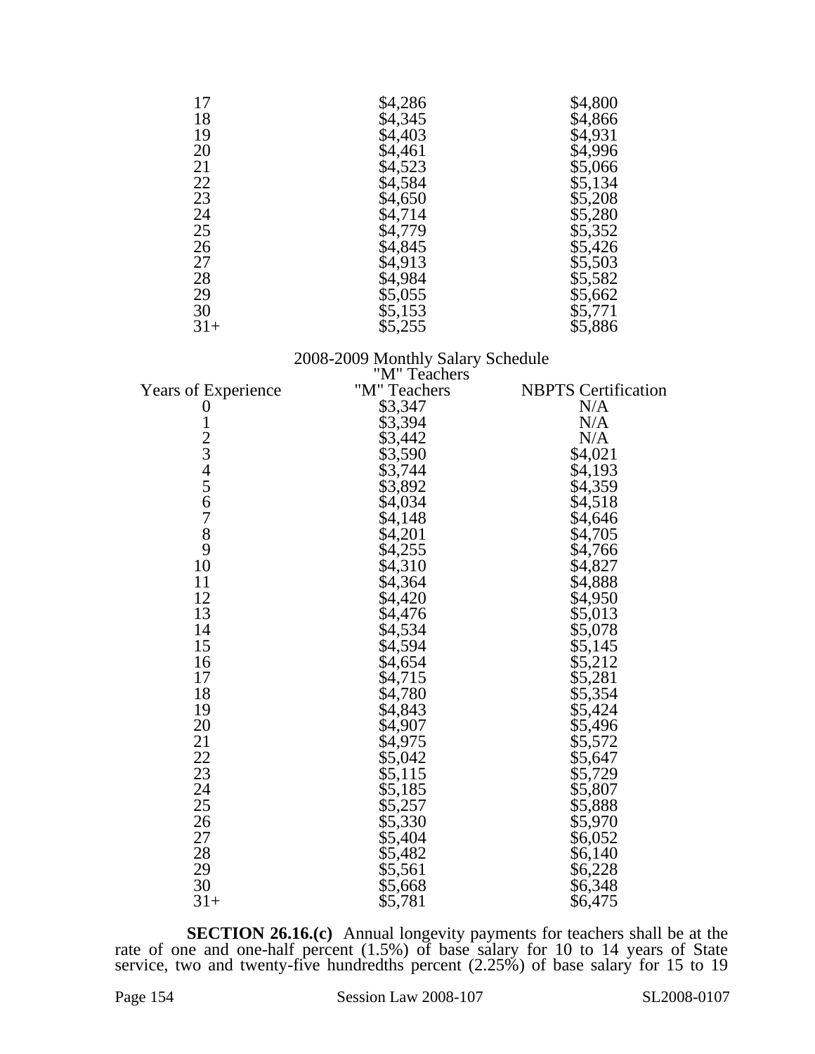| | | |
|---|---|---|
| 17 | $4,286 | $4,800 |
| 18 | $4,345 | $4,866 |
| 19 | $4,403 | $4,931 |
| 20 | $4,461 | $4,996 |
| 21 | $4,523 | $5,066 |
| 22 | $4,584 | $5,134 |
| 23 | $4,650 | $5,208 |
| 24 | $4,714 | $5,280 |
| 25 | $4,779 | $5,352 |
| 26 | $4,845 | $5,426 |
| 27 | $4,913 | $5,503 |
| 28 | $4,984 | $5,582 |
| 29 | $5,055 | $5,662 |
| 30 | $5,153 | $5,771 |
| 31+ | $5,255 | $5,886 |

2008-2009 Monthly Salary Schedule
"M" Teachers

| Years of Experience | "M" Teachers | NBPTS Certification |
|---|---|---|
| 0 | $3,347 | N/A |
| 1 | $3,394 | N/A |
| 2 | $3,442 | N/A |
| 3 | $3,590 | $4,021 |
| 4 | $3,744 | $4,193 |
| 5 | $3,892 | $4,359 |
| 6 | $4,034 | $4,518 |
| 7 | $4,148 | $4,646 |
| 8 | $4,201 | $4,705 |
| 9 | $4,255 | $4,766 |
| 10 | $4,310 | $4,827 |
| 11 | $4,364 | $4,888 |
| 12 | $4,420 | $4,950 |
| 13 | $4,476 | $5,013 |
| 14 | $4,534 | $5,078 |
| 15 | $4,594 | $5,145 |
| 16 | $4,654 | $5,212 |
| 17 | $4,715 | $5,281 |
| 18 | $4,780 | $5,354 |
| 19 | $4,843 | $5,424 |
| 20 | $4,907 | $5,496 |
| 21 | $4,975 | $5,572 |
| 22 | $5,042 | $5,647 |
| 23 | $5,115 | $5,729 |
| 24 | $5,185 | $5,807 |
| 25 | $5,257 | $5,888 |
| 26 | $5,330 | $5,970 |
| 27 | $5,404 | $6,052 |
| 28 | $5,482 | $6,140 |
| 29 | $5,561 | $6,228 |
| 30 | $5,668 | $6,348 |
| 31+ | $5,781 | $6,475 |

**SECTION 26.16.(c)** Annual longevity payments for teachers shall be at the rate of one and one-half percent (1.5%) of base salary for 10 to 14 years of State service, two and twenty-five hundredths percent (2.25%) of base salary for 15 to 19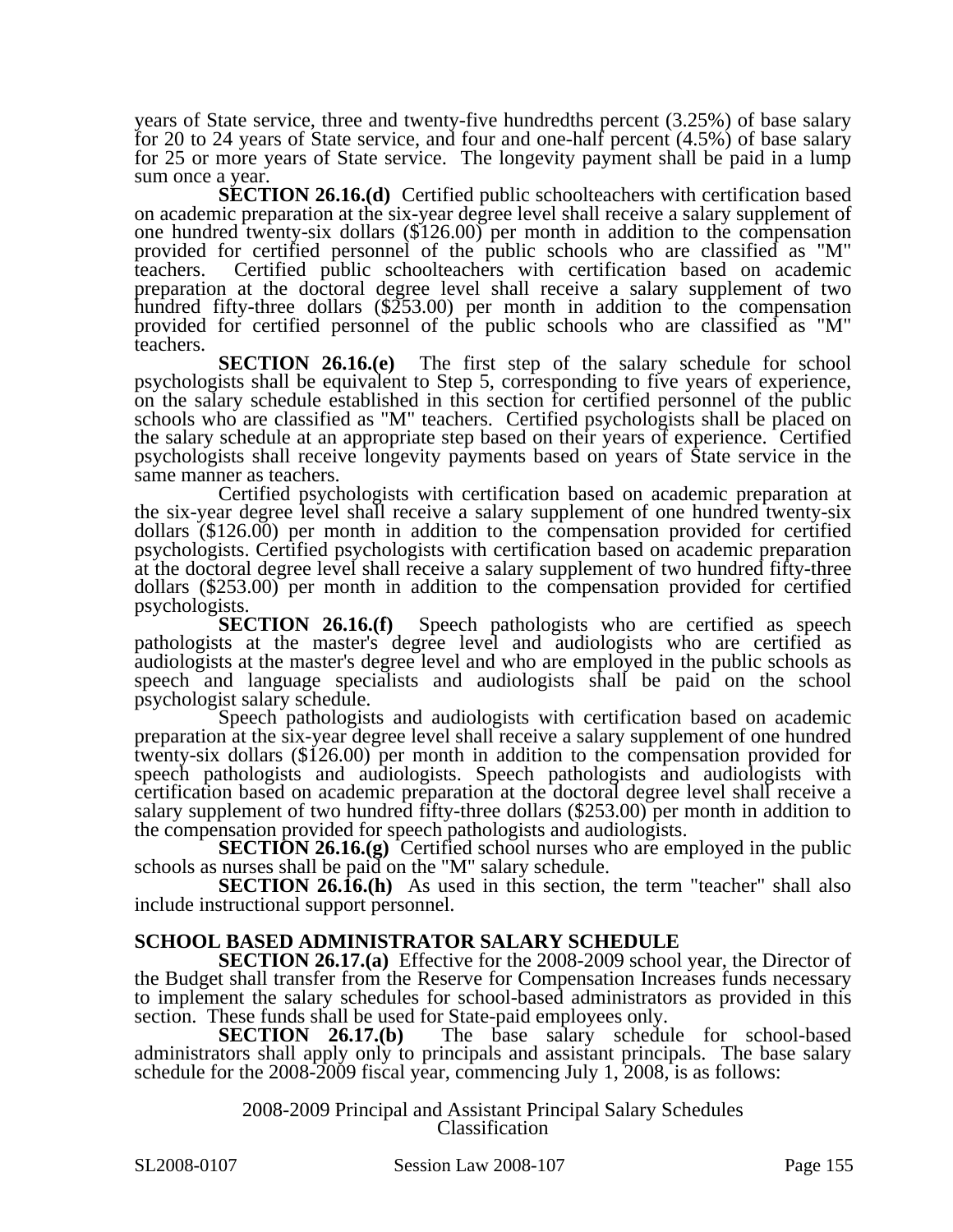years of State service, three and twenty-five hundredths percent (3.25%) of base salary for 20 to 24 years of State service, and four and one-half percent (4.5%) of base salary for 25 or more years of State service. The longevity payment shall be paid in a lump sum once a year.

**SECTION 26.16.(d)** Certified public schoolteachers with certification based on academic preparation at the six-year degree level shall receive a salary supplement of one hundred twenty-six dollars ($126.00) per month in addition to the compensation provided for certified personnel of the public schools who are classified as "M" teachers. Certified public schoolteachers with certification based on academic preparation at the doctoral degree level shall receive a salary supplement of two hundred fifty-three dollars ($253.00) per month in addition to the compensation provided for certified personnel of the public schools who are classified as "M" teachers.

**SECTION 26.16.(e)** The first step of the salary schedule for school psychologists shall be equivalent to Step 5, corresponding to five years of experience, on the salary schedule established in this section for certified personnel of the public schools who are classified as "M" teachers. Certified psychologists shall be placed on the salary schedule at an appropriate step based on their years of experience. Certified psychologists shall receive longevity payments based on years of State service in the same manner as teachers.

Certified psychologists with certification based on academic preparation at the six-year degree level shall receive a salary supplement of one hundred twenty-six dollars ($126.00) per month in addition to the compensation provided for certified psychologists. Certified psychologists with certification based on academic preparation at the doctoral degree level shall receive a salary supplement of two hundred fifty-three dollars ($253.00) per month in addition to the compensation provided for certified psychologists.

**SECTION 26.16.(f)** Speech pathologists who are certified as speech pathologists at the master's degree level and audiologists who are certified as audiologists at the master's degree level and who are employed in the public schools as speech and language specialists and audiologists shall be paid on the school psychologist salary schedule.

Speech pathologists and audiologists with certification based on academic preparation at the six-year degree level shall receive a salary supplement of one hundred twenty-six dollars ($126.00) per month in addition to the compensation provided for speech pathologists and audiologists. Speech pathologists and audiologists with certification based on academic preparation at the doctoral degree level shall receive a salary supplement of two hundred fifty-three dollars ($253.00) per month in addition to the compensation provided for speech pathologists and audiologists.

**SECTION 26.16.(g)** Certified school nurses who are employed in the public schools as nurses shall be paid on the "M" salary schedule.

**SECTION 26.16.(h)** As used in this section, the term "teacher" shall also include instructional support personnel.

## SCHOOL BASED ADMINISTRATOR SALARY SCHEDULE

**SECTION 26.17.(a)** Effective for the 2008-2009 school year, the Director of the Budget shall transfer from the Reserve for Compensation Increases funds necessary to implement the salary schedules for school-based administrators as provided in this section. These funds shall be used for State-paid employees only.

**SECTION 26.17.(b)** The base salary schedule for school-based administrators shall apply only to principals and assistant principals. The base salary schedule for the 2008-2009 fiscal year, commencing July 1, 2008, is as follows:

2008-2009 Principal and Assistant Principal Salary Schedules
Classification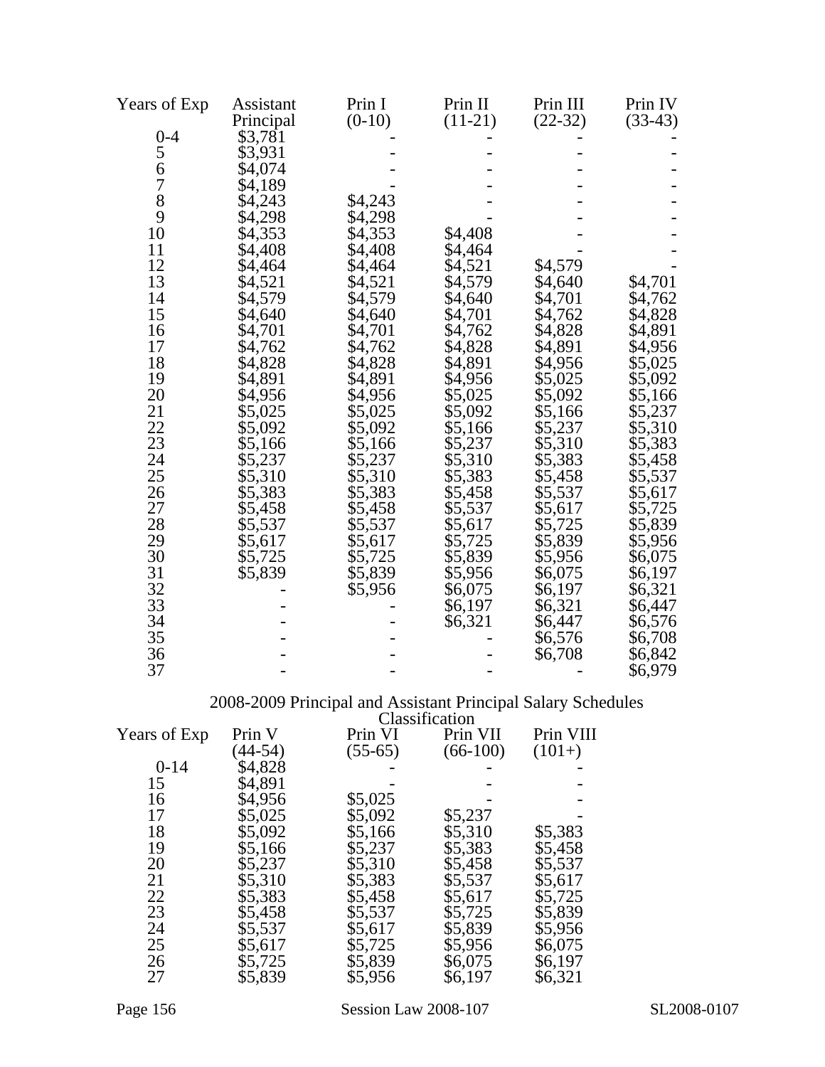| Years of Exp | Assistant Principal | Prin I (0-10) | Prin II (11-21) | Prin III (22-32) | Prin IV (33-43) |
|---|---|---|---|---|---|
| 0-4 | $3,781 | - | - | - | - |
| 5 | $3,931 | - | - | - | - |
| 6 | $4,074 | - | - | - | - |
| 7 | $4,189 | - | - | - | - |
| 8 | $4,243 | $4,243 | - | - | - |
| 9 | $4,298 | $4,298 | - | - | - |
| 10 | $4,353 | $4,353 | $4,408 | - | - |
| 11 | $4,408 | $4,408 | $4,464 | - | - |
| 12 | $4,464 | $4,464 | $4,521 | $4,579 | - |
| 13 | $4,521 | $4,521 | $4,579 | $4,640 | $4,701 |
| 14 | $4,579 | $4,579 | $4,640 | $4,701 | $4,762 |
| 15 | $4,640 | $4,640 | $4,701 | $4,762 | $4,828 |
| 16 | $4,701 | $4,701 | $4,762 | $4,828 | $4,891 |
| 17 | $4,762 | $4,762 | $4,828 | $4,891 | $4,956 |
| 18 | $4,828 | $4,828 | $4,891 | $4,956 | $5,025 |
| 19 | $4,891 | $4,891 | $4,956 | $5,025 | $5,092 |
| 20 | $4,956 | $4,956 | $5,025 | $5,092 | $5,166 |
| 21 | $5,025 | $5,025 | $5,092 | $5,166 | $5,237 |
| 22 | $5,092 | $5,092 | $5,166 | $5,237 | $5,310 |
| 23 | $5,166 | $5,166 | $5,237 | $5,310 | $5,383 |
| 24 | $5,237 | $5,237 | $5,310 | $5,383 | $5,458 |
| 25 | $5,310 | $5,310 | $5,383 | $5,458 | $5,537 |
| 26 | $5,383 | $5,383 | $5,458 | $5,537 | $5,617 |
| 27 | $5,458 | $5,458 | $5,537 | $5,617 | $5,725 |
| 28 | $5,537 | $5,537 | $5,617 | $5,725 | $5,839 |
| 29 | $5,617 | $5,617 | $5,725 | $5,839 | $5,956 |
| 30 | $5,725 | $5,725 | $5,839 | $5,956 | $6,075 |
| 31 | $5,839 | $5,839 | $5,956 | $6,075 | $6,197 |
| 32 | - | $5,956 | $6,075 | $6,197 | $6,321 |
| 33 | - | - | $6,197 | $6,321 | $6,447 |
| 34 | - | - | $6,321 | $6,447 | $6,576 |
| 35 | - | - | - | $6,576 | $6,708 |
| 36 | - | - | - | $6,708 | $6,842 |
| 37 | - | - | - | - | $6,979 |

2008-2009 Principal and Assistant Principal Salary Schedules

Classification

| Years of Exp | Prin V (44-54) | Prin VI (55-65) | Prin VII (66-100) | Prin VIII (101+) |
|---|---|---|---|---|
| 0-14 | $4,828 | - | - | - |
| 15 | $4,891 | - | - | - |
| 16 | $4,956 | $5,025 | - | - |
| 17 | $5,025 | $5,092 | $5,237 | - |
| 18 | $5,092 | $5,166 | $5,310 | $5,383 |
| 19 | $5,166 | $5,237 | $5,383 | $5,458 |
| 20 | $5,237 | $5,310 | $5,458 | $5,537 |
| 21 | $5,310 | $5,383 | $5,537 | $5,617 |
| 22 | $5,383 | $5,458 | $5,617 | $5,725 |
| 23 | $5,458 | $5,537 | $5,725 | $5,839 |
| 24 | $5,537 | $5,617 | $5,839 | $5,956 |
| 25 | $5,617 | $5,725 | $5,956 | $6,075 |
| 26 | $5,725 | $5,839 | $6,075 | $6,197 |
| 27 | $5,839 | $5,956 | $6,197 | $6,321 |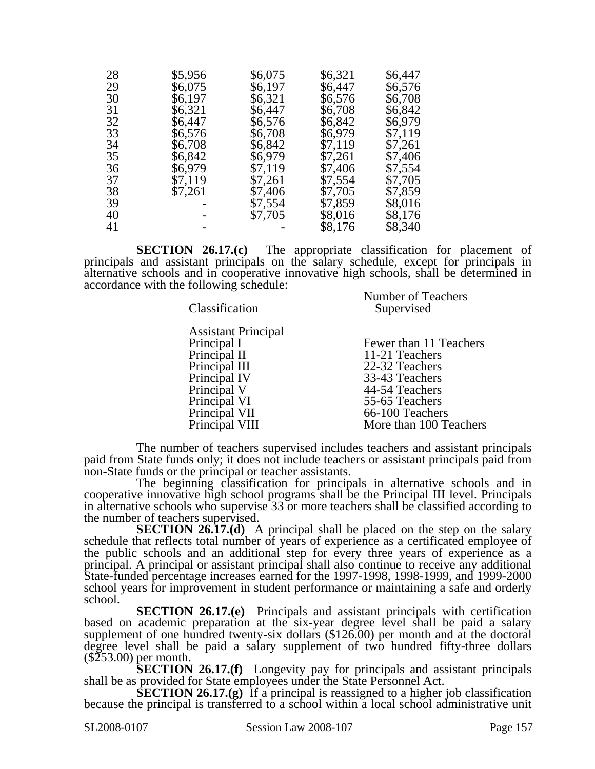| | | | | |
|---|---|---|---|---|
| 28 | $5,956 | $6,075 | $6,321 | $6,447 |
| 29 | $6,075 | $6,197 | $6,447 | $6,576 |
| 30 | $6,197 | $6,321 | $6,576 | $6,708 |
| 31 | $6,321 | $6,447 | $6,708 | $6,842 |
| 32 | $6,447 | $6,576 | $6,842 | $6,979 |
| 33 | $6,576 | $6,708 | $6,979 | $7,119 |
| 34 | $6,708 | $6,842 | $7,119 | $7,261 |
| 35 | $6,842 | $6,979 | $7,261 | $7,406 |
| 36 | $6,979 | $7,119 | $7,406 | $7,554 |
| 37 | $7,119 | $7,261 | $7,554 | $7,705 |
| 38 | $7,261 | $7,406 | $7,705 | $7,859 |
| 39 | - | $7,554 | $7,859 | $8,016 |
| 40 | - | $7,705 | $8,016 | $8,176 |
| 41 | - | - | $8,176 | $8,340 |

**SECTION 26.17.(c)** The appropriate classification for placement of principals and assistant principals on the salary schedule, except for principals in alternative schools and in cooperative innovative high schools, shall be determined in accordance with the following schedule:

| Classification | Number of Teachers Supervised |
|---|---|
| Assistant Principal | |
| Principal I | Fewer than 11 Teachers |
| Principal II | 11-21 Teachers |
| Principal III | 22-32 Teachers |
| Principal IV | 33-43 Teachers |
| Principal V | 44-54 Teachers |
| Principal VI | 55-65 Teachers |
| Principal VII | 66-100 Teachers |
| Principal VIII | More than 100 Teachers |

The number of teachers supervised includes teachers and assistant principals paid from State funds only; it does not include teachers or assistant principals paid from non-State funds or the principal or teacher assistants.

The beginning classification for principals in alternative schools and in cooperative innovative high school programs shall be the Principal III level. Principals in alternative schools who supervise 33 or more teachers shall be classified according to the number of teachers supervised.

**SECTION 26.17.(d)** A principal shall be placed on the step on the salary schedule that reflects total number of years of experience as a certificated employee of the public schools and an additional step for every three years of experience as a principal. A principal or assistant principal shall also continue to receive any additional State-funded percentage increases earned for the 1997-1998, 1998-1999, and 1999-2000 school years for improvement in student performance or maintaining a safe and orderly school.

**SECTION 26.17.(e)** Principals and assistant principals with certification based on academic preparation at the six-year degree level shall be paid a salary supplement of one hundred twenty-six dollars ($126.00) per month and at the doctoral degree level shall be paid a salary supplement of two hundred fifty-three dollars ($253.00) per month.

**SECTION 26.17.(f)** Longevity pay for principals and assistant principals shall be as provided for State employees under the State Personnel Act.

**SECTION 26.17.(g)** If a principal is reassigned to a higher job classification because the principal is transferred to a school within a local school administrative unit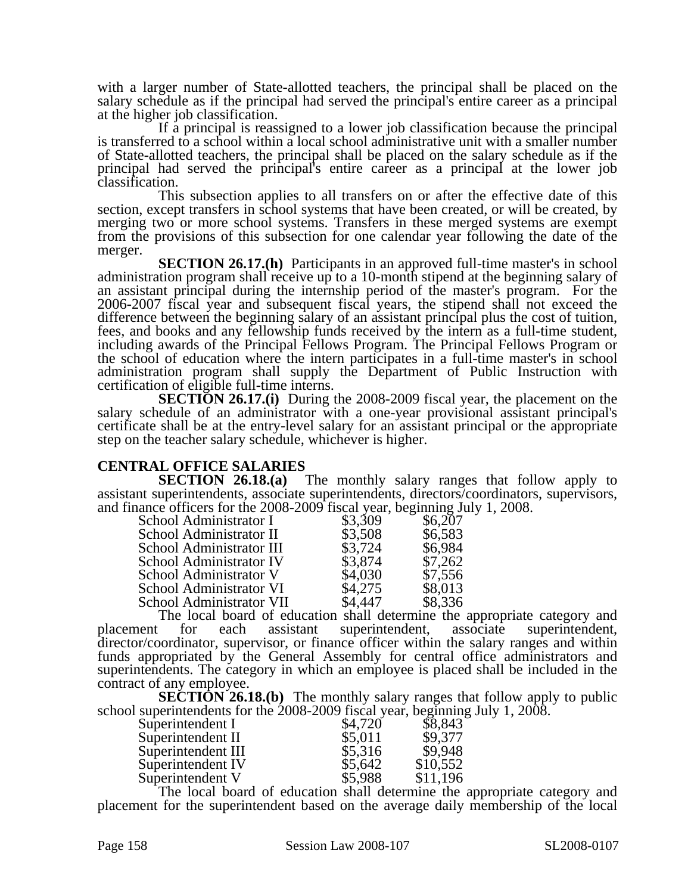with a larger number of State-allotted teachers, the principal shall be placed on the salary schedule as if the principal had served the principal's entire career as a principal at the higher job classification.

If a principal is reassigned to a lower job classification because the principal is transferred to a school within a local school administrative unit with a smaller number of State-allotted teachers, the principal shall be placed on the salary schedule as if the principal had served the principal's entire career as a principal at the lower job classification.

This subsection applies to all transfers on or after the effective date of this section, except transfers in school systems that have been created, or will be created, by merging two or more school systems. Transfers in these merged systems are exempt from the provisions of this subsection for one calendar year following the date of the merger.

**SECTION 26.17.(h)** Participants in an approved full-time master's in school administration program shall receive up to a 10-month stipend at the beginning salary of an assistant principal during the internship period of the master's program. For the 2006-2007 fiscal year and subsequent fiscal years, the stipend shall not exceed the difference between the beginning salary of an assistant principal plus the cost of tuition, fees, and books and any fellowship funds received by the intern as a full-time student, including awards of the Principal Fellows Program. The Principal Fellows Program or the school of education where the intern participates in a full-time master's in school administration program shall supply the Department of Public Instruction with certification of eligible full-time interns.

**SECTION 26.17.(i)** During the 2008-2009 fiscal year, the placement on the salary schedule of an administrator with a one-year provisional assistant principal's certificate shall be at the entry-level salary for an assistant principal or the appropriate step on the teacher salary schedule, whichever is higher.

## CENTRAL OFFICE SALARIES

**SECTION 26.18.(a)** The monthly salary ranges that follow apply to assistant superintendents, associate superintendents, directors/coordinators, supervisors, and finance officers for the 2008-2009 fiscal year, beginning July 1, 2008.

| | | |
|---|---|---|
| School Administrator I | \$3,309 | \$6,207 |
| School Administrator II | \$3,508 | \$6,583 |
| School Administrator III | \$3,724 | \$6,984 |
| School Administrator IV | \$3,874 | \$7,262 |
| School Administrator V | \$4,030 | \$7,556 |
| School Administrator VI | \$4,275 | \$8,013 |
| School Administrator VII | \$4,447 | \$8,336 |

The local board of education shall determine the appropriate category and placement for each assistant superintendent, associate superintendent, director/coordinator, supervisor, or finance officer within the salary ranges and within funds appropriated by the General Assembly for central office administrators and superintendents. The category in which an employee is placed shall be included in the contract of any employee.

**SECTION 26.18.(b)** The monthly salary ranges that follow apply to public school superintendents for the 2008-2009 fiscal year, beginning July 1, 2008.

| | | |
|---|---|---|
| Superintendent I | \$4,720 | \$8,843 |
| Superintendent II | \$5,011 | \$9,377 |
| Superintendent III | \$5,316 | \$9,948 |
| Superintendent IV | \$5,642 | \$10,552 |
| Superintendent V | \$5,988 | \$11,196 |

The local board of education shall determine the appropriate category and placement for the superintendent based on the average daily membership of the local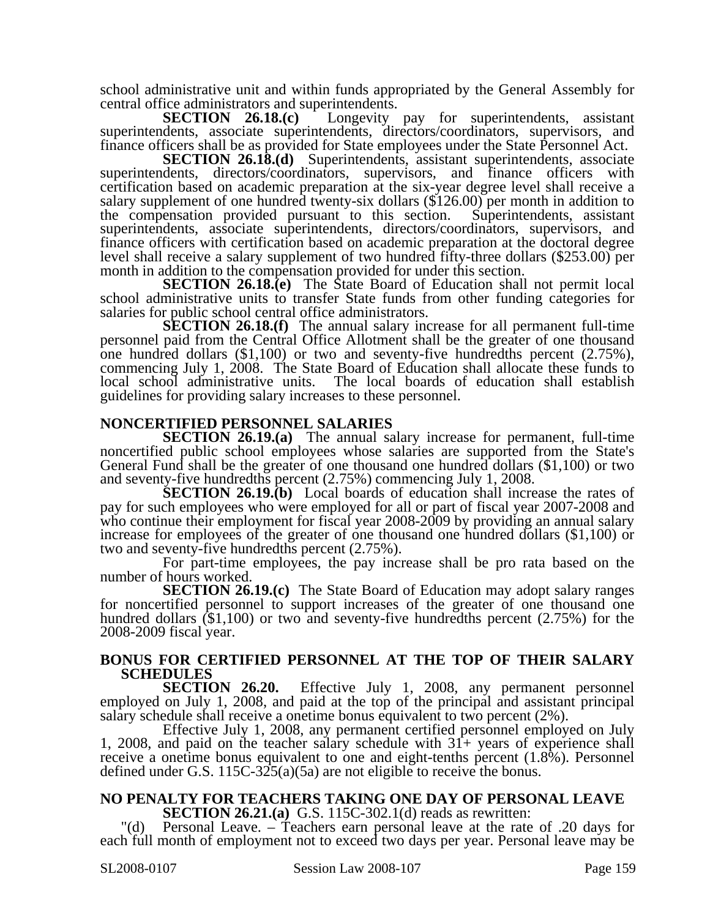school administrative unit and within funds appropriated by the General Assembly for central office administrators and superintendents.

**SECTION 26.18.(c)** Longevity pay for superintendents, assistant superintendents, associate superintendents, directors/coordinators, supervisors, and finance officers shall be as provided for State employees under the State Personnel Act.

**SECTION 26.18.(d)** Superintendents, assistant superintendents, associate superintendents, directors/coordinators, supervisors, and finance officers with certification based on academic preparation at the six-year degree level shall receive a salary supplement of one hundred twenty-six dollars ($126.00) per month in addition to the compensation provided pursuant to this section. Superintendents, assistant superintendents, associate superintendents, directors/coordinators, supervisors, and finance officers with certification based on academic preparation at the doctoral degree level shall receive a salary supplement of two hundred fifty-three dollars ($253.00) per month in addition to the compensation provided for under this section.

**SECTION 26.18.(e)** The State Board of Education shall not permit local school administrative units to transfer State funds from other funding categories for salaries for public school central office administrators.

**SECTION 26.18.(f)** The annual salary increase for all permanent full-time personnel paid from the Central Office Allotment shall be the greater of one thousand one hundred dollars ($1,100) or two and seventy-five hundredths percent (2.75%), commencing July 1, 2008. The State Board of Education shall allocate these funds to local school administrative units. The local boards of education shall establish guidelines for providing salary increases to these personnel.

## NONCERTIFIED PERSONNEL SALARIES

**SECTION 26.19.(a)** The annual salary increase for permanent, full-time noncertified public school employees whose salaries are supported from the State's General Fund shall be the greater of one thousand one hundred dollars ($1,100) or two and seventy-five hundredths percent (2.75%) commencing July 1, 2008.

**SECTION 26.19.(b)** Local boards of education shall increase the rates of pay for such employees who were employed for all or part of fiscal year 2007-2008 and who continue their employment for fiscal year 2008-2009 by providing an annual salary increase for employees of the greater of one thousand one hundred dollars ($1,100) or two and seventy-five hundredths percent (2.75%).

For part-time employees, the pay increase shall be pro rata based on the number of hours worked.

**SECTION 26.19.(c)** The State Board of Education may adopt salary ranges for noncertified personnel to support increases of the greater of one thousand one hundred dollars ($1,100) or two and seventy-five hundredths percent (2.75%) for the 2008-2009 fiscal year.

## BONUS FOR CERTIFIED PERSONNEL AT THE TOP OF THEIR SALARY SCHEDULES

**SECTION 26.20.** Effective July 1, 2008, any permanent personnel employed on July 1, 2008, and paid at the top of the principal and assistant principal salary schedule shall receive a onetime bonus equivalent to two percent (2%).

Effective July 1, 2008, any permanent certified personnel employed on July 1, 2008, and paid on the teacher salary schedule with 31+ years of experience shall receive a onetime bonus equivalent to one and eight-tenths percent (1.8%). Personnel defined under G.S. 115C-325(a)(5a) are not eligible to receive the bonus.

## NO PENALTY FOR TEACHERS TAKING ONE DAY OF PERSONAL LEAVE

**SECTION 26.21.(a)** G.S. 115C-302.1(d) reads as rewritten:

"(d) Personal Leave. – Teachers earn personal leave at the rate of .20 days for each full month of employment not to exceed two days per year. Personal leave may be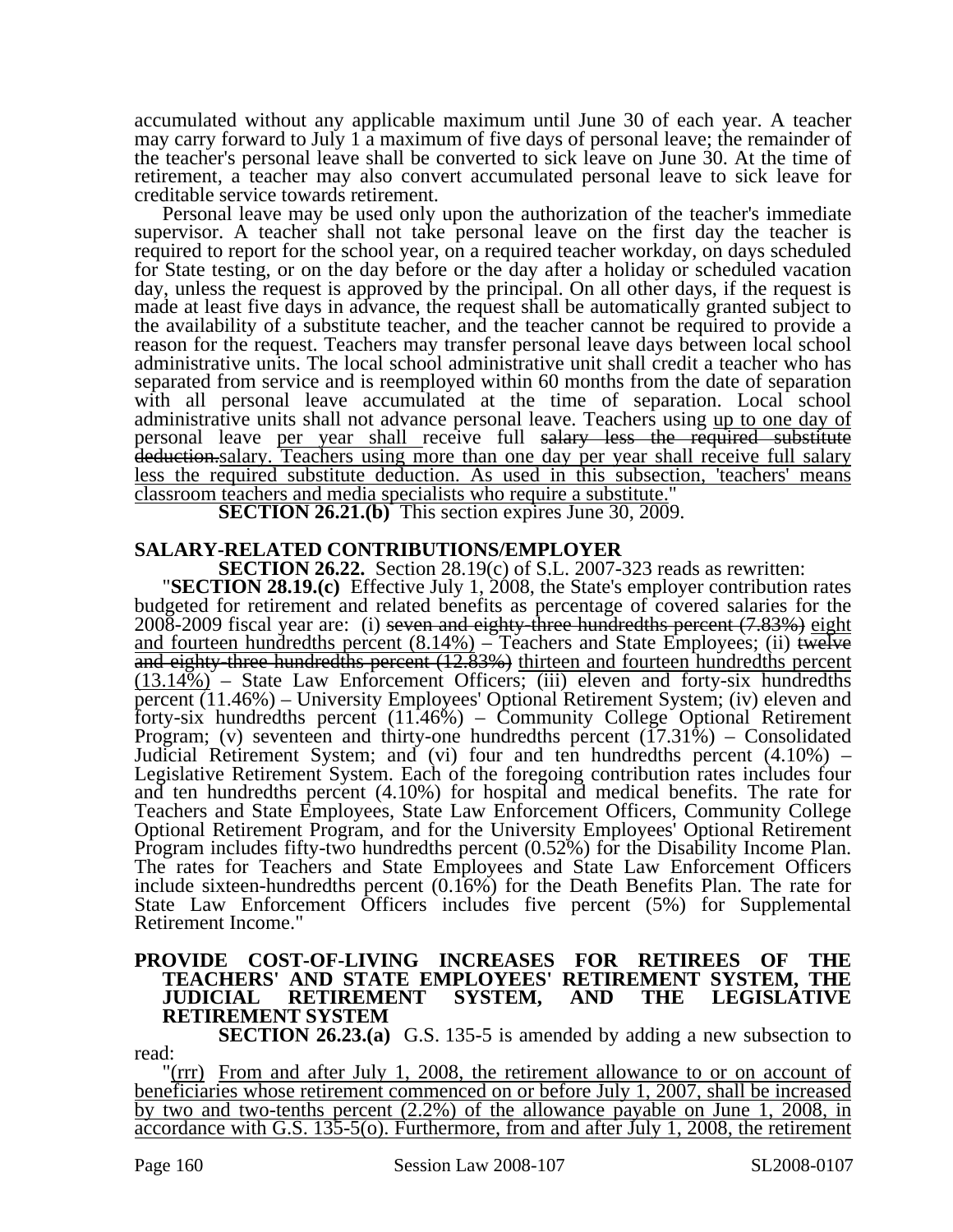accumulated without any applicable maximum until June 30 of each year. A teacher may carry forward to July 1 a maximum of five days of personal leave; the remainder of the teacher's personal leave shall be converted to sick leave on June 30. At the time of retirement, a teacher may also convert accumulated personal leave to sick leave for creditable service towards retirement.

Personal leave may be used only upon the authorization of the teacher's immediate supervisor. A teacher shall not take personal leave on the first day the teacher is required to report for the school year, on a required teacher workday, on days scheduled for State testing, or on the day before or the day after a holiday or scheduled vacation day, unless the request is approved by the principal. On all other days, if the request is made at least five days in advance, the request shall be automatically granted subject to the availability of a substitute teacher, and the teacher cannot be required to provide a reason for the request. Teachers may transfer personal leave days between local school administrative units. The local school administrative unit shall credit a teacher who has separated from service and is reemployed within 60 months from the date of separation with all personal leave accumulated at the time of separation. Local school administrative units shall not advance personal leave. Teachers using <u>up to one day of</u> personal leave <u>per year shall</u> receive full ~~salary less the required substitute deduction.~~<u>salary. Teachers using more than one day per year shall receive full salary less the required substitute deduction. As used in this subsection, 'teachers' means classroom teachers and media specialists who require a substitute.</u>"

**SECTION 26.21.(b)** This section expires June 30, 2009.

## SALARY-RELATED CONTRIBUTIONS/EMPLOYER

**SECTION 26.22.** Section 28.19(c) of S.L. 2007-323 reads as rewritten:

"**SECTION 28.19.(c)** Effective July 1, 2008, the State's employer contribution rates budgeted for retirement and related benefits as percentage of covered salaries for the 2008-2009 fiscal year are: (i) ~~seven and eighty-three hundredths percent (7.83%)~~ <u>eight and fourteen hundredths percent (8.14%)</u> – Teachers and State Employees; (ii) ~~twelve and eighty-three hundredths percent (12.83%)~~ <u>thirteen and fourteen hundredths percent (13.14%)</u> – State Law Enforcement Officers; (iii) eleven and forty-six hundredths percent (11.46%) – University Employees' Optional Retirement System; (iv) eleven and forty-six hundredths percent (11.46%) – Community College Optional Retirement Program; (v) seventeen and thirty-one hundredths percent (17.31%) – Consolidated Judicial Retirement System; and (vi) four and ten hundredths percent (4.10%) – Legislative Retirement System. Each of the foregoing contribution rates includes four and ten hundredths percent (4.10%) for hospital and medical benefits. The rate for Teachers and State Employees, State Law Enforcement Officers, Community College Optional Retirement Program, and for the University Employees' Optional Retirement Program includes fifty-two hundredths percent (0.52%) for the Disability Income Plan. The rates for Teachers and State Employees and State Law Enforcement Officers include sixteen-hundredths percent (0.16%) for the Death Benefits Plan. The rate for State Law Enforcement Officers includes five percent (5%) for Supplemental Retirement Income."

## PROVIDE COST-OF-LIVING INCREASES FOR RETIREES OF THE TEACHERS' AND STATE EMPLOYEES' RETIREMENT SYSTEM, THE JUDICIAL RETIREMENT SYSTEM, AND THE LEGISLATIVE RETIREMENT SYSTEM

**SECTION 26.23.(a)** G.S. 135-5 is amended by adding a new subsection to read:

"<u>(rrr) From and after July 1, 2008, the retirement allowance to or on account of beneficiaries whose retirement commenced on or before July 1, 2007, shall be increased by two and two-tenths percent (2.2%) of the allowance payable on June 1, 2008, in accordance with G.S. 135-5(o). Furthermore, from and after July 1, 2008, the retirement</u>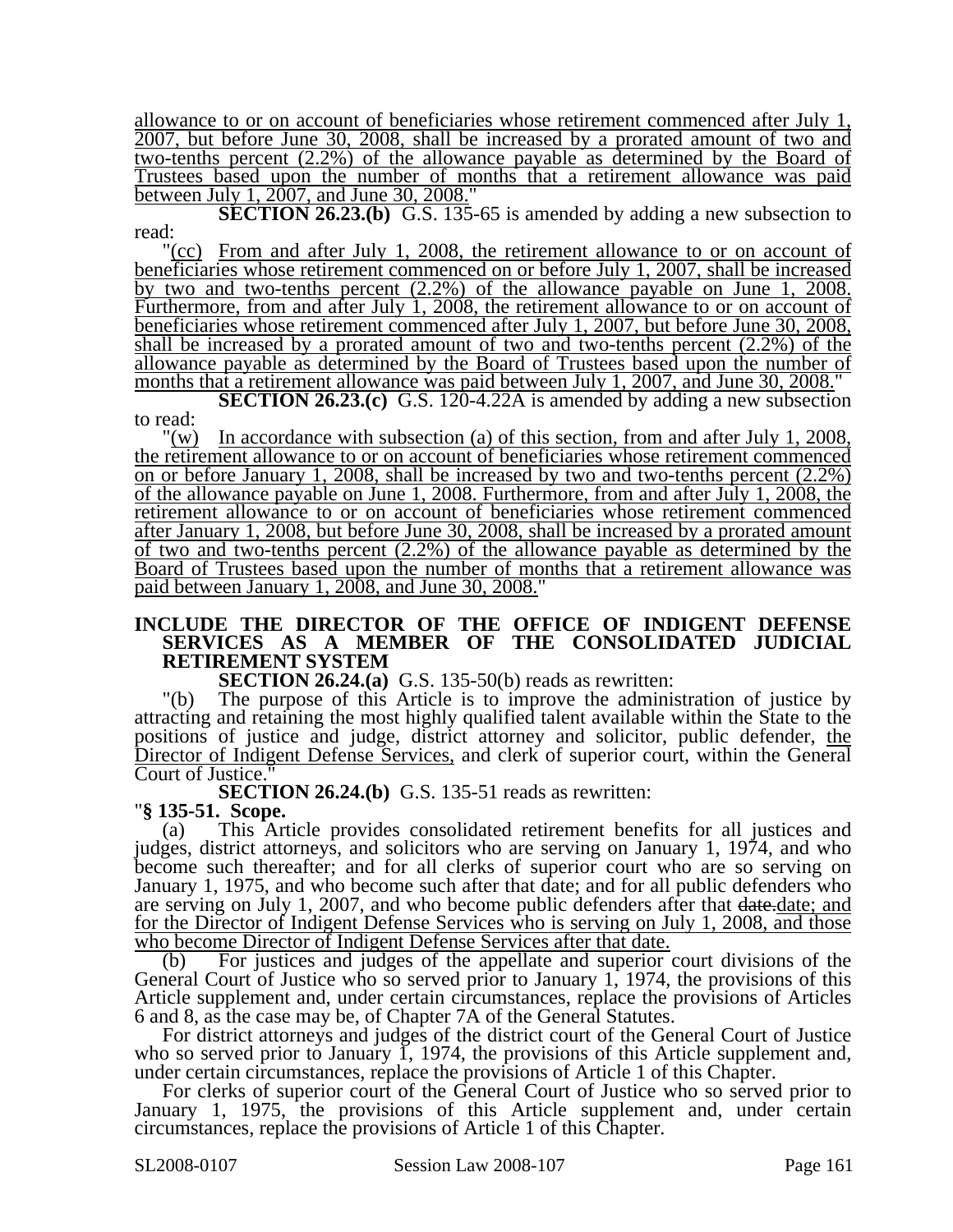allowance to or on account of beneficiaries whose retirement commenced after July 1, 2007, but before June 30, 2008, shall be increased by a prorated amount of two and two-tenths percent (2.2%) of the allowance payable as determined by the Board of Trustees based upon the number of months that a retirement allowance was paid between July 1, 2007, and June 30, 2008."

**SECTION 26.23.(b)** G.S. 135-65 is amended by adding a new subsection to read:

"(cc) From and after July 1, 2008, the retirement allowance to or on account of beneficiaries whose retirement commenced on or before July 1, 2007, shall be increased by two and two-tenths percent (2.2%) of the allowance payable on June 1, 2008. Furthermore, from and after July 1, 2008, the retirement allowance to or on account of beneficiaries whose retirement commenced after July 1, 2007, but before June 30, 2008, shall be increased by a prorated amount of two and two-tenths percent (2.2%) of the allowance payable as determined by the Board of Trustees based upon the number of months that a retirement allowance was paid between July 1, 2007, and June 30, 2008."

**SECTION 26.23.(c)** G.S. 120-4.22A is amended by adding a new subsection to read:

"(w) In accordance with subsection (a) of this section, from and after July 1, 2008, the retirement allowance to or on account of beneficiaries whose retirement commenced on or before January 1, 2008, shall be increased by two and two-tenths percent (2.2%) of the allowance payable on June 1, 2008. Furthermore, from and after July 1, 2008, the retirement allowance to or on account of beneficiaries whose retirement commenced after January 1, 2008, but before June 30, 2008, shall be increased by a prorated amount of two and two-tenths percent (2.2%) of the allowance payable as determined by the Board of Trustees based upon the number of months that a retirement allowance was paid between January 1, 2008, and June 30, 2008."

**INCLUDE THE DIRECTOR OF THE OFFICE OF INDIGENT DEFENSE SERVICES AS A MEMBER OF THE CONSOLIDATED JUDICIAL RETIREMENT SYSTEM**

**SECTION 26.24.(a)** G.S. 135-50(b) reads as rewritten:

"(b) The purpose of this Article is to improve the administration of justice by attracting and retaining the most highly qualified talent available within the State to the positions of justice and judge, district attorney and solicitor, public defender, the Director of Indigent Defense Services, and clerk of superior court, within the General Court of Justice."

**SECTION 26.24.(b)** G.S. 135-51 reads as rewritten:

"**§ 135-51. Scope.**

(a) This Article provides consolidated retirement benefits for all justices and judges, district attorneys, and solicitors who are serving on January 1, 1974, and who become such thereafter; and for all clerks of superior court who are so serving on January 1, 1975, and who become such after that date; and for all public defenders who are serving on July 1, 2007, and who become public defenders after that ~~date.~~date; and for the Director of Indigent Defense Services who is serving on July 1, 2008, and those who become Director of Indigent Defense Services after that date.

(b) For justices and judges of the appellate and superior court divisions of the General Court of Justice who so served prior to January 1, 1974, the provisions of this Article supplement and, under certain circumstances, replace the provisions of Articles 6 and 8, as the case may be, of Chapter 7A of the General Statutes.

For district attorneys and judges of the district court of the General Court of Justice who so served prior to January 1, 1974, the provisions of this Article supplement and, under certain circumstances, replace the provisions of Article 1 of this Chapter.

For clerks of superior court of the General Court of Justice who so served prior to January 1, 1975, the provisions of this Article supplement and, under certain circumstances, replace the provisions of Article 1 of this Chapter.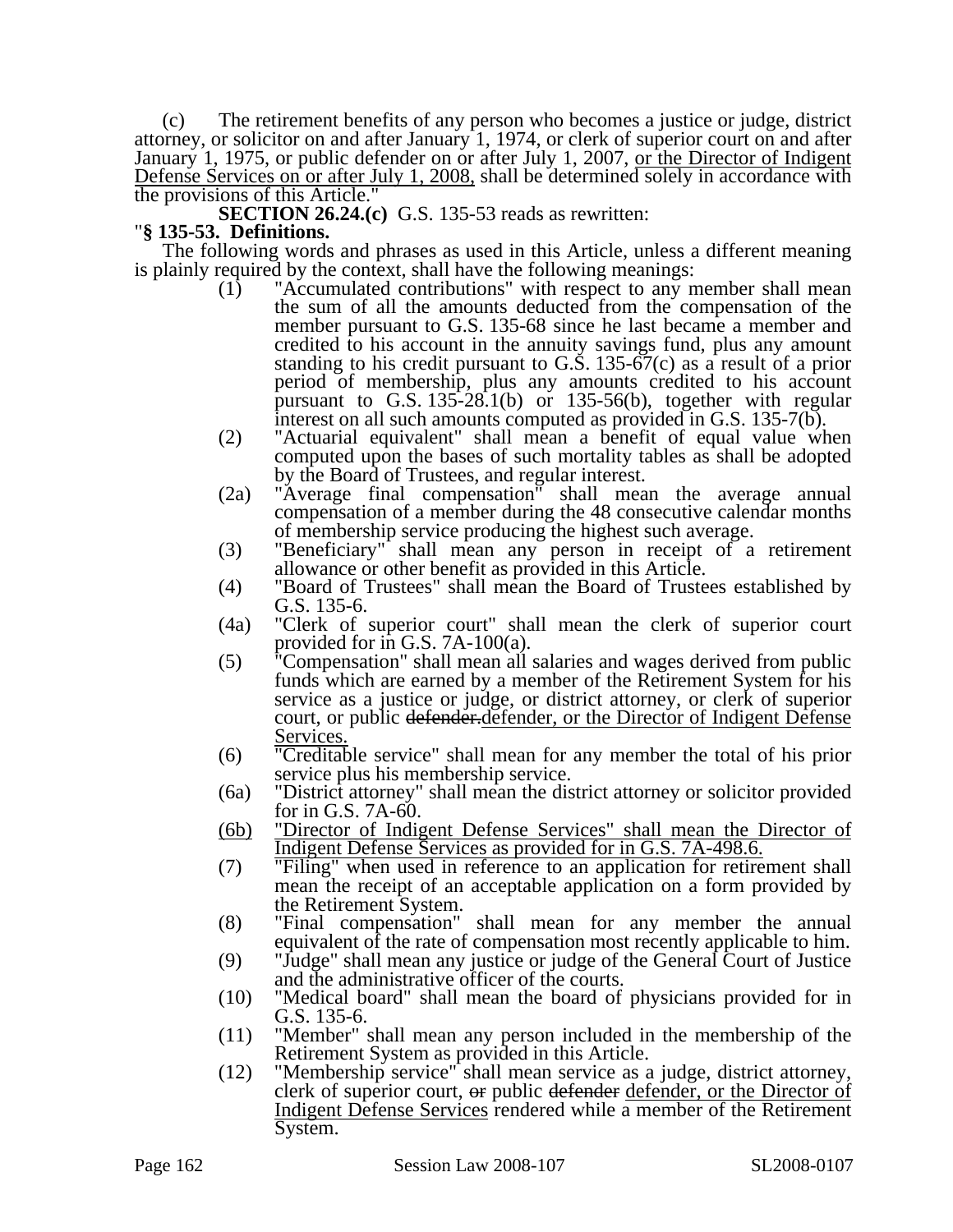(c) The retirement benefits of any person who becomes a justice or judge, district attorney, or solicitor on and after January 1, 1974, or clerk of superior court on and after January 1, 1975, or public defender on or after July 1, 2007, <u>or the Director of Indigent Defense Services on or after July 1, 2008,</u> shall be determined solely in accordance with the provisions of this Article."

**SECTION 26.24.(c)** G.S. 135-53 reads as rewritten:

"**§ 135-53. Definitions.**

The following words and phrases as used in this Article, unless a different meaning is plainly required by the context, shall have the following meanings:

(1) "Accumulated contributions" with respect to any member shall mean the sum of all the amounts deducted from the compensation of the member pursuant to G.S. 135-68 since he last became a member and credited to his account in the annuity savings fund, plus any amount standing to his credit pursuant to G.S. 135-67(c) as a result of a prior period of membership, plus any amounts credited to his account pursuant to G.S. 135-28.1(b) or 135-56(b), together with regular interest on all such amounts computed as provided in G.S. 135-7(b).

(2) "Actuarial equivalent" shall mean a benefit of equal value when computed upon the bases of such mortality tables as shall be adopted by the Board of Trustees, and regular interest.

(2a) "Average final compensation" shall mean the average annual compensation of a member during the 48 consecutive calendar months of membership service producing the highest such average.

(3) "Beneficiary" shall mean any person in receipt of a retirement allowance or other benefit as provided in this Article.

(4) "Board of Trustees" shall mean the Board of Trustees established by G.S. 135-6.

(4a) "Clerk of superior court" shall mean the clerk of superior court provided for in G.S. 7A-100(a).

(5) "Compensation" shall mean all salaries and wages derived from public funds which are earned by a member of the Retirement System for his service as a justice or judge, or district attorney, or clerk of superior court, or public ~~defender.~~<u>defender, or the Director of Indigent Defense Services.</u>

(6) "Creditable service" shall mean for any member the total of his prior service plus his membership service.

(6a) "District attorney" shall mean the district attorney or solicitor provided for in G.S. 7A-60.

<u>(6b) "Director of Indigent Defense Services" shall mean the Director of Indigent Defense Services as provided for in G.S. 7A-498.6.</u>

(7) "Filing" when used in reference to an application for retirement shall mean the receipt of an acceptable application on a form provided by the Retirement System.

(8) "Final compensation" shall mean for any member the annual equivalent of the rate of compensation most recently applicable to him.

(9) "Judge" shall mean any justice or judge of the General Court of Justice and the administrative officer of the courts.

(10) "Medical board" shall mean the board of physicians provided for in G.S. 135-6.

(11) "Member" shall mean any person included in the membership of the Retirement System as provided in this Article.

(12) "Membership service" shall mean service as a judge, district attorney, clerk of superior court, ~~or~~ public ~~defender~~ <u>defender, or the Director of Indigent Defense Services</u> rendered while a member of the Retirement System.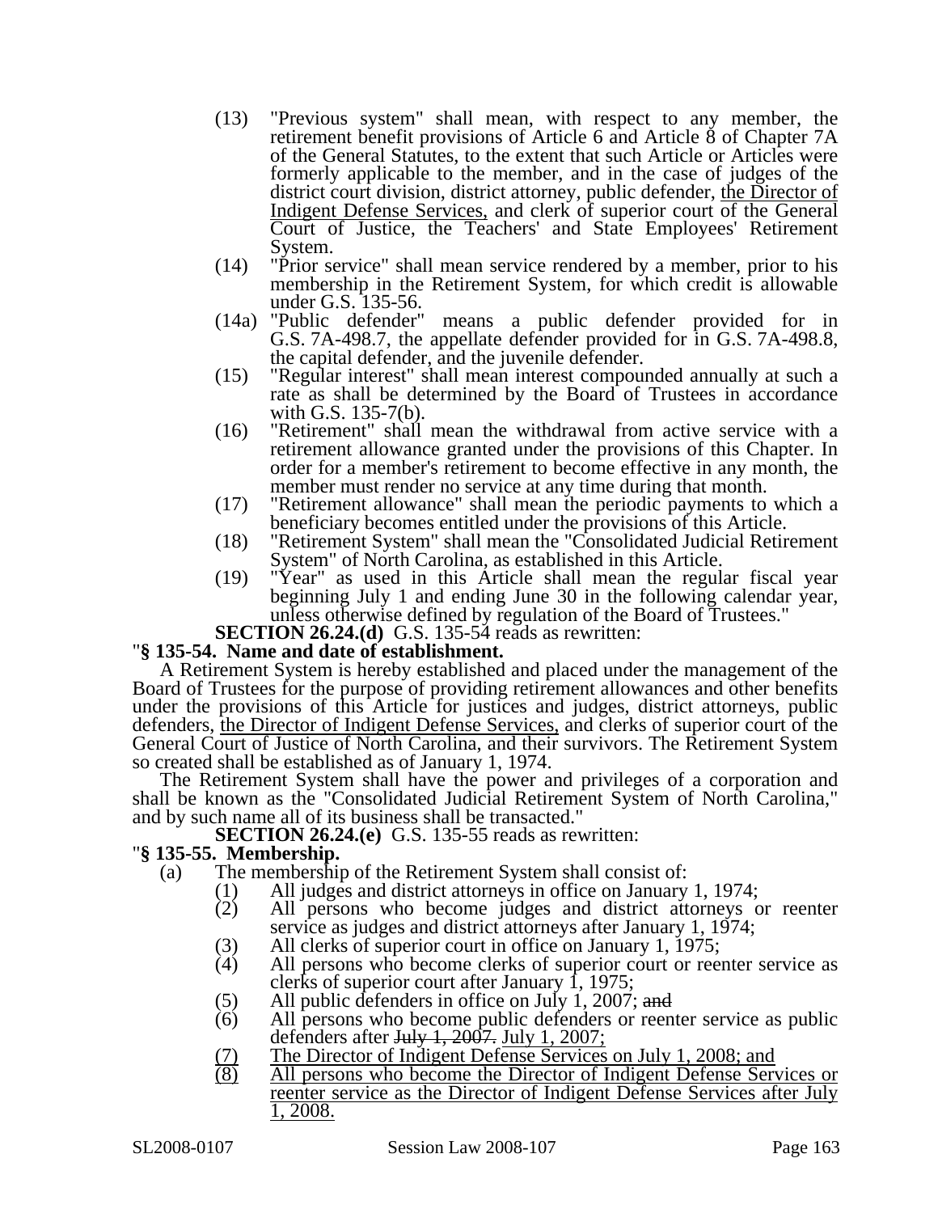(13) "Previous system" shall mean, with respect to any member, the retirement benefit provisions of Article 6 and Article 8 of Chapter 7A of the General Statutes, to the extent that such Article or Articles were formerly applicable to the member, and in the case of judges of the district court division, district attorney, public defender, <u>the Director of Indigent Defense Services,</u> and clerk of superior court of the General Court of Justice, the Teachers' and State Employees' Retirement System.

(14) "Prior service" shall mean service rendered by a member, prior to his membership in the Retirement System, for which credit is allowable under G.S. 135-56.

(14a) "Public defender" means a public defender provided for in G.S. 7A-498.7, the appellate defender provided for in G.S. 7A-498.8, the capital defender, and the juvenile defender.

(15) "Regular interest" shall mean interest compounded annually at such a rate as shall be determined by the Board of Trustees in accordance with G.S. 135-7(b).

(16) "Retirement" shall mean the withdrawal from active service with a retirement allowance granted under the provisions of this Chapter. In order for a member's retirement to become effective in any month, the member must render no service at any time during that month.

(17) "Retirement allowance" shall mean the periodic payments to which a beneficiary becomes entitled under the provisions of this Article.

(18) "Retirement System" shall mean the "Consolidated Judicial Retirement System" of North Carolina, as established in this Article.

(19) "Year" as used in this Article shall mean the regular fiscal year beginning July 1 and ending June 30 in the following calendar year, unless otherwise defined by regulation of the Board of Trustees."

**SECTION 26.24.(d)** G.S. 135-54 reads as rewritten:

"**§ 135-54. Name and date of establishment.**

A Retirement System is hereby established and placed under the management of the Board of Trustees for the purpose of providing retirement allowances and other benefits under the provisions of this Article for justices and judges, district attorneys, public defenders, <u>the Director of Indigent Defense Services,</u> and clerks of superior court of the General Court of Justice of North Carolina, and their survivors. The Retirement System so created shall be established as of January 1, 1974.

The Retirement System shall have the power and privileges of a corporation and shall be known as the "Consolidated Judicial Retirement System of North Carolina," and by such name all of its business shall be transacted."

**SECTION 26.24.(e)** G.S. 135-55 reads as rewritten:

"**§ 135-55. Membership.**

(a) The membership of the Retirement System shall consist of:

(1) All judges and district attorneys in office on January 1, 1974;

(2) All persons who become judges and district attorneys or reenter service as judges and district attorneys after January 1, 1974;

(3) All clerks of superior court in office on January 1, 1975;

(4) All persons who become clerks of superior court or reenter service as clerks of superior court after January 1, 1975;

(5) All public defenders in office on July 1, 2007; ~~and~~

(6) All persons who become public defenders or reenter service as public defenders after ~~July 1, 2007.~~ <u>July 1, 2007;</u>

<u>(7) The Director of Indigent Defense Services on July 1, 2008; and</u>

<u>(8) All persons who become the Director of Indigent Defense Services or reenter service as the Director of Indigent Defense Services after July 1, 2008.</u>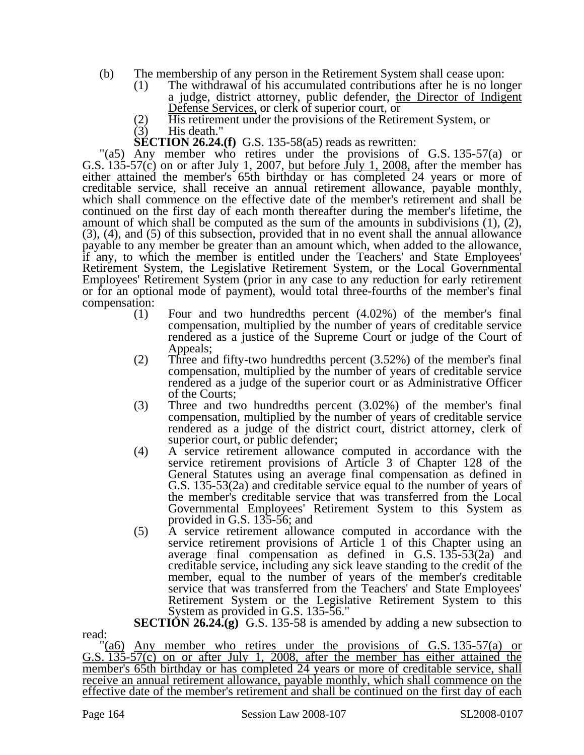(b) The membership of any person in the Retirement System shall cease upon:

(1) The withdrawal of his accumulated contributions after he is no longer a judge, district attorney, public defender, <u>the Director of Indigent Defense Services,</u> or clerk of superior court, or

(2) His retirement under the provisions of the Retirement System, or

(3) His death."

**SECTION 26.24.(f)** G.S. 135-58(a5) reads as rewritten:

"(a5) Any member who retires under the provisions of G.S. 135-57(a) or G.S. 135-57(c) on or after July 1, 2007, <u>but before July 1, 2008,</u> after the member has either attained the member's 65th birthday or has completed 24 years or more of creditable service, shall receive an annual retirement allowance, payable monthly, which shall commence on the effective date of the member's retirement and shall be continued on the first day of each month thereafter during the member's lifetime, the amount of which shall be computed as the sum of the amounts in subdivisions (1), (2), (3), (4), and (5) of this subsection, provided that in no event shall the annual allowance payable to any member be greater than an amount which, when added to the allowance, if any, to which the member is entitled under the Teachers' and State Employees' Retirement System, the Legislative Retirement System, or the Local Governmental Employees' Retirement System (prior in any case to any reduction for early retirement or for an optional mode of payment), would total three-fourths of the member's final compensation:

(1) Four and two hundredths percent (4.02%) of the member's final compensation, multiplied by the number of years of creditable service rendered as a justice of the Supreme Court or judge of the Court of Appeals;

(2) Three and fifty-two hundredths percent (3.52%) of the member's final compensation, multiplied by the number of years of creditable service rendered as a judge of the superior court or as Administrative Officer of the Courts;

(3) Three and two hundredths percent (3.02%) of the member's final compensation, multiplied by the number of years of creditable service rendered as a judge of the district court, district attorney, clerk of superior court, or public defender;

(4) A service retirement allowance computed in accordance with the service retirement provisions of Article 3 of Chapter 128 of the General Statutes using an average final compensation as defined in G.S. 135-53(2a) and creditable service equal to the number of years of the member's creditable service that was transferred from the Local Governmental Employees' Retirement System to this System as provided in G.S. 135-56; and

(5) A service retirement allowance computed in accordance with the service retirement provisions of Article 1 of this Chapter using an average final compensation as defined in G.S. 135-53(2a) and creditable service, including any sick leave standing to the credit of the member, equal to the number of years of the member's creditable service that was transferred from the Teachers' and State Employees' Retirement System or the Legislative Retirement System to this System as provided in G.S. 135-56."

**SECTION 26.24.(g)** G.S. 135-58 is amended by adding a new subsection to read:

"<u>(a6) Any member who retires under the provisions of G.S. 135-57(a) or G.S. 135-57(c) on or after July 1, 2008, after the member has either attained the member's 65th birthday or has completed 24 years or more of creditable service, shall receive an annual retirement allowance, payable monthly, which shall commence on the effective date of the member's retirement and shall be continued on the first day of each</u>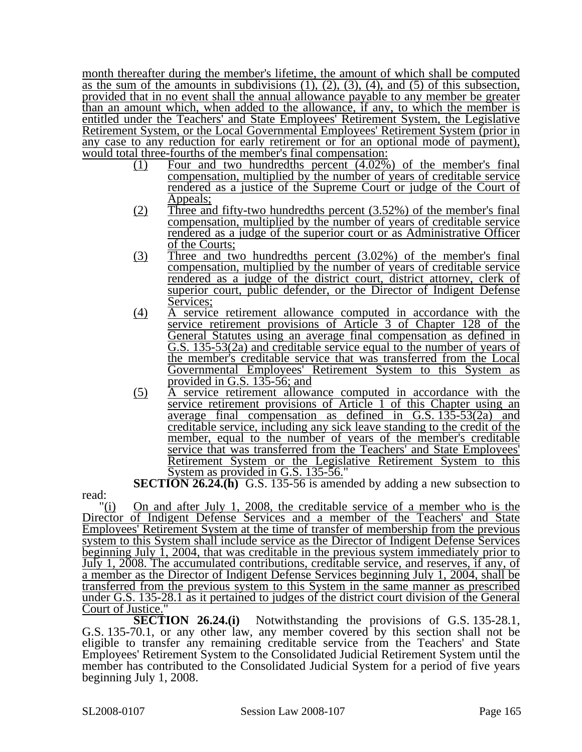month thereafter during the member's lifetime, the amount of which shall be computed as the sum of the amounts in subdivisions (1), (2), (3), (4), and (5) of this subsection, provided that in no event shall the annual allowance payable to any member be greater than an amount which, when added to the allowance, if any, to which the member is entitled under the Teachers' and State Employees' Retirement System, the Legislative Retirement System, or the Local Governmental Employees' Retirement System (prior in any case to any reduction for early retirement or for an optional mode of payment), would total three-fourths of the member's final compensation:

(1) Four and two hundredths percent (4.02%) of the member's final compensation, multiplied by the number of years of creditable service rendered as a justice of the Supreme Court or judge of the Court of Appeals;

(2) Three and fifty-two hundredths percent (3.52%) of the member's final compensation, multiplied by the number of years of creditable service rendered as a judge of the superior court or as Administrative Officer of the Courts;

(3) Three and two hundredths percent (3.02%) of the member's final compensation, multiplied by the number of years of creditable service rendered as a judge of the district court, district attorney, clerk of superior court, public defender, or the Director of Indigent Defense Services;

(4) A service retirement allowance computed in accordance with the service retirement provisions of Article 3 of Chapter 128 of the General Statutes using an average final compensation as defined in G.S. 135-53(2a) and creditable service equal to the number of years of the member's creditable service that was transferred from the Local Governmental Employees' Retirement System to this System as provided in G.S. 135-56; and

(5) A service retirement allowance computed in accordance with the service retirement provisions of Article 1 of this Chapter using an average final compensation as defined in G.S. 135-53(2a) and creditable service, including any sick leave standing to the credit of the member, equal to the number of years of the member's creditable service that was transferred from the Teachers' and State Employees' Retirement System or the Legislative Retirement System to this System as provided in G.S. 135-56."

**SECTION 26.24.(h)** G.S. 135-56 is amended by adding a new subsection to read:

"(i) On and after July 1, 2008, the creditable service of a member who is the Director of Indigent Defense Services and a member of the Teachers' and State Employees' Retirement System at the time of transfer of membership from the previous system to this System shall include service as the Director of Indigent Defense Services beginning July 1, 2004, that was creditable in the previous system immediately prior to July 1, 2008. The accumulated contributions, creditable service, and reserves, if any, of a member as the Director of Indigent Defense Services beginning July 1, 2004, shall be transferred from the previous system to this System in the same manner as prescribed under G.S. 135-28.1 as it pertained to judges of the district court division of the General Court of Justice."

**SECTION 26.24.(i)** Notwithstanding the provisions of G.S. 135-28.1, G.S. 135-70.1, or any other law, any member covered by this section shall not be eligible to transfer any remaining creditable service from the Teachers' and State Employees' Retirement System to the Consolidated Judicial Retirement System until the member has contributed to the Consolidated Judicial System for a period of five years beginning July 1, 2008.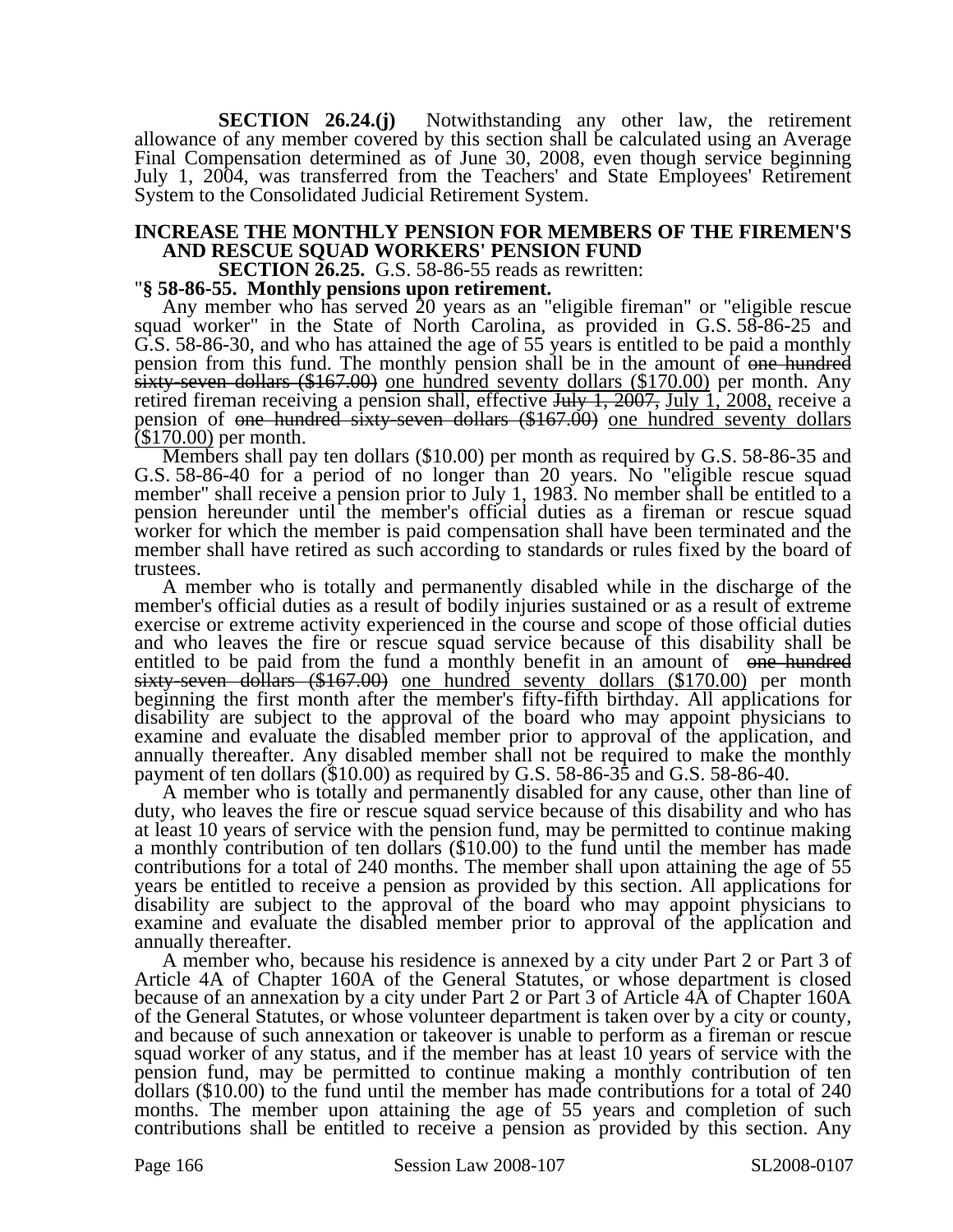**SECTION 26.24.(j)** Notwithstanding any other law, the retirement allowance of any member covered by this section shall be calculated using an Average Final Compensation determined as of June 30, 2008, even though service beginning July 1, 2004, was transferred from the Teachers' and State Employees' Retirement System to the Consolidated Judicial Retirement System.

**INCREASE THE MONTHLY PENSION FOR MEMBERS OF THE FIREMEN'S AND RESCUE SQUAD WORKERS' PENSION FUND**

**SECTION 26.25.** G.S. 58-86-55 reads as rewritten:

"**§ 58-86-55. Monthly pensions upon retirement.**

Any member who has served 20 years as an "eligible fireman" or "eligible rescue squad worker" in the State of North Carolina, as provided in G.S. 58-86-25 and G.S. 58-86-30, and who has attained the age of 55 years is entitled to be paid a monthly pension from this fund. The monthly pension shall be in the amount of ~~one hundred sixty-seven dollars ($167.00)~~ <u>one hundred seventy dollars ($170.00)</u> per month. Any retired fireman receiving a pension shall, effective ~~July 1, 2007,~~ <u>July 1, 2008,</u> receive a pension of ~~one hundred sixty-seven dollars ($167.00)~~ <u>one hundred seventy dollars ($170.00)</u> per month.

Members shall pay ten dollars ($10.00) per month as required by G.S. 58-86-35 and G.S. 58-86-40 for a period of no longer than 20 years. No "eligible rescue squad member" shall receive a pension prior to July 1, 1983. No member shall be entitled to a pension hereunder until the member's official duties as a fireman or rescue squad worker for which the member is paid compensation shall have been terminated and the member shall have retired as such according to standards or rules fixed by the board of trustees.

A member who is totally and permanently disabled while in the discharge of the member's official duties as a result of bodily injuries sustained or as a result of extreme exercise or extreme activity experienced in the course and scope of those official duties and who leaves the fire or rescue squad service because of this disability shall be entitled to be paid from the fund a monthly benefit in an amount of ~~one hundred sixty-seven dollars ($167.00)~~ <u>one hundred seventy dollars ($170.00)</u> per month beginning the first month after the member's fifty-fifth birthday. All applications for disability are subject to the approval of the board who may appoint physicians to examine and evaluate the disabled member prior to approval of the application, and annually thereafter. Any disabled member shall not be required to make the monthly payment of ten dollars ($10.00) as required by G.S. 58-86-35 and G.S. 58-86-40.

A member who is totally and permanently disabled for any cause, other than line of duty, who leaves the fire or rescue squad service because of this disability and who has at least 10 years of service with the pension fund, may be permitted to continue making a monthly contribution of ten dollars ($10.00) to the fund until the member has made contributions for a total of 240 months. The member shall upon attaining the age of 55 years be entitled to receive a pension as provided by this section. All applications for disability are subject to the approval of the board who may appoint physicians to examine and evaluate the disabled member prior to approval of the application and annually thereafter.

A member who, because his residence is annexed by a city under Part 2 or Part 3 of Article 4A of Chapter 160A of the General Statutes, or whose department is closed because of an annexation by a city under Part 2 or Part 3 of Article 4A of Chapter 160A of the General Statutes, or whose volunteer department is taken over by a city or county, and because of such annexation or takeover is unable to perform as a fireman or rescue squad worker of any status, and if the member has at least 10 years of service with the pension fund, may be permitted to continue making a monthly contribution of ten dollars ($10.00) to the fund until the member has made contributions for a total of 240 months. The member upon attaining the age of 55 years and completion of such contributions shall be entitled to receive a pension as provided by this section. Any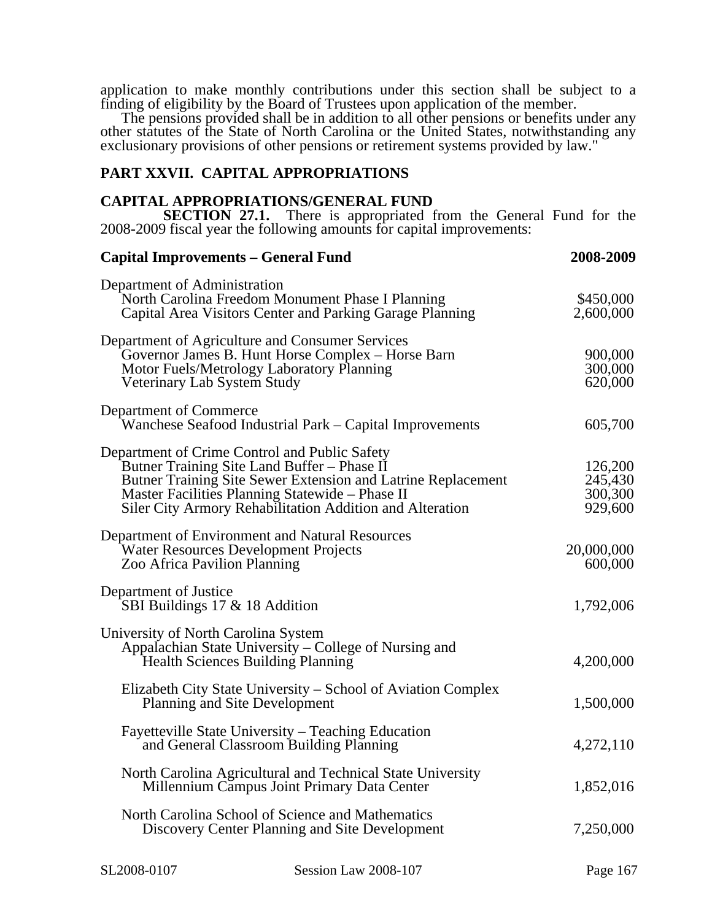application to make monthly contributions under this section shall be subject to a finding of eligibility by the Board of Trustees upon application of the member.

The pensions provided shall be in addition to all other pensions or benefits under any other statutes of the State of North Carolina or the United States, notwithstanding any exclusionary provisions of other pensions or retirement systems provided by law."

## PART XXVII. CAPITAL APPROPRIATIONS

### CAPITAL APPROPRIATIONS/GENERAL FUND

**SECTION 27.1.** There is appropriated from the General Fund for the 2008-2009 fiscal year the following amounts for capital improvements:

| **Capital Improvements – General Fund** | **2008-2009** |
|---|---|
| Department of Administration | |
| North Carolina Freedom Monument Phase I Planning | $450,000 |
| Capital Area Visitors Center and Parking Garage Planning | 2,600,000 |
| Department of Agriculture and Consumer Services | |
| Governor James B. Hunt Horse Complex – Horse Barn | 900,000 |
| Motor Fuels/Metrology Laboratory Planning | 300,000 |
| Veterinary Lab System Study | 620,000 |
| Department of Commerce | |
| Wanchese Seafood Industrial Park – Capital Improvements | 605,700 |
| Department of Crime Control and Public Safety | |
| Butner Training Site Land Buffer – Phase II | 126,200 |
| Butner Training Site Sewer Extension and Latrine Replacement | 245,430 |
| Master Facilities Planning Statewide – Phase II | 300,300 |
| Siler City Armory Rehabilitation Addition and Alteration | 929,600 |
| Department of Environment and Natural Resources | |
| Water Resources Development Projects | 20,000,000 |
| Zoo Africa Pavilion Planning | 600,000 |
| Department of Justice | |
| SBI Buildings 17 & 18 Addition | 1,792,006 |
| University of North Carolina System | |
| Appalachian State University – College of Nursing and Health Sciences Building Planning | 4,200,000 |
| Elizabeth City State University – School of Aviation Complex Planning and Site Development | 1,500,000 |
| Fayetteville State University – Teaching Education and General Classroom Building Planning | 4,272,110 |
| North Carolina Agricultural and Technical State University Millennium Campus Joint Primary Data Center | 1,852,016 |
| North Carolina School of Science and Mathematics Discovery Center Planning and Site Development | 7,250,000 |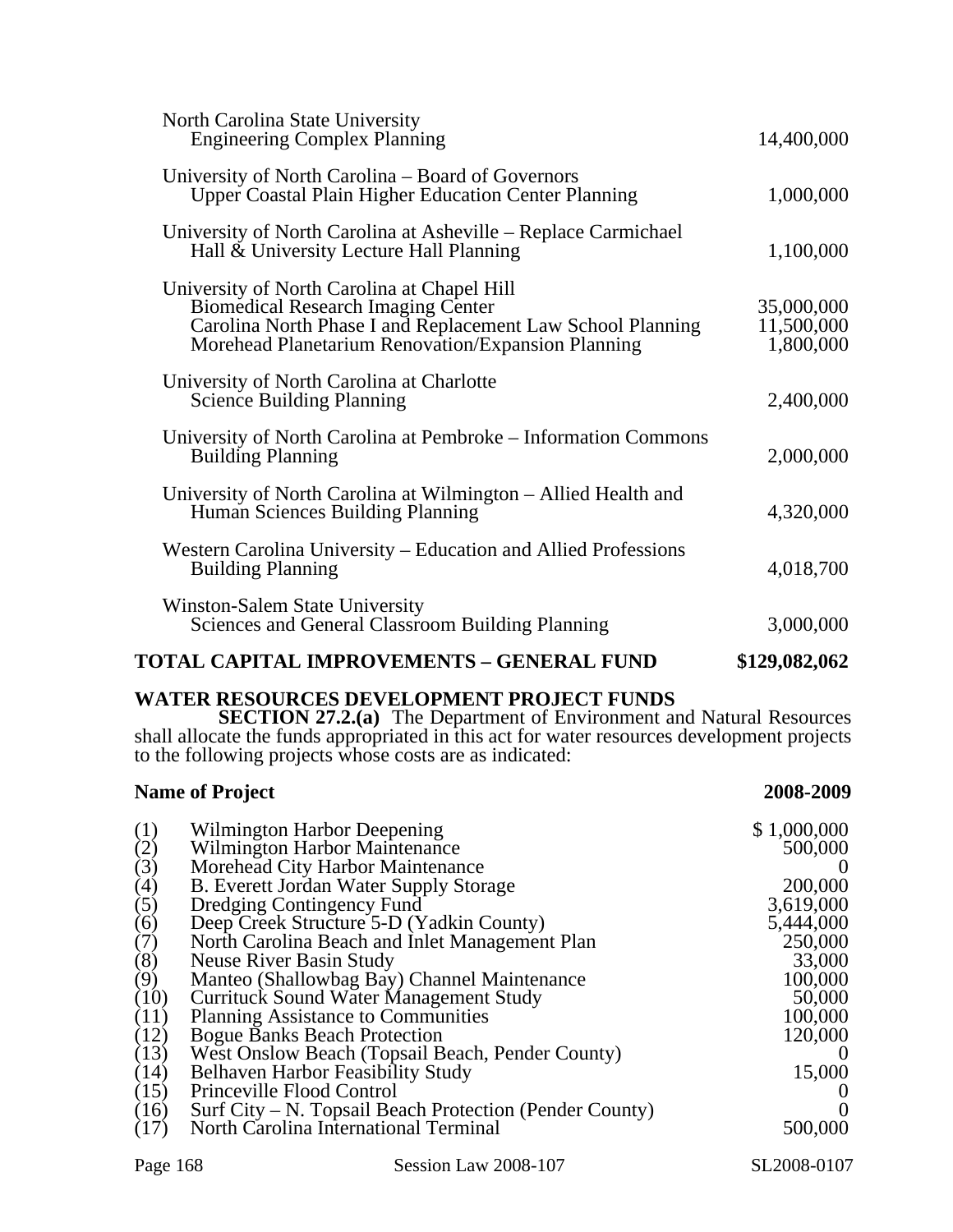| | |
|---|---|
| North Carolina State University | |
| Engineering Complex Planning | 14,400,000 |
| University of North Carolina – Board of Governors | |
| Upper Coastal Plain Higher Education Center Planning | 1,000,000 |
| University of North Carolina at Asheville – Replace Carmichael Hall & University Lecture Hall Planning | 1,100,000 |
| University of North Carolina at Chapel Hill | |
| Biomedical Research Imaging Center | 35,000,000 |
| Carolina North Phase I and Replacement Law School Planning | 11,500,000 |
| Morehead Planetarium Renovation/Expansion Planning | 1,800,000 |
| University of North Carolina at Charlotte | |
| Science Building Planning | 2,400,000 |
| University of North Carolina at Pembroke – Information Commons Building Planning | 2,000,000 |
| University of North Carolina at Wilmington – Allied Health and Human Sciences Building Planning | 4,320,000 |
| Western Carolina University – Education and Allied Professions Building Planning | 4,018,700 |
| Winston-Salem State University | |
| Sciences and General Classroom Building Planning | 3,000,000 |
| **TOTAL CAPITAL IMPROVEMENTS – GENERAL FUND** | **$129,082,062** |

**WATER RESOURCES DEVELOPMENT PROJECT FUNDS**

**SECTION 27.2.(a)** The Department of Environment and Natural Resources shall allocate the funds appropriated in this act for water resources development projects to the following projects whose costs are as indicated:

| | **Name of Project** | **2008-2009** |
|---|---|---|
| (1) | Wilmington Harbor Deepening | $ 1,000,000 |
| (2) | Wilmington Harbor Maintenance | 500,000 |
| (3) | Morehead City Harbor Maintenance | 0 |
| (4) | B. Everett Jordan Water Supply Storage | 200,000 |
| (5) | Dredging Contingency Fund | 3,619,000 |
| (6) | Deep Creek Structure 5-D (Yadkin County) | 5,444,000 |
| (7) | North Carolina Beach and Inlet Management Plan | 250,000 |
| (8) | Neuse River Basin Study | 33,000 |
| (9) | Manteo (Shallowbag Bay) Channel Maintenance | 100,000 |
| (10) | Currituck Sound Water Management Study | 50,000 |
| (11) | Planning Assistance to Communities | 100,000 |
| (12) | Bogue Banks Beach Protection | 120,000 |
| (13) | West Onslow Beach (Topsail Beach, Pender County) | 0 |
| (14) | Belhaven Harbor Feasibility Study | 15,000 |
| (15) | Princeville Flood Control | 0 |
| (16) | Surf City – N. Topsail Beach Protection (Pender County) | 0 |
| (17) | North Carolina International Terminal | 500,000 |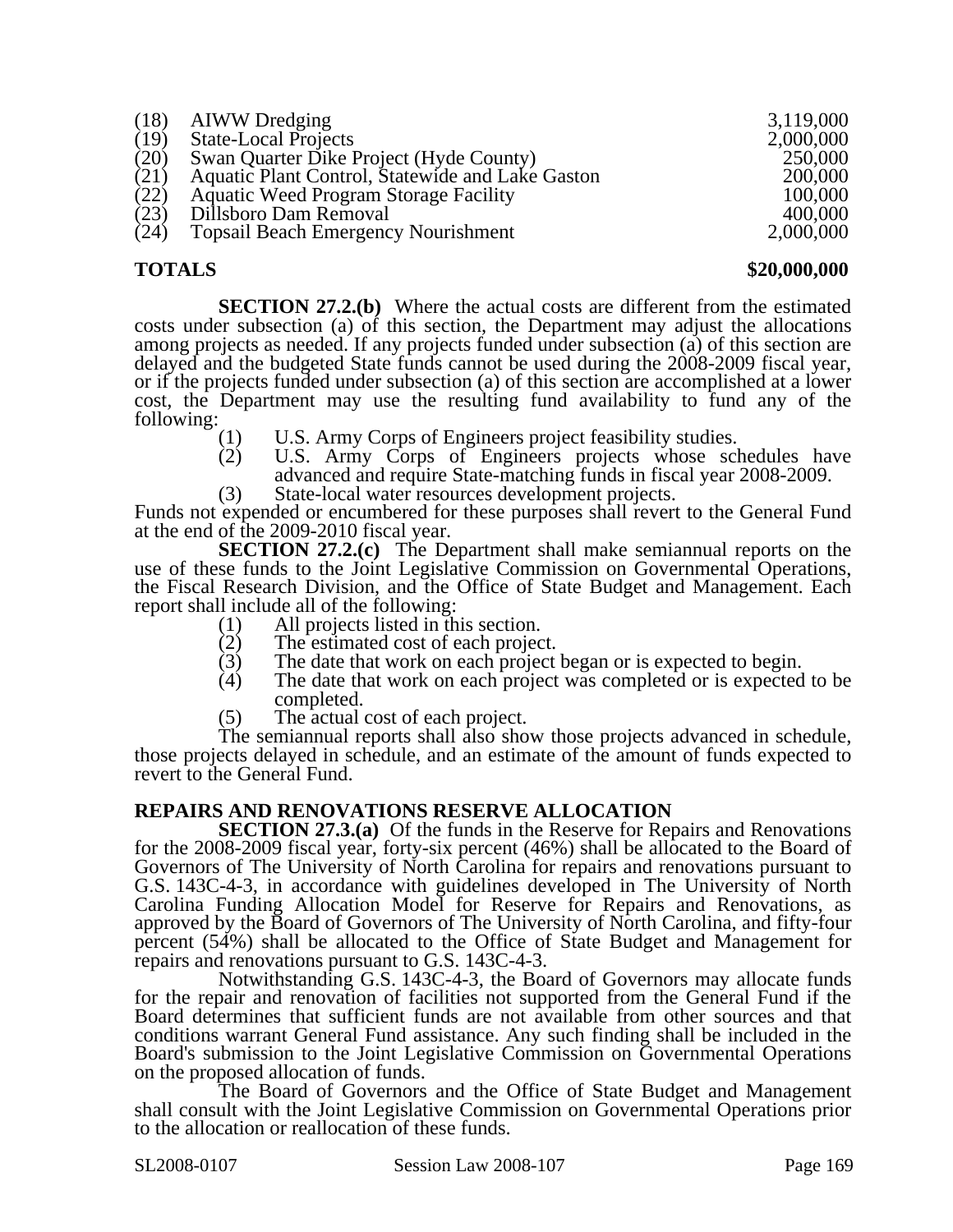| | | |
|---|---|---|
| (18) | AIWW Dredging | 3,119,000 |
| (19) | State-Local Projects | 2,000,000 |
| (20) | Swan Quarter Dike Project (Hyde County) | 250,000 |
| (21) | Aquatic Plant Control, Statewide and Lake Gaston | 200,000 |
| (22) | Aquatic Weed Program Storage Facility | 100,000 |
| (23) | Dillsboro Dam Removal | 400,000 |
| (24) | Topsail Beach Emergency Nourishment | 2,000,000 |
| **TOTALS** | | **$20,000,000** |

**SECTION 27.2.(b)** Where the actual costs are different from the estimated costs under subsection (a) of this section, the Department may adjust the allocations among projects as needed. If any projects funded under subsection (a) of this section are delayed and the budgeted State funds cannot be used during the 2008-2009 fiscal year, or if the projects funded under subsection (a) of this section are accomplished at a lower cost, the Department may use the resulting fund availability to fund any of the following:

(1) U.S. Army Corps of Engineers project feasibility studies.
(2) U.S. Army Corps of Engineers projects whose schedules have advanced and require State-matching funds in fiscal year 2008-2009.
(3) State-local water resources development projects.

Funds not expended or encumbered for these purposes shall revert to the General Fund at the end of the 2009-2010 fiscal year.

**SECTION 27.2.(c)** The Department shall make semiannual reports on the use of these funds to the Joint Legislative Commission on Governmental Operations, the Fiscal Research Division, and the Office of State Budget and Management. Each report shall include all of the following:

(1) All projects listed in this section.
(2) The estimated cost of each project.
(3) The date that work on each project began or is expected to begin.
(4) The date that work on each project was completed or is expected to be completed.
(5) The actual cost of each project.

The semiannual reports shall also show those projects advanced in schedule, those projects delayed in schedule, and an estimate of the amount of funds expected to revert to the General Fund.

**REPAIRS AND RENOVATIONS RESERVE ALLOCATION**

**SECTION 27.3.(a)** Of the funds in the Reserve for Repairs and Renovations for the 2008-2009 fiscal year, forty-six percent (46%) shall be allocated to the Board of Governors of The University of North Carolina for repairs and renovations pursuant to G.S. 143C-4-3, in accordance with guidelines developed in The University of North Carolina Funding Allocation Model for Reserve for Repairs and Renovations, as approved by the Board of Governors of The University of North Carolina, and fifty-four percent (54%) shall be allocated to the Office of State Budget and Management for repairs and renovations pursuant to G.S. 143C-4-3.

Notwithstanding G.S. 143C-4-3, the Board of Governors may allocate funds for the repair and renovation of facilities not supported from the General Fund if the Board determines that sufficient funds are not available from other sources and that conditions warrant General Fund assistance. Any such finding shall be included in the Board's submission to the Joint Legislative Commission on Governmental Operations on the proposed allocation of funds.

The Board of Governors and the Office of State Budget and Management shall consult with the Joint Legislative Commission on Governmental Operations prior to the allocation or reallocation of these funds.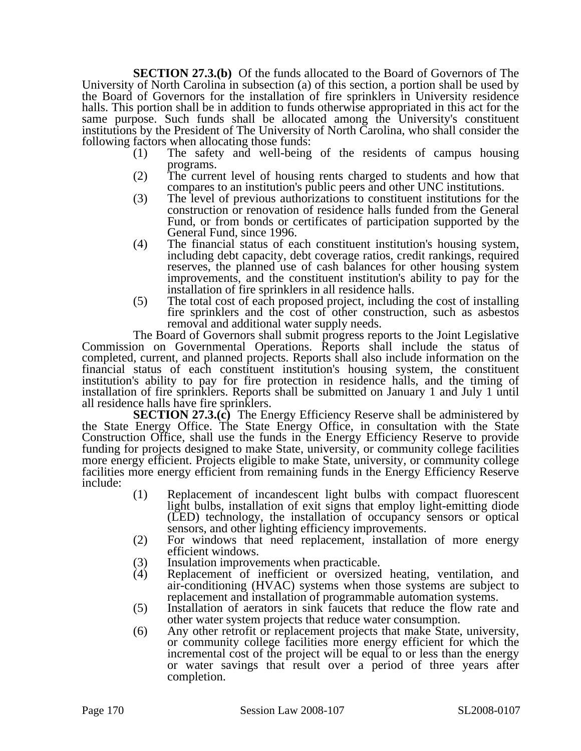**SECTION 27.3.(b)** Of the funds allocated to the Board of Governors of The University of North Carolina in subsection (a) of this section, a portion shall be used by the Board of Governors for the installation of fire sprinklers in University residence halls. This portion shall be in addition to funds otherwise appropriated in this act for the same purpose. Such funds shall be allocated among the University's constituent institutions by the President of The University of North Carolina, who shall consider the following factors when allocating those funds:

(1) The safety and well-being of the residents of campus housing programs.
(2) The current level of housing rents charged to students and how that compares to an institution's public peers and other UNC institutions.
(3) The level of previous authorizations to constituent institutions for the construction or renovation of residence halls funded from the General Fund, or from bonds or certificates of participation supported by the General Fund, since 1996.
(4) The financial status of each constituent institution's housing system, including debt capacity, debt coverage ratios, credit rankings, required reserves, the planned use of cash balances for other housing system improvements, and the constituent institution's ability to pay for the installation of fire sprinklers in all residence halls.
(5) The total cost of each proposed project, including the cost of installing fire sprinklers and the cost of other construction, such as asbestos removal and additional water supply needs.

The Board of Governors shall submit progress reports to the Joint Legislative Commission on Governmental Operations. Reports shall include the status of completed, current, and planned projects. Reports shall also include information on the financial status of each constituent institution's housing system, the constituent institution's ability to pay for fire protection in residence halls, and the timing of installation of fire sprinklers. Reports shall be submitted on January 1 and July 1 until all residence halls have fire sprinklers.

**SECTION 27.3.(c)** The Energy Efficiency Reserve shall be administered by the State Energy Office. The State Energy Office, in consultation with the State Construction Office, shall use the funds in the Energy Efficiency Reserve to provide funding for projects designed to make State, university, or community college facilities more energy efficient. Projects eligible to make State, university, or community college facilities more energy efficient from remaining funds in the Energy Efficiency Reserve include:

(1) Replacement of incandescent light bulbs with compact fluorescent light bulbs, installation of exit signs that employ light-emitting diode (LED) technology, the installation of occupancy sensors or optical sensors, and other lighting efficiency improvements.
(2) For windows that need replacement, installation of more energy efficient windows.
(3) Insulation improvements when practicable.
(4) Replacement of inefficient or oversized heating, ventilation, and air-conditioning (HVAC) systems when those systems are subject to replacement and installation of programmable automation systems.
(5) Installation of aerators in sink faucets that reduce the flow rate and other water system projects that reduce water consumption.
(6) Any other retrofit or replacement projects that make State, university, or community college facilities more energy efficient for which the incremental cost of the project will be equal to or less than the energy or water savings that result over a period of three years after completion.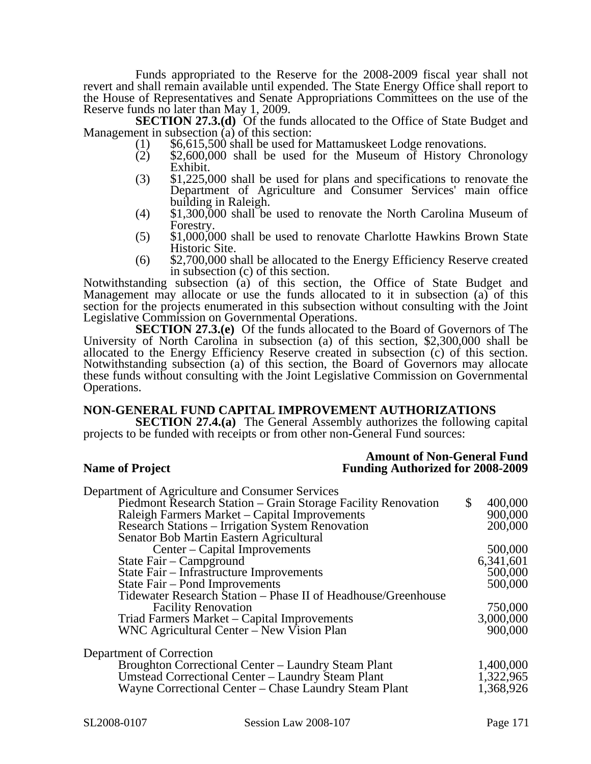Funds appropriated to the Reserve for the 2008-2009 fiscal year shall not revert and shall remain available until expended. The State Energy Office shall report to the House of Representatives and Senate Appropriations Committees on the use of the Reserve funds no later than May 1, 2009.

**SECTION 27.3.(d)** Of the funds allocated to the Office of State Budget and Management in subsection (a) of this section:

(1) $6,615,500 shall be used for Mattamuskeet Lodge renovations.
(2) $2,600,000 shall be used for the Museum of History Chronology Exhibit.
(3) $1,225,000 shall be used for plans and specifications to renovate the Department of Agriculture and Consumer Services' main office building in Raleigh.
(4) $1,300,000 shall be used to renovate the North Carolina Museum of Forestry.
(5) $1,000,000 shall be used to renovate Charlotte Hawkins Brown State Historic Site.
(6) $2,700,000 shall be allocated to the Energy Efficiency Reserve created in subsection (c) of this section.

Notwithstanding subsection (a) of this section, the Office of State Budget and Management may allocate or use the funds allocated to it in subsection (a) of this section for the projects enumerated in this subsection without consulting with the Joint Legislative Commission on Governmental Operations.

**SECTION 27.3.(e)** Of the funds allocated to the Board of Governors of The University of North Carolina in subsection (a) of this section, $2,300,000 shall be allocated to the Energy Efficiency Reserve created in subsection (c) of this section. Notwithstanding subsection (a) of this section, the Board of Governors may allocate these funds without consulting with the Joint Legislative Commission on Governmental Operations.

## NON-GENERAL FUND CAPITAL IMPROVEMENT AUTHORIZATIONS

**SECTION 27.4.(a)** The General Assembly authorizes the following capital projects to be funded with receipts or from other non-General Fund sources:

| Name of Project | Amount of Non-General Fund Funding Authorized for 2008-2009 |
|---|---|
| Department of Agriculture and Consumer Services | |
| Piedmont Research Station – Grain Storage Facility Renovation | $ 400,000 |
| Raleigh Farmers Market – Capital Improvements | 900,000 |
| Research Stations – Irrigation System Renovation | 200,000 |
| Senator Bob Martin Eastern Agricultural Center – Capital Improvements | 500,000 |
| State Fair – Campground | 6,341,601 |
| State Fair – Infrastructure Improvements | 500,000 |
| State Fair – Pond Improvements | 500,000 |
| Tidewater Research Station – Phase II of Headhouse/Greenhouse Facility Renovation | 750,000 |
| Triad Farmers Market – Capital Improvements | 3,000,000 |
| WNC Agricultural Center – New Vision Plan | 900,000 |
| Department of Correction | |
| Broughton Correctional Center – Laundry Steam Plant | 1,400,000 |
| Umstead Correctional Center – Laundry Steam Plant | 1,322,965 |
| Wayne Correctional Center – Chase Laundry Steam Plant | 1,368,926 |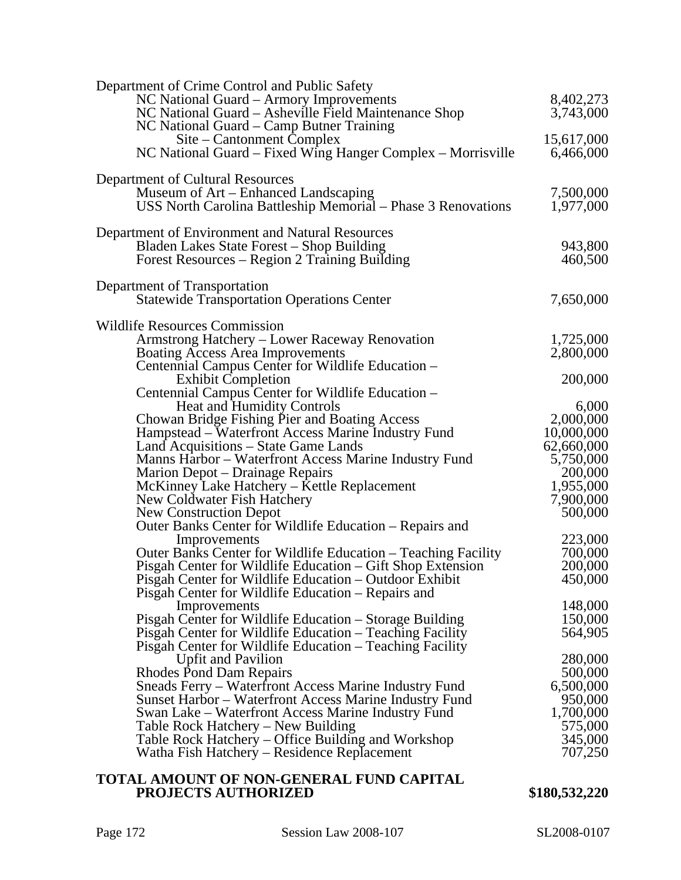| | |
|---|---|
| Department of Crime Control and Public Safety | |
| NC National Guard – Armory Improvements | 8,402,273 |
| NC National Guard – Asheville Field Maintenance Shop | 3,743,000 |
| NC National Guard – Camp Butner Training Site – Cantonment Complex | 15,617,000 |
| NC National Guard – Fixed Wing Hanger Complex – Morrisville | 6,466,000 |
| | |
| Department of Cultural Resources | |
| Museum of Art – Enhanced Landscaping | 7,500,000 |
| USS North Carolina Battleship Memorial – Phase 3 Renovations | 1,977,000 |
| | |
| Department of Environment and Natural Resources | |
| Bladen Lakes State Forest – Shop Building | 943,800 |
| Forest Resources – Region 2 Training Building | 460,500 |
| | |
| Department of Transportation | |
| Statewide Transportation Operations Center | 7,650,000 |
| | |
| Wildlife Resources Commission | |
| Armstrong Hatchery – Lower Raceway Renovation | 1,725,000 |
| Boating Access Area Improvements | 2,800,000 |
| Centennial Campus Center for Wildlife Education – Exhibit Completion | 200,000 |
| Centennial Campus Center for Wildlife Education – Heat and Humidity Controls | 6,000 |
| Chowan Bridge Fishing Pier and Boating Access | 2,000,000 |
| Hampstead – Waterfront Access Marine Industry Fund | 10,000,000 |
| Land Acquisitions – State Game Lands | 62,660,000 |
| Manns Harbor – Waterfront Access Marine Industry Fund | 5,750,000 |
| Marion Depot – Drainage Repairs | 200,000 |
| McKinney Lake Hatchery – Kettle Replacement | 1,955,000 |
| New Coldwater Fish Hatchery | 7,900,000 |
| New Construction Depot | 500,000 |
| Outer Banks Center for Wildlife Education – Repairs and Improvements | 223,000 |
| Outer Banks Center for Wildlife Education – Teaching Facility | 700,000 |
| Pisgah Center for Wildlife Education – Gift Shop Extension | 200,000 |
| Pisgah Center for Wildlife Education – Outdoor Exhibit | 450,000 |
| Pisgah Center for Wildlife Education – Repairs and Improvements | 148,000 |
| Pisgah Center for Wildlife Education – Storage Building | 150,000 |
| Pisgah Center for Wildlife Education – Teaching Facility | 564,905 |
| Pisgah Center for Wildlife Education – Teaching Facility Upfit and Pavilion | 280,000 |
| Rhodes Pond Dam Repairs | 500,000 |
| Sneads Ferry – Waterfront Access Marine Industry Fund | 6,500,000 |
| Sunset Harbor – Waterfront Access Marine Industry Fund | 950,000 |
| Swan Lake – Waterfront Access Marine Industry Fund | 1,700,000 |
| Table Rock Hatchery – New Building | 575,000 |
| Table Rock Hatchery – Office Building and Workshop | 345,000 |
| Watha Fish Hatchery – Residence Replacement | 707,250 |
| | |
| **TOTAL AMOUNT OF NON-GENERAL FUND CAPITAL PROJECTS AUTHORIZED** | **$180,532,220** |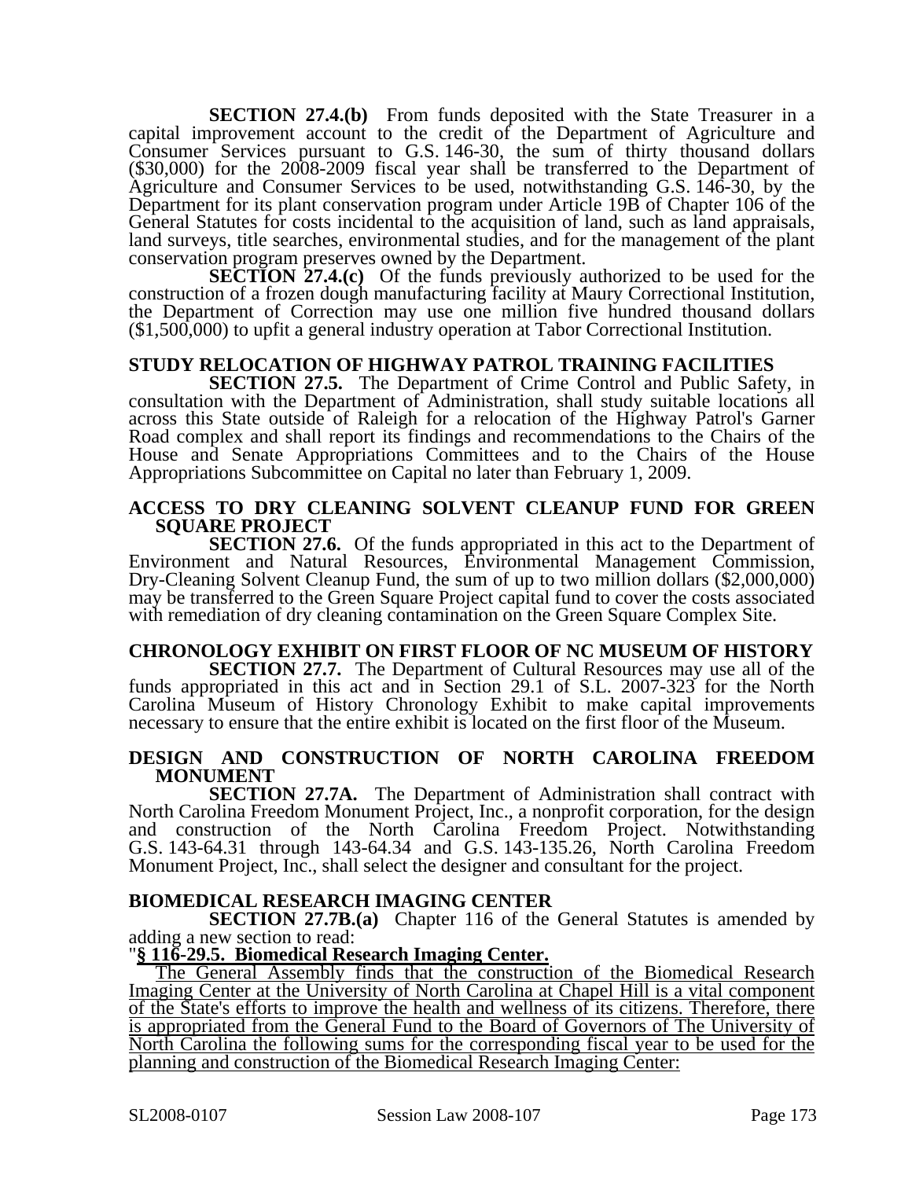**SECTION 27.4.(b)** From funds deposited with the State Treasurer in a capital improvement account to the credit of the Department of Agriculture and Consumer Services pursuant to G.S. 146-30, the sum of thirty thousand dollars ($30,000) for the 2008-2009 fiscal year shall be transferred to the Department of Agriculture and Consumer Services to be used, notwithstanding G.S. 146-30, by the Department for its plant conservation program under Article 19B of Chapter 106 of the General Statutes for costs incidental to the acquisition of land, such as land appraisals, land surveys, title searches, environmental studies, and for the management of the plant conservation program preserves owned by the Department.

**SECTION 27.4.(c)** Of the funds previously authorized to be used for the construction of a frozen dough manufacturing facility at Maury Correctional Institution, the Department of Correction may use one million five hundred thousand dollars ($1,500,000) to upfit a general industry operation at Tabor Correctional Institution.

**STUDY RELOCATION OF HIGHWAY PATROL TRAINING FACILITIES**

**SECTION 27.5.** The Department of Crime Control and Public Safety, in consultation with the Department of Administration, shall study suitable locations all across this State outside of Raleigh for a relocation of the Highway Patrol's Garner Road complex and shall report its findings and recommendations to the Chairs of the House and Senate Appropriations Committees and to the Chairs of the House Appropriations Subcommittee on Capital no later than February 1, 2009.

**ACCESS TO DRY CLEANING SOLVENT CLEANUP FUND FOR GREEN SQUARE PROJECT**

**SECTION 27.6.** Of the funds appropriated in this act to the Department of Environment and Natural Resources, Environmental Management Commission, Dry-Cleaning Solvent Cleanup Fund, the sum of up to two million dollars ($2,000,000) may be transferred to the Green Square Project capital fund to cover the costs associated with remediation of dry cleaning contamination on the Green Square Complex Site.

**CHRONOLOGY EXHIBIT ON FIRST FLOOR OF NC MUSEUM OF HISTORY**

**SECTION 27.7.** The Department of Cultural Resources may use all of the funds appropriated in this act and in Section 29.1 of S.L. 2007-323 for the North Carolina Museum of History Chronology Exhibit to make capital improvements necessary to ensure that the entire exhibit is located on the first floor of the Museum.

**DESIGN AND CONSTRUCTION OF NORTH CAROLINA FREEDOM MONUMENT**

**SECTION 27.7A.** The Department of Administration shall contract with North Carolina Freedom Monument Project, Inc., a nonprofit corporation, for the design and construction of the North Carolina Freedom Project. Notwithstanding G.S. 143-64.31 through 143-64.34 and G.S. 143-135.26, North Carolina Freedom Monument Project, Inc., shall select the designer and consultant for the project.

**BIOMEDICAL RESEARCH IMAGING CENTER**

**SECTION 27.7B.(a)** Chapter 116 of the General Statutes is amended by adding a new section to read:

"**§ 116-29.5. Biomedical Research Imaging Center.**

The General Assembly finds that the construction of the Biomedical Research Imaging Center at the University of North Carolina at Chapel Hill is a vital component of the State's efforts to improve the health and wellness of its citizens. Therefore, there is appropriated from the General Fund to the Board of Governors of The University of North Carolina the following sums for the corresponding fiscal year to be used for the planning and construction of the Biomedical Research Imaging Center: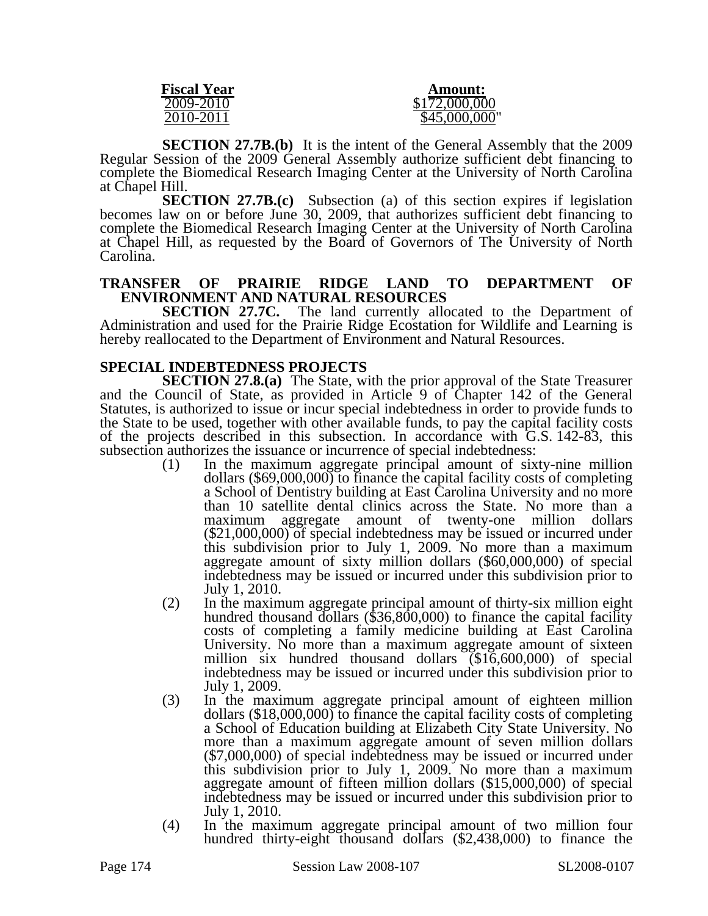| Fiscal Year | Amount: |
|---|---|
| 2009-2010 | $172,000,000 |
| 2010-2011 | $45,000,000" |

**SECTION 27.7B.(b)** It is the intent of the General Assembly that the 2009 Regular Session of the 2009 General Assembly authorize sufficient debt financing to complete the Biomedical Research Imaging Center at the University of North Carolina at Chapel Hill.

**SECTION 27.7B.(c)** Subsection (a) of this section expires if legislation becomes law on or before June 30, 2009, that authorizes sufficient debt financing to complete the Biomedical Research Imaging Center at the University of North Carolina at Chapel Hill, as requested by the Board of Governors of The University of North Carolina.

## TRANSFER OF PRAIRIE RIDGE LAND TO DEPARTMENT OF ENVIRONMENT AND NATURAL RESOURCES

**SECTION 27.7C.** The land currently allocated to the Department of Administration and used for the Prairie Ridge Ecostation for Wildlife and Learning is hereby reallocated to the Department of Environment and Natural Resources.

## SPECIAL INDEBTEDNESS PROJECTS

**SECTION 27.8.(a)** The State, with the prior approval of the State Treasurer and the Council of State, as provided in Article 9 of Chapter 142 of the General Statutes, is authorized to issue or incur special indebtedness in order to provide funds to the State to be used, together with other available funds, to pay the capital facility costs of the projects described in this subsection. In accordance with G.S. 142-83, this subsection authorizes the issuance or incurrence of special indebtedness:

(1) In the maximum aggregate principal amount of sixty-nine million dollars ($69,000,000) to finance the capital facility costs of completing a School of Dentistry building at East Carolina University and no more than 10 satellite dental clinics across the State. No more than a maximum aggregate amount of twenty-one million dollars ($21,000,000) of special indebtedness may be issued or incurred under this subdivision prior to July 1, 2009. No more than a maximum aggregate amount of sixty million dollars ($60,000,000) of special indebtedness may be issued or incurred under this subdivision prior to July 1, 2010.

(2) In the maximum aggregate principal amount of thirty-six million eight hundred thousand dollars ($36,800,000) to finance the capital facility costs of completing a family medicine building at East Carolina University. No more than a maximum aggregate amount of sixteen million six hundred thousand dollars ($16,600,000) of special indebtedness may be issued or incurred under this subdivision prior to July 1, 2009.

(3) In the maximum aggregate principal amount of eighteen million dollars ($18,000,000) to finance the capital facility costs of completing a School of Education building at Elizabeth City State University. No more than a maximum aggregate amount of seven million dollars ($7,000,000) of special indebtedness may be issued or incurred under this subdivision prior to July 1, 2009. No more than a maximum aggregate amount of fifteen million dollars ($15,000,000) of special indebtedness may be issued or incurred under this subdivision prior to July 1, 2010.

(4) In the maximum aggregate principal amount of two million four hundred thirty-eight thousand dollars ($2,438,000) to finance the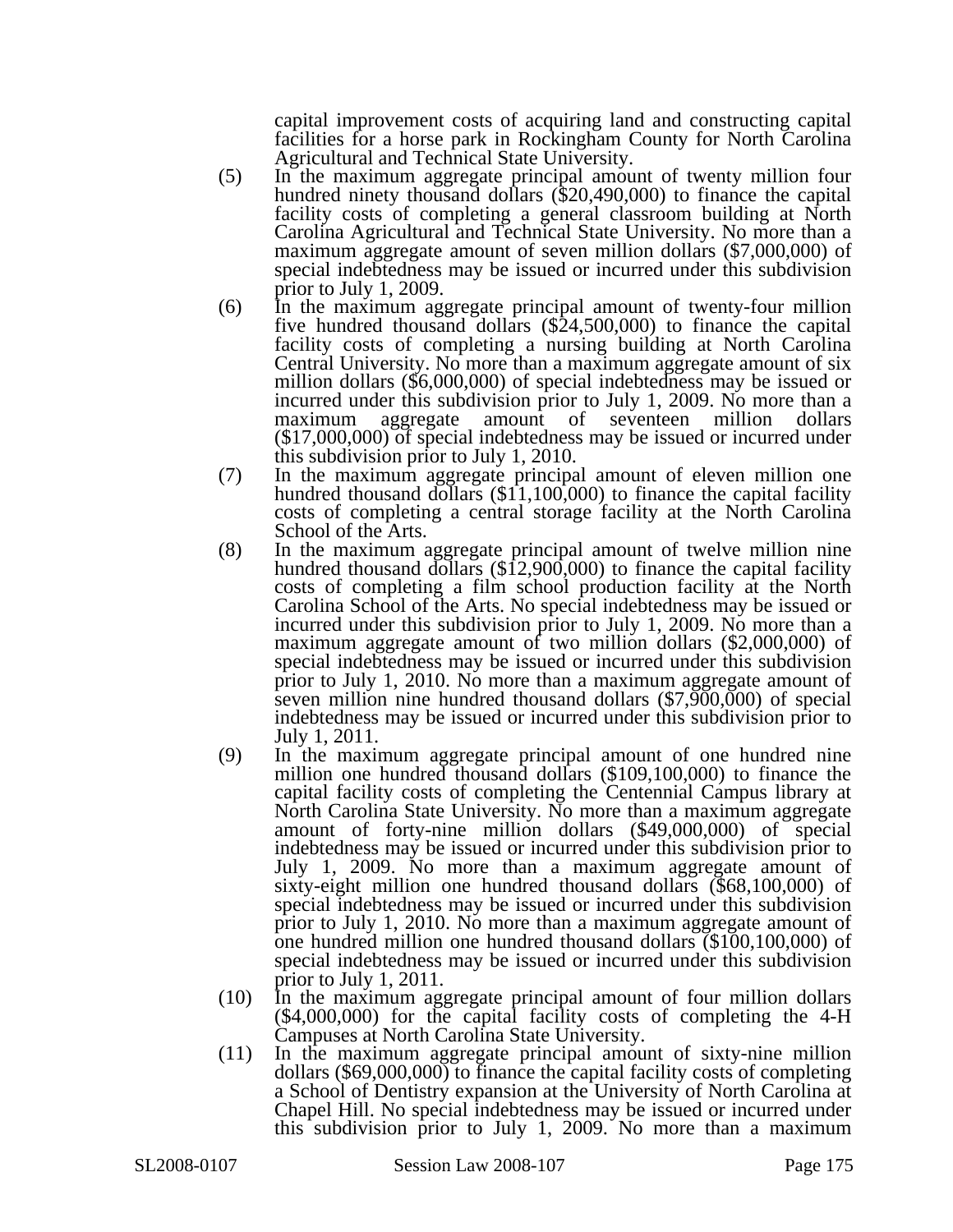capital improvement costs of acquiring land and constructing capital facilities for a horse park in Rockingham County for North Carolina Agricultural and Technical State University.

(5) In the maximum aggregate principal amount of twenty million four hundred ninety thousand dollars ($20,490,000) to finance the capital facility costs of completing a general classroom building at North Carolina Agricultural and Technical State University. No more than a maximum aggregate amount of seven million dollars ($7,000,000) of special indebtedness may be issued or incurred under this subdivision prior to July 1, 2009.

(6) In the maximum aggregate principal amount of twenty-four million five hundred thousand dollars ($24,500,000) to finance the capital facility costs of completing a nursing building at North Carolina Central University. No more than a maximum aggregate amount of six million dollars ($6,000,000) of special indebtedness may be issued or incurred under this subdivision prior to July 1, 2009. No more than a maximum aggregate amount of seventeen million dollars ($17,000,000) of special indebtedness may be issued or incurred under this subdivision prior to July 1, 2010.

(7) In the maximum aggregate principal amount of eleven million one hundred thousand dollars ($11,100,000) to finance the capital facility costs of completing a central storage facility at the North Carolina School of the Arts.

(8) In the maximum aggregate principal amount of twelve million nine hundred thousand dollars ($12,900,000) to finance the capital facility costs of completing a film school production facility at the North Carolina School of the Arts. No special indebtedness may be issued or incurred under this subdivision prior to July 1, 2009. No more than a maximum aggregate amount of two million dollars ($2,000,000) of special indebtedness may be issued or incurred under this subdivision prior to July 1, 2010. No more than a maximum aggregate amount of seven million nine hundred thousand dollars ($7,900,000) of special indebtedness may be issued or incurred under this subdivision prior to July 1, 2011.

(9) In the maximum aggregate principal amount of one hundred nine million one hundred thousand dollars ($109,100,000) to finance the capital facility costs of completing the Centennial Campus library at North Carolina State University. No more than a maximum aggregate amount of forty-nine million dollars ($49,000,000) of special indebtedness may be issued or incurred under this subdivision prior to July 1, 2009. No more than a maximum aggregate amount of sixty-eight million one hundred thousand dollars ($68,100,000) of special indebtedness may be issued or incurred under this subdivision prior to July 1, 2010. No more than a maximum aggregate amount of one hundred million one hundred thousand dollars ($100,100,000) of special indebtedness may be issued or incurred under this subdivision prior to July 1, 2011.

(10) In the maximum aggregate principal amount of four million dollars ($4,000,000) for the capital facility costs of completing the 4-H Campuses at North Carolina State University.

(11) In the maximum aggregate principal amount of sixty-nine million dollars ($69,000,000) to finance the capital facility costs of completing a School of Dentistry expansion at the University of North Carolina at Chapel Hill. No special indebtedness may be issued or incurred under this subdivision prior to July 1, 2009. No more than a maximum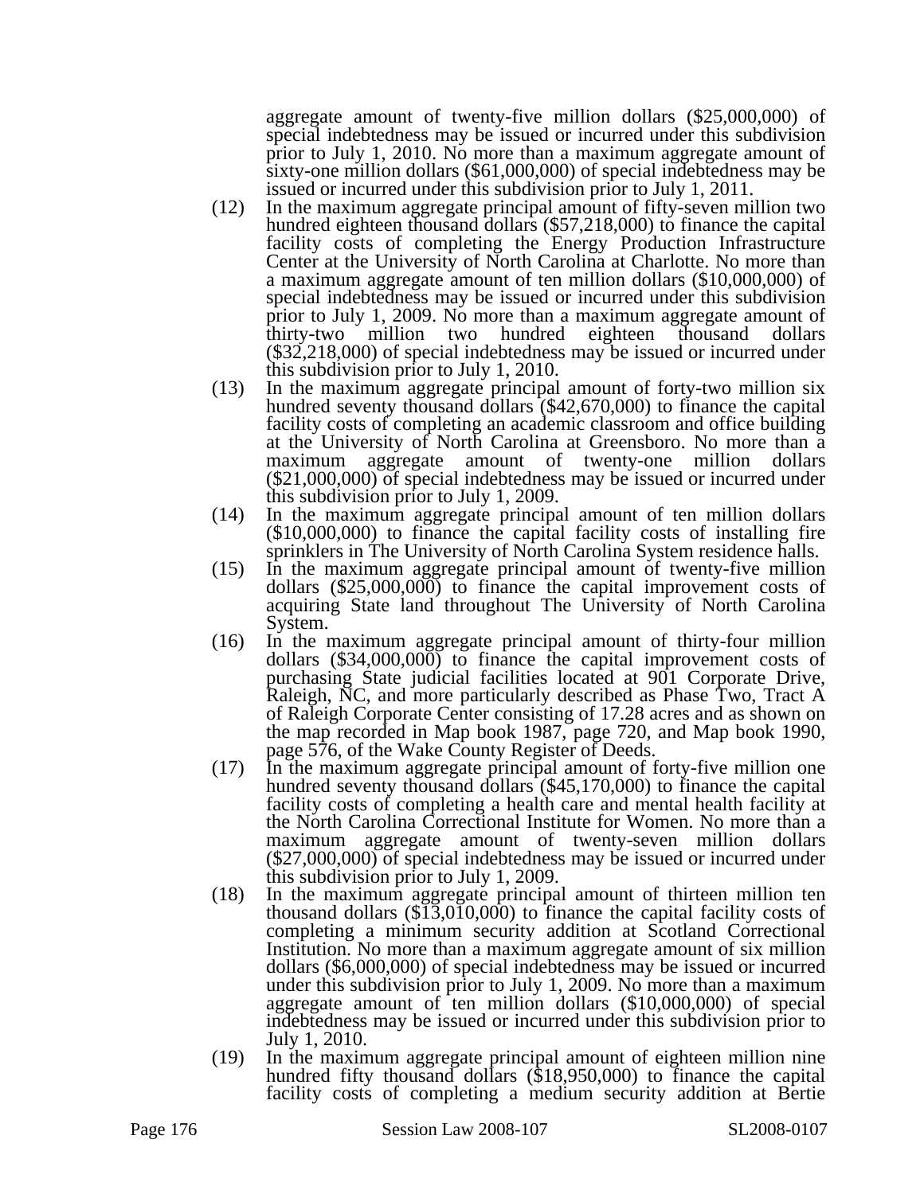aggregate amount of twenty-five million dollars ($25,000,000) of special indebtedness may be issued or incurred under this subdivision prior to July 1, 2010. No more than a maximum aggregate amount of sixty-one million dollars ($61,000,000) of special indebtedness may be issued or incurred under this subdivision prior to July 1, 2011.

(12) In the maximum aggregate principal amount of fifty-seven million two hundred eighteen thousand dollars ($57,218,000) to finance the capital facility costs of completing the Energy Production Infrastructure Center at the University of North Carolina at Charlotte. No more than a maximum aggregate amount of ten million dollars ($10,000,000) of special indebtedness may be issued or incurred under this subdivision prior to July 1, 2009. No more than a maximum aggregate amount of thirty-two million two hundred eighteen thousand dollars ($32,218,000) of special indebtedness may be issued or incurred under this subdivision prior to July 1, 2010.

(13) In the maximum aggregate principal amount of forty-two million six hundred seventy thousand dollars ($42,670,000) to finance the capital facility costs of completing an academic classroom and office building at the University of North Carolina at Greensboro. No more than a maximum aggregate amount of twenty-one million dollars ($21,000,000) of special indebtedness may be issued or incurred under this subdivision prior to July 1, 2009.

(14) In the maximum aggregate principal amount of ten million dollars ($10,000,000) to finance the capital facility costs of installing fire sprinklers in The University of North Carolina System residence halls.

(15) In the maximum aggregate principal amount of twenty-five million dollars ($25,000,000) to finance the capital improvement costs of acquiring State land throughout The University of North Carolina System.

(16) In the maximum aggregate principal amount of thirty-four million dollars ($34,000,000) to finance the capital improvement costs of purchasing State judicial facilities located at 901 Corporate Drive, Raleigh, NC, and more particularly described as Phase Two, Tract A of Raleigh Corporate Center consisting of 17.28 acres and as shown on the map recorded in Map book 1987, page 720, and Map book 1990, page 576, of the Wake County Register of Deeds.

(17) In the maximum aggregate principal amount of forty-five million one hundred seventy thousand dollars ($45,170,000) to finance the capital facility costs of completing a health care and mental health facility at the North Carolina Correctional Institute for Women. No more than a maximum aggregate amount of twenty-seven million dollars ($27,000,000) of special indebtedness may be issued or incurred under this subdivision prior to July 1, 2009.

(18) In the maximum aggregate principal amount of thirteen million ten thousand dollars ($13,010,000) to finance the capital facility costs of completing a minimum security addition at Scotland Correctional Institution. No more than a maximum aggregate amount of six million dollars ($6,000,000) of special indebtedness may be issued or incurred under this subdivision prior to July 1, 2009. No more than a maximum aggregate amount of ten million dollars ($10,000,000) of special indebtedness may be issued or incurred under this subdivision prior to July 1, 2010.

(19) In the maximum aggregate principal amount of eighteen million nine hundred fifty thousand dollars ($18,950,000) to finance the capital facility costs of completing a medium security addition at Bertie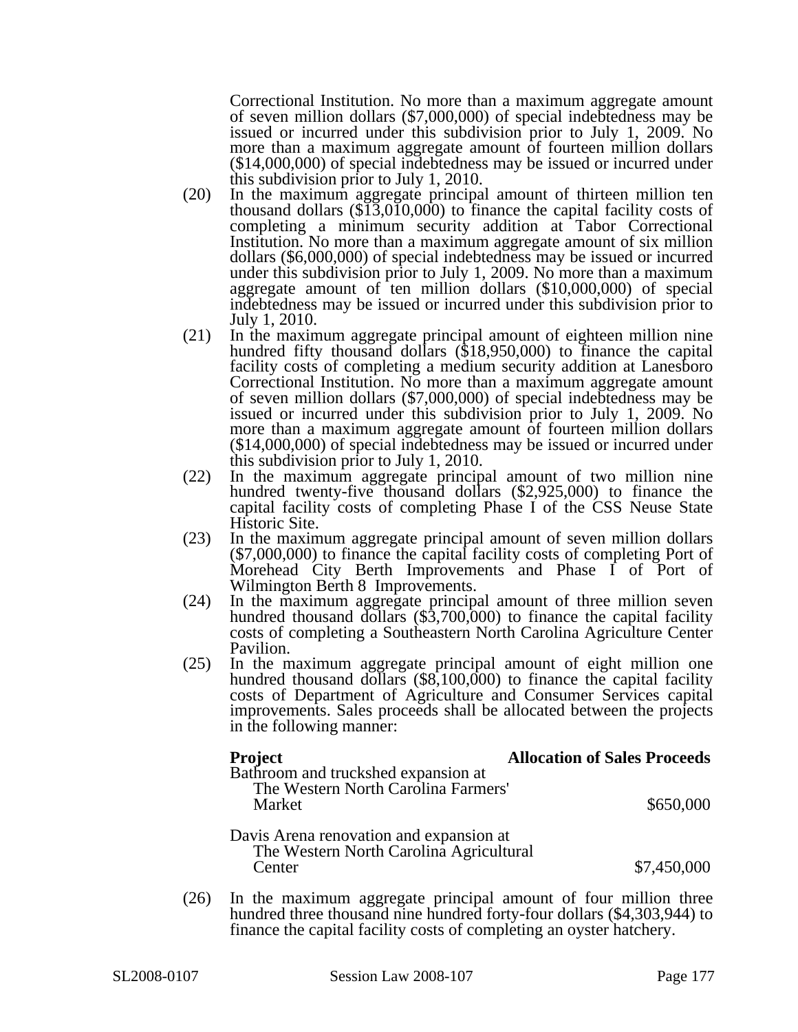Correctional Institution. No more than a maximum aggregate amount of seven million dollars ($7,000,000) of special indebtedness may be issued or incurred under this subdivision prior to July 1, 2009. No more than a maximum aggregate amount of fourteen million dollars ($14,000,000) of special indebtedness may be issued or incurred under this subdivision prior to July 1, 2010.

(20) In the maximum aggregate principal amount of thirteen million ten thousand dollars ($13,010,000) to finance the capital facility costs of completing a minimum security addition at Tabor Correctional Institution. No more than a maximum aggregate amount of six million dollars ($6,000,000) of special indebtedness may be issued or incurred under this subdivision prior to July 1, 2009. No more than a maximum aggregate amount of ten million dollars ($10,000,000) of special indebtedness may be issued or incurred under this subdivision prior to July 1, 2010.

(21) In the maximum aggregate principal amount of eighteen million nine hundred fifty thousand dollars ($18,950,000) to finance the capital facility costs of completing a medium security addition at Lanesboro Correctional Institution. No more than a maximum aggregate amount of seven million dollars ($7,000,000) of special indebtedness may be issued or incurred under this subdivision prior to July 1, 2009. No more than a maximum aggregate amount of fourteen million dollars ($14,000,000) of special indebtedness may be issued or incurred under this subdivision prior to July 1, 2010.

(22) In the maximum aggregate principal amount of two million nine hundred twenty-five thousand dollars ($2,925,000) to finance the capital facility costs of completing Phase I of the CSS Neuse State Historic Site.

(23) In the maximum aggregate principal amount of seven million dollars ($7,000,000) to finance the capital facility costs of completing Port of Morehead City Berth Improvements and Phase I of Port of Wilmington Berth 8 Improvements.

(24) In the maximum aggregate principal amount of three million seven hundred thousand dollars ($3,700,000) to finance the capital facility costs of completing a Southeastern North Carolina Agriculture Center Pavilion.

(25) In the maximum aggregate principal amount of eight million one hundred thousand dollars ($8,100,000) to finance the capital facility costs of Department of Agriculture and Consumer Services capital improvements. Sales proceeds shall be allocated between the projects in the following manner:

| **Project** | **Allocation of Sales Proceeds** |
|---|---|
| Bathroom and truckshed expansion at The Western North Carolina Farmers' Market | $650,000 |
| Davis Arena renovation and expansion at The Western North Carolina Agricultural Center | $7,450,000 |

(26) In the maximum aggregate principal amount of four million three hundred three thousand nine hundred forty-four dollars ($4,303,944) to finance the capital facility costs of completing an oyster hatchery.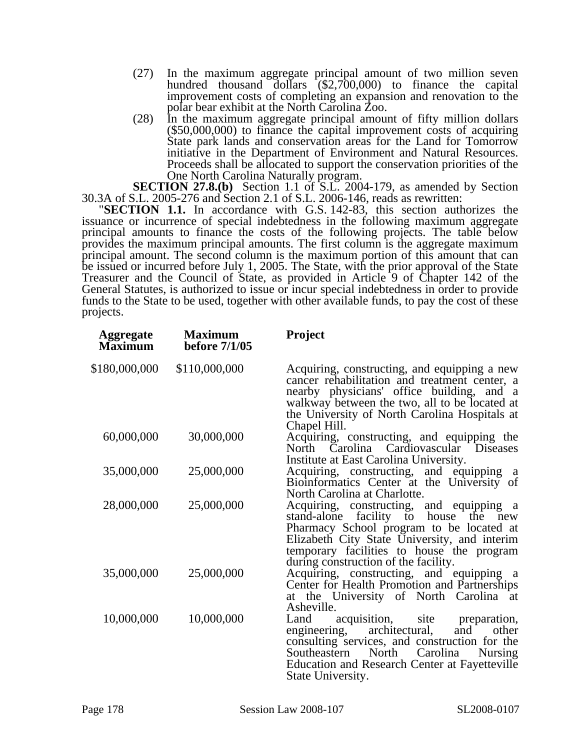(27) In the maximum aggregate principal amount of two million seven hundred thousand dollars ($2,700,000) to finance the capital improvement costs of completing an expansion and renovation to the polar bear exhibit at the North Carolina Zoo.

(28) In the maximum aggregate principal amount of fifty million dollars ($50,000,000) to finance the capital improvement costs of acquiring State park lands and conservation areas for the Land for Tomorrow initiative in the Department of Environment and Natural Resources. Proceeds shall be allocated to support the conservation priorities of the One North Carolina Naturally program.

**SECTION 27.8.(b)** Section 1.1 of S.L. 2004-179, as amended by Section 30.3A of S.L. 2005-276 and Section 2.1 of S.L. 2006-146, reads as rewritten:

"**SECTION 1.1.** In accordance with G.S. 142-83, this section authorizes the issuance or incurrence of special indebtedness in the following maximum aggregate principal amounts to finance the costs of the following projects. The table below provides the maximum principal amounts. The first column is the aggregate maximum principal amount. The second column is the maximum portion of this amount that can be issued or incurred before July 1, 2005. The State, with the prior approval of the State Treasurer and the Council of State, as provided in Article 9 of Chapter 142 of the General Statutes, is authorized to issue or incur special indebtedness in order to provide funds to the State to be used, together with other available funds, to pay the cost of these projects.

| **Aggregate Maximum** | **Maximum before 7/1/05** | **Project** |
|---|---|---|
| $180,000,000 | $110,000,000 | Acquiring, constructing, and equipping a new cancer rehabilitation and treatment center, a nearby physicians' office building, and a walkway between the two, all to be located at the University of North Carolina Hospitals at Chapel Hill. |
| 60,000,000 | 30,000,000 | Acquiring, constructing, and equipping the North Carolina Cardiovascular Diseases Institute at East Carolina University. |
| 35,000,000 | 25,000,000 | Acquiring, constructing, and equipping a Bioinformatics Center at the University of North Carolina at Charlotte. |
| 28,000,000 | 25,000,000 | Acquiring, constructing, and equipping a stand-alone facility to house the new Pharmacy School program to be located at Elizabeth City State University, and interim temporary facilities to house the program during construction of the facility. |
| 35,000,000 | 25,000,000 | Acquiring, constructing, and equipping a Center for Health Promotion and Partnerships at the University of North Carolina at Asheville. |
| 10,000,000 | 10,000,000 | Land acquisition, site preparation, engineering, architectural, and other consulting services, and construction for the Southeastern North Carolina Nursing Education and Research Center at Fayetteville State University. |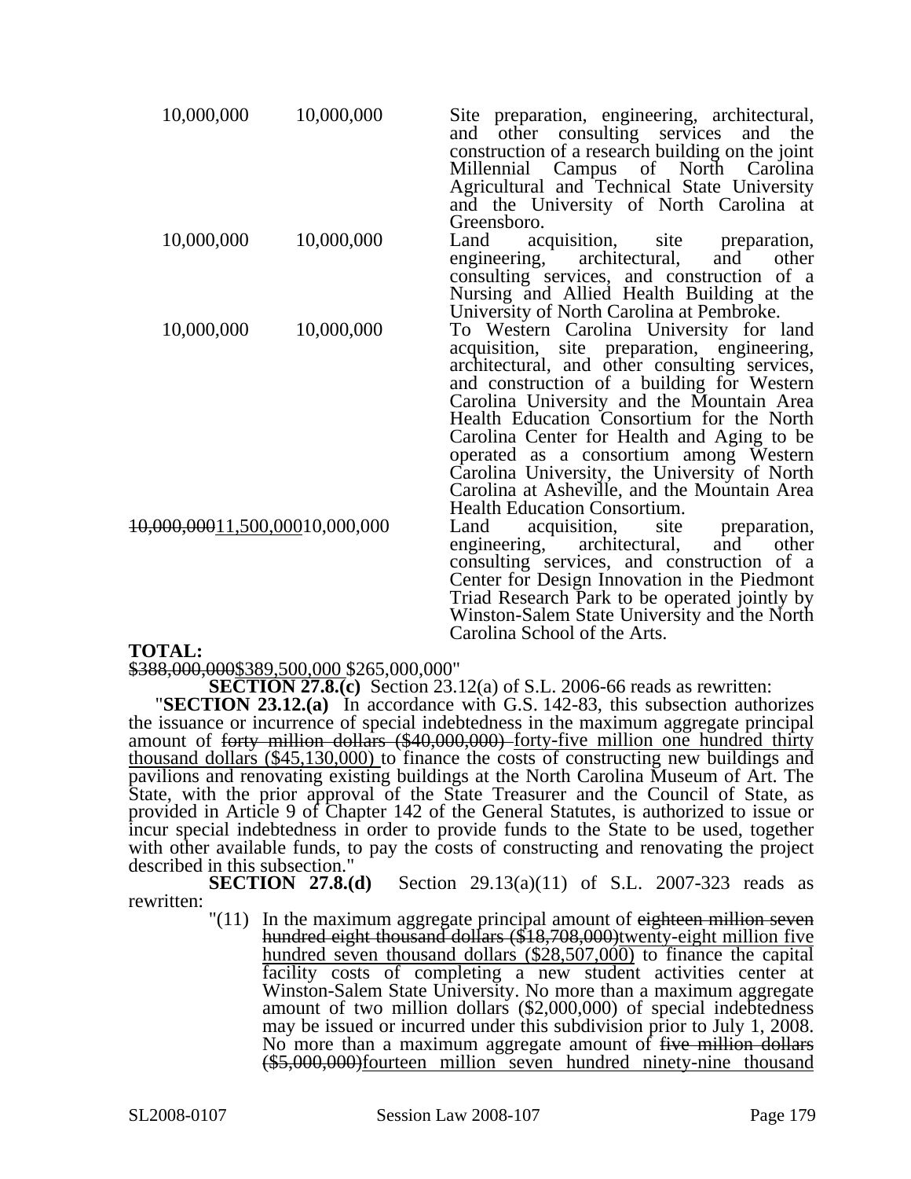| | | |
|---|---|---|
| 10,000,000 | 10,000,000 | Site preparation, engineering, architectural, and other consulting services and the construction of a research building on the joint Millennial Campus of North Carolina Agricultural and Technical State University and the University of North Carolina at Greensboro. |
| 10,000,000 | 10,000,000 | Land acquisition, site preparation, engineering, architectural, and other consulting services, and construction of a Nursing and Allied Health Building at the University of North Carolina at Pembroke. |
| 10,000,000 | 10,000,000 | To Western Carolina University for land acquisition, site preparation, engineering, architectural, and other consulting services, and construction of a building for Western Carolina University and the Mountain Area Health Education Consortium for the North Carolina Center for Health and Aging to be operated as a consortium among Western Carolina University, the University of North Carolina at Asheville, and the Mountain Area Health Education Consortium. |
| ~~10,000,000~~11,500,000 | 10,000,000 | Land acquisition, site preparation, engineering, architectural, and other consulting services, and construction of a Center for Design Innovation in the Piedmont Triad Research Park to be operated jointly by Winston-Salem State University and the North Carolina School of the Arts. |

**TOTAL:**
~~$388,000,000~~$389,500,000 $265,000,000"

**SECTION 27.8.(c)** Section 23.12(a) of S.L. 2006-66 reads as rewritten:

"**SECTION 23.12.(a)** In accordance with G.S. 142-83, this subsection authorizes the issuance or incurrence of special indebtedness in the maximum aggregate principal amount of ~~forty million dollars ($40,000,000)~~ forty-five million one hundred thirty thousand dollars ($45,130,000) to finance the costs of constructing new buildings and pavilions and renovating existing buildings at the North Carolina Museum of Art. The State, with the prior approval of the State Treasurer and the Council of State, as provided in Article 9 of Chapter 142 of the General Statutes, is authorized to issue or incur special indebtedness in order to provide funds to the State to be used, together with other available funds, to pay the costs of constructing and renovating the project described in this subsection."

**SECTION 27.8.(d)** Section 29.13(a)(11) of S.L. 2007-323 reads as rewritten:

"(11) In the maximum aggregate principal amount of ~~eighteen million seven hundred eight thousand dollars ($18,708,000)~~twenty-eight million five hundred seven thousand dollars ($28,507,000) to finance the capital facility costs of completing a new student activities center at Winston-Salem State University. No more than a maximum aggregate amount of two million dollars ($2,000,000) of special indebtedness may be issued or incurred under this subdivision prior to July 1, 2008. No more than a maximum aggregate amount of ~~five million dollars ($5,000,000)~~fourteen million seven hundred ninety-nine thousand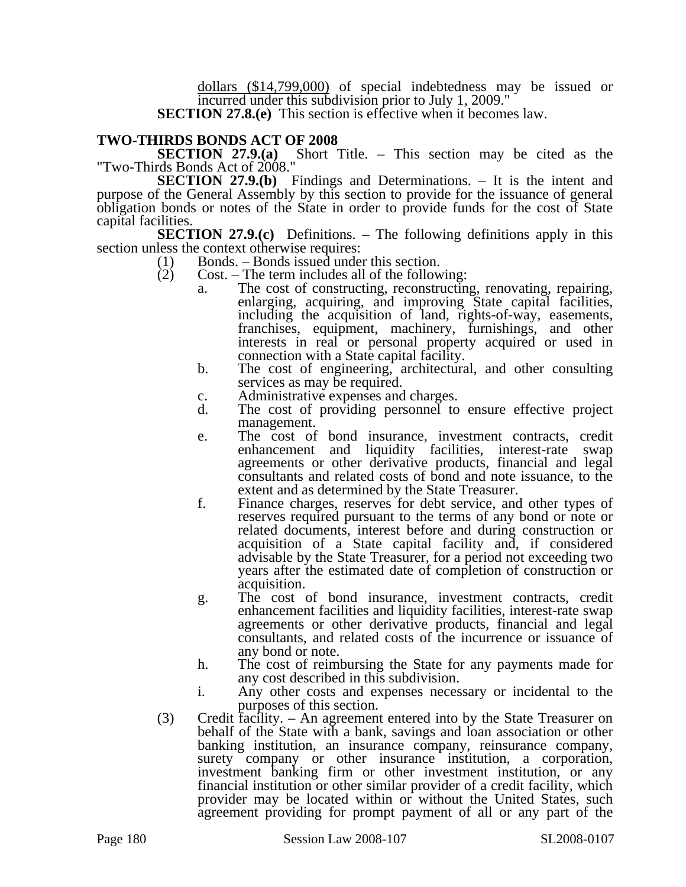dollars ($14,799,000) of special indebtedness may be issued or incurred under this subdivision prior to July 1, 2009."

**SECTION 27.8.(e)** This section is effective when it becomes law.

## TWO-THIRDS BONDS ACT OF 2008

**SECTION 27.9.(a)** Short Title. – This section may be cited as the "Two-Thirds Bonds Act of 2008."

**SECTION 27.9.(b)** Findings and Determinations. – It is the intent and purpose of the General Assembly by this section to provide for the issuance of general obligation bonds or notes of the State in order to provide funds for the cost of State capital facilities.

**SECTION 27.9.(c)** Definitions. – The following definitions apply in this section unless the context otherwise requires:

(1) Bonds. – Bonds issued under this section.

(2) Cost. – The term includes all of the following:

a. The cost of constructing, reconstructing, renovating, repairing, enlarging, acquiring, and improving State capital facilities, including the acquisition of land, rights-of-way, easements, franchises, equipment, machinery, furnishings, and other interests in real or personal property acquired or used in connection with a State capital facility.

b. The cost of engineering, architectural, and other consulting services as may be required.

c. Administrative expenses and charges.

d. The cost of providing personnel to ensure effective project management.

e. The cost of bond insurance, investment contracts, credit enhancement and liquidity facilities, interest-rate swap agreements or other derivative products, financial and legal consultants and related costs of bond and note issuance, to the extent and as determined by the State Treasurer.

f. Finance charges, reserves for debt service, and other types of reserves required pursuant to the terms of any bond or note or related documents, interest before and during construction or acquisition of a State capital facility and, if considered advisable by the State Treasurer, for a period not exceeding two years after the estimated date of completion of construction or acquisition.

g. The cost of bond insurance, investment contracts, credit enhancement facilities and liquidity facilities, interest-rate swap agreements or other derivative products, financial and legal consultants, and related costs of the incurrence or issuance of any bond or note.

h. The cost of reimbursing the State for any payments made for any cost described in this subdivision.

i. Any other costs and expenses necessary or incidental to the purposes of this section.

(3) Credit facility. – An agreement entered into by the State Treasurer on behalf of the State with a bank, savings and loan association or other banking institution, an insurance company, reinsurance company, surety company or other insurance institution, a corporation, investment banking firm or other investment institution, or any financial institution or other similar provider of a credit facility, which provider may be located within or without the United States, such agreement providing for prompt payment of all or any part of the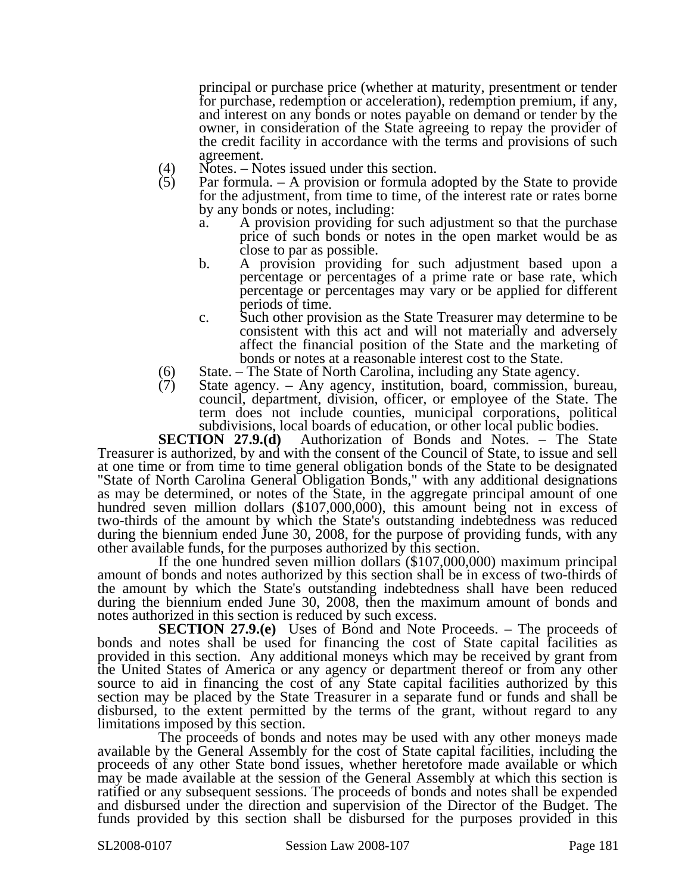principal or purchase price (whether at maturity, presentment or tender for purchase, redemption or acceleration), redemption premium, if any, and interest on any bonds or notes payable on demand or tender by the owner, in consideration of the State agreeing to repay the provider of the credit facility in accordance with the terms and provisions of such agreement.

(4) Notes. – Notes issued under this section.

(5) Par formula. – A provision or formula adopted by the State to provide for the adjustment, from time to time, of the interest rate or rates borne by any bonds or notes, including:

a. A provision providing for such adjustment so that the purchase price of such bonds or notes in the open market would be as close to par as possible.

b. A provision providing for such adjustment based upon a percentage or percentages of a prime rate or base rate, which percentage or percentages may vary or be applied for different periods of time.

c. Such other provision as the State Treasurer may determine to be consistent with this act and will not materially and adversely affect the financial position of the State and the marketing of bonds or notes at a reasonable interest cost to the State.

(6) State. – The State of North Carolina, including any State agency.

(7) State agency. – Any agency, institution, board, commission, bureau, council, department, division, officer, or employee of the State. The term does not include counties, municipal corporations, political subdivisions, local boards of education, or other local public bodies.

**SECTION 27.9.(d)** Authorization of Bonds and Notes. – The State Treasurer is authorized, by and with the consent of the Council of State, to issue and sell at one time or from time to time general obligation bonds of the State to be designated "State of North Carolina General Obligation Bonds," with any additional designations as may be determined, or notes of the State, in the aggregate principal amount of one hundred seven million dollars ($107,000,000), this amount being not in excess of two-thirds of the amount by which the State's outstanding indebtedness was reduced during the biennium ended June 30, 2008, for the purpose of providing funds, with any other available funds, for the purposes authorized by this section.

If the one hundred seven million dollars ($107,000,000) maximum principal amount of bonds and notes authorized by this section shall be in excess of two-thirds of the amount by which the State's outstanding indebtedness shall have been reduced during the biennium ended June 30, 2008, then the maximum amount of bonds and notes authorized in this section is reduced by such excess.

**SECTION 27.9.(e)** Uses of Bond and Note Proceeds. – The proceeds of bonds and notes shall be used for financing the cost of State capital facilities as provided in this section. Any additional moneys which may be received by grant from the United States of America or any agency or department thereof or from any other source to aid in financing the cost of any State capital facilities authorized by this section may be placed by the State Treasurer in a separate fund or funds and shall be disbursed, to the extent permitted by the terms of the grant, without regard to any limitations imposed by this section.

The proceeds of bonds and notes may be used with any other moneys made available by the General Assembly for the cost of State capital facilities, including the proceeds of any other State bond issues, whether heretofore made available or which may be made available at the session of the General Assembly at which this section is ratified or any subsequent sessions. The proceeds of bonds and notes shall be expended and disbursed under the direction and supervision of the Director of the Budget. The funds provided by this section shall be disbursed for the purposes provided in this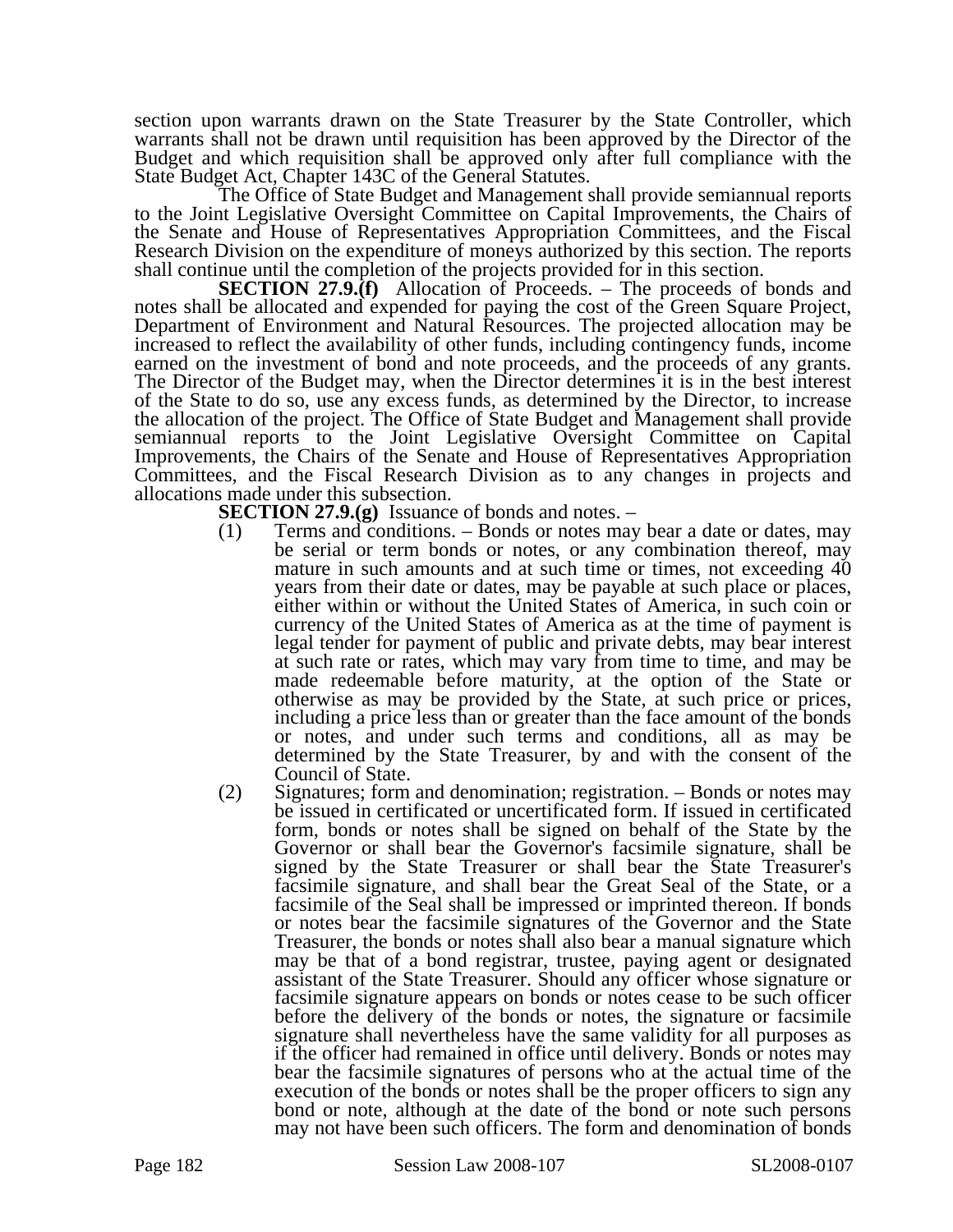section upon warrants drawn on the State Treasurer by the State Controller, which warrants shall not be drawn until requisition has been approved by the Director of the Budget and which requisition shall be approved only after full compliance with the State Budget Act, Chapter 143C of the General Statutes.

The Office of State Budget and Management shall provide semiannual reports to the Joint Legislative Oversight Committee on Capital Improvements, the Chairs of the Senate and House of Representatives Appropriation Committees, and the Fiscal Research Division on the expenditure of moneys authorized by this section. The reports shall continue until the completion of the projects provided for in this section.

**SECTION 27.9.(f)** Allocation of Proceeds. – The proceeds of bonds and notes shall be allocated and expended for paying the cost of the Green Square Project, Department of Environment and Natural Resources. The projected allocation may be increased to reflect the availability of other funds, including contingency funds, income earned on the investment of bond and note proceeds, and the proceeds of any grants. The Director of the Budget may, when the Director determines it is in the best interest of the State to do so, use any excess funds, as determined by the Director, to increase the allocation of the project. The Office of State Budget and Management shall provide semiannual reports to the Joint Legislative Oversight Committee on Capital Improvements, the Chairs of the Senate and House of Representatives Appropriation Committees, and the Fiscal Research Division as to any changes in projects and allocations made under this subsection.

**SECTION 27.9.(g)** Issuance of bonds and notes. –

(1) Terms and conditions. – Bonds or notes may bear a date or dates, may be serial or term bonds or notes, or any combination thereof, may mature in such amounts and at such time or times, not exceeding 40 years from their date or dates, may be payable at such place or places, either within or without the United States of America, in such coin or currency of the United States of America as at the time of payment is legal tender for payment of public and private debts, may bear interest at such rate or rates, which may vary from time to time, and may be made redeemable before maturity, at the option of the State or otherwise as may be provided by the State, at such price or prices, including a price less than or greater than the face amount of the bonds or notes, and under such terms and conditions, all as may be determined by the State Treasurer, by and with the consent of the Council of State.

(2) Signatures; form and denomination; registration. – Bonds or notes may be issued in certificated or uncertificated form. If issued in certificated form, bonds or notes shall be signed on behalf of the State by the Governor or shall bear the Governor's facsimile signature, shall be signed by the State Treasurer or shall bear the State Treasurer's facsimile signature, and shall bear the Great Seal of the State, or a facsimile of the Seal shall be impressed or imprinted thereon. If bonds or notes bear the facsimile signatures of the Governor and the State Treasurer, the bonds or notes shall also bear a manual signature which may be that of a bond registrar, trustee, paying agent or designated assistant of the State Treasurer. Should any officer whose signature or facsimile signature appears on bonds or notes cease to be such officer before the delivery of the bonds or notes, the signature or facsimile signature shall nevertheless have the same validity for all purposes as if the officer had remained in office until delivery. Bonds or notes may bear the facsimile signatures of persons who at the actual time of the execution of the bonds or notes shall be the proper officers to sign any bond or note, although at the date of the bond or note such persons may not have been such officers. The form and denomination of bonds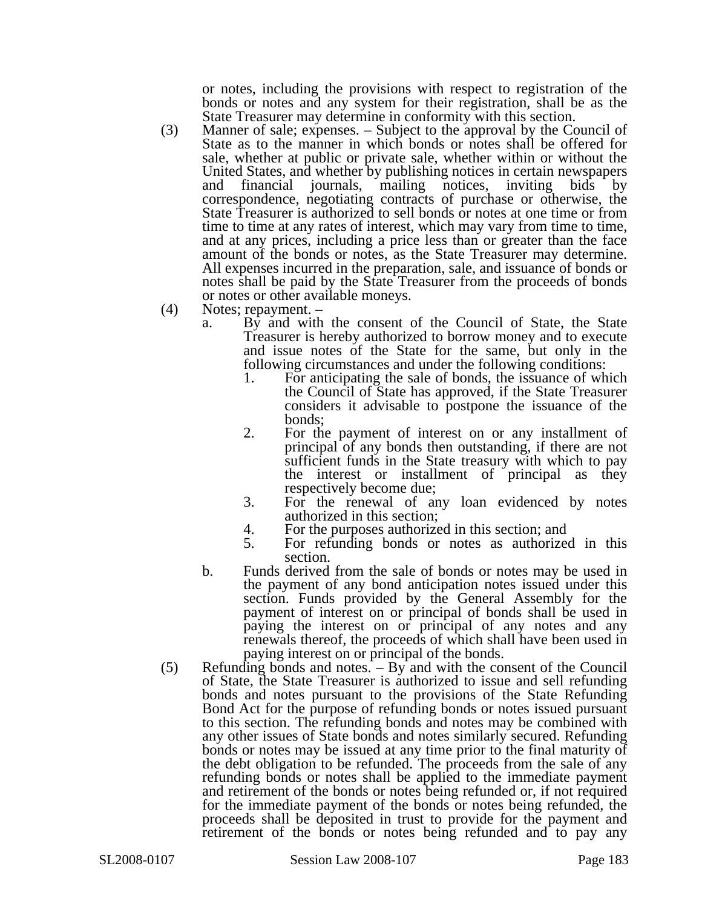or notes, including the provisions with respect to registration of the bonds or notes and any system for their registration, shall be as the State Treasurer may determine in conformity with this section.

(3) Manner of sale; expenses. – Subject to the approval by the Council of State as to the manner in which bonds or notes shall be offered for sale, whether at public or private sale, whether within or without the United States, and whether by publishing notices in certain newspapers and financial journals, mailing notices, inviting bids by correspondence, negotiating contracts of purchase or otherwise, the State Treasurer is authorized to sell bonds or notes at one time or from time to time at any rates of interest, which may vary from time to time, and at any prices, including a price less than or greater than the face amount of the bonds or notes, as the State Treasurer may determine. All expenses incurred in the preparation, sale, and issuance of bonds or notes shall be paid by the State Treasurer from the proceeds of bonds or notes or other available moneys.

(4) Notes; repayment. –

a. By and with the consent of the Council of State, the State Treasurer is hereby authorized to borrow money and to execute and issue notes of the State for the same, but only in the following circumstances and under the following conditions:

1. For anticipating the sale of bonds, the issuance of which the Council of State has approved, if the State Treasurer considers it advisable to postpone the issuance of the bonds;
2. For the payment of interest on or any installment of principal of any bonds then outstanding, if there are not sufficient funds in the State treasury with which to pay the interest or installment of principal as they respectively become due;
3. For the renewal of any loan evidenced by notes authorized in this section;
4. For the purposes authorized in this section; and
5. For refunding bonds or notes as authorized in this section.

b. Funds derived from the sale of bonds or notes may be used in the payment of any bond anticipation notes issued under this section. Funds provided by the General Assembly for the payment of interest on or principal of bonds shall be used in paying the interest on or principal of any notes and any renewals thereof, the proceeds of which shall have been used in paying interest on or principal of the bonds.

(5) Refunding bonds and notes. – By and with the consent of the Council of State, the State Treasurer is authorized to issue and sell refunding bonds and notes pursuant to the provisions of the State Refunding Bond Act for the purpose of refunding bonds or notes issued pursuant to this section. The refunding bonds and notes may be combined with any other issues of State bonds and notes similarly secured. Refunding bonds or notes may be issued at any time prior to the final maturity of the debt obligation to be refunded. The proceeds from the sale of any refunding bonds or notes shall be applied to the immediate payment and retirement of the bonds or notes being refunded or, if not required for the immediate payment of the bonds or notes being refunded, the proceeds shall be deposited in trust to provide for the payment and retirement of the bonds or notes being refunded and to pay any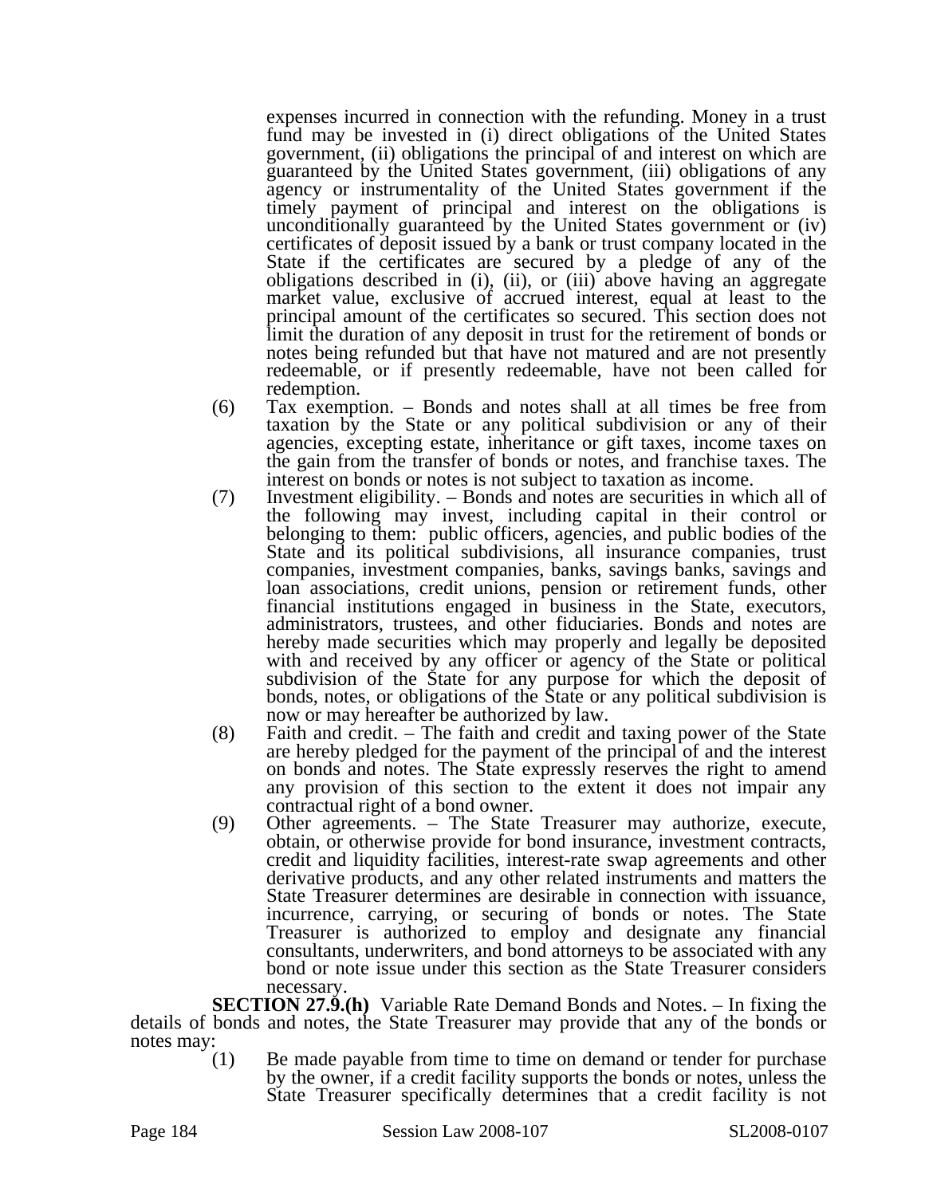expenses incurred in connection with the refunding. Money in a trust fund may be invested in (i) direct obligations of the United States government, (ii) obligations the principal of and interest on which are guaranteed by the United States government, (iii) obligations of any agency or instrumentality of the United States government if the timely payment of principal and interest on the obligations is unconditionally guaranteed by the United States government or (iv) certificates of deposit issued by a bank or trust company located in the State if the certificates are secured by a pledge of any of the obligations described in (i), (ii), or (iii) above having an aggregate market value, exclusive of accrued interest, equal at least to the principal amount of the certificates so secured. This section does not limit the duration of any deposit in trust for the retirement of bonds or notes being refunded but that have not matured and are not presently redeemable, or if presently redeemable, have not been called for redemption.

(6) Tax exemption. – Bonds and notes shall at all times be free from taxation by the State or any political subdivision or any of their agencies, excepting estate, inheritance or gift taxes, income taxes on the gain from the transfer of bonds or notes, and franchise taxes. The interest on bonds or notes is not subject to taxation as income.

(7) Investment eligibility. – Bonds and notes are securities in which all of the following may invest, including capital in their control or belonging to them: public officers, agencies, and public bodies of the State and its political subdivisions, all insurance companies, trust companies, investment companies, banks, savings banks, savings and loan associations, credit unions, pension or retirement funds, other financial institutions engaged in business in the State, executors, administrators, trustees, and other fiduciaries. Bonds and notes are hereby made securities which may properly and legally be deposited with and received by any officer or agency of the State or political subdivision of the State for any purpose for which the deposit of bonds, notes, or obligations of the State or any political subdivision is now or may hereafter be authorized by law.

(8) Faith and credit. – The faith and credit and taxing power of the State are hereby pledged for the payment of the principal of and the interest on bonds and notes. The State expressly reserves the right to amend any provision of this section to the extent it does not impair any contractual right of a bond owner.

(9) Other agreements. – The State Treasurer may authorize, execute, obtain, or otherwise provide for bond insurance, investment contracts, credit and liquidity facilities, interest-rate swap agreements and other derivative products, and any other related instruments and matters the State Treasurer determines are desirable in connection with issuance, incurrence, carrying, or securing of bonds or notes. The State Treasurer is authorized to employ and designate any financial consultants, underwriters, and bond attorneys to be associated with any bond or note issue under this section as the State Treasurer considers necessary.

**SECTION 27.9.(h)** Variable Rate Demand Bonds and Notes. – In fixing the details of bonds and notes, the State Treasurer may provide that any of the bonds or notes may:

(1) Be made payable from time to time on demand or tender for purchase by the owner, if a credit facility supports the bonds or notes, unless the State Treasurer specifically determines that a credit facility is not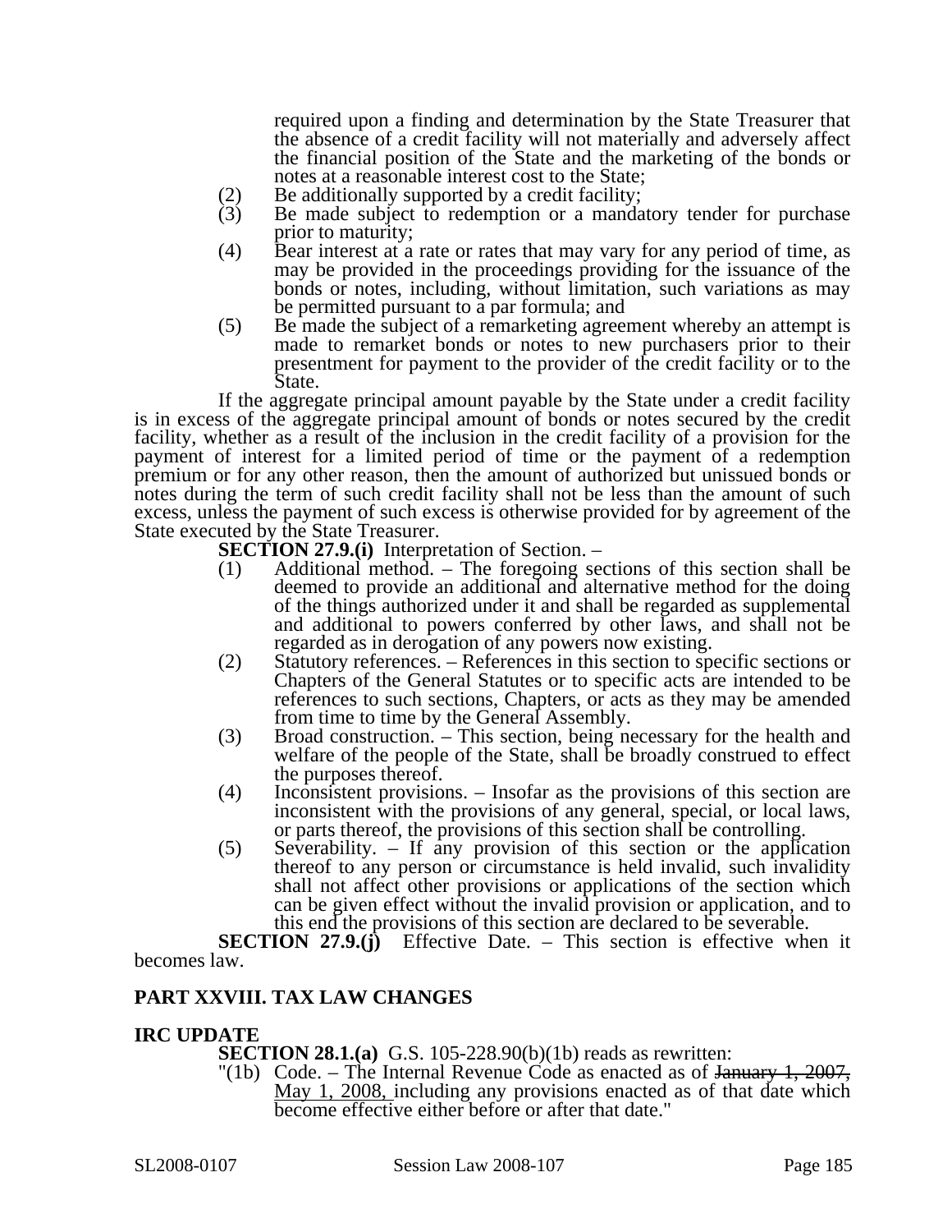required upon a finding and determination by the State Treasurer that the absence of a credit facility will not materially and adversely affect the financial position of the State and the marketing of the bonds or notes at a reasonable interest cost to the State;

(2) Be additionally supported by a credit facility;

(3) Be made subject to redemption or a mandatory tender for purchase prior to maturity;

(4) Bear interest at a rate or rates that may vary for any period of time, as may be provided in the proceedings providing for the issuance of the bonds or notes, including, without limitation, such variations as may be permitted pursuant to a par formula; and

(5) Be made the subject of a remarketing agreement whereby an attempt is made to remarket bonds or notes to new purchasers prior to their presentment for payment to the provider of the credit facility or to the State.

If the aggregate principal amount payable by the State under a credit facility is in excess of the aggregate principal amount of bonds or notes secured by the credit facility, whether as a result of the inclusion in the credit facility of a provision for the payment of interest for a limited period of time or the payment of a redemption premium or for any other reason, then the amount of authorized but unissued bonds or notes during the term of such credit facility shall not be less than the amount of such excess, unless the payment of such excess is otherwise provided for by agreement of the State executed by the State Treasurer.

**SECTION 27.9.(i)** Interpretation of Section. –

(1) Additional method. – The foregoing sections of this section shall be deemed to provide an additional and alternative method for the doing of the things authorized under it and shall be regarded as supplemental and additional to powers conferred by other laws, and shall not be regarded as in derogation of any powers now existing.

(2) Statutory references. – References in this section to specific sections or Chapters of the General Statutes or to specific acts are intended to be references to such sections, Chapters, or acts as they may be amended from time to time by the General Assembly.

(3) Broad construction. – This section, being necessary for the health and welfare of the people of the State, shall be broadly construed to effect the purposes thereof.

(4) Inconsistent provisions. – Insofar as the provisions of this section are inconsistent with the provisions of any general, special, or local laws, or parts thereof, the provisions of this section shall be controlling.

(5) Severability. – If any provision of this section or the application thereof to any person or circumstance is held invalid, such invalidity shall not affect other provisions or applications of the section which can be given effect without the invalid provision or application, and to this end the provisions of this section are declared to be severable.

**SECTION 27.9.(j)** Effective Date. – This section is effective when it becomes law.

## PART XXVIII. TAX LAW CHANGES

### IRC UPDATE

**SECTION 28.1.(a)** G.S. 105-228.90(b)(1b) reads as rewritten:

"(1b) Code. – The Internal Revenue Code as enacted as of ~~January 1, 2007,~~ May 1, 2008, including any provisions enacted as of that date which become effective either before or after that date."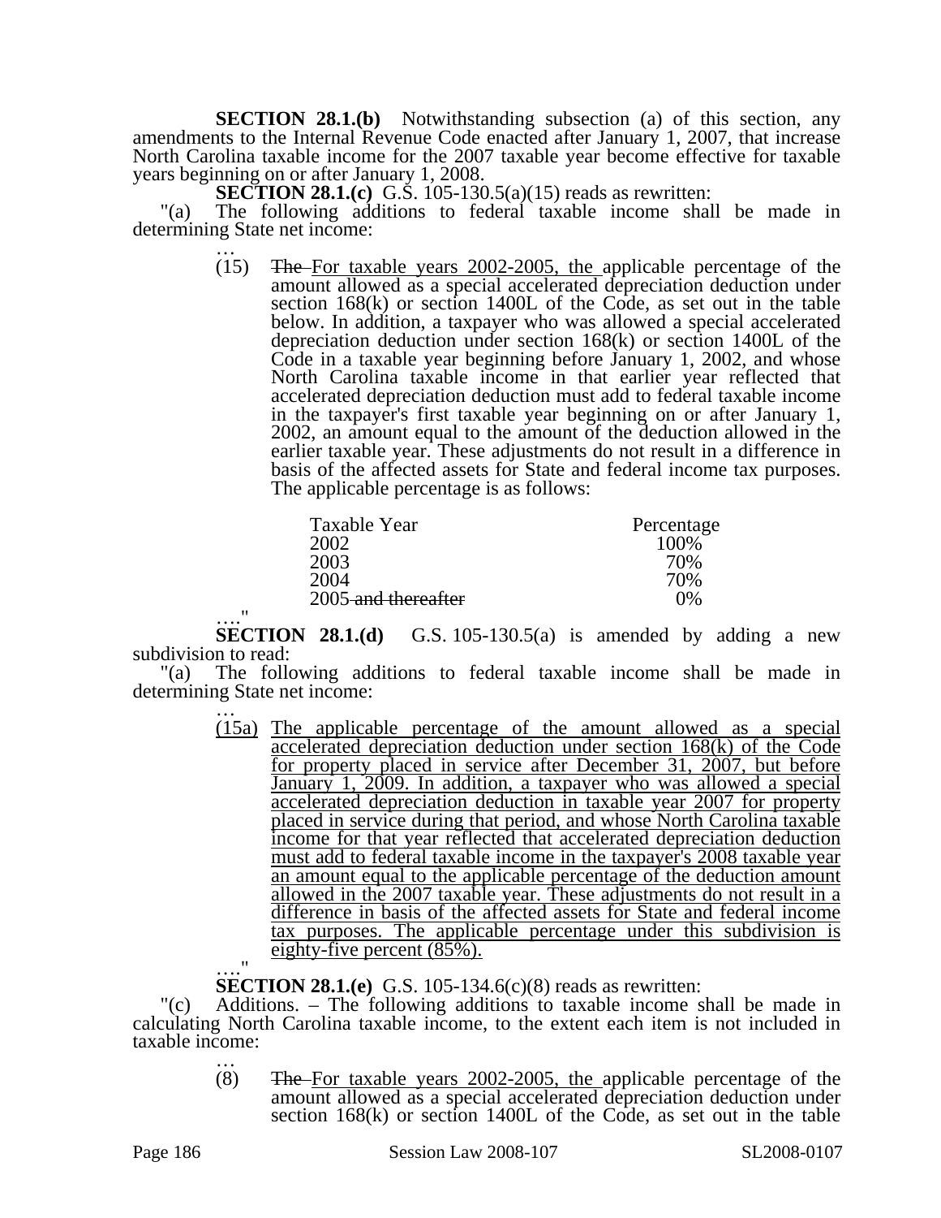**SECTION 28.1.(b)** Notwithstanding subsection (a) of this section, any amendments to the Internal Revenue Code enacted after January 1, 2007, that increase North Carolina taxable income for the 2007 taxable year become effective for taxable years beginning on or after January 1, 2008.

**SECTION 28.1.(c)** G.S. 105-130.5(a)(15) reads as rewritten:

"(a) The following additions to federal taxable income shall be made in determining State net income:

…

(15) ~~The~~ For taxable years 2002-2005, the applicable percentage of the amount allowed as a special accelerated depreciation deduction under section 168(k) or section 1400L of the Code, as set out in the table below. In addition, a taxpayer who was allowed a special accelerated depreciation deduction under section 168(k) or section 1400L of the Code in a taxable year beginning before January 1, 2002, and whose North Carolina taxable income in that earlier year reflected that accelerated depreciation deduction must add to federal taxable income in the taxpayer's first taxable year beginning on or after January 1, 2002, an amount equal to the amount of the deduction allowed in the earlier taxable year. These adjustments do not result in a difference in basis of the affected assets for State and federal income tax purposes. The applicable percentage is as follows:

| Taxable Year | Percentage |
|---|---|
| 2002 | 100% |
| 2003 | 70% |
| 2004 | 70% |
| 2005 ~~and thereafter~~ | 0% |

…."

**SECTION 28.1.(d)** G.S. 105-130.5(a) is amended by adding a new subdivision to read:

"(a) The following additions to federal taxable income shall be made in determining State net income:

…

<u>(15a) The applicable percentage of the amount allowed as a special accelerated depreciation deduction under section 168(k) of the Code for property placed in service after December 31, 2007, but before January 1, 2009. In addition, a taxpayer who was allowed a special accelerated depreciation deduction in taxable year 2007 for property placed in service during that period, and whose North Carolina taxable income for that year reflected that accelerated depreciation deduction must add to federal taxable income in the taxpayer's 2008 taxable year an amount equal to the applicable percentage of the deduction amount allowed in the 2007 taxable year. These adjustments do not result in a difference in basis of the affected assets for State and federal income tax purposes. The applicable percentage under this subdivision is eighty-five percent (85%).</u>

…."

**SECTION 28.1.(e)** G.S. 105-134.6(c)(8) reads as rewritten:

"(c) Additions. – The following additions to taxable income shall be made in calculating North Carolina taxable income, to the extent each item is not included in taxable income:

…

(8) ~~The~~ For taxable years 2002-2005, the applicable percentage of the amount allowed as a special accelerated depreciation deduction under section 168(k) or section 1400L of the Code, as set out in the table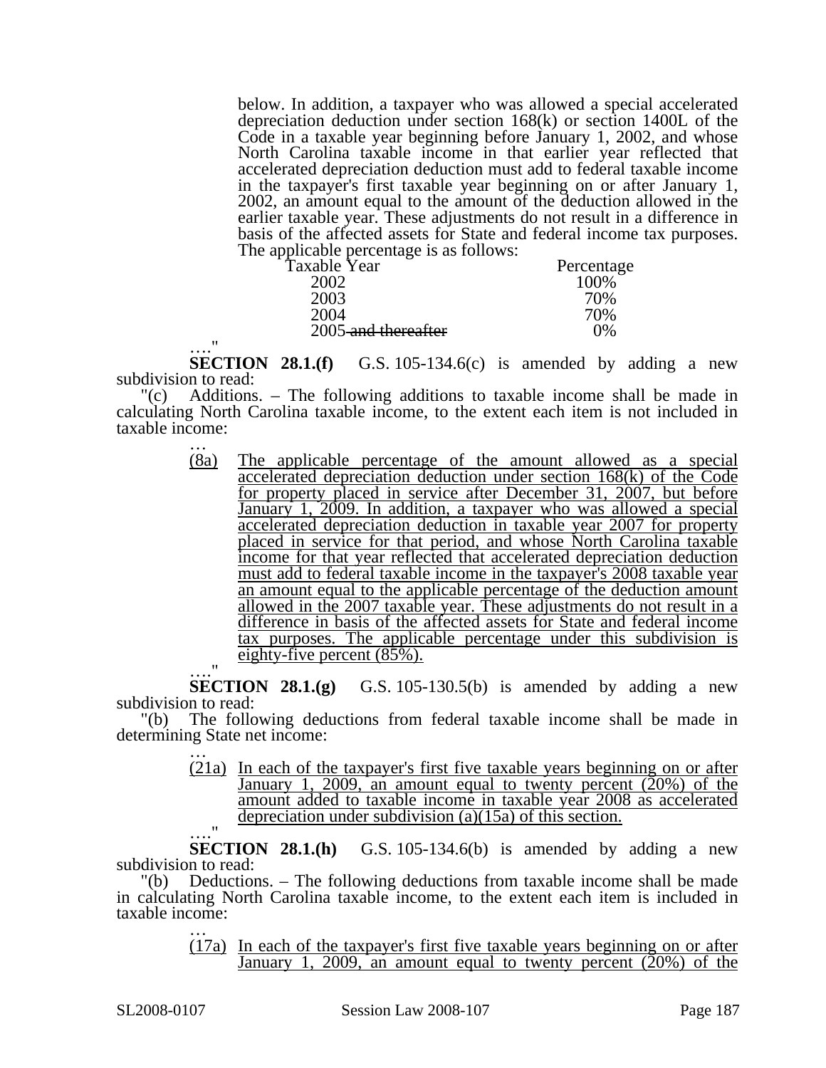below. In addition, a taxpayer who was allowed a special accelerated depreciation deduction under section 168(k) or section 1400L of the Code in a taxable year beginning before January 1, 2002, and whose North Carolina taxable income in that earlier year reflected that accelerated depreciation deduction must add to federal taxable income in the taxpayer's first taxable year beginning on or after January 1, 2002, an amount equal to the amount of the deduction allowed in the earlier taxable year. These adjustments do not result in a difference in basis of the affected assets for State and federal income tax purposes. The applicable percentage is as follows:

| Taxable Year | Percentage |
|---|---|
| 2002 | 100% |
| 2003 | 70% |
| 2004 | 70% |
| 2005 ~~and thereafter~~ | 0% |

…."

**SECTION 28.1.(f)** G.S. 105-134.6(c) is amended by adding a new subdivision to read:

"(c) Additions. – The following additions to taxable income shall be made in calculating North Carolina taxable income, to the extent each item is not included in taxable income:

…

(8a) The applicable percentage of the amount allowed as a special accelerated depreciation deduction under section 168(k) of the Code for property placed in service after December 31, 2007, but before January 1, 2009. In addition, a taxpayer who was allowed a special accelerated depreciation deduction in taxable year 2007 for property placed in service for that period, and whose North Carolina taxable income for that year reflected that accelerated depreciation deduction must add to federal taxable income in the taxpayer's 2008 taxable year an amount equal to the applicable percentage of the deduction amount allowed in the 2007 taxable year. These adjustments do not result in a difference in basis of the affected assets for State and federal income tax purposes. The applicable percentage under this subdivision is eighty-five percent (85%).

…."

**SECTION 28.1.(g)** G.S. 105-130.5(b) is amended by adding a new subdivision to read:

"(b) The following deductions from federal taxable income shall be made in determining State net income:

…

(21a) In each of the taxpayer's first five taxable years beginning on or after January 1, 2009, an amount equal to twenty percent (20%) of the amount added to taxable income in taxable year 2008 as accelerated depreciation under subdivision (a)(15a) of this section.

…."

**SECTION 28.1.(h)** G.S. 105-134.6(b) is amended by adding a new subdivision to read:

"(b) Deductions. – The following deductions from taxable income shall be made in calculating North Carolina taxable income, to the extent each item is included in taxable income:

…

(17a) In each of the taxpayer's first five taxable years beginning on or after January 1, 2009, an amount equal to twenty percent (20%) of the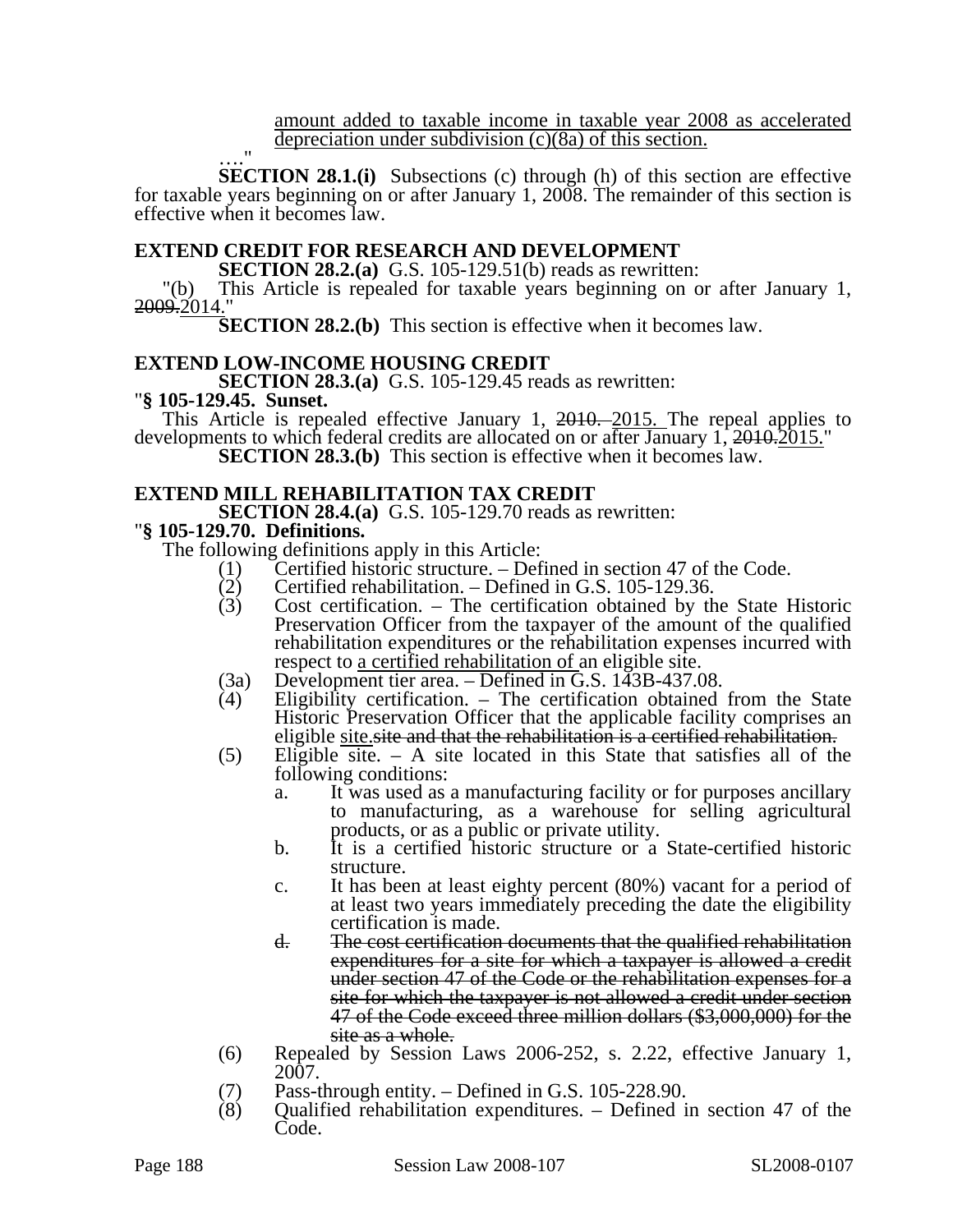amount added to taxable income in taxable year 2008 as accelerated depreciation under subdivision (c)(8a) of this section.

…."

**SECTION 28.1.(i)** Subsections (c) through (h) of this section are effective for taxable years beginning on or after January 1, 2008. The remainder of this section is effective when it becomes law.

**EXTEND CREDIT FOR RESEARCH AND DEVELOPMENT**

**SECTION 28.2.(a)** G.S. 105-129.51(b) reads as rewritten:

"(b) This Article is repealed for taxable years beginning on or after January 1, ~~2009.~~2014."

**SECTION 28.2.(b)** This section is effective when it becomes law.

**EXTEND LOW-INCOME HOUSING CREDIT**

**SECTION 28.3.(a)** G.S. 105-129.45 reads as rewritten:

"**§ 105-129.45. Sunset.**

This Article is repealed effective January 1, ~~2010.~~ 2015. The repeal applies to developments to which federal credits are allocated on or after January 1, ~~2010.~~2015."

**SECTION 28.3.(b)** This section is effective when it becomes law.

**EXTEND MILL REHABILITATION TAX CREDIT**

**SECTION 28.4.(a)** G.S. 105-129.70 reads as rewritten:

"**§ 105-129.70. Definitions.**

The following definitions apply in this Article:

(1) Certified historic structure. – Defined in section 47 of the Code.

(2) Certified rehabilitation. – Defined in G.S. 105-129.36.

(3) Cost certification. – The certification obtained by the State Historic Preservation Officer from the taxpayer of the amount of the qualified rehabilitation expenditures or the rehabilitation expenses incurred with respect to a certified rehabilitation of an eligible site.

(3a) Development tier area. – Defined in G.S. 143B-437.08.

(4) Eligibility certification. – The certification obtained from the State Historic Preservation Officer that the applicable facility comprises an eligible site.~~site and that the rehabilitation is a certified rehabilitation.~~

(5) Eligible site. – A site located in this State that satisfies all of the following conditions:

a. It was used as a manufacturing facility or for purposes ancillary to manufacturing, as a warehouse for selling agricultural products, or as a public or private utility.

b. It is a certified historic structure or a State-certified historic structure.

c. It has been at least eighty percent (80%) vacant for a period of at least two years immediately preceding the date the eligibility certification is made.

~~d. The cost certification documents that the qualified rehabilitation expenditures for a site for which a taxpayer is allowed a credit under section 47 of the Code or the rehabilitation expenses for a site for which the taxpayer is not allowed a credit under section 47 of the Code exceed three million dollars ($3,000,000) for the site as a whole.~~

(6) Repealed by Session Laws 2006-252, s. 2.22, effective January 1, 2007.

(7) Pass-through entity. – Defined in G.S. 105-228.90.

(8) Qualified rehabilitation expenditures. – Defined in section 47 of the Code.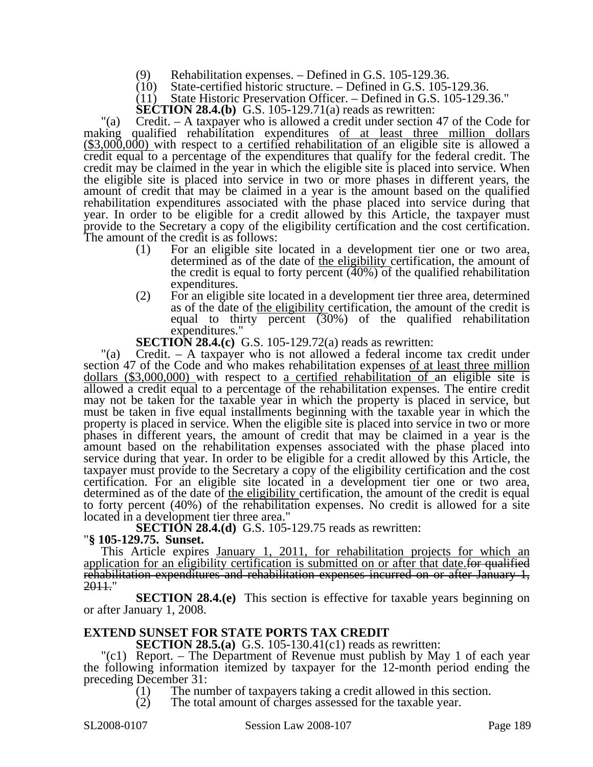(9) Rehabilitation expenses. – Defined in G.S. 105-129.36.
(10) State-certified historic structure. – Defined in G.S. 105-129.36.
(11) State Historic Preservation Officer. – Defined in G.S. 105-129.36."

**SECTION 28.4.(b)** G.S. 105-129.71(a) reads as rewritten:

"(a) Credit. – A taxpayer who is allowed a credit under section 47 of the Code for making qualified rehabilitation expenditures <u>of at least three million dollars ($3,000,000)</u> with respect to <u>a certified rehabilitation of</u> an eligible site is allowed a credit equal to a percentage of the expenditures that qualify for the federal credit. The credit may be claimed in the year in which the eligible site is placed into service. When the eligible site is placed into service in two or more phases in different years, the amount of credit that may be claimed in a year is the amount based on the qualified rehabilitation expenditures associated with the phase placed into service during that year. In order to be eligible for a credit allowed by this Article, the taxpayer must provide to the Secretary a copy of the eligibility certification and the cost certification. The amount of the credit is as follows:

(1) For an eligible site located in a development tier one or two area, determined as of the date of <u>the eligibility</u> certification, the amount of the credit is equal to forty percent (40%) of the qualified rehabilitation expenditures.
(2) For an eligible site located in a development tier three area, determined as of the date of <u>the eligibility</u> certification, the amount of the credit is equal to thirty percent (30%) of the qualified rehabilitation expenditures."

**SECTION 28.4.(c)** G.S. 105-129.72(a) reads as rewritten:

"(a) Credit. – A taxpayer who is not allowed a federal income tax credit under section 47 of the Code and who makes rehabilitation expenses <u>of at least three million dollars ($3,000,000)</u> with respect to <u>a certified rehabilitation of</u> an eligible site is allowed a credit equal to a percentage of the rehabilitation expenses. The entire credit may not be taken for the taxable year in which the property is placed in service, but must be taken in five equal installments beginning with the taxable year in which the property is placed in service. When the eligible site is placed into service in two or more phases in different years, the amount of credit that may be claimed in a year is the amount based on the rehabilitation expenses associated with the phase placed into service during that year. In order to be eligible for a credit allowed by this Article, the taxpayer must provide to the Secretary a copy of the eligibility certification and the cost certification. For an eligible site located in a development tier one or two area, determined as of the date of <u>the eligibility</u> certification, the amount of the credit is equal to forty percent (40%) of the rehabilitation expenses. No credit is allowed for a site located in a development tier three area."

**SECTION 28.4.(d)** G.S. 105-129.75 reads as rewritten:

"**§ 105-129.75. Sunset.**

This Article expires <u>January 1, 2011, for rehabilitation projects for which an application for an eligibility certification is submitted on or after that date.</u>~~for qualified rehabilitation expenditures and rehabilitation expenses incurred on or after January 1, 2011.~~"

**SECTION 28.4.(e)** This section is effective for taxable years beginning on or after January 1, 2008.

## EXTEND SUNSET FOR STATE PORTS TAX CREDIT

**SECTION 28.5.(a)** G.S. 105-130.41(c1) reads as rewritten:

"(c1) Report. – The Department of Revenue must publish by May 1 of each year the following information itemized by taxpayer for the 12-month period ending the preceding December 31:

(1) The number of taxpayers taking a credit allowed in this section.
(2) The total amount of charges assessed for the taxable year.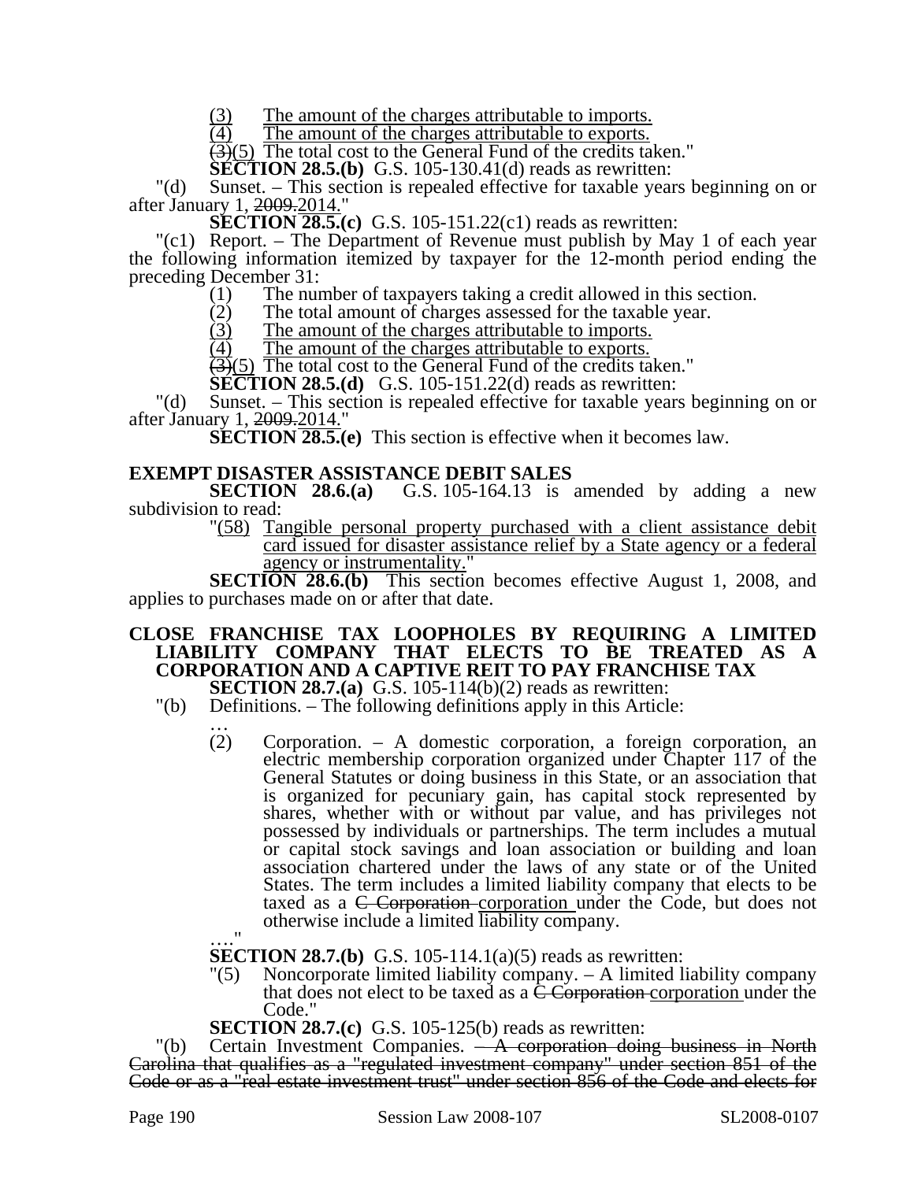(3) <u>The amount of the charges attributable to imports.</u>
(4) <u>The amount of the charges attributable to exports.</u>
~~(3)~~<u>(5)</u> The total cost to the General Fund of the credits taken."

**SECTION 28.5.(b)** G.S. 105-130.41(d) reads as rewritten:

"(d) Sunset. – This section is repealed effective for taxable years beginning on or after January 1, ~~2009.~~<u>2014.</u>"

**SECTION 28.5.(c)** G.S. 105-151.22(c1) reads as rewritten:

"(c1) Report. – The Department of Revenue must publish by May 1 of each year the following information itemized by taxpayer for the 12-month period ending the preceding December 31:

(1) The number of taxpayers taking a credit allowed in this section.
(2) The total amount of charges assessed for the taxable year.
(3) <u>The amount of the charges attributable to imports.</u>
(4) <u>The amount of the charges attributable to exports.</u>
~~(3)~~<u>(5)</u> The total cost to the General Fund of the credits taken."

**SECTION 28.5.(d)** G.S. 105-151.22(d) reads as rewritten:

"(d) Sunset. – This section is repealed effective for taxable years beginning on or after January 1, ~~2009.~~<u>2014.</u>"

**SECTION 28.5.(e)** This section is effective when it becomes law.

## EXEMPT DISASTER ASSISTANCE DEBIT SALES

**SECTION 28.6.(a)** G.S. 105-164.13 is amended by adding a new subdivision to read:

"<u>(58) Tangible personal property purchased with a client assistance debit card issued for disaster assistance relief by a State agency or a federal agency or instrumentality.</u>"

**SECTION 28.6.(b)** This section becomes effective August 1, 2008, and applies to purchases made on or after that date.

## CLOSE FRANCHISE TAX LOOPHOLES BY REQUIRING A LIMITED LIABILITY COMPANY THAT ELECTS TO BE TREATED AS A CORPORATION AND A CAPTIVE REIT TO PAY FRANCHISE TAX

**SECTION 28.7.(a)** G.S. 105-114(b)(2) reads as rewritten:

"(b) Definitions. – The following definitions apply in this Article:

…

(2) Corporation. – A domestic corporation, a foreign corporation, an electric membership corporation organized under Chapter 117 of the General Statutes or doing business in this State, or an association that is organized for pecuniary gain, has capital stock represented by shares, whether with or without par value, and has privileges not possessed by individuals or partnerships. The term includes a mutual or capital stock savings and loan association or building and loan association chartered under the laws of any state or of the United States. The term includes a limited liability company that elects to be taxed as a ~~C Corporation~~ <u>corporation</u> under the Code, but does not otherwise include a limited liability company.

…."

**SECTION 28.7.(b)** G.S. 105-114.1(a)(5) reads as rewritten:

"(5) Noncorporate limited liability company. – A limited liability company that does not elect to be taxed as a ~~C Corporation~~ <u>corporation</u> under the Code."

**SECTION 28.7.(c)** G.S. 105-125(b) reads as rewritten:

"(b) Certain Investment Companies. ~~– A corporation doing business in North Carolina that qualifies as a "regulated investment company" under section 851 of the Code or as a "real estate investment trust" under section 856 of the Code and elects for~~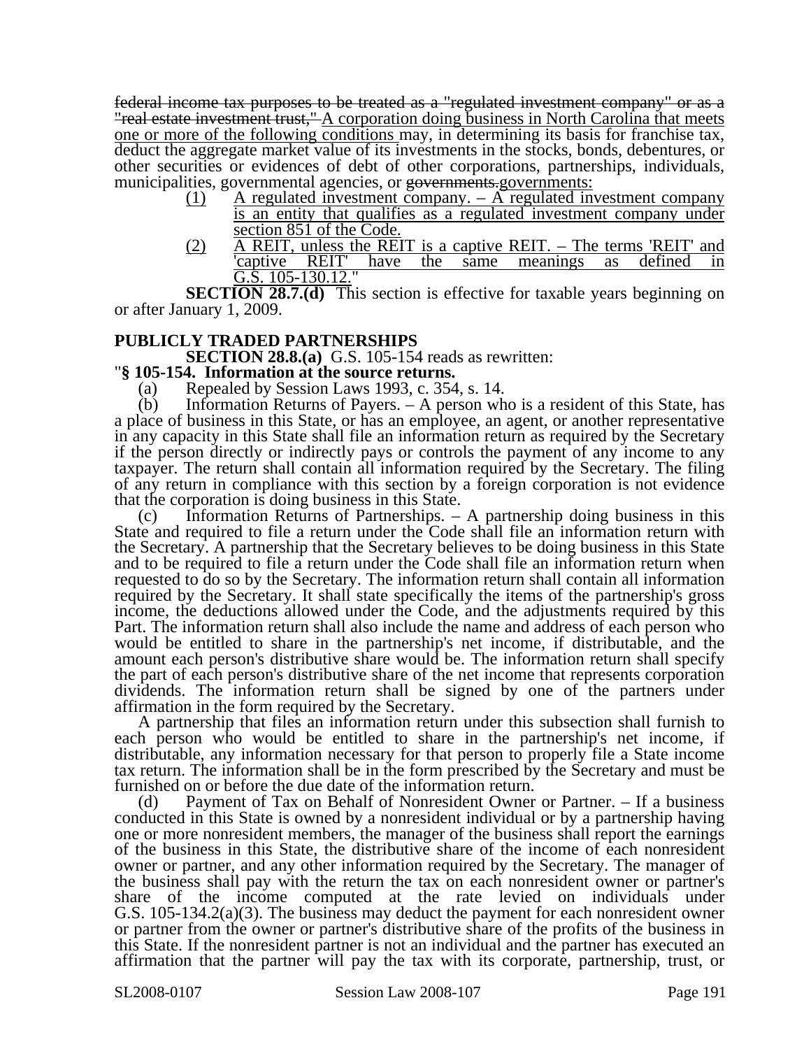~~federal income tax purposes to be treated as a "regulated investment company" or as a "real estate investment trust,"~~ A corporation doing business in North Carolina that meets one or more of the following conditions may, in determining its basis for franchise tax, deduct the aggregate market value of its investments in the stocks, bonds, debentures, or other securities or evidences of debt of other corporations, partnerships, individuals, municipalities, governmental agencies, or ~~governments.~~governments:

(1) A regulated investment company. – A regulated investment company is an entity that qualifies as a regulated investment company under section 851 of the Code.

(2) A REIT, unless the REIT is a captive REIT. – The terms 'REIT' and 'captive REIT' have the same meanings as defined in G.S. 105-130.12."

**SECTION 28.7.(d)** This section is effective for taxable years beginning on or after January 1, 2009.

**PUBLICLY TRADED PARTNERSHIPS**

**SECTION 28.8.(a)** G.S. 105-154 reads as rewritten:

"**§ 105-154. Information at the source returns.**

(a) Repealed by Session Laws 1993, c. 354, s. 14.

(b) Information Returns of Payers. – A person who is a resident of this State, has a place of business in this State, or has an employee, an agent, or another representative in any capacity in this State shall file an information return as required by the Secretary if the person directly or indirectly pays or controls the payment of any income to any taxpayer. The return shall contain all information required by the Secretary. The filing of any return in compliance with this section by a foreign corporation is not evidence that the corporation is doing business in this State.

(c) Information Returns of Partnerships. – A partnership doing business in this State and required to file a return under the Code shall file an information return with the Secretary. A partnership that the Secretary believes to be doing business in this State and to be required to file a return under the Code shall file an information return when requested to do so by the Secretary. The information return shall contain all information required by the Secretary. It shall state specifically the items of the partnership's gross income, the deductions allowed under the Code, and the adjustments required by this Part. The information return shall also include the name and address of each person who would be entitled to share in the partnership's net income, if distributable, and the amount each person's distributive share would be. The information return shall specify the part of each person's distributive share of the net income that represents corporation dividends. The information return shall be signed by one of the partners under affirmation in the form required by the Secretary.

A partnership that files an information return under this subsection shall furnish to each person who would be entitled to share in the partnership's net income, if distributable, any information necessary for that person to properly file a State income tax return. The information shall be in the form prescribed by the Secretary and must be furnished on or before the due date of the information return.

(d) Payment of Tax on Behalf of Nonresident Owner or Partner. – If a business conducted in this State is owned by a nonresident individual or by a partnership having one or more nonresident members, the manager of the business shall report the earnings of the business in this State, the distributive share of the income of each nonresident owner or partner, and any other information required by the Secretary. The manager of the business shall pay with the return the tax on each nonresident owner or partner's share of the income computed at the rate levied on individuals under G.S. 105-134.2(a)(3). The business may deduct the payment for each nonresident owner or partner from the owner or partner's distributive share of the profits of the business in this State. If the nonresident partner is not an individual and the partner has executed an affirmation that the partner will pay the tax with its corporate, partnership, trust, or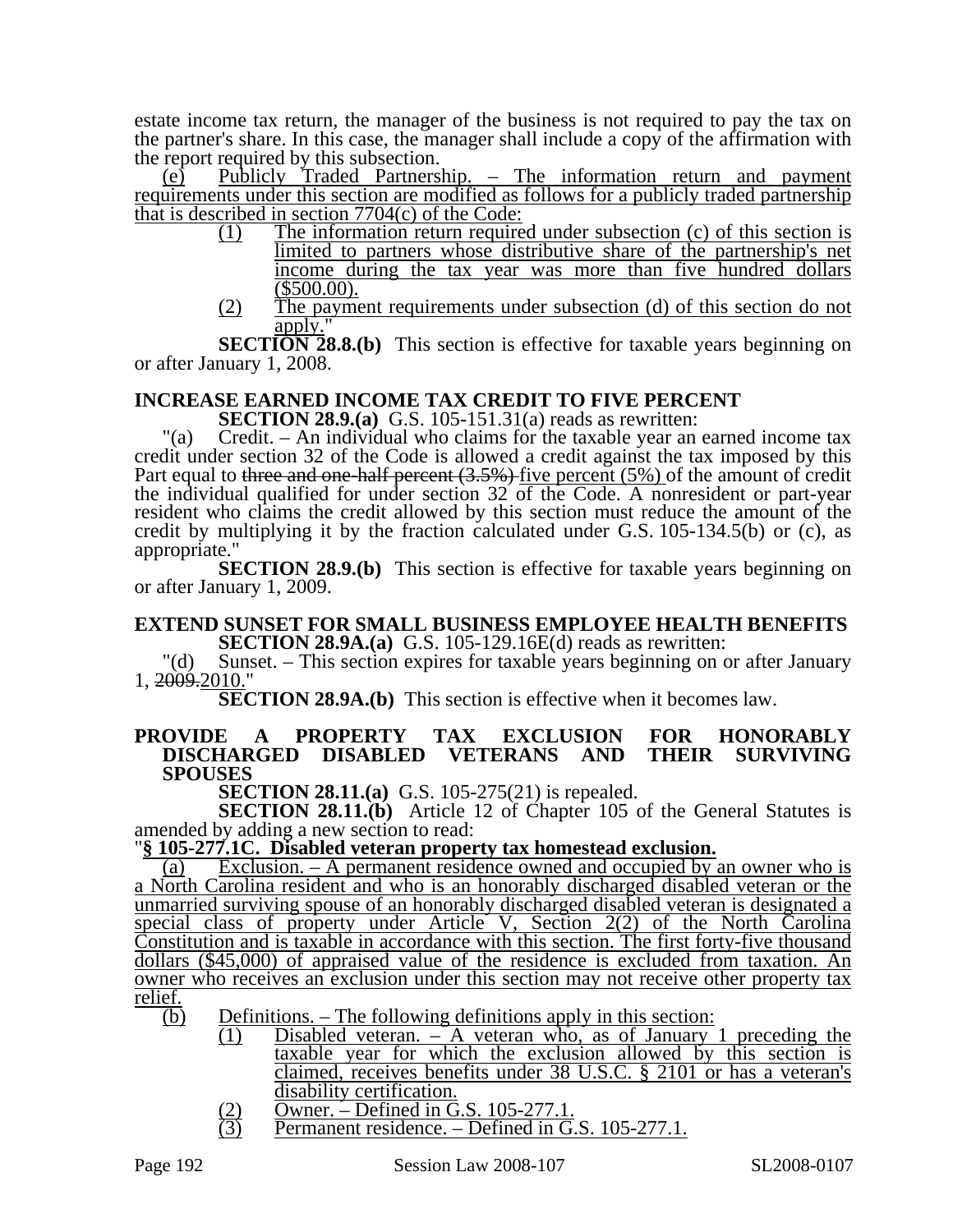estate income tax return, the manager of the business is not required to pay the tax on the partner's share. In this case, the manager shall include a copy of the affirmation with the report required by this subsection.

(e) Publicly Traded Partnership. – The information return and payment requirements under this section are modified as follows for a publicly traded partnership that is described in section 7704(c) of the Code:

(1) The information return required under subsection (c) of this section is limited to partners whose distributive share of the partnership's net income during the tax year was more than five hundred dollars ($500.00).

(2) The payment requirements under subsection (d) of this section do not apply."

**SECTION 28.8.(b)** This section is effective for taxable years beginning on or after January 1, 2008.

**INCREASE EARNED INCOME TAX CREDIT TO FIVE PERCENT**

**SECTION 28.9.(a)** G.S. 105-151.31(a) reads as rewritten:

"(a) Credit. – An individual who claims for the taxable year an earned income tax credit under section 32 of the Code is allowed a credit against the tax imposed by this Part equal to ~~three and one-half percent (3.5%)~~ five percent (5%) of the amount of credit the individual qualified for under section 32 of the Code. A nonresident or part-year resident who claims the credit allowed by this section must reduce the amount of the credit by multiplying it by the fraction calculated under G.S. 105-134.5(b) or (c), as appropriate."

**SECTION 28.9.(b)** This section is effective for taxable years beginning on or after January 1, 2009.

**EXTEND SUNSET FOR SMALL BUSINESS EMPLOYEE HEALTH BENEFITS**

**SECTION 28.9A.(a)** G.S. 105-129.16E(d) reads as rewritten:

"(d) Sunset. – This section expires for taxable years beginning on or after January 1, ~~2009.~~2010."

**SECTION 28.9A.(b)** This section is effective when it becomes law.

**PROVIDE A PROPERTY TAX EXCLUSION FOR HONORABLY DISCHARGED DISABLED VETERANS AND THEIR SURVIVING SPOUSES**

**SECTION 28.11.(a)** G.S. 105-275(21) is repealed.

**SECTION 28.11.(b)** Article 12 of Chapter 105 of the General Statutes is amended by adding a new section to read:

"**§ 105-277.1C. Disabled veteran property tax homestead exclusion.**

(a) Exclusion. – A permanent residence owned and occupied by an owner who is a North Carolina resident and who is an honorably discharged disabled veteran or the unmarried surviving spouse of an honorably discharged disabled veteran is designated a special class of property under Article V, Section 2(2) of the North Carolina Constitution and is taxable in accordance with this section. The first forty-five thousand dollars ($45,000) of appraised value of the residence is excluded from taxation. An owner who receives an exclusion under this section may not receive other property tax relief.

(b) Definitions. – The following definitions apply in this section:

(1) Disabled veteran. – A veteran who, as of January 1 preceding the taxable year for which the exclusion allowed by this section is claimed, receives benefits under 38 U.S.C. § 2101 or has a veteran's disability certification.

(2) Owner. – Defined in G.S. 105-277.1.

(3) Permanent residence. – Defined in G.S. 105-277.1.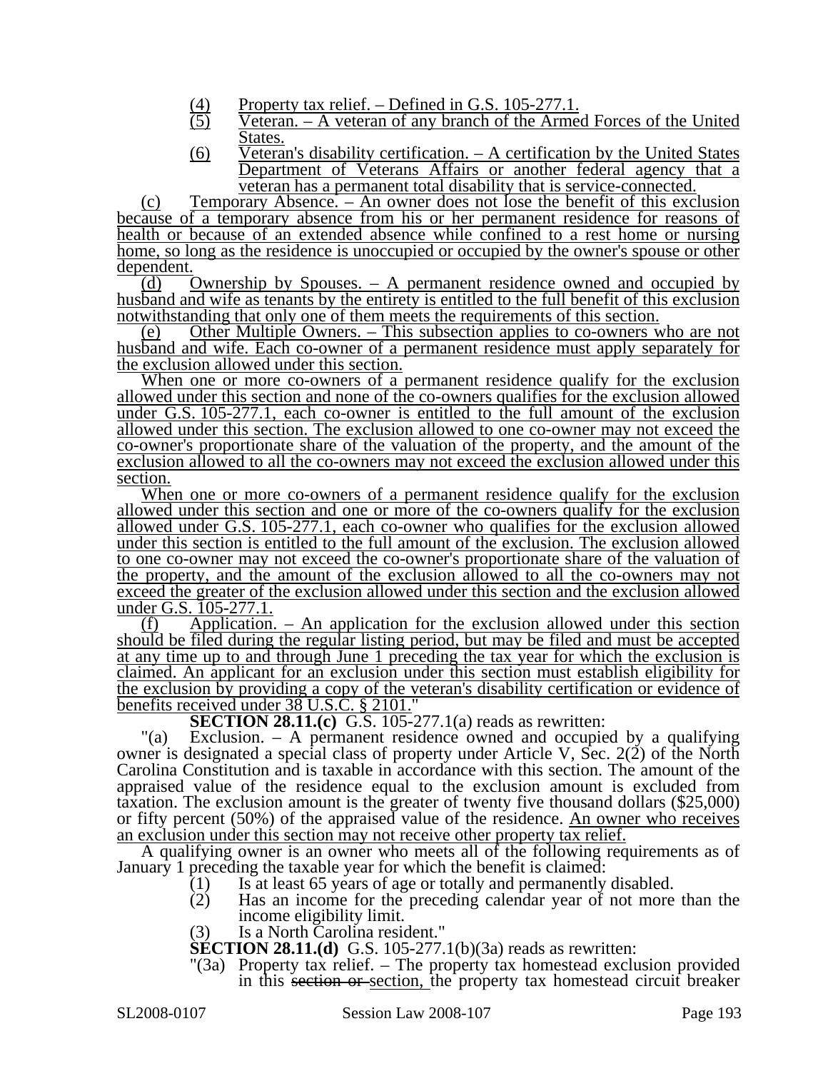(4) Property tax relief. – Defined in G.S. 105-277.1.

(5) Veteran. – A veteran of any branch of the Armed Forces of the United States.

(6) Veteran's disability certification. – A certification by the United States Department of Veterans Affairs or another federal agency that a veteran has a permanent total disability that is service-connected.

(c) Temporary Absence. – An owner does not lose the benefit of this exclusion because of a temporary absence from his or her permanent residence for reasons of health or because of an extended absence while confined to a rest home or nursing home, so long as the residence is unoccupied or occupied by the owner's spouse or other dependent.

(d) Ownership by Spouses. – A permanent residence owned and occupied by husband and wife as tenants by the entirety is entitled to the full benefit of this exclusion notwithstanding that only one of them meets the requirements of this section.

(e) Other Multiple Owners. – This subsection applies to co-owners who are not husband and wife. Each co-owner of a permanent residence must apply separately for the exclusion allowed under this section.

When one or more co-owners of a permanent residence qualify for the exclusion allowed under this section and none of the co-owners qualifies for the exclusion allowed under G.S. 105-277.1, each co-owner is entitled to the full amount of the exclusion allowed under this section. The exclusion allowed to one co-owner may not exceed the co-owner's proportionate share of the valuation of the property, and the amount of the exclusion allowed to all the co-owners may not exceed the exclusion allowed under this section.

When one or more co-owners of a permanent residence qualify for the exclusion allowed under this section and one or more of the co-owners qualify for the exclusion allowed under G.S. 105-277.1, each co-owner who qualifies for the exclusion allowed under this section is entitled to the full amount of the exclusion. The exclusion allowed to one co-owner may not exceed the co-owner's proportionate share of the valuation of the property, and the amount of the exclusion allowed to all the co-owners may not exceed the greater of the exclusion allowed under this section and the exclusion allowed under G.S. 105-277.1.

(f) Application. – An application for the exclusion allowed under this section should be filed during the regular listing period, but may be filed and must be accepted at any time up to and through June 1 preceding the tax year for which the exclusion is claimed. An applicant for an exclusion under this section must establish eligibility for the exclusion by providing a copy of the veteran's disability certification or evidence of benefits received under 38 U.S.C. § 2101."

**SECTION 28.11.(c)** G.S. 105-277.1(a) reads as rewritten:

"(a) Exclusion. – A permanent residence owned and occupied by a qualifying owner is designated a special class of property under Article V, Sec. 2(2) of the North Carolina Constitution and is taxable in accordance with this section. The amount of the appraised value of the residence equal to the exclusion amount is excluded from taxation. The exclusion amount is the greater of twenty five thousand dollars ($25,000) or fifty percent (50%) of the appraised value of the residence. An owner who receives an exclusion under this section may not receive other property tax relief.

A qualifying owner is an owner who meets all of the following requirements as of January 1 preceding the taxable year for which the benefit is claimed:

(1) Is at least 65 years of age or totally and permanently disabled.

(2) Has an income for the preceding calendar year of not more than the income eligibility limit.

(3) Is a North Carolina resident."

**SECTION 28.11.(d)** G.S. 105-277.1(b)(3a) reads as rewritten:

"(3a) Property tax relief. – The property tax homestead exclusion provided in this ~~section or~~ section, the property tax homestead circuit breaker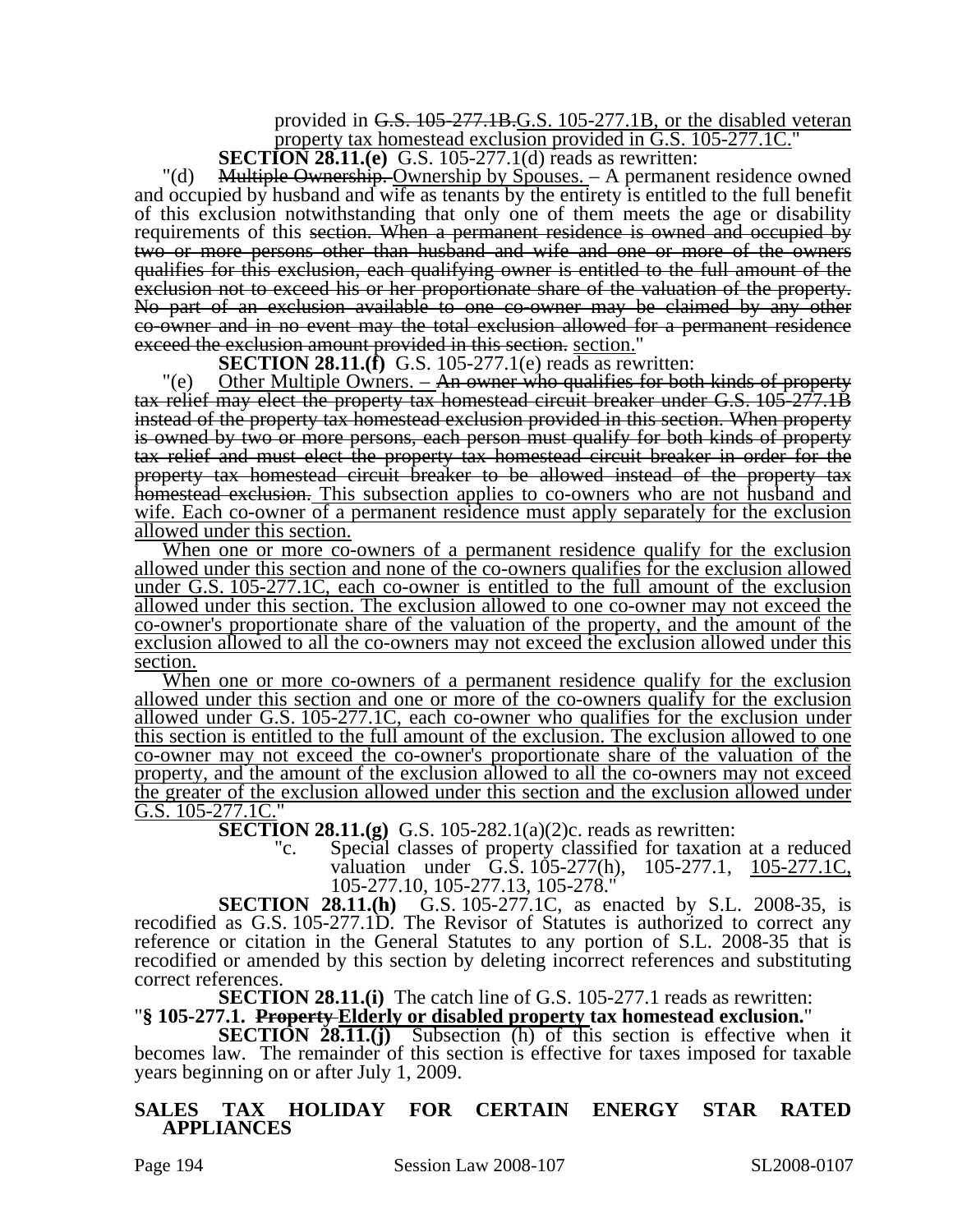provided in ~~G.S. 105-277.1B.~~G.S. 105-277.1B, or the disabled veteran property tax homestead exclusion provided in G.S. 105-277.1C."

**SECTION 28.11.(e)** G.S. 105-277.1(d) reads as rewritten:

"(d) ~~Multiple Ownership.~~ Ownership by Spouses. – A permanent residence owned and occupied by husband and wife as tenants by the entirety is entitled to the full benefit of this exclusion notwithstanding that only one of them meets the age or disability requirements of this ~~section. When a permanent residence is owned and occupied by two or more persons other than husband and wife and one or more of the owners qualifies for this exclusion, each qualifying owner is entitled to the full amount of the exclusion not to exceed his or her proportionate share of the valuation of the property. No part of an exclusion available to one co-owner may be claimed by any other co-owner and in no event may the total exclusion allowed for a permanent residence exceed the exclusion amount provided in this section.~~ section."

**SECTION 28.11.(f)** G.S. 105-277.1(e) reads as rewritten:

"(e) Other Multiple Owners. – ~~An owner who qualifies for both kinds of property tax relief may elect the property tax homestead circuit breaker under G.S. 105-277.1B instead of the property tax homestead exclusion provided in this section. When property is owned by two or more persons, each person must qualify for both kinds of property tax relief and must elect the property tax homestead circuit breaker in order for the property tax homestead circuit breaker to be allowed instead of the property tax homestead exclusion.~~ This subsection applies to co-owners who are not husband and wife. Each co-owner of a permanent residence must apply separately for the exclusion allowed under this section.

When one or more co-owners of a permanent residence qualify for the exclusion allowed under this section and none of the co-owners qualifies for the exclusion allowed under G.S. 105-277.1C, each co-owner is entitled to the full amount of the exclusion allowed under this section. The exclusion allowed to one co-owner may not exceed the co-owner's proportionate share of the valuation of the property, and the amount of the exclusion allowed to all the co-owners may not exceed the exclusion allowed under this section.

When one or more co-owners of a permanent residence qualify for the exclusion allowed under this section and one or more of the co-owners qualify for the exclusion allowed under G.S. 105-277.1C, each co-owner who qualifies for the exclusion under this section is entitled to the full amount of the exclusion. The exclusion allowed to one co-owner may not exceed the co-owner's proportionate share of the valuation of the property, and the amount of the exclusion allowed to all the co-owners may not exceed the greater of the exclusion allowed under this section and the exclusion allowed under G.S. 105-277.1C."

**SECTION 28.11.(g)** G.S. 105-282.1(a)(2)c. reads as rewritten:

"c. Special classes of property classified for taxation at a reduced valuation under G.S. 105-277(h), 105-277.1, 105-277.1C, 105-277.10, 105-277.13, 105-278."

**SECTION 28.11.(h)** G.S. 105-277.1C, as enacted by S.L. 2008-35, is recodified as G.S. 105-277.1D. The Revisor of Statutes is authorized to correct any reference or citation in the General Statutes to any portion of S.L. 2008-35 that is recodified or amended by this section by deleting incorrect references and substituting correct references.

**SECTION 28.11.(i)** The catch line of G.S. 105-277.1 reads as rewritten:

"**§ 105-277.1. ~~Property~~ Elderly or disabled property tax homestead exclusion.**"

**SECTION 28.11.(j)** Subsection (h) of this section is effective when it becomes law. The remainder of this section is effective for taxes imposed for taxable years beginning on or after July 1, 2009.

## SALES TAX HOLIDAY FOR CERTAIN ENERGY STAR RATED APPLIANCES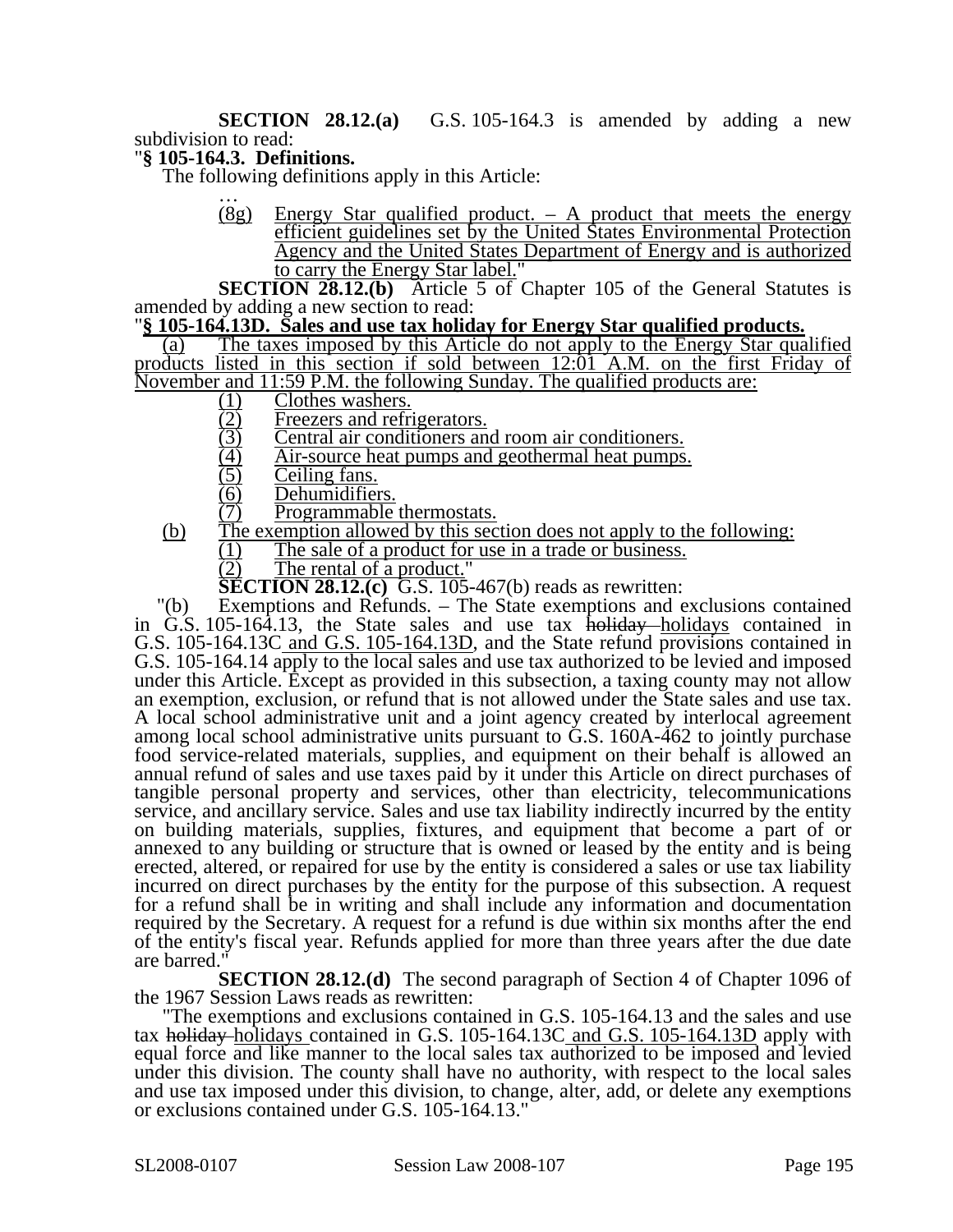**SECTION 28.12.(a)** G.S. 105-164.3 is amended by adding a new subdivision to read:

"**§ 105-164.3. Definitions.**

The following definitions apply in this Article:

…

(8g) Energy Star qualified product. – A product that meets the energy efficient guidelines set by the United States Environmental Protection Agency and the United States Department of Energy and is authorized to carry the Energy Star label."

**SECTION 28.12.(b)** Article 5 of Chapter 105 of the General Statutes is amended by adding a new section to read:

"**§ 105-164.13D. Sales and use tax holiday for Energy Star qualified products.**

(a) The taxes imposed by this Article do not apply to the Energy Star qualified products listed in this section if sold between 12:01 A.M. on the first Friday of November and 11:59 P.M. the following Sunday. The qualified products are:

(1) Clothes washers.
(2) Freezers and refrigerators.
(3) Central air conditioners and room air conditioners.
(4) Air-source heat pumps and geothermal heat pumps.
(5) Ceiling fans.
(6) Dehumidifiers.
(7) Programmable thermostats.

(b) The exemption allowed by this section does not apply to the following:

(1) The sale of a product for use in a trade or business.
(2) The rental of a product."

**SECTION 28.12.(c)** G.S. 105-467(b) reads as rewritten:

"(b) Exemptions and Refunds. – The State exemptions and exclusions contained in G.S. 105-164.13, the State sales and use tax ~~holiday~~ holidays contained in G.S. 105-164.13C and G.S. 105-164.13D, and the State refund provisions contained in G.S. 105-164.14 apply to the local sales and use tax authorized to be levied and imposed under this Article. Except as provided in this subsection, a taxing county may not allow an exemption, exclusion, or refund that is not allowed under the State sales and use tax. A local school administrative unit and a joint agency created by interlocal agreement among local school administrative units pursuant to G.S. 160A-462 to jointly purchase food service-related materials, supplies, and equipment on their behalf is allowed an annual refund of sales and use taxes paid by it under this Article on direct purchases of tangible personal property and services, other than electricity, telecommunications service, and ancillary service. Sales and use tax liability indirectly incurred by the entity on building materials, supplies, fixtures, and equipment that become a part of or annexed to any building or structure that is owned or leased by the entity and is being erected, altered, or repaired for use by the entity is considered a sales or use tax liability incurred on direct purchases by the entity for the purpose of this subsection. A request for a refund shall be in writing and shall include any information and documentation required by the Secretary. A request for a refund is due within six months after the end of the entity's fiscal year. Refunds applied for more than three years after the due date are barred."

**SECTION 28.12.(d)** The second paragraph of Section 4 of Chapter 1096 of the 1967 Session Laws reads as rewritten:

"The exemptions and exclusions contained in G.S. 105-164.13 and the sales and use tax ~~holiday~~ holidays contained in G.S. 105-164.13C and G.S. 105-164.13D apply with equal force and like manner to the local sales tax authorized to be imposed and levied under this division. The county shall have no authority, with respect to the local sales and use tax imposed under this division, to change, alter, add, or delete any exemptions or exclusions contained under G.S. 105-164.13."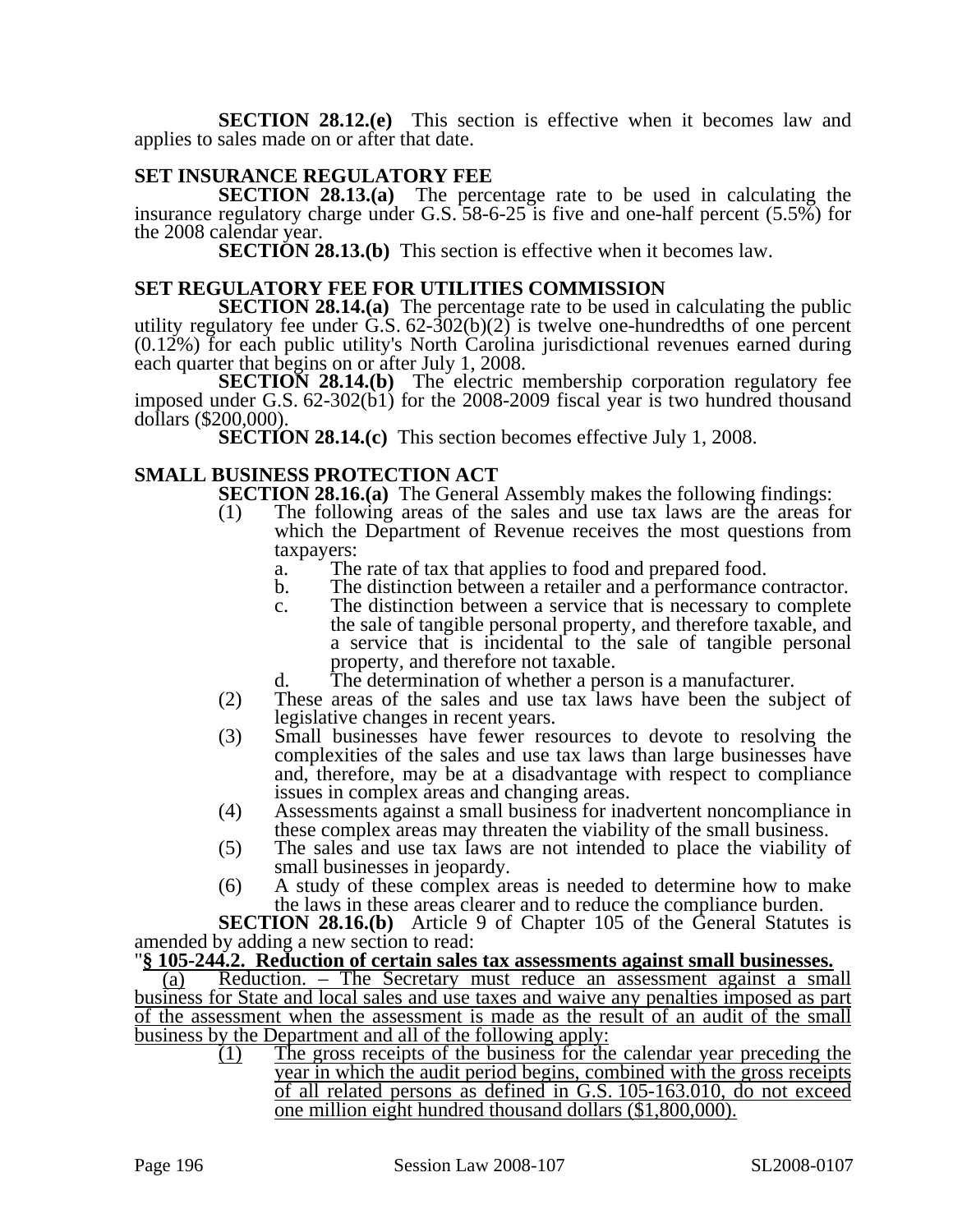**SECTION 28.12.(e)** This section is effective when it becomes law and applies to sales made on or after that date.

## SET INSURANCE REGULATORY FEE

**SECTION 28.13.(a)** The percentage rate to be used in calculating the insurance regulatory charge under G.S. 58-6-25 is five and one-half percent (5.5%) for the 2008 calendar year.

**SECTION 28.13.(b)** This section is effective when it becomes law.

## SET REGULATORY FEE FOR UTILITIES COMMISSION

**SECTION 28.14.(a)** The percentage rate to be used in calculating the public utility regulatory fee under G.S. 62-302(b)(2) is twelve one-hundredths of one percent (0.12%) for each public utility's North Carolina jurisdictional revenues earned during each quarter that begins on or after July 1, 2008.

**SECTION 28.14.(b)** The electric membership corporation regulatory fee imposed under G.S. 62-302(b1) for the 2008-2009 fiscal year is two hundred thousand dollars ($200,000).

**SECTION 28.14.(c)** This section becomes effective July 1, 2008.

## SMALL BUSINESS PROTECTION ACT

**SECTION 28.16.(a)** The General Assembly makes the following findings:

(1) The following areas of the sales and use tax laws are the areas for which the Department of Revenue receives the most questions from taxpayers:
   a. The rate of tax that applies to food and prepared food.
   b. The distinction between a retailer and a performance contractor.
   c. The distinction between a service that is necessary to complete the sale of tangible personal property, and therefore taxable, and a service that is incidental to the sale of tangible personal property, and therefore not taxable.
   d. The determination of whether a person is a manufacturer.

(2) These areas of the sales and use tax laws have been the subject of legislative changes in recent years.

(3) Small businesses have fewer resources to devote to resolving the complexities of the sales and use tax laws than large businesses have and, therefore, may be at a disadvantage with respect to compliance issues in complex areas and changing areas.

(4) Assessments against a small business for inadvertent noncompliance in these complex areas may threaten the viability of the small business.

(5) The sales and use tax laws are not intended to place the viability of small businesses in jeopardy.

(6) A study of these complex areas is needed to determine how to make the laws in these areas clearer and to reduce the compliance burden.

**SECTION 28.16.(b)** Article 9 of Chapter 105 of the General Statutes is amended by adding a new section to read:

"**§ 105-244.2. Reduction of certain sales tax assessments against small businesses.**

(a) Reduction. – The Secretary must reduce an assessment against a small business for State and local sales and use taxes and waive any penalties imposed as part of the assessment when the assessment is made as the result of an audit of the small business by the Department and all of the following apply:

(1) The gross receipts of the business for the calendar year preceding the year in which the audit period begins, combined with the gross receipts of all related persons as defined in G.S. 105-163.010, do not exceed one million eight hundred thousand dollars ($1,800,000).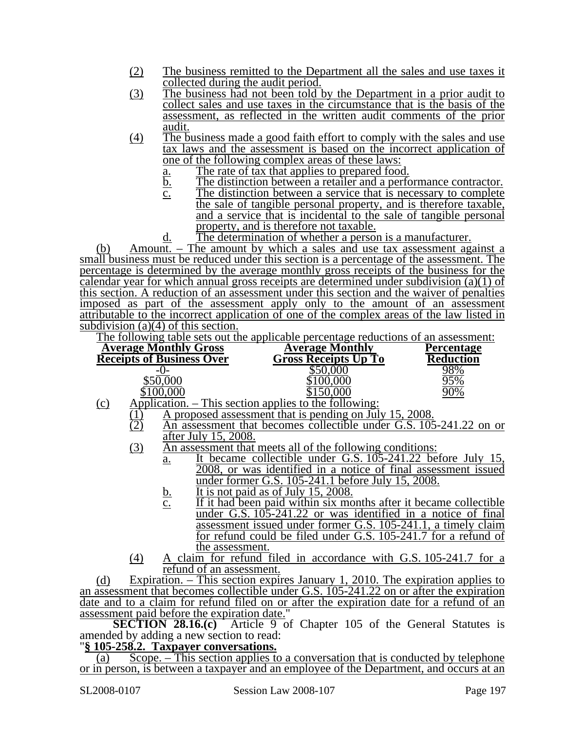(2) The business remitted to the Department all the sales and use taxes it collected during the audit period.

(3) The business had not been told by the Department in a prior audit to collect sales and use taxes in the circumstance that is the basis of the assessment, as reflected in the written audit comments of the prior audit.

(4) The business made a good faith effort to comply with the sales and use tax laws and the assessment is based on the incorrect application of one of the following complex areas of these laws:

a. The rate of tax that applies to prepared food.

b. The distinction between a retailer and a performance contractor.

c. The distinction between a service that is necessary to complete the sale of tangible personal property, and is therefore taxable, and a service that is incidental to the sale of tangible personal property, and is therefore not taxable.

d. The determination of whether a person is a manufacturer.

(b) Amount. – The amount by which a sales and use tax assessment against a small business must be reduced under this section is a percentage of the assessment. The percentage is determined by the average monthly gross receipts of the business for the calendar year for which annual gross receipts are determined under subdivision (a)(1) of this section. A reduction of an assessment under this section and the waiver of penalties imposed as part of the assessment apply only to the amount of an assessment attributable to the incorrect application of one of the complex areas of the law listed in subdivision (a)(4) of this section.

The following table sets out the applicable percentage reductions of an assessment:

| Average Monthly Gross Receipts of Business Over | Average Monthly Gross Receipts Up To | Percentage Reduction |
|---|---|---|
| -0- | $50,000 | 98% |
| $50,000 | $100,000 | 95% |
| $100,000 | $150,000 | 90% |

(c) Application. – This section applies to the following:

(1) A proposed assessment that is pending on July 15, 2008.

(2) An assessment that becomes collectible under G.S. 105-241.22 on or after July 15, 2008.

(3) An assessment that meets all of the following conditions:

a. It became collectible under G.S. 105-241.22 before July 15, 2008, or was identified in a notice of final assessment issued under former G.S. 105-241.1 before July 15, 2008.

b. It is not paid as of July 15, 2008.

c. If it had been paid within six months after it became collectible under G.S. 105-241.22 or was identified in a notice of final assessment issued under former G.S. 105-241.1, a timely claim for refund could be filed under G.S. 105-241.7 for a refund of the assessment.

(4) A claim for refund filed in accordance with G.S. 105-241.7 for a refund of an assessment.

(d) Expiration. – This section expires January 1, 2010. The expiration applies to an assessment that becomes collectible under G.S. 105-241.22 on or after the expiration date and to a claim for refund filed on or after the expiration date for a refund of an assessment paid before the expiration date."

**SECTION 28.16.(c)** Article 9 of Chapter 105 of the General Statutes is amended by adding a new section to read:

"**§ 105-258.2. Taxpayer conversations.**

(a) Scope. – This section applies to a conversation that is conducted by telephone or in person, is between a taxpayer and an employee of the Department, and occurs at an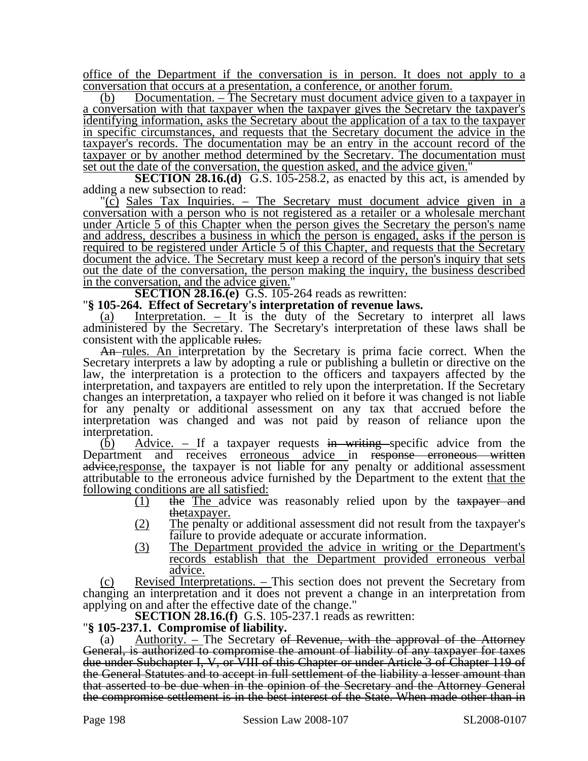office of the Department if the conversation is in person. It does not apply to a conversation that occurs at a presentation, a conference, or another forum.

(b) Documentation. – The Secretary must document advice given to a taxpayer in a conversation with that taxpayer when the taxpayer gives the Secretary the taxpayer's identifying information, asks the Secretary about the application of a tax to the taxpayer in specific circumstances, and requests that the Secretary document the advice in the taxpayer's records. The documentation may be an entry in the account record of the taxpayer or by another method determined by the Secretary. The documentation must set out the date of the conversation, the question asked, and the advice given."

**SECTION 28.16.(d)** G.S. 105-258.2, as enacted by this act, is amended by adding a new subsection to read:

"(c) Sales Tax Inquiries. – The Secretary must document advice given in a conversation with a person who is not registered as a retailer or a wholesale merchant under Article 5 of this Chapter when the person gives the Secretary the person's name and address, describes a business in which the person is engaged, asks if the person is required to be registered under Article 5 of this Chapter, and requests that the Secretary document the advice. The Secretary must keep a record of the person's inquiry that sets out the date of the conversation, the person making the inquiry, the business described in the conversation, and the advice given."

**SECTION 28.16.(e)** G.S. 105-264 reads as rewritten:

"**§ 105-264. Effect of Secretary's interpretation of revenue laws.**

(a) Interpretation. – It is the duty of the Secretary to interpret all laws administered by the Secretary. The Secretary's interpretation of these laws shall be consistent with the applicable ~~rules.~~

~~An~~ rules. An interpretation by the Secretary is prima facie correct. When the Secretary interprets a law by adopting a rule or publishing a bulletin or directive on the law, the interpretation is a protection to the officers and taxpayers affected by the interpretation, and taxpayers are entitled to rely upon the interpretation. If the Secretary changes an interpretation, a taxpayer who relied on it before it was changed is not liable for any penalty or additional assessment on any tax that accrued before the interpretation was changed and was not paid by reason of reliance upon the interpretation.

(b) Advice. – If a taxpayer requests ~~in writing~~ specific advice from the Department and receives erroneous advice in ~~response erroneous written advice,~~response, the taxpayer is not liable for any penalty or additional assessment attributable to the erroneous advice furnished by the Department to the extent that the following conditions are all satisfied:

(1) ~~the~~ The advice was reasonably relied upon by the ~~taxpayer and the~~taxpayer.

(2) The penalty or additional assessment did not result from the taxpayer's failure to provide adequate or accurate information.

(3) The Department provided the advice in writing or the Department's records establish that the Department provided erroneous verbal advice.

(c) Revised Interpretations. – This section does not prevent the Secretary from changing an interpretation and it does not prevent a change in an interpretation from applying on and after the effective date of the change."

**SECTION 28.16.(f)** G.S. 105-237.1 reads as rewritten:

"**§ 105-237.1. Compromise of liability.**

(a) Authority. – The Secretary ~~of Revenue, with the approval of the Attorney General, is authorized to compromise the amount of liability of any taxpayer for taxes due under Subchapter I, V, or VIII of this Chapter or under Article 3 of Chapter 119 of the General Statutes and to accept in full settlement of the liability a lesser amount than that asserted to be due when in the opinion of the Secretary and the Attorney General the compromise settlement is in the best interest of the State. When made other than in~~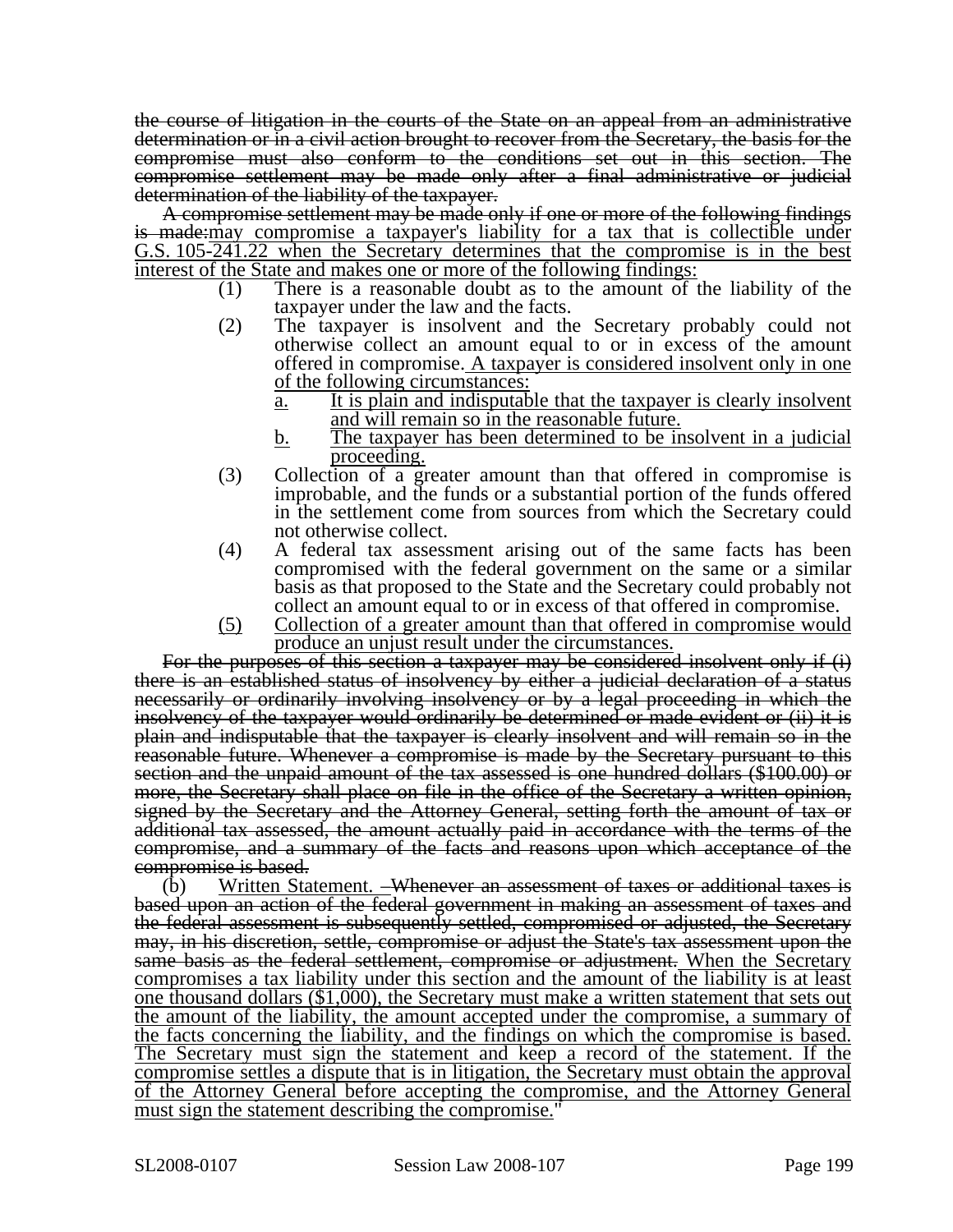~~the course of litigation in the courts of the State on an appeal from an administrative determination or in a civil action brought to recover from the Secretary, the basis for the compromise must also conform to the conditions set out in this section. The compromise settlement may be made only after a final administrative or judicial determination of the liability of the taxpayer.~~

~~A compromise settlement may be made only if one or more of the following findings is made:~~<u>may compromise a taxpayer's liability for a tax that is collectible under G.S. 105-241.22 when the Secretary determines that the compromise is in the best interest of the State and makes one or more of the following findings:</u>

(1) There is a reasonable doubt as to the amount of the liability of the taxpayer under the law and the facts.

(2) The taxpayer is insolvent and the Secretary probably could not otherwise collect an amount equal to or in excess of the amount offered in compromise.<u> A taxpayer is considered insolvent only in one of the following circumstances:</u>

<u>a.</u> <u>It is plain and indisputable that the taxpayer is clearly insolvent and will remain so in the reasonable future.</u>

<u>b.</u> <u>The taxpayer has been determined to be insolvent in a judicial proceeding.</u>

(3) Collection of a greater amount than that offered in compromise is improbable, and the funds or a substantial portion of the funds offered in the settlement come from sources from which the Secretary could not otherwise collect.

(4) A federal tax assessment arising out of the same facts has been compromised with the federal government on the same or a similar basis as that proposed to the State and the Secretary could probably not collect an amount equal to or in excess of that offered in compromise.

<u>(5)</u> <u>Collection of a greater amount than that offered in compromise would produce an unjust result under the circumstances.</u>

~~For the purposes of this section a taxpayer may be considered insolvent only if (i) there is an established status of insolvency by either a judicial declaration of a status necessarily or ordinarily involving insolvency or by a legal proceeding in which the insolvency of the taxpayer would ordinarily be determined or made evident or (ii) it is plain and indisputable that the taxpayer is clearly insolvent and will remain so in the reasonable future. Whenever a compromise is made by the Secretary pursuant to this section and the unpaid amount of the tax assessed is one hundred dollars ($100.00) or more, the Secretary shall place on file in the office of the Secretary a written opinion, signed by the Secretary and the Attorney General, setting forth the amount of tax or additional tax assessed, the amount actually paid in accordance with the terms of the compromise, and a summary of the facts and reasons upon which acceptance of the compromise is based.~~

(b) <u>Written Statement.</u> ~~–Whenever an assessment of taxes or additional taxes is based upon an action of the federal government in making an assessment of taxes and the federal assessment is subsequently settled, compromised or adjusted, the Secretary may, in his discretion, settle, compromise or adjust the State's tax assessment upon the same basis as the federal settlement, compromise or adjustment.~~ <u>When the Secretary compromises a tax liability under this section and the amount of the liability is at least one thousand dollars ($1,000), the Secretary must make a written statement that sets out the amount of the liability, the amount accepted under the compromise, a summary of the facts concerning the liability, and the findings on which the compromise is based. The Secretary must sign the statement and keep a record of the statement. If the compromise settles a dispute that is in litigation, the Secretary must obtain the approval of the Attorney General before accepting the compromise, and the Attorney General must sign the statement describing the compromise.</u>"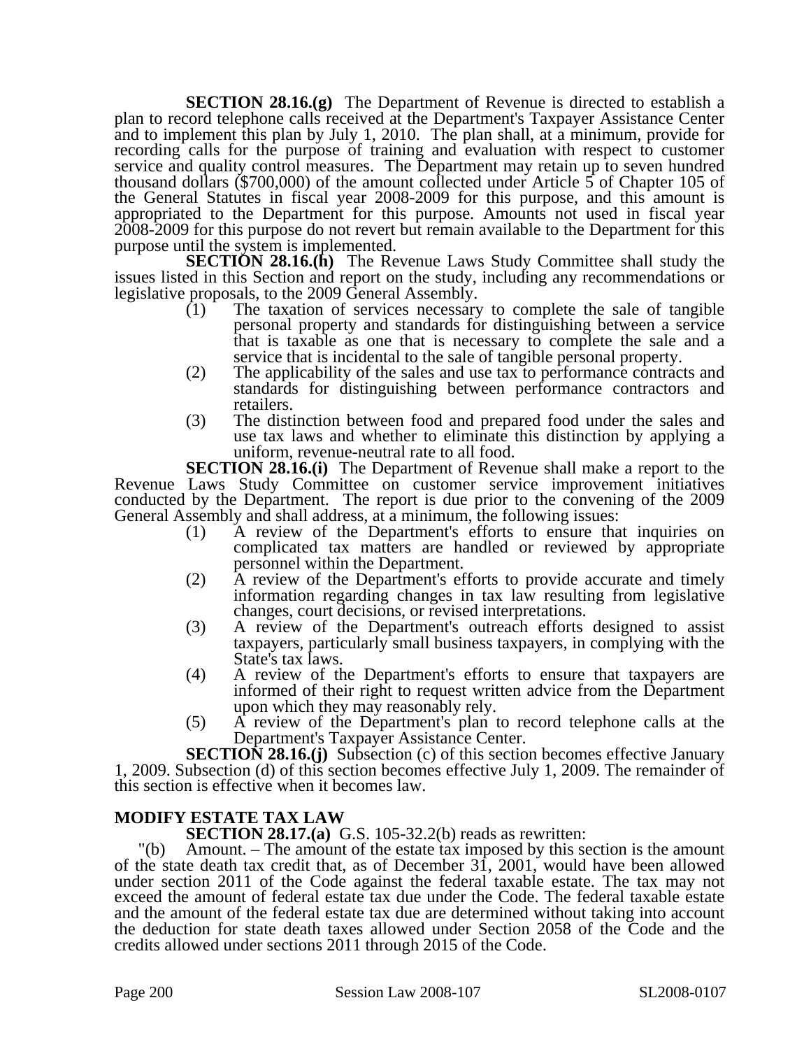**SECTION 28.16.(g)** The Department of Revenue is directed to establish a plan to record telephone calls received at the Department's Taxpayer Assistance Center and to implement this plan by July 1, 2010. The plan shall, at a minimum, provide for recording calls for the purpose of training and evaluation with respect to customer service and quality control measures. The Department may retain up to seven hundred thousand dollars ($700,000) of the amount collected under Article 5 of Chapter 105 of the General Statutes in fiscal year 2008-2009 for this purpose, and this amount is appropriated to the Department for this purpose. Amounts not used in fiscal year 2008-2009 for this purpose do not revert but remain available to the Department for this purpose until the system is implemented.

**SECTION 28.16.(h)** The Revenue Laws Study Committee shall study the issues listed in this Section and report on the study, including any recommendations or legislative proposals, to the 2009 General Assembly.

(1) The taxation of services necessary to complete the sale of tangible personal property and standards for distinguishing between a service that is taxable as one that is necessary to complete the sale and a service that is incidental to the sale of tangible personal property.

(2) The applicability of the sales and use tax to performance contracts and standards for distinguishing between performance contractors and retailers.

(3) The distinction between food and prepared food under the sales and use tax laws and whether to eliminate this distinction by applying a uniform, revenue-neutral rate to all food.

**SECTION 28.16.(i)** The Department of Revenue shall make a report to the Revenue Laws Study Committee on customer service improvement initiatives conducted by the Department. The report is due prior to the convening of the 2009 General Assembly and shall address, at a minimum, the following issues:

(1) A review of the Department's efforts to ensure that inquiries on complicated tax matters are handled or reviewed by appropriate personnel within the Department.

(2) A review of the Department's efforts to provide accurate and timely information regarding changes in tax law resulting from legislative changes, court decisions, or revised interpretations.

(3) A review of the Department's outreach efforts designed to assist taxpayers, particularly small business taxpayers, in complying with the State's tax laws.

(4) A review of the Department's efforts to ensure that taxpayers are informed of their right to request written advice from the Department upon which they may reasonably rely.

(5) A review of the Department's plan to record telephone calls at the Department's Taxpayer Assistance Center.

**SECTION 28.16.(j)** Subsection (c) of this section becomes effective January 1, 2009. Subsection (d) of this section becomes effective July 1, 2009. The remainder of this section is effective when it becomes law.

## MODIFY ESTATE TAX LAW

**SECTION 28.17.(a)** G.S. 105-32.2(b) reads as rewritten:

"(b) Amount. – The amount of the estate tax imposed by this section is the amount of the state death tax credit that, as of December 31, 2001, would have been allowed under section 2011 of the Code against the federal taxable estate. The tax may not exceed the amount of federal estate tax due under the Code. The federal taxable estate and the amount of the federal estate tax due are determined without taking into account the deduction for state death taxes allowed under Section 2058 of the Code and the credits allowed under sections 2011 through 2015 of the Code.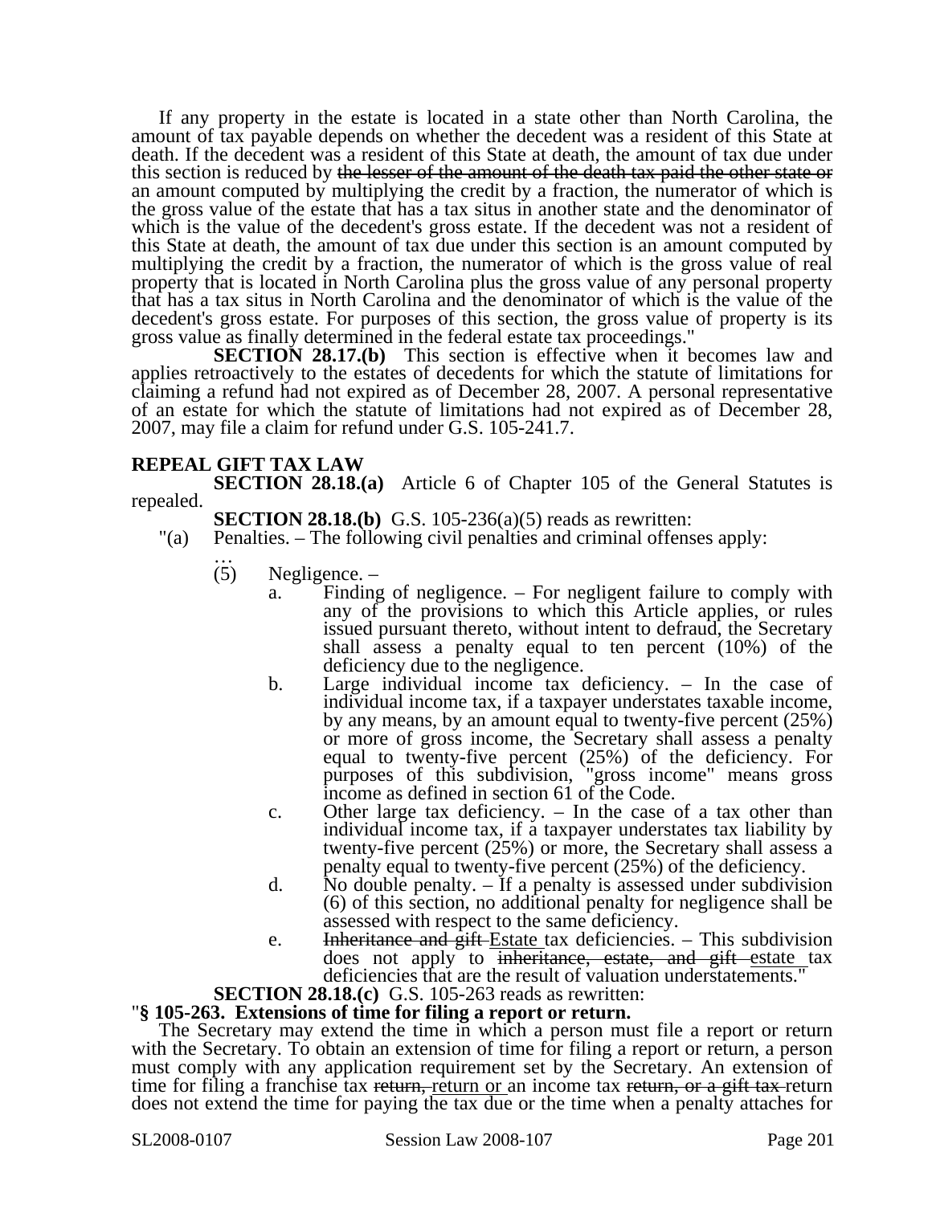If any property in the estate is located in a state other than North Carolina, the amount of tax payable depends on whether the decedent was a resident of this State at death. If the decedent was a resident of this State at death, the amount of tax due under this section is reduced by ~~the lesser of the amount of the death tax paid the other state or~~ an amount computed by multiplying the credit by a fraction, the numerator of which is the gross value of the estate that has a tax situs in another state and the denominator of which is the value of the decedent's gross estate. If the decedent was not a resident of this State at death, the amount of tax due under this section is an amount computed by multiplying the credit by a fraction, the numerator of which is the gross value of real property that is located in North Carolina plus the gross value of any personal property that has a tax situs in North Carolina and the denominator of which is the value of the decedent's gross estate. For purposes of this section, the gross value of property is its gross value as finally determined in the federal estate tax proceedings."

**SECTION 28.17.(b)** This section is effective when it becomes law and applies retroactively to the estates of decedents for which the statute of limitations for claiming a refund had not expired as of December 28, 2007. A personal representative of an estate for which the statute of limitations had not expired as of December 28, 2007, may file a claim for refund under G.S. 105-241.7.

**REPEAL GIFT TAX LAW**

**SECTION 28.18.(a)** Article 6 of Chapter 105 of the General Statutes is repealed.

**SECTION 28.18.(b)** G.S. 105-236(a)(5) reads as rewritten:

"(a) Penalties. – The following civil penalties and criminal offenses apply:

…

(5) Negligence. –

a. Finding of negligence. – For negligent failure to comply with any of the provisions to which this Article applies, or rules issued pursuant thereto, without intent to defraud, the Secretary shall assess a penalty equal to ten percent (10%) of the deficiency due to the negligence.

b. Large individual income tax deficiency. – In the case of individual income tax, if a taxpayer understates taxable income, by any means, by an amount equal to twenty-five percent (25%) or more of gross income, the Secretary shall assess a penalty equal to twenty-five percent (25%) of the deficiency. For purposes of this subdivision, "gross income" means gross income as defined in section 61 of the Code.

c. Other large tax deficiency. – In the case of a tax other than individual income tax, if a taxpayer understates tax liability by twenty-five percent (25%) or more, the Secretary shall assess a penalty equal to twenty-five percent (25%) of the deficiency.

d. No double penalty. – If a penalty is assessed under subdivision (6) of this section, no additional penalty for negligence shall be assessed with respect to the same deficiency.

e. ~~Inheritance and gift~~ <u>Estate</u> tax deficiencies. – This subdivision does not apply to ~~inheritance, estate, and gift~~ <u>estate</u> tax deficiencies that are the result of valuation understatements."

**SECTION 28.18.(c)** G.S. 105-263 reads as rewritten:

"**§ 105-263. Extensions of time for filing a report or return.**

The Secretary may extend the time in which a person must file a report or return with the Secretary. To obtain an extension of time for filing a report or return, a person must comply with any application requirement set by the Secretary. An extension of time for filing a franchise tax ~~return,~~ <u>return or</u> an income tax ~~return, or a gift tax~~ return does not extend the time for paying the tax due or the time when a penalty attaches for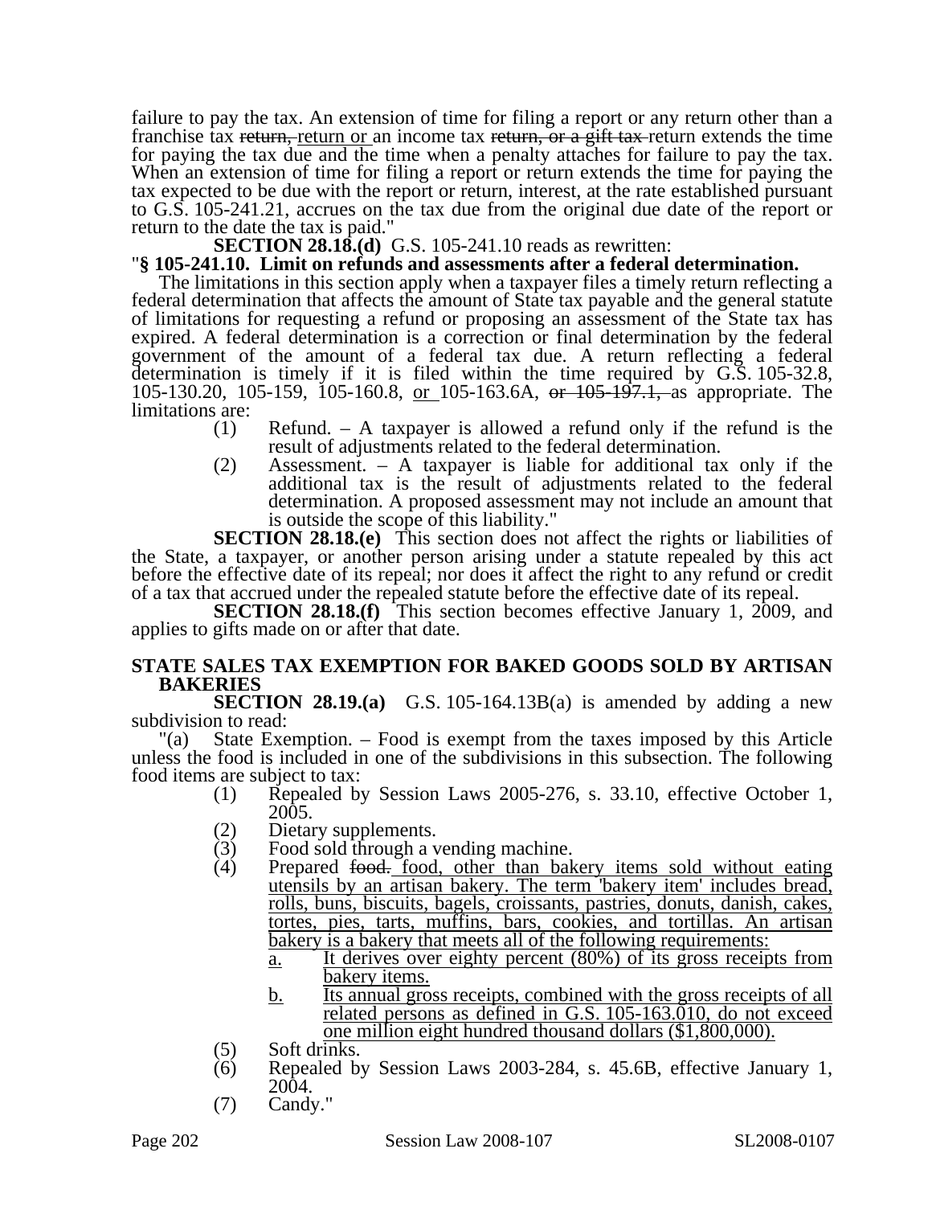failure to pay the tax. An extension of time for filing a report or any return other than a franchise tax ~~return,~~ return or an income tax ~~return, or a gift tax~~ return extends the time for paying the tax due and the time when a penalty attaches for failure to pay the tax. When an extension of time for filing a report or return extends the time for paying the tax expected to be due with the report or return, interest, at the rate established pursuant to G.S. 105-241.21, accrues on the tax due from the original due date of the report or return to the date the tax is paid."

**SECTION 28.18.(d)** G.S. 105-241.10 reads as rewritten:

"**§ 105-241.10. Limit on refunds and assessments after a federal determination.**

The limitations in this section apply when a taxpayer files a timely return reflecting a federal determination that affects the amount of State tax payable and the general statute of limitations for requesting a refund or proposing an assessment of the State tax has expired. A federal determination is a correction or final determination by the federal government of the amount of a federal tax due. A return reflecting a federal determination is timely if it is filed within the time required by G.S. 105-32.8, 105-130.20, 105-159, 105-160.8, or 105-163.6A, ~~or 105-197.1,~~ as appropriate. The limitations are:

(1) Refund. – A taxpayer is allowed a refund only if the refund is the result of adjustments related to the federal determination.

(2) Assessment. – A taxpayer is liable for additional tax only if the additional tax is the result of adjustments related to the federal determination. A proposed assessment may not include an amount that is outside the scope of this liability."

**SECTION 28.18.(e)** This section does not affect the rights or liabilities of the State, a taxpayer, or another person arising under a statute repealed by this act before the effective date of its repeal; nor does it affect the right to any refund or credit of a tax that accrued under the repealed statute before the effective date of its repeal.

**SECTION 28.18.(f)** This section becomes effective January 1, 2009, and applies to gifts made on or after that date.

**STATE SALES TAX EXEMPTION FOR BAKED GOODS SOLD BY ARTISAN BAKERIES**

**SECTION 28.19.(a)** G.S. 105-164.13B(a) is amended by adding a new subdivision to read:

"(a) State Exemption. – Food is exempt from the taxes imposed by this Article unless the food is included in one of the subdivisions in this subsection. The following food items are subject to tax:

(1) Repealed by Session Laws 2005-276, s. 33.10, effective October 1, 2005.

(2) Dietary supplements.

(3) Food sold through a vending machine.

(4) Prepared ~~food.~~ food, other than bakery items sold without eating utensils by an artisan bakery. The term 'bakery item' includes bread, rolls, buns, biscuits, bagels, croissants, pastries, donuts, danish, cakes, tortes, pies, tarts, muffins, bars, cookies, and tortillas. An artisan bakery is a bakery that meets all of the following requirements:

a. It derives over eighty percent (80%) of its gross receipts from bakery items.

b. Its annual gross receipts, combined with the gross receipts of all related persons as defined in G.S. 105-163.010, do not exceed one million eight hundred thousand dollars ($1,800,000).

(5) Soft drinks.

(6) Repealed by Session Laws 2003-284, s. 45.6B, effective January 1, 2004.

(7) Candy."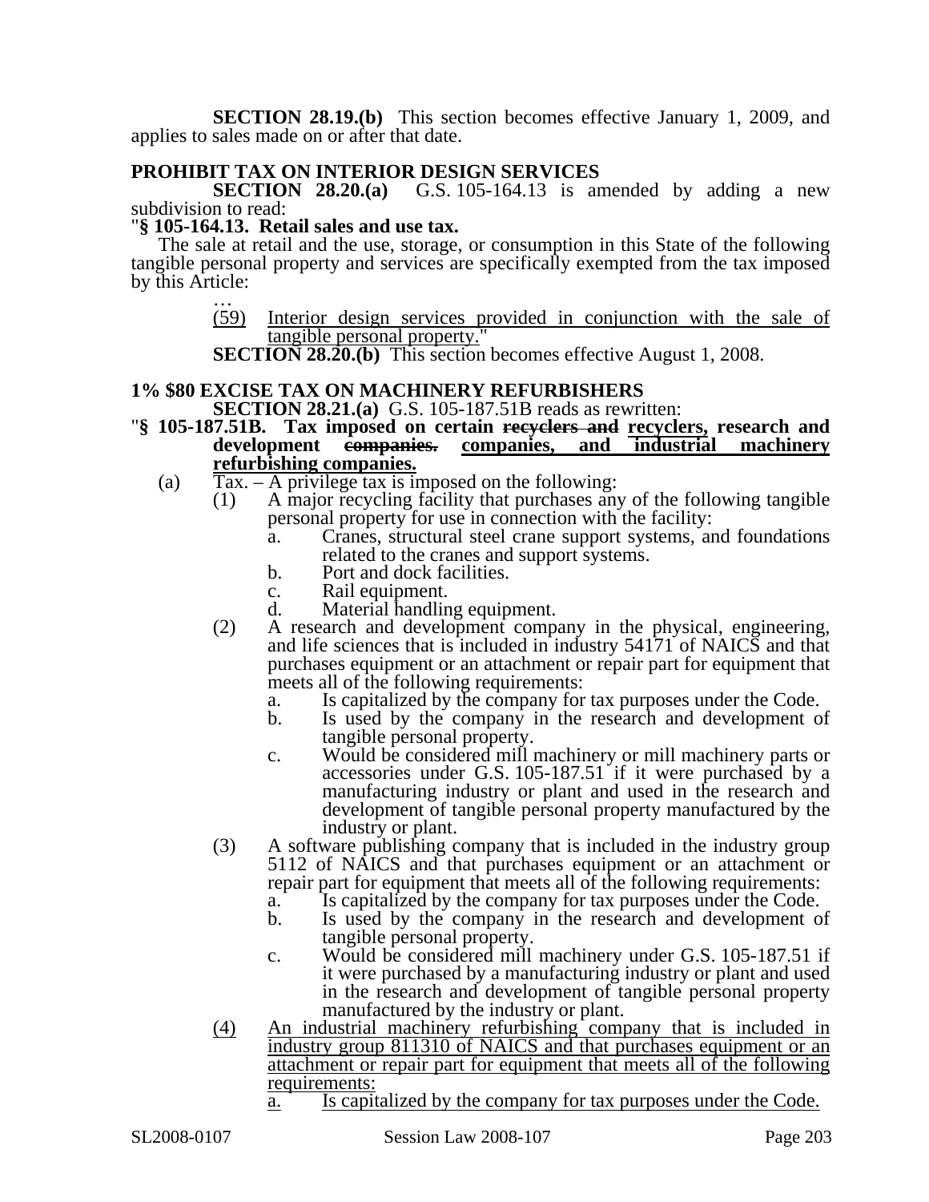**SECTION 28.19.(b)** This section becomes effective January 1, 2009, and applies to sales made on or after that date.

**PROHIBIT TAX ON INTERIOR DESIGN SERVICES**

**SECTION 28.20.(a)** G.S. 105-164.13 is amended by adding a new subdivision to read:

"**§ 105-164.13. Retail sales and use tax.**

The sale at retail and the use, storage, or consumption in this State of the following tangible personal property and services are specifically exempted from the tax imposed by this Article:

…

(59) Interior design services provided in conjunction with the sale of tangible personal property."

**SECTION 28.20.(b)** This section becomes effective August 1, 2008.

**1% $80 EXCISE TAX ON MACHINERY REFURBISHERS**

**SECTION 28.21.(a)** G.S. 105-187.51B reads as rewritten:

"**§ 105-187.51B. Tax imposed on certain ~~recyclers and~~ recyclers, research and development ~~companies.~~ companies, and industrial machinery refurbishing companies.**

(a) Tax. – A privilege tax is imposed on the following:

(1) A major recycling facility that purchases any of the following tangible personal property for use in connection with the facility:

a. Cranes, structural steel crane support systems, and foundations related to the cranes and support systems.

b. Port and dock facilities.

c. Rail equipment.

d. Material handling equipment.

(2) A research and development company in the physical, engineering, and life sciences that is included in industry 54171 of NAICS and that purchases equipment or an attachment or repair part for equipment that meets all of the following requirements:

a. Is capitalized by the company for tax purposes under the Code.

b. Is used by the company in the research and development of tangible personal property.

c. Would be considered mill machinery or mill machinery parts or accessories under G.S. 105-187.51 if it were purchased by a manufacturing industry or plant and used in the research and development of tangible personal property manufactured by the industry or plant.

(3) A software publishing company that is included in the industry group 5112 of NAICS and that purchases equipment or an attachment or repair part for equipment that meets all of the following requirements:

a. Is capitalized by the company for tax purposes under the Code.

b. Is used by the company in the research and development of tangible personal property.

c. Would be considered mill machinery under G.S. 105-187.51 if it were purchased by a manufacturing industry or plant and used in the research and development of tangible personal property manufactured by the industry or plant.

(4) An industrial machinery refurbishing company that is included in industry group 811310 of NAICS and that purchases equipment or an attachment or repair part for equipment that meets all of the following requirements:

a. Is capitalized by the company for tax purposes under the Code.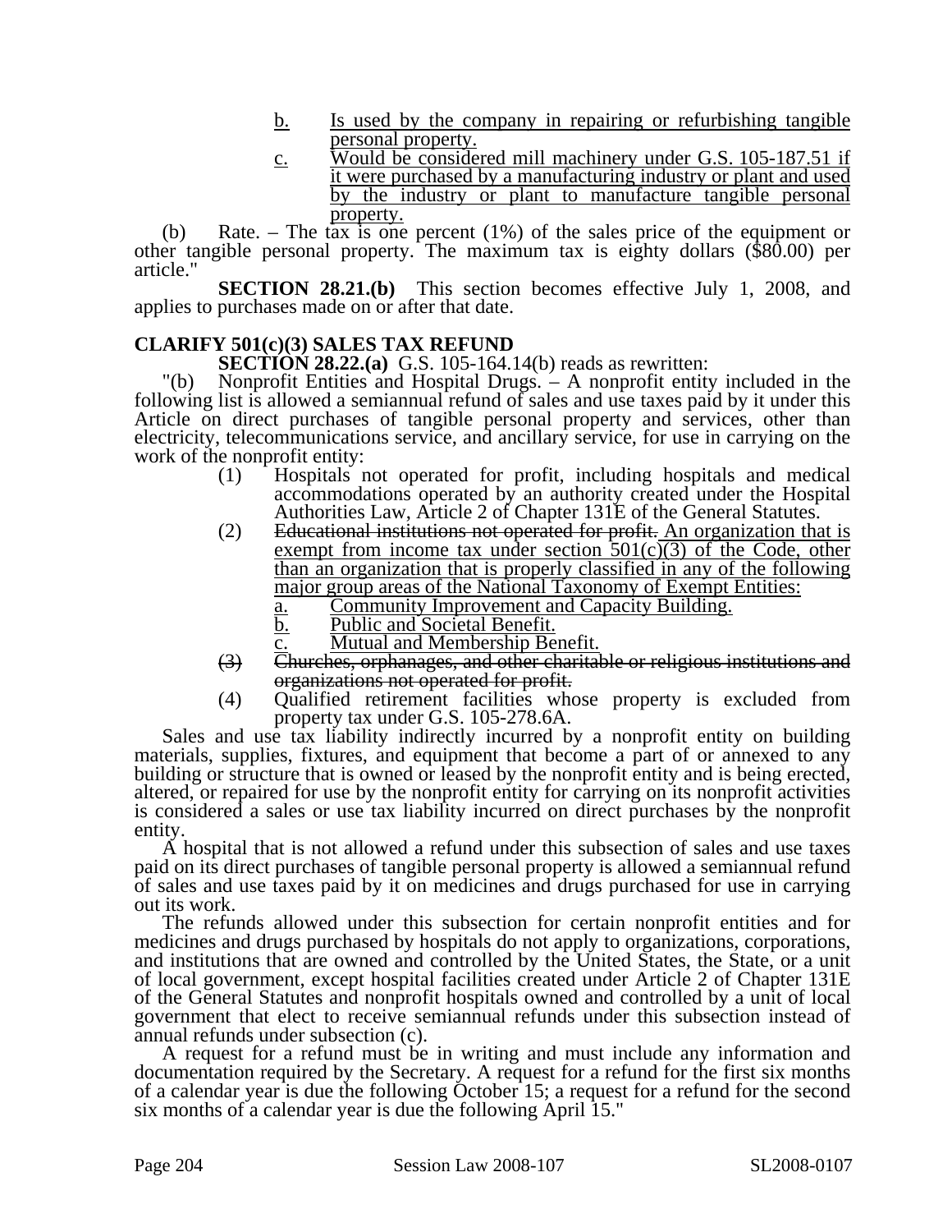b. Is used by the company in repairing or refurbishing tangible personal property.

c. Would be considered mill machinery under G.S. 105-187.51 if it were purchased by a manufacturing industry or plant and used by the industry or plant to manufacture tangible personal property.

(b) Rate. – The tax is one percent (1%) of the sales price of the equipment or other tangible personal property. The maximum tax is eighty dollars ($80.00) per article."

**SECTION 28.21.(b)** This section becomes effective July 1, 2008, and applies to purchases made on or after that date.

**CLARIFY 501(c)(3) SALES TAX REFUND**

**SECTION 28.22.(a)** G.S. 105-164.14(b) reads as rewritten:

"(b) Nonprofit Entities and Hospital Drugs. – A nonprofit entity included in the following list is allowed a semiannual refund of sales and use taxes paid by it under this Article on direct purchases of tangible personal property and services, other than electricity, telecommunications service, and ancillary service, for use in carrying on the work of the nonprofit entity:

(1) Hospitals not operated for profit, including hospitals and medical accommodations operated by an authority created under the Hospital Authorities Law, Article 2 of Chapter 131E of the General Statutes.

(2) ~~Educational institutions not operated for profit.~~ An organization that is exempt from income tax under section 501(c)(3) of the Code, other than an organization that is properly classified in any of the following major group areas of the National Taxonomy of Exempt Entities:

a. Community Improvement and Capacity Building.

b. Public and Societal Benefit.

c. Mutual and Membership Benefit.

~~(3) Churches, orphanages, and other charitable or religious institutions and organizations not operated for profit.~~

(4) Qualified retirement facilities whose property is excluded from property tax under G.S. 105-278.6A.

Sales and use tax liability indirectly incurred by a nonprofit entity on building materials, supplies, fixtures, and equipment that become a part of or annexed to any building or structure that is owned or leased by the nonprofit entity and is being erected, altered, or repaired for use by the nonprofit entity for carrying on its nonprofit activities is considered a sales or use tax liability incurred on direct purchases by the nonprofit entity.

A hospital that is not allowed a refund under this subsection of sales and use taxes paid on its direct purchases of tangible personal property is allowed a semiannual refund of sales and use taxes paid by it on medicines and drugs purchased for use in carrying out its work.

The refunds allowed under this subsection for certain nonprofit entities and for medicines and drugs purchased by hospitals do not apply to organizations, corporations, and institutions that are owned and controlled by the United States, the State, or a unit of local government, except hospital facilities created under Article 2 of Chapter 131E of the General Statutes and nonprofit hospitals owned and controlled by a unit of local government that elect to receive semiannual refunds under this subsection instead of annual refunds under subsection (c).

A request for a refund must be in writing and must include any information and documentation required by the Secretary. A request for a refund for the first six months of a calendar year is due the following October 15; a request for a refund for the second six months of a calendar year is due the following April 15."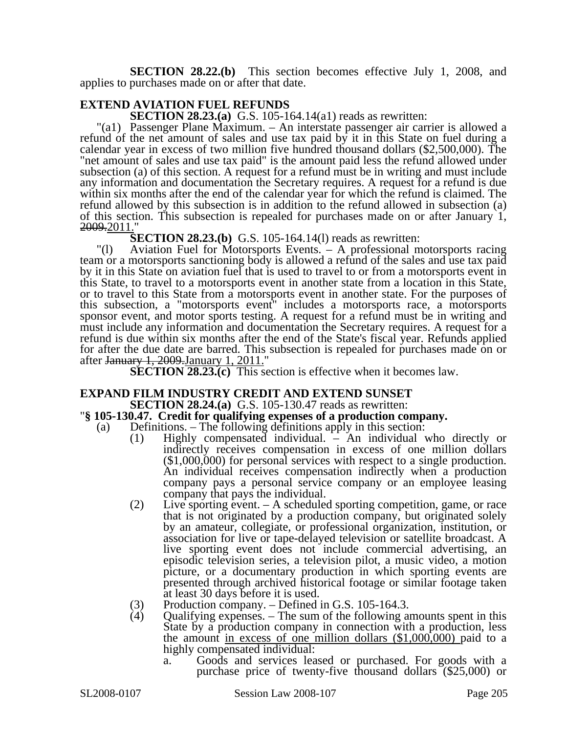**SECTION 28.22.(b)** This section becomes effective July 1, 2008, and applies to purchases made on or after that date.

**EXTEND AVIATION FUEL REFUNDS**

**SECTION 28.23.(a)** G.S. 105-164.14(a1) reads as rewritten:

"(a1) Passenger Plane Maximum. – An interstate passenger air carrier is allowed a refund of the net amount of sales and use tax paid by it in this State on fuel during a calendar year in excess of two million five hundred thousand dollars ($2,500,000). The "net amount of sales and use tax paid" is the amount paid less the refund allowed under subsection (a) of this section. A request for a refund must be in writing and must include any information and documentation the Secretary requires. A request for a refund is due within six months after the end of the calendar year for which the refund is claimed. The refund allowed by this subsection is in addition to the refund allowed in subsection (a) of this section. This subsection is repealed for purchases made on or after January 1, ~~2009.~~2011."

**SECTION 28.23.(b)** G.S. 105-164.14(l) reads as rewritten:

"(l) Aviation Fuel for Motorsports Events. – A professional motorsports racing team or a motorsports sanctioning body is allowed a refund of the sales and use tax paid by it in this State on aviation fuel that is used to travel to or from a motorsports event in this State, to travel to a motorsports event in another state from a location in this State, or to travel to this State from a motorsports event in another state. For the purposes of this subsection, a "motorsports event" includes a motorsports race, a motorsports sponsor event, and motor sports testing. A request for a refund must be in writing and must include any information and documentation the Secretary requires. A request for a refund is due within six months after the end of the State's fiscal year. Refunds applied for after the due date are barred. This subsection is repealed for purchases made on or after ~~January 1, 2009.~~January 1, 2011."

**SECTION 28.23.(c)** This section is effective when it becomes law.

**EXPAND FILM INDUSTRY CREDIT AND EXTEND SUNSET**

**SECTION 28.24.(a)** G.S. 105-130.47 reads as rewritten:

"**§ 105-130.47. Credit for qualifying expenses of a production company.**

(a) Definitions. – The following definitions apply in this section:

(1) Highly compensated individual. – An individual who directly or indirectly receives compensation in excess of one million dollars ($1,000,000) for personal services with respect to a single production. An individual receives compensation indirectly when a production company pays a personal service company or an employee leasing company that pays the individual.

(2) Live sporting event. – A scheduled sporting competition, game, or race that is not originated by a production company, but originated solely by an amateur, collegiate, or professional organization, institution, or association for live or tape-delayed television or satellite broadcast. A live sporting event does not include commercial advertising, an episodic television series, a television pilot, a music video, a motion picture, or a documentary production in which sporting events are presented through archived historical footage or similar footage taken at least 30 days before it is used.

(3) Production company. – Defined in G.S. 105-164.3.

(4) Qualifying expenses. – The sum of the following amounts spent in this State by a production company in connection with a production, less the amount in excess of one million dollars ($1,000,000) paid to a highly compensated individual:

a. Goods and services leased or purchased. For goods with a purchase price of twenty-five thousand dollars ($25,000) or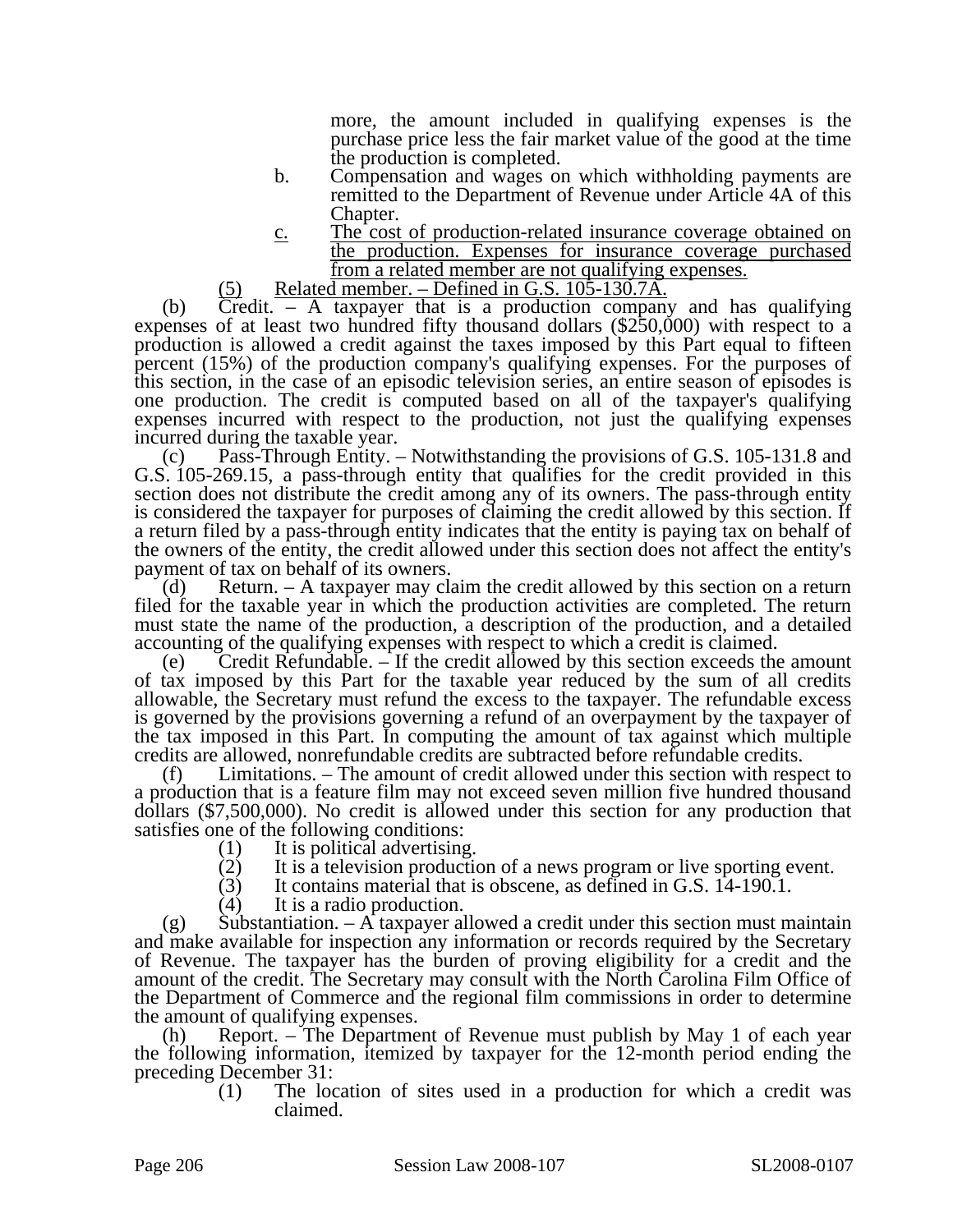more, the amount included in qualifying expenses is the purchase price less the fair market value of the good at the time the production is completed.

b. Compensation and wages on which withholding payments are remitted to the Department of Revenue under Article 4A of this Chapter.

<u>c. The cost of production-related insurance coverage obtained on the production. Expenses for insurance coverage purchased from a related member are not qualifying expenses.</u>

<u>(5) Related member. – Defined in G.S. 105-130.7A.</u>

(b) Credit. – A taxpayer that is a production company and has qualifying expenses of at least two hundred fifty thousand dollars ($250,000) with respect to a production is allowed a credit against the taxes imposed by this Part equal to fifteen percent (15%) of the production company's qualifying expenses. For the purposes of this section, in the case of an episodic television series, an entire season of episodes is one production. The credit is computed based on all of the taxpayer's qualifying expenses incurred with respect to the production, not just the qualifying expenses incurred during the taxable year.

(c) Pass-Through Entity. – Notwithstanding the provisions of G.S. 105-131.8 and G.S. 105-269.15, a pass-through entity that qualifies for the credit provided in this section does not distribute the credit among any of its owners. The pass-through entity is considered the taxpayer for purposes of claiming the credit allowed by this section. If a return filed by a pass-through entity indicates that the entity is paying tax on behalf of the owners of the entity, the credit allowed under this section does not affect the entity's payment of tax on behalf of its owners.

(d) Return. – A taxpayer may claim the credit allowed by this section on a return filed for the taxable year in which the production activities are completed. The return must state the name of the production, a description of the production, and a detailed accounting of the qualifying expenses with respect to which a credit is claimed.

(e) Credit Refundable. – If the credit allowed by this section exceeds the amount of tax imposed by this Part for the taxable year reduced by the sum of all credits allowable, the Secretary must refund the excess to the taxpayer. The refundable excess is governed by the provisions governing a refund of an overpayment by the taxpayer of the tax imposed in this Part. In computing the amount of tax against which multiple credits are allowed, nonrefundable credits are subtracted before refundable credits.

(f) Limitations. – The amount of credit allowed under this section with respect to a production that is a feature film may not exceed seven million five hundred thousand dollars ($7,500,000). No credit is allowed under this section for any production that satisfies one of the following conditions:

(1) It is political advertising.
(2) It is a television production of a news program or live sporting event.
(3) It contains material that is obscene, as defined in G.S. 14-190.1.
(4) It is a radio production.

(g) Substantiation. – A taxpayer allowed a credit under this section must maintain and make available for inspection any information or records required by the Secretary of Revenue. The taxpayer has the burden of proving eligibility for a credit and the amount of the credit. The Secretary may consult with the North Carolina Film Office of the Department of Commerce and the regional film commissions in order to determine the amount of qualifying expenses.

(h) Report. – The Department of Revenue must publish by May 1 of each year the following information, itemized by taxpayer for the 12-month period ending the preceding December 31:

(1) The location of sites used in a production for which a credit was claimed.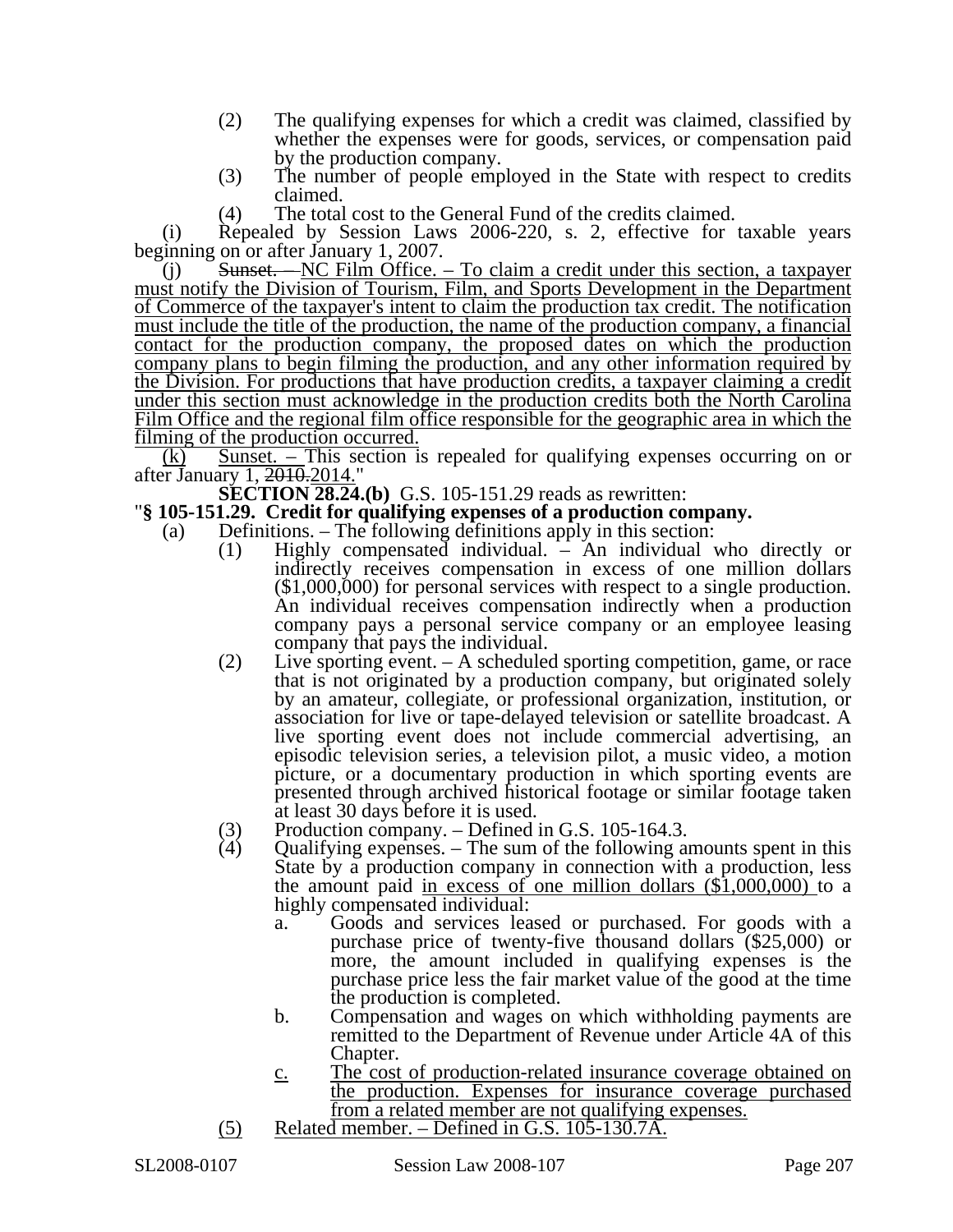(2) The qualifying expenses for which a credit was claimed, classified by whether the expenses were for goods, services, or compensation paid by the production company.

(3) The number of people employed in the State with respect to credits claimed.

(4) The total cost to the General Fund of the credits claimed.

(i) Repealed by Session Laws 2006-220, s. 2, effective for taxable years beginning on or after January 1, 2007.

(j) ~~Sunset. –~~ NC Film Office. – To claim a credit under this section, a taxpayer must notify the Division of Tourism, Film, and Sports Development in the Department of Commerce of the taxpayer's intent to claim the production tax credit. The notification must include the title of the production, the name of the production company, a financial contact for the production company, the proposed dates on which the production company plans to begin filming the production, and any other information required by the Division. For productions that have production credits, a taxpayer claiming a credit under this section must acknowledge in the production credits both the North Carolina Film Office and the regional film office responsible for the geographic area in which the filming of the production occurred.

(k) Sunset. – This section is repealed for qualifying expenses occurring on or after January 1, ~~2010.~~2014."

**SECTION 28.24.(b)** G.S. 105-151.29 reads as rewritten:

"**§ 105-151.29. Credit for qualifying expenses of a production company.**

(a) Definitions. – The following definitions apply in this section:

(1) Highly compensated individual. – An individual who directly or indirectly receives compensation in excess of one million dollars ($1,000,000) for personal services with respect to a single production. An individual receives compensation indirectly when a production company pays a personal service company or an employee leasing company that pays the individual.

(2) Live sporting event. – A scheduled sporting competition, game, or race that is not originated by a production company, but originated solely by an amateur, collegiate, or professional organization, institution, or association for live or tape-delayed television or satellite broadcast. A live sporting event does not include commercial advertising, an episodic television series, a television pilot, a music video, a motion picture, or a documentary production in which sporting events are presented through archived historical footage or similar footage taken at least 30 days before it is used.

(3) Production company. – Defined in G.S. 105-164.3.

(4) Qualifying expenses. – The sum of the following amounts spent in this State by a production company in connection with a production, less the amount paid in excess of one million dollars ($1,000,000) to a highly compensated individual:

a. Goods and services leased or purchased. For goods with a purchase price of twenty-five thousand dollars ($25,000) or more, the amount included in qualifying expenses is the purchase price less the fair market value of the good at the time the production is completed.

b. Compensation and wages on which withholding payments are remitted to the Department of Revenue under Article 4A of this Chapter.

c. The cost of production-related insurance coverage obtained on the production. Expenses for insurance coverage purchased from a related member are not qualifying expenses.

(5) Related member. – Defined in G.S. 105-130.7A.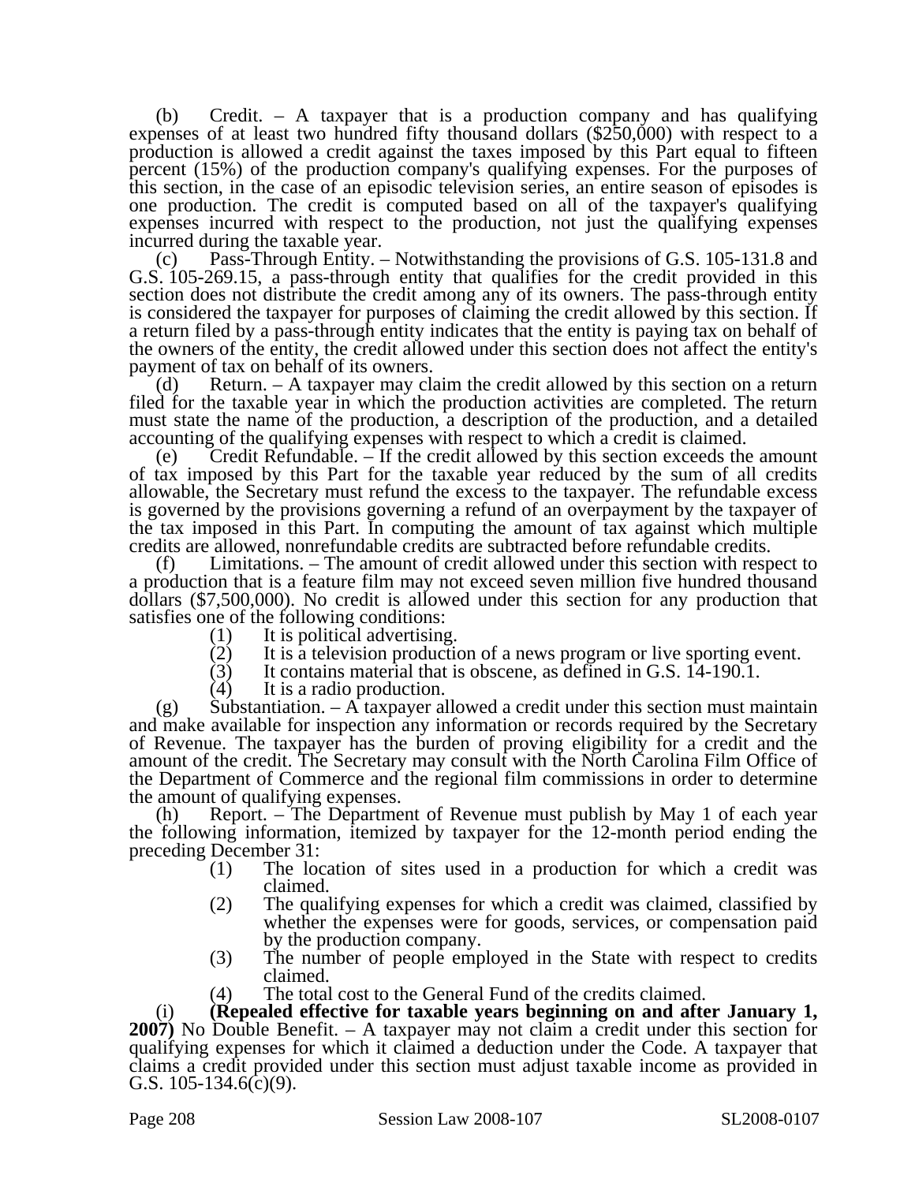(b) Credit. – A taxpayer that is a production company and has qualifying expenses of at least two hundred fifty thousand dollars ($250,000) with respect to a production is allowed a credit against the taxes imposed by this Part equal to fifteen percent (15%) of the production company's qualifying expenses. For the purposes of this section, in the case of an episodic television series, an entire season of episodes is one production. The credit is computed based on all of the taxpayer's qualifying expenses incurred with respect to the production, not just the qualifying expenses incurred during the taxable year.

(c) Pass-Through Entity. – Notwithstanding the provisions of G.S. 105-131.8 and G.S. 105-269.15, a pass-through entity that qualifies for the credit provided in this section does not distribute the credit among any of its owners. The pass-through entity is considered the taxpayer for purposes of claiming the credit allowed by this section. If a return filed by a pass-through entity indicates that the entity is paying tax on behalf of the owners of the entity, the credit allowed under this section does not affect the entity's payment of tax on behalf of its owners.

(d) Return. – A taxpayer may claim the credit allowed by this section on a return filed for the taxable year in which the production activities are completed. The return must state the name of the production, a description of the production, and a detailed accounting of the qualifying expenses with respect to which a credit is claimed.

(e) Credit Refundable. – If the credit allowed by this section exceeds the amount of tax imposed by this Part for the taxable year reduced by the sum of all credits allowable, the Secretary must refund the excess to the taxpayer. The refundable excess is governed by the provisions governing a refund of an overpayment by the taxpayer of the tax imposed in this Part. In computing the amount of tax against which multiple credits are allowed, nonrefundable credits are subtracted before refundable credits.

(f) Limitations. – The amount of credit allowed under this section with respect to a production that is a feature film may not exceed seven million five hundred thousand dollars ($7,500,000). No credit is allowed under this section for any production that satisfies one of the following conditions:

(1) It is political advertising.
(2) It is a television production of a news program or live sporting event.
(3) It contains material that is obscene, as defined in G.S. 14-190.1.
(4) It is a radio production.

(g) Substantiation. – A taxpayer allowed a credit under this section must maintain and make available for inspection any information or records required by the Secretary of Revenue. The taxpayer has the burden of proving eligibility for a credit and the amount of the credit. The Secretary may consult with the North Carolina Film Office of the Department of Commerce and the regional film commissions in order to determine the amount of qualifying expenses.

(h) Report. – The Department of Revenue must publish by May 1 of each year the following information, itemized by taxpayer for the 12-month period ending the preceding December 31:

(1) The location of sites used in a production for which a credit was claimed.
(2) The qualifying expenses for which a credit was claimed, classified by whether the expenses were for goods, services, or compensation paid by the production company.
(3) The number of people employed in the State with respect to credits claimed.
(4) The total cost to the General Fund of the credits claimed.

(i) **(Repealed effective for taxable years beginning on and after January 1, 2007)** No Double Benefit. – A taxpayer may not claim a credit under this section for qualifying expenses for which it claimed a deduction under the Code. A taxpayer that claims a credit provided under this section must adjust taxable income as provided in G.S. 105-134.6(c)(9).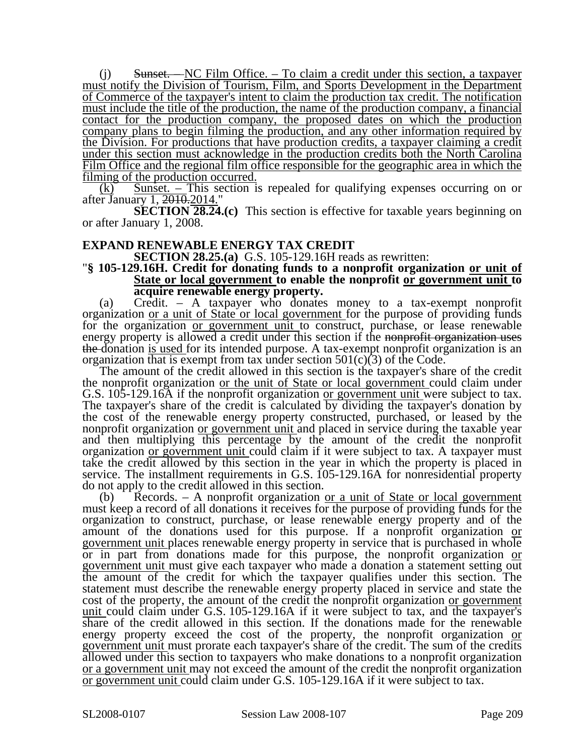(j) ~~Sunset. –~~ NC Film Office. – To claim a credit under this section, a taxpayer must notify the Division of Tourism, Film, and Sports Development in the Department of Commerce of the taxpayer's intent to claim the production tax credit. The notification must include the title of the production, the name of the production company, a financial contact for the production company, the proposed dates on which the production company plans to begin filming the production, and any other information required by the Division. For productions that have production credits, a taxpayer claiming a credit under this section must acknowledge in the production credits both the North Carolina Film Office and the regional film office responsible for the geographic area in which the filming of the production occurred.

(k) Sunset. – This section is repealed for qualifying expenses occurring on or after January 1, ~~2010.~~2014."

**SECTION 28.24.(c)** This section is effective for taxable years beginning on or after January 1, 2008.

**EXPAND RENEWABLE ENERGY TAX CREDIT**

**SECTION 28.25.(a)** G.S. 105-129.16H reads as rewritten:

"**§ 105-129.16H. Credit for donating funds to a nonprofit organization or unit of State or local government to enable the nonprofit or government unit to acquire renewable energy property.**

(a) Credit. – A taxpayer who donates money to a tax-exempt nonprofit organization or a unit of State or local government for the purpose of providing funds for the organization or government unit to construct, purchase, or lease renewable energy property is allowed a credit under this section if the ~~nonprofit organization uses the~~ donation is used for its intended purpose. A tax-exempt nonprofit organization is an organization that is exempt from tax under section 501(c)(3) of the Code.

The amount of the credit allowed in this section is the taxpayer's share of the credit the nonprofit organization or the unit of State or local government could claim under G.S. 105-129.16A if the nonprofit organization or government unit were subject to tax. The taxpayer's share of the credit is calculated by dividing the taxpayer's donation by the cost of the renewable energy property constructed, purchased, or leased by the nonprofit organization or government unit and placed in service during the taxable year and then multiplying this percentage by the amount of the credit the nonprofit organization or government unit could claim if it were subject to tax. A taxpayer must take the credit allowed by this section in the year in which the property is placed in service. The installment requirements in G.S. 105-129.16A for nonresidential property do not apply to the credit allowed in this section.

(b) Records. – A nonprofit organization or a unit of State or local government must keep a record of all donations it receives for the purpose of providing funds for the organization to construct, purchase, or lease renewable energy property and of the amount of the donations used for this purpose. If a nonprofit organization or government unit places renewable energy property in service that is purchased in whole or in part from donations made for this purpose, the nonprofit organization or government unit must give each taxpayer who made a donation a statement setting out the amount of the credit for which the taxpayer qualifies under this section. The statement must describe the renewable energy property placed in service and state the cost of the property, the amount of the credit the nonprofit organization or government unit could claim under G.S. 105-129.16A if it were subject to tax, and the taxpayer's share of the credit allowed in this section. If the donations made for the renewable energy property exceed the cost of the property, the nonprofit organization or government unit must prorate each taxpayer's share of the credit. The sum of the credits allowed under this section to taxpayers who make donations to a nonprofit organization or a government unit may not exceed the amount of the credit the nonprofit organization or government unit could claim under G.S. 105-129.16A if it were subject to tax.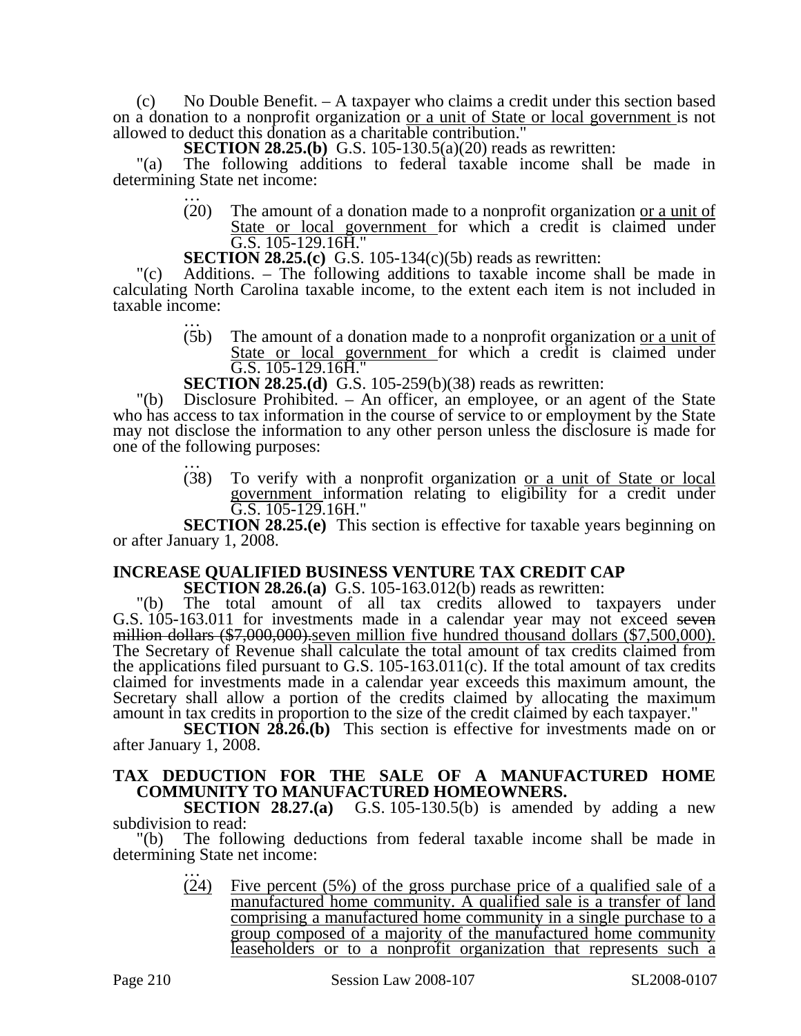(c) No Double Benefit. – A taxpayer who claims a credit under this section based on a donation to a nonprofit organization or a unit of State or local government is not allowed to deduct this donation as a charitable contribution."

**SECTION 28.25.(b)** G.S. 105-130.5(a)(20) reads as rewritten:

"(a) The following additions to federal taxable income shall be made in determining State net income:

…

(20) The amount of a donation made to a nonprofit organization or a unit of State or local government for which a credit is claimed under G.S. 105-129.16H."

**SECTION 28.25.(c)** G.S. 105-134(c)(5b) reads as rewritten:

"(c) Additions. – The following additions to taxable income shall be made in calculating North Carolina taxable income, to the extent each item is not included in taxable income:

…

(5b) The amount of a donation made to a nonprofit organization or a unit of State or local government for which a credit is claimed under G.S. 105-129.16H."

**SECTION 28.25.(d)** G.S. 105-259(b)(38) reads as rewritten:

"(b) Disclosure Prohibited. – An officer, an employee, or an agent of the State who has access to tax information in the course of service to or employment by the State may not disclose the information to any other person unless the disclosure is made for one of the following purposes:

…

(38) To verify with a nonprofit organization or a unit of State or local government information relating to eligibility for a credit under G.S. 105-129.16H."

**SECTION 28.25.(e)** This section is effective for taxable years beginning on or after January 1, 2008.

**INCREASE QUALIFIED BUSINESS VENTURE TAX CREDIT CAP**

**SECTION 28.26.(a)** G.S. 105-163.012(b) reads as rewritten:

"(b) The total amount of all tax credits allowed to taxpayers under G.S. 105-163.011 for investments made in a calendar year may not exceed ~~seven million dollars ($7,000,000).~~seven million five hundred thousand dollars ($7,500,000). The Secretary of Revenue shall calculate the total amount of tax credits claimed from the applications filed pursuant to G.S. 105-163.011(c). If the total amount of tax credits claimed for investments made in a calendar year exceeds this maximum amount, the Secretary shall allow a portion of the credits claimed by allocating the maximum amount in tax credits in proportion to the size of the credit claimed by each taxpayer."

**SECTION 28.26.(b)** This section is effective for investments made on or after January 1, 2008.

**TAX DEDUCTION FOR THE SALE OF A MANUFACTURED HOME COMMUNITY TO MANUFACTURED HOMEOWNERS.**

**SECTION 28.27.(a)** G.S. 105-130.5(b) is amended by adding a new subdivision to read:

"(b) The following deductions from federal taxable income shall be made in determining State net income:

…

(24) Five percent (5%) of the gross purchase price of a qualified sale of a manufactured home community. A qualified sale is a transfer of land comprising a manufactured home community in a single purchase to a group composed of a majority of the manufactured home community leaseholders or to a nonprofit organization that represents such a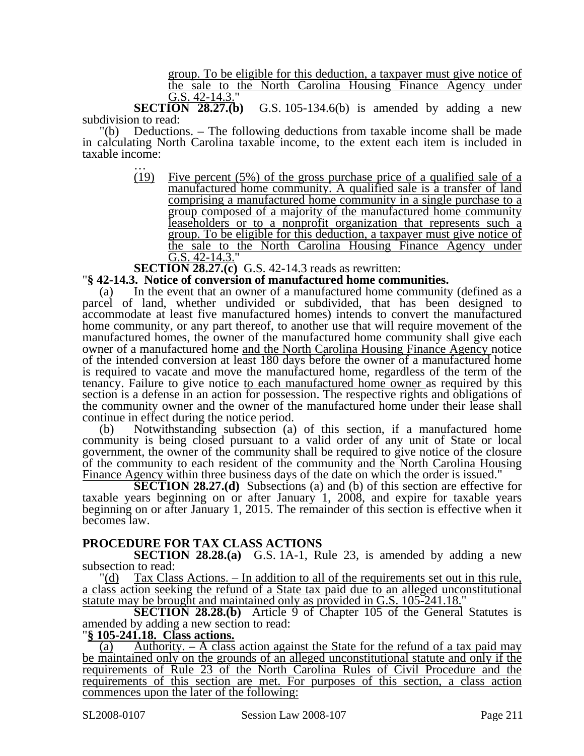group. To be eligible for this deduction, a taxpayer must give notice of the sale to the North Carolina Housing Finance Agency under G.S. 42-14.3."

**SECTION 28.27.(b)** G.S. 105-134.6(b) is amended by adding a new subdivision to read:

"(b) Deductions. – The following deductions from taxable income shall be made in calculating North Carolina taxable income, to the extent each item is included in taxable income:

…

(19) Five percent (5%) of the gross purchase price of a qualified sale of a manufactured home community. A qualified sale is a transfer of land comprising a manufactured home community in a single purchase to a group composed of a majority of the manufactured home community leaseholders or to a nonprofit organization that represents such a group. To be eligible for this deduction, a taxpayer must give notice of the sale to the North Carolina Housing Finance Agency under G.S. 42-14.3."

**SECTION 28.27.(c)** G.S. 42-14.3 reads as rewritten:

"**§ 42-14.3. Notice of conversion of manufactured home communities.**

(a) In the event that an owner of a manufactured home community (defined as a parcel of land, whether undivided or subdivided, that has been designed to accommodate at least five manufactured homes) intends to convert the manufactured home community, or any part thereof, to another use that will require movement of the manufactured homes, the owner of the manufactured home community shall give each owner of a manufactured home and the North Carolina Housing Finance Agency notice of the intended conversion at least 180 days before the owner of a manufactured home is required to vacate and move the manufactured home, regardless of the term of the tenancy. Failure to give notice to each manufactured home owner as required by this section is a defense in an action for possession. The respective rights and obligations of the community owner and the owner of the manufactured home under their lease shall continue in effect during the notice period.

(b) Notwithstanding subsection (a) of this section, if a manufactured home community is being closed pursuant to a valid order of any unit of State or local government, the owner of the community shall be required to give notice of the closure of the community to each resident of the community and the North Carolina Housing Finance Agency within three business days of the date on which the order is issued."

**SECTION 28.27.(d)** Subsections (a) and (b) of this section are effective for taxable years beginning on or after January 1, 2008, and expire for taxable years beginning on or after January 1, 2015. The remainder of this section is effective when it becomes law.

**PROCEDURE FOR TAX CLASS ACTIONS**

**SECTION 28.28.(a)** G.S. 1A-1, Rule 23, is amended by adding a new subsection to read:

"(d) Tax Class Actions. – In addition to all of the requirements set out in this rule, a class action seeking the refund of a State tax paid due to an alleged unconstitutional statute may be brought and maintained only as provided in G.S. 105-241.18."

**SECTION 28.28.(b)** Article 9 of Chapter 105 of the General Statutes is amended by adding a new section to read:

"**§ 105-241.18. Class actions.**

(a) Authority. – A class action against the State for the refund of a tax paid may be maintained only on the grounds of an alleged unconstitutional statute and only if the requirements of Rule 23 of the North Carolina Rules of Civil Procedure and the requirements of this section are met. For purposes of this section, a class action commences upon the later of the following: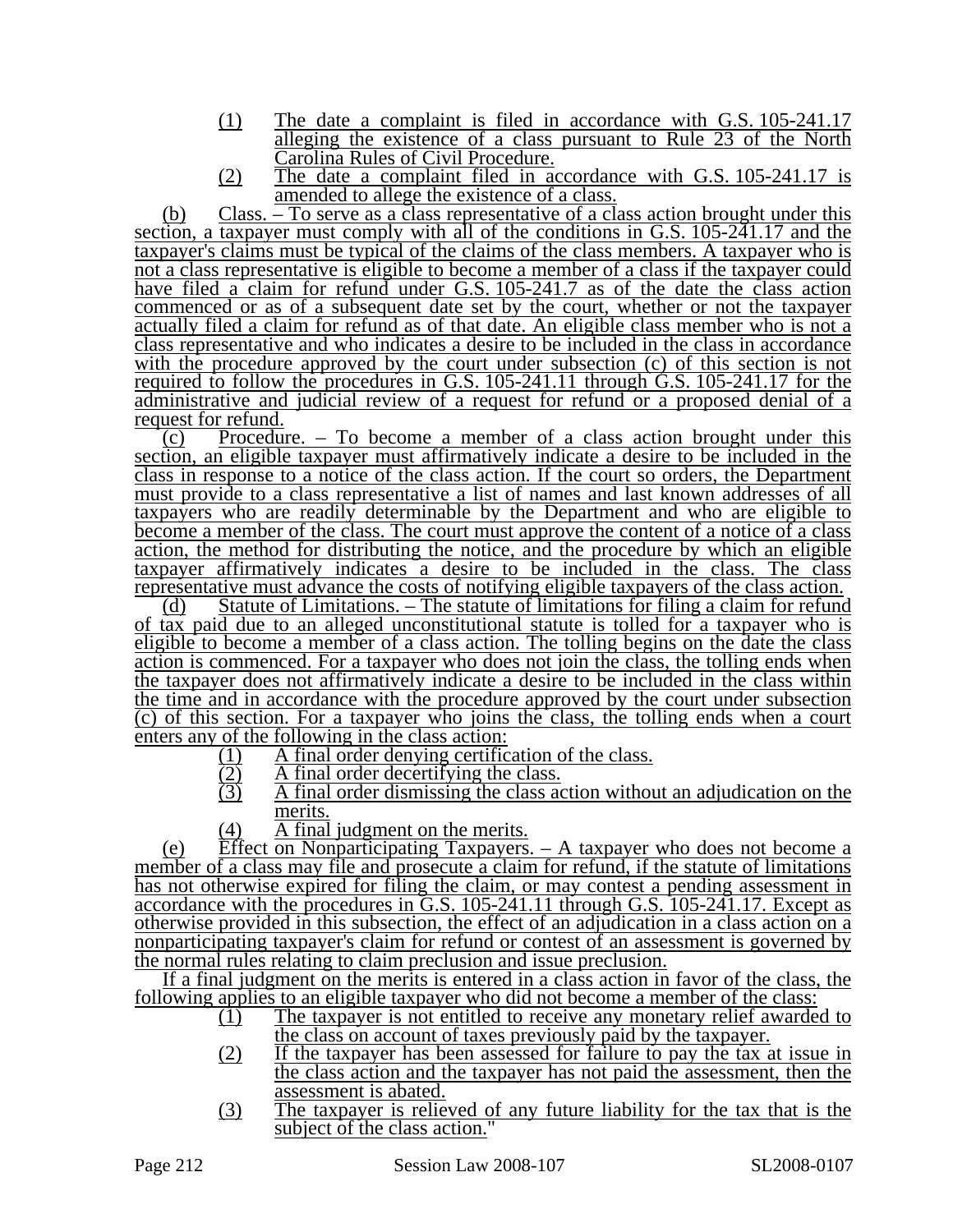(1) The date a complaint is filed in accordance with G.S. 105-241.17 alleging the existence of a class pursuant to Rule 23 of the North Carolina Rules of Civil Procedure.

(2) The date a complaint filed in accordance with G.S. 105-241.17 is amended to allege the existence of a class.

(b) Class. – To serve as a class representative of a class action brought under this section, a taxpayer must comply with all of the conditions in G.S. 105-241.17 and the taxpayer's claims must be typical of the claims of the class members. A taxpayer who is not a class representative is eligible to become a member of a class if the taxpayer could have filed a claim for refund under G.S. 105-241.7 as of the date the class action commenced or as of a subsequent date set by the court, whether or not the taxpayer actually filed a claim for refund as of that date. An eligible class member who is not a class representative and who indicates a desire to be included in the class in accordance with the procedure approved by the court under subsection (c) of this section is not required to follow the procedures in G.S. 105-241.11 through G.S. 105-241.17 for the administrative and judicial review of a request for refund or a proposed denial of a request for refund.

(c) Procedure. – To become a member of a class action brought under this section, an eligible taxpayer must affirmatively indicate a desire to be included in the class in response to a notice of the class action. If the court so orders, the Department must provide to a class representative a list of names and last known addresses of all taxpayers who are readily determinable by the Department and who are eligible to become a member of the class. The court must approve the content of a notice of a class action, the method for distributing the notice, and the procedure by which an eligible taxpayer affirmatively indicates a desire to be included in the class. The class representative must advance the costs of notifying eligible taxpayers of the class action.

(d) Statute of Limitations. – The statute of limitations for filing a claim for refund of tax paid due to an alleged unconstitutional statute is tolled for a taxpayer who is eligible to become a member of a class action. The tolling begins on the date the class action is commenced. For a taxpayer who does not join the class, the tolling ends when the taxpayer does not affirmatively indicate a desire to be included in the class within the time and in accordance with the procedure approved by the court under subsection (c) of this section. For a taxpayer who joins the class, the tolling ends when a court enters any of the following in the class action:

(1) A final order denying certification of the class.

(2) A final order decertifying the class.

(3) A final order dismissing the class action without an adjudication on the merits.

(4) A final judgment on the merits.

(e) Effect on Nonparticipating Taxpayers. – A taxpayer who does not become a member of a class may file and prosecute a claim for refund, if the statute of limitations has not otherwise expired for filing the claim, or may contest a pending assessment in accordance with the procedures in G.S. 105-241.11 through G.S. 105-241.17. Except as otherwise provided in this subsection, the effect of an adjudication in a class action on a nonparticipating taxpayer's claim for refund or contest of an assessment is governed by the normal rules relating to claim preclusion and issue preclusion.

If a final judgment on the merits is entered in a class action in favor of the class, the following applies to an eligible taxpayer who did not become a member of the class:

(1) The taxpayer is not entitled to receive any monetary relief awarded to the class on account of taxes previously paid by the taxpayer.

(2) If the taxpayer has been assessed for failure to pay the tax at issue in the class action and the taxpayer has not paid the assessment, then the assessment is abated.

(3) The taxpayer is relieved of any future liability for the tax that is the subject of the class action."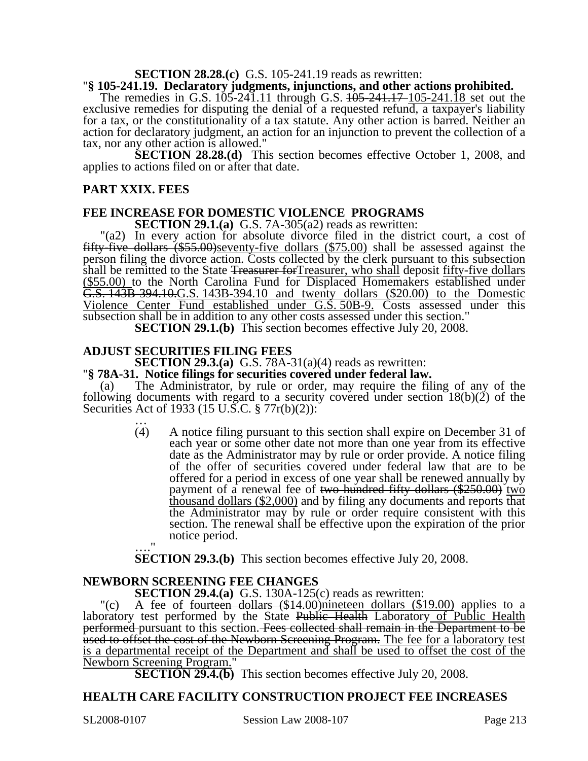**SECTION 28.28.(c)** G.S. 105-241.19 reads as rewritten:

"**§ 105-241.19. Declaratory judgments, injunctions, and other actions prohibited.**

The remedies in G.S. 105-241.11 through G.S. ~~105-241.17~~ 105-241.18 set out the exclusive remedies for disputing the denial of a requested refund, a taxpayer's liability for a tax, or the constitutionality of a tax statute. Any other action is barred. Neither an action for declaratory judgment, an action for an injunction to prevent the collection of a tax, nor any other action is allowed."

**SECTION 28.28.(d)** This section becomes effective October 1, 2008, and applies to actions filed on or after that date.

## PART XXIX. FEES

### FEE INCREASE FOR DOMESTIC VIOLENCE PROGRAMS

**SECTION 29.1.(a)** G.S. 7A-305(a2) reads as rewritten:

"(a2) In every action for absolute divorce filed in the district court, a cost of ~~fifty-five dollars ($55.00)~~seventy-five dollars ($75.00) shall be assessed against the person filing the divorce action. Costs collected by the clerk pursuant to this subsection shall be remitted to the State ~~Treasurer for~~Treasurer, who shall deposit fifty-five dollars ($55.00) to the North Carolina Fund for Displaced Homemakers established under ~~G.S. 143B-394.10.~~G.S. 143B-394.10 and twenty dollars ($20.00) to the Domestic Violence Center Fund established under G.S. 50B-9. Costs assessed under this subsection shall be in addition to any other costs assessed under this section."

**SECTION 29.1.(b)** This section becomes effective July 20, 2008.

### ADJUST SECURITIES FILING FEES

**SECTION 29.3.(a)** G.S. 78A-31(a)(4) reads as rewritten:

"**§ 78A-31. Notice filings for securities covered under federal law.**

(a) The Administrator, by rule or order, may require the filing of any of the following documents with regard to a security covered under section 18(b)(2) of the Securities Act of 1933 (15 U.S.C. § 77r(b)(2)):

…

(4) A notice filing pursuant to this section shall expire on December 31 of each year or some other date not more than one year from its effective date as the Administrator may by rule or order provide. A notice filing of the offer of securities covered under federal law that are to be offered for a period in excess of one year shall be renewed annually by payment of a renewal fee of ~~two hundred fifty dollars ($250.00)~~ two thousand dollars ($2,000) and by filing any documents and reports that the Administrator may by rule or order require consistent with this section. The renewal shall be effective upon the expiration of the prior notice period.

…."

**SECTION 29.3.(b)** This section becomes effective July 20, 2008.

### NEWBORN SCREENING FEE CHANGES

**SECTION 29.4.(a)** G.S. 130A-125(c) reads as rewritten:

"(c) A fee of ~~fourteen dollars ($14.00)~~nineteen dollars ($19.00) applies to a laboratory test performed by the State ~~Public Health~~ Laboratory of Public Health ~~performed~~ pursuant to this section. ~~Fees collected shall remain in the Department to be used to offset the cost of the Newborn Screening Program.~~ The fee for a laboratory test is a departmental receipt of the Department and shall be used to offset the cost of the Newborn Screening Program."

**SECTION 29.4.(b)** This section becomes effective July 20, 2008.

### HEALTH CARE FACILITY CONSTRUCTION PROJECT FEE INCREASES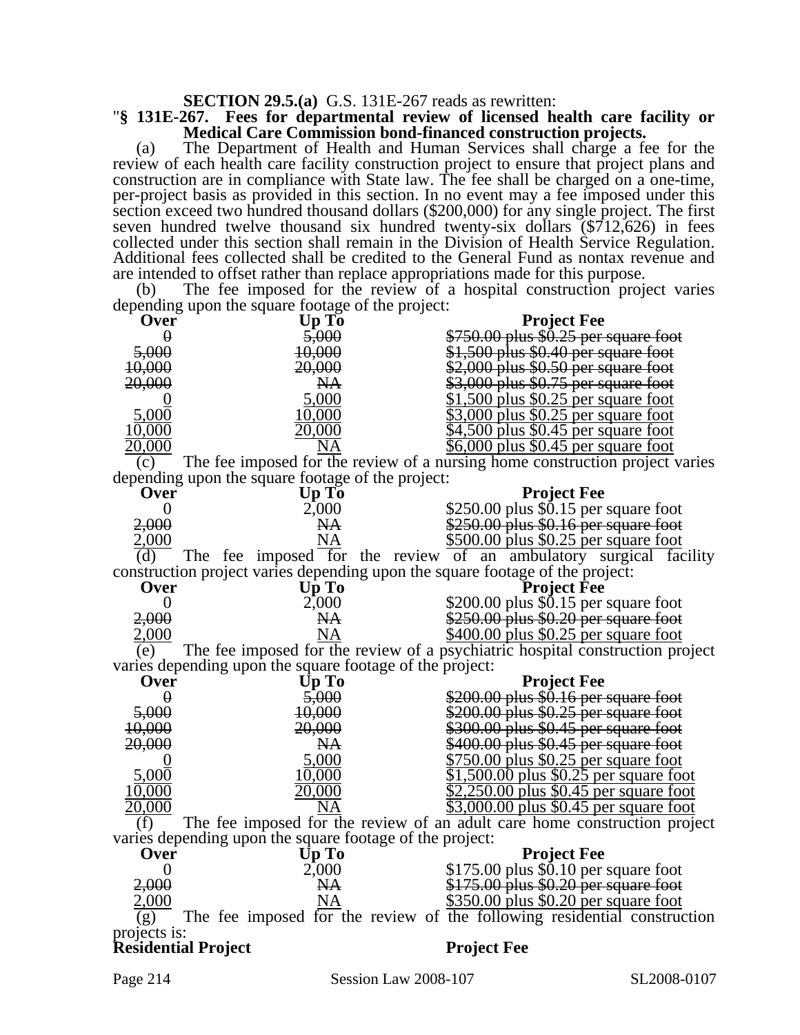**SECTION 29.5.(a)** G.S. 131E-267 reads as rewritten:

"**§ 131E-267. Fees for departmental review of licensed health care facility or Medical Care Commission bond-financed construction projects.**

(a) The Department of Health and Human Services shall charge a fee for the review of each health care facility construction project to ensure that project plans and construction are in compliance with State law. The fee shall be charged on a one-time, per-project basis as provided in this section. In no event may a fee imposed under this section exceed two hundred thousand dollars ($200,000) for any single project. The first seven hundred twelve thousand six hundred twenty-six dollars ($712,626) in fees collected under this section shall remain in the Division of Health Service Regulation. Additional fees collected shall be credited to the General Fund as nontax revenue and are intended to offset rather than replace appropriations made for this purpose.

(b) The fee imposed for the review of a hospital construction project varies depending upon the square footage of the project:

| Over | Up To | Project Fee |
|---|---|---|
| ~~0~~ | ~~5,000~~ | ~~$750.00 plus $0.25 per square foot~~ |
| ~~5,000~~ | ~~10,000~~ | ~~$1,500 plus $0.40 per square foot~~ |
| ~~10,000~~ | ~~20,000~~ | ~~$2,000 plus $0.50 per square foot~~ |
| ~~20,000~~ | ~~NA~~ | ~~$3,000 plus $0.75 per square foot~~ |
| <u>0</u> | <u>5,000</u> | <u>$1,500 plus $0.25 per square foot</u> |
| <u>5,000</u> | <u>10,000</u> | <u>$3,000 plus $0.25 per square foot</u> |
| <u>10,000</u> | <u>20,000</u> | <u>$4,500 plus $0.45 per square foot</u> |
| <u>20,000</u> | <u>NA</u> | <u>$6,000 plus $0.45 per square foot</u> |

(c) The fee imposed for the review of a nursing home construction project varies depending upon the square footage of the project:

| Over | Up To | Project Fee |
|---|---|---|
| 0 | 2,000 | $250.00 plus $0.15 per square foot |
| ~~2,000~~ | ~~NA~~ | ~~$250.00 plus $0.16 per square foot~~ |
| <u>2,000</u> | <u>NA</u> | <u>$500.00 plus $0.25 per square foot</u> |

(d) The fee imposed for the review of an ambulatory surgical facility construction project varies depending upon the square footage of the project:

| Over | Up To | Project Fee |
|---|---|---|
| 0 | 2,000 | $200.00 plus $0.15 per square foot |
| ~~2,000~~ | ~~NA~~ | ~~$250.00 plus $0.20 per square foot~~ |
| <u>2,000</u> | <u>NA</u> | <u>$400.00 plus $0.25 per square foot</u> |

(e) The fee imposed for the review of a psychiatric hospital construction project varies depending upon the square footage of the project:

| Over | Up To | Project Fee |
|---|---|---|
| ~~0~~ | ~~5,000~~ | ~~$200.00 plus $0.16 per square foot~~ |
| ~~5,000~~ | ~~10,000~~ | ~~$200.00 plus $0.25 per square foot~~ |
| ~~10,000~~ | ~~20,000~~ | ~~$300.00 plus $0.45 per square foot~~ |
| ~~20,000~~ | ~~NA~~ | ~~$400.00 plus $0.45 per square foot~~ |
| <u>0</u> | <u>5,000</u> | <u>$750.00 plus $0.25 per square foot</u> |
| <u>5,000</u> | <u>10,000</u> | <u>$1,500.00 plus $0.25 per square foot</u> |
| <u>10,000</u> | <u>20,000</u> | <u>$2,250.00 plus $0.45 per square foot</u> |
| <u>20,000</u> | <u>NA</u> | <u>$3,000.00 plus $0.45 per square foot</u> |

(f) The fee imposed for the review of an adult care home construction project varies depending upon the square footage of the project:

| Over | Up To | Project Fee |
|---|---|---|
| 0 | 2,000 | $175.00 plus $0.10 per square foot |
| ~~2,000~~ | ~~NA~~ | ~~$175.00 plus $0.20 per square foot~~ |
| <u>2,000</u> | <u>NA</u> | <u>$350.00 plus $0.20 per square foot</u> |

(g) The fee imposed for the review of the following residential construction projects is:

| **Residential Project** | **Project Fee** |
|---|---|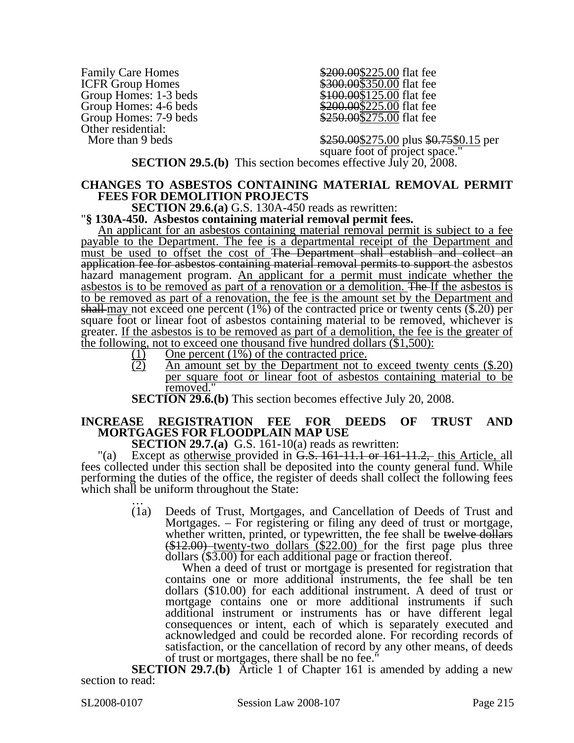| | |
|---|---|
| Family Care Homes | ~~\$200.00~~<u>\$225.00</u> flat fee |
| ICFR Group Homes | ~~\$300.00~~<u>\$350.00</u> flat fee |
| Group Homes: 1-3 beds | ~~\$100.00~~<u>\$125.00</u> flat fee |
| Group Homes: 4-6 beds | ~~\$200.00~~<u>\$225.00</u> flat fee |
| Group Homes: 7-9 beds | ~~\$250.00~~<u>\$275.00</u> flat fee |
| Other residential: | |
| More than 9 beds | ~~\$250.00~~<u>\$275.00</u> plus ~~\$0.75~~<u>\$0.15</u> per square foot of project space." |

**SECTION 29.5.(b)** This section becomes effective July 20, 2008.

**CHANGES TO ASBESTOS CONTAINING MATERIAL REMOVAL PERMIT FEES FOR DEMOLITION PROJECTS**

**SECTION 29.6.(a)** G.S. 130A-450 reads as rewritten:

"**§ 130A-450. Asbestos containing material removal permit fees.**

<u>An applicant for an asbestos containing material removal permit is subject to a fee payable to the Department. The fee is a departmental receipt of the Department and must be used to offset the cost of</u> ~~The Department shall establish and collect an application fee for asbestos containing material removal permits to support~~ the asbestos hazard management program. <u>An applicant for a permit must indicate whether the asbestos is to be removed as part of a renovation or a demolition.</u> ~~The~~ <u>If the asbestos is to be removed as part of a renovation, the</u> fee <u>is the amount set by the Department and</u> ~~shall~~ <u>may</u> not exceed one percent (1%) of the contracted price or twenty cents (\$.20) per square foot or linear foot of asbestos containing material to be removed, whichever is greater. <u>If the asbestos is to be removed as part of a demolition, the fee is the greater of the following, not to exceed one thousand five hundred dollars (\$1,500):</u>

<u>(1) One percent (1%) of the contracted price.</u>

<u>(2) An amount set by the Department not to exceed twenty cents (\$.20) per square foot or linear foot of asbestos containing material to be removed.</u>"

**SECTION 29.6.(b)** This section becomes effective July 20, 2008.

**INCREASE REGISTRATION FEE FOR DEEDS OF TRUST AND MORTGAGES FOR FLOODPLAIN MAP USE**

**SECTION 29.7.(a)** G.S. 161-10(a) reads as rewritten:

"(a) Except as <u>otherwise</u> provided in ~~G.S. 161-11.1 or 161-11.2,~~ <u>this Article,</u> all fees collected under this section shall be deposited into the county general fund. While performing the duties of the office, the register of deeds shall collect the following fees which shall be uniform throughout the State:

…

(1a) Deeds of Trust, Mortgages, and Cancellation of Deeds of Trust and Mortgages. – For registering or filing any deed of trust or mortgage, whether written, printed, or typewritten, the fee shall be ~~twelve dollars (\$12.00)~~ <u>twenty-two dollars (\$22.00)</u> for the first page plus three dollars (\$3.00) for each additional page or fraction thereof.

When a deed of trust or mortgage is presented for registration that contains one or more additional instruments, the fee shall be ten dollars (\$10.00) for each additional instrument. A deed of trust or mortgage contains one or more additional instruments if such additional instrument or instruments has or have different legal consequences or intent, each of which is separately executed and acknowledged and could be recorded alone. For recording records of satisfaction, or the cancellation of record by any other means, of deeds of trust or mortgages, there shall be no fee."

**SECTION 29.7.(b)** Article 1 of Chapter 161 is amended by adding a new section to read: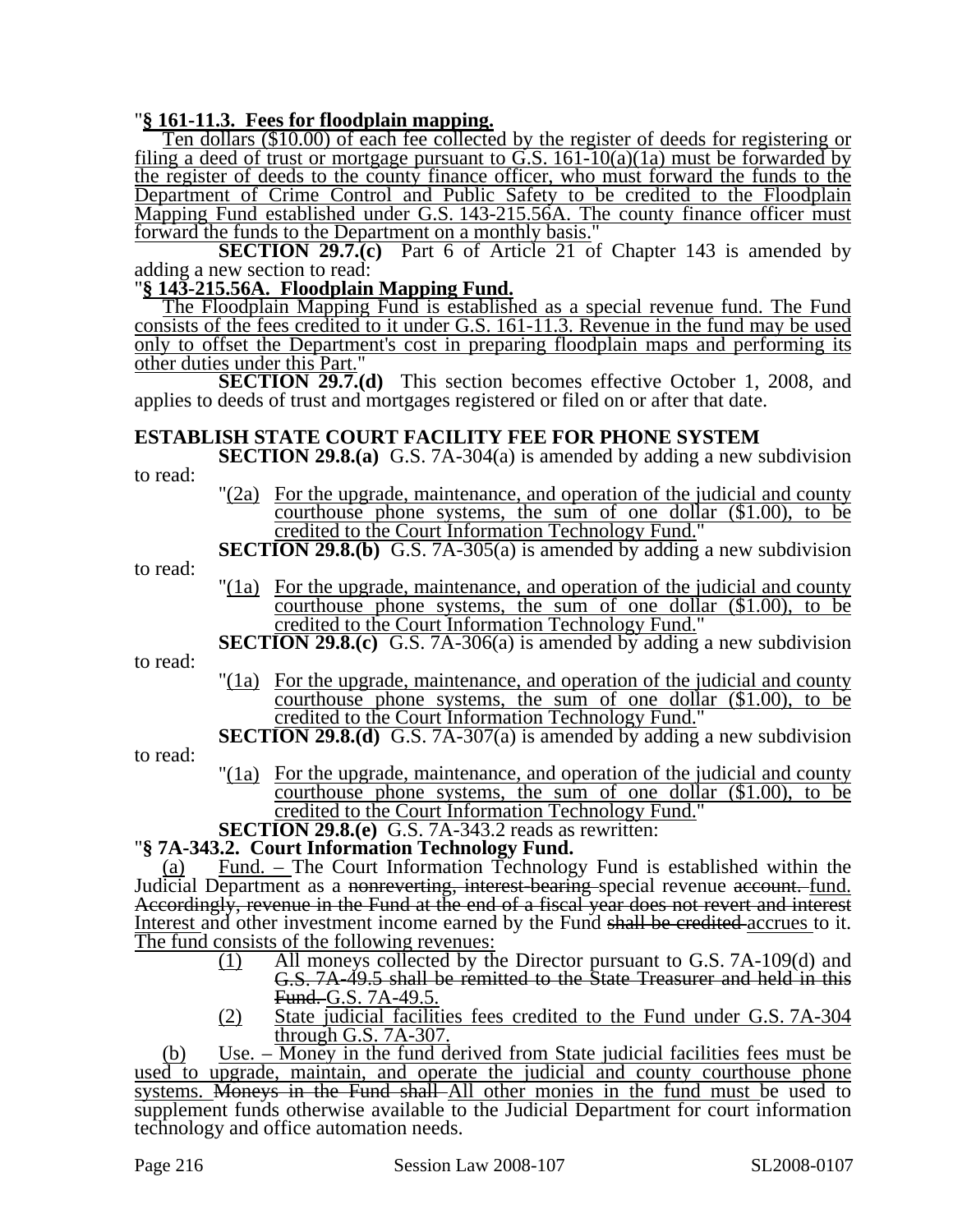"**§ 161-11.3. Fees for floodplain mapping.**

Ten dollars ($10.00) of each fee collected by the register of deeds for registering or filing a deed of trust or mortgage pursuant to G.S. 161-10(a)(1a) must be forwarded by the register of deeds to the county finance officer, who must forward the funds to the Department of Crime Control and Public Safety to be credited to the Floodplain Mapping Fund established under G.S. 143-215.56A. The county finance officer must forward the funds to the Department on a monthly basis."

**SECTION 29.7.(c)** Part 6 of Article 21 of Chapter 143 is amended by adding a new section to read:

"**§ 143-215.56A. Floodplain Mapping Fund.**

The Floodplain Mapping Fund is established as a special revenue fund. The Fund consists of the fees credited to it under G.S. 161-11.3. Revenue in the fund may be used only to offset the Department's cost in preparing floodplain maps and performing its other duties under this Part."

**SECTION 29.7.(d)** This section becomes effective October 1, 2008, and applies to deeds of trust and mortgages registered or filed on or after that date.

**ESTABLISH STATE COURT FACILITY FEE FOR PHONE SYSTEM**

**SECTION 29.8.(a)** G.S. 7A-304(a) is amended by adding a new subdivision to read:

"(2a) For the upgrade, maintenance, and operation of the judicial and county courthouse phone systems, the sum of one dollar ($1.00), to be credited to the Court Information Technology Fund."

**SECTION 29.8.(b)** G.S. 7A-305(a) is amended by adding a new subdivision to read:

"(1a) For the upgrade, maintenance, and operation of the judicial and county courthouse phone systems, the sum of one dollar ($1.00), to be credited to the Court Information Technology Fund."

**SECTION 29.8.(c)** G.S. 7A-306(a) is amended by adding a new subdivision to read:

"(1a) For the upgrade, maintenance, and operation of the judicial and county courthouse phone systems, the sum of one dollar ($1.00), to be credited to the Court Information Technology Fund."

**SECTION 29.8.(d)** G.S. 7A-307(a) is amended by adding a new subdivision to read:

"(1a) For the upgrade, maintenance, and operation of the judicial and county courthouse phone systems, the sum of one dollar ($1.00), to be credited to the Court Information Technology Fund."

**SECTION 29.8.(e)** G.S. 7A-343.2 reads as rewritten:

"**§ 7A-343.2. Court Information Technology Fund.**

(a) Fund. – The Court Information Technology Fund is established within the Judicial Department as a ~~nonreverting, interest-bearing~~ special revenue ~~account.~~ fund. ~~Accordingly, revenue in the Fund at the end of a fiscal year does not revert and interest~~ Interest and other investment income earned by the Fund ~~shall be credited~~ accrues to it. The fund consists of the following revenues:

(1) All moneys collected by the Director pursuant to G.S. 7A-109(d) and ~~G.S. 7A-49.5 shall be remitted to the State Treasurer and held in this Fund.~~ G.S. 7A-49.5.

(2) State judicial facilities fees credited to the Fund under G.S. 7A-304 through G.S. 7A-307.

(b) Use. – Money in the fund derived from State judicial facilities fees must be used to upgrade, maintain, and operate the judicial and county courthouse phone systems. ~~Moneys in the Fund shall~~ All other monies in the fund must be used to supplement funds otherwise available to the Judicial Department for court information technology and office automation needs.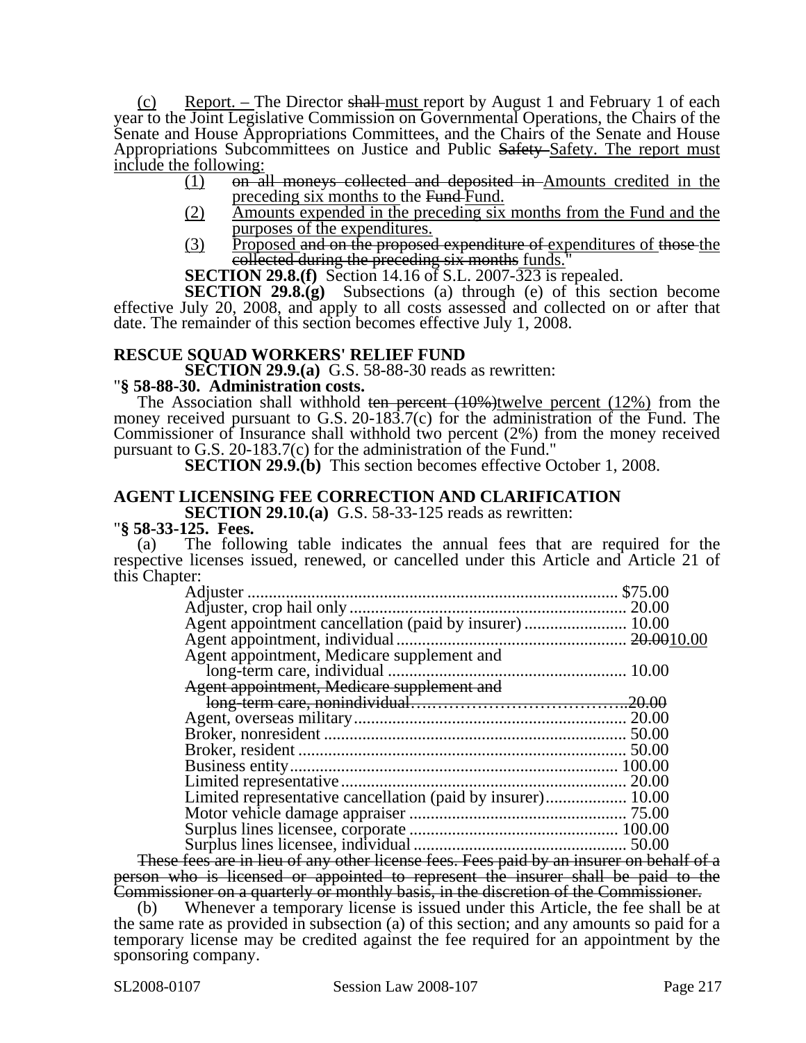(c) Report. – The Director ~~shall~~ must report by August 1 and February 1 of each year to the Joint Legislative Commission on Governmental Operations, the Chairs of the Senate and House Appropriations Committees, and the Chairs of the Senate and House Appropriations Subcommittees on Justice and Public ~~Safety~~ Safety. The report must include the following:

(1) ~~on all moneys collected and deposited in~~ Amounts credited in the preceding six months to the ~~Fund~~ Fund.

(2) Amounts expended in the preceding six months from the Fund and the purposes of the expenditures.

(3) Proposed ~~and on the proposed expenditure of~~ expenditures of ~~those~~ the ~~collected during the preceding six months~~ funds."

**SECTION 29.8.(f)** Section 14.16 of S.L. 2007-323 is repealed.

**SECTION 29.8.(g)** Subsections (a) through (e) of this section become effective July 20, 2008, and apply to all costs assessed and collected on or after that date. The remainder of this section becomes effective July 1, 2008.

**RESCUE SQUAD WORKERS' RELIEF FUND**

**SECTION 29.9.(a)** G.S. 58-88-30 reads as rewritten:

"**§ 58-88-30. Administration costs.**

The Association shall withhold ~~ten percent (10%)~~ twelve percent (12%) from the money received pursuant to G.S. 20-183.7(c) for the administration of the Fund. The Commissioner of Insurance shall withhold two percent (2%) from the money received pursuant to G.S. 20-183.7(c) for the administration of the Fund."

**SECTION 29.9.(b)** This section becomes effective October 1, 2008.

**AGENT LICENSING FEE CORRECTION AND CLARIFICATION**

**SECTION 29.10.(a)** G.S. 58-33-125 reads as rewritten:

"**§ 58-33-125. Fees.**

(a) The following table indicates the annual fees that are required for the respective licenses issued, renewed, or cancelled under this Article and Article 21 of this Chapter:

| License | Fee |
|---|---|
| Adjuster | $75.00 |
| Adjuster, crop hail only | 20.00 |
| Agent appointment cancellation (paid by insurer) | 10.00 |
| Agent appointment, individual | ~~20.00~~10.00 |
| Agent appointment, Medicare supplement and long-term care, individual | 10.00 |
| ~~Agent appointment, Medicare supplement and long-term care, nonindividual~~ | ~~20.00~~ |
| Agent, overseas military | 20.00 |
| Broker, nonresident | 50.00 |
| Broker, resident | 50.00 |
| Business entity | 100.00 |
| Limited representative | 20.00 |
| Limited representative cancellation (paid by insurer) | 10.00 |
| Motor vehicle damage appraiser | 75.00 |
| Surplus lines licensee, corporate | 100.00 |
| Surplus lines licensee, individual | 50.00 |

~~These fees are in lieu of any other license fees. Fees paid by an insurer on behalf of a person who is licensed or appointed to represent the insurer shall be paid to the Commissioner on a quarterly or monthly basis, in the discretion of the Commissioner.~~

(b) Whenever a temporary license is issued under this Article, the fee shall be at the same rate as provided in subsection (a) of this section; and any amounts so paid for a temporary license may be credited against the fee required for an appointment by the sponsoring company.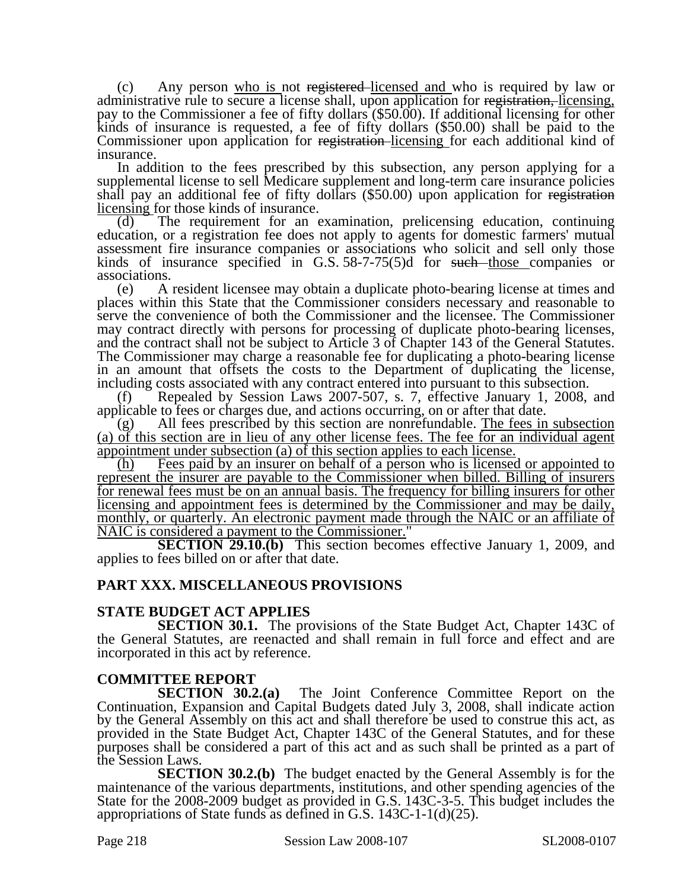(c) Any person who is not ~~registered~~ licensed and who is required by law or administrative rule to secure a license shall, upon application for ~~registration,~~ licensing, pay to the Commissioner a fee of fifty dollars ($50.00). If additional licensing for other kinds of insurance is requested, a fee of fifty dollars ($50.00) shall be paid to the Commissioner upon application for ~~registration~~ licensing for each additional kind of insurance.

In addition to the fees prescribed by this subsection, any person applying for a supplemental license to sell Medicare supplement and long-term care insurance policies shall pay an additional fee of fifty dollars ($50.00) upon application for ~~registration~~ licensing for those kinds of insurance.

(d) The requirement for an examination, prelicensing education, continuing education, or a registration fee does not apply to agents for domestic farmers' mutual assessment fire insurance companies or associations who solicit and sell only those kinds of insurance specified in G.S. 58-7-75(5)d for ~~such~~ those companies or associations.

(e) A resident licensee may obtain a duplicate photo-bearing license at times and places within this State that the Commissioner considers necessary and reasonable to serve the convenience of both the Commissioner and the licensee. The Commissioner may contract directly with persons for processing of duplicate photo-bearing licenses, and the contract shall not be subject to Article 3 of Chapter 143 of the General Statutes. The Commissioner may charge a reasonable fee for duplicating a photo-bearing license in an amount that offsets the costs to the Department of duplicating the license, including costs associated with any contract entered into pursuant to this subsection.

(f) Repealed by Session Laws 2007-507, s. 7, effective January 1, 2008, and applicable to fees or charges due, and actions occurring, on or after that date.

(g) All fees prescribed by this section are nonrefundable. The fees in subsection (a) of this section are in lieu of any other license fees. The fee for an individual agent appointment under subsection (a) of this section applies to each license.

(h) Fees paid by an insurer on behalf of a person who is licensed or appointed to represent the insurer are payable to the Commissioner when billed. Billing of insurers for renewal fees must be on an annual basis. The frequency for billing insurers for other licensing and appointment fees is determined by the Commissioner and may be daily, monthly, or quarterly. An electronic payment made through the NAIC or an affiliate of NAIC is considered a payment to the Commissioner."

**SECTION 29.10.(b)** This section becomes effective January 1, 2009, and applies to fees billed on or after that date.

## PART XXX. MISCELLANEOUS PROVISIONS

### STATE BUDGET ACT APPLIES

**SECTION 30.1.** The provisions of the State Budget Act, Chapter 143C of the General Statutes, are reenacted and shall remain in full force and effect and are incorporated in this act by reference.

### COMMITTEE REPORT

**SECTION 30.2.(a)** The Joint Conference Committee Report on the Continuation, Expansion and Capital Budgets dated July 3, 2008, shall indicate action by the General Assembly on this act and shall therefore be used to construe this act, as provided in the State Budget Act, Chapter 143C of the General Statutes, and for these purposes shall be considered a part of this act and as such shall be printed as a part of the Session Laws.

**SECTION 30.2.(b)** The budget enacted by the General Assembly is for the maintenance of the various departments, institutions, and other spending agencies of the State for the 2008-2009 budget as provided in G.S. 143C-3-5. This budget includes the appropriations of State funds as defined in G.S. 143C-1-1(d)(25).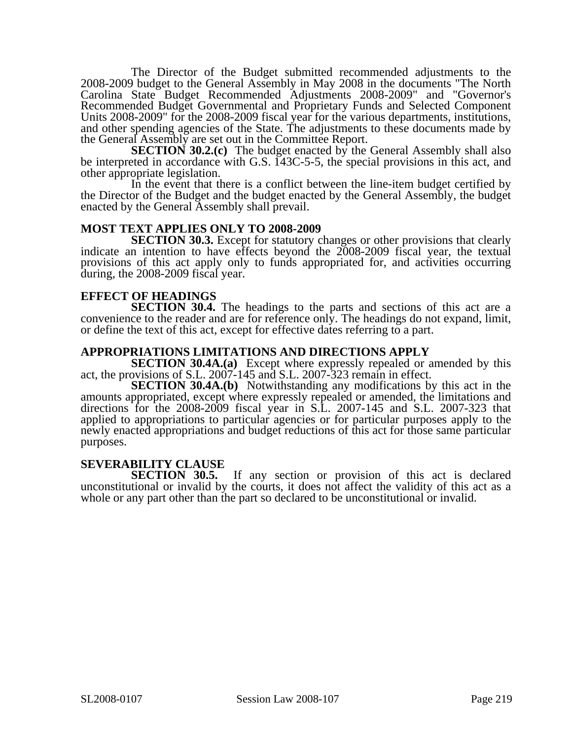The Director of the Budget submitted recommended adjustments to the 2008-2009 budget to the General Assembly in May 2008 in the documents "The North Carolina State Budget Recommended Adjustments 2008-2009" and "Governor's Recommended Budget Governmental and Proprietary Funds and Selected Component Units 2008-2009" for the 2008-2009 fiscal year for the various departments, institutions, and other spending agencies of the State. The adjustments to these documents made by the General Assembly are set out in the Committee Report.

**SECTION 30.2.(c)** The budget enacted by the General Assembly shall also be interpreted in accordance with G.S. 143C-5-5, the special provisions in this act, and other appropriate legislation.

In the event that there is a conflict between the line-item budget certified by the Director of the Budget and the budget enacted by the General Assembly, the budget enacted by the General Assembly shall prevail.

**MOST TEXT APPLIES ONLY TO 2008-2009**

**SECTION 30.3.** Except for statutory changes or other provisions that clearly indicate an intention to have effects beyond the 2008-2009 fiscal year, the textual provisions of this act apply only to funds appropriated for, and activities occurring during, the 2008-2009 fiscal year.

**EFFECT OF HEADINGS**

**SECTION 30.4.** The headings to the parts and sections of this act are a convenience to the reader and are for reference only. The headings do not expand, limit, or define the text of this act, except for effective dates referring to a part.

**APPROPRIATIONS LIMITATIONS AND DIRECTIONS APPLY**

**SECTION 30.4A.(a)** Except where expressly repealed or amended by this act, the provisions of S.L. 2007-145 and S.L. 2007-323 remain in effect.

**SECTION 30.4A.(b)** Notwithstanding any modifications by this act in the amounts appropriated, except where expressly repealed or amended, the limitations and directions for the 2008-2009 fiscal year in S.L. 2007-145 and S.L. 2007-323 that applied to appropriations to particular agencies or for particular purposes apply to the newly enacted appropriations and budget reductions of this act for those same particular purposes.

**SEVERABILITY CLAUSE**

**SECTION 30.5.** If any section or provision of this act is declared unconstitutional or invalid by the courts, it does not affect the validity of this act as a whole or any part other than the part so declared to be unconstitutional or invalid.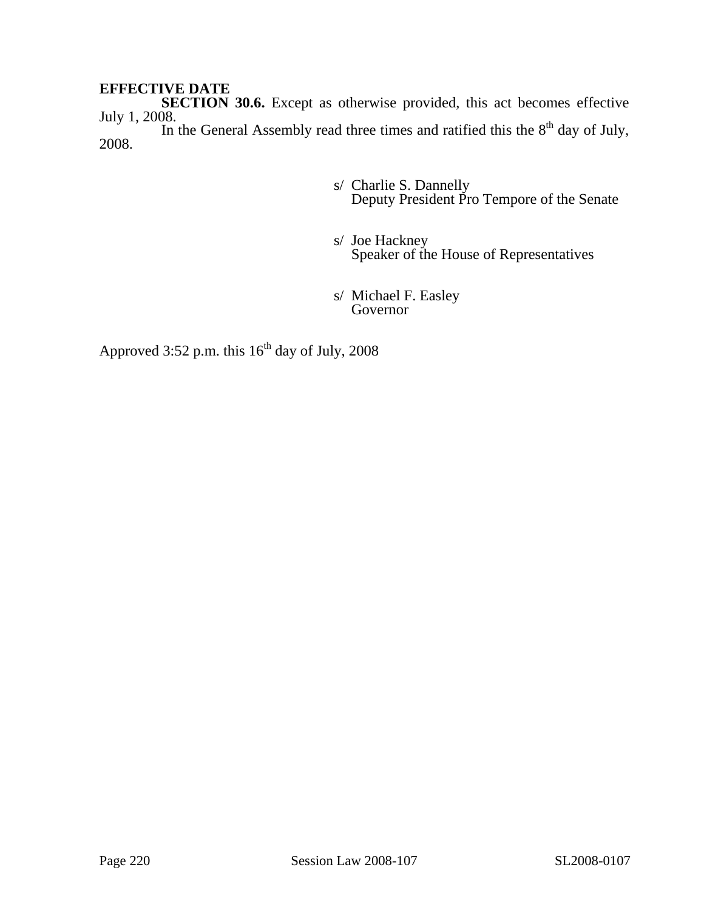**EFFECTIVE DATE**

**SECTION 30.6.** Except as otherwise provided, this act becomes effective July 1, 2008.

In the General Assembly read three times and ratified this the 8th day of July, 2008.

s/ Charlie S. Dannelly
Deputy President Pro Tempore of the Senate

s/ Joe Hackney
Speaker of the House of Representatives

s/ Michael F. Easley
Governor

Approved 3:52 p.m. this 16th day of July, 2008